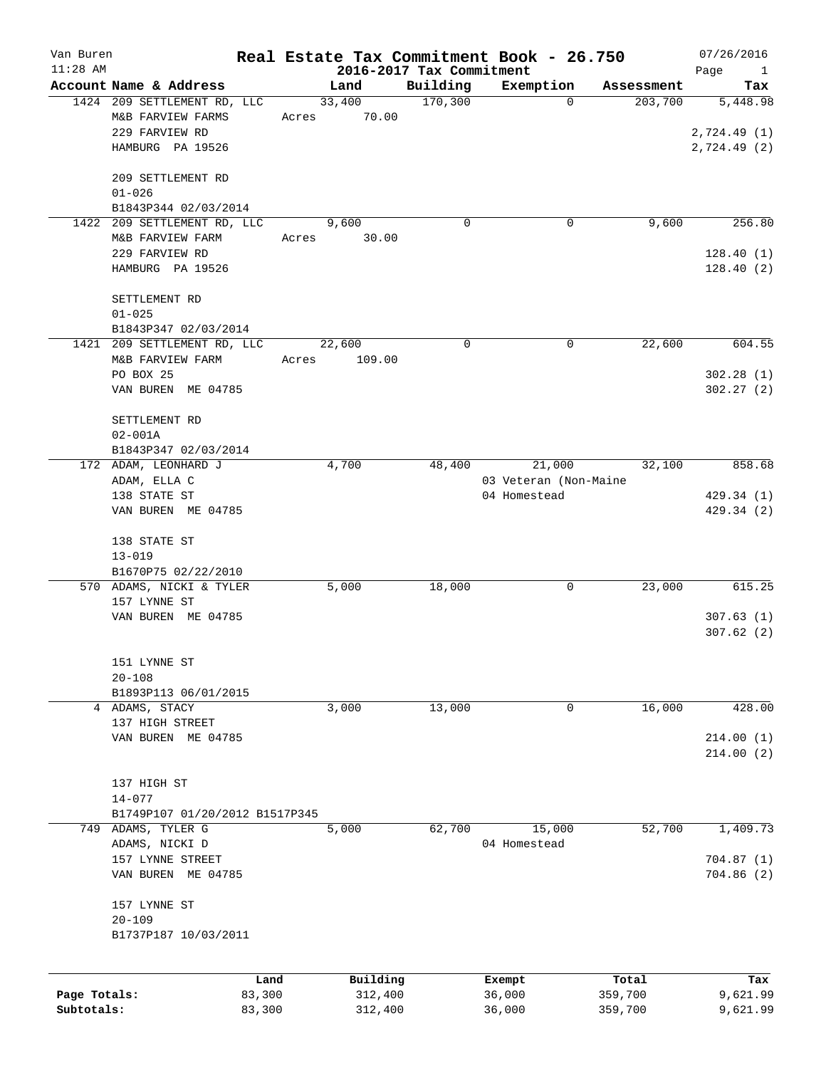Van Buren | Real Estate Tax Commitment Book - 26.750 | 07/26/2016
11:28 AM | 2016-2017 Tax Commitment | Page 1

| Account Name & Address | Land | Building | Exemption | Assessment | Tax |
|---|---|---|---|---|---|
| 1424 209 SETTLEMENT RD, LLC<br>M&B FARVIEW FARMS<br>229 FARVIEW RD<br>HAMBURG PA 19526<br><br>209 SETTLEMENT RD<br>01-026<br>B1843P344 02/03/2014 | 33,400<br>Acres 70.00 | 170,300 | 0 | 203,700 | 5,448.98<br><br>2,724.49 (1)<br>2,724.49 (2) |
| 1422 209 SETTLEMENT RD, LLC<br>M&B FARVIEW FARM<br>229 FARVIEW RD<br>HAMBURG PA 19526<br><br>SETTLEMENT RD<br>01-025<br>B1843P347 02/03/2014 | 9,600<br>Acres 30.00 | 0 | 0 | 9,600 | 256.80<br><br>128.40 (1)<br>128.40 (2) |
| 1421 209 SETTLEMENT RD, LLC<br>M&B FARVIEW FARM<br>PO BOX 25<br>VAN BUREN ME 04785<br><br>SETTLEMENT RD<br>02-001A<br>B1843P347 02/03/2014 | 22,600<br>Acres 109.00 | 0 | 0 | 22,600 | 604.55<br><br>302.28 (1)<br>302.27 (2) |
| 172 ADAM, LEONHARD J<br>ADAM, ELLA C<br>138 STATE ST<br>VAN BUREN ME 04785<br><br>138 STATE ST<br>13-019<br>B1670P75 02/22/2010 | 4,700 | 48,400 | 21,000<br>03 Veteran (Non-Maine<br>04 Homestead | 32,100 | 858.68<br><br>429.34 (1)<br>429.34 (2) |
| 570 ADAMS, NICKI & TYLER<br>157 LYNNE ST<br>VAN BUREN ME 04785<br><br>151 LYNNE ST<br>20-108<br>B1893P113 06/01/2015 | 5,000 | 18,000 | 0 | 23,000 | 615.25<br><br>307.63 (1)<br>307.62 (2) |
| 4 ADAMS, STACY<br>137 HIGH STREET<br>VAN BUREN ME 04785<br><br>137 HIGH ST<br>14-077<br>B1749P107 01/20/2012 B1517P345 | 3,000 | 13,000 | 0 | 16,000 | 428.00<br><br>214.00 (1)<br>214.00 (2) |
| 749 ADAMS, TYLER G<br>ADAMS, NICKI D<br>157 LYNNE STREET<br>VAN BUREN ME 04785<br><br>157 LYNNE ST<br>20-109<br>B1737P187 10/03/2011 | 5,000 | 62,700 | 15,000<br>04 Homestead | 52,700 | 1,409.73<br><br>704.87 (1)<br>704.86 (2) |

| | Land | Building | Exempt | Total | Tax |
|---|---|---|---|---|---|
| Page Totals: | 83,300 | 312,400 | 36,000 | 359,700 | 9,621.99 |
| Subtotals: | 83,300 | 312,400 | 36,000 | 359,700 | 9,621.99 |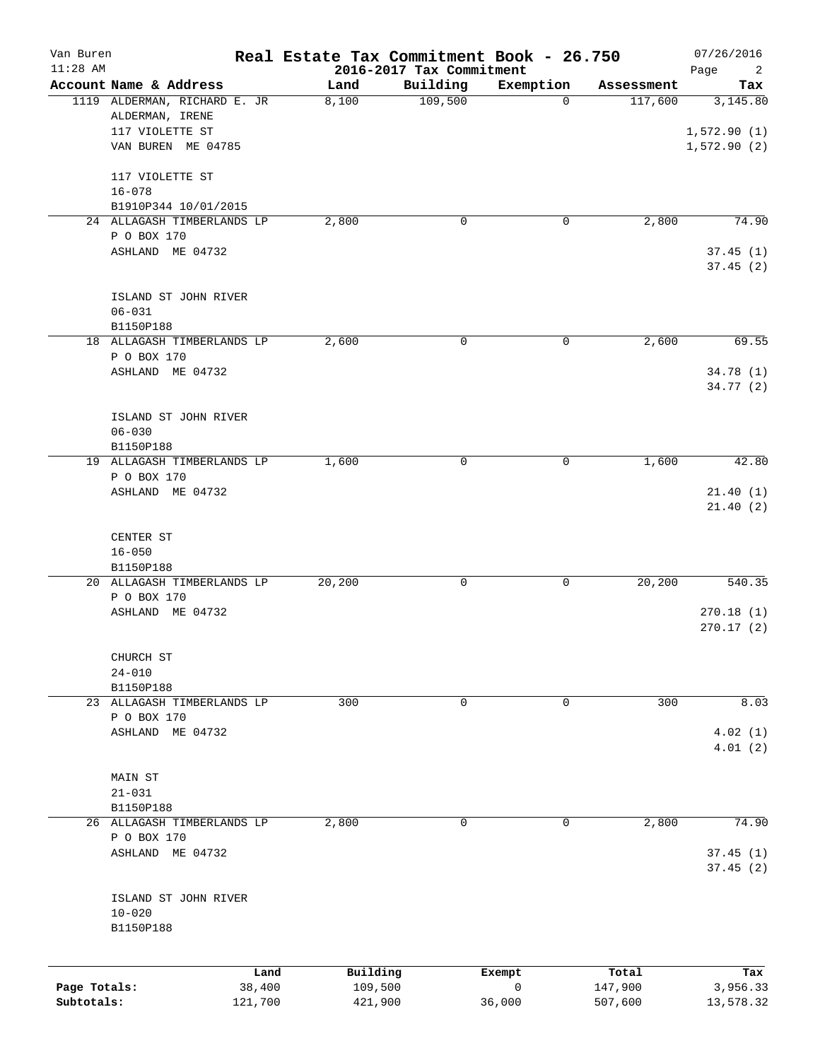# Real Estate Tax Commitment Book - 26.750

Van Buren
11:28 AM

2016-2017 Tax Commitment

07/26/2016

| Account Name & Address | Land | Building | Exemption | Assessment | Tax |
|---|---|---|---|---|---|
| 1119 ALDERMAN, RICHARD E. JR<br>ALDERMAN, IRENE<br>117 VIOLETTE ST<br>VAN BUREN ME 04785<br><br>117 VIOLETTE ST<br>16-078<br>B1910P344 10/01/2015 | 8,100 | 109,500 | 0 | 117,600 | 3,145.80<br><br>1,572.90 (1)<br>1,572.90 (2) |
| 24 ALLAGASH TIMBERLANDS LP<br>P O BOX 170<br>ASHLAND ME 04732<br><br>ISLAND ST JOHN RIVER<br>06-031<br>B1150P188 | 2,800 | 0 | 0 | 2,800 | 74.90<br><br>37.45 (1)<br>37.45 (2) |
| 18 ALLAGASH TIMBERLANDS LP<br>P O BOX 170<br>ASHLAND ME 04732<br><br>ISLAND ST JOHN RIVER<br>06-030<br>B1150P188 | 2,600 | 0 | 0 | 2,600 | 69.55<br><br>34.78 (1)<br>34.77 (2) |
| 19 ALLAGASH TIMBERLANDS LP<br>P O BOX 170<br>ASHLAND ME 04732<br><br>CENTER ST<br>16-050<br>B1150P188 | 1,600 | 0 | 0 | 1,600 | 42.80<br><br>21.40 (1)<br>21.40 (2) |
| 20 ALLAGASH TIMBERLANDS LP<br>P O BOX 170<br>ASHLAND ME 04732<br><br>CHURCH ST<br>24-010<br>B1150P188 | 20,200 | 0 | 0 | 20,200 | 540.35<br><br>270.18 (1)<br>270.17 (2) |
| 23 ALLAGASH TIMBERLANDS LP<br>P O BOX 170<br>ASHLAND ME 04732<br><br>MAIN ST<br>21-031<br>B1150P188 | 300 | 0 | 0 | 300 | 8.03<br><br>4.02 (1)<br>4.01 (2) |
| 26 ALLAGASH TIMBERLANDS LP<br>P O BOX 170<br>ASHLAND ME 04732<br><br>ISLAND ST JOHN RIVER<br>10-020<br>B1150P188 | 2,800 | 0 | 0 | 2,800 | 74.90<br><br>37.45 (1)<br>37.45 (2) |

| | Land | Building | Exempt | Total | Tax |
|---|---|---|---|---|---|
| Page Totals: | 38,400 | 109,500 | 0 | 147,900 | 3,956.33 |
| Subtotals: | 121,700 | 421,900 | 36,000 | 507,600 | 13,578.32 |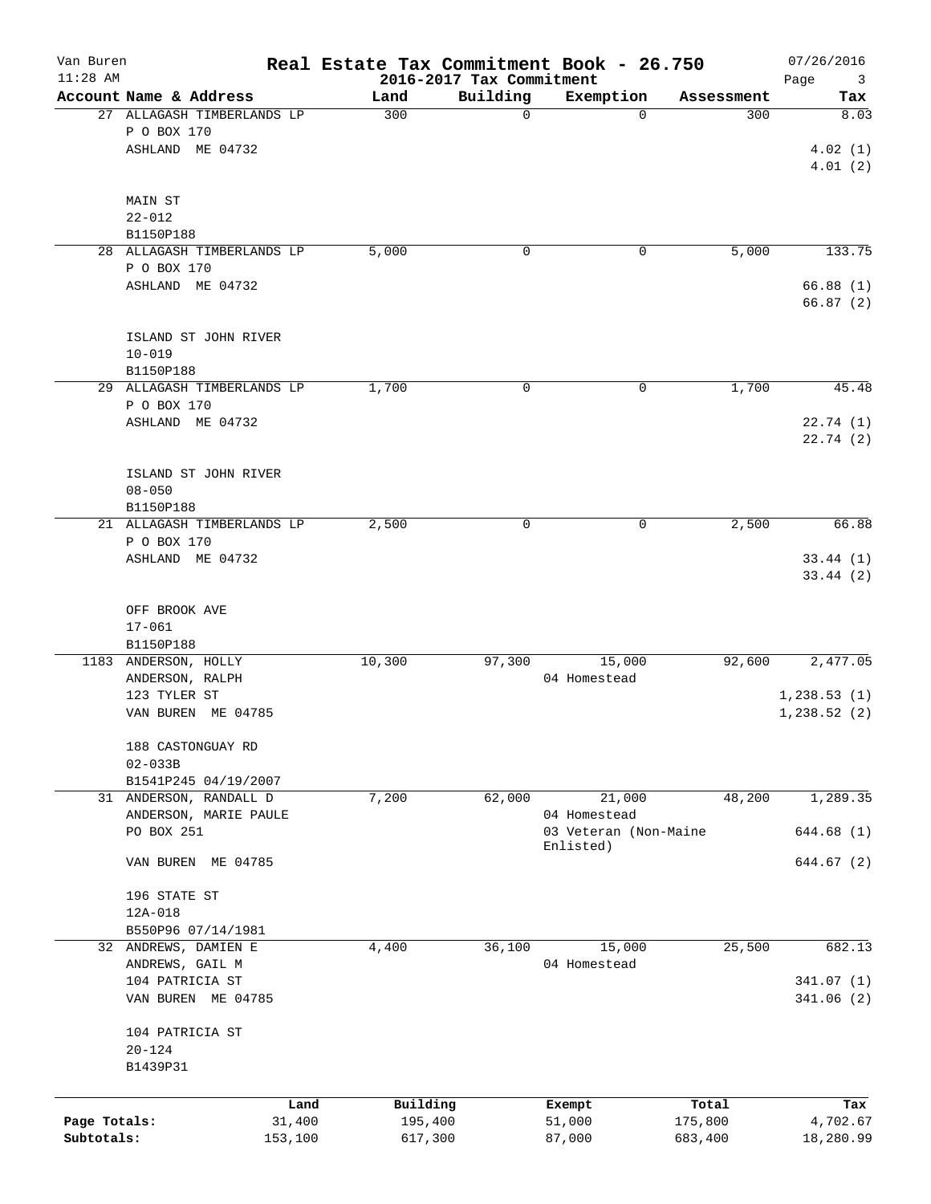# Real Estate Tax Commitment Book - 26.750

Van Buren — 11:28 AM — 2016-2017 Tax Commitment — 07/26/2016

| Account Name & Address | Land | Building | Exemption | Assessment | Tax |
|---|---|---|---|---|---|
| 27 ALLAGASH TIMBERLANDS LP<br>P O BOX 170<br>ASHLAND ME 04732<br><br>MAIN ST<br>22-012<br>B1150P188 | 300 | 0 | 0 | 300 | 8.03<br>4.02 (1)<br>4.01 (2) |
| 28 ALLAGASH TIMBERLANDS LP<br>P O BOX 170<br>ASHLAND ME 04732<br><br>ISLAND ST JOHN RIVER<br>10-019<br>B1150P188 | 5,000 | 0 | 0 | 5,000 | 133.75<br>66.88 (1)<br>66.87 (2) |
| 29 ALLAGASH TIMBERLANDS LP<br>P O BOX 170<br>ASHLAND ME 04732<br><br>ISLAND ST JOHN RIVER<br>08-050<br>B1150P188 | 1,700 | 0 | 0 | 1,700 | 45.48<br>22.74 (1)<br>22.74 (2) |
| 21 ALLAGASH TIMBERLANDS LP<br>P O BOX 170<br>ASHLAND ME 04732<br><br>OFF BROOK AVE<br>17-061<br>B1150P188 | 2,500 | 0 | 0 | 2,500 | 66.88<br>33.44 (1)<br>33.44 (2) |
| 1183 ANDERSON, HOLLY<br>ANDERSON, RALPH<br>123 TYLER ST<br>VAN BUREN ME 04785<br><br>188 CASTONGUAY RD<br>02-033B<br>B1541P245 04/19/2007 | 10,300 | 97,300 | 15,000<br>04 Homestead | 92,600 | 2,477.05<br>1,238.53 (1)<br>1,238.52 (2) |
| 31 ANDERSON, RANDALL D<br>ANDERSON, MARIE PAULE<br>PO BOX 251<br>VAN BUREN ME 04785<br><br>196 STATE ST<br>12A-018<br>B550P96 07/14/1981 | 7,200 | 62,000 | 21,000<br>04 Homestead<br>03 Veteran (Non-Maine Enlisted) | 48,200 | 1,289.35<br>644.68 (1)<br>644.67 (2) |
| 32 ANDREWS, DAMIEN E<br>ANDREWS, GAIL M<br>104 PATRICIA ST<br>VAN BUREN ME 04785<br><br>104 PATRICIA ST<br>20-124<br>B1439P31 | 4,400 | 36,100 | 15,000<br>04 Homestead | 25,500 | 682.13<br>341.07 (1)<br>341.06 (2) |

| | Land | Building | Exempt | Total | Tax |
|---|---|---|---|---|---|
| Page Totals: | 31,400 | 195,400 | 51,000 | 175,800 | 4,702.67 |
| Subtotals: | 153,100 | 617,300 | 87,000 | 683,400 | 18,280.99 |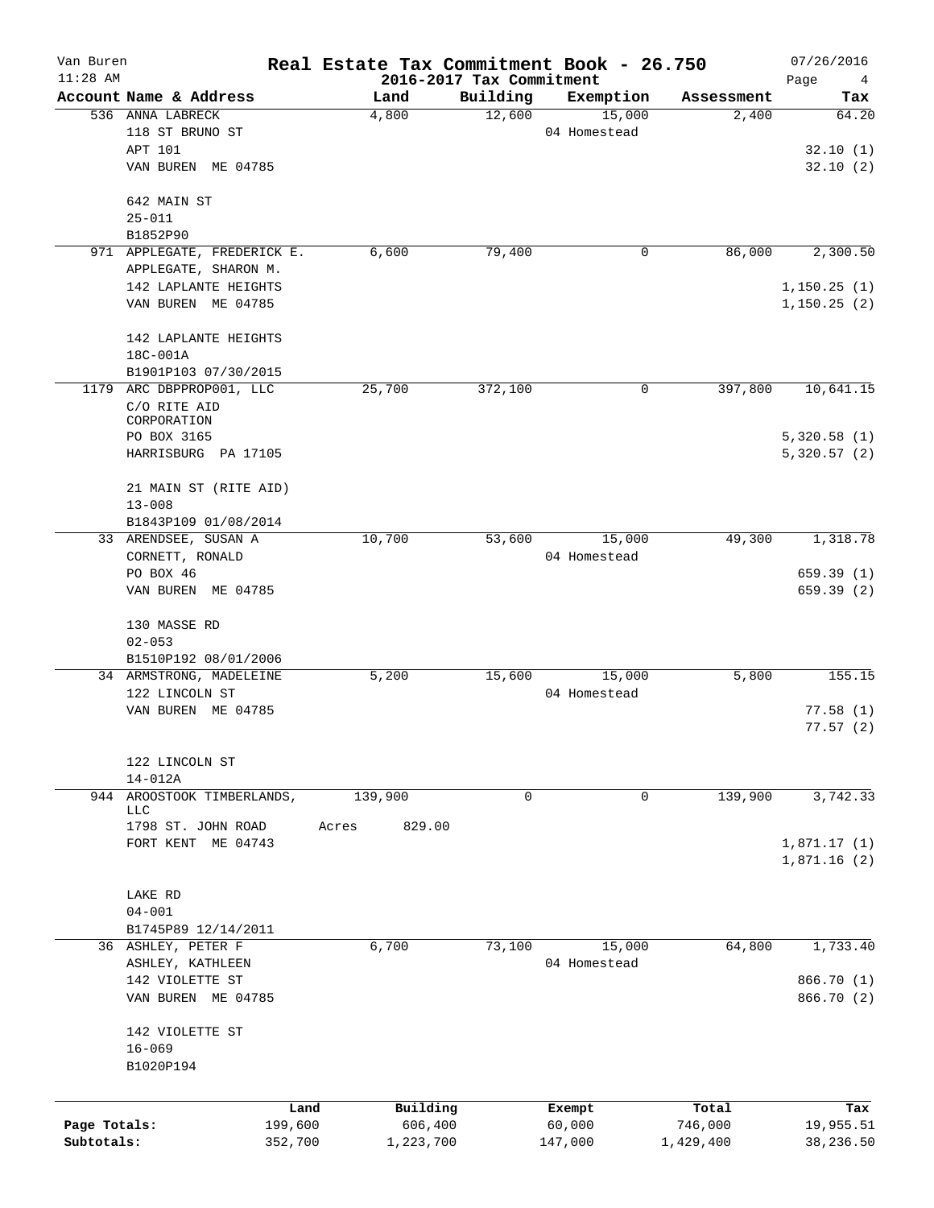# Real Estate Tax Commitment Book - 26.750

## 2016-2017 Tax Commitment

Van Buren
11:28 AM

07/26/2016

| Account Name & Address | Land | Building | Exemption | Assessment | Tax |
|---|---|---|---|---|---|
| 536 ANNA LABRECK<br>118 ST BRUNO ST<br>APT 101<br>VAN BUREN ME 04785<br><br>642 MAIN ST<br>25-011<br>B1852P90 | 4,800 | 12,600 | 15,000<br>04 Homestead | 2,400 | 64.20<br><br>32.10 (1)<br>32.10 (2) |
| 971 APPLEGATE, FREDERICK E.<br>APPLEGATE, SHARON M.<br>142 LAPLANTE HEIGHTS<br>VAN BUREN ME 04785<br><br>142 LAPLANTE HEIGHTS<br>18C-001A<br>B1901P103 07/30/2015 | 6,600 | 79,400 | 0 | 86,000 | 2,300.50<br><br>1,150.25 (1)<br>1,150.25 (2) |
| 1179 ARC DBPPROP001, LLC<br>C/O RITE AID CORPORATION<br>PO BOX 3165<br>HARRISBURG PA 17105<br><br>21 MAIN ST (RITE AID)<br>13-008<br>B1843P109 01/08/2014 | 25,700 | 372,100 | 0 | 397,800 | 10,641.15<br><br>5,320.58 (1)<br>5,320.57 (2) |
| 33 ARENDSEE, SUSAN A<br>CORNETT, RONALD<br>PO BOX 46<br>VAN BUREN ME 04785<br><br>130 MASSE RD<br>02-053<br>B1510P192 08/01/2006 | 10,700 | 53,600 | 15,000<br>04 Homestead | 49,300 | 1,318.78<br><br>659.39 (1)<br>659.39 (2) |
| 34 ARMSTRONG, MADELEINE<br>122 LINCOLN ST<br>VAN BUREN ME 04785<br><br>122 LINCOLN ST<br>14-012A | 5,200 | 15,600 | 15,000<br>04 Homestead | 5,800 | 155.15<br><br>77.58 (1)<br>77.57 (2) |
| 944 AROOSTOOK TIMBERLANDS, LLC<br>1798 ST. JOHN ROAD<br>FORT KENT ME 04743<br><br>LAKE RD<br>04-001<br>B1745P89 12/14/2011 | 139,900<br>Acres 829.00 | 0 | 0 | 139,900 | 3,742.33<br><br>1,871.17 (1)<br>1,871.16 (2) |
| 36 ASHLEY, PETER F<br>ASHLEY, KATHLEEN<br>142 VIOLETTE ST<br>VAN BUREN ME 04785<br><br>142 VIOLETTE ST<br>16-069<br>B1020P194 | 6,700 | 73,100 | 15,000<br>04 Homestead | 64,800 | 1,733.40<br><br>866.70 (1)<br>866.70 (2) |

| | Land | Building | Exempt | Total | Tax |
|---|---|---|---|---|---|
| Page Totals: | 199,600 | 606,400 | 60,000 | 746,000 | 19,955.51 |
| Subtotals: | 352,700 | 1,223,700 | 147,000 | 1,429,400 | 38,236.50 |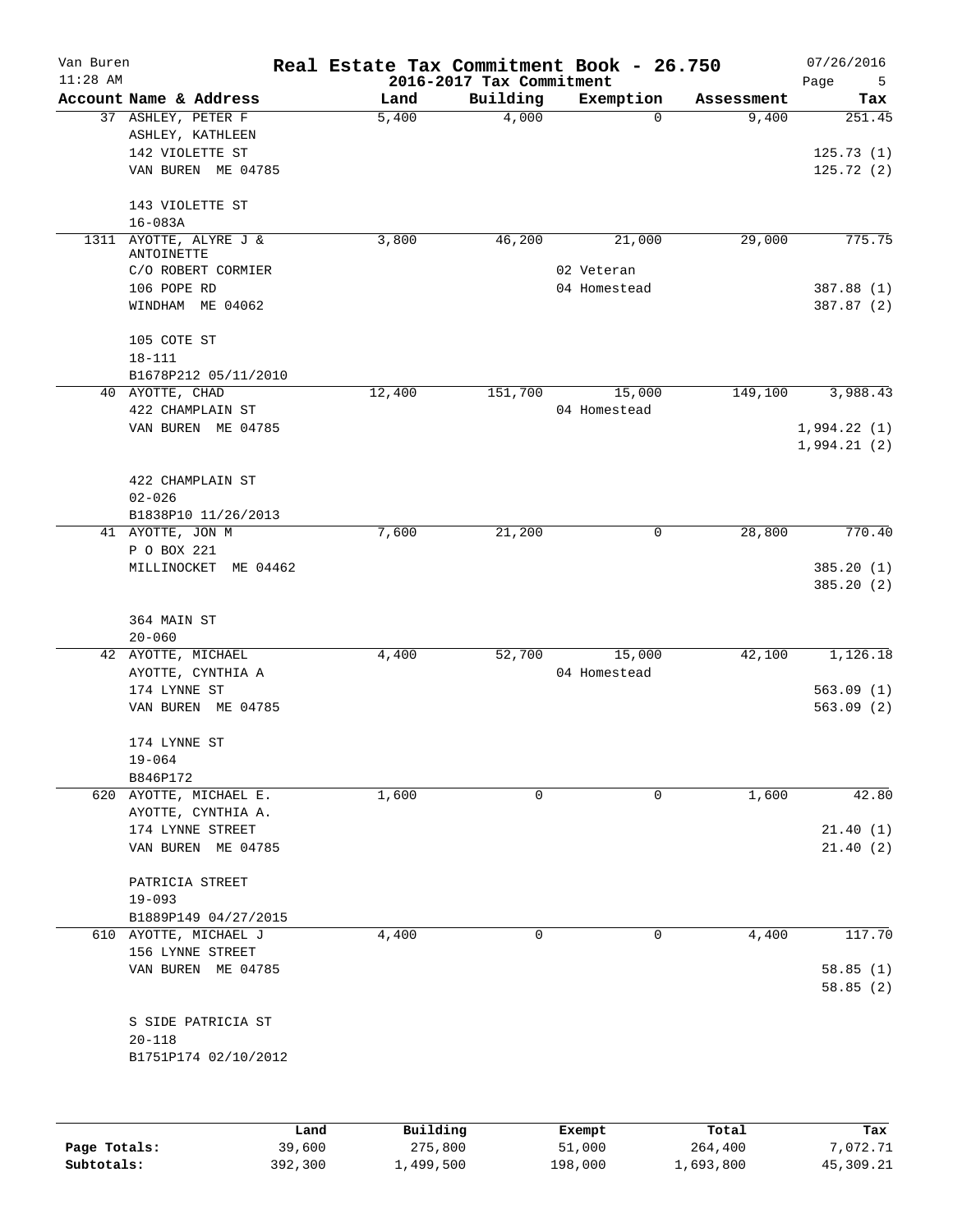# Real Estate Tax Commitment Book - 26.750

Van Buren
11:28 AM

2016-2017 Tax Commitment

07/26/2016

| Account Name & Address | Land | Building | Exemption | Assessment | Tax |
|---|---|---|---|---|---|
| 37 ASHLEY, PETER F<br>ASHLEY, KATHLEEN<br>142 VIOLETTE ST<br>VAN BUREN ME 04785<br><br>143 VIOLETTE ST<br>16-083A | 5,400 | 4,000 | 0 | 9,400 | 251.45<br><br>125.73 (1)<br>125.72 (2) |
| 1311 AYOTTE, ALYRE J & ANTOINETTE<br>C/O ROBERT CORMIER<br>106 POPE RD<br>WINDHAM ME 04062<br><br>105 COTE ST<br>18-111<br>B1678P212 05/11/2010 | 3,800 | 46,200 | 21,000<br>02 Veteran<br>04 Homestead | 29,000 | 775.75<br><br>387.88 (1)<br>387.87 (2) |
| 40 AYOTTE, CHAD<br>422 CHAMPLAIN ST<br>VAN BUREN ME 04785<br><br>422 CHAMPLAIN ST<br>02-026<br>B1838P10 11/26/2013 | 12,400 | 151,700 | 15,000<br>04 Homestead | 149,100 | 3,988.43<br><br>1,994.22 (1)<br>1,994.21 (2) |
| 41 AYOTTE, JON M<br>P O BOX 221<br>MILLINOCKET ME 04462<br><br>364 MAIN ST<br>20-060 | 7,600 | 21,200 | 0 | 28,800 | 770.40<br><br>385.20 (1)<br>385.20 (2) |
| 42 AYOTTE, MICHAEL<br>AYOTTE, CYNTHIA A<br>174 LYNNE ST<br>VAN BUREN ME 04785<br><br>174 LYNNE ST<br>19-064<br>B846P172 | 4,400 | 52,700 | 15,000<br>04 Homestead | 42,100 | 1,126.18<br><br>563.09 (1)<br>563.09 (2) |
| 620 AYOTTE, MICHAEL E.<br>AYOTTE, CYNTHIA A.<br>174 LYNNE STREET<br>VAN BUREN ME 04785<br><br>PATRICIA STREET<br>19-093<br>B1889P149 04/27/2015 | 1,600 | 0 | 0 | 1,600 | 42.80<br><br>21.40 (1)<br>21.40 (2) |
| 610 AYOTTE, MICHAEL J<br>156 LYNNE STREET<br>VAN BUREN ME 04785<br><br>S SIDE PATRICIA ST<br>20-118<br>B1751P174 02/10/2012 | 4,400 | 0 | 0 | 4,400 | 117.70<br><br>58.85 (1)<br>58.85 (2) |

| | Land | Building | Exempt | Total | Tax |
|---|---|---|---|---|---|
| **Page Totals:** | 39,600 | 275,800 | 51,000 | 264,400 | 7,072.71 |
| **Subtotals:** | 392,300 | 1,499,500 | 198,000 | 1,693,800 | 45,309.21 |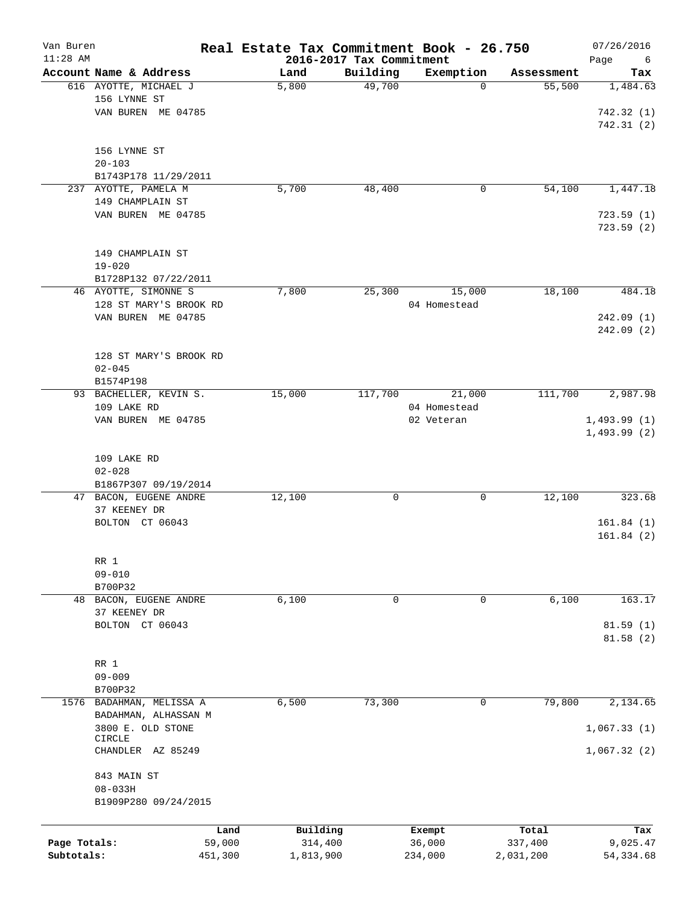# Real Estate Tax Commitment Book - 26.750

Van Buren
11:28 AM

2016-2017 Tax Commitment

07/26/2016

| Account Name & Address | Land | Building | Exemption | Assessment | Tax |
|---|---|---|---|---|---|
| 616 AYOTTE, MICHAEL J<br>156 LYNNE ST<br>VAN BUREN ME 04785<br><br>156 LYNNE ST<br>20-103<br>B1743P178 11/29/2011 | 5,800 | 49,700 | 0 | 55,500 | 1,484.63<br><br>742.32 (1)<br>742.31 (2) |
| 237 AYOTTE, PAMELA M<br>149 CHAMPLAIN ST<br>VAN BUREN ME 04785<br><br>149 CHAMPLAIN ST<br>19-020<br>B1728P132 07/22/2011 | 5,700 | 48,400 | 0 | 54,100 | 1,447.18<br><br>723.59 (1)<br>723.59 (2) |
| 46 AYOTTE, SIMONNE S<br>128 ST MARY'S BROOK RD<br>VAN BUREN ME 04785<br><br>128 ST MARY'S BROOK RD<br>02-045<br>B1574P198 | 7,800 | 25,300 | 15,000<br>04 Homestead | 18,100 | 484.18<br><br>242.09 (1)<br>242.09 (2) |
| 93 BACHELLER, KEVIN S.<br>109 LAKE RD<br>VAN BUREN ME 04785<br><br>109 LAKE RD<br>02-028<br>B1867P307 09/19/2014 | 15,000 | 117,700 | 21,000<br>04 Homestead<br>02 Veteran | 111,700 | 2,987.98<br><br>1,493.99 (1)<br>1,493.99 (2) |
| 47 BACON, EUGENE ANDRE<br>37 KEENEY DR<br>BOLTON CT 06043<br><br>RR 1<br>09-010<br>B700P32 | 12,100 | 0 | 0 | 12,100 | 323.68<br><br>161.84 (1)<br>161.84 (2) |
| 48 BACON, EUGENE ANDRE<br>37 KEENEY DR<br>BOLTON CT 06043<br><br>RR 1<br>09-009<br>B700P32 | 6,100 | 0 | 0 | 6,100 | 163.17<br><br>81.59 (1)<br>81.58 (2) |
| 1576 BADAHMAN, MELISSA A<br>BADAHMAN, ALHASSAN M<br>3800 E. OLD STONE CIRCLE<br>CHANDLER AZ 85249<br><br>843 MAIN ST<br>08-033H<br>B1909P280 09/24/2015 | 6,500 | 73,300 | 0 | 79,800 | 2,134.65<br><br>1,067.33 (1)<br>1,067.32 (2) |

| | Land | Building | Exempt | Total | Tax |
|---|---|---|---|---|---|
| Page Totals: | 59,000 | 314,400 | 36,000 | 337,400 | 9,025.47 |
| Subtotals: | 451,300 | 1,813,900 | 234,000 | 2,031,200 | 54,334.68 |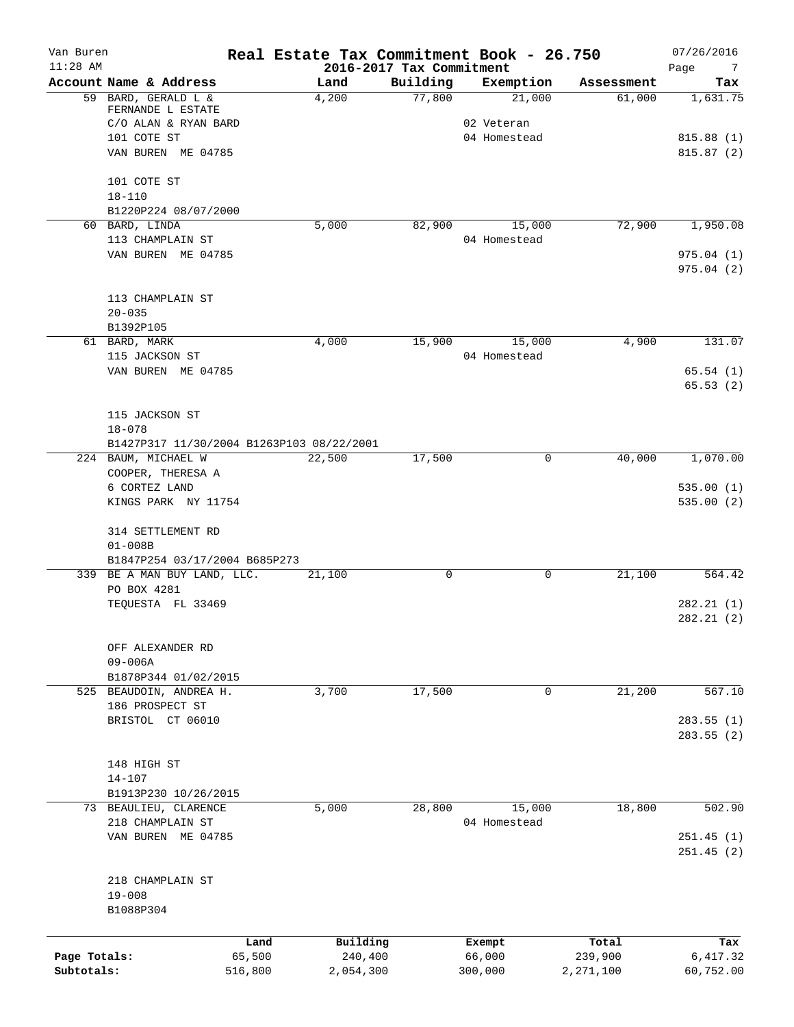# Real Estate Tax Commitment Book - 26.750

Van Buren
11:28 AM

2016-2017 Tax Commitment

07/26/2016

| Account Name & Address | Land | Building | Exemption | Assessment | Tax |
|---|---|---|---|---|---|
| 59 BARD, GERALD L & FERNANDE L ESTATE<br>C/O ALAN & RYAN BARD<br>101 COTE ST<br>VAN BUREN ME 04785<br><br>101 COTE ST<br>18-110<br>B1220P224 08/07/2000 | 4,200 | 77,800 | 21,000<br>02 Veteran<br>04 Homestead | 61,000 | 1,631.75<br><br>815.88 (1)<br>815.87 (2) |
| 60 BARD, LINDA<br>113 CHAMPLAIN ST<br>VAN BUREN ME 04785<br><br>113 CHAMPLAIN ST<br>20-035<br>B1392P105 | 5,000 | 82,900 | 15,000<br>04 Homestead | 72,900 | 1,950.08<br><br>975.04 (1)<br>975.04 (2) |
| 61 BARD, MARK<br>115 JACKSON ST<br>VAN BUREN ME 04785<br><br>115 JACKSON ST<br>18-078<br>B1427P317 11/30/2004 B1263P103 08/22/2001 | 4,000 | 15,900 | 15,000<br>04 Homestead | 4,900 | 131.07<br><br>65.54 (1)<br>65.53 (2) |
| 224 BAUM, MICHAEL W<br>COOPER, THERESA A<br>6 CORTEZ LAND<br>KINGS PARK NY 11754<br><br>314 SETTLEMENT RD<br>01-008B<br>B1847P254 03/17/2004 B685P273 | 22,500 | 17,500 | 0 | 40,000 | 1,070.00<br><br>535.00 (1)<br>535.00 (2) |
| 339 BE A MAN BUY LAND, LLC.<br>PO BOX 4281<br>TEQUESTA FL 33469<br><br>OFF ALEXANDER RD<br>09-006A<br>B1878P344 01/02/2015 | 21,100 | 0 | 0 | 21,100 | 564.42<br><br>282.21 (1)<br>282.21 (2) |
| 525 BEAUDOIN, ANDREA H.<br>186 PROSPECT ST<br>BRISTOL CT 06010<br><br>148 HIGH ST<br>14-107<br>B1913P230 10/26/2015 | 3,700 | 17,500 | 0 | 21,200 | 567.10<br><br>283.55 (1)<br>283.55 (2) |
| 73 BEAULIEU, CLARENCE<br>218 CHAMPLAIN ST<br>VAN BUREN ME 04785<br><br>218 CHAMPLAIN ST<br>19-008<br>B1088P304 | 5,000 | 28,800 | 15,000<br>04 Homestead | 18,800 | 502.90<br><br>251.45 (1)<br>251.45 (2) |

| | Land | Building | Exempt | Total | Tax |
|---|---|---|---|---|---|
| Page Totals: | 65,500 | 240,400 | 66,000 | 239,900 | 6,417.32 |
| Subtotals: | 516,800 | 2,054,300 | 300,000 | 2,271,100 | 60,752.00 |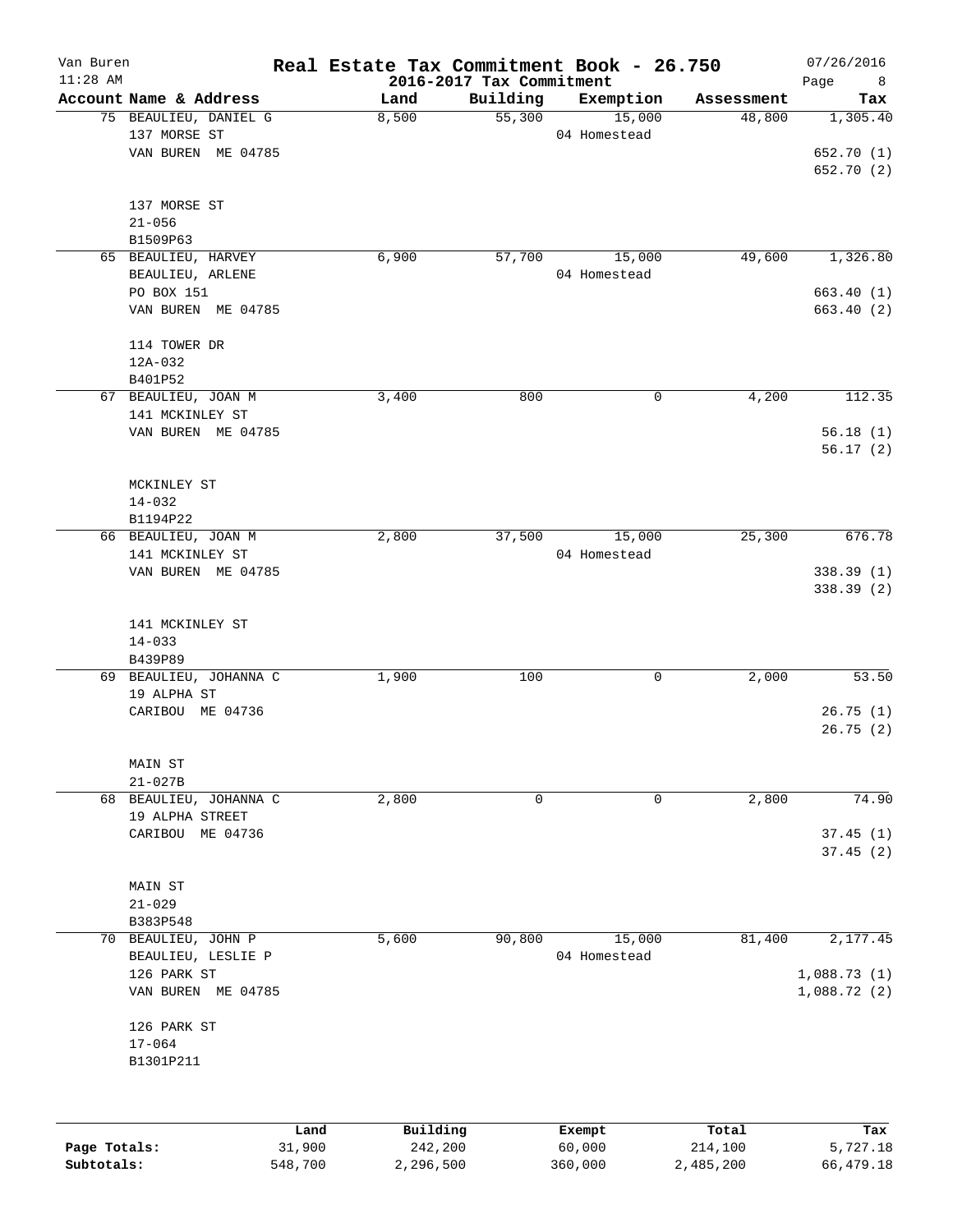# Real Estate Tax Commitment Book - 26.750

Van Buren
11:28 AM

2016-2017 Tax Commitment

07/26/2016

| Account Name & Address | Land | Building | Exemption | Assessment | Tax |
|---|---|---|---|---|---|
| 75 BEAULIEU, DANIEL G<br>137 MORSE ST<br>VAN BUREN ME 04785<br><br>137 MORSE ST<br>21-056<br>B1509P63 | 8,500 | 55,300 | 15,000<br>04 Homestead | 48,800 | 1,305.40<br><br>652.70 (1)<br>652.70 (2) |
| 65 BEAULIEU, HARVEY<br>BEAULIEU, ARLENE<br>PO BOX 151<br>VAN BUREN ME 04785<br><br>114 TOWER DR<br>12A-032<br>B401P52 | 6,900 | 57,700 | 15,000<br>04 Homestead | 49,600 | 1,326.80<br><br>663.40 (1)<br>663.40 (2) |
| 67 BEAULIEU, JOAN M<br>141 MCKINLEY ST<br>VAN BUREN ME 04785<br><br>MCKINLEY ST<br>14-032<br>B1194P22 | 3,400 | 800 | 0 | 4,200 | 112.35<br><br>56.18 (1)<br>56.17 (2) |
| 66 BEAULIEU, JOAN M<br>141 MCKINLEY ST<br>VAN BUREN ME 04785<br><br>141 MCKINLEY ST<br>14-033<br>B439P89 | 2,800 | 37,500 | 15,000<br>04 Homestead | 25,300 | 676.78<br><br>338.39 (1)<br>338.39 (2) |
| 69 BEAULIEU, JOHANNA C<br>19 ALPHA ST<br>CARIBOU ME 04736<br><br>MAIN ST<br>21-027B | 1,900 | 100 | 0 | 2,000 | 53.50<br><br>26.75 (1)<br>26.75 (2) |
| 68 BEAULIEU, JOHANNA C<br>19 ALPHA STREET<br>CARIBOU ME 04736<br><br>MAIN ST<br>21-029<br>B383P548 | 2,800 | 0 | 0 | 2,800 | 74.90<br><br>37.45 (1)<br>37.45 (2) |
| 70 BEAULIEU, JOHN P<br>BEAULIEU, LESLIE P<br>126 PARK ST<br>VAN BUREN ME 04785<br><br>126 PARK ST<br>17-064<br>B1301P211 | 5,600 | 90,800 | 15,000<br>04 Homestead | 81,400 | 2,177.45<br><br>1,088.73 (1)<br>1,088.72 (2) |

| | Land | Building | Exempt | Total | Tax |
|---|---|---|---|---|---|
| Page Totals: | 31,900 | 242,200 | 60,000 | 214,100 | 5,727.18 |
| Subtotals: | 548,700 | 2,296,500 | 360,000 | 2,485,200 | 66,479.18 |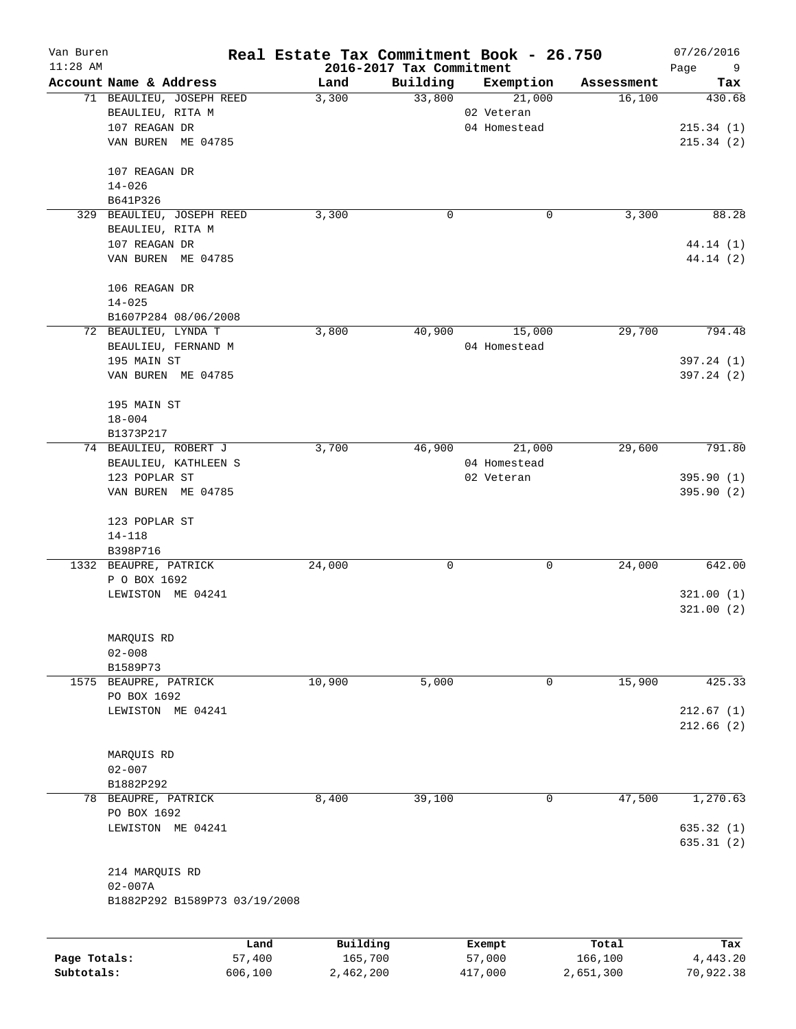# Real Estate Tax Commitment Book - 26.750

Van Buren
11:28 AM

2016-2017 Tax Commitment

07/26/2016

| Account Name & Address | Land | Building | Exemption | Assessment | Tax |
|---|---|---|---|---|---|
| 71 BEAULIEU, JOSEPH REED | 3,300 | 33,800 | 21,000 | 16,100 | 430.68 |
| BEAULIEU, RITA M | | | 02 Veteran | | |
| 107 REAGAN DR | | | 04 Homestead | | 215.34 (1) |
| VAN BUREN ME 04785 | | | | | 215.34 (2) |
| 107 REAGAN DR | | | | | |
| 14-026 | | | | | |
| B641P326 | | | | | |
| 329 BEAULIEU, JOSEPH REED | 3,300 | 0 | 0 | 3,300 | 88.28 |
| BEAULIEU, RITA M | | | | | |
| 107 REAGAN DR | | | | | 44.14 (1) |
| VAN BUREN ME 04785 | | | | | 44.14 (2) |
| 106 REAGAN DR | | | | | |
| 14-025 | | | | | |
| B1607P284 08/06/2008 | | | | | |
| 72 BEAULIEU, LYNDA T | 3,800 | 40,900 | 15,000 | 29,700 | 794.48 |
| BEAULIEU, FERNAND M | | | 04 Homestead | | |
| 195 MAIN ST | | | | | 397.24 (1) |
| VAN BUREN ME 04785 | | | | | 397.24 (2) |
| 195 MAIN ST | | | | | |
| 18-004 | | | | | |
| B1373P217 | | | | | |
| 74 BEAULIEU, ROBERT J | 3,700 | 46,900 | 21,000 | 29,600 | 791.80 |
| BEAULIEU, KATHLEEN S | | | 04 Homestead | | |
| 123 POPLAR ST | | | 02 Veteran | | 395.90 (1) |
| VAN BUREN ME 04785 | | | | | 395.90 (2) |
| 123 POPLAR ST | | | | | |
| 14-118 | | | | | |
| B398P716 | | | | | |
| 1332 BEAUPRE, PATRICK | 24,000 | 0 | 0 | 24,000 | 642.00 |
| P O BOX 1692 | | | | | |
| LEWISTON ME 04241 | | | | | 321.00 (1) |
| | | | | | 321.00 (2) |
| MARQUIS RD | | | | | |
| 02-008 | | | | | |
| B1589P73 | | | | | |
| 1575 BEAUPRE, PATRICK | 10,900 | 5,000 | 0 | 15,900 | 425.33 |
| PO BOX 1692 | | | | | |
| LEWISTON ME 04241 | | | | | 212.67 (1) |
| | | | | | 212.66 (2) |
| MARQUIS RD | | | | | |
| 02-007 | | | | | |
| B1882P292 | | | | | |
| 78 BEAUPRE, PATRICK | 8,400 | 39,100 | 0 | 47,500 | 1,270.63 |
| PO BOX 1692 | | | | | |
| LEWISTON ME 04241 | | | | | 635.32 (1) |
| | | | | | 635.31 (2) |
| 214 MARQUIS RD | | | | | |
| 02-007A | | | | | |
| B1882P292 B1589P73 03/19/2008 | | | | | |

| | Land | Building | Exempt | Total | Tax |
|---|---|---|---|---|---|
| Page Totals: | 57,400 | 165,700 | 57,000 | 166,100 | 4,443.20 |
| Subtotals: | 606,100 | 2,462,200 | 417,000 | 2,651,300 | 70,922.38 |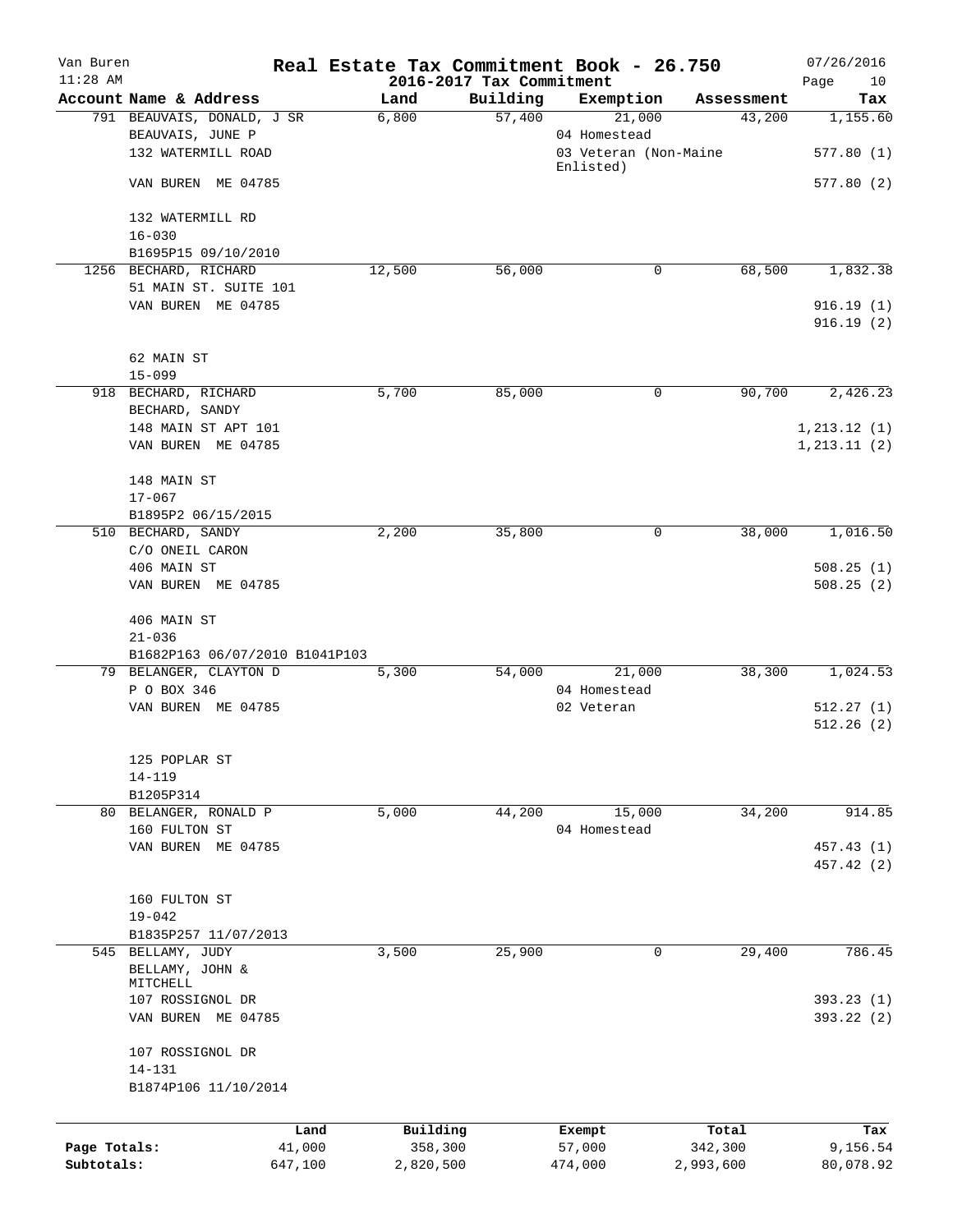Van Buren — Real Estate Tax Commitment Book - 26.750 — 07/26/2016
11:28 AM — 2016-2017 Tax Commitment

| Account Name & Address | Land | Building | Exemption | Assessment | Tax |
|---|---|---|---|---|---|
| 791 BEAUVAIS, DONALD, J SR | 6,800 | 57,400 | 21,000 | 43,200 | 1,155.60 |
| BEAUVAIS, JUNE P | | | 04 Homestead | | |
| 132 WATERMILL ROAD | | | 03 Veteran (Non-Maine Enlisted) | | 577.80 (1) |
| VAN BUREN ME 04785 | | | | | 577.80 (2) |
| 132 WATERMILL RD | | | | | |
| 16-030 | | | | | |
| B1695P15 09/10/2010 | | | | | |
| 1256 BECHARD, RICHARD | 12,500 | 56,000 | 0 | 68,500 | 1,832.38 |
| 51 MAIN ST. SUITE 101 | | | | | |
| VAN BUREN ME 04785 | | | | | 916.19 (1) |
| | | | | | 916.19 (2) |
| 62 MAIN ST | | | | | |
| 15-099 | | | | | |
| 918 BECHARD, RICHARD | 5,700 | 85,000 | 0 | 90,700 | 2,426.23 |
| BECHARD, SANDY | | | | | |
| 148 MAIN ST APT 101 | | | | | 1,213.12 (1) |
| VAN BUREN ME 04785 | | | | | 1,213.11 (2) |
| 148 MAIN ST | | | | | |
| 17-067 | | | | | |
| B1895P2 06/15/2015 | | | | | |
| 510 BECHARD, SANDY | 2,200 | 35,800 | 0 | 38,000 | 1,016.50 |
| C/O ONEIL CARON | | | | | |
| 406 MAIN ST | | | | | 508.25 (1) |
| VAN BUREN ME 04785 | | | | | 508.25 (2) |
| 406 MAIN ST | | | | | |
| 21-036 | | | | | |
| B1682P163 06/07/2010 B1041P103 | | | | | |
| 79 BELANGER, CLAYTON D | 5,300 | 54,000 | 21,000 | 38,300 | 1,024.53 |
| P O BOX 346 | | | 04 Homestead | | |
| VAN BUREN ME 04785 | | | 02 Veteran | | 512.27 (1) |
| | | | | | 512.26 (2) |
| 125 POPLAR ST | | | | | |
| 14-119 | | | | | |
| B1205P314 | | | | | |
| 80 BELANGER, RONALD P | 5,000 | 44,200 | 15,000 | 34,200 | 914.85 |
| 160 FULTON ST | | | 04 Homestead | | |
| VAN BUREN ME 04785 | | | | | 457.43 (1) |
| | | | | | 457.42 (2) |
| 160 FULTON ST | | | | | |
| 19-042 | | | | | |
| B1835P257 11/07/2013 | | | | | |
| 545 BELLAMY, JUDY | 3,500 | 25,900 | 0 | 29,400 | 786.45 |
| BELLAMY, JOHN & MITCHELL | | | | | |
| 107 ROSSIGNOL DR | | | | | 393.23 (1) |
| VAN BUREN ME 04785 | | | | | 393.22 (2) |
| 107 ROSSIGNOL DR | | | | | |
| 14-131 | | | | | |
| B1874P106 11/10/2014 | | | | | |

| | Land | Building | Exempt | Total | Tax |
|---|---|---|---|---|---|
| Page Totals: | 41,000 | 358,300 | 57,000 | 342,300 | 9,156.54 |
| Subtotals: | 647,100 | 2,820,500 | 474,000 | 2,993,600 | 80,078.92 |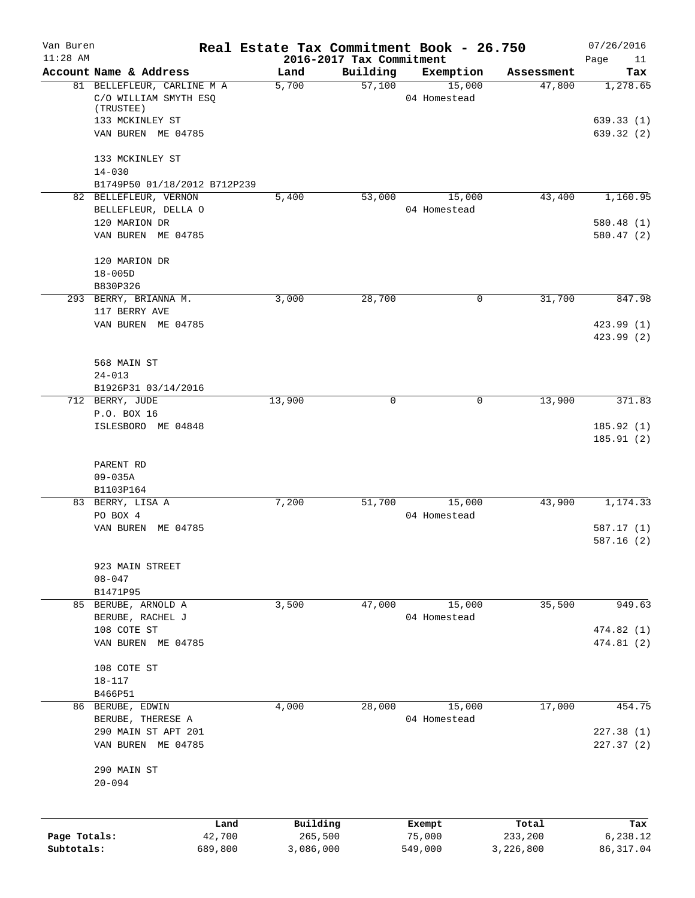# Real Estate Tax Commitment Book - 26.750

Van Buren
11:28 AM

2016-2017 Tax Commitment

07/26/2016

| Account Name & Address | Land | Building | Exemption | Assessment | Tax |
|---|---|---|---|---|---|
| 81 BELLEFLEUR, CARLINE M A<br>C/O WILLIAM SMYTH ESQ (TRUSTEE)<br>133 MCKINLEY ST<br>VAN BUREN ME 04785<br><br>133 MCKINLEY ST<br>14-030<br>B1749P50 01/18/2012 B712P239 | 5,700 | 57,100 | 15,000<br>04 Homestead | 47,800 | 1,278.65<br><br>639.33 (1)<br>639.32 (2) |
| 82 BELLEFLEUR, VERNON<br>BELLEFLEUR, DELLA O<br>120 MARION DR<br>VAN BUREN ME 04785<br><br>120 MARION DR<br>18-005D<br>B830P326 | 5,400 | 53,000 | 15,000<br>04 Homestead | 43,400 | 1,160.95<br><br>580.48 (1)<br>580.47 (2) |
| 293 BERRY, BRIANNA M.<br>117 BERRY AVE<br>VAN BUREN ME 04785<br><br>568 MAIN ST<br>24-013<br>B1926P31 03/14/2016 | 3,000 | 28,700 | 0 | 31,700 | 847.98<br><br>423.99 (1)<br>423.99 (2) |
| 712 BERRY, JUDE<br>P.O. BOX 16<br>ISLESBORO ME 04848<br><br>PARENT RD<br>09-035A<br>B1103P164 | 13,900 | 0 | 0 | 13,900 | 371.83<br><br>185.92 (1)<br>185.91 (2) |
| 83 BERRY, LISA A<br>PO BOX 4<br>VAN BUREN ME 04785<br><br>923 MAIN STREET<br>08-047<br>B1471P95 | 7,200 | 51,700 | 15,000<br>04 Homestead | 43,900 | 1,174.33<br><br>587.17 (1)<br>587.16 (2) |
| 85 BERUBE, ARNOLD A<br>BERUBE, RACHEL J<br>108 COTE ST<br>VAN BUREN ME 04785<br><br>108 COTE ST<br>18-117<br>B466P51 | 3,500 | 47,000 | 15,000<br>04 Homestead | 35,500 | 949.63<br><br>474.82 (1)<br>474.81 (2) |
| 86 BERUBE, EDWIN<br>BERUBE, THERESE A<br>290 MAIN ST APT 201<br>VAN BUREN ME 04785<br><br>290 MAIN ST<br>20-094 | 4,000 | 28,000 | 15,000<br>04 Homestead | 17,000 | 454.75<br><br>227.38 (1)<br>227.37 (2) |

| | Land | Building | Exempt | Total | Tax |
|---|---|---|---|---|---|
| Page Totals: | 42,700 | 265,500 | 75,000 | 233,200 | 6,238.12 |
| Subtotals: | 689,800 | 3,086,000 | 549,000 | 3,226,800 | 86,317.04 |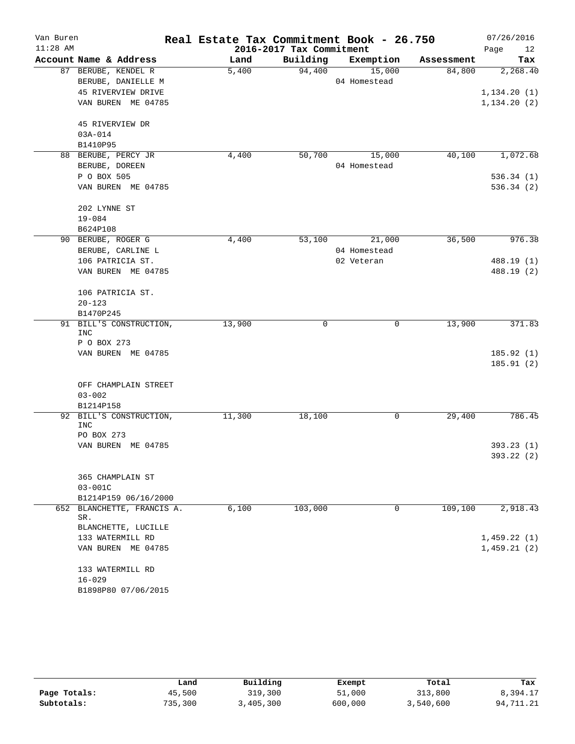# Real Estate Tax Commitment Book - 26.750

Van Buren
11:28 AM

2016-2017 Tax Commitment

07/26/2016

| Account Name & Address | Land | Building | Exemption | Assessment | Tax |
|---|---|---|---|---|---|
| 87 BERUBE, KENDEL R | 5,400 | 94,400 | 15,000 | 84,800 | 2,268.40 |
| BERUBE, DANIELLE M | | | 04 Homestead | | |
| 45 RIVERVIEW DRIVE | | | | | 1,134.20 (1) |
| VAN BUREN ME 04785 | | | | | 1,134.20 (2) |
| 45 RIVERVIEW DR | | | | | |
| 03A-014 | | | | | |
| B1410P95 | | | | | |
| 88 BERUBE, PERCY JR | 4,400 | 50,700 | 15,000 | 40,100 | 1,072.68 |
| BERUBE, DOREEN | | | 04 Homestead | | |
| P O BOX 505 | | | | | 536.34 (1) |
| VAN BUREN ME 04785 | | | | | 536.34 (2) |
| 202 LYNNE ST | | | | | |
| 19-084 | | | | | |
| B624P108 | | | | | |
| 90 BERUBE, ROGER G | 4,400 | 53,100 | 21,000 | 36,500 | 976.38 |
| BERUBE, CARLINE L | | | 04 Homestead | | |
| 106 PATRICIA ST. | | | 02 Veteran | | 488.19 (1) |
| VAN BUREN ME 04785 | | | | | 488.19 (2) |
| 106 PATRICIA ST. | | | | | |
| 20-123 | | | | | |
| B1470P245 | | | | | |
| 91 BILL'S CONSTRUCTION, INC | 13,900 | 0 | 0 | 13,900 | 371.83 |
| P O BOX 273 | | | | | |
| VAN BUREN ME 04785 | | | | | 185.92 (1) |
| | | | | | 185.91 (2) |
| OFF CHAMPLAIN STREET | | | | | |
| 03-002 | | | | | |
| B1214P158 | | | | | |
| 92 BILL'S CONSTRUCTION, INC | 11,300 | 18,100 | 0 | 29,400 | 786.45 |
| PO BOX 273 | | | | | |
| VAN BUREN ME 04785 | | | | | 393.23 (1) |
| | | | | | 393.22 (2) |
| 365 CHAMPLAIN ST | | | | | |
| 03-001C | | | | | |
| B1214P159 06/16/2000 | | | | | |
| 652 BLANCHETTE, FRANCIS A. SR. | 6,100 | 103,000 | 0 | 109,100 | 2,918.43 |
| BLANCHETTE, LUCILLE | | | | | |
| 133 WATERMILL RD | | | | | 1,459.22 (1) |
| VAN BUREN ME 04785 | | | | | 1,459.21 (2) |
| 133 WATERMILL RD | | | | | |
| 16-029 | | | | | |
| B1898P80 07/06/2015 | | | | | |

| | Land | Building | Exempt | Total | Tax |
|---|---|---|---|---|---|
| Page Totals: | 45,500 | 319,300 | 51,000 | 313,800 | 8,394.17 |
| Subtotals: | 735,300 | 3,405,300 | 600,000 | 3,540,600 | 94,711.21 |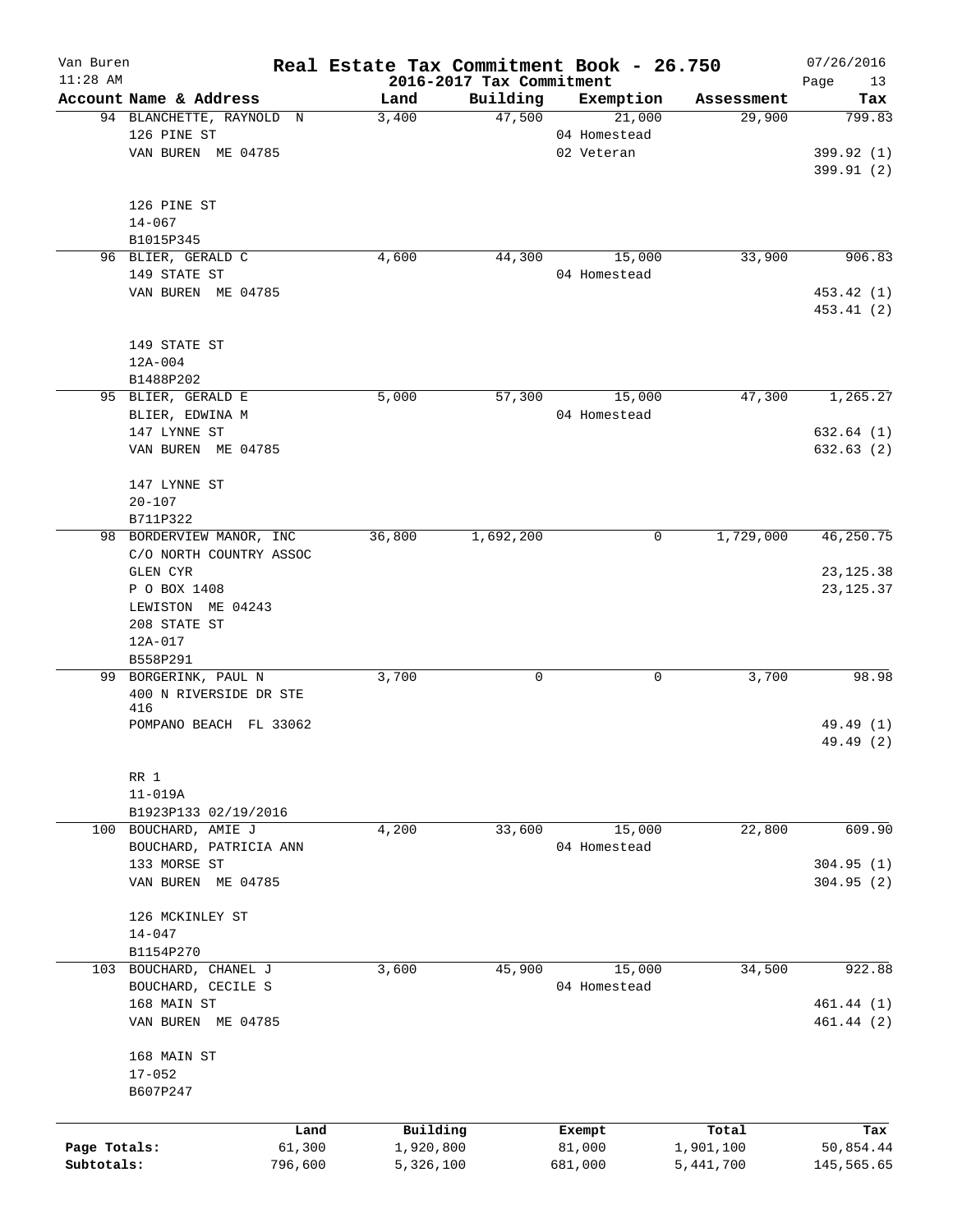# Real Estate Tax Commitment Book - 26.750

Van Buren
11:28 AM

2016-2017 Tax Commitment

07/26/2016

| Account Name & Address | Land | Building | Exemption | Assessment | Tax |
|---|---|---|---|---|---|
| 94 BLANCHETTE, RAYNOLD N | 3,400 | 47,500 | 21,000 | 29,900 | 799.83 |
| 126 PINE ST | | | 04 Homestead | | |
| VAN BUREN ME 04785 | | | 02 Veteran | | 399.92 (1) |
| | | | | | 399.91 (2) |
| 126 PINE ST | | | | | |
| 14-067 | | | | | |
| B1015P345 | | | | | |
| 96 BLIER, GERALD C | 4,600 | 44,300 | 15,000 | 33,900 | 906.83 |
| 149 STATE ST | | | 04 Homestead | | |
| VAN BUREN ME 04785 | | | | | 453.42 (1) |
| | | | | | 453.41 (2) |
| 149 STATE ST | | | | | |
| 12A-004 | | | | | |
| B1488P202 | | | | | |
| 95 BLIER, GERALD E | 5,000 | 57,300 | 15,000 | 47,300 | 1,265.27 |
| BLIER, EDWINA M | | | 04 Homestead | | |
| 147 LYNNE ST | | | | | 632.64 (1) |
| VAN BUREN ME 04785 | | | | | 632.63 (2) |
| 147 LYNNE ST | | | | | |
| 20-107 | | | | | |
| B711P322 | | | | | |
| 98 BORDERVIEW MANOR, INC | 36,800 | 1,692,200 | 0 | 1,729,000 | 46,250.75 |
| C/O NORTH COUNTRY ASSOC | | | | | |
| GLEN CYR | | | | | 23,125.38 |
| P O BOX 1408 | | | | | 23,125.37 |
| LEWISTON ME 04243 | | | | | |
| 208 STATE ST | | | | | |
| 12A-017 | | | | | |
| B558P291 | | | | | |
| 99 BORGERINK, PAUL N | 3,700 | 0 | 0 | 3,700 | 98.98 |
| 400 N RIVERSIDE DR STE 416 | | | | | |
| POMPANO BEACH FL 33062 | | | | | 49.49 (1) |
| | | | | | 49.49 (2) |
| RR 1 | | | | | |
| 11-019A | | | | | |
| B1923P133 02/19/2016 | | | | | |
| 100 BOUCHARD, AMIE J | 4,200 | 33,600 | 15,000 | 22,800 | 609.90 |
| BOUCHARD, PATRICIA ANN | | | 04 Homestead | | |
| 133 MORSE ST | | | | | 304.95 (1) |
| VAN BUREN ME 04785 | | | | | 304.95 (2) |
| 126 MCKINLEY ST | | | | | |
| 14-047 | | | | | |
| B1154P270 | | | | | |
| 103 BOUCHARD, CHANEL J | 3,600 | 45,900 | 15,000 | 34,500 | 922.88 |
| BOUCHARD, CECILE S | | | 04 Homestead | | |
| 168 MAIN ST | | | | | 461.44 (1) |
| VAN BUREN ME 04785 | | | | | 461.44 (2) |
| 168 MAIN ST | | | | | |
| 17-052 | | | | | |
| B607P247 | | | | | |

| | Land | Building | Exempt | Total | Tax |
|---|---|---|---|---|---|
| Page Totals: | 61,300 | 1,920,800 | 81,000 | 1,901,100 | 50,854.44 |
| Subtotals: | 796,600 | 5,326,100 | 681,000 | 5,441,700 | 145,565.65 |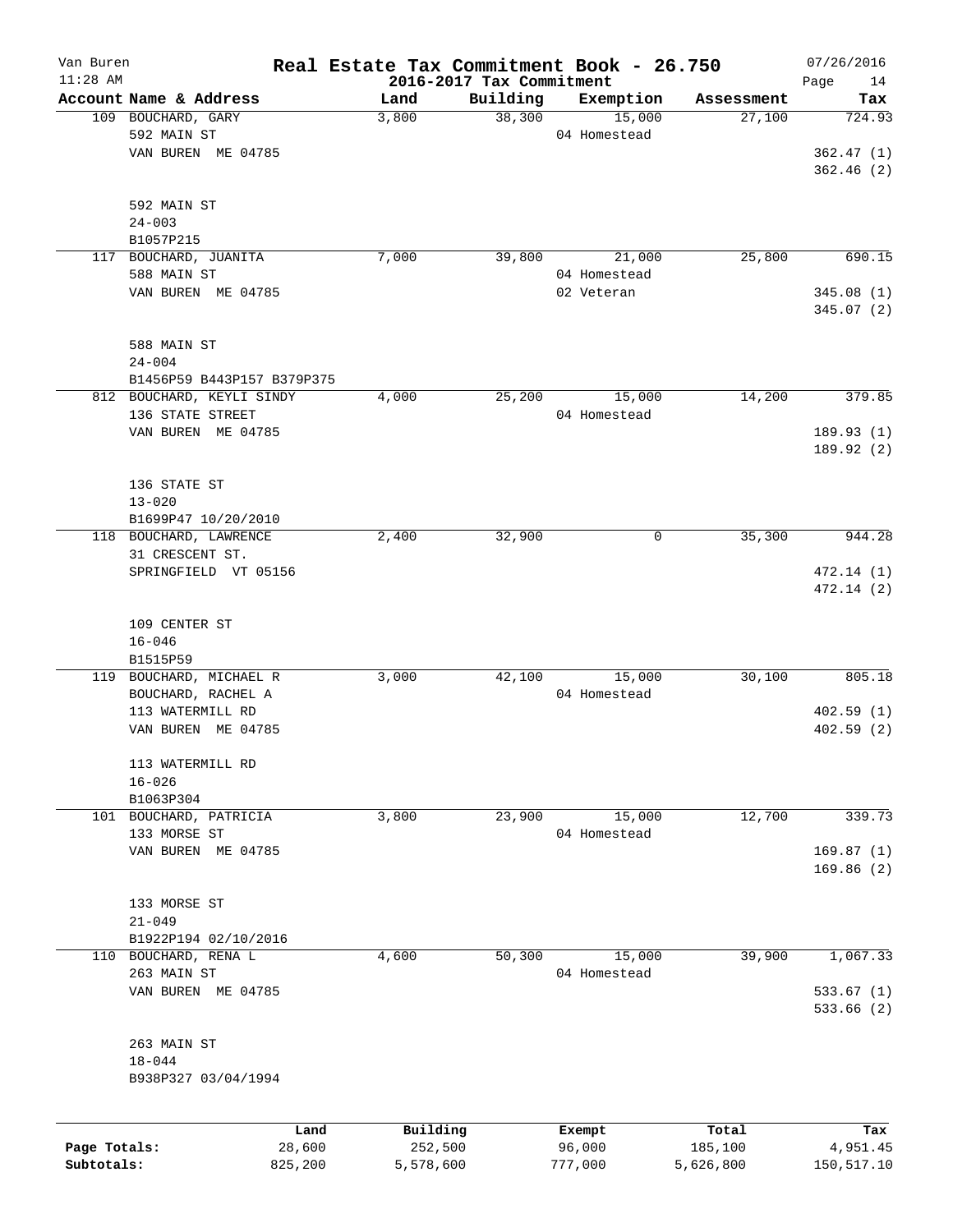# Real Estate Tax Commitment Book - 26.750

Van Buren
11:28 AM

2016-2017 Tax Commitment

07/26/2016

| Account Name & Address | Land | Building | Exemption | Assessment | Tax |
|---|---|---|---|---|---|
| 109 BOUCHARD, GARY<br>592 MAIN ST<br>VAN BUREN ME 04785<br><br>592 MAIN ST<br>24-003<br>B1057P215 | 3,800 | 38,300 | 15,000<br>04 Homestead | 27,100 | 724.93<br><br>362.47 (1)<br>362.46 (2) |
| 117 BOUCHARD, JUANITA<br>588 MAIN ST<br>VAN BUREN ME 04785<br><br>588 MAIN ST<br>24-004<br>B1456P59 B443P157 B379P375 | 7,000 | 39,800 | 21,000<br>04 Homestead<br>02 Veteran | 25,800 | 690.15<br><br>345.08 (1)<br>345.07 (2) |
| 812 BOUCHARD, KEYLI SINDY<br>136 STATE STREET<br>VAN BUREN ME 04785<br><br>136 STATE ST<br>13-020<br>B1699P47 10/20/2010 | 4,000 | 25,200 | 15,000<br>04 Homestead | 14,200 | 379.85<br><br>189.93 (1)<br>189.92 (2) |
| 118 BOUCHARD, LAWRENCE<br>31 CRESCENT ST.<br>SPRINGFIELD VT 05156<br><br>109 CENTER ST<br>16-046<br>B1515P59 | 2,400 | 32,900 | 0 | 35,300 | 944.28<br><br>472.14 (1)<br>472.14 (2) |
| 119 BOUCHARD, MICHAEL R<br>BOUCHARD, RACHEL A<br>113 WATERMILL RD<br>VAN BUREN ME 04785<br><br>113 WATERMILL RD<br>16-026<br>B1063P304 | 3,000 | 42,100 | 15,000<br>04 Homestead | 30,100 | 805.18<br><br>402.59 (1)<br>402.59 (2) |
| 101 BOUCHARD, PATRICIA<br>133 MORSE ST<br>VAN BUREN ME 04785<br><br>133 MORSE ST<br>21-049<br>B1922P194 02/10/2016 | 3,800 | 23,900 | 15,000<br>04 Homestead | 12,700 | 339.73<br><br>169.87 (1)<br>169.86 (2) |
| 110 BOUCHARD, RENA L<br>263 MAIN ST<br>VAN BUREN ME 04785<br><br>263 MAIN ST<br>18-044<br>B938P327 03/04/1994 | 4,600 | 50,300 | 15,000<br>04 Homestead | 39,900 | 1,067.33<br><br>533.67 (1)<br>533.66 (2) |

| | Land | Building | Exempt | Total | Tax |
|---|---|---|---|---|---|
| Page Totals: | 28,600 | 252,500 | 96,000 | 185,100 | 4,951.45 |
| Subtotals: | 825,200 | 5,578,600 | 777,000 | 5,626,800 | 150,517.10 |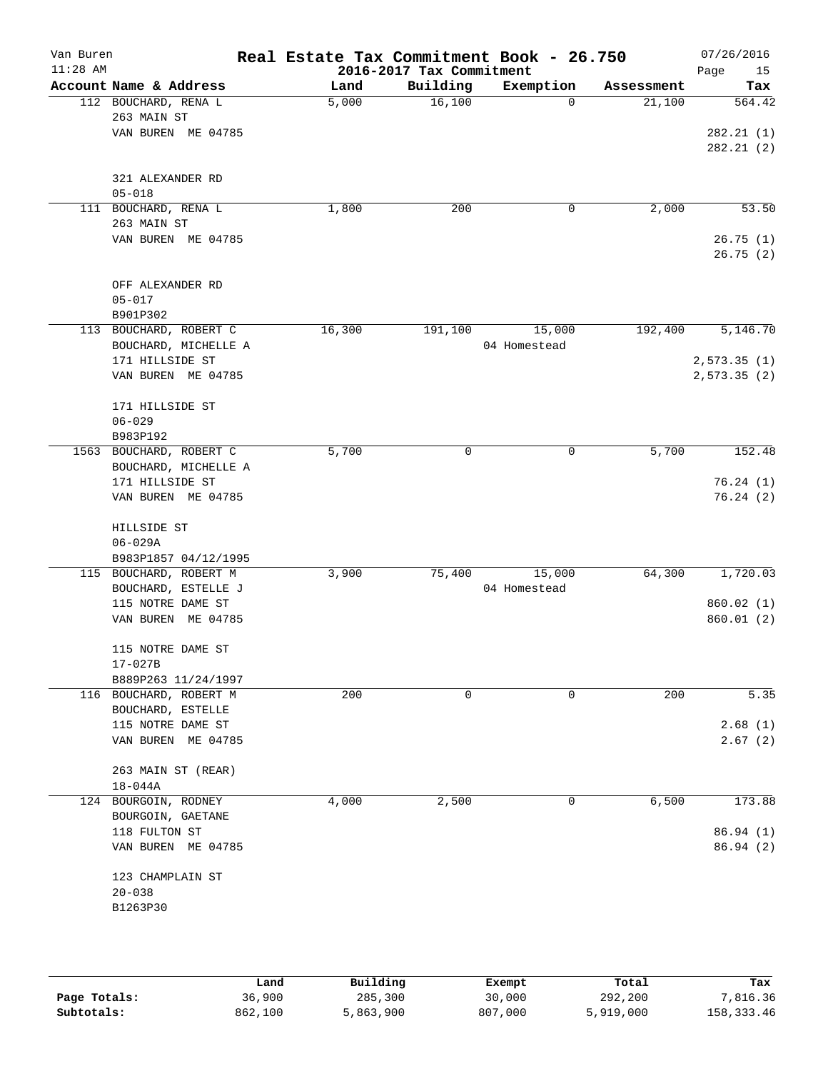Van Buren 11:28 AM

# Real Estate Tax Commitment Book - 26.750

## 2016-2017 Tax Commitment

07/26/2016 Page 15

| Account Name & Address | Land | Building | Exemption | Assessment | Tax |
|---|---|---|---|---|---|
| 112 BOUCHARD, RENA L<br>263 MAIN ST<br>VAN BUREN ME 04785<br><br>321 ALEXANDER RD<br>05-018 | 5,000 | 16,100 | 0 | 21,100 | 564.42<br>282.21 (1)<br>282.21 (2) |
| 111 BOUCHARD, RENA L<br>263 MAIN ST<br>VAN BUREN ME 04785<br><br>OFF ALEXANDER RD<br>05-017<br>B901P302 | 1,800 | 200 | 0 | 2,000 | 53.50<br>26.75 (1)<br>26.75 (2) |
| 113 BOUCHARD, ROBERT C<br>BOUCHARD, MICHELLE A<br>171 HILLSIDE ST<br>VAN BUREN ME 04785<br><br>171 HILLSIDE ST<br>06-029<br>B983P192 | 16,300 | 191,100 | 15,000<br>04 Homestead | 192,400 | 5,146.70<br>2,573.35 (1)<br>2,573.35 (2) |
| 1563 BOUCHARD, ROBERT C<br>BOUCHARD, MICHELLE A<br>171 HILLSIDE ST<br>VAN BUREN ME 04785<br><br>HILLSIDE ST<br>06-029A<br>B983P1857 04/12/1995 | 5,700 | 0 | 0 | 5,700 | 152.48<br>76.24 (1)<br>76.24 (2) |
| 115 BOUCHARD, ROBERT M<br>BOUCHARD, ESTELLE J<br>115 NOTRE DAME ST<br>VAN BUREN ME 04785<br><br>115 NOTRE DAME ST<br>17-027B<br>B889P263 11/24/1997 | 3,900 | 75,400 | 15,000<br>04 Homestead | 64,300 | 1,720.03<br>860.02 (1)<br>860.01 (2) |
| 116 BOUCHARD, ROBERT M<br>BOUCHARD, ESTELLE<br>115 NOTRE DAME ST<br>VAN BUREN ME 04785<br><br>263 MAIN ST (REAR)<br>18-044A | 200 | 0 | 0 | 200 | 5.35<br>2.68 (1)<br>2.67 (2) |
| 124 BOURGOIN, RODNEY<br>BOURGOIN, GAETANE<br>118 FULTON ST<br>VAN BUREN ME 04785<br><br>123 CHAMPLAIN ST<br>20-038<br>B1263P30 | 4,000 | 2,500 | 0 | 6,500 | 173.88<br>86.94 (1)<br>86.94 (2) |

| | Land | Building | Exempt | Total | Tax |
|---|---|---|---|---|---|
| Page Totals: | 36,900 | 285,300 | 30,000 | 292,200 | 7,816.36 |
| Subtotals: | 862,100 | 5,863,900 | 807,000 | 5,919,000 | 158,333.46 |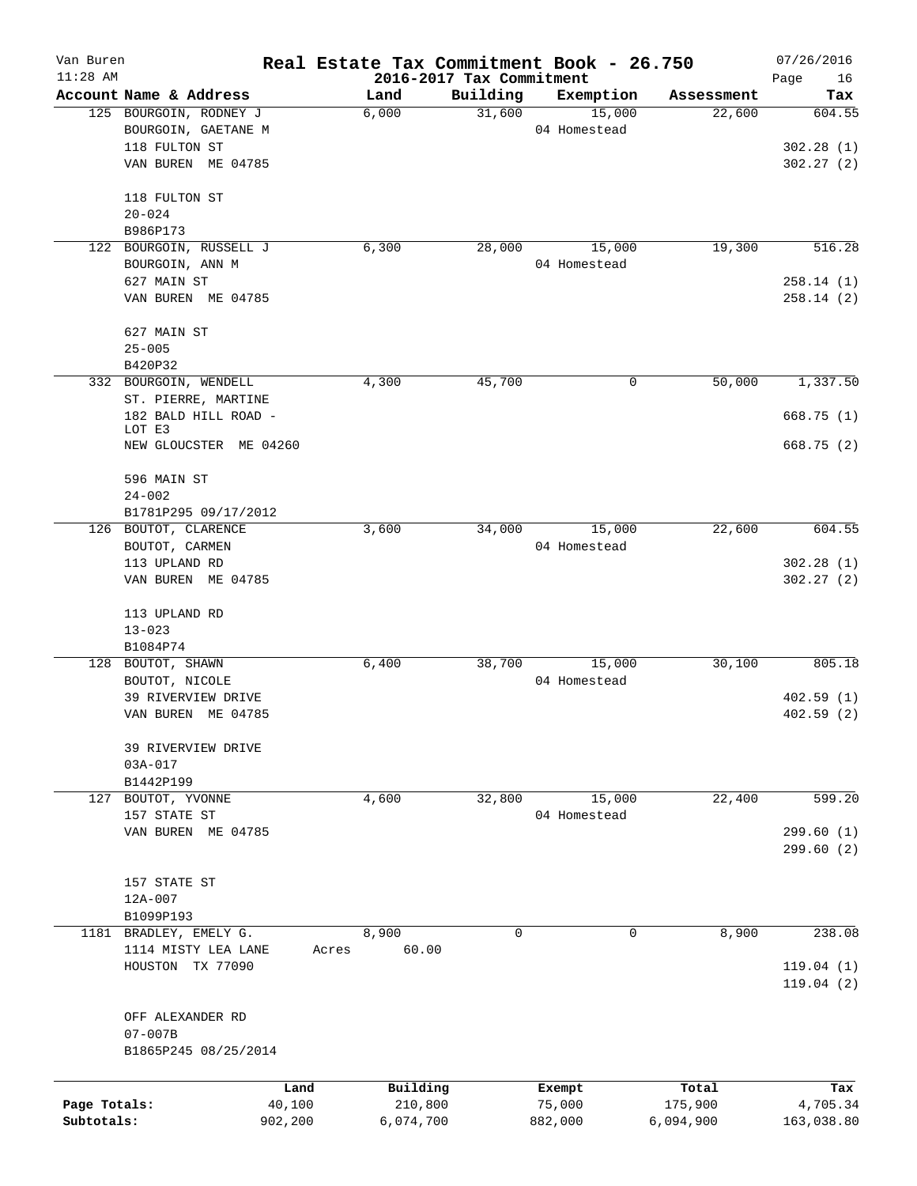# Van Buren Real Estate Tax Commitment Book - 26.750

2016-2017 Tax Commitment

07/26/2016 11:28 AM

| Account | Name & Address | Land | Building | Exemption | Assessment | Tax |
|---|---|---|---|---|---|---|
| 125 | BOURGOIN, RODNEY J | 6,000 | 31,600 | 15,000 | 22,600 | 604.55 |
| | BOURGOIN, GAETANE M | | | 04 Homestead | | |
| | 118 FULTON ST | | | | | 302.28 (1) |
| | VAN BUREN ME 04785 | | | | | 302.27 (2) |
| | 118 FULTON ST | | | | | |
| | 20-024 | | | | | |
| | B986P173 | | | | | |
| 122 | BOURGOIN, RUSSELL J | 6,300 | 28,000 | 15,000 | 19,300 | 516.28 |
| | BOURGOIN, ANN M | | | 04 Homestead | | |
| | 627 MAIN ST | | | | | 258.14 (1) |
| | VAN BUREN ME 04785 | | | | | 258.14 (2) |
| | 627 MAIN ST | | | | | |
| | 25-005 | | | | | |
| | B420P32 | | | | | |
| 332 | BOURGOIN, WENDELL | 4,300 | 45,700 | 0 | 50,000 | 1,337.50 |
| | ST. PIERRE, MARTINE | | | | | |
| | 182 BALD HILL ROAD - LOT E3 | | | | | 668.75 (1) |
| | NEW GLOUCSTER ME 04260 | | | | | 668.75 (2) |
| | 596 MAIN ST | | | | | |
| | 24-002 | | | | | |
| | B1781P295 09/17/2012 | | | | | |
| 126 | BOUTOT, CLARENCE | 3,600 | 34,000 | 15,000 | 22,600 | 604.55 |
| | BOUTOT, CARMEN | | | 04 Homestead | | |
| | 113 UPLAND RD | | | | | 302.28 (1) |
| | VAN BUREN ME 04785 | | | | | 302.27 (2) |
| | 113 UPLAND RD | | | | | |
| | 13-023 | | | | | |
| | B1084P74 | | | | | |
| 128 | BOUTOT, SHAWN | 6,400 | 38,700 | 15,000 | 30,100 | 805.18 |
| | BOUTOT, NICOLE | | | 04 Homestead | | |
| | 39 RIVERVIEW DRIVE | | | | | 402.59 (1) |
| | VAN BUREN ME 04785 | | | | | 402.59 (2) |
| | 39 RIVERVIEW DRIVE | | | | | |
| | 03A-017 | | | | | |
| | B1442P199 | | | | | |
| 127 | BOUTOT, YVONNE | 4,600 | 32,800 | 15,000 | 22,400 | 599.20 |
| | 157 STATE ST | | | 04 Homestead | | |
| | VAN BUREN ME 04785 | | | | | 299.60 (1) |
| | | | | | | 299.60 (2) |
| | 157 STATE ST | | | | | |
| | 12A-007 | | | | | |
| | B1099P193 | | | | | |
| 1181 | BRADLEY, EMELY G. | 8,900 | 0 | 0 | 8,900 | 238.08 |
| | 1114 MISTY LEA LANE | Acres 60.00 | | | | |
| | HOUSTON TX 77090 | | | | | 119.04 (1) |
| | | | | | | 119.04 (2) |
| | OFF ALEXANDER RD | | | | | |
| | 07-007B | | | | | |
| | B1865P245 08/25/2014 | | | | | |

| | Land | Building | Exempt | Total | Tax |
|---|---|---|---|---|---|
| Page Totals: | 40,100 | 210,800 | 75,000 | 175,900 | 4,705.34 |
| Subtotals: | 902,200 | 6,074,700 | 882,000 | 6,094,900 | 163,038.80 |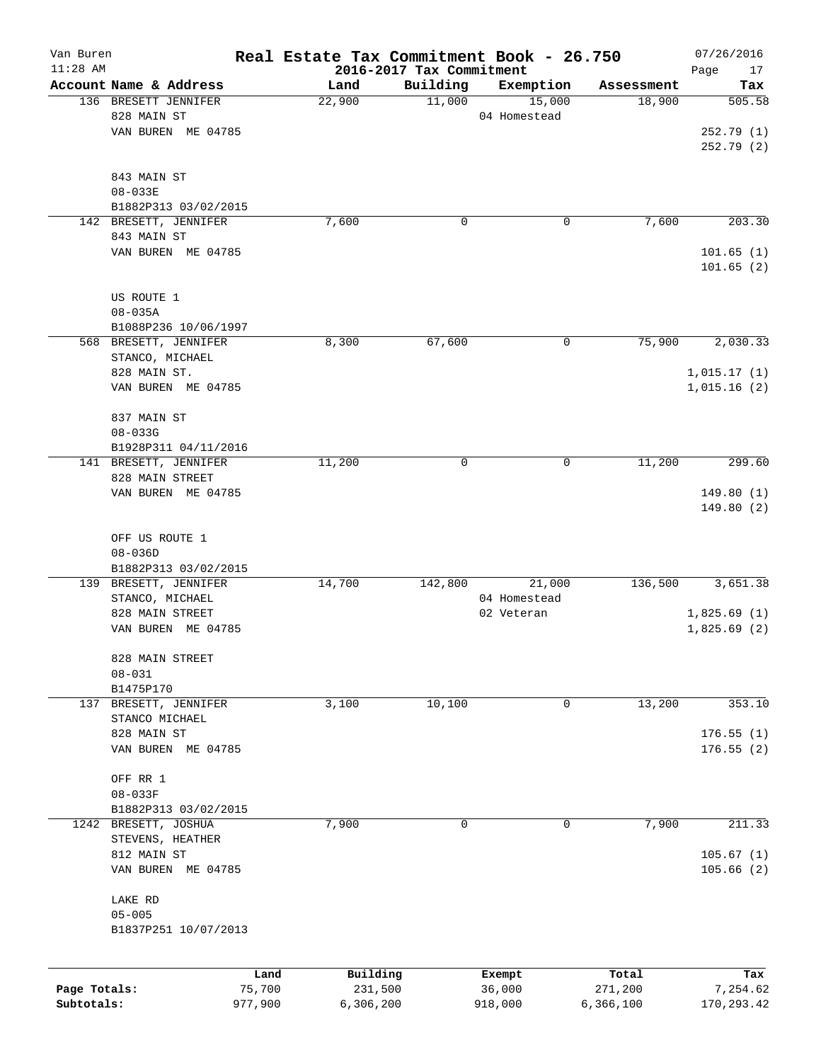# Van Buren — Real Estate Tax Commitment Book - 26.750

11:28 AM — 2016-2017 Tax Commitment — 07/26/2016

| Account Name & Address | Land | Building | Exemption | Assessment | Tax |
|---|---|---|---|---|---|
| 136 BRESETT JENNIFER<br>828 MAIN ST<br>VAN BUREN ME 04785<br><br>843 MAIN ST<br>08-033E<br>B1882P313 03/02/2015 | 22,900 | 11,000 | 15,000<br>04 Homestead | 18,900 | 505.58<br><br>252.79 (1)<br>252.79 (2) |
| 142 BRESETT, JENNIFER<br>843 MAIN ST<br>VAN BUREN ME 04785<br><br>US ROUTE 1<br>08-035A<br>B1088P236 10/06/1997 | 7,600 | 0 | 0 | 7,600 | 203.30<br><br>101.65 (1)<br>101.65 (2) |
| 568 BRESETT, JENNIFER<br>STANCO, MICHAEL<br>828 MAIN ST.<br>VAN BUREN ME 04785<br><br>837 MAIN ST<br>08-033G<br>B1928P311 04/11/2016 | 8,300 | 67,600 | 0 | 75,900 | 2,030.33<br><br>1,015.17 (1)<br>1,015.16 (2) |
| 141 BRESETT, JENNIFER<br>828 MAIN STREET<br>VAN BUREN ME 04785<br><br>OFF US ROUTE 1<br>08-036D<br>B1882P313 03/02/2015 | 11,200 | 0 | 0 | 11,200 | 299.60<br><br>149.80 (1)<br>149.80 (2) |
| 139 BRESETT, JENNIFER<br>STANCO, MICHAEL<br>828 MAIN STREET<br>VAN BUREN ME 04785<br><br>828 MAIN STREET<br>08-031<br>B1475P170 | 14,700 | 142,800 | 21,000<br>04 Homestead<br>02 Veteran | 136,500 | 3,651.38<br><br>1,825.69 (1)<br>1,825.69 (2) |
| 137 BRESETT, JENNIFER<br>STANCO MICHAEL<br>828 MAIN ST<br>VAN BUREN ME 04785<br><br>OFF RR 1<br>08-033F<br>B1882P313 03/02/2015 | 3,100 | 10,100 | 0 | 13,200 | 353.10<br><br>176.55 (1)<br>176.55 (2) |
| 1242 BRESETT, JOSHUA<br>STEVENS, HEATHER<br>812 MAIN ST<br>VAN BUREN ME 04785<br><br>LAKE RD<br>05-005<br>B1837P251 10/07/2013 | 7,900 | 0 | 0 | 7,900 | 211.33<br><br>105.67 (1)<br>105.66 (2) |

| | Land | Building | Exempt | Total | Tax |
|---|---|---|---|---|---|
| Page Totals: | 75,700 | 231,500 | 36,000 | 271,200 | 7,254.62 |
| Subtotals: | 977,900 | 6,306,200 | 918,000 | 6,366,100 | 170,293.42 |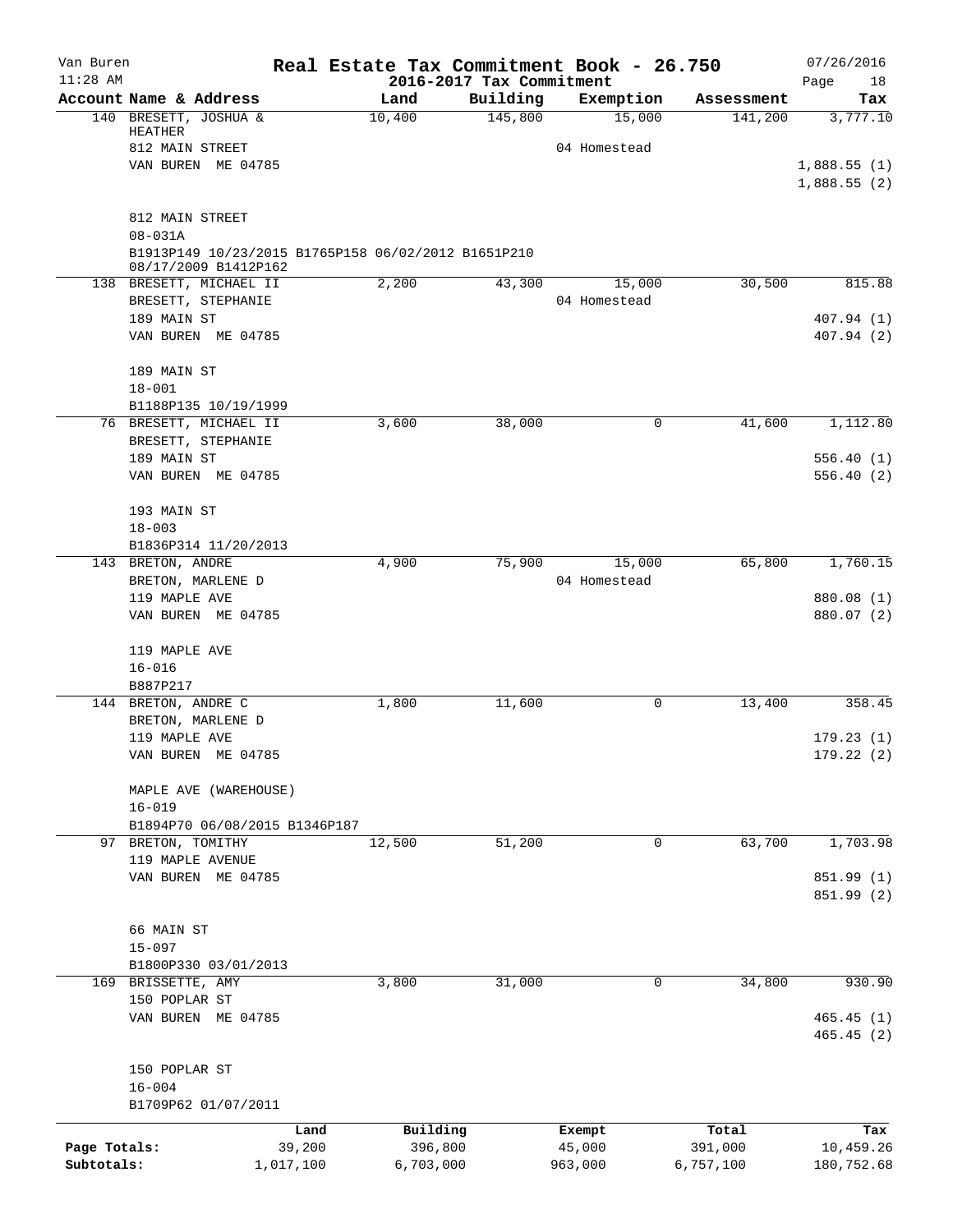# Van Buren — Real Estate Tax Commitment Book - 26.750

2016-2017 Tax Commitment

| Account Name & Address | Land | Building | Exemption | Assessment | Tax |
|---|---|---|---|---|---|
| 140 BRESETT, JOSHUA & HEATHER | 10,400 | 145,800 | 15,000 | 141,200 | 3,777.10 |
| 812 MAIN STREET | | | 04 Homestead | | |
| VAN BUREN ME 04785 | | | | | 1,888.55 (1) |
| | | | | | 1,888.55 (2) |
| 812 MAIN STREET | | | | | |
| 08-031A | | | | | |
| B1913P149 10/23/2015 B1765P158 06/02/2012 B1651P210 08/17/2009 B1412P162 | | | | | |
| 138 BRESETT, MICHAEL II | 2,200 | 43,300 | 15,000 | 30,500 | 815.88 |
| BRESETT, STEPHANIE | | | 04 Homestead | | |
| 189 MAIN ST | | | | | 407.94 (1) |
| VAN BUREN ME 04785 | | | | | 407.94 (2) |
| 189 MAIN ST | | | | | |
| 18-001 | | | | | |
| B1188P135 10/19/1999 | | | | | |
| 76 BRESETT, MICHAEL II | 3,600 | 38,000 | 0 | 41,600 | 1,112.80 |
| BRESETT, STEPHANIE | | | | | |
| 189 MAIN ST | | | | | 556.40 (1) |
| VAN BUREN ME 04785 | | | | | 556.40 (2) |
| 193 MAIN ST | | | | | |
| 18-003 | | | | | |
| B1836P314 11/20/2013 | | | | | |
| 143 BRETON, ANDRE | 4,900 | 75,900 | 15,000 | 65,800 | 1,760.15 |
| BRETON, MARLENE D | | | 04 Homestead | | |
| 119 MAPLE AVE | | | | | 880.08 (1) |
| VAN BUREN ME 04785 | | | | | 880.07 (2) |
| 119 MAPLE AVE | | | | | |
| 16-016 | | | | | |
| B887P217 | | | | | |
| 144 BRETON, ANDRE C | 1,800 | 11,600 | 0 | 13,400 | 358.45 |
| BRETON, MARLENE D | | | | | |
| 119 MAPLE AVE | | | | | 179.23 (1) |
| VAN BUREN ME 04785 | | | | | 179.22 (2) |
| MAPLE AVE (WAREHOUSE) | | | | | |
| 16-019 | | | | | |
| B1894P70 06/08/2015 B1346P187 | | | | | |
| 97 BRETON, TOMITHY | 12,500 | 51,200 | 0 | 63,700 | 1,703.98 |
| 119 MAPLE AVENUE | | | | | |
| VAN BUREN ME 04785 | | | | | 851.99 (1) |
| | | | | | 851.99 (2) |
| 66 MAIN ST | | | | | |
| 15-097 | | | | | |
| B1800P330 03/01/2013 | | | | | |
| 169 BRISSETTE, AMY | 3,800 | 31,000 | 0 | 34,800 | 930.90 |
| 150 POPLAR ST | | | | | |
| VAN BUREN ME 04785 | | | | | 465.45 (1) |
| | | | | | 465.45 (2) |
| 150 POPLAR ST | | | | | |
| 16-004 | | | | | |
| B1709P62 01/07/2011 | | | | | |

| | Land | Building | Exempt | Total | Tax |
|---|---|---|---|---|---|
| Page Totals: | 39,200 | 396,800 | 45,000 | 391,000 | 10,459.26 |
| Subtotals: | 1,017,100 | 6,703,000 | 963,000 | 6,757,100 | 180,752.68 |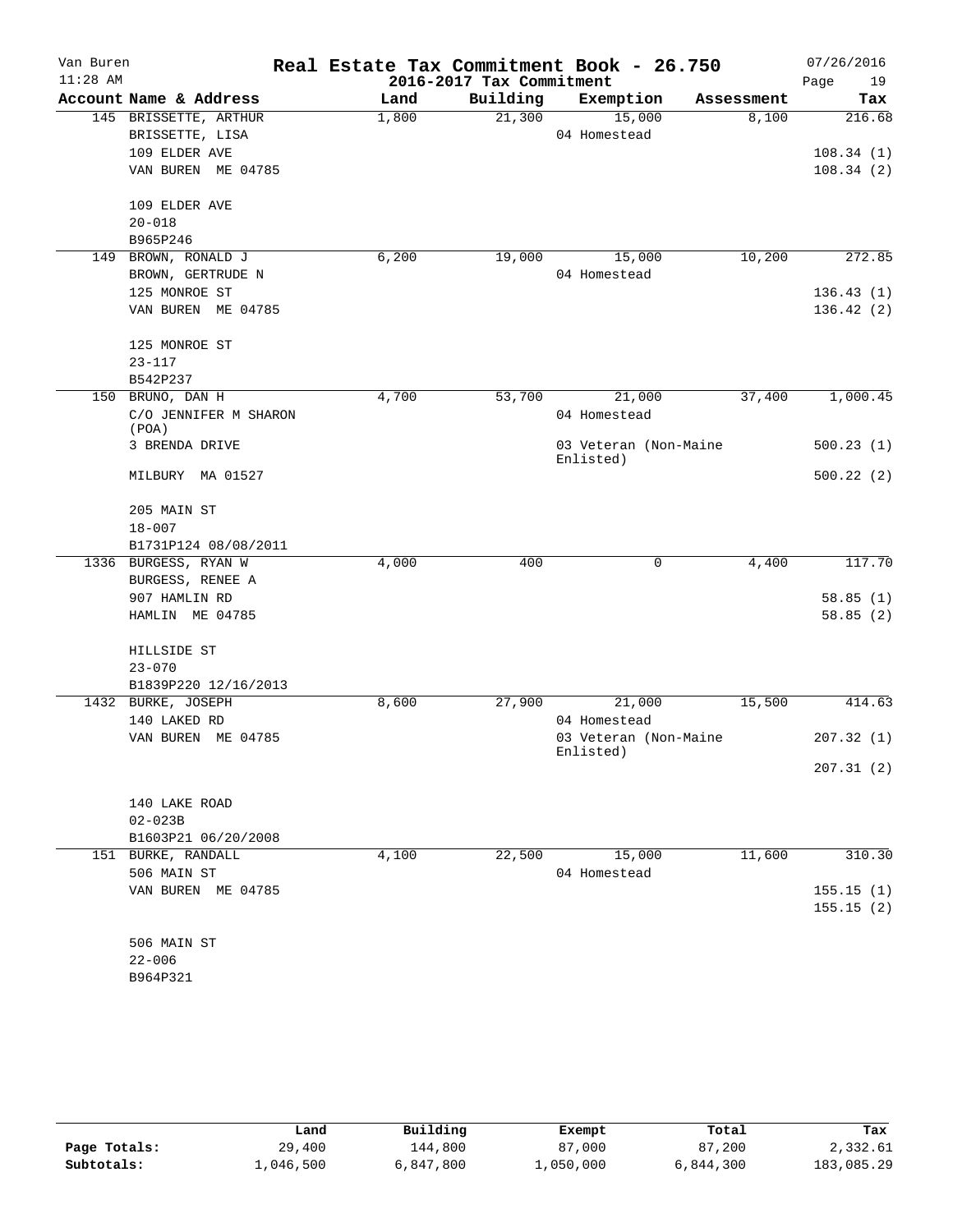# Real Estate Tax Commitment Book - 26.750

Van Buren
11:28 AM

2016-2017 Tax Commitment

07/26/2016

| Account Name & Address | Land | Building | Exemption | Assessment | Tax |
|---|---|---|---|---|---|
| 145 BRISSETTE, ARTHUR | 1,800 | 21,300 | 15,000 | 8,100 | 216.68 |
| BRISSETTE, LISA | | | 04 Homestead | | |
| 109 ELDER AVE | | | | | 108.34 (1) |
| VAN BUREN ME 04785 | | | | | 108.34 (2) |
| 109 ELDER AVE | | | | | |
| 20-018 | | | | | |
| B965P246 | | | | | |
| 149 BROWN, RONALD J | 6,200 | 19,000 | 15,000 | 10,200 | 272.85 |
| BROWN, GERTRUDE N | | | 04 Homestead | | |
| 125 MONROE ST | | | | | 136.43 (1) |
| VAN BUREN ME 04785 | | | | | 136.42 (2) |
| 125 MONROE ST | | | | | |
| 23-117 | | | | | |
| B542P237 | | | | | |
| 150 BRUNO, DAN H | 4,700 | 53,700 | 21,000 | 37,400 | 1,000.45 |
| C/O JENNIFER M SHARON (POA) | | | 04 Homestead | | |
| 3 BRENDA DRIVE | | | 03 Veteran (Non-Maine Enlisted) | | 500.23 (1) |
| MILBURY MA 01527 | | | | | 500.22 (2) |
| 205 MAIN ST | | | | | |
| 18-007 | | | | | |
| B1731P124 08/08/2011 | | | | | |
| 1336 BURGESS, RYAN W | 4,000 | 400 | 0 | 4,400 | 117.70 |
| BURGESS, RENEE A | | | | | |
| 907 HAMLIN RD | | | | | 58.85 (1) |
| HAMLIN ME 04785 | | | | | 58.85 (2) |
| HILLSIDE ST | | | | | |
| 23-070 | | | | | |
| B1839P220 12/16/2013 | | | | | |
| 1432 BURKE, JOSEPH | 8,600 | 27,900 | 21,000 | 15,500 | 414.63 |
| 140 LAKED RD | | | 04 Homestead | | |
| VAN BUREN ME 04785 | | | 03 Veteran (Non-Maine Enlisted) | | 207.32 (1) |
| | | | | | 207.31 (2) |
| 140 LAKE ROAD | | | | | |
| 02-023B | | | | | |
| B1603P21 06/20/2008 | | | | | |
| 151 BURKE, RANDALL | 4,100 | 22,500 | 15,000 | 11,600 | 310.30 |
| 506 MAIN ST | | | 04 Homestead | | |
| VAN BUREN ME 04785 | | | | | 155.15 (1) |
| | | | | | 155.15 (2) |
| 506 MAIN ST | | | | | |
| 22-006 | | | | | |
| B964P321 | | | | | |

| | Land | Building | Exempt | Total | Tax |
|---|---|---|---|---|---|
| Page Totals: | 29,400 | 144,800 | 87,000 | 87,200 | 2,332.61 |
| Subtotals: | 1,046,500 | 6,847,800 | 1,050,000 | 6,844,300 | 183,085.29 |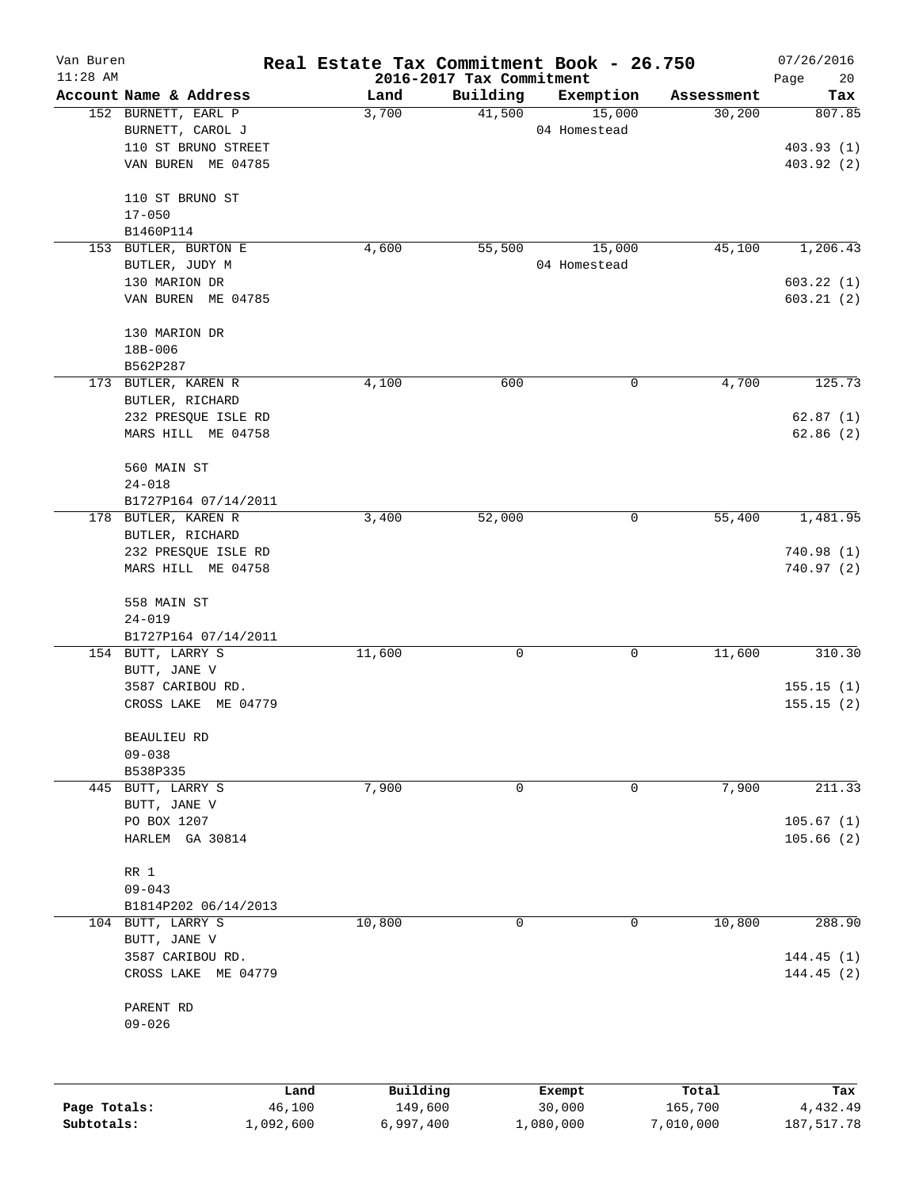# Real Estate Tax Commitment Book - 26.750

Van Buren
11:28 AM

2016-2017 Tax Commitment

07/26/2016

| Account Name & Address | Land | Building | Exemption | Assessment | Tax |
|---|---|---|---|---|---|
| 152 BURNETT, EARL P<br>BURNETT, CAROL J<br>110 ST BRUNO STREET<br>VAN BUREN ME 04785<br><br>110 ST BRUNO ST<br>17-050<br>B1460P114 | 3,700 | 41,500 | 15,000<br>04 Homestead | 30,200 | 807.85<br><br>403.93 (1)<br>403.92 (2) |
| 153 BUTLER, BURTON E<br>BUTLER, JUDY M<br>130 MARION DR<br>VAN BUREN ME 04785<br><br>130 MARION DR<br>18B-006<br>B562P287 | 4,600 | 55,500 | 15,000<br>04 Homestead | 45,100 | 1,206.43<br><br>603.22 (1)<br>603.21 (2) |
| 173 BUTLER, KAREN R<br>BUTLER, RICHARD<br>232 PRESQUE ISLE RD<br>MARS HILL ME 04758<br><br>560 MAIN ST<br>24-018<br>B1727P164 07/14/2011 | 4,100 | 600 | 0 | 4,700 | 125.73<br><br>62.87 (1)<br>62.86 (2) |
| 178 BUTLER, KAREN R<br>BUTLER, RICHARD<br>232 PRESQUE ISLE RD<br>MARS HILL ME 04758<br><br>558 MAIN ST<br>24-019<br>B1727P164 07/14/2011 | 3,400 | 52,000 | 0 | 55,400 | 1,481.95<br><br>740.98 (1)<br>740.97 (2) |
| 154 BUTT, LARRY S<br>BUTT, JANE V<br>3587 CARIBOU RD.<br>CROSS LAKE ME 04779<br><br>BEAULIEU RD<br>09-038<br>B538P335 | 11,600 | 0 | 0 | 11,600 | 310.30<br><br>155.15 (1)<br>155.15 (2) |
| 445 BUTT, LARRY S<br>BUTT, JANE V<br>PO BOX 1207<br>HARLEM GA 30814<br><br>RR 1<br>09-043<br>B1814P202 06/14/2013 | 7,900 | 0 | 0 | 7,900 | 211.33<br><br>105.67 (1)<br>105.66 (2) |
| 104 BUTT, LARRY S<br>BUTT, JANE V<br>3587 CARIBOU RD.<br>CROSS LAKE ME 04779<br><br>PARENT RD<br>09-026 | 10,800 | 0 | 0 | 10,800 | 288.90<br><br>144.45 (1)<br>144.45 (2) |

| | Land | Building | Exempt | Total | Tax |
|---|---|---|---|---|---|
| **Page Totals:** | 46,100 | 149,600 | 30,000 | 165,700 | 4,432.49 |
| **Subtotals:** | 1,092,600 | 6,997,400 | 1,080,000 | 7,010,000 | 187,517.78 |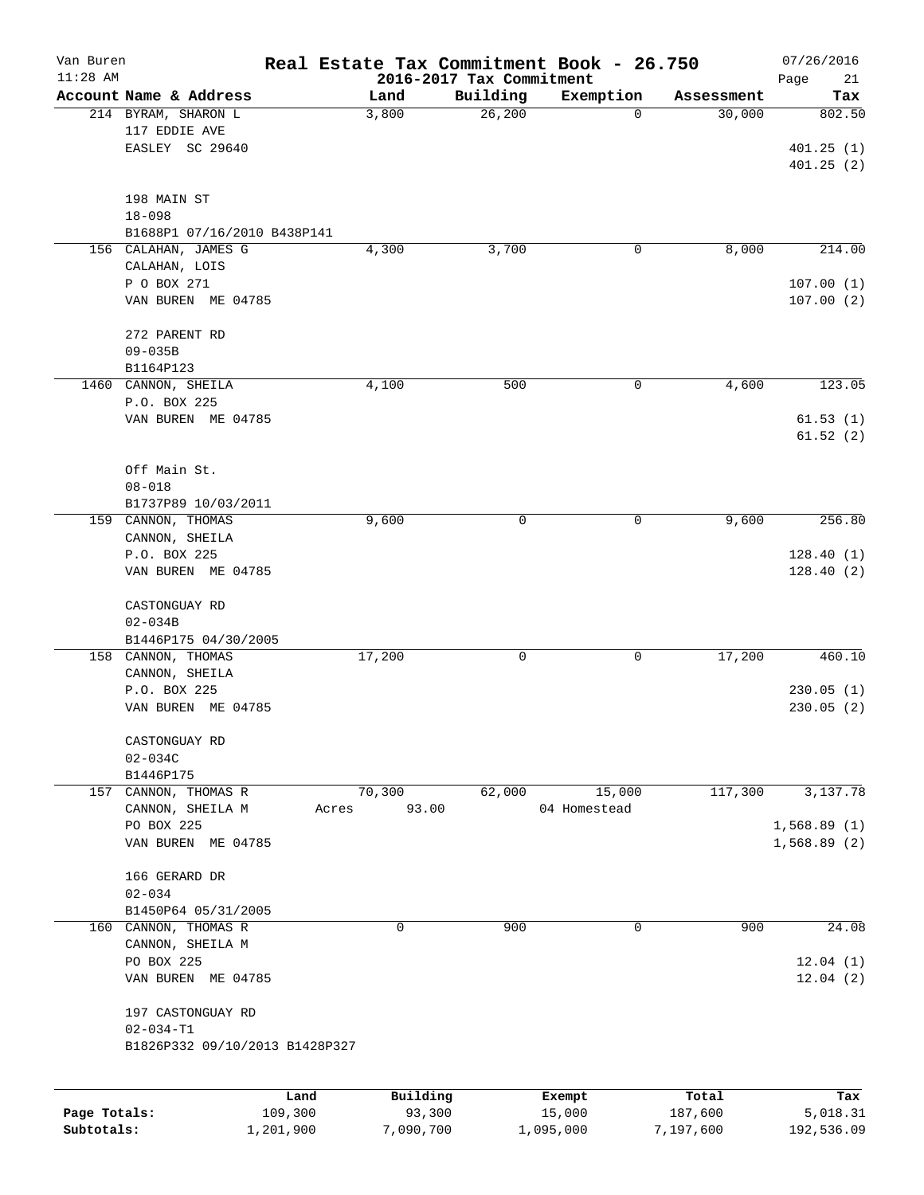# Real Estate Tax Commitment Book - 26.750

## 2016-2017 Tax Commitment

Van Buren
11:28 AM
07/26/2016

| Account Name & Address | Land | Building | Exemption | Assessment | Tax |
|---|---|---|---|---|---|
| 214 BYRAM, SHARON L<br>117 EDDIE AVE<br>EASLEY SC 29640<br><br>198 MAIN ST<br>18-098<br>B1688P1 07/16/2010 B438P141 | 3,800 | 26,200 | 0 | 30,000 | 802.50<br>401.25 (1)<br>401.25 (2) |
| 156 CALAHAN, JAMES G<br>CALAHAN, LOIS<br>P O BOX 271<br>VAN BUREN ME 04785<br><br>272 PARENT RD<br>09-035B<br>B1164P123 | 4,300 | 3,700 | 0 | 8,000 | 214.00<br>107.00 (1)<br>107.00 (2) |
| 1460 CANNON, SHEILA<br>P.O. BOX 225<br>VAN BUREN ME 04785<br><br>Off Main St.<br>08-018<br>B1737P89 10/03/2011 | 4,100 | 500 | 0 | 4,600 | 123.05<br>61.53 (1)<br>61.52 (2) |
| 159 CANNON, THOMAS<br>CANNON, SHEILA<br>P.O. BOX 225<br>VAN BUREN ME 04785<br><br>CASTONGUAY RD<br>02-034B<br>B1446P175 04/30/2005 | 9,600 | 0 | 0 | 9,600 | 256.80<br>128.40 (1)<br>128.40 (2) |
| 158 CANNON, THOMAS<br>CANNON, SHEILA<br>P.O. BOX 225<br>VAN BUREN ME 04785<br><br>CASTONGUAY RD<br>02-034C<br>B1446P175 | 17,200 | 0 | 0 | 17,200 | 460.10<br>230.05 (1)<br>230.05 (2) |
| 157 CANNON, THOMAS R<br>CANNON, SHEILA M<br>PO BOX 225<br>VAN BUREN ME 04785<br><br>166 GERARD DR<br>02-034<br>B1450P64 05/31/2005 | 70,300<br>Acres 93.00 | 62,000 | 15,000<br>04 Homestead | 117,300 | 3,137.78<br>1,568.89 (1)<br>1,568.89 (2) |
| 160 CANNON, THOMAS R<br>CANNON, SHEILA M<br>PO BOX 225<br>VAN BUREN ME 04785<br><br>197 CASTONGUAY RD<br>02-034-T1<br>B1826P332 09/10/2013 B1428P327 | 0 | 900 | 0 | 900 | 24.08<br>12.04 (1)<br>12.04 (2) |

| | Land | Building | Exempt | Total | Tax |
|---|---|---|---|---|---|
| Page Totals: | 109,300 | 93,300 | 15,000 | 187,600 | 5,018.31 |
| Subtotals: | 1,201,900 | 7,090,700 | 1,095,000 | 7,197,600 | 192,536.09 |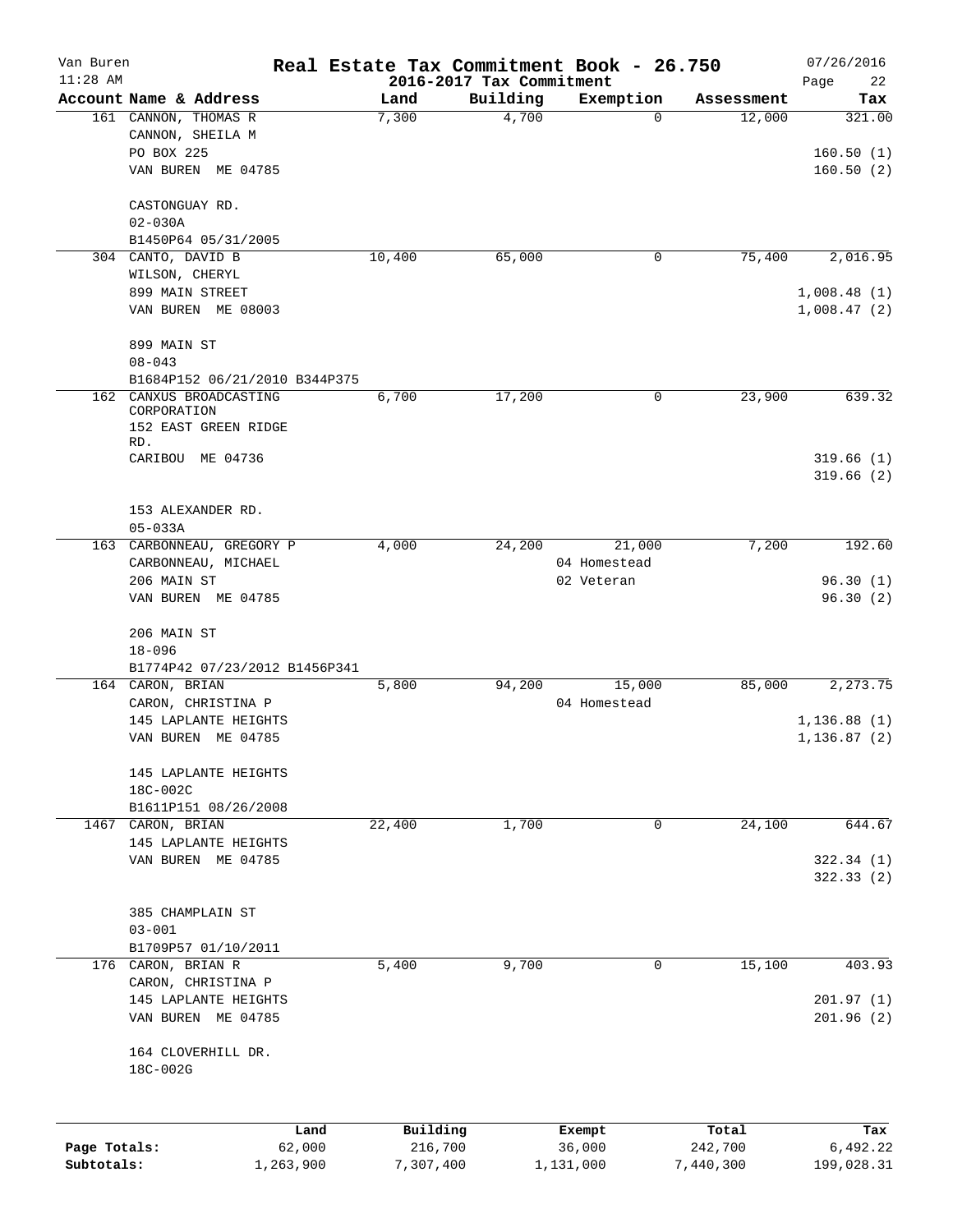# Real Estate Tax Commitment Book - 26.750

Van Buren
11:28 AM

2016-2017 Tax Commitment

07/26/2016
Page 22

| Account Name & Address | Land | Building | Exemption | Assessment | Tax |
|---|---|---|---|---|---|
| 161 CANNON, THOMAS R<br>CANNON, SHEILA M<br>PO BOX 225<br>VAN BUREN ME 04785<br><br>CASTONGUAY RD.<br>02-030A<br>B1450P64 05/31/2005 | 7,300 | 4,700 | 0 | 12,000 | 321.00<br><br>160.50 (1)<br>160.50 (2) |
| 304 CANTO, DAVID B<br>WILSON, CHERYL<br>899 MAIN STREET<br>VAN BUREN ME 08003<br><br>899 MAIN ST<br>08-043<br>B1684P152 06/21/2010 B344P375 | 10,400 | 65,000 | 0 | 75,400 | 2,016.95<br><br>1,008.48 (1)<br>1,008.47 (2) |
| 162 CANXUS BROADCASTING CORPORATION<br>152 EAST GREEN RIDGE RD.<br>CARIBOU ME 04736<br><br>153 ALEXANDER RD.<br>05-033A | 6,700 | 17,200 | 0 | 23,900 | 639.32<br><br>319.66 (1)<br>319.66 (2) |
| 163 CARBONNEAU, GREGORY P<br>CARBONNEAU, MICHAEL<br>206 MAIN ST<br>VAN BUREN ME 04785<br><br>206 MAIN ST<br>18-096<br>B1774P42 07/23/2012 B1456P341 | 4,000 | 24,200 | 21,000<br>04 Homestead<br>02 Veteran | 7,200 | 192.60<br><br>96.30 (1)<br>96.30 (2) |
| 164 CARON, BRIAN<br>CARON, CHRISTINA P<br>145 LAPLANTE HEIGHTS<br>VAN BUREN ME 04785<br><br>145 LAPLANTE HEIGHTS<br>18C-002C<br>B1611P151 08/26/2008 | 5,800 | 94,200 | 15,000<br>04 Homestead | 85,000 | 2,273.75<br><br>1,136.88 (1)<br>1,136.87 (2) |
| 1467 CARON, BRIAN<br>145 LAPLANTE HEIGHTS<br>VAN BUREN ME 04785<br><br>385 CHAMPLAIN ST<br>03-001<br>B1709P57 01/10/2011 | 22,400 | 1,700 | 0 | 24,100 | 644.67<br><br>322.34 (1)<br>322.33 (2) |
| 176 CARON, BRIAN R<br>CARON, CHRISTINA P<br>145 LAPLANTE HEIGHTS<br>VAN BUREN ME 04785<br><br>164 CLOVERHILL DR.<br>18C-002G | 5,400 | 9,700 | 0 | 15,100 | 403.93<br><br>201.97 (1)<br>201.96 (2) |

| | Land | Building | Exempt | Total | Tax |
|---|---|---|---|---|---|
| Page Totals: | 62,000 | 216,700 | 36,000 | 242,700 | 6,492.22 |
| Subtotals: | 1,263,900 | 7,307,400 | 1,131,000 | 7,440,300 | 199,028.31 |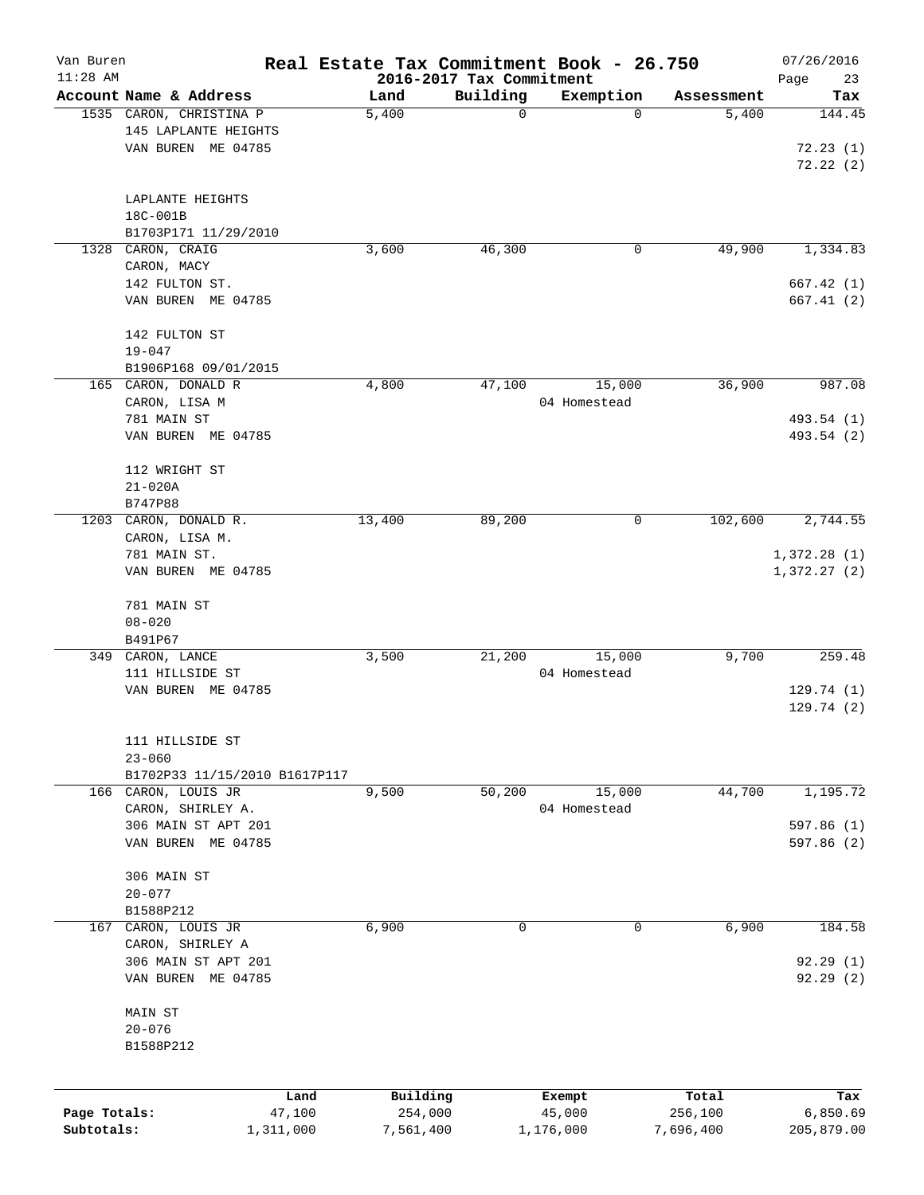Van Buren  
11:28 AM

# Real Estate Tax Commitment Book - 26.750
## 2016-2017 Tax Commitment

07/26/2016  
Page 23

| Account Name & Address | Land | Building | Exemption | Assessment | Tax |
|---|---|---|---|---|---|
| 1535 CARON, CHRISTINA P<br>145 LAPLANTE HEIGHTS<br>VAN BUREN ME 04785<br><br>LAPLANTE HEIGHTS<br>18C-001B<br>B1703P171 11/29/2010 | 5,400 | 0 | 0 | 5,400 | 144.45<br><br>72.23 (1)<br>72.22 (2) |
| 1328 CARON, CRAIG<br>CARON, MACY<br>142 FULTON ST.<br>VAN BUREN ME 04785<br><br>142 FULTON ST<br>19-047<br>B1906P168 09/01/2015 | 3,600 | 46,300 | 0 | 49,900 | 1,334.83<br><br>667.42 (1)<br>667.41 (2) |
| 165 CARON, DONALD R<br>CARON, LISA M<br>781 MAIN ST<br>VAN BUREN ME 04785<br><br>112 WRIGHT ST<br>21-020A<br>B747P88 | 4,800 | 47,100 | 15,000<br>04 Homestead | 36,900 | 987.08<br><br>493.54 (1)<br>493.54 (2) |
| 1203 CARON, DONALD R.<br>CARON, LISA M.<br>781 MAIN ST.<br>VAN BUREN ME 04785<br><br>781 MAIN ST<br>08-020<br>B491P67 | 13,400 | 89,200 | 0 | 102,600 | 2,744.55<br><br>1,372.28 (1)<br>1,372.27 (2) |
| 349 CARON, LANCE<br>111 HILLSIDE ST<br>VAN BUREN ME 04785<br><br>111 HILLSIDE ST<br>23-060<br>B1702P33 11/15/2010 B1617P117 | 3,500 | 21,200 | 15,000<br>04 Homestead | 9,700 | 259.48<br><br>129.74 (1)<br>129.74 (2) |
| 166 CARON, LOUIS JR<br>CARON, SHIRLEY A.<br>306 MAIN ST APT 201<br>VAN BUREN ME 04785<br><br>306 MAIN ST<br>20-077<br>B1588P212 | 9,500 | 50,200 | 15,000<br>04 Homestead | 44,700 | 1,195.72<br><br>597.86 (1)<br>597.86 (2) |
| 167 CARON, LOUIS JR<br>CARON, SHIRLEY A<br>306 MAIN ST APT 201<br>VAN BUREN ME 04785<br><br>MAIN ST<br>20-076<br>B1588P212 | 6,900 | 0 | 0 | 6,900 | 184.58<br><br>92.29 (1)<br>92.29 (2) |

| | Land | Building | Exempt | Total | Tax |
|---|---|---|---|---|---|
| Page Totals: | 47,100 | 254,000 | 45,000 | 256,100 | 6,850.69 |
| Subtotals: | 1,311,000 | 7,561,400 | 1,176,000 | 7,696,400 | 205,879.00 |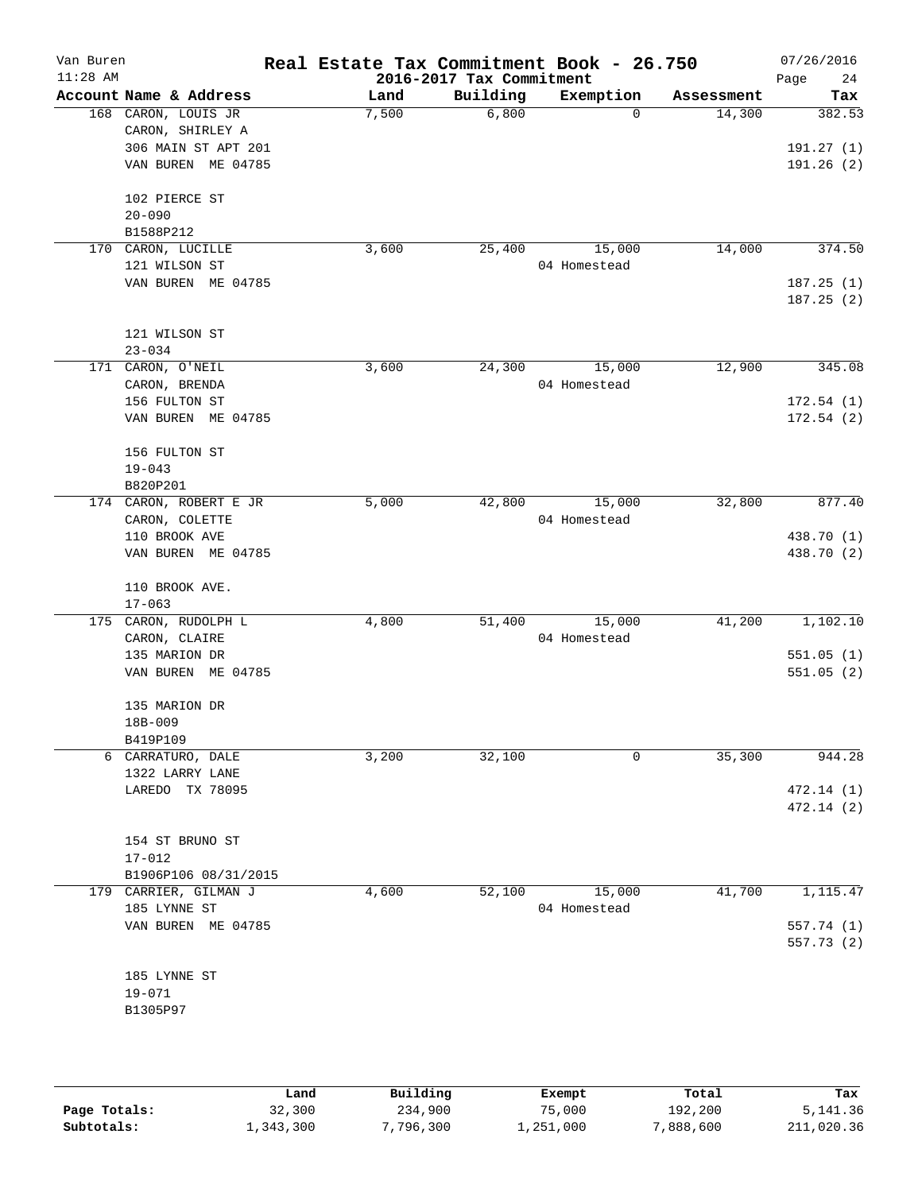# Real Estate Tax Commitment Book - 26.750

## 2016-2017 Tax Commitment

Van Buren
11:28 AM

07/26/2016

| Account Name & Address | Land | Building | Exemption | Assessment | Tax |
|---|---|---|---|---|---|
| 168 CARON, LOUIS JR<br>CARON, SHIRLEY A<br>306 MAIN ST APT 201<br>VAN BUREN ME 04785<br><br>102 PIERCE ST<br>20-090<br>B1588P212 | 7,500 | 6,800 | 0 | 14,300 | 382.53<br><br>191.27 (1)<br>191.26 (2) |
| 170 CARON, LUCILLE<br>121 WILSON ST<br>VAN BUREN ME 04785<br><br>121 WILSON ST<br>23-034 | 3,600 | 25,400 | 15,000<br>04 Homestead | 14,000 | 374.50<br><br>187.25 (1)<br>187.25 (2) |
| 171 CARON, O'NEIL<br>CARON, BRENDA<br>156 FULTON ST<br>VAN BUREN ME 04785<br><br>156 FULTON ST<br>19-043<br>B820P201 | 3,600 | 24,300 | 15,000<br>04 Homestead | 12,900 | 345.08<br><br>172.54 (1)<br>172.54 (2) |
| 174 CARON, ROBERT E JR<br>CARON, COLETTE<br>110 BROOK AVE<br>VAN BUREN ME 04785<br><br>110 BROOK AVE.<br>17-063 | 5,000 | 42,800 | 15,000<br>04 Homestead | 32,800 | 877.40<br><br>438.70 (1)<br>438.70 (2) |
| 175 CARON, RUDOLPH L<br>CARON, CLAIRE<br>135 MARION DR<br>VAN BUREN ME 04785<br><br>135 MARION DR<br>18B-009<br>B419P109 | 4,800 | 51,400 | 15,000<br>04 Homestead | 41,200 | 1,102.10<br><br>551.05 (1)<br>551.05 (2) |
| 6 CARRATURO, DALE<br>1322 LARRY LANE<br>LAREDO TX 78095<br><br>154 ST BRUNO ST<br>17-012<br>B1906P106 08/31/2015 | 3,200 | 32,100 | 0 | 35,300 | 944.28<br><br>472.14 (1)<br>472.14 (2) |
| 179 CARRIER, GILMAN J<br>185 LYNNE ST<br>VAN BUREN ME 04785<br><br>185 LYNNE ST<br>19-071<br>B1305P97 | 4,600 | 52,100 | 15,000<br>04 Homestead | 41,700 | 1,115.47<br><br>557.74 (1)<br>557.73 (2) |

| | Land | Building | Exempt | Total | Tax |
|---|---|---|---|---|---|
| Page Totals: | 32,300 | 234,900 | 75,000 | 192,200 | 5,141.36 |
| Subtotals: | 1,343,300 | 7,796,300 | 1,251,000 | 7,888,600 | 211,020.36 |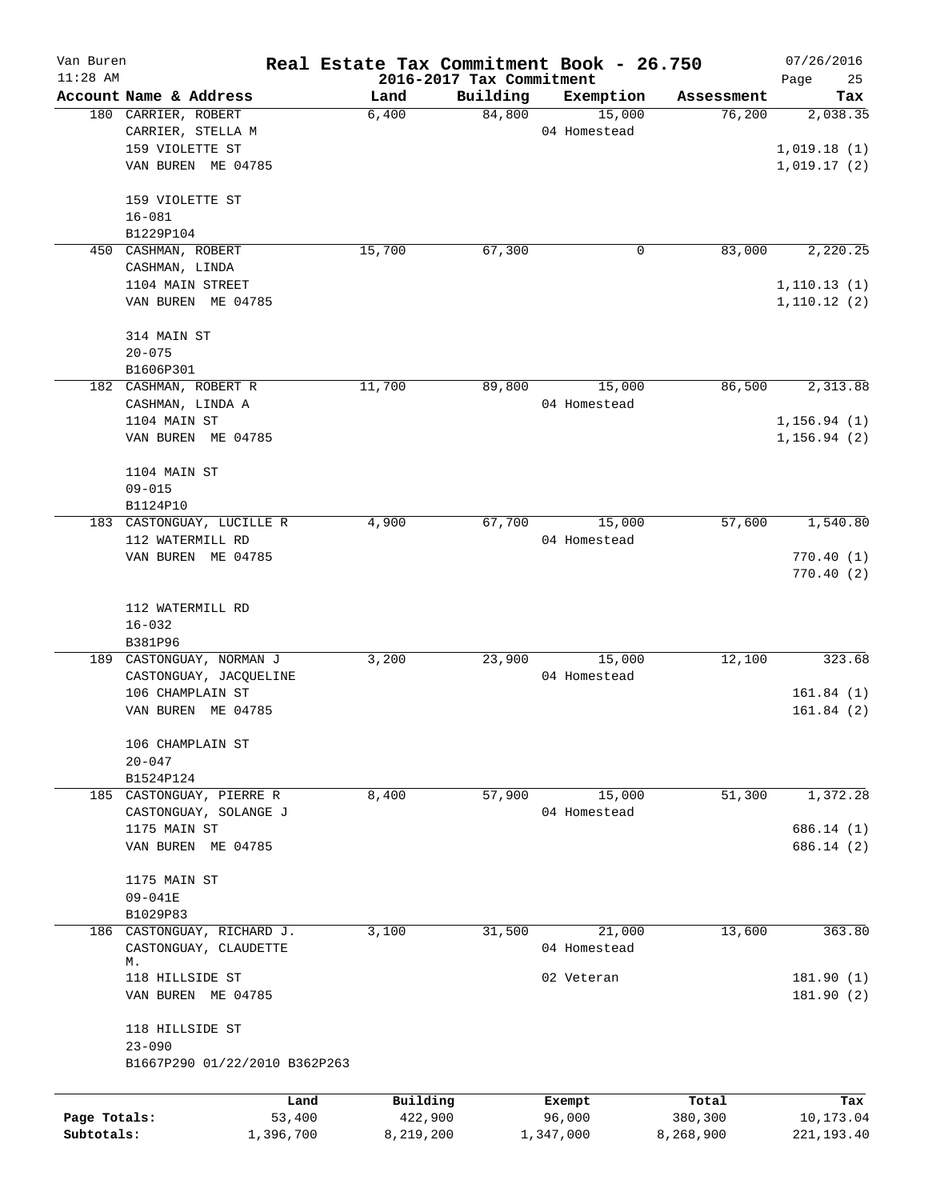Van Buren 11:28 AM

# Real Estate Tax Commitment Book - 26.750

2016-2017 Tax Commitment

07/26/2016

| Account Name & Address | Land | Building | Exemption | Assessment | Tax |
|---|---|---|---|---|---|
| 180 CARRIER, ROBERT | 6,400 | 84,800 | 15,000 | 76,200 | 2,038.35 |
| CARRIER, STELLA M | | | 04 Homestead | | |
| 159 VIOLETTE ST | | | | | 1,019.18 (1) |
| VAN BUREN ME 04785 | | | | | 1,019.17 (2) |
| 159 VIOLETTE ST | | | | | |
| 16-081 | | | | | |
| B1229P104 | | | | | |
| 450 CASHMAN, ROBERT | 15,700 | 67,300 | 0 | 83,000 | 2,220.25 |
| CASHMAN, LINDA | | | | | |
| 1104 MAIN STREET | | | | | 1,110.13 (1) |
| VAN BUREN ME 04785 | | | | | 1,110.12 (2) |
| 314 MAIN ST | | | | | |
| 20-075 | | | | | |
| B1606P301 | | | | | |
| 182 CASHMAN, ROBERT R | 11,700 | 89,800 | 15,000 | 86,500 | 2,313.88 |
| CASHMAN, LINDA A | | | 04 Homestead | | |
| 1104 MAIN ST | | | | | 1,156.94 (1) |
| VAN BUREN ME 04785 | | | | | 1,156.94 (2) |
| 1104 MAIN ST | | | | | |
| 09-015 | | | | | |
| B1124P10 | | | | | |
| 183 CASTONGUAY, LUCILLE R | 4,900 | 67,700 | 15,000 | 57,600 | 1,540.80 |
| 112 WATERMILL RD | | | 04 Homestead | | |
| VAN BUREN ME 04785 | | | | | 770.40 (1) |
| | | | | | 770.40 (2) |
| 112 WATERMILL RD | | | | | |
| 16-032 | | | | | |
| B381P96 | | | | | |
| 189 CASTONGUAY, NORMAN J | 3,200 | 23,900 | 15,000 | 12,100 | 323.68 |
| CASTONGUAY, JACQUELINE | | | 04 Homestead | | |
| 106 CHAMPLAIN ST | | | | | 161.84 (1) |
| VAN BUREN ME 04785 | | | | | 161.84 (2) |
| 106 CHAMPLAIN ST | | | | | |
| 20-047 | | | | | |
| B1524P124 | | | | | |
| 185 CASTONGUAY, PIERRE R | 8,400 | 57,900 | 15,000 | 51,300 | 1,372.28 |
| CASTONGUAY, SOLANGE J | | | 04 Homestead | | |
| 1175 MAIN ST | | | | | 686.14 (1) |
| VAN BUREN ME 04785 | | | | | 686.14 (2) |
| 1175 MAIN ST | | | | | |
| 09-041E | | | | | |
| B1029P83 | | | | | |
| 186 CASTONGUAY, RICHARD J. | 3,100 | 31,500 | 21,000 | 13,600 | 363.80 |
| CASTONGUAY, CLAUDETTE M. | | | 04 Homestead | | |
| 118 HILLSIDE ST | | | 02 Veteran | | 181.90 (1) |
| VAN BUREN ME 04785 | | | | | 181.90 (2) |
| 118 HILLSIDE ST | | | | | |
| 23-090 | | | | | |
| B1667P290 01/22/2010 B362P263 | | | | | |

| | Land | Building | Exempt | Total | Tax |
|---|---|---|---|---|---|
| Page Totals: | 53,400 | 422,900 | 96,000 | 380,300 | 10,173.04 |
| Subtotals: | 1,396,700 | 8,219,200 | 1,347,000 | 8,268,900 | 221,193.40 |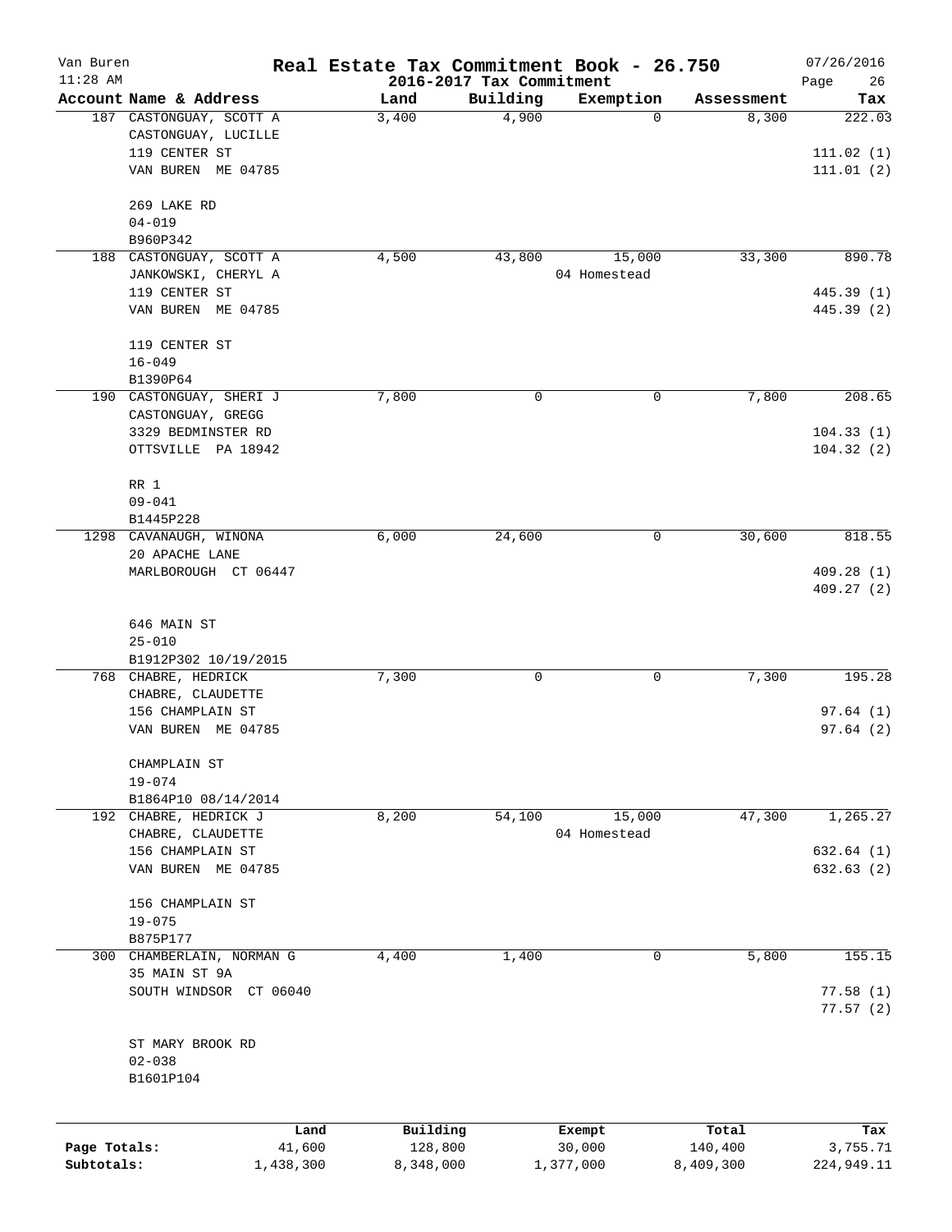Van Buren 11:28 AM

# Real Estate Tax Commitment Book - 26.750

2016-2017 Tax Commitment

07/26/2016 Page 26

| Account | Name & Address | Land | Building | Exemption | Assessment | Tax |
|---|---|---|---|---|---|---|
| 187 | CASTONGUAY, SCOTT A<br>CASTONGUAY, LUCILLE<br>119 CENTER ST<br>VAN BUREN ME 04785<br><br>269 LAKE RD<br>04-019<br>B960P342 | 3,400 | 4,900 | 0 | 8,300 | 222.03<br><br>111.02 (1)<br>111.01 (2) |
| 188 | CASTONGUAY, SCOTT A<br>JANKOWSKI, CHERYL A<br>119 CENTER ST<br>VAN BUREN ME 04785<br><br>119 CENTER ST<br>16-049<br>B1390P64 | 4,500 | 43,800 | 15,000<br>04 Homestead | 33,300 | 890.78<br><br>445.39 (1)<br>445.39 (2) |
| 190 | CASTONGUAY, SHERI J<br>CASTONGUAY, GREGG<br>3329 BEDMINSTER RD<br>OTTSVILLE PA 18942<br><br>RR 1<br>09-041<br>B1445P228 | 7,800 | 0 | 0 | 7,800 | 208.65<br><br>104.33 (1)<br>104.32 (2) |
| 1298 | CAVANAUGH, WINONA<br>20 APACHE LANE<br>MARLBOROUGH CT 06447<br><br>646 MAIN ST<br>25-010<br>B1912P302 10/19/2015 | 6,000 | 24,600 | 0 | 30,600 | 818.55<br><br>409.28 (1)<br>409.27 (2) |
| 768 | CHABRE, HEDRICK<br>CHABRE, CLAUDETTE<br>156 CHAMPLAIN ST<br>VAN BUREN ME 04785<br><br>CHAMPLAIN ST<br>19-074<br>B1864P10 08/14/2014 | 7,300 | 0 | 0 | 7,300 | 195.28<br><br>97.64 (1)<br>97.64 (2) |
| 192 | CHABRE, HEDRICK J<br>CHABRE, CLAUDETTE<br>156 CHAMPLAIN ST<br>VAN BUREN ME 04785<br><br>156 CHAMPLAIN ST<br>19-075<br>B875P177 | 8,200 | 54,100 | 15,000<br>04 Homestead | 47,300 | 1,265.27<br><br>632.64 (1)<br>632.63 (2) |
| 300 | CHAMBERLAIN, NORMAN G<br>35 MAIN ST 9A<br>SOUTH WINDSOR CT 06040<br><br>ST MARY BROOK RD<br>02-038<br>B1601P104 | 4,400 | 1,400 | 0 | 5,800 | 155.15<br><br>77.58 (1)<br>77.57 (2) |

| | Land | Building | Exempt | Total | Tax |
|---|---|---|---|---|---|
| Page Totals: | 41,600 | 128,800 | 30,000 | 140,400 | 3,755.71 |
| Subtotals: | 1,438,300 | 8,348,000 | 1,377,000 | 8,409,300 | 224,949.11 |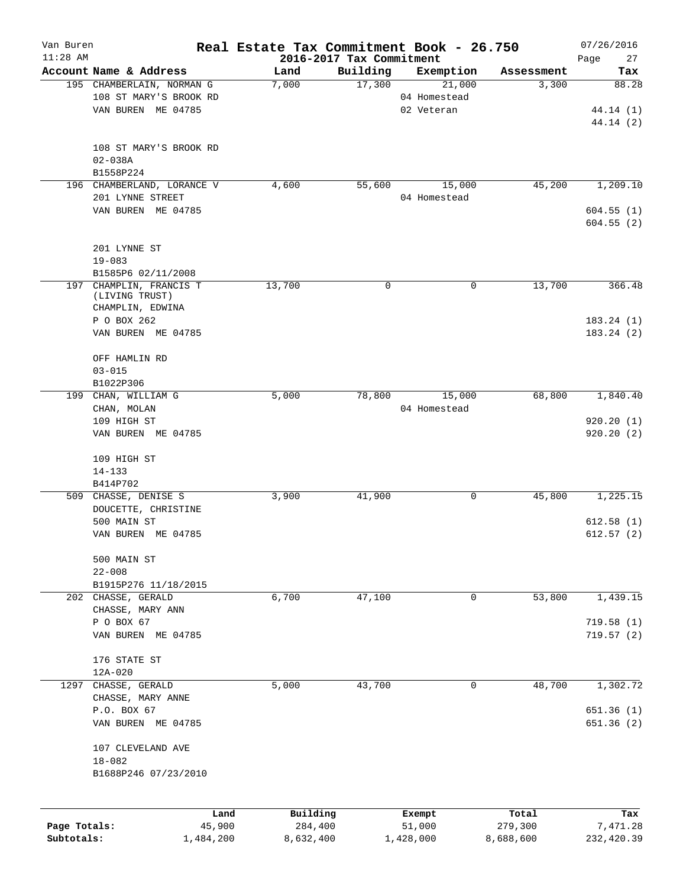# Real Estate Tax Commitment Book - 26.750

Van Buren
11:28 AM

2016-2017 Tax Commitment

07/26/2016

| Account Name & Address | Land | Building | Exemption | Assessment | Tax |
|---|---|---|---|---|---|
| 195 CHAMBERLAIN, NORMAN G<br>108 ST MARY'S BROOK RD<br>VAN BUREN ME 04785<br><br>108 ST MARY'S BROOK RD<br>02-038A<br>B1558P224 | 7,000 | 17,300 | 21,000<br>04 Homestead<br>02 Veteran | 3,300 | 88.28<br><br>44.14 (1)<br>44.14 (2) |
| 196 CHAMBERLAND, LORANCE V<br>201 LYNNE STREET<br>VAN BUREN ME 04785<br><br>201 LYNNE ST<br>19-083<br>B1585P6 02/11/2008 | 4,600 | 55,600 | 15,000<br>04 Homestead | 45,200 | 1,209.10<br><br>604.55 (1)<br>604.55 (2) |
| 197 CHAMPLIN, FRANCIS T<br>(LIVING TRUST)<br>CHAMPLIN, EDWINA<br>P O BOX 262<br>VAN BUREN ME 04785<br><br>OFF HAMLIN RD<br>03-015<br>B1022P306 | 13,700 | 0 | 0 | 13,700 | 366.48<br><br>183.24 (1)<br>183.24 (2) |
| 199 CHAN, WILLIAM G<br>CHAN, MOLAN<br>109 HIGH ST<br>VAN BUREN ME 04785<br><br>109 HIGH ST<br>14-133<br>B414P702 | 5,000 | 78,800 | 15,000<br>04 Homestead | 68,800 | 1,840.40<br><br>920.20 (1)<br>920.20 (2) |
| 509 CHASSE, DENISE S<br>DOUCETTE, CHRISTINE<br>500 MAIN ST<br>VAN BUREN ME 04785<br><br>500 MAIN ST<br>22-008<br>B1915P276 11/18/2015 | 3,900 | 41,900 | 0 | 45,800 | 1,225.15<br><br>612.58 (1)<br>612.57 (2) |
| 202 CHASSE, GERALD<br>CHASSE, MARY ANN<br>P O BOX 67<br>VAN BUREN ME 04785<br><br>176 STATE ST<br>12A-020 | 6,700 | 47,100 | 0 | 53,800 | 1,439.15<br><br>719.58 (1)<br>719.57 (2) |
| 1297 CHASSE, GERALD<br>CHASSE, MARY ANNE<br>P.O. BOX 67<br>VAN BUREN ME 04785<br><br>107 CLEVELAND AVE<br>18-082<br>B1688P246 07/23/2010 | 5,000 | 43,700 | 0 | 48,700 | 1,302.72<br><br>651.36 (1)<br>651.36 (2) |

| | Land | Building | Exempt | Total | Tax |
|---|---|---|---|---|---|
| Page Totals: | 45,900 | 284,400 | 51,000 | 279,300 | 7,471.28 |
| Subtotals: | 1,484,200 | 8,632,400 | 1,428,000 | 8,688,600 | 232,420.39 |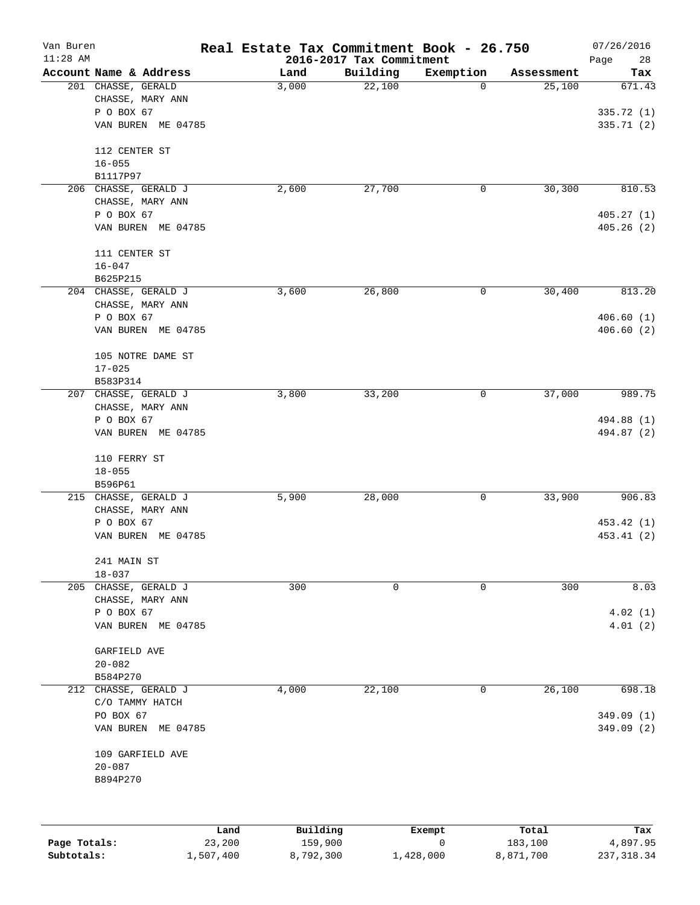# Real Estate Tax Commitment Book - 26.750

Van Buren
11:28 AM

## 2016-2017 Tax Commitment

07/26/2016

| Account Name & Address | Land | Building | Exemption | Assessment | Tax |
|---|---|---|---|---|---|
| 201 CHASSE, GERALD<br>CHASSE, MARY ANN<br>P O BOX 67<br>VAN BUREN ME 04785<br><br>112 CENTER ST<br>16-055<br>B1117P97 | 3,000 | 22,100 | 0 | 25,100 | 671.43<br><br>335.72 (1)<br>335.71 (2) |
| 206 CHASSE, GERALD J<br>CHASSE, MARY ANN<br>P O BOX 67<br>VAN BUREN ME 04785<br><br>111 CENTER ST<br>16-047<br>B625P215 | 2,600 | 27,700 | 0 | 30,300 | 810.53<br><br>405.27 (1)<br>405.26 (2) |
| 204 CHASSE, GERALD J<br>CHASSE, MARY ANN<br>P O BOX 67<br>VAN BUREN ME 04785<br><br>105 NOTRE DAME ST<br>17-025<br>B583P314 | 3,600 | 26,800 | 0 | 30,400 | 813.20<br><br>406.60 (1)<br>406.60 (2) |
| 207 CHASSE, GERALD J<br>CHASSE, MARY ANN<br>P O BOX 67<br>VAN BUREN ME 04785<br><br>110 FERRY ST<br>18-055<br>B596P61 | 3,800 | 33,200 | 0 | 37,000 | 989.75<br><br>494.88 (1)<br>494.87 (2) |
| 215 CHASSE, GERALD J<br>CHASSE, MARY ANN<br>P O BOX 67<br>VAN BUREN ME 04785<br><br>241 MAIN ST<br>18-037 | 5,900 | 28,000 | 0 | 33,900 | 906.83<br><br>453.42 (1)<br>453.41 (2) |
| 205 CHASSE, GERALD J<br>CHASSE, MARY ANN<br>P O BOX 67<br>VAN BUREN ME 04785<br><br>GARFIELD AVE<br>20-082<br>B584P270 | 300 | 0 | 0 | 300 | 8.03<br><br>4.02 (1)<br>4.01 (2) |
| 212 CHASSE, GERALD J<br>C/O TAMMY HATCH<br>PO BOX 67<br>VAN BUREN ME 04785<br><br>109 GARFIELD AVE<br>20-087<br>B894P270 | 4,000 | 22,100 | 0 | 26,100 | 698.18<br><br>349.09 (1)<br>349.09 (2) |

| | Land | Building | Exempt | Total | Tax |
|---|---|---|---|---|---|
| Page Totals: | 23,200 | 159,900 | 0 | 183,100 | 4,897.95 |
| Subtotals: | 1,507,400 | 8,792,300 | 1,428,000 | 8,871,700 | 237,318.34 |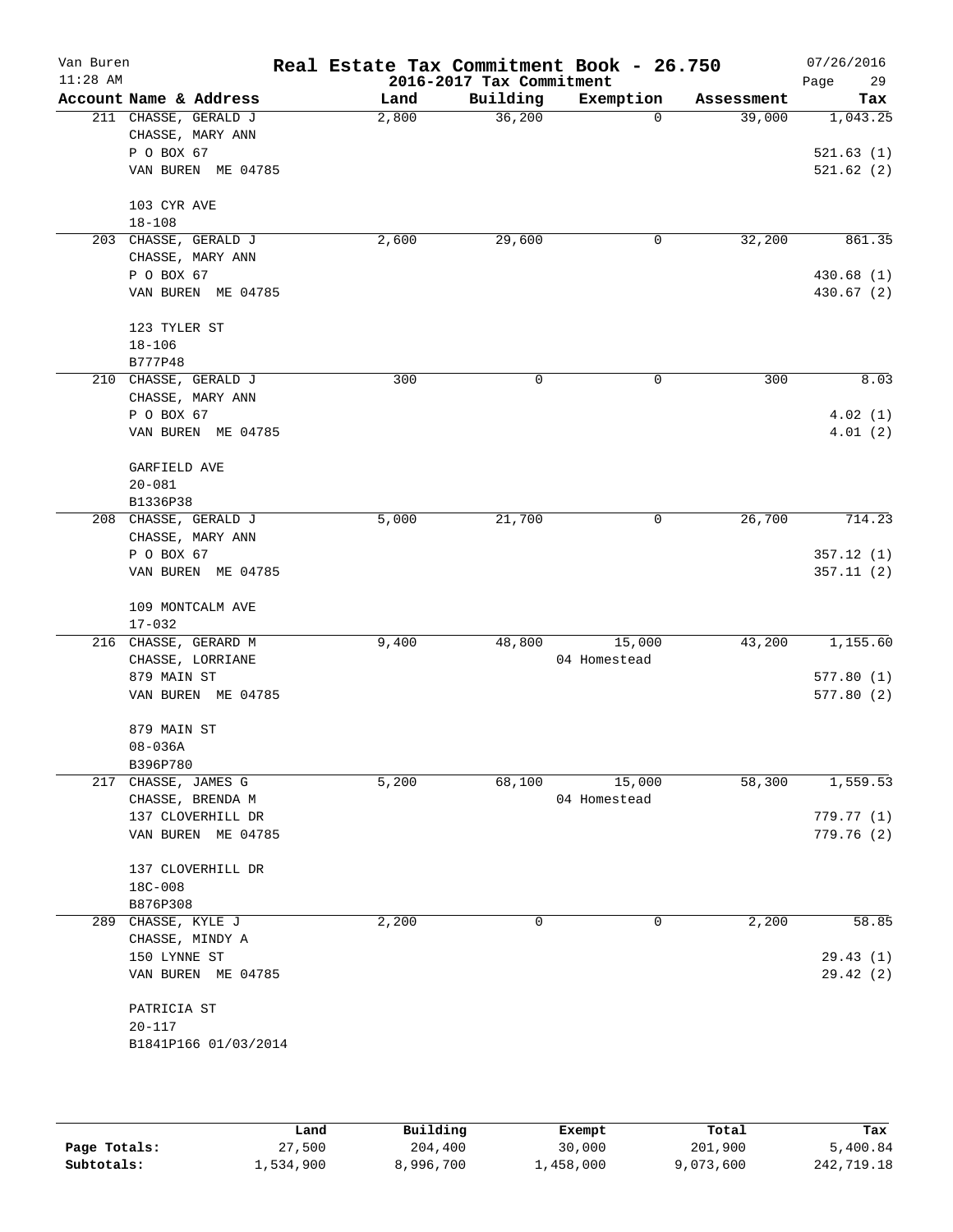# Real Estate Tax Commitment Book - 26.750

Van Buren
11:28 AM

2016-2017 Tax Commitment

07/26/2016

| Account Name & Address | Land | Building | Exemption | Assessment | Tax |
|---|---|---|---|---|---|
| 211 CHASSE, GERALD J<br>CHASSE, MARY ANN<br>P O BOX 67<br>VAN BUREN ME 04785<br><br>103 CYR AVE<br>18-108 | 2,800 | 36,200 | 0 | 39,000 | 1,043.25<br><br>521.63 (1)<br>521.62 (2) |
| 203 CHASSE, GERALD J<br>CHASSE, MARY ANN<br>P O BOX 67<br>VAN BUREN ME 04785<br><br>123 TYLER ST<br>18-106<br>B777P48 | 2,600 | 29,600 | 0 | 32,200 | 861.35<br><br>430.68 (1)<br>430.67 (2) |
| 210 CHASSE, GERALD J<br>CHASSE, MARY ANN<br>P O BOX 67<br>VAN BUREN ME 04785<br><br>GARFIELD AVE<br>20-081<br>B1336P38 | 300 | 0 | 0 | 300 | 8.03<br><br>4.02 (1)<br>4.01 (2) |
| 208 CHASSE, GERALD J<br>CHASSE, MARY ANN<br>P O BOX 67<br>VAN BUREN ME 04785<br><br>109 MONTCALM AVE<br>17-032 | 5,000 | 21,700 | 0 | 26,700 | 714.23<br><br>357.12 (1)<br>357.11 (2) |
| 216 CHASSE, GERARD M<br>CHASSE, LORRIANE<br>879 MAIN ST<br>VAN BUREN ME 04785<br><br>879 MAIN ST<br>08-036A<br>B396P780 | 9,400 | 48,800 | 15,000<br>04 Homestead | 43,200 | 1,155.60<br><br>577.80 (1)<br>577.80 (2) |
| 217 CHASSE, JAMES G<br>CHASSE, BRENDA M<br>137 CLOVERHILL DR<br>VAN BUREN ME 04785<br><br>137 CLOVERHILL DR<br>18C-008<br>B876P308 | 5,200 | 68,100 | 15,000<br>04 Homestead | 58,300 | 1,559.53<br><br>779.77 (1)<br>779.76 (2) |
| 289 CHASSE, KYLE J<br>CHASSE, MINDY A<br>150 LYNNE ST<br>VAN BUREN ME 04785<br><br>PATRICIA ST<br>20-117<br>B1841P166 01/03/2014 | 2,200 | 0 | 0 | 2,200 | 58.85<br><br>29.43 (1)<br>29.42 (2) |

| | Land | Building | Exempt | Total | Tax |
|---|---|---|---|---|---|
| Page Totals: | 27,500 | 204,400 | 30,000 | 201,900 | 5,400.84 |
| Subtotals: | 1,534,900 | 8,996,700 | 1,458,000 | 9,073,600 | 242,719.18 |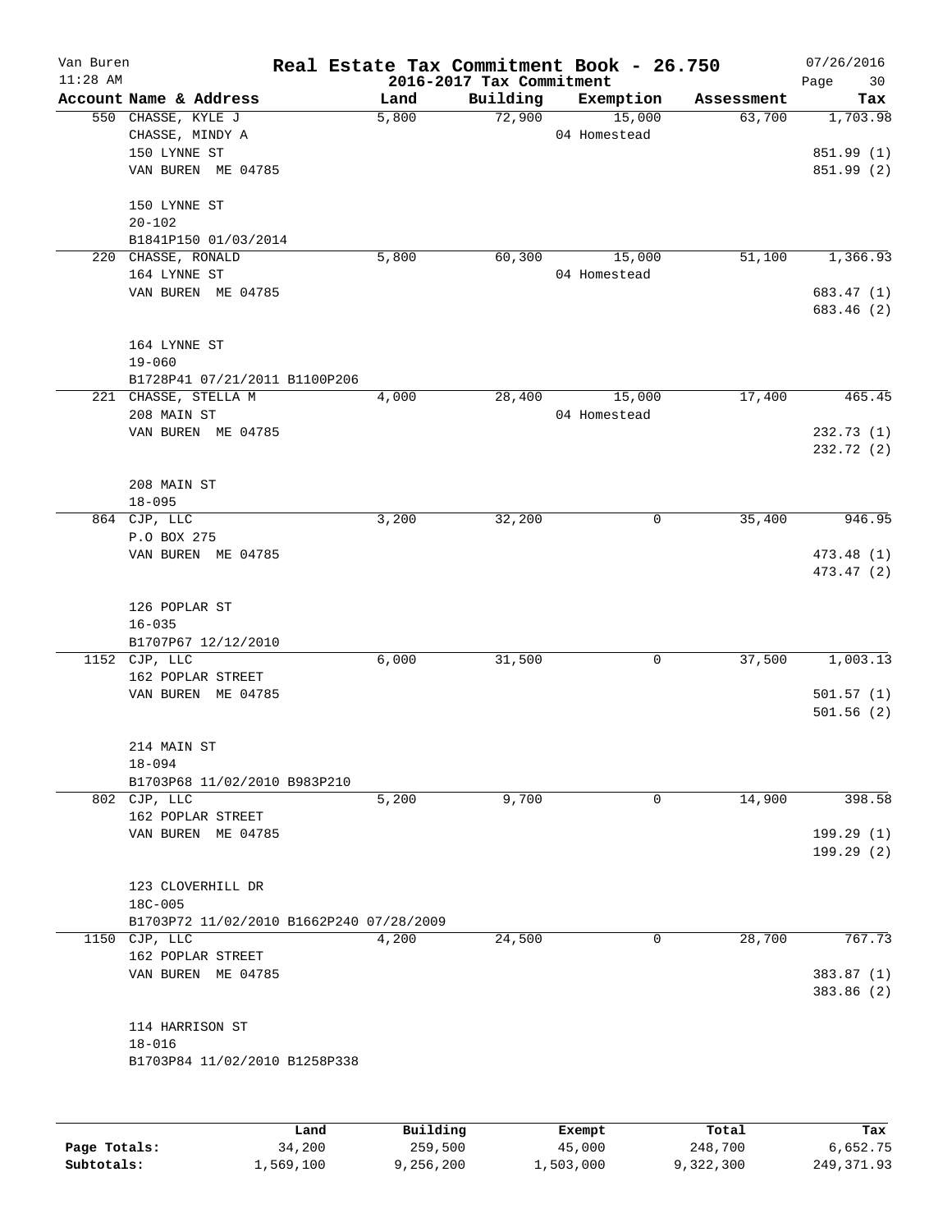# Real Estate Tax Commitment Book - 26.750

Van Buren
11:28 AM

2016-2017 Tax Commitment

07/26/2016
Page 30

| Account Name & Address | Land | Building | Exemption | Assessment | Tax |
|---|---|---|---|---|---|
| 550 CHASSE, KYLE J<br>CHASSE, MINDY A<br>150 LYNNE ST<br>VAN BUREN ME 04785<br><br>150 LYNNE ST<br>20-102<br>B1841P150 01/03/2014 | 5,800 | 72,900 | 15,000<br>04 Homestead | 63,700 | 1,703.98<br><br>851.99 (1)<br>851.99 (2) |
| 220 CHASSE, RONALD<br>164 LYNNE ST<br>VAN BUREN ME 04785<br><br>164 LYNNE ST<br>19-060<br>B1728P41 07/21/2011 B1100P206 | 5,800 | 60,300 | 15,000<br>04 Homestead | 51,100 | 1,366.93<br><br>683.47 (1)<br>683.46 (2) |
| 221 CHASSE, STELLA M<br>208 MAIN ST<br>VAN BUREN ME 04785<br><br>208 MAIN ST<br>18-095 | 4,000 | 28,400 | 15,000<br>04 Homestead | 17,400 | 465.45<br><br>232.73 (1)<br>232.72 (2) |
| 864 CJP, LLC<br>P.O BOX 275<br>VAN BUREN ME 04785<br><br>126 POPLAR ST<br>16-035<br>B1707P67 12/12/2010 | 3,200 | 32,200 | 0 | 35,400 | 946.95<br><br>473.48 (1)<br>473.47 (2) |
| 1152 CJP, LLC<br>162 POPLAR STREET<br>VAN BUREN ME 04785<br><br>214 MAIN ST<br>18-094<br>B1703P68 11/02/2010 B983P210 | 6,000 | 31,500 | 0 | 37,500 | 1,003.13<br><br>501.57 (1)<br>501.56 (2) |
| 802 CJP, LLC<br>162 POPLAR STREET<br>VAN BUREN ME 04785<br><br>123 CLOVERHILL DR<br>18C-005<br>B1703P72 11/02/2010 B1662P240 07/28/2009 | 5,200 | 9,700 | 0 | 14,900 | 398.58<br><br>199.29 (1)<br>199.29 (2) |
| 1150 CJP, LLC<br>162 POPLAR STREET<br>VAN BUREN ME 04785<br><br>114 HARRISON ST<br>18-016<br>B1703P84 11/02/2010 B1258P338 | 4,200 | 24,500 | 0 | 28,700 | 767.73<br><br>383.87 (1)<br>383.86 (2) |

| | Land | Building | Exempt | Total | Tax |
|---|---|---|---|---|---|
| Page Totals: | 34,200 | 259,500 | 45,000 | 248,700 | 6,652.75 |
| Subtotals: | 1,569,100 | 9,256,200 | 1,503,000 | 9,322,300 | 249,371.93 |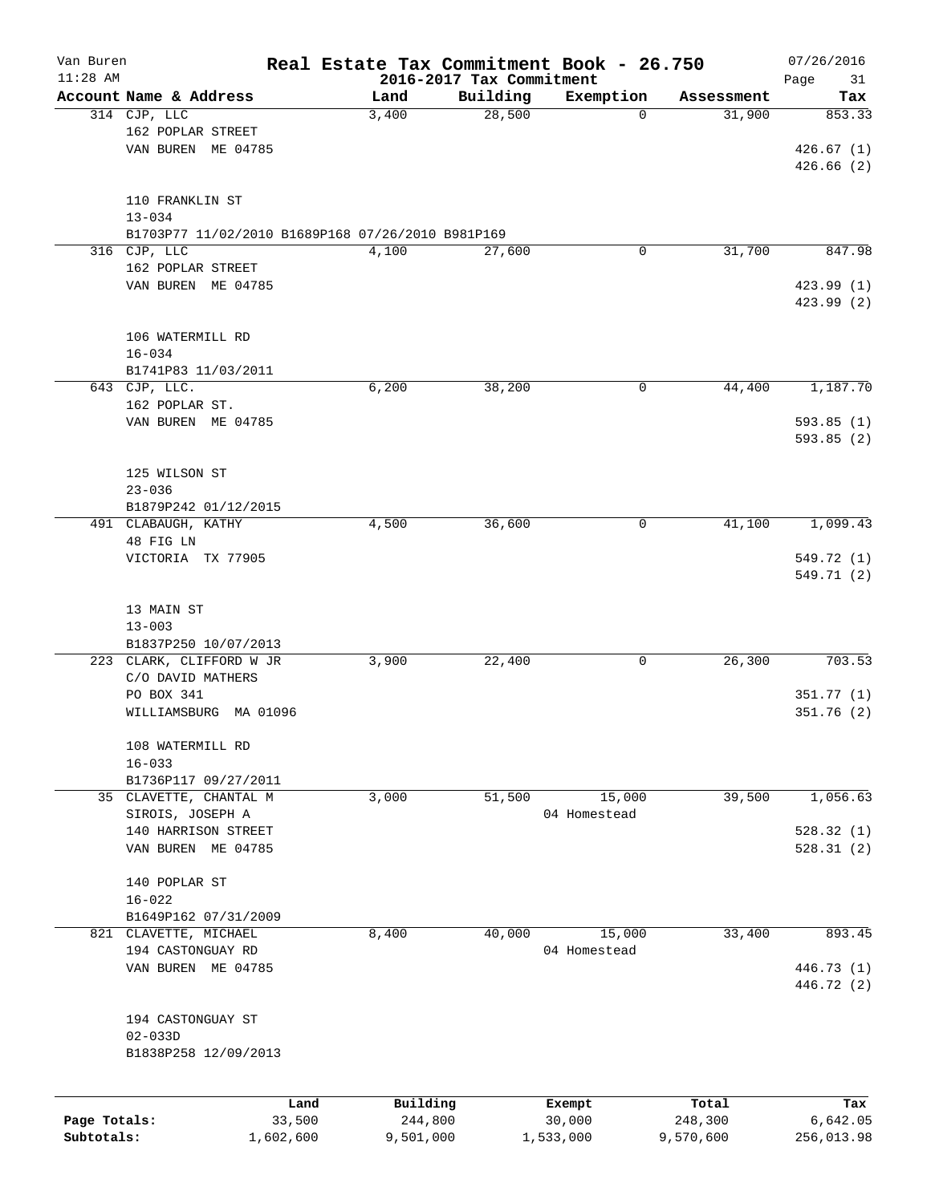# Real Estate Tax Commitment Book - 26.750

## 2016-2017 Tax Commitment

| Account Name & Address | Land | Building | Exemption | Assessment | Tax |
|---|---|---|---|---|---|
| 314 CJP, LLC<br>162 POPLAR STREET<br>VAN BUREN ME 04785<br><br>110 FRANKLIN ST<br>13-034<br>B1703P77 11/02/2010 B1689P168 07/26/2010 B981P169 | 3,400 | 28,500 | 0 | 31,900 | 853.33<br>426.67 (1)<br>426.66 (2) |
| 316 CJP, LLC<br>162 POPLAR STREET<br>VAN BUREN ME 04785<br><br>106 WATERMILL RD<br>16-034<br>B1741P83 11/03/2011 | 4,100 | 27,600 | 0 | 31,700 | 847.98<br>423.99 (1)<br>423.99 (2) |
| 643 CJP, LLC.<br>162 POPLAR ST.<br>VAN BUREN ME 04785<br><br>125 WILSON ST<br>23-036<br>B1879P242 01/12/2015 | 6,200 | 38,200 | 0 | 44,400 | 1,187.70<br>593.85 (1)<br>593.85 (2) |
| 491 CLABAUGH, KATHY<br>48 FIG LN<br>VICTORIA TX 77905<br><br>13 MAIN ST<br>13-003<br>B1837P250 10/07/2013 | 4,500 | 36,600 | 0 | 41,100 | 1,099.43<br>549.72 (1)<br>549.71 (2) |
| 223 CLARK, CLIFFORD W JR<br>C/O DAVID MATHERS<br>PO BOX 341<br>WILLIAMSBURG MA 01096<br><br>108 WATERMILL RD<br>16-033<br>B1736P117 09/27/2011 | 3,900 | 22,400 | 0 | 26,300 | 703.53<br>351.77 (1)<br>351.76 (2) |
| 35 CLAVETTE, CHANTAL M<br>SIROIS, JOSEPH A<br>140 HARRISON STREET<br>VAN BUREN ME 04785<br><br>140 POPLAR ST<br>16-022<br>B1649P162 07/31/2009 | 3,000 | 51,500 | 15,000<br>04 Homestead | 39,500 | 1,056.63<br>528.32 (1)<br>528.31 (2) |
| 821 CLAVETTE, MICHAEL<br>194 CASTONGUAY RD<br>VAN BUREN ME 04785<br><br>194 CASTONGUAY ST<br>02-033D<br>B1838P258 12/09/2013 | 8,400 | 40,000 | 15,000<br>04 Homestead | 33,400 | 893.45<br>446.73 (1)<br>446.72 (2) |

| | Land | Building | Exempt | Total | Tax |
|---|---|---|---|---|---|
| Page Totals: | 33,500 | 244,800 | 30,000 | 248,300 | 6,642.05 |
| Subtotals: | 1,602,600 | 9,501,000 | 1,533,000 | 9,570,600 | 256,013.98 |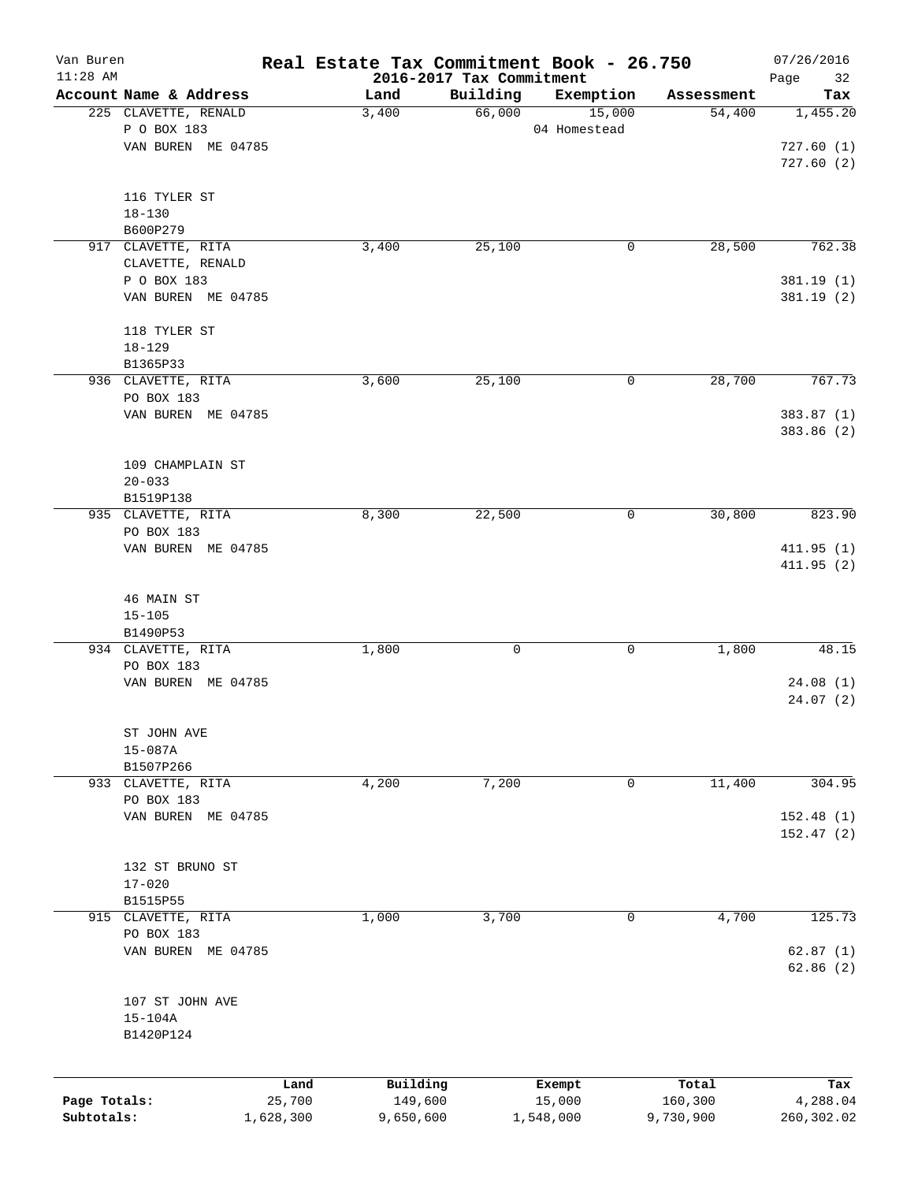# Van Buren — Real Estate Tax Commitment Book - 26.750

## 2016-2017 Tax Commitment

| Account Name & Address | Land | Building | Exemption | Assessment | Tax |
|---|---|---|---|---|---|
| 225 CLAVETTE, RENALD<br>P O BOX 183<br>VAN BUREN ME 04785<br><br>116 TYLER ST<br>18-130<br>B600P279 | 3,400 | 66,000 | 15,000<br>04 Homestead | 54,400 | 1,455.20<br><br>727.60 (1)<br>727.60 (2) |
| 917 CLAVETTE, RITA<br>CLAVETTE, RENALD<br>P O BOX 183<br>VAN BUREN ME 04785<br><br>118 TYLER ST<br>18-129<br>B1365P33 | 3,400 | 25,100 | 0 | 28,500 | 762.38<br><br>381.19 (1)<br>381.19 (2) |
| 936 CLAVETTE, RITA<br>PO BOX 183<br>VAN BUREN ME 04785<br><br>109 CHAMPLAIN ST<br>20-033<br>B1519P138 | 3,600 | 25,100 | 0 | 28,700 | 767.73<br><br>383.87 (1)<br>383.86 (2) |
| 935 CLAVETTE, RITA<br>PO BOX 183<br>VAN BUREN ME 04785<br><br>46 MAIN ST<br>15-105<br>B1490P53 | 8,300 | 22,500 | 0 | 30,800 | 823.90<br><br>411.95 (1)<br>411.95 (2) |
| 934 CLAVETTE, RITA<br>PO BOX 183<br>VAN BUREN ME 04785<br><br>ST JOHN AVE<br>15-087A<br>B1507P266 | 1,800 | 0 | 0 | 1,800 | 48.15<br><br>24.08 (1)<br>24.07 (2) |
| 933 CLAVETTE, RITA<br>PO BOX 183<br>VAN BUREN ME 04785<br><br>132 ST BRUNO ST<br>17-020<br>B1515P55 | 4,200 | 7,200 | 0 | 11,400 | 304.95<br><br>152.48 (1)<br>152.47 (2) |
| 915 CLAVETTE, RITA<br>PO BOX 183<br>VAN BUREN ME 04785<br><br>107 ST JOHN AVE<br>15-104A<br>B1420P124 | 1,000 | 3,700 | 0 | 4,700 | 125.73<br><br>62.87 (1)<br>62.86 (2) |

| | Land | Building | Exempt | Total | Tax |
|---|---|---|---|---|---|
| Page Totals: | 25,700 | 149,600 | 15,000 | 160,300 | 4,288.04 |
| Subtotals: | 1,628,300 | 9,650,600 | 1,548,000 | 9,730,900 | 260,302.02 |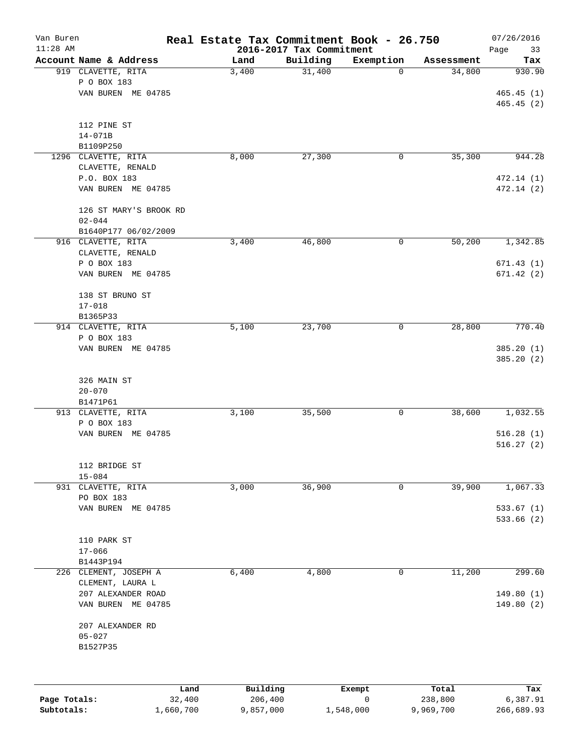# Real Estate Tax Commitment Book - 26.750

## 2016-2017 Tax Commitment

| Account Name & Address | Land | Building | Exemption | Assessment | Tax |
|---|---|---|---|---|---|
| 919 CLAVETTE, RITA<br>P O BOX 183<br>VAN BUREN ME 04785<br><br>112 PINE ST<br>14-071B<br>B1109P250 | 3,400 | 31,400 | 0 | 34,800 | 930.90<br><br>465.45 (1)<br>465.45 (2) |
| 1296 CLAVETTE, RITA<br>CLAVETTE, RENALD<br>P.O. BOX 183<br>VAN BUREN ME 04785<br><br>126 ST MARY'S BROOK RD<br>02-044<br>B1640P177 06/02/2009 | 8,000 | 27,300 | 0 | 35,300 | 944.28<br><br>472.14 (1)<br>472.14 (2) |
| 916 CLAVETTE, RITA<br>CLAVETTE, RENALD<br>P O BOX 183<br>VAN BUREN ME 04785<br><br>138 ST BRUNO ST<br>17-018<br>B1365P33 | 3,400 | 46,800 | 0 | 50,200 | 1,342.85<br><br>671.43 (1)<br>671.42 (2) |
| 914 CLAVETTE, RITA<br>P O BOX 183<br>VAN BUREN ME 04785<br><br>326 MAIN ST<br>20-070<br>B1471P61 | 5,100 | 23,700 | 0 | 28,800 | 770.40<br><br>385.20 (1)<br>385.20 (2) |
| 913 CLAVETTE, RITA<br>P O BOX 183<br>VAN BUREN ME 04785<br><br>112 BRIDGE ST<br>15-084 | 3,100 | 35,500 | 0 | 38,600 | 1,032.55<br><br>516.28 (1)<br>516.27 (2) |
| 931 CLAVETTE, RITA<br>PO BOX 183<br>VAN BUREN ME 04785<br><br>110 PARK ST<br>17-066<br>B1443P194 | 3,000 | 36,900 | 0 | 39,900 | 1,067.33<br><br>533.67 (1)<br>533.66 (2) |
| 226 CLEMENT, JOSEPH A<br>CLEMENT, LAURA L<br>207 ALEXANDER ROAD<br>VAN BUREN ME 04785<br><br>207 ALEXANDER RD<br>05-027<br>B1527P35 | 6,400 | 4,800 | 0 | 11,200 | 299.60<br><br>149.80 (1)<br>149.80 (2) |

| | Land | Building | Exempt | Total | Tax |
|---|---|---|---|---|---|
| Page Totals: | 32,400 | 206,400 | 0 | 238,800 | 6,387.91 |
| Subtotals: | 1,660,700 | 9,857,000 | 1,548,000 | 9,969,700 | 266,689.93 |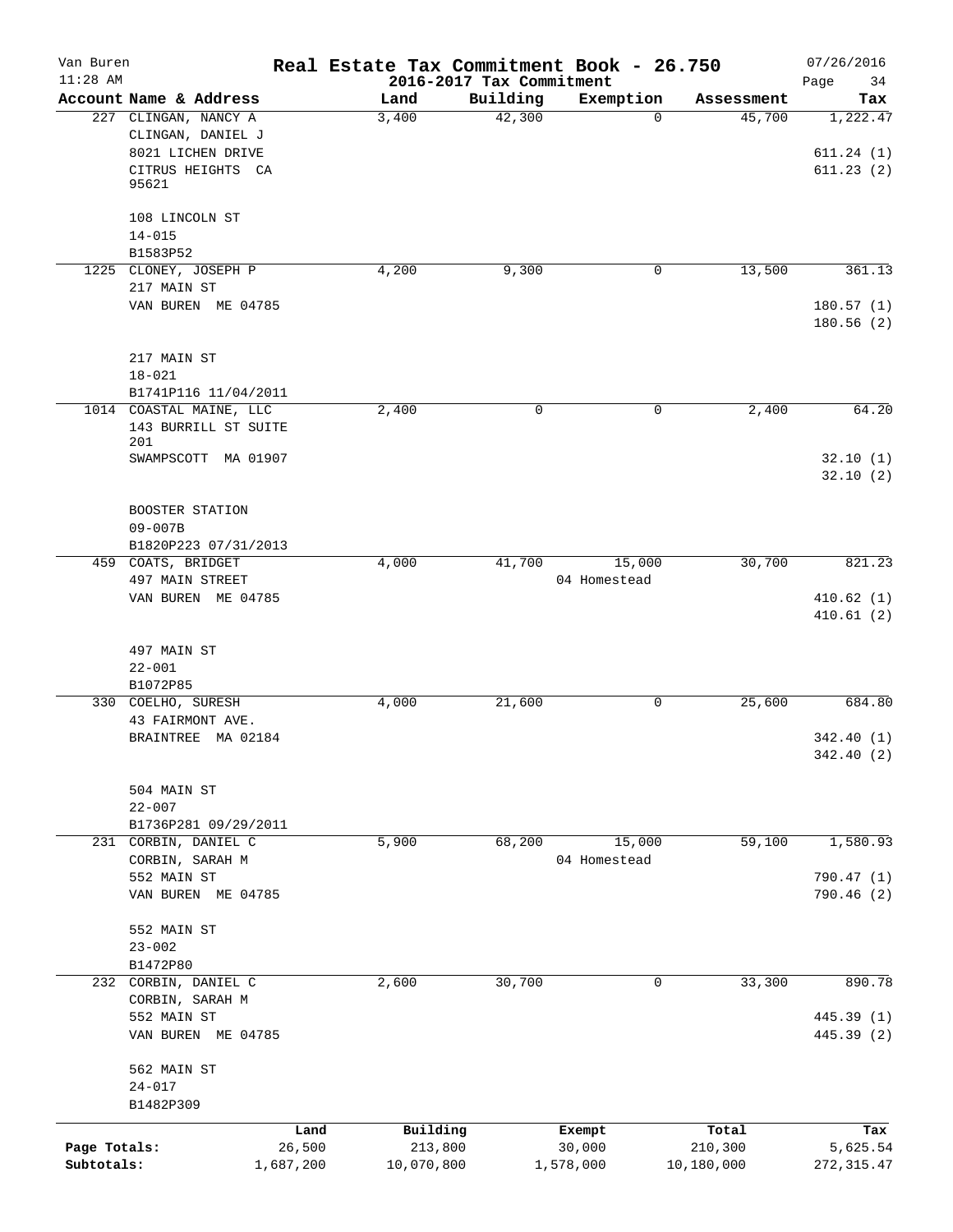# Van Buren — Real Estate Tax Commitment Book - 26.750

2016-2017 Tax Commitment

11:28 AM — 07/26/2016

| Account Name & Address | Land | Building | Exemption | Assessment | Tax |
|---|---|---|---|---|---|
| 227 CLINGAN, NANCY A<br>CLINGAN, DANIEL J<br>8021 LICHEN DRIVE<br>CITRUS HEIGHTS CA<br>95621<br><br>108 LINCOLN ST<br>14-015<br>B1583P52 | 3,400 | 42,300 | 0 | 45,700 | 1,222.47<br><br>611.24 (1)<br>611.23 (2) |
| 1225 CLONEY, JOSEPH P<br>217 MAIN ST<br>VAN BUREN ME 04785<br><br>217 MAIN ST<br>18-021<br>B1741P116 11/04/2011 | 4,200 | 9,300 | 0 | 13,500 | 361.13<br><br>180.57 (1)<br>180.56 (2) |
| 1014 COASTAL MAINE, LLC<br>143 BURRILL ST SUITE<br>201<br>SWAMPSCOTT MA 01907<br><br>BOOSTER STATION<br>09-007B<br>B1820P223 07/31/2013 | 2,400 | 0 | 0 | 2,400 | 64.20<br><br>32.10 (1)<br>32.10 (2) |
| 459 COATS, BRIDGET<br>497 MAIN STREET<br>VAN BUREN ME 04785<br><br>497 MAIN ST<br>22-001<br>B1072P85 | 4,000 | 41,700 | 15,000<br>04 Homestead | 30,700 | 821.23<br><br>410.62 (1)<br>410.61 (2) |
| 330 COELHO, SURESH<br>43 FAIRMONT AVE.<br>BRAINTREE MA 02184<br><br>504 MAIN ST<br>22-007<br>B1736P281 09/29/2011 | 4,000 | 21,600 | 0 | 25,600 | 684.80<br><br>342.40 (1)<br>342.40 (2) |
| 231 CORBIN, DANIEL C<br>CORBIN, SARAH M<br>552 MAIN ST<br>VAN BUREN ME 04785<br><br>552 MAIN ST<br>23-002<br>B1472P80 | 5,900 | 68,200 | 15,000<br>04 Homestead | 59,100 | 1,580.93<br><br>790.47 (1)<br>790.46 (2) |
| 232 CORBIN, DANIEL C<br>CORBIN, SARAH M<br>552 MAIN ST<br>VAN BUREN ME 04785<br><br>562 MAIN ST<br>24-017<br>B1482P309 | 2,600 | 30,700 | 0 | 33,300 | 890.78<br><br>445.39 (1)<br>445.39 (2) |

| | Land | Building | Exempt | Total | Tax |
|---|---|---|---|---|---|
| Page Totals: | 26,500 | 213,800 | 30,000 | 210,300 | 5,625.54 |
| Subtotals: | 1,687,200 | 10,070,800 | 1,578,000 | 10,180,000 | 272,315.47 |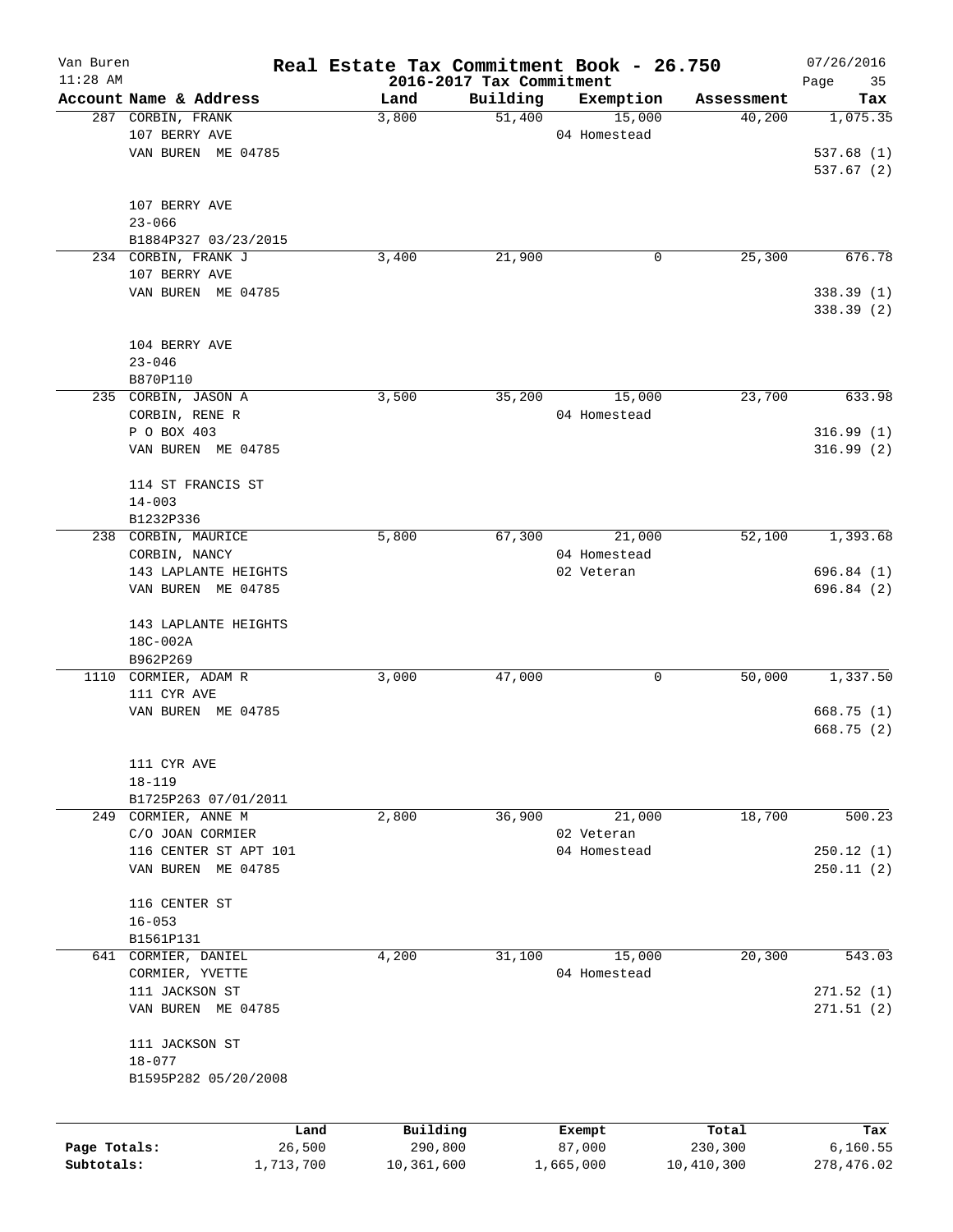# Real Estate Tax Commitment Book - 26.750

Van Buren
11:28 AM

2016-2017 Tax Commitment

07/26/2016

| Account Name & Address | Land | Building | Exemption | Assessment | Tax |
|---|---|---|---|---|---|
| 287 CORBIN, FRANK<br>107 BERRY AVE<br>VAN BUREN ME 04785<br><br>107 BERRY AVE<br>23-066<br>B1884P327 03/23/2015 | 3,800 | 51,400 | 15,000<br>04 Homestead | 40,200 | 1,075.35<br>537.68 (1)<br>537.67 (2) |
| 234 CORBIN, FRANK J<br>107 BERRY AVE<br>VAN BUREN ME 04785<br><br>104 BERRY AVE<br>23-046<br>B870P110 | 3,400 | 21,900 | 0 | 25,300 | 676.78<br>338.39 (1)<br>338.39 (2) |
| 235 CORBIN, JASON A<br>CORBIN, RENE R<br>P O BOX 403<br>VAN BUREN ME 04785<br><br>114 ST FRANCIS ST<br>14-003<br>B1232P336 | 3,500 | 35,200 | 15,000<br>04 Homestead | 23,700 | 633.98<br>316.99 (1)<br>316.99 (2) |
| 238 CORBIN, MAURICE<br>CORBIN, NANCY<br>143 LAPLANTE HEIGHTS<br>VAN BUREN ME 04785<br><br>143 LAPLANTE HEIGHTS<br>18C-002A<br>B962P269 | 5,800 | 67,300 | 21,000<br>04 Homestead<br>02 Veteran | 52,100 | 1,393.68<br>696.84 (1)<br>696.84 (2) |
| 1110 CORMIER, ADAM R<br>111 CYR AVE<br>VAN BUREN ME 04785<br><br>111 CYR AVE<br>18-119<br>B1725P263 07/01/2011 | 3,000 | 47,000 | 0 | 50,000 | 1,337.50<br>668.75 (1)<br>668.75 (2) |
| 249 CORMIER, ANNE M<br>C/O JOAN CORMIER<br>116 CENTER ST APT 101<br>VAN BUREN ME 04785<br><br>116 CENTER ST<br>16-053<br>B1561P131 | 2,800 | 36,900 | 21,000<br>02 Veteran<br>04 Homestead | 18,700 | 500.23<br>250.12 (1)<br>250.11 (2) |
| 641 CORMIER, DANIEL<br>CORMIER, YVETTE<br>111 JACKSON ST<br>VAN BUREN ME 04785<br><br>111 JACKSON ST<br>18-077<br>B1595P282 05/20/2008 | 4,200 | 31,100 | 15,000<br>04 Homestead | 20,300 | 543.03<br>271.52 (1)<br>271.51 (2) |

| | Land | Building | Exempt | Total | Tax |
|---|---|---|---|---|---|
| Page Totals: | 26,500 | 290,800 | 87,000 | 230,300 | 6,160.55 |
| Subtotals: | 1,713,700 | 10,361,600 | 1,665,000 | 10,410,300 | 278,476.02 |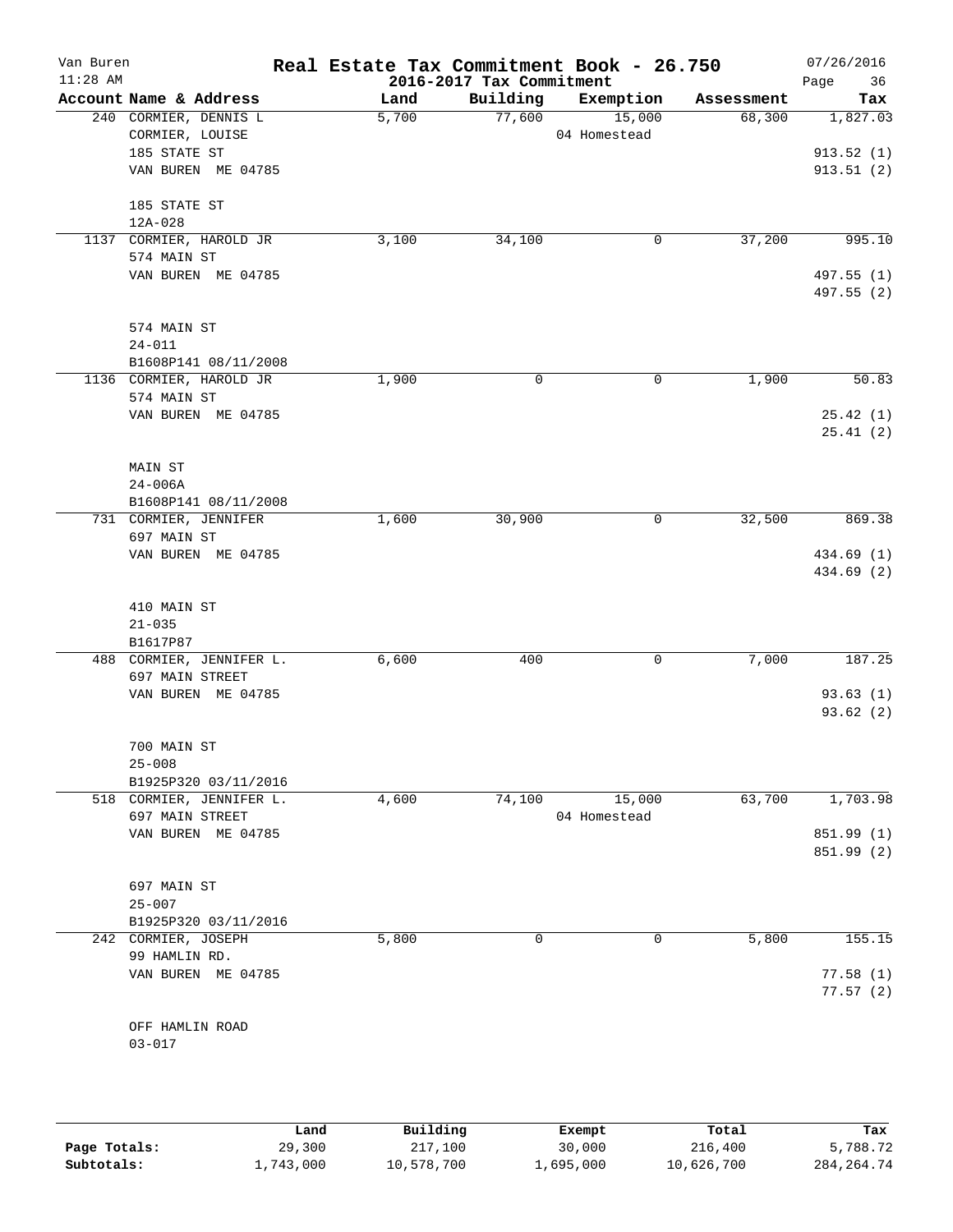# Real Estate Tax Commitment Book - 26.750

Van Buren
11:28 AM

2016-2017 Tax Commitment

07/26/2016

| Account Name & Address | Land | Building | Exemption | Assessment | Tax |
|---|---|---|---|---|---|
| 240 CORMIER, DENNIS L<br>CORMIER, LOUISE<br>185 STATE ST<br>VAN BUREN ME 04785<br><br>185 STATE ST<br>12A-028 | 5,700 | 77,600 | 15,000<br>04 Homestead | 68,300 | 1,827.03<br><br>913.52 (1)<br>913.51 (2) |
| 1137 CORMIER, HAROLD JR<br>574 MAIN ST<br>VAN BUREN ME 04785<br><br>574 MAIN ST<br>24-011<br>B1608P141 08/11/2008 | 3,100 | 34,100 | 0 | 37,200 | 995.10<br><br>497.55 (1)<br>497.55 (2) |
| 1136 CORMIER, HAROLD JR<br>574 MAIN ST<br>VAN BUREN ME 04785<br><br>MAIN ST<br>24-006A<br>B1608P141 08/11/2008 | 1,900 | 0 | 0 | 1,900 | 50.83<br><br>25.42 (1)<br>25.41 (2) |
| 731 CORMIER, JENNIFER<br>697 MAIN ST<br>VAN BUREN ME 04785<br><br>410 MAIN ST<br>21-035<br>B1617P87 | 1,600 | 30,900 | 0 | 32,500 | 869.38<br><br>434.69 (1)<br>434.69 (2) |
| 488 CORMIER, JENNIFER L.<br>697 MAIN STREET<br>VAN BUREN ME 04785<br><br>700 MAIN ST<br>25-008<br>B1925P320 03/11/2016 | 6,600 | 400 | 0 | 7,000 | 187.25<br><br>93.63 (1)<br>93.62 (2) |
| 518 CORMIER, JENNIFER L.<br>697 MAIN STREET<br>VAN BUREN ME 04785<br><br>697 MAIN ST<br>25-007<br>B1925P320 03/11/2016 | 4,600 | 74,100 | 15,000<br>04 Homestead | 63,700 | 1,703.98<br><br>851.99 (1)<br>851.99 (2) |
| 242 CORMIER, JOSEPH<br>99 HAMLIN RD.<br>VAN BUREN ME 04785<br><br>OFF HAMLIN ROAD<br>03-017 | 5,800 | 0 | 0 | 5,800 | 155.15<br><br>77.58 (1)<br>77.57 (2) |

| | Land | Building | Exempt | Total | Tax |
|---|---|---|---|---|---|
| Page Totals: | 29,300 | 217,100 | 30,000 | 216,400 | 5,788.72 |
| Subtotals: | 1,743,000 | 10,578,700 | 1,695,000 | 10,626,700 | 284,264.74 |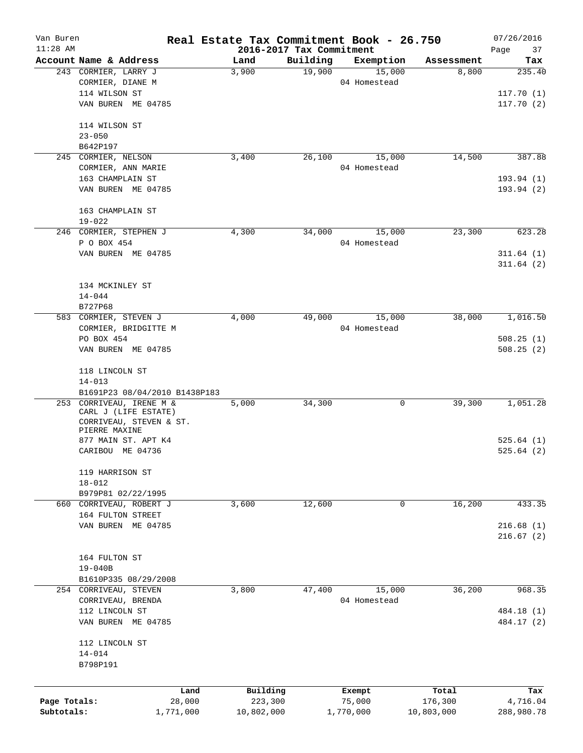# Real Estate Tax Commitment Book - 26.750

Van Buren
11:28 AM

2016-2017 Tax Commitment

07/26/2016

| Account Name & Address | Land | Building | Exemption | Assessment | Tax |
|---|---|---|---|---|---|
| 243 CORMIER, LARRY J | 3,900 | 19,900 | 15,000 | 8,800 | 235.40 |
| CORMIER, DIANE M | | | 04 Homestead | | |
| 114 WILSON ST | | | | | 117.70 (1) |
| VAN BUREN ME 04785 | | | | | 117.70 (2) |
| 114 WILSON ST | | | | | |
| 23-050 | | | | | |
| B642P197 | | | | | |
| 245 CORMIER, NELSON | 3,400 | 26,100 | 15,000 | 14,500 | 387.88 |
| CORMIER, ANN MARIE | | | 04 Homestead | | |
| 163 CHAMPLAIN ST | | | | | 193.94 (1) |
| VAN BUREN ME 04785 | | | | | 193.94 (2) |
| 163 CHAMPLAIN ST | | | | | |
| 19-022 | | | | | |
| 246 CORMIER, STEPHEN J | 4,300 | 34,000 | 15,000 | 23,300 | 623.28 |
| P O BOX 454 | | | 04 Homestead | | |
| VAN BUREN ME 04785 | | | | | 311.64 (1) |
| | | | | | 311.64 (2) |
| 134 MCKINLEY ST | | | | | |
| 14-044 | | | | | |
| B727P68 | | | | | |
| 583 CORMIER, STEVEN J | 4,000 | 49,000 | 15,000 | 38,000 | 1,016.50 |
| CORMIER, BRIDGITTE M | | | 04 Homestead | | |
| PO BOX 454 | | | | | 508.25 (1) |
| VAN BUREN ME 04785 | | | | | 508.25 (2) |
| 118 LINCOLN ST | | | | | |
| 14-013 | | | | | |
| B1691P23 08/04/2010 B1438P183 | | | | | |
| 253 CORRIVEAU, IRENE M & | 5,000 | 34,300 | 0 | 39,300 | 1,051.28 |
| CARL J (LIFE ESTATE) | | | | | |
| CORRIVEAU, STEVEN & ST. PIERRE MAXINE | | | | | |
| 877 MAIN ST. APT K4 | | | | | 525.64 (1) |
| CARIBOU ME 04736 | | | | | 525.64 (2) |
| 119 HARRISON ST | | | | | |
| 18-012 | | | | | |
| B979P81 02/22/1995 | | | | | |
| 660 CORRIVEAU, ROBERT J | 3,600 | 12,600 | 0 | 16,200 | 433.35 |
| 164 FULTON STREET | | | | | |
| VAN BUREN ME 04785 | | | | | 216.68 (1) |
| | | | | | 216.67 (2) |
| 164 FULTON ST | | | | | |
| 19-040B | | | | | |
| B1610P335 08/29/2008 | | | | | |
| 254 CORRIVEAU, STEVEN | 3,800 | 47,400 | 15,000 | 36,200 | 968.35 |
| CORRIVEAU, BRENDA | | | 04 Homestead | | |
| 112 LINCOLN ST | | | | | 484.18 (1) |
| VAN BUREN ME 04785 | | | | | 484.17 (2) |
| 112 LINCOLN ST | | | | | |
| 14-014 | | | | | |
| B798P191 | | | | | |

| | Land | Building | Exempt | Total | Tax |
|---|---|---|---|---|---|
| Page Totals: | 28,000 | 223,300 | 75,000 | 176,300 | 4,716.04 |
| Subtotals: | 1,771,000 | 10,802,000 | 1,770,000 | 10,803,000 | 288,980.78 |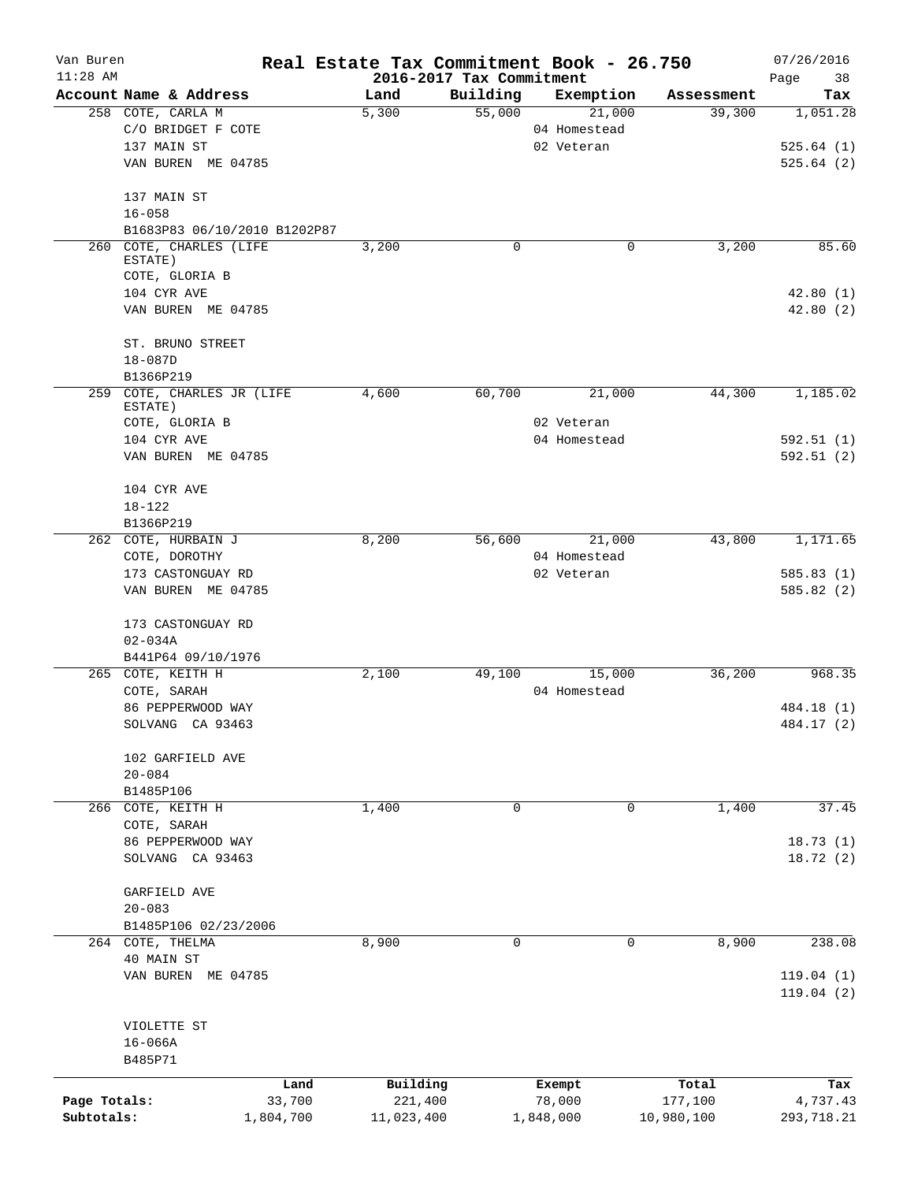Van Buren
11:28 AM

# Real Estate Tax Commitment Book - 26.750
## 2016-2017 Tax Commitment

07/26/2016

| Account Name & Address | Land | Building | Exemption | Assessment | Tax |
|---|---|---|---|---|---|
| 258 COTE, CARLA M<br>C/O BRIDGET F COTE<br>137 MAIN ST<br>VAN BUREN ME 04785<br><br>137 MAIN ST<br>16-058<br>B1683P83 06/10/2010 B1202P87 | 5,300 | 55,000 | 21,000<br>04 Homestead<br>02 Veteran | 39,300 | 1,051.28<br><br>525.64 (1)<br>525.64 (2) |
| 260 COTE, CHARLES (LIFE ESTATE)<br>COTE, GLORIA B<br>104 CYR AVE<br>VAN BUREN ME 04785<br><br>ST. BRUNO STREET<br>18-087D<br>B1366P219 | 3,200 | 0 | 0 | 3,200 | 85.60<br><br>42.80 (1)<br>42.80 (2) |
| 259 COTE, CHARLES JR (LIFE ESTATE)<br>COTE, GLORIA B<br>104 CYR AVE<br>VAN BUREN ME 04785<br><br>104 CYR AVE<br>18-122<br>B1366P219 | 4,600 | 60,700 | 21,000<br>02 Veteran<br>04 Homestead | 44,300 | 1,185.02<br><br>592.51 (1)<br>592.51 (2) |
| 262 COTE, HURBAIN J<br>COTE, DOROTHY<br>173 CASTONGUAY RD<br>VAN BUREN ME 04785<br><br>173 CASTONGUAY RD<br>02-034A<br>B441P64 09/10/1976 | 8,200 | 56,600 | 21,000<br>04 Homestead<br>02 Veteran | 43,800 | 1,171.65<br><br>585.83 (1)<br>585.82 (2) |
| 265 COTE, KEITH H<br>COTE, SARAH<br>86 PEPPERWOOD WAY<br>SOLVANG CA 93463<br><br>102 GARFIELD AVE<br>20-084<br>B1485P106 | 2,100 | 49,100 | 15,000<br>04 Homestead | 36,200 | 968.35<br><br>484.18 (1)<br>484.17 (2) |
| 266 COTE, KEITH H<br>COTE, SARAH<br>86 PEPPERWOOD WAY<br>SOLVANG CA 93463<br><br>GARFIELD AVE<br>20-083<br>B1485P106 02/23/2006 | 1,400 | 0 | 0 | 1,400 | 37.45<br><br>18.73 (1)<br>18.72 (2) |
| 264 COTE, THELMA<br>40 MAIN ST<br>VAN BUREN ME 04785<br><br>VIOLETTE ST<br>16-066A<br>B485P71 | 8,900 | 0 | 0 | 8,900 | 238.08<br><br>119.04 (1)<br>119.04 (2) |

| | Land | Building | Exempt | Total | Tax |
|---|---|---|---|---|---|
| Page Totals: | 33,700 | 221,400 | 78,000 | 177,100 | 4,737.43 |
| Subtotals: | 1,804,700 | 11,023,400 | 1,848,000 | 10,980,100 | 293,718.21 |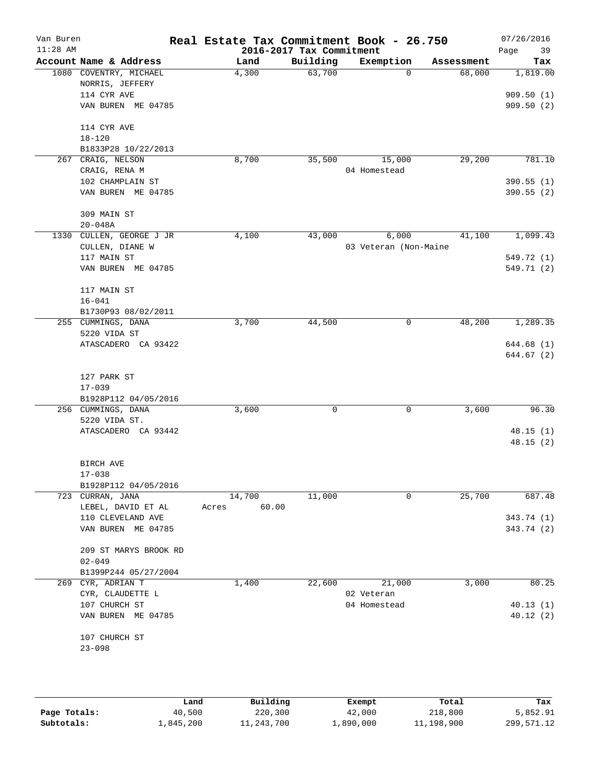Van Buren
11:28 AM

# Real Estate Tax Commitment Book - 26.750
## 2016-2017 Tax Commitment

07/26/2016

| Account Name & Address | Land | Building | Exemption | Assessment | Tax |
|---|---|---|---|---|---|
| 1080 COVENTRY, MICHAEL | 4,300 | 63,700 | 0 | 68,000 | 1,819.00 |
| NORRIS, JEFFERY | | | | | |
| 114 CYR AVE | | | | | 909.50 (1) |
| VAN BUREN ME 04785 | | | | | 909.50 (2) |
| 114 CYR AVE | | | | | |
| 18-120 | | | | | |
| B1833P28 10/22/2013 | | | | | |
| 267 CRAIG, NELSON | 8,700 | 35,500 | 15,000 | 29,200 | 781.10 |
| CRAIG, RENA M | | | 04 Homestead | | |
| 102 CHAMPLAIN ST | | | | | 390.55 (1) |
| VAN BUREN ME 04785 | | | | | 390.55 (2) |
| 309 MAIN ST | | | | | |
| 20-048A | | | | | |
| 1330 CULLEN, GEORGE J JR | 4,100 | 43,000 | 6,000 | 41,100 | 1,099.43 |
| CULLEN, DIANE W | | | 03 Veteran (Non-Maine | | |
| 117 MAIN ST | | | | | 549.72 (1) |
| VAN BUREN ME 04785 | | | | | 549.71 (2) |
| 117 MAIN ST | | | | | |
| 16-041 | | | | | |
| B1730P93 08/02/2011 | | | | | |
| 255 CUMMINGS, DANA | 3,700 | 44,500 | 0 | 48,200 | 1,289.35 |
| 5220 VIDA ST | | | | | |
| ATASCADERO CA 93422 | | | | | 644.68 (1) |
| | | | | | 644.67 (2) |
| 127 PARK ST | | | | | |
| 17-039 | | | | | |
| B1928P112 04/05/2016 | | | | | |
| 256 CUMMINGS, DANA | 3,600 | 0 | 0 | 3,600 | 96.30 |
| 5220 VIDA ST. | | | | | |
| ATASCADERO CA 93442 | | | | | 48.15 (1) |
| | | | | | 48.15 (2) |
| BIRCH AVE | | | | | |
| 17-038 | | | | | |
| B1928P112 04/05/2016 | | | | | |
| 723 CURRAN, JANA | 14,700 | 11,000 | 0 | 25,700 | 687.48 |
| LEBEL, DAVID ET AL | Acres 60.00 | | | | |
| 110 CLEVELAND AVE | | | | | 343.74 (1) |
| VAN BUREN ME 04785 | | | | | 343.74 (2) |
| 209 ST MARYS BROOK RD | | | | | |
| 02-049 | | | | | |
| B1399P244 05/27/2004 | | | | | |
| 269 CYR, ADRIAN T | 1,400 | 22,600 | 21,000 | 3,000 | 80.25 |
| CYR, CLAUDETTE L | | | 02 Veteran | | |
| 107 CHURCH ST | | | 04 Homestead | | 40.13 (1) |
| VAN BUREN ME 04785 | | | | | 40.12 (2) |
| 107 CHURCH ST | | | | | |
| 23-098 | | | | | |

| | Land | Building | Exempt | Total | Tax |
|---|---|---|---|---|---|
| Page Totals: | 40,500 | 220,300 | 42,000 | 218,800 | 5,852.91 |
| Subtotals: | 1,845,200 | 11,243,700 | 1,890,000 | 11,198,900 | 299,571.12 |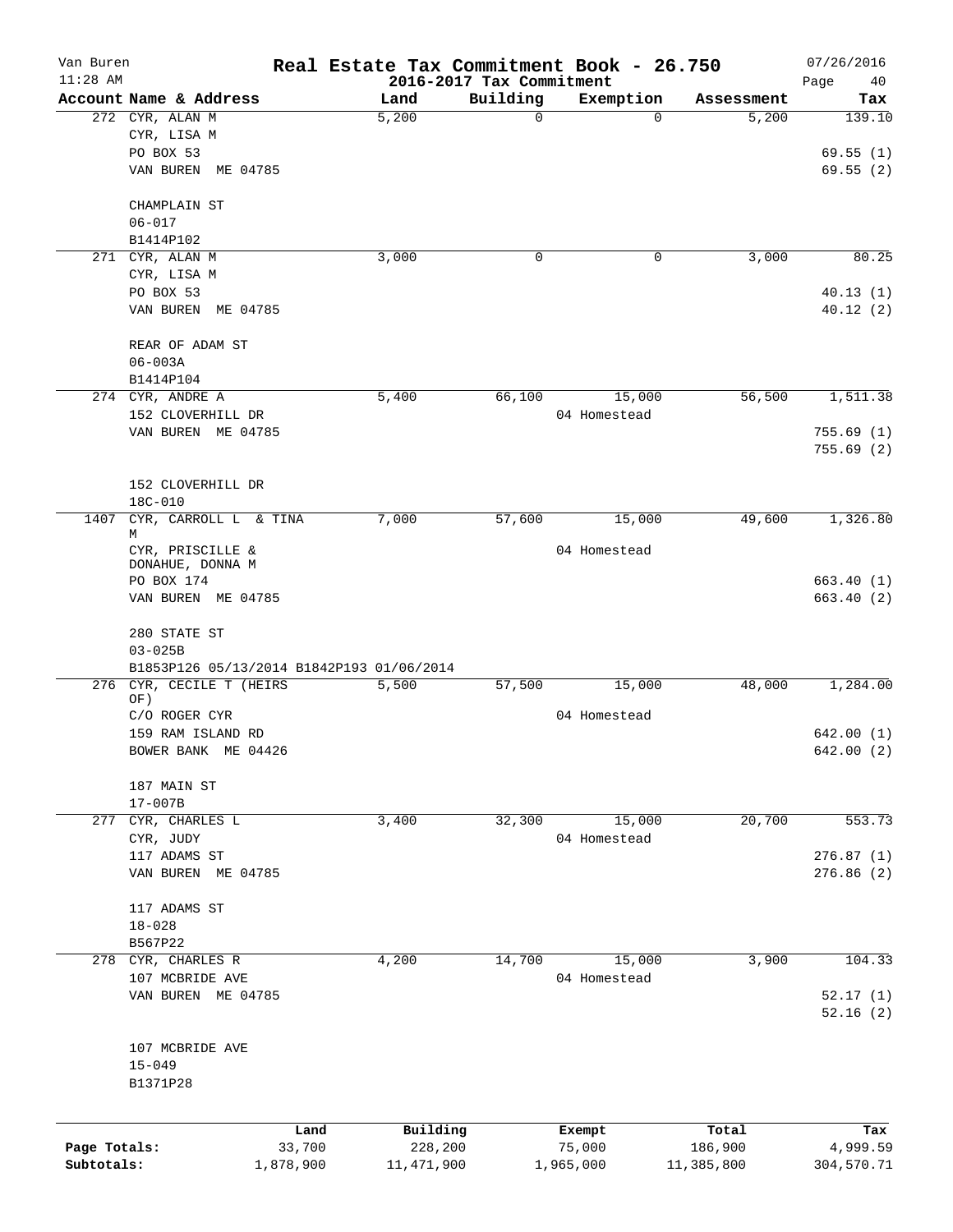# Real Estate Tax Commitment Book - 26.750

Van Buren
11:28 AM

2016-2017 Tax Commitment

07/26/2016
Page 40

| Account Name & Address | Land | Building | Exemption | Assessment | Tax |
|---|---|---|---|---|---|
| 272 CYR, ALAN M<br>CYR, LISA M<br>PO BOX 53<br>VAN BUREN ME 04785<br><br>CHAMPLAIN ST<br>06-017<br>B1414P102 | 5,200 | 0 | 0 | 5,200 | 139.10<br><br>69.55 (1)<br>69.55 (2) |
| 271 CYR, ALAN M<br>CYR, LISA M<br>PO BOX 53<br>VAN BUREN ME 04785<br><br>REAR OF ADAM ST<br>06-003A<br>B1414P104 | 3,000 | 0 | 0 | 3,000 | 80.25<br><br>40.13 (1)<br>40.12 (2) |
| 274 CYR, ANDRE A<br>152 CLOVERHILL DR<br>VAN BUREN ME 04785<br><br>152 CLOVERHILL DR<br>18C-010 | 5,400 | 66,100 | 15,000<br>04 Homestead | 56,500 | 1,511.38<br><br>755.69 (1)<br>755.69 (2) |
| 1407 CYR, CARROLL L & TINA M<br>CYR, PRISCILLE &<br>DONAHUE, DONNA M<br>PO BOX 174<br>VAN BUREN ME 04785<br><br>280 STATE ST<br>03-025B<br>B1853P126 05/13/2014 B1842P193 01/06/2014 | 7,000 | 57,600 | 15,000<br>04 Homestead | 49,600 | 1,326.80<br><br>663.40 (1)<br>663.40 (2) |
| 276 CYR, CECILE T (HEIRS OF)<br>C/O ROGER CYR<br>159 RAM ISLAND RD<br>BOWER BANK ME 04426<br><br>187 MAIN ST<br>17-007B | 5,500 | 57,500 | 15,000<br>04 Homestead | 48,000 | 1,284.00<br><br>642.00 (1)<br>642.00 (2) |
| 277 CYR, CHARLES L<br>CYR, JUDY<br>117 ADAMS ST<br>VAN BUREN ME 04785<br><br>117 ADAMS ST<br>18-028<br>B567P22 | 3,400 | 32,300 | 15,000<br>04 Homestead | 20,700 | 553.73<br><br>276.87 (1)<br>276.86 (2) |
| 278 CYR, CHARLES R<br>107 MCBRIDE AVE<br>VAN BUREN ME 04785<br><br>107 MCBRIDE AVE<br>15-049<br>B1371P28 | 4,200 | 14,700 | 15,000<br>04 Homestead | 3,900 | 104.33<br><br>52.17 (1)<br>52.16 (2) |

| | Land | Building | Exempt | Total | Tax |
|---|---|---|---|---|---|
| Page Totals: | 33,700 | 228,200 | 75,000 | 186,900 | 4,999.59 |
| Subtotals: | 1,878,900 | 11,471,900 | 1,965,000 | 11,385,800 | 304,570.71 |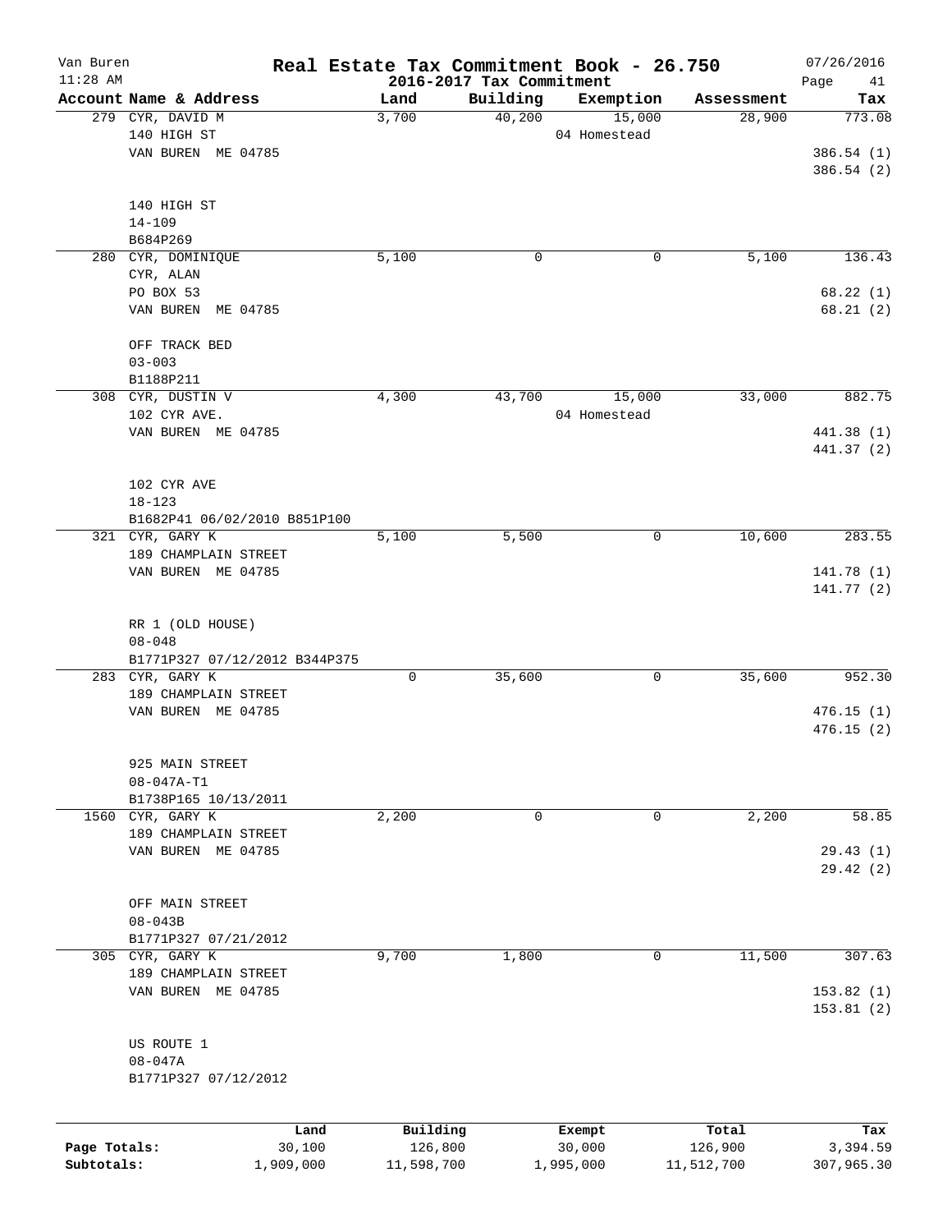# Van Buren — Real Estate Tax Commitment Book - 26.750

11:28 AM — 2016-2017 Tax Commitment — 07/26/2016

| Account | Name & Address | Land | Building | Exemption | Assessment | Tax |
|---|---|---|---|---|---|---|
| 279 | CYR, DAVID M<br>140 HIGH ST<br>VAN BUREN ME 04785<br><br>140 HIGH ST<br>14-109<br>B684P269 | 3,700 | 40,200 | 15,000<br>04 Homestead | 28,900 | 773.08<br>386.54 (1)<br>386.54 (2) |
| 280 | CYR, DOMINIQUE<br>CYR, ALAN<br>PO BOX 53<br>VAN BUREN ME 04785<br><br>OFF TRACK BED<br>03-003<br>B1188P211 | 5,100 | 0 | 0 | 5,100 | 136.43<br>68.22 (1)<br>68.21 (2) |
| 308 | CYR, DUSTIN V<br>102 CYR AVE.<br>VAN BUREN ME 04785<br><br>102 CYR AVE<br>18-123<br>B1682P41 06/02/2010 B851P100 | 4,300 | 43,700 | 15,000<br>04 Homestead | 33,000 | 882.75<br>441.38 (1)<br>441.37 (2) |
| 321 | CYR, GARY K<br>189 CHAMPLAIN STREET<br>VAN BUREN ME 04785<br><br>RR 1 (OLD HOUSE)<br>08-048<br>B1771P327 07/12/2012 B344P375 | 5,100 | 5,500 | 0 | 10,600 | 283.55<br>141.78 (1)<br>141.77 (2) |
| 283 | CYR, GARY K<br>189 CHAMPLAIN STREET<br>VAN BUREN ME 04785<br><br>925 MAIN STREET<br>08-047A-T1<br>B1738P165 10/13/2011 | 0 | 35,600 | 0 | 35,600 | 952.30<br>476.15 (1)<br>476.15 (2) |
| 1560 | CYR, GARY K<br>189 CHAMPLAIN STREET<br>VAN BUREN ME 04785<br><br>OFF MAIN STREET<br>08-043B<br>B1771P327 07/21/2012 | 2,200 | 0 | 0 | 2,200 | 58.85<br>29.43 (1)<br>29.42 (2) |
| 305 | CYR, GARY K<br>189 CHAMPLAIN STREET<br>VAN BUREN ME 04785<br><br>US ROUTE 1<br>08-047A<br>B1771P327 07/12/2012 | 9,700 | 1,800 | 0 | 11,500 | 307.63<br>153.82 (1)<br>153.81 (2) |

| | Land | Building | Exempt | Total | Tax |
|---|---|---|---|---|---|
| Page Totals: | 30,100 | 126,800 | 30,000 | 126,900 | 3,394.59 |
| Subtotals: | 1,909,000 | 11,598,700 | 1,995,000 | 11,512,700 | 307,965.30 |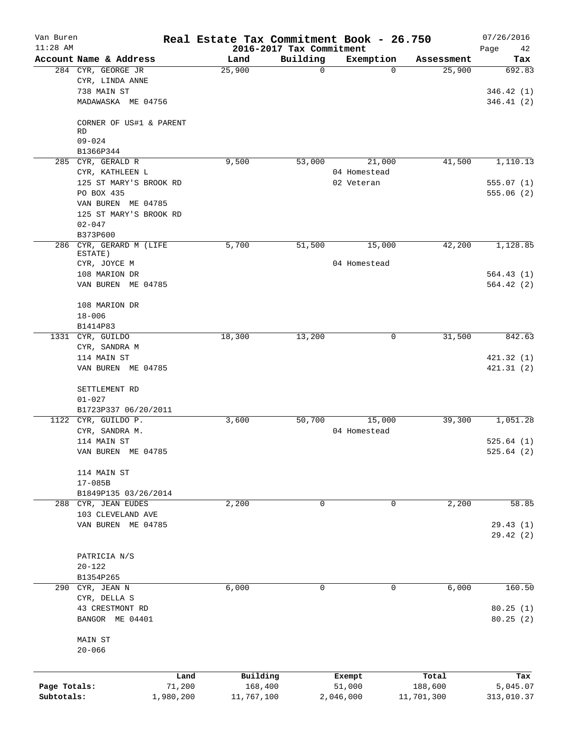# Real Estate Tax Commitment Book - 26.750

Van Buren
11:28 AM

2016-2017 Tax Commitment

07/26/2016
Page 42

| Account Name & Address | Land | Building | Exemption | Assessment | Tax |
|---|---|---|---|---|---|
| 284 CYR, GEORGE JR | 25,900 | 0 | 0 | 25,900 | 692.83 |
| CYR, LINDA ANNE | | | | | |
| 738 MAIN ST | | | | | 346.42 (1) |
| MADAWASKA ME 04756 | | | | | 346.41 (2) |
| CORNER OF US#1 & PARENT RD | | | | | |
| 09-024 | | | | | |
| B1366P344 | | | | | |
| 285 CYR, GERALD R | 9,500 | 53,000 | 21,000 | 41,500 | 1,110.13 |
| CYR, KATHLEEN L | | | 04 Homestead | | |
| 125 ST MARY'S BROOK RD | | | 02 Veteran | | 555.07 (1) |
| PO BOX 435 | | | | | 555.06 (2) |
| VAN BUREN ME 04785 | | | | | |
| 125 ST MARY'S BROOK RD | | | | | |
| 02-047 | | | | | |
| B373P600 | | | | | |
| 286 CYR, GERARD M (LIFE ESTATE) | 5,700 | 51,500 | 15,000 | 42,200 | 1,128.85 |
| CYR, JOYCE M | | | 04 Homestead | | |
| 108 MARION DR | | | | | 564.43 (1) |
| VAN BUREN ME 04785 | | | | | 564.42 (2) |
| 108 MARION DR | | | | | |
| 18-006 | | | | | |
| B1414P83 | | | | | |
| 1331 CYR, GUILDO | 18,300 | 13,200 | 0 | 31,500 | 842.63 |
| CYR, SANDRA M | | | | | |
| 114 MAIN ST | | | | | 421.32 (1) |
| VAN BUREN ME 04785 | | | | | 421.31 (2) |
| SETTLEMENT RD | | | | | |
| 01-027 | | | | | |
| B1723P337 06/20/2011 | | | | | |
| 1122 CYR, GUILDO P. | 3,600 | 50,700 | 15,000 | 39,300 | 1,051.28 |
| CYR, SANDRA M. | | | 04 Homestead | | |
| 114 MAIN ST | | | | | 525.64 (1) |
| VAN BUREN ME 04785 | | | | | 525.64 (2) |
| 114 MAIN ST | | | | | |
| 17-085B | | | | | |
| B1849P135 03/26/2014 | | | | | |
| 288 CYR, JEAN EUDES | 2,200 | 0 | 0 | 2,200 | 58.85 |
| 103 CLEVELAND AVE | | | | | 29.43 (1) |
| VAN BUREN ME 04785 | | | | | 29.42 (2) |
| PATRICIA N/S | | | | | |
| 20-122 | | | | | |
| B1354P265 | | | | | |
| 290 CYR, JEAN N | 6,000 | 0 | 0 | 6,000 | 160.50 |
| CYR, DELLA S | | | | | |
| 43 CRESTMONT RD | | | | | 80.25 (1) |
| BANGOR ME 04401 | | | | | 80.25 (2) |
| MAIN ST | | | | | |
| 20-066 | | | | | |

| | Land | Building | Exempt | Total | Tax |
|---|---|---|---|---|---|
| Page Totals: | 71,200 | 168,400 | 51,000 | 188,600 | 5,045.07 |
| Subtotals: | 1,980,200 | 11,767,100 | 2,046,000 | 11,701,300 | 313,010.37 |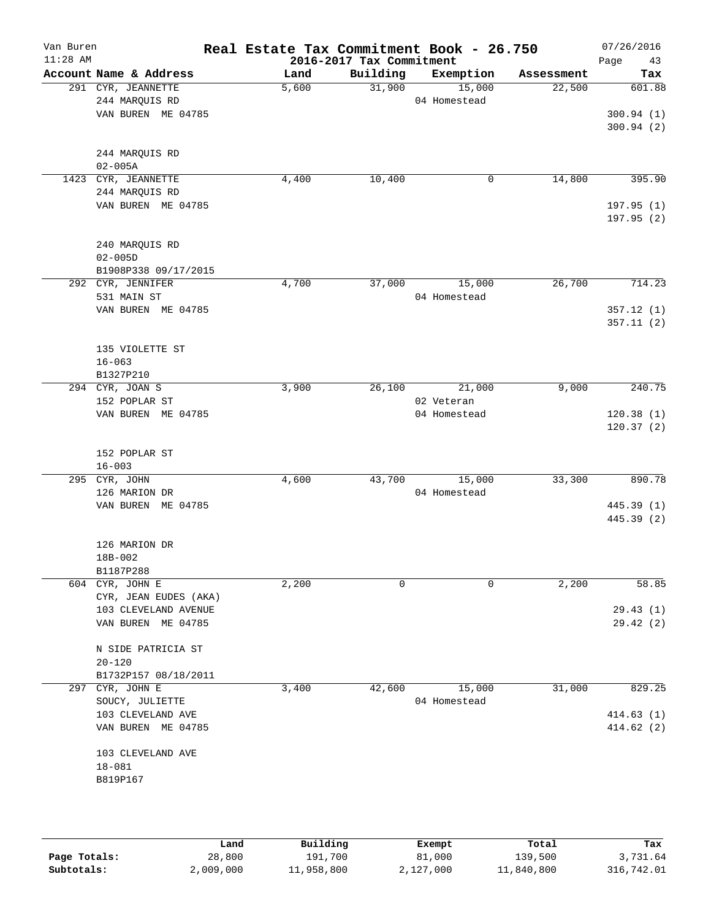# Real Estate Tax Commitment Book - 26.750

Van Buren
11:28 AM

2016-2017 Tax Commitment

07/26/2016

| Account Name & Address | Land | Building | Exemption | Assessment | Tax |
|---|---|---|---|---|---|
| 291 CYR, JEANNETTE<br>244 MARQUIS RD<br>VAN BUREN ME 04785<br><br>244 MARQUIS RD<br>02-005A | 5,600 | 31,900 | 15,000<br>04 Homestead | 22,500 | 601.88<br><br>300.94 (1)<br>300.94 (2) |
| 1423 CYR, JEANNETTE<br>244 MARQUIS RD<br>VAN BUREN ME 04785<br><br>240 MARQUIS RD<br>02-005D<br>B1908P338 09/17/2015 | 4,400 | 10,400 | 0 | 14,800 | 395.90<br><br>197.95 (1)<br>197.95 (2) |
| 292 CYR, JENNIFER<br>531 MAIN ST<br>VAN BUREN ME 04785<br><br>135 VIOLETTE ST<br>16-063<br>B1327P210 | 4,700 | 37,000 | 15,000<br>04 Homestead | 26,700 | 714.23<br><br>357.12 (1)<br>357.11 (2) |
| 294 CYR, JOAN S<br>152 POPLAR ST<br>VAN BUREN ME 04785<br><br>152 POPLAR ST<br>16-003 | 3,900 | 26,100 | 21,000<br>02 Veteran<br>04 Homestead | 9,000 | 240.75<br><br>120.38 (1)<br>120.37 (2) |
| 295 CYR, JOHN<br>126 MARION DR<br>VAN BUREN ME 04785<br><br>126 MARION DR<br>18B-002<br>B1187P288 | 4,600 | 43,700 | 15,000<br>04 Homestead | 33,300 | 890.78<br><br>445.39 (1)<br>445.39 (2) |
| 604 CYR, JOHN E<br>CYR, JEAN EUDES (AKA)<br>103 CLEVELAND AVENUE<br>VAN BUREN ME 04785<br><br>N SIDE PATRICIA ST<br>20-120<br>B1732P157 08/18/2011 | 2,200 | 0 | 0 | 2,200 | 58.85<br><br>29.43 (1)<br>29.42 (2) |
| 297 CYR, JOHN E<br>SOUCY, JULIETTE<br>103 CLEVELAND AVE<br>VAN BUREN ME 04785<br><br>103 CLEVELAND AVE<br>18-081<br>B819P167 | 3,400 | 42,600 | 15,000<br>04 Homestead | 31,000 | 829.25<br><br>414.63 (1)<br>414.62 (2) |

| | Land | Building | Exempt | Total | Tax |
|---|---|---|---|---|---|
| **Page Totals:** | 28,800 | 191,700 | 81,000 | 139,500 | 3,731.64 |
| **Subtotals:** | 2,009,000 | 11,958,800 | 2,127,000 | 11,840,800 | 316,742.01 |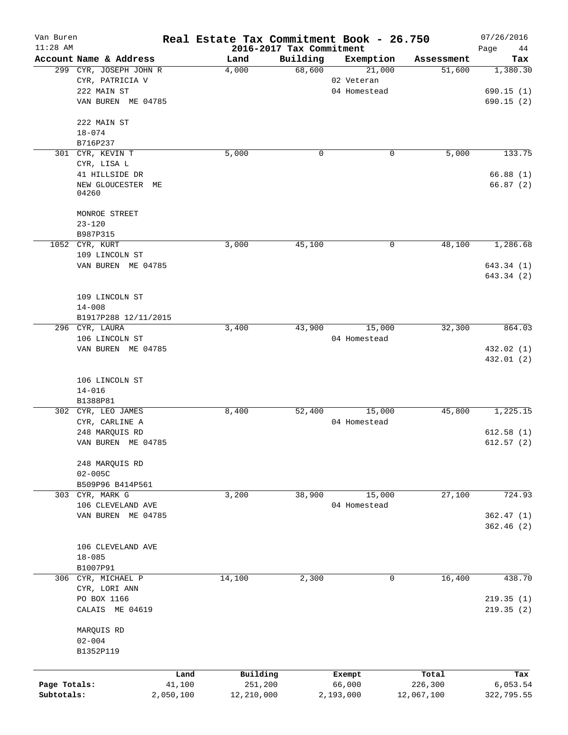# Real Estate Tax Commitment Book - 26.750

Van Buren
11:28 AM

2016-2017 Tax Commitment

07/26/2016

| Account | Name & Address | Land | Building | Exemption | Assessment | Tax |
|---|---|---|---|---|---|---|
| 299 | CYR, JOSEPH JOHN R | 4,000 | 68,600 | 21,000 | 51,600 | 1,380.30 |
| | CYR, PATRICIA V | | | 02 Veteran | | |
| | 222 MAIN ST | | | 04 Homestead | | 690.15 (1) |
| | VAN BUREN ME 04785 | | | | | 690.15 (2) |
| | 222 MAIN ST | | | | | |
| | 18-074 | | | | | |
| | B716P237 | | | | | |
| 301 | CYR, KEVIN T | 5,000 | 0 | 0 | 5,000 | 133.75 |
| | CYR, LISA L | | | | | |
| | 41 HILLSIDE DR | | | | | 66.88 (1) |
| | NEW GLOUCESTER ME 04260 | | | | | 66.87 (2) |
| | MONROE STREET | | | | | |
| | 23-120 | | | | | |
| | B987P315 | | | | | |
| 1052 | CYR, KURT | 3,000 | 45,100 | 0 | 48,100 | 1,286.68 |
| | 109 LINCOLN ST | | | | | |
| | VAN BUREN ME 04785 | | | | | 643.34 (1) |
| | | | | | | 643.34 (2) |
| | 109 LINCOLN ST | | | | | |
| | 14-008 | | | | | |
| | B1917P288 12/11/2015 | | | | | |
| 296 | CYR, LAURA | 3,400 | 43,900 | 15,000 | 32,300 | 864.03 |
| | 106 LINCOLN ST | | | 04 Homestead | | |
| | VAN BUREN ME 04785 | | | | | 432.02 (1) |
| | | | | | | 432.01 (2) |
| | 106 LINCOLN ST | | | | | |
| | 14-016 | | | | | |
| | B1388P81 | | | | | |
| 302 | CYR, LEO JAMES | 8,400 | 52,400 | 15,000 | 45,800 | 1,225.15 |
| | CYR, CARLINE A | | | 04 Homestead | | |
| | 248 MARQUIS RD | | | | | 612.58 (1) |
| | VAN BUREN ME 04785 | | | | | 612.57 (2) |
| | 248 MARQUIS RD | | | | | |
| | 02-005C | | | | | |
| | B509P96 B414P561 | | | | | |
| 303 | CYR, MARK G | 3,200 | 38,900 | 15,000 | 27,100 | 724.93 |
| | 106 CLEVELAND AVE | | | 04 Homestead | | |
| | VAN BUREN ME 04785 | | | | | 362.47 (1) |
| | | | | | | 362.46 (2) |
| | 106 CLEVELAND AVE | | | | | |
| | 18-085 | | | | | |
| | B1007P91 | | | | | |
| 306 | CYR, MICHAEL P | 14,100 | 2,300 | 0 | 16,400 | 438.70 |
| | CYR, LORI ANN | | | | | |
| | PO BOX 1166 | | | | | 219.35 (1) |
| | CALAIS ME 04619 | | | | | 219.35 (2) |
| | MARQUIS RD | | | | | |
| | 02-004 | | | | | |
| | B1352P119 | | | | | |

| | Land | Building | Exempt | Total | Tax |
|---|---|---|---|---|---|
| Page Totals: | 41,100 | 251,200 | 66,000 | 226,300 | 6,053.54 |
| Subtotals: | 2,050,100 | 12,210,000 | 2,193,000 | 12,067,100 | 322,795.55 |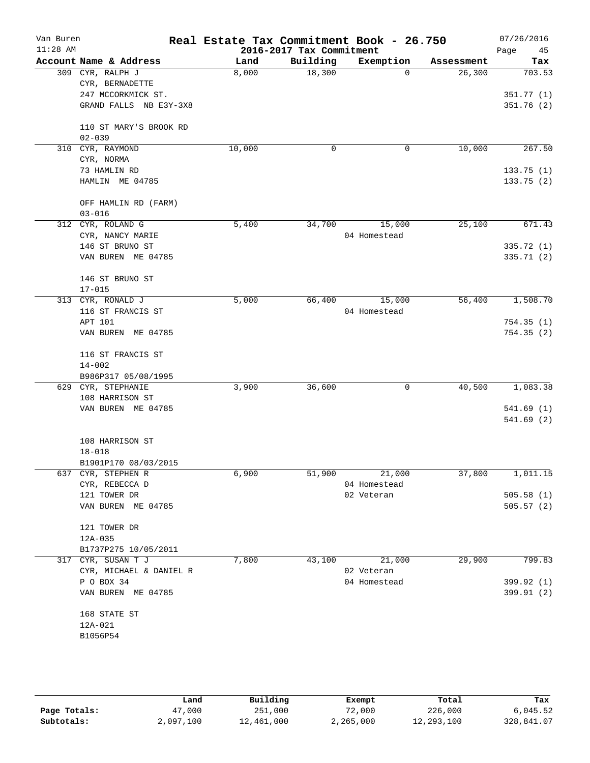# Real Estate Tax Commitment Book - 26.750

Van Buren
11:28 AM

2016-2017 Tax Commitment

07/26/2016

| Account | Name & Address | Land | Building | Exemption | Assessment | Tax |
|---|---|---|---|---|---|---|
| 309 | CYR, RALPH J | 8,000 | 18,300 | 0 | 26,300 | 703.53 |
| | CYR, BERNADETTE | | | | | |
| | 247 MCCORKMICK ST. | | | | | 351.77 (1) |
| | GRAND FALLS NB E3Y-3X8 | | | | | 351.76 (2) |
| | 110 ST MARY'S BROOK RD | | | | | |
| | 02-039 | | | | | |
| 310 | CYR, RAYMOND | 10,000 | 0 | 0 | 10,000 | 267.50 |
| | CYR, NORMA | | | | | |
| | 73 HAMLIN RD | | | | | 133.75 (1) |
| | HAMLIN ME 04785 | | | | | 133.75 (2) |
| | OFF HAMLIN RD (FARM) | | | | | |
| | 03-016 | | | | | |
| 312 | CYR, ROLAND G | 5,400 | 34,700 | 15,000 | 25,100 | 671.43 |
| | CYR, NANCY MARIE | | | 04 Homestead | | |
| | 146 ST BRUNO ST | | | | | 335.72 (1) |
| | VAN BUREN ME 04785 | | | | | 335.71 (2) |
| | 146 ST BRUNO ST | | | | | |
| | 17-015 | | | | | |
| 313 | CYR, RONALD J | 5,000 | 66,400 | 15,000 | 56,400 | 1,508.70 |
| | 116 ST FRANCIS ST | | | 04 Homestead | | |
| | APT 101 | | | | | 754.35 (1) |
| | VAN BUREN ME 04785 | | | | | 754.35 (2) |
| | 116 ST FRANCIS ST | | | | | |
| | 14-002 | | | | | |
| | B986P317 05/08/1995 | | | | | |
| 629 | CYR, STEPHANIE | 3,900 | 36,600 | 0 | 40,500 | 1,083.38 |
| | 108 HARRISON ST | | | | | |
| | VAN BUREN ME 04785 | | | | | 541.69 (1) |
| | | | | | | 541.69 (2) |
| | 108 HARRISON ST | | | | | |
| | 18-018 | | | | | |
| | B1901P170 08/03/2015 | | | | | |
| 637 | CYR, STEPHEN R | 6,900 | 51,900 | 21,000 | 37,800 | 1,011.15 |
| | CYR, REBECCA D | | | 04 Homestead | | |
| | 121 TOWER DR | | | 02 Veteran | | 505.58 (1) |
| | VAN BUREN ME 04785 | | | | | 505.57 (2) |
| | 121 TOWER DR | | | | | |
| | 12A-035 | | | | | |
| | B1737P275 10/05/2011 | | | | | |
| 317 | CYR, SUSAN T J | 7,800 | 43,100 | 21,000 | 29,900 | 799.83 |
| | CYR, MICHAEL & DANIEL R | | | 02 Veteran | | |
| | P O BOX 34 | | | 04 Homestead | | 399.92 (1) |
| | VAN BUREN ME 04785 | | | | | 399.91 (2) |
| | 168 STATE ST | | | | | |
| | 12A-021 | | | | | |
| | B1056P54 | | | | | |

| | Land | Building | Exempt | Total | Tax |
|---|---|---|---|---|---|
| Page Totals: | 47,000 | 251,000 | 72,000 | 226,000 | 6,045.52 |
| Subtotals: | 2,097,100 | 12,461,000 | 2,265,000 | 12,293,100 | 328,841.07 |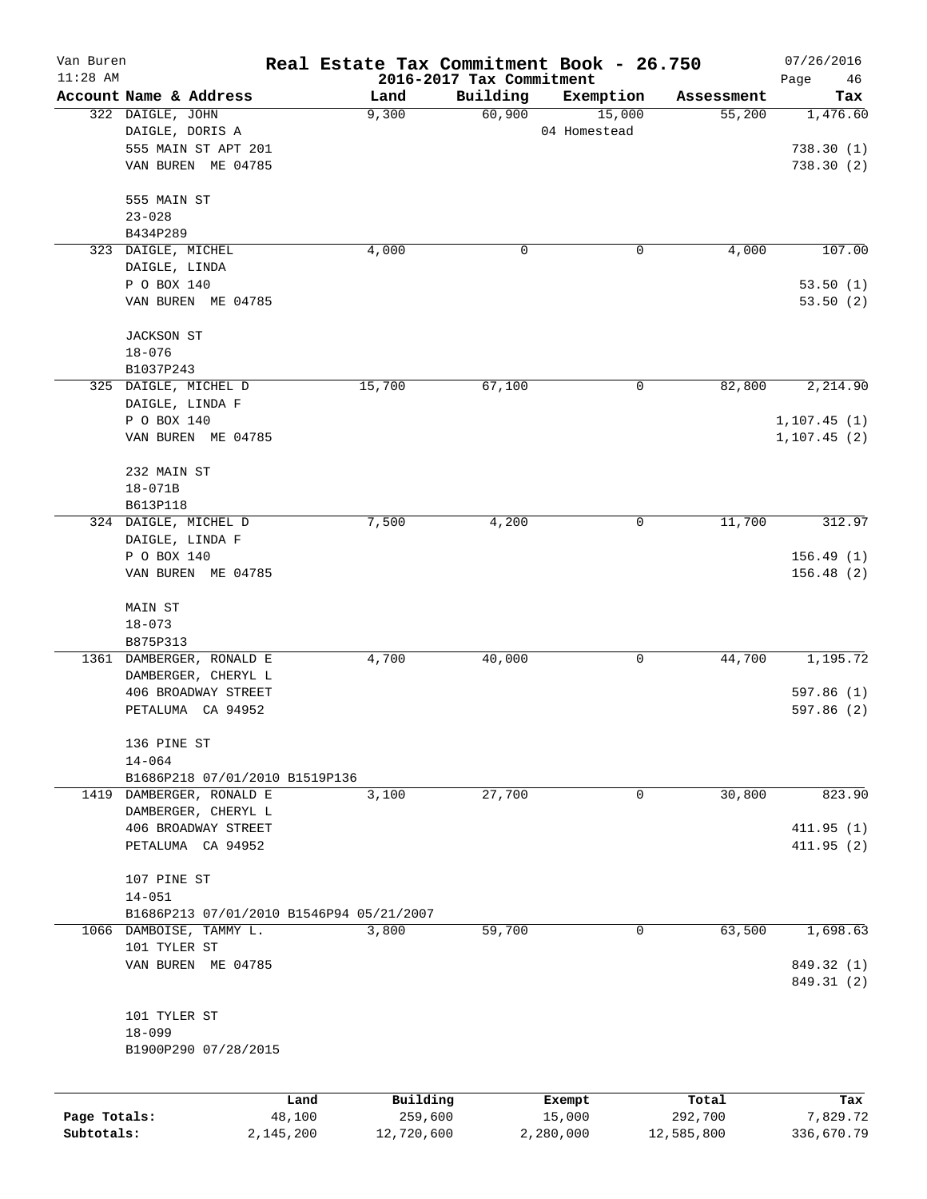# Van Buren — Real Estate Tax Commitment Book - 26.750

11:28 AM — 2016-2017 Tax Commitment — 07/26/2016

| Account Name & Address | Land | Building | Exemption | Assessment | Tax |
|---|---|---|---|---|---|
| 322 DAIGLE, JOHN<br>DAIGLE, DORIS A<br>555 MAIN ST APT 201<br>VAN BUREN ME 04785<br><br>555 MAIN ST<br>23-028<br>B434P289 | 9,300 | 60,900 | 15,000<br>04 Homestead | 55,200 | 1,476.60<br><br>738.30 (1)<br>738.30 (2) |
| 323 DAIGLE, MICHEL<br>DAIGLE, LINDA<br>P O BOX 140<br>VAN BUREN ME 04785<br><br>JACKSON ST<br>18-076<br>B1037P243 | 4,000 | 0 | 0 | 4,000 | 107.00<br><br>53.50 (1)<br>53.50 (2) |
| 325 DAIGLE, MICHEL D<br>DAIGLE, LINDA F<br>P O BOX 140<br>VAN BUREN ME 04785<br><br>232 MAIN ST<br>18-071B<br>B613P118 | 15,700 | 67,100 | 0 | 82,800 | 2,214.90<br><br>1,107.45 (1)<br>1,107.45 (2) |
| 324 DAIGLE, MICHEL D<br>DAIGLE, LINDA F<br>P O BOX 140<br>VAN BUREN ME 04785<br><br>MAIN ST<br>18-073<br>B875P313 | 7,500 | 4,200 | 0 | 11,700 | 312.97<br><br>156.49 (1)<br>156.48 (2) |
| 1361 DAMBERGER, RONALD E<br>DAMBERGER, CHERYL L<br>406 BROADWAY STREET<br>PETALUMA CA 94952<br><br>136 PINE ST<br>14-064<br>B1686P218 07/01/2010 B1519P136 | 4,700 | 40,000 | 0 | 44,700 | 1,195.72<br><br>597.86 (1)<br>597.86 (2) |
| 1419 DAMBERGER, RONALD E<br>DAMBERGER, CHERYL L<br>406 BROADWAY STREET<br>PETALUMA CA 94952<br><br>107 PINE ST<br>14-051<br>B1686P213 07/01/2010 B1546P94 05/21/2007 | 3,100 | 27,700 | 0 | 30,800 | 823.90<br><br>411.95 (1)<br>411.95 (2) |
| 1066 DAMBOISE, TAMMY L.<br>101 TYLER ST<br>VAN BUREN ME 04785<br><br>101 TYLER ST<br>18-099<br>B1900P290 07/28/2015 | 3,800 | 59,700 | 0 | 63,500 | 1,698.63<br><br>849.32 (1)<br>849.31 (2) |

| | Land | Building | Exempt | Total | Tax |
|---|---|---|---|---|---|
| Page Totals: | 48,100 | 259,600 | 15,000 | 292,700 | 7,829.72 |
| Subtotals: | 2,145,200 | 12,720,600 | 2,280,000 | 12,585,800 | 336,670.79 |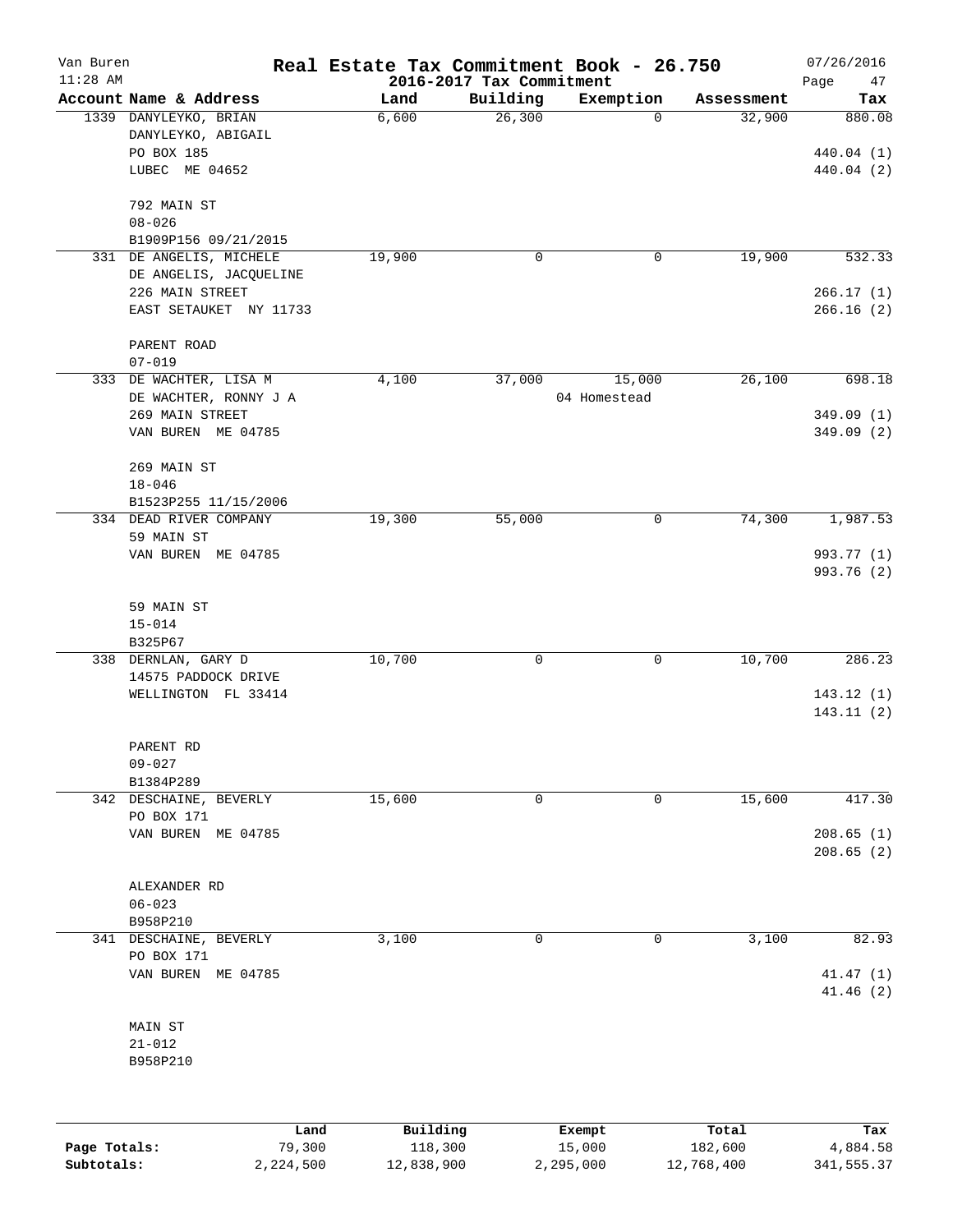# Real Estate Tax Commitment Book - 26.750

## 2016-2017 Tax Commitment

Van Buren
11:28 AM
07/26/2016

| Account Name & Address | Land | Building | Exemption | Assessment | Tax |
|---|---|---|---|---|---|
| 1339 DANYLEYKO, BRIAN<br>DANYLEYKO, ABIGAIL<br>PO BOX 185<br>LUBEC ME 04652<br><br>792 MAIN ST<br>08-026<br>B1909P156 09/21/2015 | 6,600 | 26,300 | 0 | 32,900 | 880.08<br><br>440.04 (1)<br>440.04 (2) |
| 331 DE ANGELIS, MICHELE<br>DE ANGELIS, JACQUELINE<br>226 MAIN STREET<br>EAST SETAUKET NY 11733<br><br>PARENT ROAD<br>07-019 | 19,900 | 0 | 0 | 19,900 | 532.33<br><br>266.17 (1)<br>266.16 (2) |
| 333 DE WACHTER, LISA M<br>DE WACHTER, RONNY J A<br>269 MAIN STREET<br>VAN BUREN ME 04785<br><br>269 MAIN ST<br>18-046<br>B1523P255 11/15/2006 | 4,100 | 37,000 | 15,000<br>04 Homestead | 26,100 | 698.18<br><br>349.09 (1)<br>349.09 (2) |
| 334 DEAD RIVER COMPANY<br>59 MAIN ST<br>VAN BUREN ME 04785<br><br>59 MAIN ST<br>15-014<br>B325P67 | 19,300 | 55,000 | 0 | 74,300 | 1,987.53<br><br>993.77 (1)<br>993.76 (2) |
| 338 DERNLAN, GARY D<br>14575 PADDOCK DRIVE<br>WELLINGTON FL 33414<br><br>PARENT RD<br>09-027<br>B1384P289 | 10,700 | 0 | 0 | 10,700 | 286.23<br><br>143.12 (1)<br>143.11 (2) |
| 342 DESCHAINE, BEVERLY<br>PO BOX 171<br>VAN BUREN ME 04785<br><br>ALEXANDER RD<br>06-023<br>B958P210 | 15,600 | 0 | 0 | 15,600 | 417.30<br><br>208.65 (1)<br>208.65 (2) |
| 341 DESCHAINE, BEVERLY<br>PO BOX 171<br>VAN BUREN ME 04785<br><br>MAIN ST<br>21-012<br>B958P210 | 3,100 | 0 | 0 | 3,100 | 82.93<br><br>41.47 (1)<br>41.46 (2) |

| | Land | Building | Exempt | Total | Tax |
|---|---|---|---|---|---|
| Page Totals: | 79,300 | 118,300 | 15,000 | 182,600 | 4,884.58 |
| Subtotals: | 2,224,500 | 12,838,900 | 2,295,000 | 12,768,400 | 341,555.37 |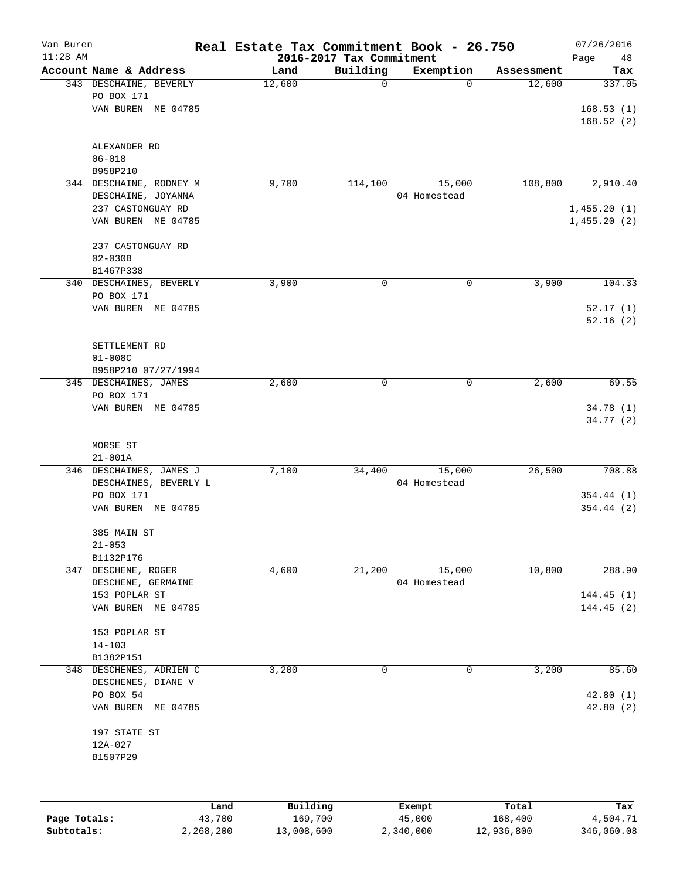# Real Estate Tax Commitment Book - 26.750

Van Buren
11:28 AM

2016-2017 Tax Commitment

07/26/2016

| Account Name & Address | Land | Building | Exemption | Assessment | Tax |
|---|---|---|---|---|---|
| 343 DESCHAINE, BEVERLY<br>PO BOX 171<br>VAN BUREN ME 04785<br><br>ALEXANDER RD<br>06-018<br>B958P210 | 12,600 | 0 | 0 | 12,600 | 337.05<br><br>168.53 (1)<br>168.52 (2) |
| 344 DESCHAINE, RODNEY M<br>DESCHAINE, JOYANNA<br>237 CASTONGUAY RD<br>VAN BUREN ME 04785<br><br>237 CASTONGUAY RD<br>02-030B<br>B1467P338 | 9,700 | 114,100 | 15,000<br>04 Homestead | 108,800 | 2,910.40<br><br>1,455.20 (1)<br>1,455.20 (2) |
| 340 DESCHAINES, BEVERLY<br>PO BOX 171<br>VAN BUREN ME 04785<br><br>SETTLEMENT RD<br>01-008C<br>B958P210 07/27/1994 | 3,900 | 0 | 0 | 3,900 | 104.33<br><br>52.17 (1)<br>52.16 (2) |
| 345 DESCHAINES, JAMES<br>PO BOX 171<br>VAN BUREN ME 04785<br><br>MORSE ST<br>21-001A | 2,600 | 0 | 0 | 2,600 | 69.55<br><br>34.78 (1)<br>34.77 (2) |
| 346 DESCHAINES, JAMES J<br>DESCHAINES, BEVERLY L<br>PO BOX 171<br>VAN BUREN ME 04785<br><br>385 MAIN ST<br>21-053<br>B1132P176 | 7,100 | 34,400 | 15,000<br>04 Homestead | 26,500 | 708.88<br><br>354.44 (1)<br>354.44 (2) |
| 347 DESCHENE, ROGER<br>DESCHENE, GERMAINE<br>153 POPLAR ST<br>VAN BUREN ME 04785<br><br>153 POPLAR ST<br>14-103<br>B1382P151 | 4,600 | 21,200 | 15,000<br>04 Homestead | 10,800 | 288.90<br><br>144.45 (1)<br>144.45 (2) |
| 348 DESCHENES, ADRIEN C<br>DESCHENES, DIANE V<br>PO BOX 54<br>VAN BUREN ME 04785<br><br>197 STATE ST<br>12A-027<br>B1507P29 | 3,200 | 0 | 0 | 3,200 | 85.60<br><br>42.80 (1)<br>42.80 (2) |

| | Land | Building | Exempt | Total | Tax |
|---|---|---|---|---|---|
| **Page Totals:** | 43,700 | 169,700 | 45,000 | 168,400 | 4,504.71 |
| **Subtotals:** | 2,268,200 | 13,008,600 | 2,340,000 | 12,936,800 | 346,060.08 |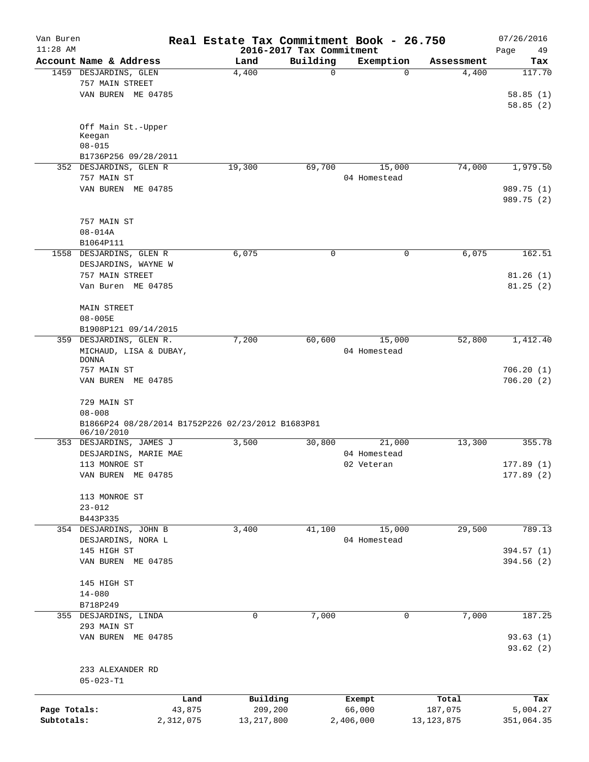Van Buren  
11:28 AM

# Real Estate Tax Commitment Book - 26.750
## 2016-2017 Tax Commitment

07/26/2016  
Page 49

| Account Name & Address | Land | Building | Exemption | Assessment | Tax |
|---|---|---|---|---|---|
| 1459 DESJARDINS, GLEN<br>757 MAIN STREET<br>VAN BUREN ME 04785<br><br>Off Main St.-Upper Keegan<br>08-015<br>B1736P256 09/28/2011 | 4,400 | 0 | 0 | 4,400 | 117.70<br><br>58.85 (1)<br>58.85 (2) |
| 352 DESJARDINS, GLEN R<br>757 MAIN ST<br>VAN BUREN ME 04785<br><br>757 MAIN ST<br>08-014A<br>B1064P111 | 19,300 | 69,700 | 15,000<br>04 Homestead | 74,000 | 1,979.50<br><br>989.75 (1)<br>989.75 (2) |
| 1558 DESJARDINS, GLEN R<br>DESJARDINS, WAYNE W<br>757 MAIN STREET<br>Van Buren ME 04785<br><br>MAIN STREET<br>08-005E<br>B1908P121 09/14/2015 | 6,075 | 0 | 0 | 6,075 | 162.51<br><br>81.26 (1)<br>81.25 (2) |
| 359 DESJARDINS, GLEN R.<br>MICHAUD, LISA & DUBAY, DONNA<br>757 MAIN ST<br>VAN BUREN ME 04785<br><br>729 MAIN ST<br>08-008<br>B1866P24 08/28/2014 B1752P226 02/23/2012 B1683P81 06/10/2010 | 7,200 | 60,600 | 15,000<br>04 Homestead | 52,800 | 1,412.40<br><br>706.20 (1)<br>706.20 (2) |
| 353 DESJARDINS, JAMES J<br>DESJARDINS, MARIE MAE<br>113 MONROE ST<br>VAN BUREN ME 04785<br><br>113 MONROE ST<br>23-012<br>B443P335 | 3,500 | 30,800 | 21,000<br>04 Homestead<br>02 Veteran | 13,300 | 355.78<br><br>177.89 (1)<br>177.89 (2) |
| 354 DESJARDINS, JOHN B<br>DESJARDINS, NORA L<br>145 HIGH ST<br>VAN BUREN ME 04785<br><br>145 HIGH ST<br>14-080<br>B718P249 | 3,400 | 41,100 | 15,000<br>04 Homestead | 29,500 | 789.13<br><br>394.57 (1)<br>394.56 (2) |
| 355 DESJARDINS, LINDA<br>293 MAIN ST<br>VAN BUREN ME 04785<br><br>233 ALEXANDER RD<br>05-023-T1 | 0 | 7,000 | 0 | 7,000 | 187.25<br><br>93.63 (1)<br>93.62 (2) |

| | Land | Building | Exempt | Total | Tax |
|---|---|---|---|---|---|
| Page Totals: | 43,875 | 209,200 | 66,000 | 187,075 | 5,004.27 |
| Subtotals: | 2,312,075 | 13,217,800 | 2,406,000 | 13,123,875 | 351,064.35 |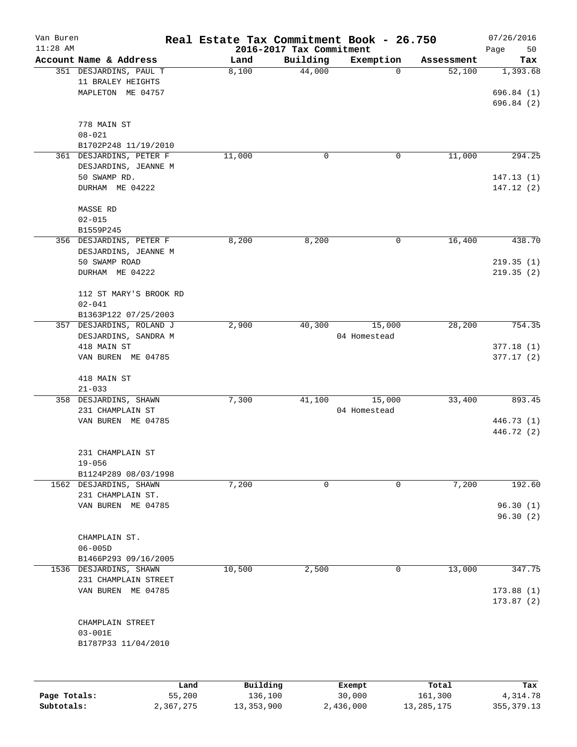# Van Buren — Real Estate Tax Commitment Book - 26.750

11:28 AM — 2016-2017 Tax Commitment — 07/26/2016

| Account Name & Address | Land | Building | Exemption | Assessment | Tax |
|---|---|---|---|---|---|
| 351 DESJARDINS, PAUL T<br>11 BRALEY HEIGHTS<br>MAPLETON ME 04757<br><br>778 MAIN ST<br>08-021<br>B1702P248 11/19/2010 | 8,100 | 44,000 | 0 | 52,100 | 1,393.68<br><br>696.84 (1)<br>696.84 (2) |
| 361 DESJARDINS, PETER F<br>DESJARDINS, JEANNE M<br>50 SWAMP RD.<br>DURHAM ME 04222<br><br>MASSE RD<br>02-015<br>B1559P245 | 11,000 | 0 | 0 | 11,000 | 294.25<br><br>147.13 (1)<br>147.12 (2) |
| 356 DESJARDINS, PETER F<br>DESJARDINS, JEANNE M<br>50 SWAMP ROAD<br>DURHAM ME 04222<br><br>112 ST MARY'S BROOK RD<br>02-041<br>B1363P122 07/25/2003 | 8,200 | 8,200 | 0 | 16,400 | 438.70<br><br>219.35 (1)<br>219.35 (2) |
| 357 DESJARDINS, ROLAND J<br>DESJARDINS, SANDRA M<br>418 MAIN ST<br>VAN BUREN ME 04785<br><br>418 MAIN ST<br>21-033 | 2,900 | 40,300 | 15,000<br>04 Homestead | 28,200 | 754.35<br><br>377.18 (1)<br>377.17 (2) |
| 358 DESJARDINS, SHAWN<br>231 CHAMPLAIN ST<br>VAN BUREN ME 04785<br><br>231 CHAMPLAIN ST<br>19-056<br>B1124P289 08/03/1998 | 7,300 | 41,100 | 15,000<br>04 Homestead | 33,400 | 893.45<br><br>446.73 (1)<br>446.72 (2) |
| 1562 DESJARDINS, SHAWN<br>231 CHAMPLAIN ST.<br>VAN BUREN ME 04785<br><br>CHAMPLAIN ST.<br>06-005D<br>B1466P293 09/16/2005 | 7,200 | 0 | 0 | 7,200 | 192.60<br><br>96.30 (1)<br>96.30 (2) |
| 1536 DESJARDINS, SHAWN<br>231 CHAMPLAIN STREET<br>VAN BUREN ME 04785<br><br>CHAMPLAIN STREET<br>03-001E<br>B1787P33 11/04/2010 | 10,500 | 2,500 | 0 | 13,000 | 347.75<br><br>173.88 (1)<br>173.87 (2) |

| | Land | Building | Exempt | Total | Tax |
|---|---|---|---|---|---|
| **Page Totals:** | 55,200 | 136,100 | 30,000 | 161,300 | 4,314.78 |
| **Subtotals:** | 2,367,275 | 13,353,900 | 2,436,000 | 13,285,175 | 355,379.13 |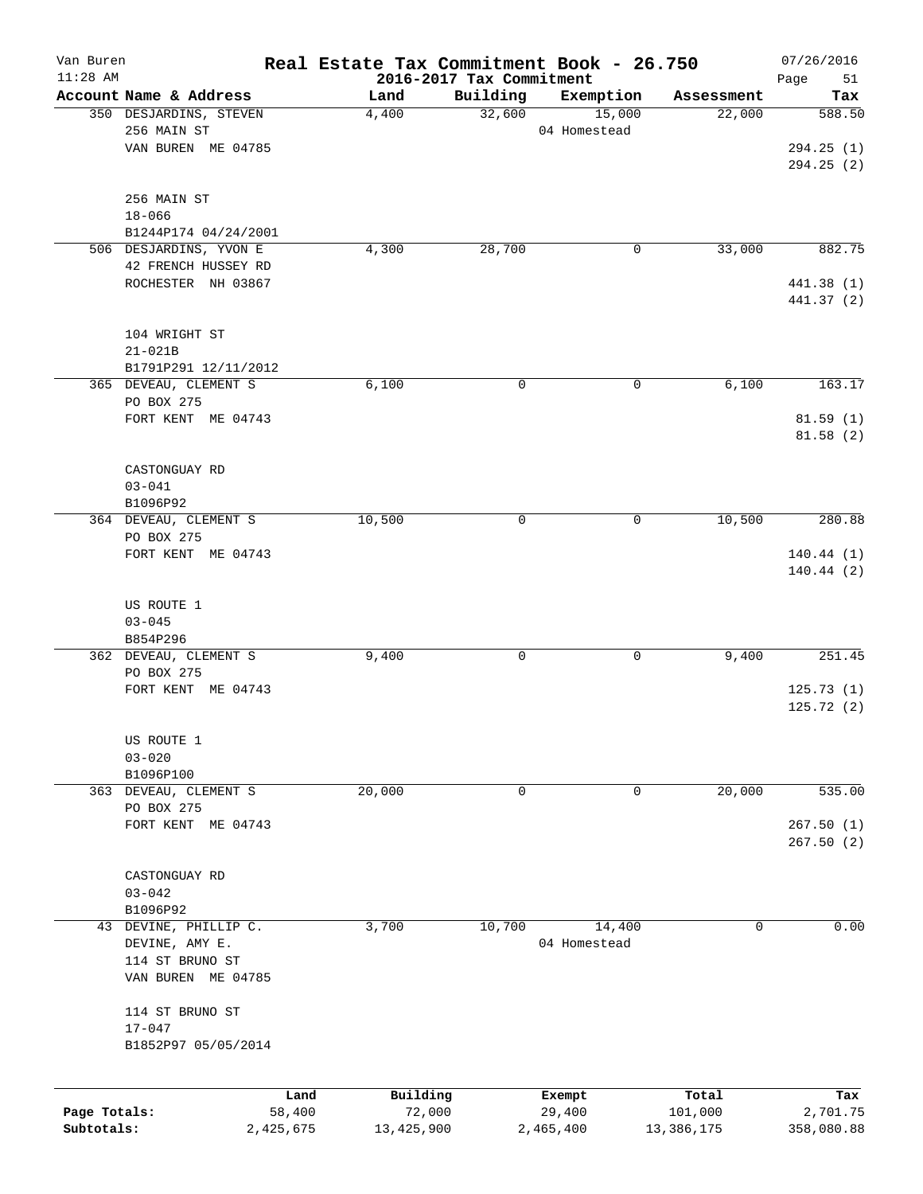# Real Estate Tax Commitment Book - 26.750

Van Buren
11:28 AM

2016-2017 Tax Commitment

07/26/2016

| Account Name & Address | Land | Building | Exemption | Assessment | Tax |
|---|---|---|---|---|---|
| 350 DESJARDINS, STEVEN<br>256 MAIN ST<br>VAN BUREN ME 04785<br><br>256 MAIN ST<br>18-066<br>B1244P174 04/24/2001 | 4,400 | 32,600 | 15,000<br>04 Homestead | 22,000 | 588.50<br><br>294.25 (1)<br>294.25 (2) |
| 506 DESJARDINS, YVON E<br>42 FRENCH HUSSEY RD<br>ROCHESTER NH 03867<br><br>104 WRIGHT ST<br>21-021B<br>B1791P291 12/11/2012 | 4,300 | 28,700 | 0 | 33,000 | 882.75<br><br>441.38 (1)<br>441.37 (2) |
| 365 DEVEAU, CLEMENT S<br>PO BOX 275<br>FORT KENT ME 04743<br><br>CASTONGUAY RD<br>03-041<br>B1096P92 | 6,100 | 0 | 0 | 6,100 | 163.17<br><br>81.59 (1)<br>81.58 (2) |
| 364 DEVEAU, CLEMENT S<br>PO BOX 275<br>FORT KENT ME 04743<br><br>US ROUTE 1<br>03-045<br>B854P296 | 10,500 | 0 | 0 | 10,500 | 280.88<br><br>140.44 (1)<br>140.44 (2) |
| 362 DEVEAU, CLEMENT S<br>PO BOX 275<br>FORT KENT ME 04743<br><br>US ROUTE 1<br>03-020<br>B1096P100 | 9,400 | 0 | 0 | 9,400 | 251.45<br><br>125.73 (1)<br>125.72 (2) |
| 363 DEVEAU, CLEMENT S<br>PO BOX 275<br>FORT KENT ME 04743<br><br>CASTONGUAY RD<br>03-042<br>B1096P92 | 20,000 | 0 | 0 | 20,000 | 535.00<br><br>267.50 (1)<br>267.50 (2) |
| 43 DEVINE, PHILLIP C.<br>DEVINE, AMY E.<br>114 ST BRUNO ST<br>VAN BUREN ME 04785<br><br>114 ST BRUNO ST<br>17-047<br>B1852P97 05/05/2014 | 3,700 | 10,700 | 14,400<br>04 Homestead | 0 | 0.00 |

| | Land | Building | Exempt | Total | Tax |
|---|---|---|---|---|---|
| Page Totals: | 58,400 | 72,000 | 29,400 | 101,000 | 2,701.75 |
| Subtotals: | 2,425,675 | 13,425,900 | 2,465,400 | 13,386,175 | 358,080.88 |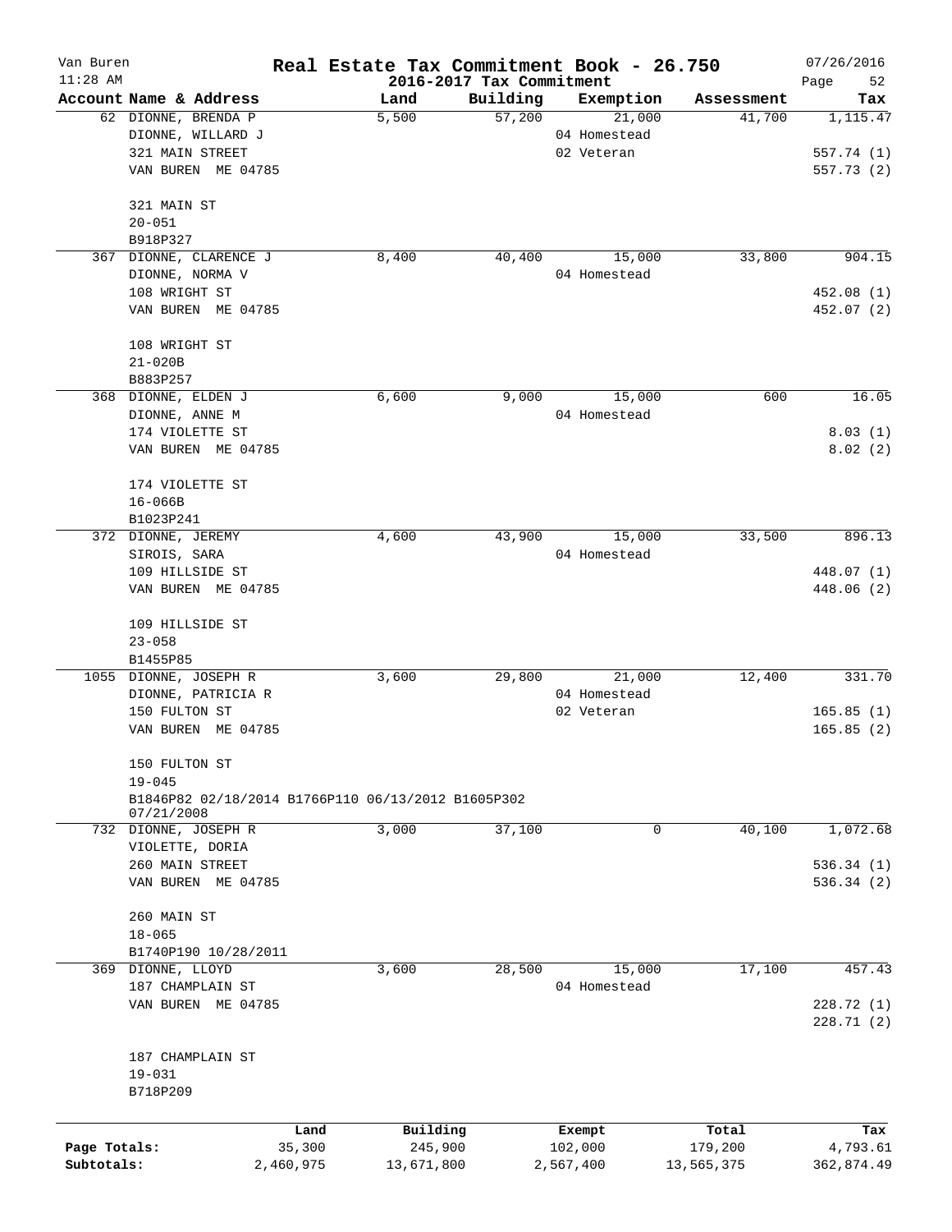Van Buren — Real Estate Tax Commitment Book - 26.750 — 07/26/2016
11:28 AM — 2016-2017 Tax Commitment — Page 52

| Account Name & Address | Land | Building | Exemption | Assessment | Tax |
|---|---|---|---|---|---|
| 62 DIONNE, BRENDA P | 5,500 | 57,200 | 21,000 | 41,700 | 1,115.47 |
| DIONNE, WILLARD J | | | 04 Homestead | | |
| 321 MAIN STREET | | | 02 Veteran | | 557.74 (1) |
| VAN BUREN ME 04785 | | | | | 557.73 (2) |
| 321 MAIN ST | | | | | |
| 20-051 | | | | | |
| B918P327 | | | | | |
| 367 DIONNE, CLARENCE J | 8,400 | 40,400 | 15,000 | 33,800 | 904.15 |
| DIONNE, NORMA V | | | 04 Homestead | | |
| 108 WRIGHT ST | | | | | 452.08 (1) |
| VAN BUREN ME 04785 | | | | | 452.07 (2) |
| 108 WRIGHT ST | | | | | |
| 21-020B | | | | | |
| B883P257 | | | | | |
| 368 DIONNE, ELDEN J | 6,600 | 9,000 | 15,000 | 600 | 16.05 |
| DIONNE, ANNE M | | | 04 Homestead | | |
| 174 VIOLETTE ST | | | | | 8.03 (1) |
| VAN BUREN ME 04785 | | | | | 8.02 (2) |
| 174 VIOLETTE ST | | | | | |
| 16-066B | | | | | |
| B1023P241 | | | | | |
| 372 DIONNE, JEREMY | 4,600 | 43,900 | 15,000 | 33,500 | 896.13 |
| SIROIS, SARA | | | 04 Homestead | | |
| 109 HILLSIDE ST | | | | | 448.07 (1) |
| VAN BUREN ME 04785 | | | | | 448.06 (2) |
| 109 HILLSIDE ST | | | | | |
| 23-058 | | | | | |
| B1455P85 | | | | | |
| 1055 DIONNE, JOSEPH R | 3,600 | 29,800 | 21,000 | 12,400 | 331.70 |
| DIONNE, PATRICIA R | | | 04 Homestead | | |
| 150 FULTON ST | | | 02 Veteran | | 165.85 (1) |
| VAN BUREN ME 04785 | | | | | 165.85 (2) |
| 150 FULTON ST | | | | | |
| 19-045 | | | | | |
| B1846P82 02/18/2014 B1766P110 06/13/2012 B1605P302 07/21/2008 | | | | | |
| 732 DIONNE, JOSEPH R | 3,000 | 37,100 | 0 | 40,100 | 1,072.68 |
| VIOLETTE, DORIA | | | | | |
| 260 MAIN STREET | | | | | 536.34 (1) |
| VAN BUREN ME 04785 | | | | | 536.34 (2) |
| 260 MAIN ST | | | | | |
| 18-065 | | | | | |
| B1740P190 10/28/2011 | | | | | |
| 369 DIONNE, LLOYD | 3,600 | 28,500 | 15,000 | 17,100 | 457.43 |
| 187 CHAMPLAIN ST | | | 04 Homestead | | |
| VAN BUREN ME 04785 | | | | | 228.72 (1) |
| | | | | | 228.71 (2) |
| 187 CHAMPLAIN ST | | | | | |
| 19-031 | | | | | |
| B718P209 | | | | | |

| | Land | Building | Exempt | Total | Tax |
|---|---|---|---|---|---|
| Page Totals: | 35,300 | 245,900 | 102,000 | 179,200 | 4,793.61 |
| Subtotals: | 2,460,975 | 13,671,800 | 2,567,400 | 13,565,375 | 362,874.49 |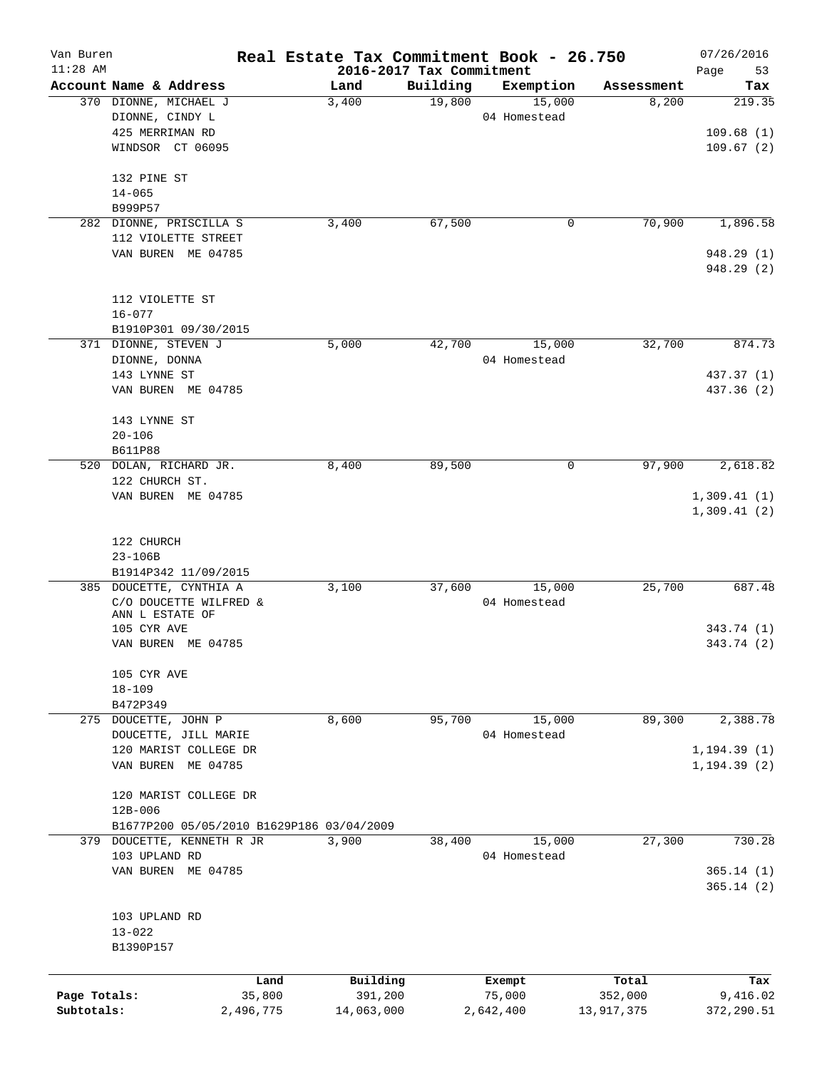# Van Buren — Real Estate Tax Commitment Book - 26.750

11:28 AM — 2016-2017 Tax Commitment — 07/26/2016

| Account Name & Address | Land | Building | Exemption | Assessment | Tax |
|---|---|---|---|---|---|
| 370 DIONNE, MICHAEL J<br>DIONNE, CINDY L<br>425 MERRIMAN RD<br>WINDSOR CT 06095<br><br>132 PINE ST<br>14-065<br>B999P57 | 3,400 | 19,800 | 15,000<br>04 Homestead | 8,200 | 219.35<br><br>109.68 (1)<br>109.67 (2) |
| 282 DIONNE, PRISCILLA S<br>112 VIOLETTE STREET<br>VAN BUREN ME 04785<br><br>112 VIOLETTE ST<br>16-077<br>B1910P301 09/30/2015 | 3,400 | 67,500 | 0 | 70,900 | 1,896.58<br><br>948.29 (1)<br>948.29 (2) |
| 371 DIONNE, STEVEN J<br>DIONNE, DONNA<br>143 LYNNE ST<br>VAN BUREN ME 04785<br><br>143 LYNNE ST<br>20-106<br>B611P88 | 5,000 | 42,700 | 15,000<br>04 Homestead | 32,700 | 874.73<br><br>437.37 (1)<br>437.36 (2) |
| 520 DOLAN, RICHARD JR.<br>122 CHURCH ST.<br>VAN BUREN ME 04785<br><br>122 CHURCH<br>23-106B<br>B1914P342 11/09/2015 | 8,400 | 89,500 | 0 | 97,900 | 2,618.82<br><br>1,309.41 (1)<br>1,309.41 (2) |
| 385 DOUCETTE, CYNTHIA A<br>C/O DOUCETTE WILFRED &<br>ANN L ESTATE OF<br>105 CYR AVE<br>VAN BUREN ME 04785<br><br>105 CYR AVE<br>18-109<br>B472P349 | 3,100 | 37,600 | 15,000<br>04 Homestead | 25,700 | 687.48<br><br>343.74 (1)<br>343.74 (2) |
| 275 DOUCETTE, JOHN P<br>DOUCETTE, JILL MARIE<br>120 MARIST COLLEGE DR<br>VAN BUREN ME 04785<br><br>120 MARIST COLLEGE DR<br>12B-006<br>B1677P200 05/05/2010 B1629P186 03/04/2009 | 8,600 | 95,700 | 15,000<br>04 Homestead | 89,300 | 2,388.78<br><br>1,194.39 (1)<br>1,194.39 (2) |
| 379 DOUCETTE, KENNETH R JR<br>103 UPLAND RD<br>VAN BUREN ME 04785<br><br>103 UPLAND RD<br>13-022<br>B1390P157 | 3,900 | 38,400 | 15,000<br>04 Homestead | 27,300 | 730.28<br><br>365.14 (1)<br>365.14 (2) |

| | Land | Building | Exempt | Total | Tax |
|---|---|---|---|---|---|
| Page Totals: | 35,800 | 391,200 | 75,000 | 352,000 | 9,416.02 |
| Subtotals: | 2,496,775 | 14,063,000 | 2,642,400 | 13,917,375 | 372,290.51 |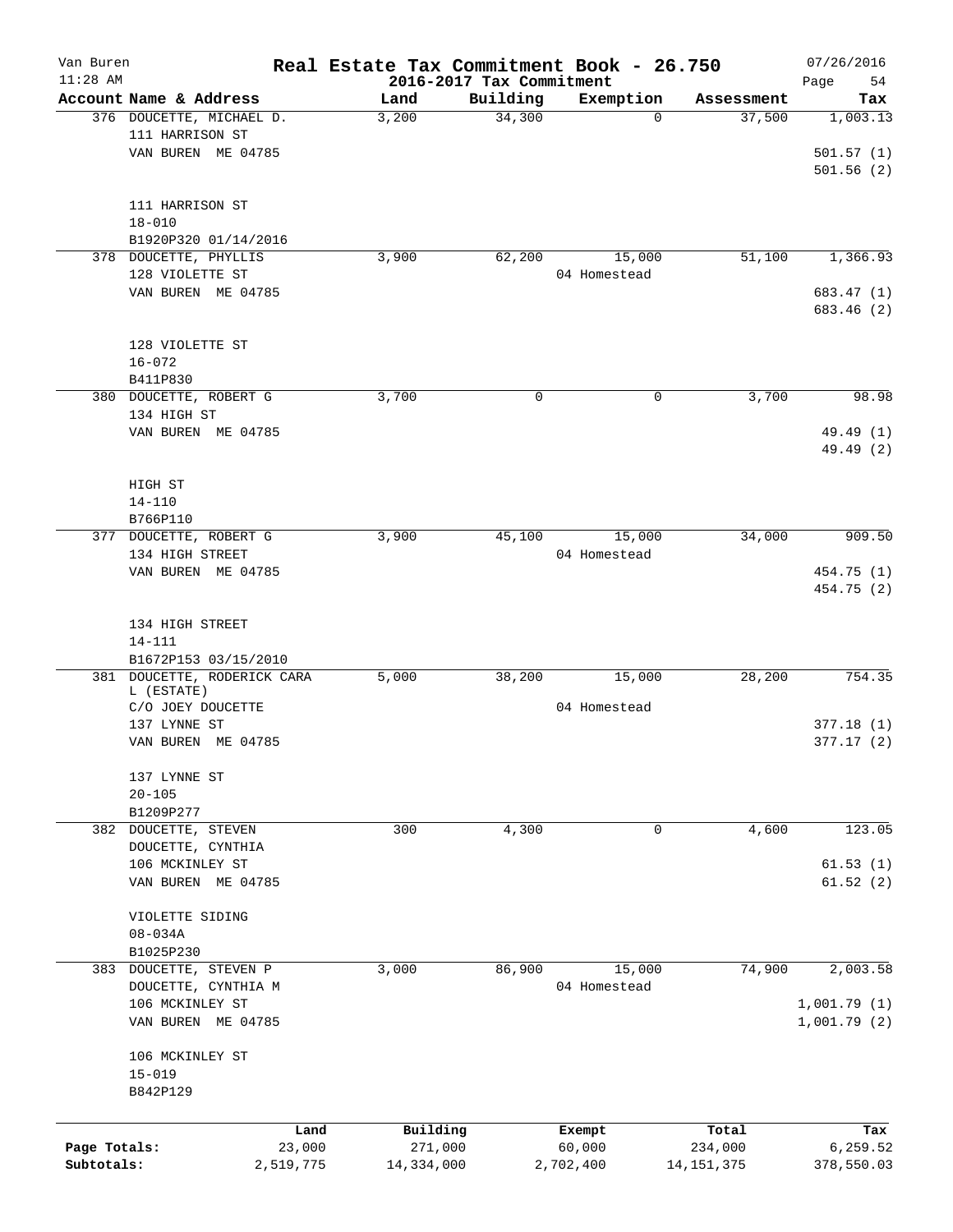Van Buren 11:28 AM

# Real Estate Tax Commitment Book - 26.750

## 2016-2017 Tax Commitment

07/26/2016

| Account Name & Address | Land | Building | Exemption | Assessment | Tax |
|---|---|---|---|---|---|
| 376 DOUCETTE, MICHAEL D.<br>111 HARRISON ST<br>VAN BUREN ME 04785<br><br>111 HARRISON ST<br>18-010<br>B1920P320 01/14/2016 | 3,200 | 34,300 | 0 | 37,500 | 1,003.13<br><br>501.57 (1)<br>501.56 (2) |
| 378 DOUCETTE, PHYLLIS<br>128 VIOLETTE ST<br>VAN BUREN ME 04785<br><br>128 VIOLETTE ST<br>16-072<br>B411P830 | 3,900 | 62,200 | 15,000<br>04 Homestead | 51,100 | 1,366.93<br><br>683.47 (1)<br>683.46 (2) |
| 380 DOUCETTE, ROBERT G<br>134 HIGH ST<br>VAN BUREN ME 04785<br><br>HIGH ST<br>14-110<br>B766P110 | 3,700 | 0 | 0 | 3,700 | 98.98<br><br>49.49 (1)<br>49.49 (2) |
| 377 DOUCETTE, ROBERT G<br>134 HIGH STREET<br>VAN BUREN ME 04785<br><br>134 HIGH STREET<br>14-111<br>B1672P153 03/15/2010 | 3,900 | 45,100 | 15,000<br>04 Homestead | 34,000 | 909.50<br><br>454.75 (1)<br>454.75 (2) |
| 381 DOUCETTE, RODERICK CARA L (ESTATE)<br>C/O JOEY DOUCETTE<br>137 LYNNE ST<br>VAN BUREN ME 04785<br><br>137 LYNNE ST<br>20-105<br>B1209P277 | 5,000 | 38,200 | 15,000<br>04 Homestead | 28,200 | 754.35<br><br>377.18 (1)<br>377.17 (2) |
| 382 DOUCETTE, STEVEN<br>DOUCETTE, CYNTHIA<br>106 MCKINLEY ST<br>VAN BUREN ME 04785<br><br>VIOLETTE SIDING<br>08-034A<br>B1025P230 | 300 | 4,300 | 0 | 4,600 | 123.05<br><br>61.53 (1)<br>61.52 (2) |
| 383 DOUCETTE, STEVEN P<br>DOUCETTE, CYNTHIA M<br>106 MCKINLEY ST<br>VAN BUREN ME 04785<br><br>106 MCKINLEY ST<br>15-019<br>B842P129 | 3,000 | 86,900 | 15,000<br>04 Homestead | 74,900 | 2,003.58<br><br>1,001.79 (1)<br>1,001.79 (2) |

| | Land | Building | Exempt | Total | Tax |
|---|---|---|---|---|---|
| Page Totals: | 23,000 | 271,000 | 60,000 | 234,000 | 6,259.52 |
| Subtotals: | 2,519,775 | 14,334,000 | 2,702,400 | 14,151,375 | 378,550.03 |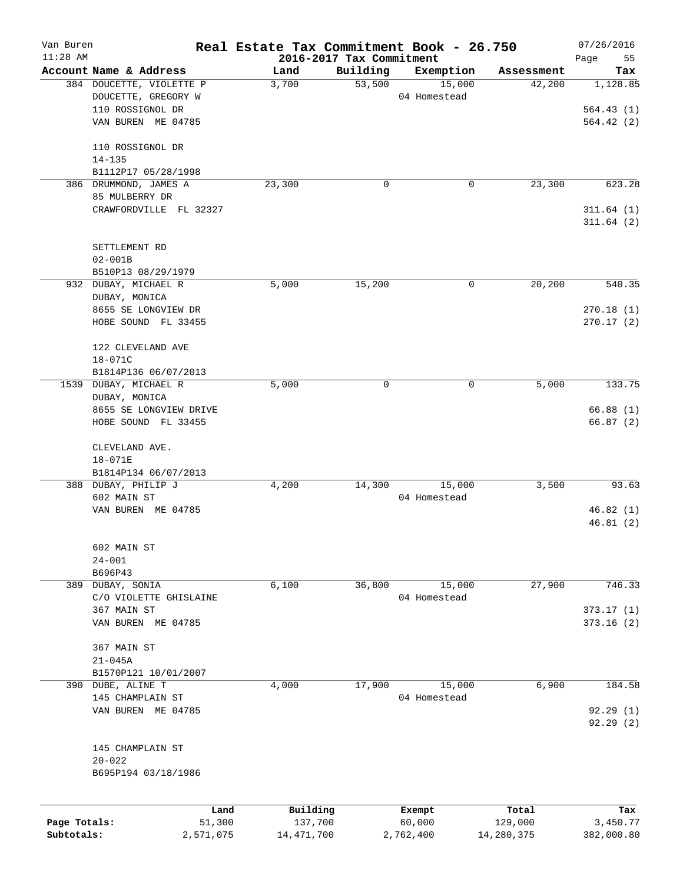Van Buren
11:28 AM

# Real Estate Tax Commitment Book - 26.750

## 2016-2017 Tax Commitment

07/26/2016

| Account Name & Address | Land | Building | Exemption | Assessment | Tax |
|---|---|---|---|---|---|
| 384 DOUCETTE, VIOLETTE P<br>DOUCETTE, GREGORY W<br>110 ROSSIGNOL DR<br>VAN BUREN ME 04785<br><br>110 ROSSIGNOL DR<br>14-135<br>B1112P17 05/28/1998 | 3,700 | 53,500 | 15,000<br>04 Homestead | 42,200 | 1,128.85<br><br>564.43 (1)<br>564.42 (2) |
| 386 DRUMMOND, JAMES A<br>85 MULBERRY DR<br>CRAWFORDVILLE FL 32327<br><br>SETTLEMENT RD<br>02-001B<br>B510P13 08/29/1979 | 23,300 | 0 | 0 | 23,300 | 623.28<br><br>311.64 (1)<br>311.64 (2) |
| 932 DUBAY, MICHAEL R<br>DUBAY, MONICA<br>8655 SE LONGVIEW DR<br>HOBE SOUND FL 33455<br><br>122 CLEVELAND AVE<br>18-071C<br>B1814P136 06/07/2013 | 5,000 | 15,200 | 0 | 20,200 | 540.35<br><br>270.18 (1)<br>270.17 (2) |
| 1539 DUBAY, MICHAEL R<br>DUBAY, MONICA<br>8655 SE LONGVIEW DRIVE<br>HOBE SOUND FL 33455<br><br>CLEVELAND AVE.<br>18-071E<br>B1814P134 06/07/2013 | 5,000 | 0 | 0 | 5,000 | 133.75<br><br>66.88 (1)<br>66.87 (2) |
| 388 DUBAY, PHILIP J<br>602 MAIN ST<br>VAN BUREN ME 04785<br><br>602 MAIN ST<br>24-001<br>B696P43 | 4,200 | 14,300 | 15,000<br>04 Homestead | 3,500 | 93.63<br><br>46.82 (1)<br>46.81 (2) |
| 389 DUBAY, SONIA<br>C/O VIOLETTE GHISLAINE<br>367 MAIN ST<br>VAN BUREN ME 04785<br><br>367 MAIN ST<br>21-045A<br>B1570P121 10/01/2007 | 6,100 | 36,800 | 15,000<br>04 Homestead | 27,900 | 746.33<br><br>373.17 (1)<br>373.16 (2) |
| 390 DUBE, ALINE T<br>145 CHAMPLAIN ST<br>VAN BUREN ME 04785<br><br>145 CHAMPLAIN ST<br>20-022<br>B695P194 03/18/1986 | 4,000 | 17,900 | 15,000<br>04 Homestead | 6,900 | 184.58<br><br>92.29 (1)<br>92.29 (2) |

| | Land | Building | Exempt | Total | Tax |
|---|---|---|---|---|---|
| Page Totals: | 51,300 | 137,700 | 60,000 | 129,000 | 3,450.77 |
| Subtotals: | 2,571,075 | 14,471,700 | 2,762,400 | 14,280,375 | 382,000.80 |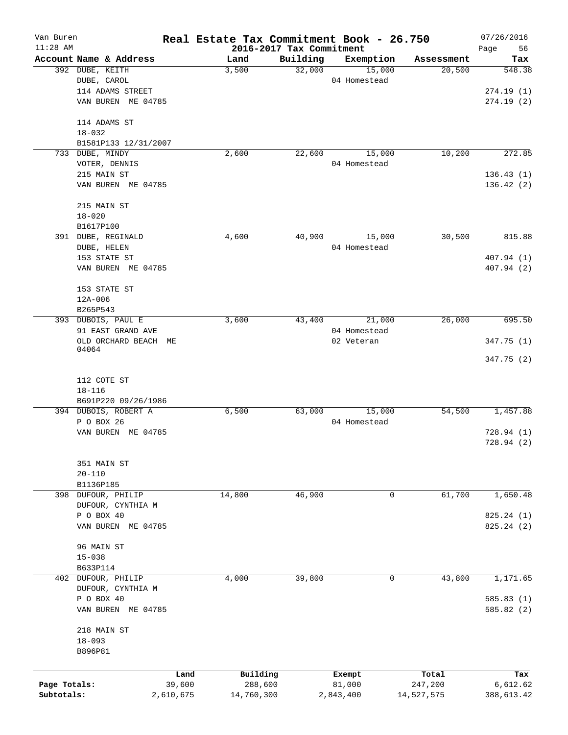# Real Estate Tax Commitment Book - 26.750

Van Buren
11:28 AM

2016-2017 Tax Commitment

07/26/2016

| Account Name & Address | Land | Building | Exemption | Assessment | Tax |
|---|---|---|---|---|---|
| 392 DUBE, KEITH | 3,500 | 32,000 | 15,000 | 20,500 | 548.38 |
| DUBE, CAROL | | | 04 Homestead | | |
| 114 ADAMS STREET | | | | | 274.19 (1) |
| VAN BUREN ME 04785 | | | | | 274.19 (2) |
| 114 ADAMS ST | | | | | |
| 18-032 | | | | | |
| B1581P133 12/31/2007 | | | | | |
| 733 DUBE, MINDY | 2,600 | 22,600 | 15,000 | 10,200 | 272.85 |
| VOTER, DENNIS | | | 04 Homestead | | |
| 215 MAIN ST | | | | | 136.43 (1) |
| VAN BUREN ME 04785 | | | | | 136.42 (2) |
| 215 MAIN ST | | | | | |
| 18-020 | | | | | |
| B1617P100 | | | | | |
| 391 DUBE, REGINALD | 4,600 | 40,900 | 15,000 | 30,500 | 815.88 |
| DUBE, HELEN | | | 04 Homestead | | |
| 153 STATE ST | | | | | 407.94 (1) |
| VAN BUREN ME 04785 | | | | | 407.94 (2) |
| 153 STATE ST | | | | | |
| 12A-006 | | | | | |
| B265P543 | | | | | |
| 393 DUBOIS, PAUL E | 3,600 | 43,400 | 21,000 | 26,000 | 695.50 |
| 91 EAST GRAND AVE | | | 04 Homestead | | |
| OLD ORCHARD BEACH ME 04064 | | | 02 Veteran | | 347.75 (1) |
| | | | | | 347.75 (2) |
| 112 COTE ST | | | | | |
| 18-116 | | | | | |
| B691P220 09/26/1986 | | | | | |
| 394 DUBOIS, ROBERT A | 6,500 | 63,000 | 15,000 | 54,500 | 1,457.88 |
| P O BOX 26 | | | 04 Homestead | | |
| VAN BUREN ME 04785 | | | | | 728.94 (1) |
| | | | | | 728.94 (2) |
| 351 MAIN ST | | | | | |
| 20-110 | | | | | |
| B1136P185 | | | | | |
| 398 DUFOUR, PHILIP | 14,800 | 46,900 | 0 | 61,700 | 1,650.48 |
| DUFOUR, CYNTHIA M | | | | | |
| P O BOX 40 | | | | | 825.24 (1) |
| VAN BUREN ME 04785 | | | | | 825.24 (2) |
| 96 MAIN ST | | | | | |
| 15-038 | | | | | |
| B633P114 | | | | | |
| 402 DUFOUR, PHILIP | 4,000 | 39,800 | 0 | 43,800 | 1,171.65 |
| DUFOUR, CYNTHIA M | | | | | |
| P O BOX 40 | | | | | 585.83 (1) |
| VAN BUREN ME 04785 | | | | | 585.82 (2) |
| 218 MAIN ST | | | | | |
| 18-093 | | | | | |
| B896P81 | | | | | |

| | Land | Building | Exempt | Total | Tax |
|---|---|---|---|---|---|
| Page Totals: | 39,600 | 288,600 | 81,000 | 247,200 | 6,612.62 |
| Subtotals: | 2,610,675 | 14,760,300 | 2,843,400 | 14,527,575 | 388,613.42 |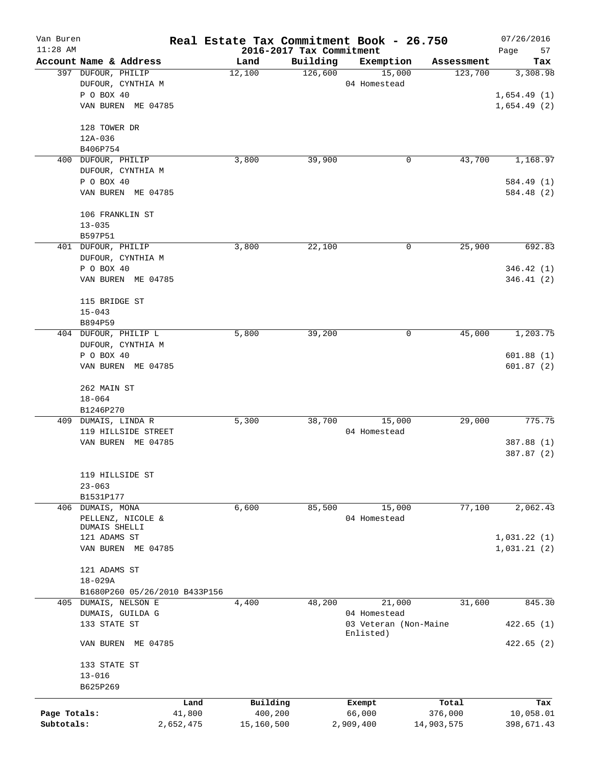# Real Estate Tax Commitment Book - 26.750

Van Buren
11:28 AM

2016-2017 Tax Commitment

07/26/2016

| Account Name & Address | Land | Building | Exemption | Assessment | Tax |
|---|---|---|---|---|---|
| 397 DUFOUR, PHILIP | 12,100 | 126,600 | 15,000 | 123,700 | 3,308.98 |
| DUFOUR, CYNTHIA M | | | 04 Homestead | | |
| P O BOX 40 | | | | | 1,654.49 (1) |
| VAN BUREN ME 04785 | | | | | 1,654.49 (2) |
| 128 TOWER DR | | | | | |
| 12A-036 | | | | | |
| B406P754 | | | | | |
| 400 DUFOUR, PHILIP | 3,800 | 39,900 | 0 | 43,700 | 1,168.97 |
| DUFOUR, CYNTHIA M | | | | | |
| P O BOX 40 | | | | | 584.49 (1) |
| VAN BUREN ME 04785 | | | | | 584.48 (2) |
| 106 FRANKLIN ST | | | | | |
| 13-035 | | | | | |
| B597P51 | | | | | |
| 401 DUFOUR, PHILIP | 3,800 | 22,100 | 0 | 25,900 | 692.83 |
| DUFOUR, CYNTHIA M | | | | | |
| P O BOX 40 | | | | | 346.42 (1) |
| VAN BUREN ME 04785 | | | | | 346.41 (2) |
| 115 BRIDGE ST | | | | | |
| 15-043 | | | | | |
| B894P59 | | | | | |
| 404 DUFOUR, PHILIP L | 5,800 | 39,200 | 0 | 45,000 | 1,203.75 |
| DUFOUR, CYNTHIA M | | | | | |
| P O BOX 40 | | | | | 601.88 (1) |
| VAN BUREN ME 04785 | | | | | 601.87 (2) |
| 262 MAIN ST | | | | | |
| 18-064 | | | | | |
| B1246P270 | | | | | |
| 409 DUMAIS, LINDA R | 5,300 | 38,700 | 15,000 | 29,000 | 775.75 |
| 119 HILLSIDE STREET | | | 04 Homestead | | |
| VAN BUREN ME 04785 | | | | | 387.88 (1) |
| | | | | | 387.87 (2) |
| 119 HILLSIDE ST | | | | | |
| 23-063 | | | | | |
| B1531P177 | | | | | |
| 406 DUMAIS, MONA | 6,600 | 85,500 | 15,000 | 77,100 | 2,062.43 |
| PELLENZ, NICOLE & DUMAIS SHELLI | | | 04 Homestead | | |
| 121 ADAMS ST | | | | | 1,031.22 (1) |
| VAN BUREN ME 04785 | | | | | 1,031.21 (2) |
| 121 ADAMS ST | | | | | |
| 18-029A | | | | | |
| B1680P260 05/26/2010 B433P156 | | | | | |
| 405 DUMAIS, NELSON E | 4,400 | 48,200 | 21,000 | 31,600 | 845.30 |
| DUMAIS, GUILDA G | | | 04 Homestead | | |
| 133 STATE ST | | | 03 Veteran (Non-Maine Enlisted) | | 422.65 (1) |
| VAN BUREN ME 04785 | | | | | 422.65 (2) |
| 133 STATE ST | | | | | |
| 13-016 | | | | | |
| B625P269 | | | | | |

| | Land | Building | Exempt | Total | Tax |
|---|---|---|---|---|---|
| Page Totals: | 41,800 | 400,200 | 66,000 | 376,000 | 10,058.01 |
| Subtotals: | 2,652,475 | 15,160,500 | 2,909,400 | 14,903,575 | 398,671.43 |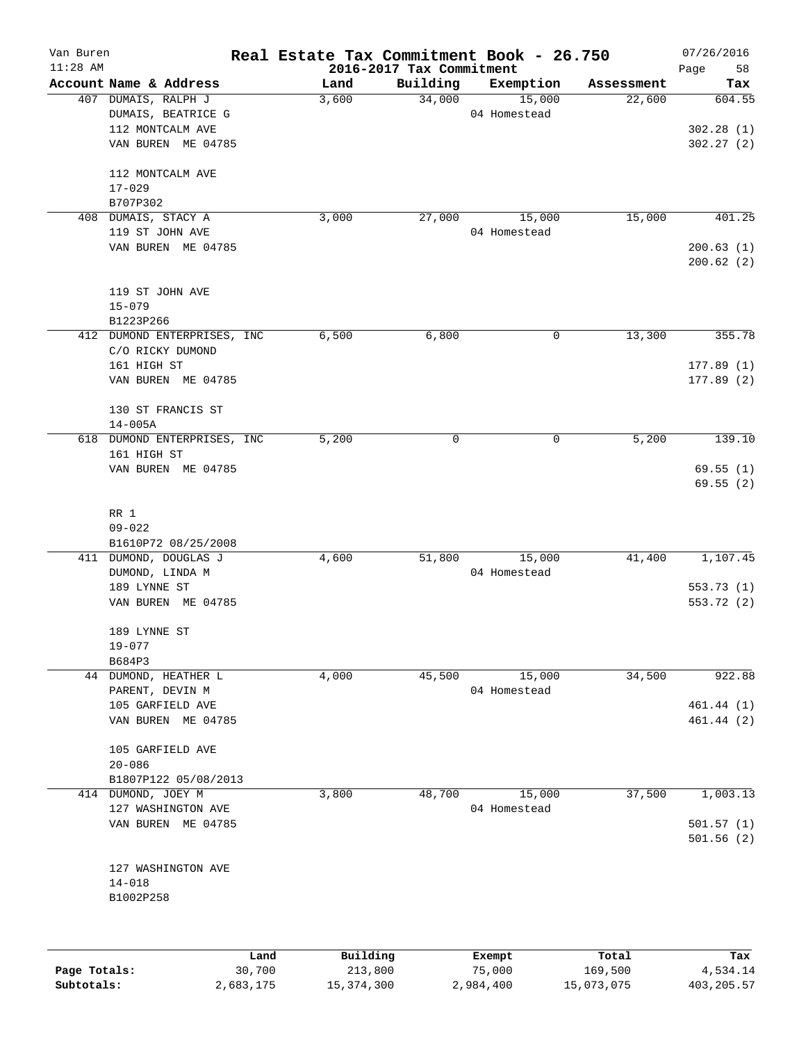# Real Estate Tax Commitment Book - 26.750

Van Buren 11:28 AM — 2016-2017 Tax Commitment — 07/26/2016

| Account Name & Address | Land | Building | Exemption | Assessment | Tax |
|---|---|---|---|---|---|
| 407 DUMAIS, RALPH J<br>DUMAIS, BEATRICE G<br>112 MONTCALM AVE<br>VAN BUREN ME 04785<br><br>112 MONTCALM AVE<br>17-029<br>B707P302 | 3,600 | 34,000 | 15,000<br>04 Homestead | 22,600 | 604.55<br><br>302.28 (1)<br>302.27 (2) |
| 408 DUMAIS, STACY A<br>119 ST JOHN AVE<br>VAN BUREN ME 04785<br><br>119 ST JOHN AVE<br>15-079<br>B1223P266 | 3,000 | 27,000 | 15,000<br>04 Homestead | 15,000 | 401.25<br><br>200.63 (1)<br>200.62 (2) |
| 412 DUMOND ENTERPRISES, INC<br>C/O RICKY DUMOND<br>161 HIGH ST<br>VAN BUREN ME 04785<br><br>130 ST FRANCIS ST<br>14-005A | 6,500 | 6,800 | 0 | 13,300 | 355.78<br><br>177.89 (1)<br>177.89 (2) |
| 618 DUMOND ENTERPRISES, INC<br>161 HIGH ST<br>VAN BUREN ME 04785<br><br>RR 1<br>09-022<br>B1610P72 08/25/2008 | 5,200 | 0 | 0 | 5,200 | 139.10<br><br>69.55 (1)<br>69.55 (2) |
| 411 DUMOND, DOUGLAS J<br>DUMOND, LINDA M<br>189 LYNNE ST<br>VAN BUREN ME 04785<br><br>189 LYNNE ST<br>19-077<br>B684P3 | 4,600 | 51,800 | 15,000<br>04 Homestead | 41,400 | 1,107.45<br><br>553.73 (1)<br>553.72 (2) |
| 44 DUMOND, HEATHER L<br>PARENT, DEVIN M<br>105 GARFIELD AVE<br>VAN BUREN ME 04785<br><br>105 GARFIELD AVE<br>20-086<br>B1807P122 05/08/2013 | 4,000 | 45,500 | 15,000<br>04 Homestead | 34,500 | 922.88<br><br>461.44 (1)<br>461.44 (2) |
| 414 DUMOND, JOEY M<br>127 WASHINGTON AVE<br>VAN BUREN ME 04785<br><br>127 WASHINGTON AVE<br>14-018<br>B1002P258 | 3,800 | 48,700 | 15,000<br>04 Homestead | 37,500 | 1,003.13<br><br>501.57 (1)<br>501.56 (2) |

| | Land | Building | Exempt | Total | Tax |
|---|---|---|---|---|---|
| **Page Totals:** | 30,700 | 213,800 | 75,000 | 169,500 | 4,534.14 |
| **Subtotals:** | 2,683,175 | 15,374,300 | 2,984,400 | 15,073,075 | 403,205.57 |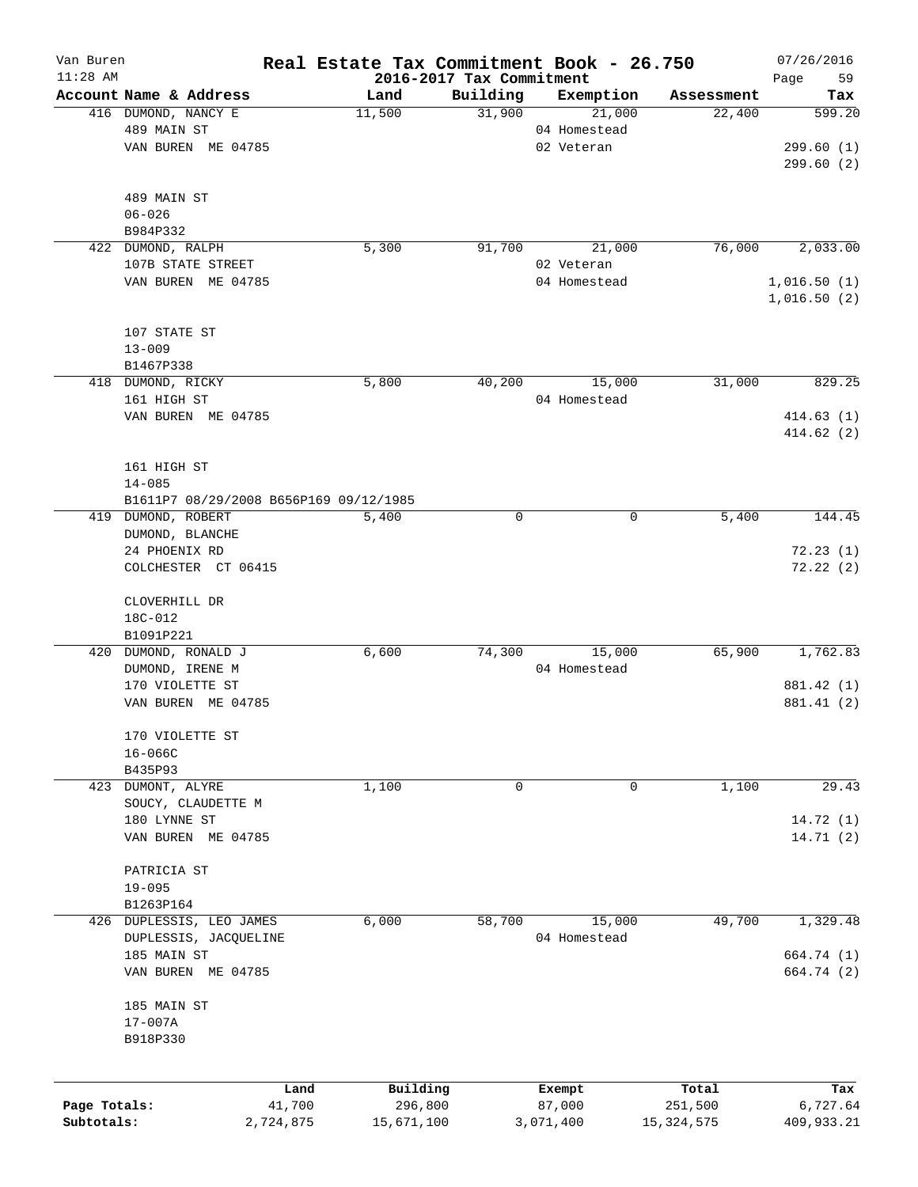# Real Estate Tax Commitment Book - 26.750

## 2016-2017 Tax Commitment

Van Buren, 11:28 AM, 07/26/2016

| Account Name & Address | Land | Building | Exemption | Assessment | Tax |
|---|---|---|---|---|---|
| 416 DUMOND, NANCY E<br>489 MAIN ST<br>VAN BUREN ME 04785<br><br>489 MAIN ST<br>06-026<br>B984P332 | 11,500 | 31,900 | 21,000<br>04 Homestead<br>02 Veteran | 22,400 | 599.20<br><br>299.60 (1)<br>299.60 (2) |
| 422 DUMOND, RALPH<br>107B STATE STREET<br>VAN BUREN ME 04785<br><br>107 STATE ST<br>13-009<br>B1467P338 | 5,300 | 91,700 | 21,000<br>02 Veteran<br>04 Homestead | 76,000 | 2,033.00<br><br>1,016.50 (1)<br>1,016.50 (2) |
| 418 DUMOND, RICKY<br>161 HIGH ST<br>VAN BUREN ME 04785<br><br>161 HIGH ST<br>14-085<br>B1611P7 08/29/2008 B656P169 09/12/1985 | 5,800 | 40,200 | 15,000<br>04 Homestead | 31,000 | 829.25<br><br>414.63 (1)<br>414.62 (2) |
| 419 DUMOND, ROBERT<br>DUMOND, BLANCHE<br>24 PHOENIX RD<br>COLCHESTER CT 06415<br><br>CLOVERHILL DR<br>18C-012<br>B1091P221 | 5,400 | 0 | 0 | 5,400 | 144.45<br><br>72.23 (1)<br>72.22 (2) |
| 420 DUMOND, RONALD J<br>DUMOND, IRENE M<br>170 VIOLETTE ST<br>VAN BUREN ME 04785<br><br>170 VIOLETTE ST<br>16-066C<br>B435P93 | 6,600 | 74,300 | 15,000<br>04 Homestead | 65,900 | 1,762.83<br><br>881.42 (1)<br>881.41 (2) |
| 423 DUMONT, ALYRE<br>SOUCY, CLAUDETTE M<br>180 LYNNE ST<br>VAN BUREN ME 04785<br><br>PATRICIA ST<br>19-095<br>B1263P164 | 1,100 | 0 | 0 | 1,100 | 29.43<br><br>14.72 (1)<br>14.71 (2) |
| 426 DUPLESSIS, LEO JAMES<br>DUPLESSIS, JACQUELINE<br>185 MAIN ST<br>VAN BUREN ME 04785<br><br>185 MAIN ST<br>17-007A<br>B918P330 | 6,000 | 58,700 | 15,000<br>04 Homestead | 49,700 | 1,329.48<br><br>664.74 (1)<br>664.74 (2) |

| | Land | Building | Exempt | Total | Tax |
|---|---|---|---|---|---|
| Page Totals: | 41,700 | 296,800 | 87,000 | 251,500 | 6,727.64 |
| Subtotals: | 2,724,875 | 15,671,100 | 3,071,400 | 15,324,575 | 409,933.21 |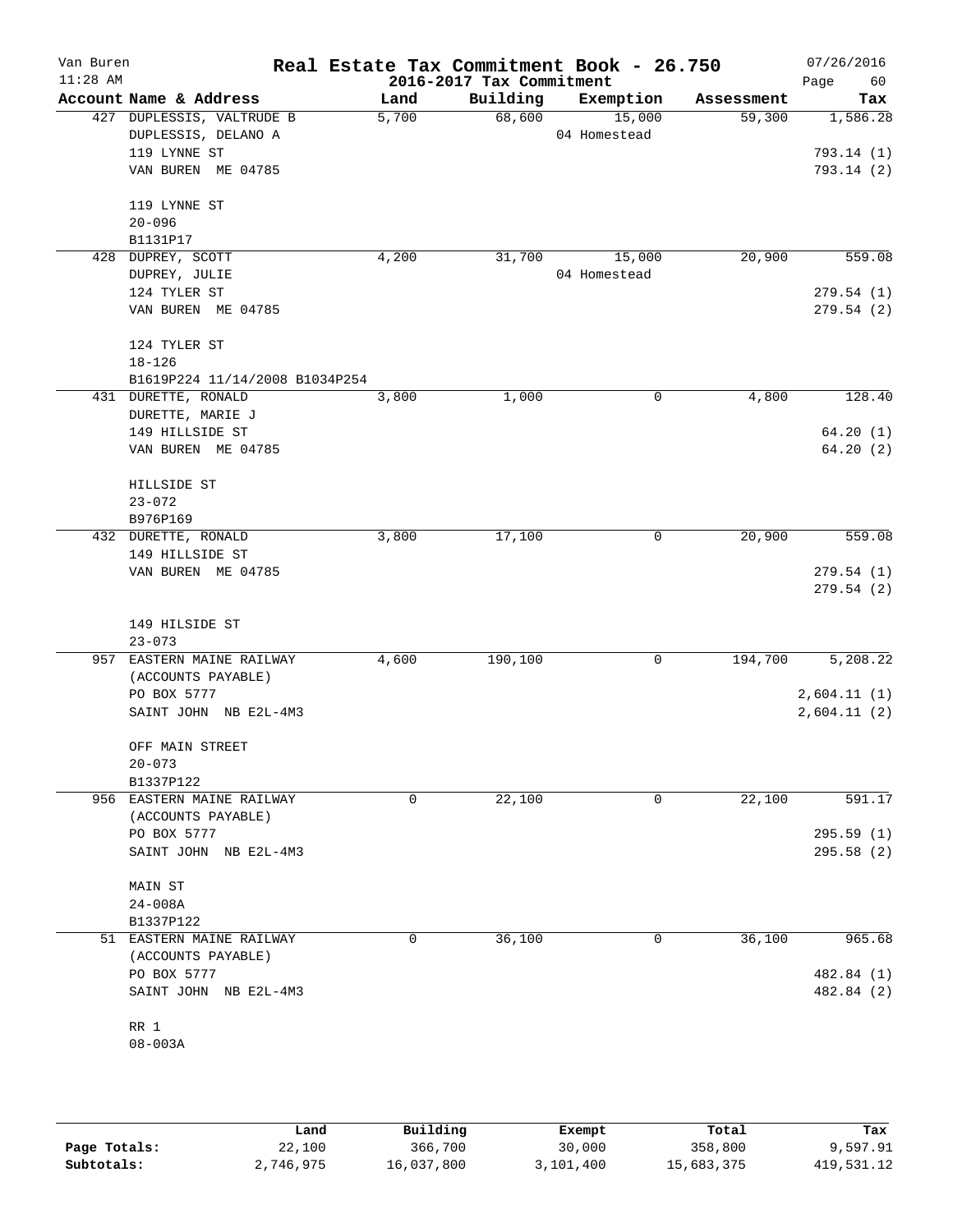# Real Estate Tax Commitment Book - 26.750

Van Buren
11:28 AM

2016-2017 Tax Commitment

07/26/2016

| Account Name & Address | Land | Building | Exemption | Assessment | Tax |
|---|---|---|---|---|---|
| 427 DUPLESSIS, VALTRUDE B<br>DUPLESSIS, DELANO A<br>119 LYNNE ST<br>VAN BUREN ME 04785<br><br>119 LYNNE ST<br>20-096<br>B1131P17 | 5,700 | 68,600 | 15,000<br>04 Homestead | 59,300 | 1,586.28<br><br>793.14 (1)<br>793.14 (2) |
| 428 DUPREY, SCOTT<br>DUPREY, JULIE<br>124 TYLER ST<br>VAN BUREN ME 04785<br><br>124 TYLER ST<br>18-126<br>B1619P224 11/14/2008 B1034P254 | 4,200 | 31,700 | 15,000<br>04 Homestead | 20,900 | 559.08<br><br>279.54 (1)<br>279.54 (2) |
| 431 DURETTE, RONALD<br>DURETTE, MARIE J<br>149 HILLSIDE ST<br>VAN BUREN ME 04785<br><br>HILLSIDE ST<br>23-072<br>B976P169 | 3,800 | 1,000 | 0 | 4,800 | 128.40<br><br>64.20 (1)<br>64.20 (2) |
| 432 DURETTE, RONALD<br>149 HILLSIDE ST<br>VAN BUREN ME 04785<br><br>149 HILSIDE ST<br>23-073 | 3,800 | 17,100 | 0 | 20,900 | 559.08<br><br>279.54 (1)<br>279.54 (2) |
| 957 EASTERN MAINE RAILWAY<br>(ACCOUNTS PAYABLE)<br>PO BOX 5777<br>SAINT JOHN NB E2L-4M3<br><br>OFF MAIN STREET<br>20-073<br>B1337P122 | 4,600 | 190,100 | 0 | 194,700 | 5,208.22<br><br>2,604.11 (1)<br>2,604.11 (2) |
| 956 EASTERN MAINE RAILWAY<br>(ACCOUNTS PAYABLE)<br>PO BOX 5777<br>SAINT JOHN NB E2L-4M3<br><br>MAIN ST<br>24-008A<br>B1337P122 | 0 | 22,100 | 0 | 22,100 | 591.17<br><br>295.59 (1)<br>295.58 (2) |
| 51 EASTERN MAINE RAILWAY<br>(ACCOUNTS PAYABLE)<br>PO BOX 5777<br>SAINT JOHN NB E2L-4M3<br><br>RR 1<br>08-003A | 0 | 36,100 | 0 | 36,100 | 965.68<br><br>482.84 (1)<br>482.84 (2) |

| | Land | Building | Exempt | Total | Tax |
|---|---|---|---|---|---|
| Page Totals: | 22,100 | 366,700 | 30,000 | 358,800 | 9,597.91 |
| Subtotals: | 2,746,975 | 16,037,800 | 3,101,400 | 15,683,375 | 419,531.12 |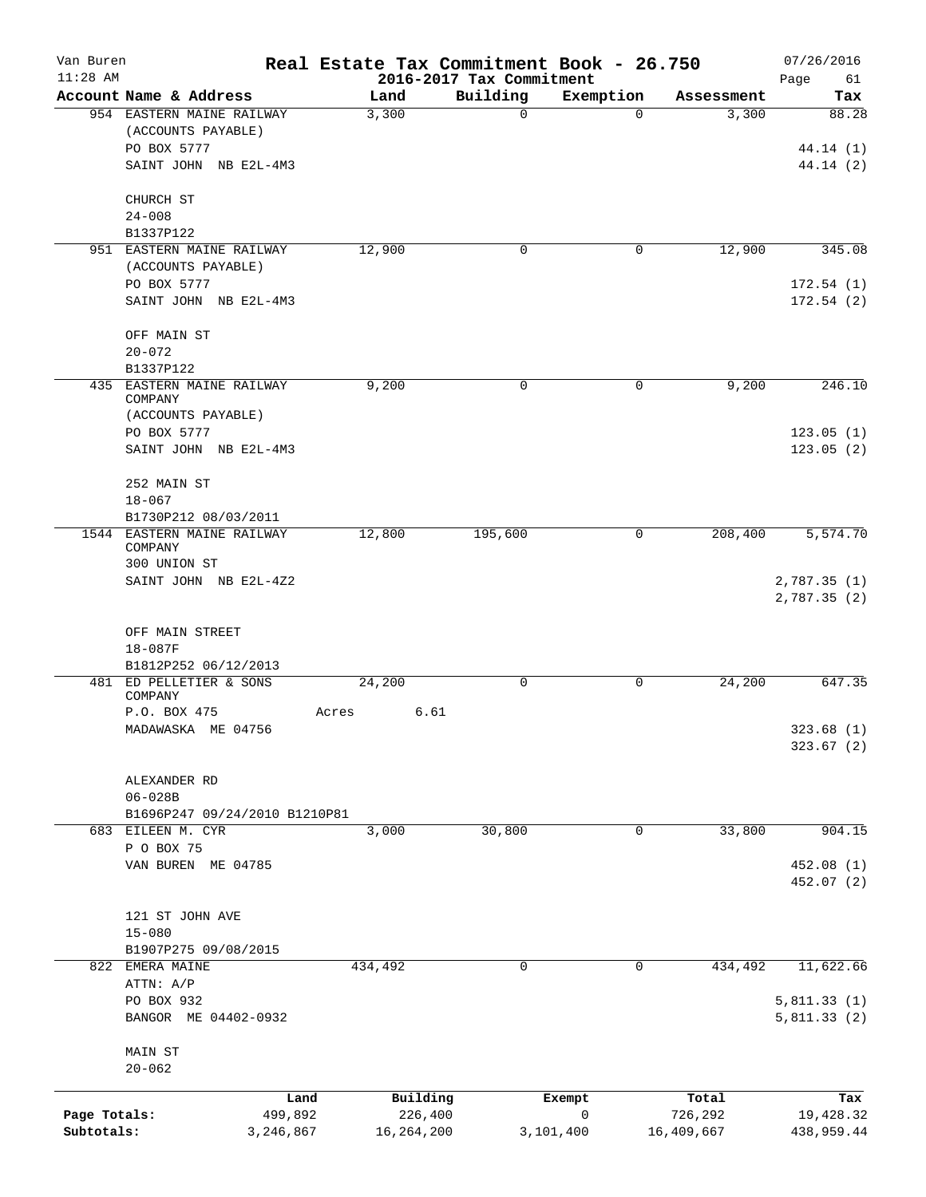Van Buren 11:28 AM

# Real Estate Tax Commitment Book - 26.750

## 2016-2017 Tax Commitment

07/26/2016

| Account Name & Address | Land | Building | Exemption | Assessment | Tax |
|---|---|---|---|---|---|
| 954 EASTERN MAINE RAILWAY<br>(ACCOUNTS PAYABLE)<br>PO BOX 5777<br>SAINT JOHN NB E2L-4M3<br><br>CHURCH ST<br>24-008<br>B1337P122 | 3,300 | 0 | 0 | 3,300 | 88.28<br><br>44.14 (1)<br>44.14 (2) |
| 951 EASTERN MAINE RAILWAY<br>(ACCOUNTS PAYABLE)<br>PO BOX 5777<br>SAINT JOHN NB E2L-4M3<br><br>OFF MAIN ST<br>20-072<br>B1337P122 | 12,900 | 0 | 0 | 12,900 | 345.08<br><br>172.54 (1)<br>172.54 (2) |
| 435 EASTERN MAINE RAILWAY COMPANY<br>(ACCOUNTS PAYABLE)<br>PO BOX 5777<br>SAINT JOHN NB E2L-4M3<br><br>252 MAIN ST<br>18-067<br>B1730P212 08/03/2011 | 9,200 | 0 | 0 | 9,200 | 246.10<br><br>123.05 (1)<br>123.05 (2) |
| 1544 EASTERN MAINE RAILWAY COMPANY<br>300 UNION ST<br>SAINT JOHN NB E2L-4Z2<br><br>OFF MAIN STREET<br>18-087F<br>B1812P252 06/12/2013 | 12,800 | 195,600 | 0 | 208,400 | 5,574.70<br><br>2,787.35 (1)<br>2,787.35 (2) |
| 481 ED PELLETIER & SONS COMPANY<br>P.O. BOX 475<br>MADAWASKA ME 04756<br><br>ALEXANDER RD<br>06-028B<br>B1696P247 09/24/2010 B1210P81 | 24,200<br>Acres 6.61 | 0 | 0 | 24,200 | 647.35<br><br>323.68 (1)<br>323.67 (2) |
| 683 EILEEN M. CYR<br>P O BOX 75<br>VAN BUREN ME 04785<br><br>121 ST JOHN AVE<br>15-080<br>B1907P275 09/08/2015 | 3,000 | 30,800 | 0 | 33,800 | 904.15<br><br>452.08 (1)<br>452.07 (2) |
| 822 EMERA MAINE<br>ATTN: A/P<br>PO BOX 932<br>BANGOR ME 04402-0932<br><br>MAIN ST<br>20-062 | 434,492 | 0 | 0 | 434,492 | 11,622.66<br><br>5,811.33 (1)<br>5,811.33 (2) |

| | Land | Building | Exempt | Total | Tax |
|---|---|---|---|---|---|
| Page Totals: | 499,892 | 226,400 | 0 | 726,292 | 19,428.32 |
| Subtotals: | 3,246,867 | 16,264,200 | 3,101,400 | 16,409,667 | 438,959.44 |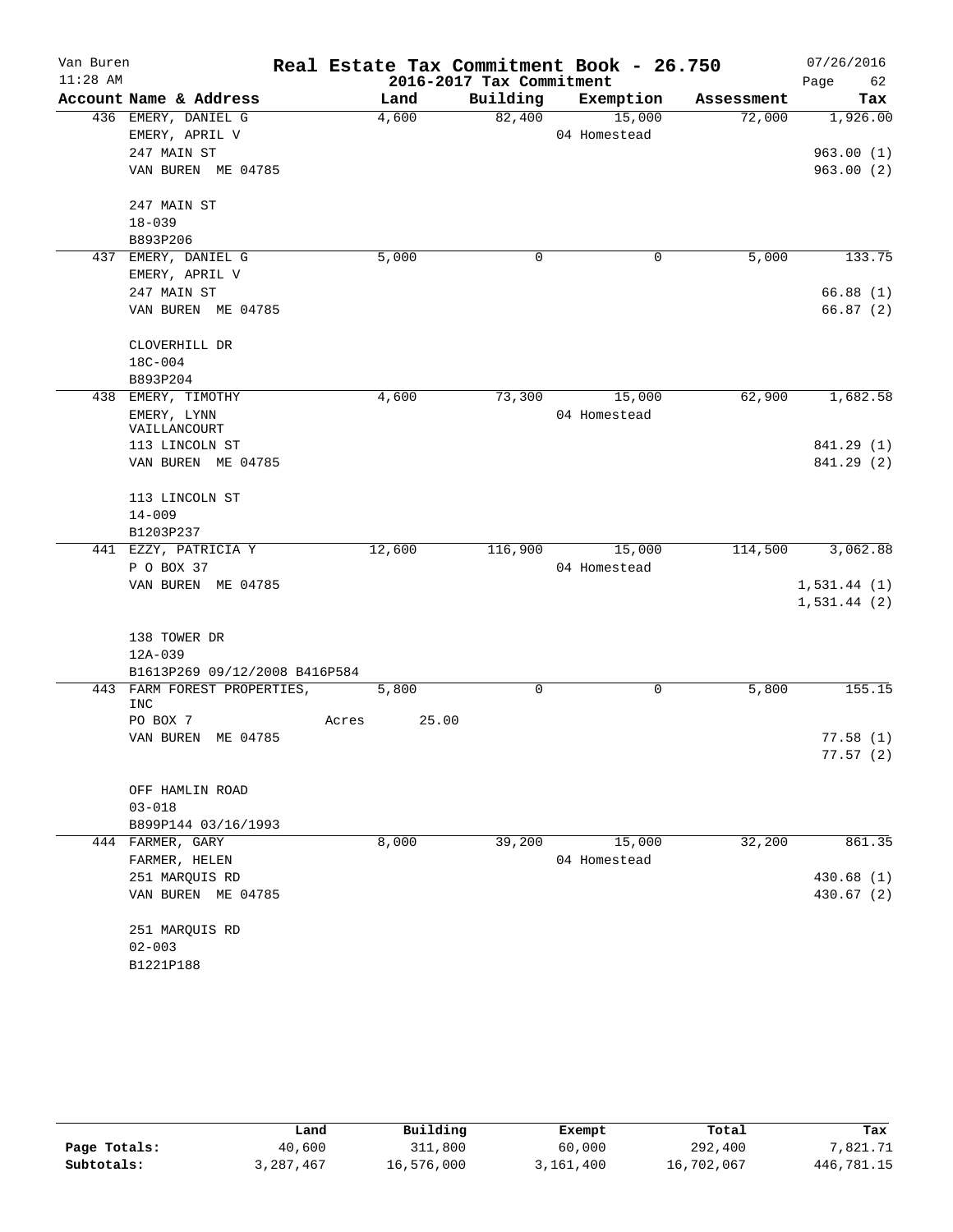# Real Estate Tax Commitment Book - 26.750

## 2016-2017 Tax Commitment

Van Buren — 11:28 AM — 07/26/2016 — Page 62

| Account Name & Address | Land | Building | Exemption | Assessment | Tax |
|---|---|---|---|---|---|
| 436 EMERY, DANIEL G<br>EMERY, APRIL V<br>247 MAIN ST<br>VAN BUREN ME 04785<br><br>247 MAIN ST<br>18-039<br>B893P206 | 4,600 | 82,400 | 15,000<br>04 Homestead | 72,000 | 1,926.00<br><br>963.00 (1)<br>963.00 (2) |
| 437 EMERY, DANIEL G<br>EMERY, APRIL V<br>247 MAIN ST<br>VAN BUREN ME 04785<br><br>CLOVERHILL DR<br>18C-004<br>B893P204 | 5,000 | 0 | 0 | 5,000 | 133.75<br><br>66.88 (1)<br>66.87 (2) |
| 438 EMERY, TIMOTHY<br>EMERY, LYNN VAILLANCOURT<br>113 LINCOLN ST<br>VAN BUREN ME 04785<br><br>113 LINCOLN ST<br>14-009<br>B1203P237 | 4,600 | 73,300 | 15,000<br>04 Homestead | 62,900 | 1,682.58<br><br>841.29 (1)<br>841.29 (2) |
| 441 EZZY, PATRICIA Y<br>P O BOX 37<br>VAN BUREN ME 04785<br><br>138 TOWER DR<br>12A-039<br>B1613P269 09/12/2008 B416P584 | 12,600 | 116,900 | 15,000<br>04 Homestead | 114,500 | 3,062.88<br><br>1,531.44 (1)<br>1,531.44 (2) |
| 443 FARM FOREST PROPERTIES, INC<br>PO BOX 7<br>VAN BUREN ME 04785<br><br>OFF HAMLIN ROAD<br>03-018<br>B899P144 03/16/1993 | 5,800<br>Acres 25.00 | 0 | 0 | 5,800 | 155.15<br><br>77.58 (1)<br>77.57 (2) |
| 444 FARMER, GARY<br>FARMER, HELEN<br>251 MARQUIS RD<br>VAN BUREN ME 04785<br><br>251 MARQUIS RD<br>02-003<br>B1221P188 | 8,000 | 39,200 | 15,000<br>04 Homestead | 32,200 | 861.35<br><br>430.68 (1)<br>430.67 (2) |

| | Land | Building | Exempt | Total | Tax |
|---|---|---|---|---|---|
| **Page Totals:** | 40,600 | 311,800 | 60,000 | 292,400 | 7,821.71 |
| **Subtotals:** | 3,287,467 | 16,576,000 | 3,161,400 | 16,702,067 | 446,781.15 |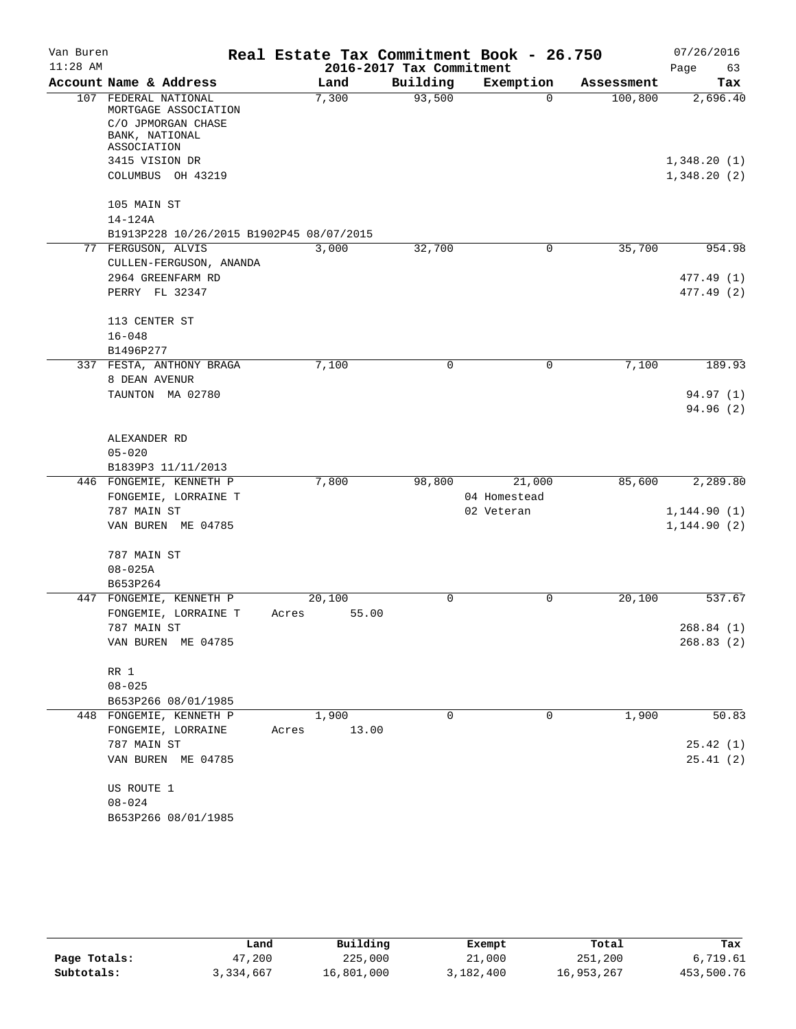# Real Estate Tax Commitment Book - 26.750

## 2016-2017 Tax Commitment

Van Buren 11:28 AM — 07/26/2016

| Account Name & Address | Land | Building | Exemption | Assessment | Tax |
|---|---|---|---|---|---|
| 107 FEDERAL NATIONAL MORTGAGE ASSOCIATION<br>C/O JPMORGAN CHASE BANK, NATIONAL ASSOCIATION<br>3415 VISION DR<br>COLUMBUS OH 43219<br><br>105 MAIN ST<br>14-124A<br>B1913P228 10/26/2015 B1902P45 08/07/2015 | 7,300 | 93,500 | 0 | 100,800 | 2,696.40<br><br>1,348.20 (1)<br>1,348.20 (2) |
| 77 FERGUSON, ALVIS<br>CULLEN-FERGUSON, ANANDA<br>2964 GREENFARM RD<br>PERRY FL 32347<br><br>113 CENTER ST<br>16-048<br>B1496P277 | 3,000 | 32,700 | 0 | 35,700 | 954.98<br><br>477.49 (1)<br>477.49 (2) |
| 337 FESTA, ANTHONY BRAGA<br>8 DEAN AVENUR<br>TAUNTON MA 02780<br><br>ALEXANDER RD<br>05-020<br>B1839P3 11/11/2013 | 7,100 | 0 | 0 | 7,100 | 189.93<br><br>94.97 (1)<br>94.96 (2) |
| 446 FONGEMIE, KENNETH P<br>FONGEMIE, LORRAINE T<br>787 MAIN ST<br>VAN BUREN ME 04785<br><br>787 MAIN ST<br>08-025A<br>B653P264 | 7,800 | 98,800 | 21,000<br>04 Homestead<br>02 Veteran | 85,600 | 2,289.80<br><br>1,144.90 (1)<br>1,144.90 (2) |
| 447 FONGEMIE, KENNETH P<br>FONGEMIE, LORRAINE T<br>787 MAIN ST<br>VAN BUREN ME 04785<br><br>RR 1<br>08-025<br>B653P266 08/01/1985 | 20,100<br>Acres 55.00 | 0 | 0 | 20,100 | 537.67<br><br>268.84 (1)<br>268.83 (2) |
| 448 FONGEMIE, KENNETH P<br>FONGEMIE, LORRAINE<br>787 MAIN ST<br>VAN BUREN ME 04785<br><br>US ROUTE 1<br>08-024<br>B653P266 08/01/1985 | 1,900<br>Acres 13.00 | 0 | 0 | 1,900 | 50.83<br><br>25.42 (1)<br>25.41 (2) |

| | Land | Building | Exempt | Total | Tax |
|---|---|---|---|---|---|
| **Page Totals:** | 47,200 | 225,000 | 21,000 | 251,200 | 6,719.61 |
| **Subtotals:** | 3,334,667 | 16,801,000 | 3,182,400 | 16,953,267 | 453,500.76 |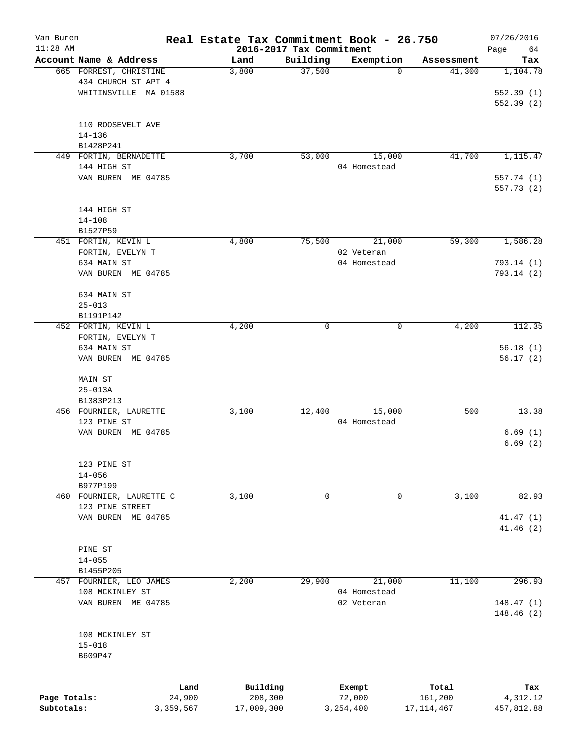# Real Estate Tax Commitment Book - 26.750

Van Buren
11:28 AM

2016-2017 Tax Commitment

07/26/2016

| Account Name & Address | Land | Building | Exemption | Assessment | Tax |
|---|---|---|---|---|---|
| 665 FORREST, CHRISTINE<br>434 CHURCH ST APT 4<br>WHITINSVILLE MA 01588<br><br>110 ROOSEVELT AVE<br>14-136<br>B1428P241 | 3,800 | 37,500 | 0 | 41,300 | 1,104.78<br>552.39 (1)<br>552.39 (2) |
| 449 FORTIN, BERNADETTE<br>144 HIGH ST<br>VAN BUREN ME 04785<br><br>144 HIGH ST<br>14-108<br>B1527P59 | 3,700 | 53,000 | 15,000<br>04 Homestead | 41,700 | 1,115.47<br>557.74 (1)<br>557.73 (2) |
| 451 FORTIN, KEVIN L<br>FORTIN, EVELYN T<br>634 MAIN ST<br>VAN BUREN ME 04785<br><br>634 MAIN ST<br>25-013<br>B1191P142 | 4,800 | 75,500 | 21,000<br>02 Veteran<br>04 Homestead | 59,300 | 1,586.28<br>793.14 (1)<br>793.14 (2) |
| 452 FORTIN, KEVIN L<br>FORTIN, EVELYN T<br>634 MAIN ST<br>VAN BUREN ME 04785<br><br>MAIN ST<br>25-013A<br>B1383P213 | 4,200 | 0 | 0 | 4,200 | 112.35<br>56.18 (1)<br>56.17 (2) |
| 456 FOURNIER, LAURETTE<br>123 PINE ST<br>VAN BUREN ME 04785<br><br>123 PINE ST<br>14-056<br>B977P199 | 3,100 | 12,400 | 15,000<br>04 Homestead | 500 | 13.38<br>6.69 (1)<br>6.69 (2) |
| 460 FOURNIER, LAURETTE C<br>123 PINE STREET<br>VAN BUREN ME 04785<br><br>PINE ST<br>14-055<br>B1455P205 | 3,100 | 0 | 0 | 3,100 | 82.93<br>41.47 (1)<br>41.46 (2) |
| 457 FOURNIER, LEO JAMES<br>108 MCKINLEY ST<br>VAN BUREN ME 04785<br><br>108 MCKINLEY ST<br>15-018<br>B609P47 | 2,200 | 29,900 | 21,000<br>04 Homestead<br>02 Veteran | 11,100 | 296.93<br>148.47 (1)<br>148.46 (2) |

| | Land | Building | Exempt | Total | Tax |
|---|---|---|---|---|---|
| Page Totals: | 24,900 | 208,300 | 72,000 | 161,200 | 4,312.12 |
| Subtotals: | 3,359,567 | 17,009,300 | 3,254,400 | 17,114,467 | 457,812.88 |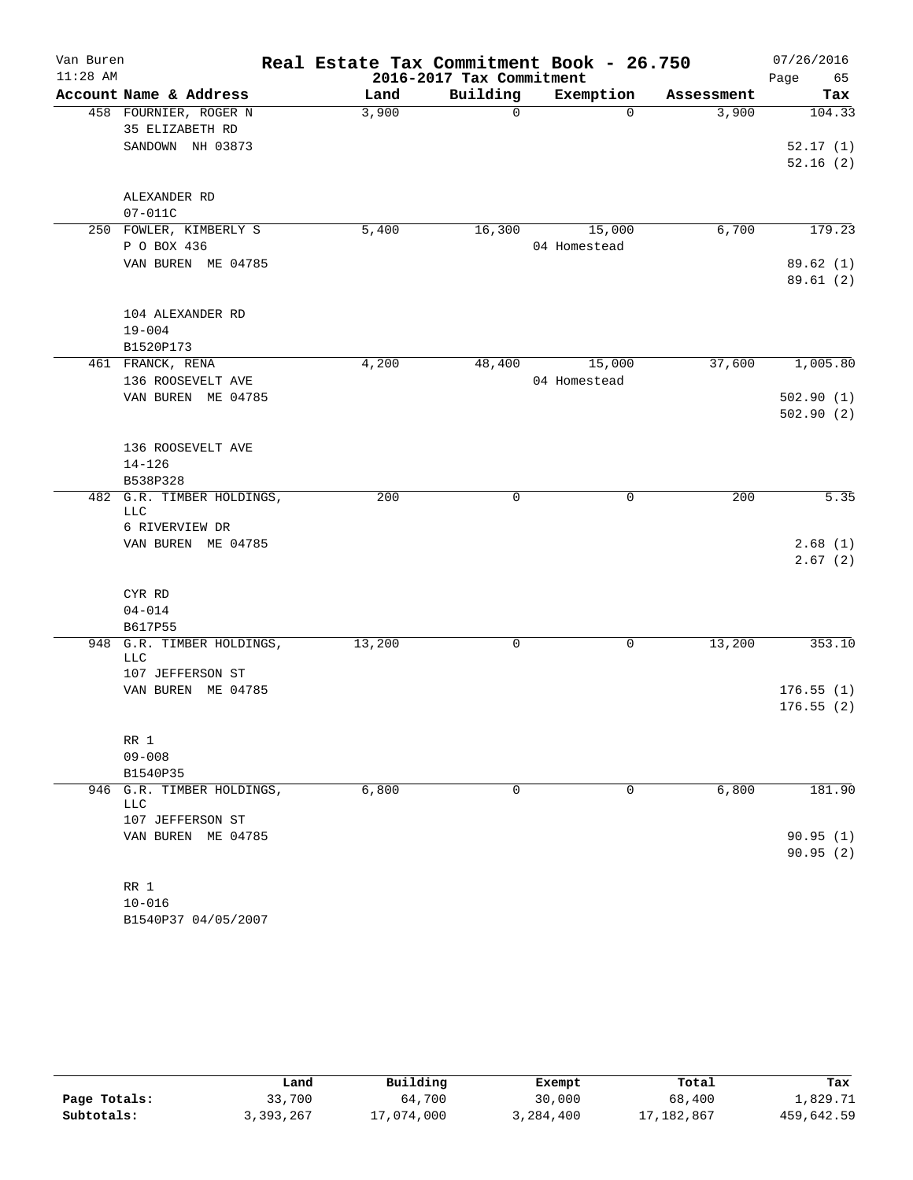# Real Estate Tax Commitment Book - 26.750

Van Buren
11:28 AM

2016-2017 Tax Commitment

07/26/2016

| Account Name & Address | Land | Building | Exemption | Assessment | Tax |
|---|---|---|---|---|---|
| 458 FOURNIER, ROGER N<br>35 ELIZABETH RD<br>SANDOWN NH 03873<br><br>ALEXANDER RD<br>07-011C | 3,900 | 0 | 0 | 3,900 | 104.33<br><br>52.17 (1)<br>52.16 (2) |
| 250 FOWLER, KIMBERLY S<br>P O BOX 436<br>VAN BUREN ME 04785<br><br>104 ALEXANDER RD<br>19-004<br>B1520P173 | 5,400 | 16,300 | 15,000<br>04 Homestead | 6,700 | 179.23<br><br>89.62 (1)<br>89.61 (2) |
| 461 FRANCK, RENA<br>136 ROOSEVELT AVE<br>VAN BUREN ME 04785<br><br>136 ROOSEVELT AVE<br>14-126<br>B538P328 | 4,200 | 48,400 | 15,000<br>04 Homestead | 37,600 | 1,005.80<br><br>502.90 (1)<br>502.90 (2) |
| 482 G.R. TIMBER HOLDINGS, LLC<br>6 RIVERVIEW DR<br>VAN BUREN ME 04785<br><br>CYR RD<br>04-014<br>B617P55 | 200 | 0 | 0 | 200 | 5.35<br><br>2.68 (1)<br>2.67 (2) |
| 948 G.R. TIMBER HOLDINGS, LLC<br>107 JEFFERSON ST<br>VAN BUREN ME 04785<br><br>RR 1<br>09-008<br>B1540P35 | 13,200 | 0 | 0 | 13,200 | 353.10<br><br>176.55 (1)<br>176.55 (2) |
| 946 G.R. TIMBER HOLDINGS, LLC<br>107 JEFFERSON ST<br>VAN BUREN ME 04785<br><br>RR 1<br>10-016<br>B1540P37 04/05/2007 | 6,800 | 0 | 0 | 6,800 | 181.90<br><br>90.95 (1)<br>90.95 (2) |

| | Land | Building | Exempt | Total | Tax |
|---|---|---|---|---|---|
| Page Totals: | 33,700 | 64,700 | 30,000 | 68,400 | 1,829.71 |
| Subtotals: | 3,393,267 | 17,074,000 | 3,284,400 | 17,182,867 | 459,642.59 |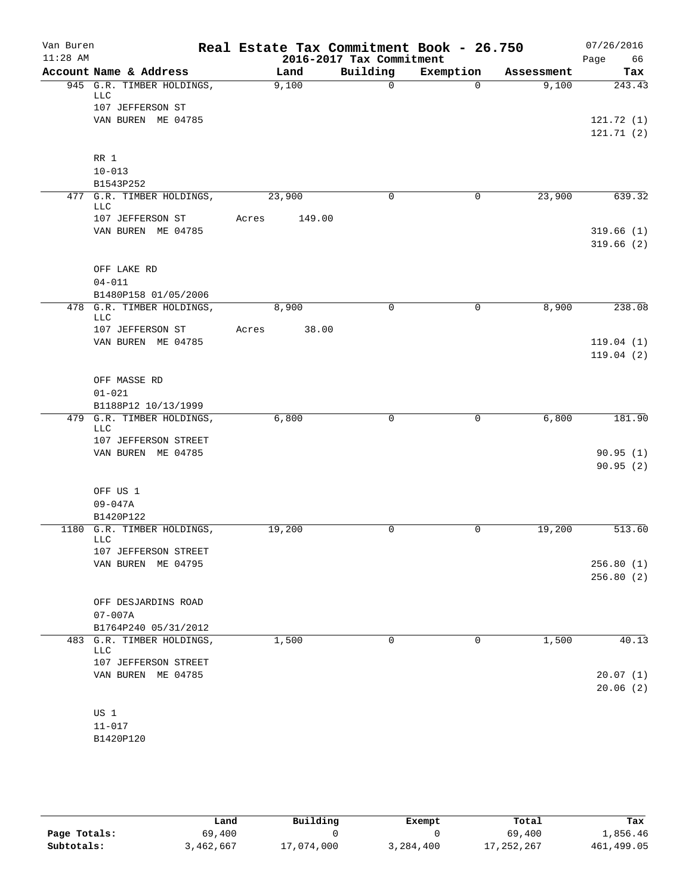# Real Estate Tax Commitment Book - 26.750

Van Buren — 11:28 AM — 2016-2017 Tax Commitment — 07/26/2016

| Account Name & Address | Land | Building | Exemption | Assessment | Tax |
|---|---|---|---|---|---|
| 945 G.R. TIMBER HOLDINGS, LLC | 9,100 | 0 | 0 | 9,100 | 243.43 |
| 107 JEFFERSON ST | | | | | |
| VAN BUREN ME 04785 | | | | | 121.72 (1) |
| | | | | | 121.71 (2) |
| RR 1 | | | | | |
| 10-013 | | | | | |
| B1543P252 | | | | | |
| 477 G.R. TIMBER HOLDINGS, LLC | 23,900 | 0 | 0 | 23,900 | 639.32 |
| 107 JEFFERSON ST | Acres 149.00 | | | | |
| VAN BUREN ME 04785 | | | | | 319.66 (1) |
| | | | | | 319.66 (2) |
| OFF LAKE RD | | | | | |
| 04-011 | | | | | |
| B1480P158 01/05/2006 | | | | | |
| 478 G.R. TIMBER HOLDINGS, LLC | 8,900 | 0 | 0 | 8,900 | 238.08 |
| 107 JEFFERSON ST | Acres 38.00 | | | | |
| VAN BUREN ME 04785 | | | | | 119.04 (1) |
| | | | | | 119.04 (2) |
| OFF MASSE RD | | | | | |
| 01-021 | | | | | |
| B1188P12 10/13/1999 | | | | | |
| 479 G.R. TIMBER HOLDINGS, LLC | 6,800 | 0 | 0 | 6,800 | 181.90 |
| 107 JEFFERSON STREET | | | | | |
| VAN BUREN ME 04785 | | | | | 90.95 (1) |
| | | | | | 90.95 (2) |
| OFF US 1 | | | | | |
| 09-047A | | | | | |
| B1420P122 | | | | | |
| 1180 G.R. TIMBER HOLDINGS, LLC | 19,200 | 0 | 0 | 19,200 | 513.60 |
| 107 JEFFERSON STREET | | | | | |
| VAN BUREN ME 04795 | | | | | 256.80 (1) |
| | | | | | 256.80 (2) |
| OFF DESJARDINS ROAD | | | | | |
| 07-007A | | | | | |
| B1764P240 05/31/2012 | | | | | |
| 483 G.R. TIMBER HOLDINGS, LLC | 1,500 | 0 | 0 | 1,500 | 40.13 |
| 107 JEFFERSON STREET | | | | | |
| VAN BUREN ME 04785 | | | | | 20.07 (1) |
| | | | | | 20.06 (2) |
| US 1 | | | | | |
| 11-017 | | | | | |
| B1420P120 | | | | | |

| | Land | Building | Exempt | Total | Tax |
|---|---|---|---|---|---|
| Page Totals: | 69,400 | 0 | 0 | 69,400 | 1,856.46 |
| Subtotals: | 3,462,667 | 17,074,000 | 3,284,400 | 17,252,267 | 461,499.05 |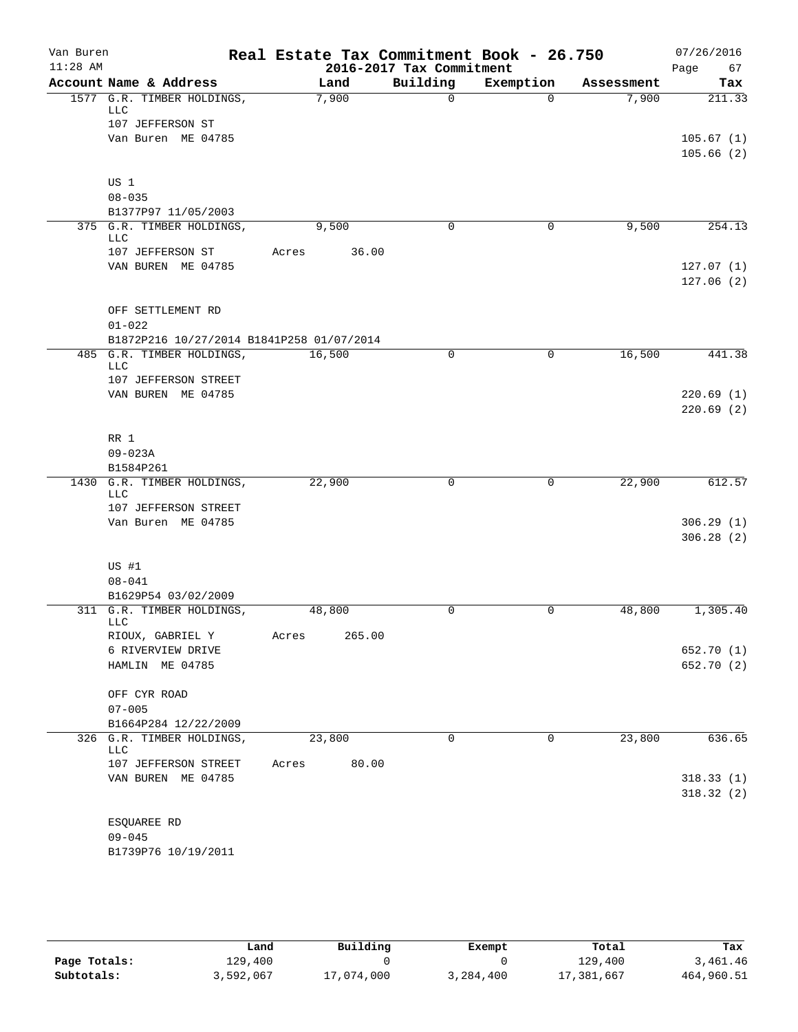# Real Estate Tax Commitment Book - 26.750

Van Buren
11:28 AM

2016-2017 Tax Commitment

07/26/2016
Page 67

| Account Name & Address | Land | Building | Exemption | Assessment | Tax |
|---|---|---|---|---|---|
| 1577 G.R. TIMBER HOLDINGS, LLC | 7,900 | 0 | 0 | 7,900 | 211.33 |
| 107 JEFFERSON ST | | | | | |
| Van Buren ME 04785 | | | | | 105.67 (1) |
| | | | | | 105.66 (2) |
| US 1 | | | | | |
| 08-035 | | | | | |
| B1377P97 11/05/2003 | | | | | |
| 375 G.R. TIMBER HOLDINGS, LLC | 9,500 | 0 | 0 | 9,500 | 254.13 |
| 107 JEFFERSON ST | Acres 36.00 | | | | |
| VAN BUREN ME 04785 | | | | | 127.07 (1) |
| | | | | | 127.06 (2) |
| OFF SETTLEMENT RD | | | | | |
| 01-022 | | | | | |
| B1872P216 10/27/2014 B1841P258 01/07/2014 | | | | | |
| 485 G.R. TIMBER HOLDINGS, LLC | 16,500 | 0 | 0 | 16,500 | 441.38 |
| 107 JEFFERSON STREET | | | | | |
| VAN BUREN ME 04785 | | | | | 220.69 (1) |
| | | | | | 220.69 (2) |
| RR 1 | | | | | |
| 09-023A | | | | | |
| B1584P261 | | | | | |
| 1430 G.R. TIMBER HOLDINGS, LLC | 22,900 | 0 | 0 | 22,900 | 612.57 |
| 107 JEFFERSON STREET | | | | | |
| Van Buren ME 04785 | | | | | 306.29 (1) |
| | | | | | 306.28 (2) |
| US #1 | | | | | |
| 08-041 | | | | | |
| B1629P54 03/02/2009 | | | | | |
| 311 G.R. TIMBER HOLDINGS, LLC | 48,800 | 0 | 0 | 48,800 | 1,305.40 |
| RIOUX, GABRIEL Y | Acres 265.00 | | | | |
| 6 RIVERVIEW DRIVE | | | | | 652.70 (1) |
| HAMLIN ME 04785 | | | | | 652.70 (2) |
| OFF CYR ROAD | | | | | |
| 07-005 | | | | | |
| B1664P284 12/22/2009 | | | | | |
| 326 G.R. TIMBER HOLDINGS, LLC | 23,800 | 0 | 0 | 23,800 | 636.65 |
| 107 JEFFERSON STREET | Acres 80.00 | | | | |
| VAN BUREN ME 04785 | | | | | 318.33 (1) |
| | | | | | 318.32 (2) |
| ESQUAREE RD | | | | | |
| 09-045 | | | | | |
| B1739P76 10/19/2011 | | | | | |

| | Land | Building | Exempt | Total | Tax |
|---|---|---|---|---|---|
| Page Totals: | 129,400 | 0 | 0 | 129,400 | 3,461.46 |
| Subtotals: | 3,592,067 | 17,074,000 | 3,284,400 | 17,381,667 | 464,960.51 |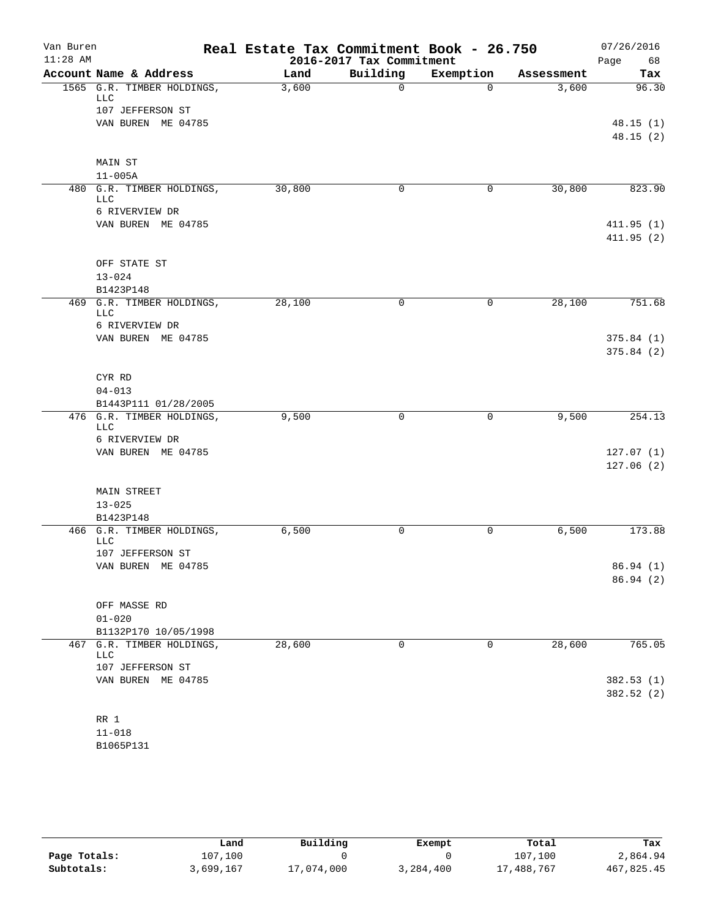# Real Estate Tax Commitment Book - 26.750

Van Buren
11:28 AM

2016-2017 Tax Commitment

07/26/2016

| Account Name & Address | Land | Building | Exemption | Assessment | Tax |
|---|---|---|---|---|---|
| 1565 G.R. TIMBER HOLDINGS, LLC<br>107 JEFFERSON ST<br>VAN BUREN ME 04785<br><br>MAIN ST<br>11-005A | 3,600 | 0 | 0 | 3,600 | 96.30<br><br>48.15 (1)<br>48.15 (2) |
| 480 G.R. TIMBER HOLDINGS, LLC<br>6 RIVERVIEW DR<br>VAN BUREN ME 04785<br><br>OFF STATE ST<br>13-024<br>B1423P148 | 30,800 | 0 | 0 | 30,800 | 823.90<br><br>411.95 (1)<br>411.95 (2) |
| 469 G.R. TIMBER HOLDINGS, LLC<br>6 RIVERVIEW DR<br>VAN BUREN ME 04785<br><br>CYR RD<br>04-013<br>B1443P111 01/28/2005 | 28,100 | 0 | 0 | 28,100 | 751.68<br><br>375.84 (1)<br>375.84 (2) |
| 476 G.R. TIMBER HOLDINGS, LLC<br>6 RIVERVIEW DR<br>VAN BUREN ME 04785<br><br>MAIN STREET<br>13-025<br>B1423P148 | 9,500 | 0 | 0 | 9,500 | 254.13<br><br>127.07 (1)<br>127.06 (2) |
| 466 G.R. TIMBER HOLDINGS, LLC<br>107 JEFFERSON ST<br>VAN BUREN ME 04785<br><br>OFF MASSE RD<br>01-020<br>B1132P170 10/05/1998 | 6,500 | 0 | 0 | 6,500 | 173.88<br><br>86.94 (1)<br>86.94 (2) |
| 467 G.R. TIMBER HOLDINGS, LLC<br>107 JEFFERSON ST<br>VAN BUREN ME 04785<br><br>RR 1<br>11-018<br>B1065P131 | 28,600 | 0 | 0 | 28,600 | 765.05<br><br>382.53 (1)<br>382.52 (2) |

| | Land | Building | Exempt | Total | Tax |
|---|---|---|---|---|---|
| Page Totals: | 107,100 | 0 | 0 | 107,100 | 2,864.94 |
| Subtotals: | 3,699,167 | 17,074,000 | 3,284,400 | 17,488,767 | 467,825.45 |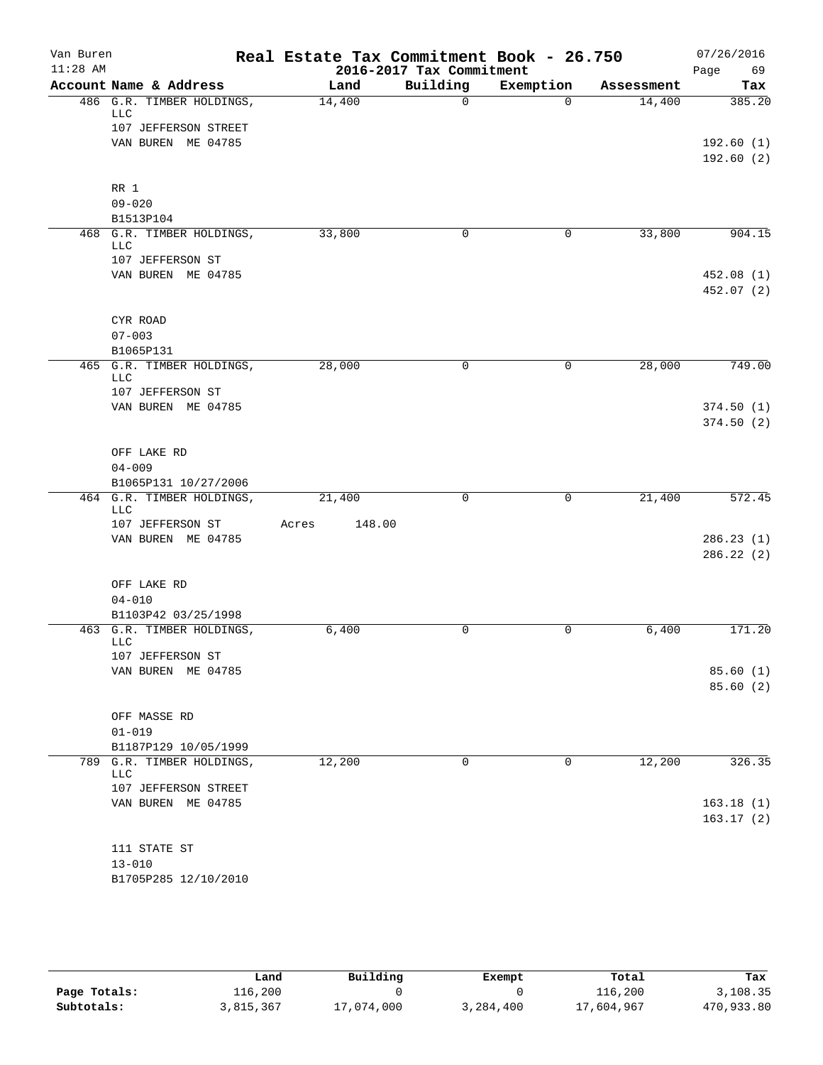# Real Estate Tax Commitment Book - 26.750

Van Buren
11:28 AM

2016-2017 Tax Commitment

07/26/2016

| Account Name & Address | Land | Building | Exemption | Assessment | Tax |
|---|---|---|---|---|---|
| 486 G.R. TIMBER HOLDINGS, LLC | 14,400 | 0 | 0 | 14,400 | 385.20 |
| 107 JEFFERSON STREET | | | | | |
| VAN BUREN ME 04785 | | | | | 192.60 (1) |
| | | | | | 192.60 (2) |
| RR 1 | | | | | |
| 09-020 | | | | | |
| B1513P104 | | | | | |
| 468 G.R. TIMBER HOLDINGS, LLC | 33,800 | 0 | 0 | 33,800 | 904.15 |
| 107 JEFFERSON ST | | | | | |
| VAN BUREN ME 04785 | | | | | 452.08 (1) |
| | | | | | 452.07 (2) |
| CYR ROAD | | | | | |
| 07-003 | | | | | |
| B1065P131 | | | | | |
| 465 G.R. TIMBER HOLDINGS, LLC | 28,000 | 0 | 0 | 28,000 | 749.00 |
| 107 JEFFERSON ST | | | | | |
| VAN BUREN ME 04785 | | | | | 374.50 (1) |
| | | | | | 374.50 (2) |
| OFF LAKE RD | | | | | |
| 04-009 | | | | | |
| B1065P131 10/27/2006 | | | | | |
| 464 G.R. TIMBER HOLDINGS, LLC | 21,400 | 0 | 0 | 21,400 | 572.45 |
| 107 JEFFERSON ST | Acres 148.00 | | | | |
| VAN BUREN ME 04785 | | | | | 286.23 (1) |
| | | | | | 286.22 (2) |
| OFF LAKE RD | | | | | |
| 04-010 | | | | | |
| B1103P42 03/25/1998 | | | | | |
| 463 G.R. TIMBER HOLDINGS, LLC | 6,400 | 0 | 0 | 6,400 | 171.20 |
| 107 JEFFERSON ST | | | | | |
| VAN BUREN ME 04785 | | | | | 85.60 (1) |
| | | | | | 85.60 (2) |
| OFF MASSE RD | | | | | |
| 01-019 | | | | | |
| B1187P129 10/05/1999 | | | | | |
| 789 G.R. TIMBER HOLDINGS, LLC | 12,200 | 0 | 0 | 12,200 | 326.35 |
| 107 JEFFERSON STREET | | | | | |
| VAN BUREN ME 04785 | | | | | 163.18 (1) |
| | | | | | 163.17 (2) |
| 111 STATE ST | | | | | |
| 13-010 | | | | | |
| B1705P285 12/10/2010 | | | | | |

| | Land | Building | Exempt | Total | Tax |
|---|---|---|---|---|---|
| Page Totals: | 116,200 | 0 | 0 | 116,200 | 3,108.35 |
| Subtotals: | 3,815,367 | 17,074,000 | 3,284,400 | 17,604,967 | 470,933.80 |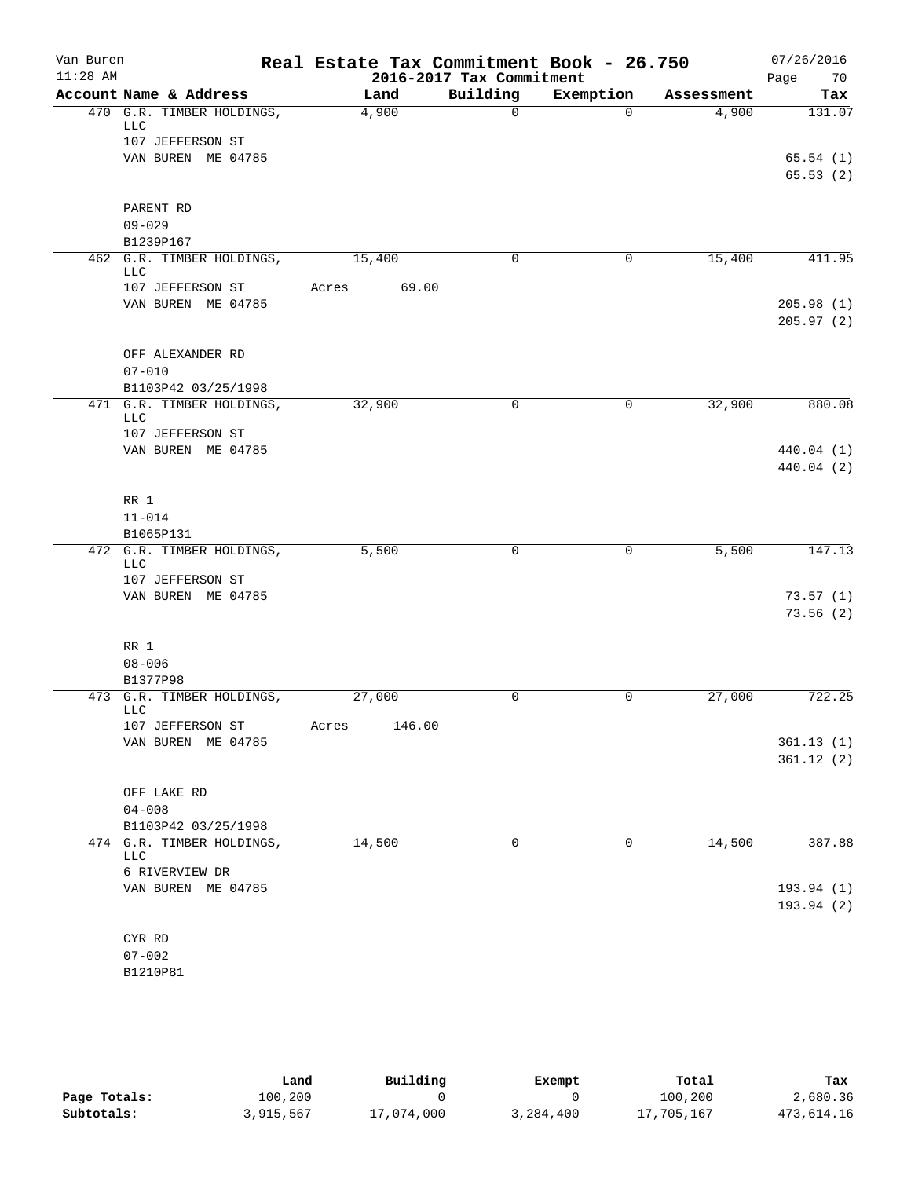# Real Estate Tax Commitment Book - 26.750

Van Buren
11:28 AM

2016-2017 Tax Commitment

07/26/2016

| Account Name & Address | Land | Building | Exemption | Assessment | Tax |
|---|---|---|---|---|---|
| 470 G.R. TIMBER HOLDINGS, LLC | 4,900 | 0 | 0 | 4,900 | 131.07 |
| 107 JEFFERSON ST | | | | | |
| VAN BUREN ME 04785 | | | | | 65.54 (1) |
| | | | | | 65.53 (2) |
| PARENT RD | | | | | |
| 09-029 | | | | | |
| B1239P167 | | | | | |
| 462 G.R. TIMBER HOLDINGS, LLC | 15,400 | 0 | 0 | 15,400 | 411.95 |
| 107 JEFFERSON ST | Acres 69.00 | | | | |
| VAN BUREN ME 04785 | | | | | 205.98 (1) |
| | | | | | 205.97 (2) |
| OFF ALEXANDER RD | | | | | |
| 07-010 | | | | | |
| B1103P42 03/25/1998 | | | | | |
| 471 G.R. TIMBER HOLDINGS, LLC | 32,900 | 0 | 0 | 32,900 | 880.08 |
| 107 JEFFERSON ST | | | | | |
| VAN BUREN ME 04785 | | | | | 440.04 (1) |
| | | | | | 440.04 (2) |
| RR 1 | | | | | |
| 11-014 | | | | | |
| B1065P131 | | | | | |
| 472 G.R. TIMBER HOLDINGS, LLC | 5,500 | 0 | 0 | 5,500 | 147.13 |
| 107 JEFFERSON ST | | | | | |
| VAN BUREN ME 04785 | | | | | 73.57 (1) |
| | | | | | 73.56 (2) |
| RR 1 | | | | | |
| 08-006 | | | | | |
| B1377P98 | | | | | |
| 473 G.R. TIMBER HOLDINGS, LLC | 27,000 | 0 | 0 | 27,000 | 722.25 |
| 107 JEFFERSON ST | Acres 146.00 | | | | |
| VAN BUREN ME 04785 | | | | | 361.13 (1) |
| | | | | | 361.12 (2) |
| OFF LAKE RD | | | | | |
| 04-008 | | | | | |
| B1103P42 03/25/1998 | | | | | |
| 474 G.R. TIMBER HOLDINGS, LLC | 14,500 | 0 | 0 | 14,500 | 387.88 |
| 6 RIVERVIEW DR | | | | | |
| VAN BUREN ME 04785 | | | | | 193.94 (1) |
| | | | | | 193.94 (2) |
| CYR RD | | | | | |
| 07-002 | | | | | |
| B1210P81 | | | | | |

| | Land | Building | Exempt | Total | Tax |
|---|---|---|---|---|---|
| Page Totals: | 100,200 | 0 | 0 | 100,200 | 2,680.36 |
| Subtotals: | 3,915,567 | 17,074,000 | 3,284,400 | 17,705,167 | 473,614.16 |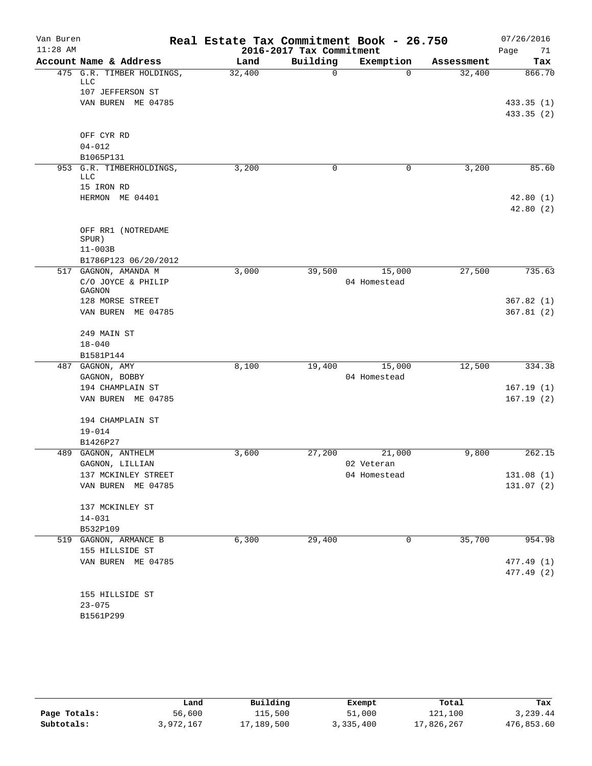# Van Buren — Real Estate Tax Commitment Book - 26.750

11:28 AM — 2016-2017 Tax Commitment — 07/26/2016

| Account Name & Address | Land | Building | Exemption | Assessment | Tax |
|---|---|---|---|---|---|
| 475 G.R. TIMBER HOLDINGS, LLC<br>107 JEFFERSON ST<br>VAN BUREN ME 04785<br><br>OFF CYR RD<br>04-012<br>B1065P131 | 32,400 | 0 | 0 | 32,400 | 866.70<br><br>433.35 (1)<br>433.35 (2) |
| 953 G.R. TIMBERHOLDINGS, LLC<br>15 IRON RD<br>HERMON ME 04401<br><br>OFF RR1 (NOTREDAME SPUR)<br>11-003B<br>B1786P123 06/20/2012 | 3,200 | 0 | 0 | 3,200 | 85.60<br><br>42.80 (1)<br>42.80 (2) |
| 517 GAGNON, AMANDA M<br>C/O JOYCE & PHILIP GAGNON<br>128 MORSE STREET<br>VAN BUREN ME 04785<br><br>249 MAIN ST<br>18-040<br>B1581P144 | 3,000 | 39,500 | 15,000<br>04 Homestead | 27,500 | 735.63<br><br>367.82 (1)<br>367.81 (2) |
| 487 GAGNON, AMY<br>GAGNON, BOBBY<br>194 CHAMPLAIN ST<br>VAN BUREN ME 04785<br><br>194 CHAMPLAIN ST<br>19-014<br>B1426P27 | 8,100 | 19,400 | 15,000<br>04 Homestead | 12,500 | 334.38<br><br>167.19 (1)<br>167.19 (2) |
| 489 GAGNON, ANTHELM<br>GAGNON, LILLIAN<br>137 MCKINLEY STREET<br>VAN BUREN ME 04785<br><br>137 MCKINLEY ST<br>14-031<br>B532P109 | 3,600 | 27,200 | 21,000<br>02 Veteran<br>04 Homestead | 9,800 | 262.15<br><br>131.08 (1)<br>131.07 (2) |
| 519 GAGNON, ARMANCE B<br>155 HILLSIDE ST<br>VAN BUREN ME 04785<br><br>155 HILLSIDE ST<br>23-075<br>B1561P299 | 6,300 | 29,400 | 0 | 35,700 | 954.98<br><br>477.49 (1)<br>477.49 (2) |

| | Land | Building | Exempt | Total | Tax |
|---|---|---|---|---|---|
| Page Totals: | 56,600 | 115,500 | 51,000 | 121,100 | 3,239.44 |
| Subtotals: | 3,972,167 | 17,189,500 | 3,335,400 | 17,826,267 | 476,853.60 |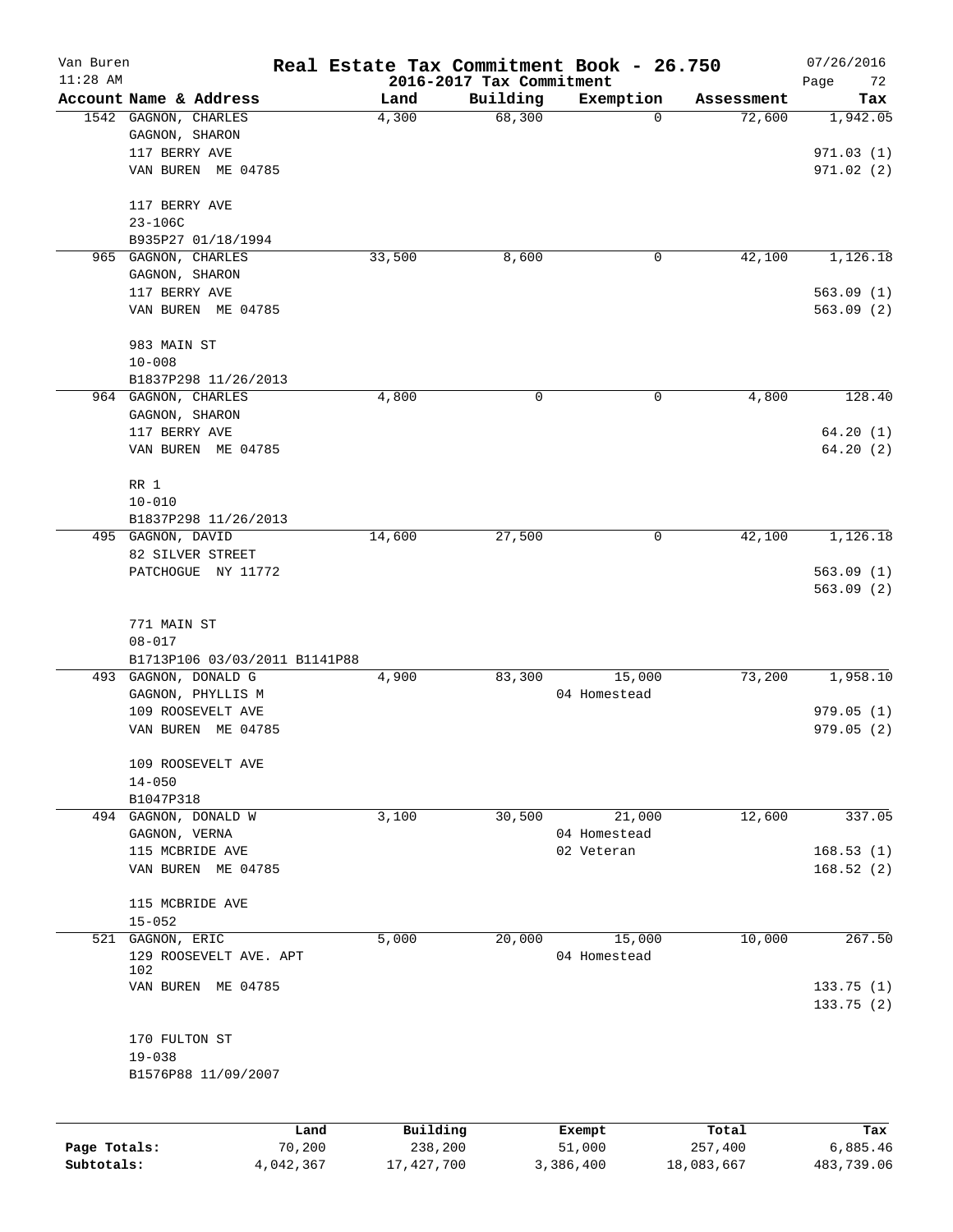# Real Estate Tax Commitment Book - 26.750

Van Buren
11:28 AM

2016-2017 Tax Commitment

07/26/2016

| Account Name & Address | Land | Building | Exemption | Assessment | Tax |
|---|---|---|---|---|---|
| 1542 GAGNON, CHARLES | 4,300 | 68,300 | 0 | 72,600 | 1,942.05 |
| GAGNON, SHARON | | | | | |
| 117 BERRY AVE | | | | | 971.03 (1) |
| VAN BUREN ME 04785 | | | | | 971.02 (2) |
| 117 BERRY AVE | | | | | |
| 23-106C | | | | | |
| B935P27 01/18/1994 | | | | | |
| 965 GAGNON, CHARLES | 33,500 | 8,600 | 0 | 42,100 | 1,126.18 |
| GAGNON, SHARON | | | | | |
| 117 BERRY AVE | | | | | 563.09 (1) |
| VAN BUREN ME 04785 | | | | | 563.09 (2) |
| 983 MAIN ST | | | | | |
| 10-008 | | | | | |
| B1837P298 11/26/2013 | | | | | |
| 964 GAGNON, CHARLES | 4,800 | 0 | 0 | 4,800 | 128.40 |
| GAGNON, SHARON | | | | | |
| 117 BERRY AVE | | | | | 64.20 (1) |
| VAN BUREN ME 04785 | | | | | 64.20 (2) |
| RR 1 | | | | | |
| 10-010 | | | | | |
| B1837P298 11/26/2013 | | | | | |
| 495 GAGNON, DAVID | 14,600 | 27,500 | 0 | 42,100 | 1,126.18 |
| 82 SILVER STREET | | | | | |
| PATCHOGUE NY 11772 | | | | | 563.09 (1) |
| | | | | | 563.09 (2) |
| 771 MAIN ST | | | | | |
| 08-017 | | | | | |
| B1713P106 03/03/2011 B1141P88 | | | | | |
| 493 GAGNON, DONALD G | 4,900 | 83,300 | 15,000 | 73,200 | 1,958.10 |
| GAGNON, PHYLLIS M | | | 04 Homestead | | |
| 109 ROOSEVELT AVE | | | | | 979.05 (1) |
| VAN BUREN ME 04785 | | | | | 979.05 (2) |
| 109 ROOSEVELT AVE | | | | | |
| 14-050 | | | | | |
| B1047P318 | | | | | |
| 494 GAGNON, DONALD W | 3,100 | 30,500 | 21,000 | 12,600 | 337.05 |
| GAGNON, VERNA | | | 04 Homestead | | |
| 115 MCBRIDE AVE | | | 02 Veteran | | 168.53 (1) |
| VAN BUREN ME 04785 | | | | | 168.52 (2) |
| 115 MCBRIDE AVE | | | | | |
| 15-052 | | | | | |
| 521 GAGNON, ERIC | 5,000 | 20,000 | 15,000 | 10,000 | 267.50 |
| 129 ROOSEVELT AVE. APT 102 | | | 04 Homestead | | |
| VAN BUREN ME 04785 | | | | | 133.75 (1) |
| | | | | | 133.75 (2) |
| 170 FULTON ST | | | | | |
| 19-038 | | | | | |
| B1576P88 11/09/2007 | | | | | |

| | Land | Building | Exempt | Total | Tax |
|---|---|---|---|---|---|
| Page Totals: | 70,200 | 238,200 | 51,000 | 257,400 | 6,885.46 |
| Subtotals: | 4,042,367 | 17,427,700 | 3,386,400 | 18,083,667 | 483,739.06 |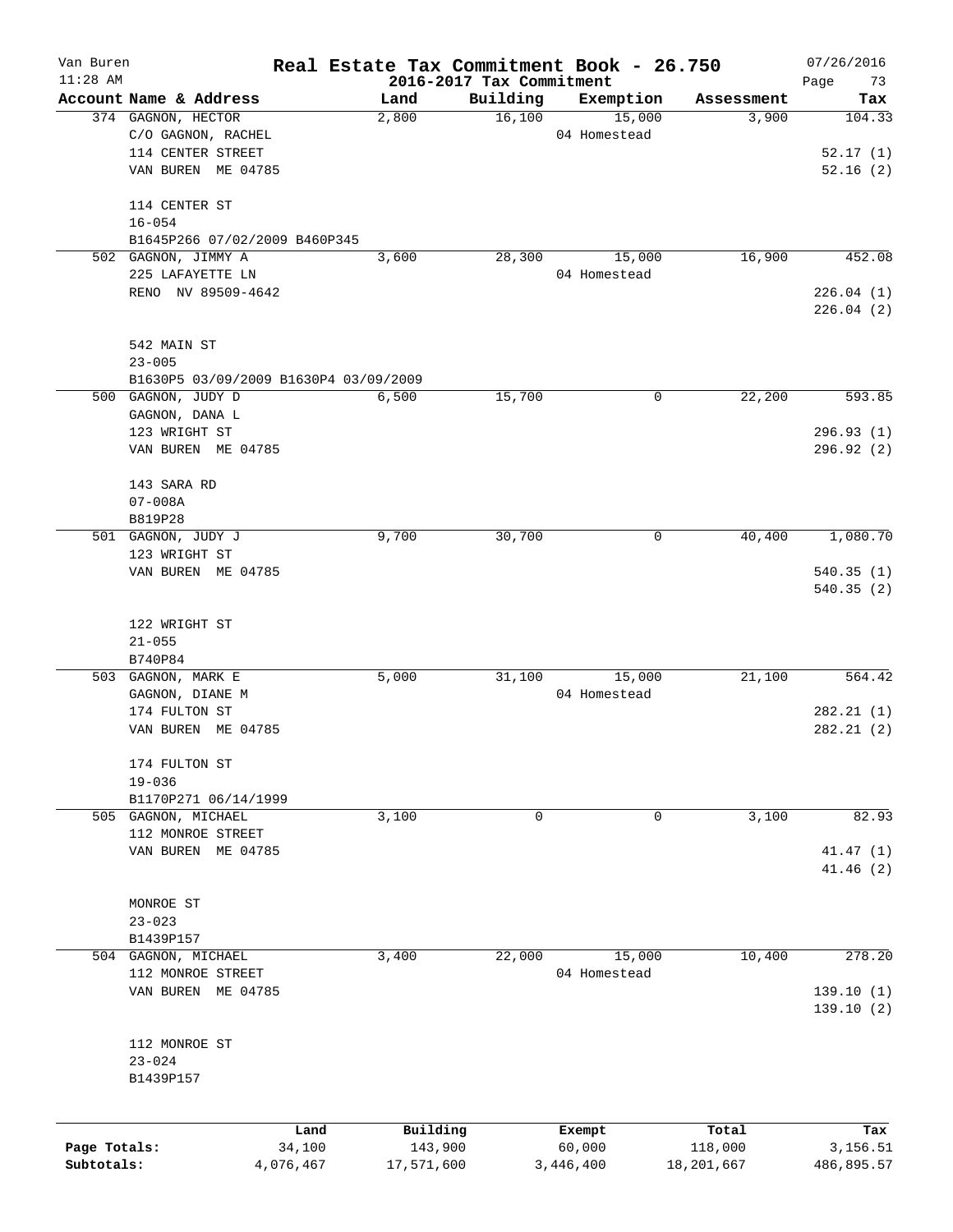# Real Estate Tax Commitment Book - 26.750

Van Buren
11:28 AM

2016-2017 Tax Commitment

07/26/2016

| Account Name & Address | Land | Building | Exemption | Assessment | Tax |
|---|---|---|---|---|---|
| 374 GAGNON, HECTOR<br>C/O GAGNON, RACHEL<br>114 CENTER STREET<br>VAN BUREN ME 04785<br><br>114 CENTER ST<br>16-054<br>B1645P266 07/02/2009 B460P345 | 2,800 | 16,100 | 15,000<br>04 Homestead | 3,900 | 104.33<br><br>52.17 (1)<br>52.16 (2) |
| 502 GAGNON, JIMMY A<br>225 LAFAYETTE LN<br>RENO NV 89509-4642<br><br>542 MAIN ST<br>23-005<br>B1630P5 03/09/2009 B1630P4 03/09/2009 | 3,600 | 28,300 | 15,000<br>04 Homestead | 16,900 | 452.08<br><br>226.04 (1)<br>226.04 (2) |
| 500 GAGNON, JUDY D<br>GAGNON, DANA L<br>123 WRIGHT ST<br>VAN BUREN ME 04785<br><br>143 SARA RD<br>07-008A<br>B819P28 | 6,500 | 15,700 | 0 | 22,200 | 593.85<br><br>296.93 (1)<br>296.92 (2) |
| 501 GAGNON, JUDY J<br>123 WRIGHT ST<br>VAN BUREN ME 04785<br><br>122 WRIGHT ST<br>21-055<br>B740P84 | 9,700 | 30,700 | 0 | 40,400 | 1,080.70<br><br>540.35 (1)<br>540.35 (2) |
| 503 GAGNON, MARK E<br>GAGNON, DIANE M<br>174 FULTON ST<br>VAN BUREN ME 04785<br><br>174 FULTON ST<br>19-036<br>B1170P271 06/14/1999 | 5,000 | 31,100 | 15,000<br>04 Homestead | 21,100 | 564.42<br><br>282.21 (1)<br>282.21 (2) |
| 505 GAGNON, MICHAEL<br>112 MONROE STREET<br>VAN BUREN ME 04785<br><br>MONROE ST<br>23-023<br>B1439P157 | 3,100 | 0 | 0 | 3,100 | 82.93<br><br>41.47 (1)<br>41.46 (2) |
| 504 GAGNON, MICHAEL<br>112 MONROE STREET<br>VAN BUREN ME 04785<br><br>112 MONROE ST<br>23-024<br>B1439P157 | 3,400 | 22,000 | 15,000<br>04 Homestead | 10,400 | 278.20<br><br>139.10 (1)<br>139.10 (2) |

| | Land | Building | Exempt | Total | Tax |
|---|---|---|---|---|---|
| Page Totals: | 34,100 | 143,900 | 60,000 | 118,000 | 3,156.51 |
| Subtotals: | 4,076,467 | 17,571,600 | 3,446,400 | 18,201,667 | 486,895.57 |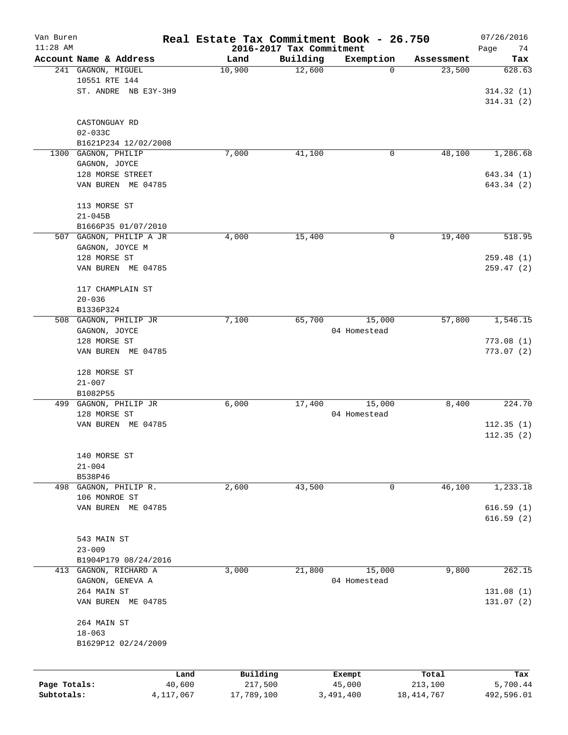Van Buren
11:28 AM

# Real Estate Tax Commitment Book - 26.750

## 2016-2017 Tax Commitment

07/26/2016

| Account Name & Address | Land | Building | Exemption | Assessment | Tax |
|---|---|---|---|---|---|
| 241 GAGNON, MIGUEL<br>10551 RTE 144<br>ST. ANDRE NB E3Y-3H9<br><br>CASTONGUAY RD<br>02-033C<br>B1621P234 12/02/2008 | 10,900 | 12,600 | 0 | 23,500 | 628.63<br>314.32 (1)<br>314.31 (2) |
| 1300 GAGNON, PHILIP<br>GAGNON, JOYCE<br>128 MORSE STREET<br>VAN BUREN ME 04785<br><br>113 MORSE ST<br>21-045B<br>B1666P35 01/07/2010 | 7,000 | 41,100 | 0 | 48,100 | 1,286.68<br>643.34 (1)<br>643.34 (2) |
| 507 GAGNON, PHILIP A JR<br>GAGNON, JOYCE M<br>128 MORSE ST<br>VAN BUREN ME 04785<br><br>117 CHAMPLAIN ST<br>20-036<br>B1336P324 | 4,000 | 15,400 | 0 | 19,400 | 518.95<br>259.48 (1)<br>259.47 (2) |
| 508 GAGNON, PHILIP JR<br>GAGNON, JOYCE<br>128 MORSE ST<br>VAN BUREN ME 04785<br><br>128 MORSE ST<br>21-007<br>B1082P55 | 7,100 | 65,700 | 15,000<br>04 Homestead | 57,800 | 1,546.15<br>773.08 (1)<br>773.07 (2) |
| 499 GAGNON, PHILIP JR<br>128 MORSE ST<br>VAN BUREN ME 04785<br><br>140 MORSE ST<br>21-004<br>B538P46 | 6,000 | 17,400 | 15,000<br>04 Homestead | 8,400 | 224.70<br>112.35 (1)<br>112.35 (2) |
| 498 GAGNON, PHILIP R.<br>106 MONROE ST<br>VAN BUREN ME 04785<br><br>543 MAIN ST<br>23-009<br>B1904P179 08/24/2016 | 2,600 | 43,500 | 0 | 46,100 | 1,233.18<br>616.59 (1)<br>616.59 (2) |
| 413 GAGNON, RICHARD A<br>GAGNON, GENEVA A<br>264 MAIN ST<br>VAN BUREN ME 04785<br><br>264 MAIN ST<br>18-063<br>B1629P12 02/24/2009 | 3,000 | 21,800 | 15,000<br>04 Homestead | 9,800 | 262.15<br>131.08 (1)<br>131.07 (2) |

| | Land | Building | Exempt | Total | Tax |
|---|---|---|---|---|---|
| Page Totals: | 40,600 | 217,500 | 45,000 | 213,100 | 5,700.44 |
| Subtotals: | 4,117,067 | 17,789,100 | 3,491,400 | 18,414,767 | 492,596.01 |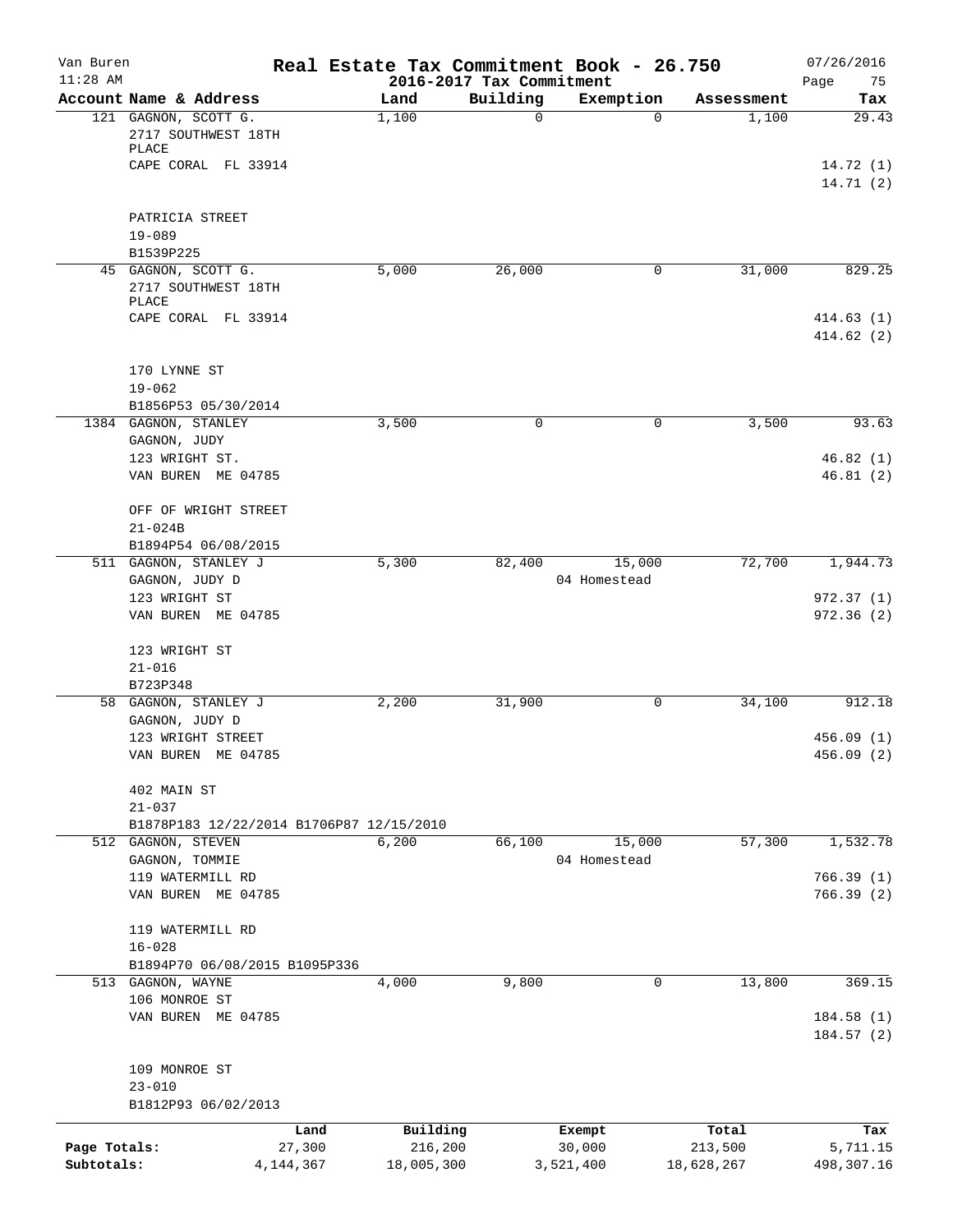Van Buren · 11:28 AM

# Real Estate Tax Commitment Book - 26.750

## 2016-2017 Tax Commitment

07/26/2016

| Account Name & Address | Land | Building | Exemption | Assessment | Tax |
|---|---|---|---|---|---|
| 121 GAGNON, SCOTT G.<br>2717 SOUTHWEST 18TH PLACE<br>CAPE CORAL FL 33914<br><br>PATRICIA STREET<br>19-089<br>B1539P225 | 1,100 | 0 | 0 | 1,100 | 29.43<br><br>14.72 (1)<br>14.71 (2) |
| 45 GAGNON, SCOTT G.<br>2717 SOUTHWEST 18TH PLACE<br>CAPE CORAL FL 33914<br><br>170 LYNNE ST<br>19-062<br>B1856P53 05/30/2014 | 5,000 | 26,000 | 0 | 31,000 | 829.25<br><br>414.63 (1)<br>414.62 (2) |
| 1384 GAGNON, STANLEY<br>GAGNON, JUDY<br>123 WRIGHT ST.<br>VAN BUREN ME 04785<br><br>OFF OF WRIGHT STREET<br>21-024B<br>B1894P54 06/08/2015 | 3,500 | 0 | 0 | 3,500 | 93.63<br><br>46.82 (1)<br>46.81 (2) |
| 511 GAGNON, STANLEY J<br>GAGNON, JUDY D<br>123 WRIGHT ST<br>VAN BUREN ME 04785<br><br>123 WRIGHT ST<br>21-016<br>B723P348 | 5,300 | 82,400 | 15,000<br>04 Homestead | 72,700 | 1,944.73<br><br>972.37 (1)<br>972.36 (2) |
| 58 GAGNON, STANLEY J<br>GAGNON, JUDY D<br>123 WRIGHT STREET<br>VAN BUREN ME 04785<br><br>402 MAIN ST<br>21-037<br>B1878P183 12/22/2014 B1706P87 12/15/2010 | 2,200 | 31,900 | 0 | 34,100 | 912.18<br><br>456.09 (1)<br>456.09 (2) |
| 512 GAGNON, STEVEN<br>GAGNON, TOMMIE<br>119 WATERMILL RD<br>VAN BUREN ME 04785<br><br>119 WATERMILL RD<br>16-028<br>B1894P70 06/08/2015 B1095P336 | 6,200 | 66,100 | 15,000<br>04 Homestead | 57,300 | 1,532.78<br><br>766.39 (1)<br>766.39 (2) |
| 513 GAGNON, WAYNE<br>106 MONROE ST<br>VAN BUREN ME 04785<br><br>109 MONROE ST<br>23-010<br>B1812P93 06/02/2013 | 4,000 | 9,800 | 0 | 13,800 | 369.15<br><br>184.58 (1)<br>184.57 (2) |

| | Land | Building | Exempt | Total | Tax |
|---|---|---|---|---|---|
| Page Totals: | 27,300 | 216,200 | 30,000 | 213,500 | 5,711.15 |
| Subtotals: | 4,144,367 | 18,005,300 | 3,521,400 | 18,628,267 | 498,307.16 |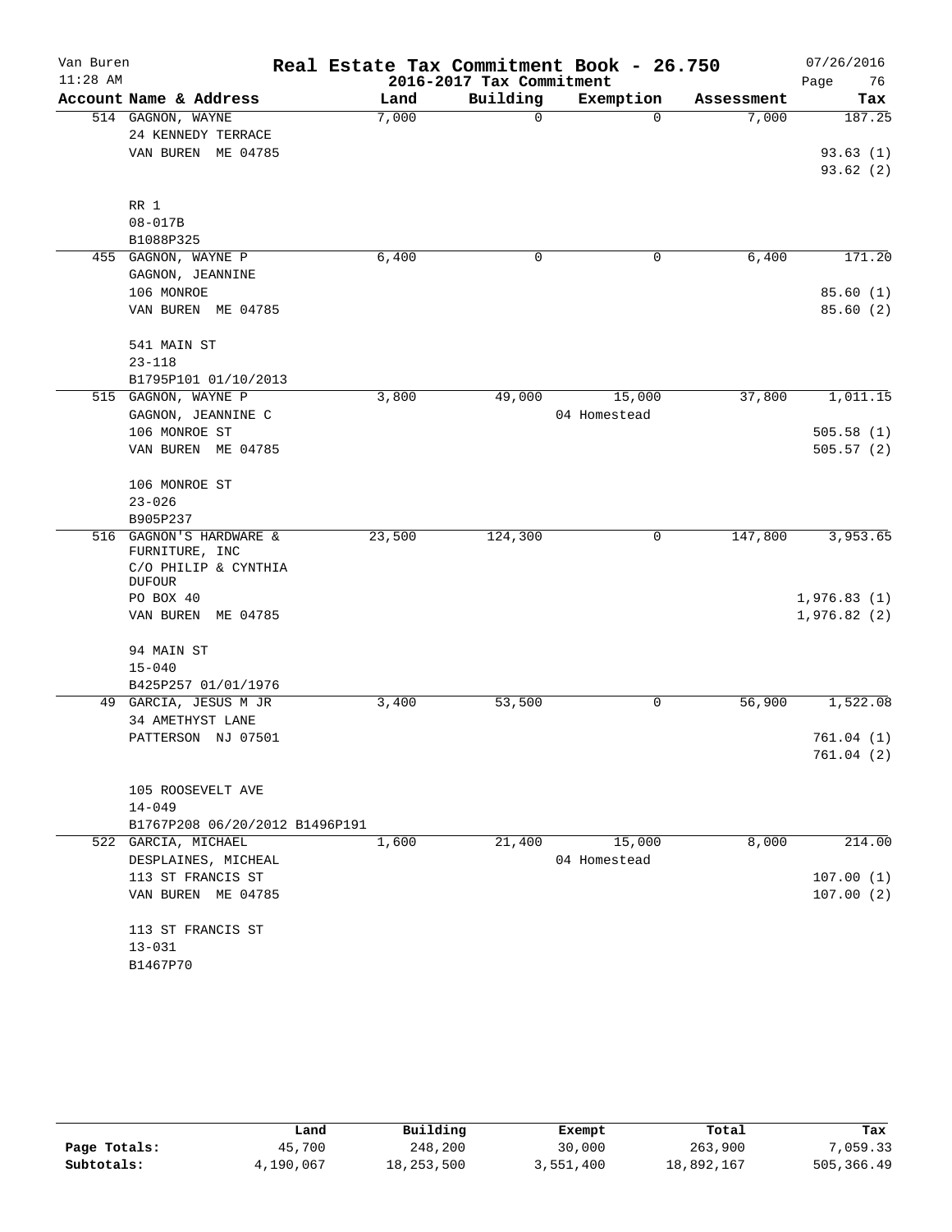Van Buren
11:28 AM

# Real Estate Tax Commitment Book - 26.750
## 2016-2017 Tax Commitment

07/26/2016

| Account Name & Address | Land | Building | Exemption | Assessment | Tax |
|---|---|---|---|---|---|
| 514 GAGNON, WAYNE<br>24 KENNEDY TERRACE<br>VAN BUREN ME 04785<br><br>RR 1<br>08-017B<br>B1088P325 | 7,000 | 0 | 0 | 7,000 | 187.25<br><br>93.63 (1)<br>93.62 (2) |
| 455 GAGNON, WAYNE P<br>GAGNON, JEANNINE<br>106 MONROE<br>VAN BUREN ME 04785<br><br>541 MAIN ST<br>23-118<br>B1795P101 01/10/2013 | 6,400 | 0 | 0 | 6,400 | 171.20<br><br>85.60 (1)<br>85.60 (2) |
| 515 GAGNON, WAYNE P<br>GAGNON, JEANNINE C<br>106 MONROE ST<br>VAN BUREN ME 04785<br><br>106 MONROE ST<br>23-026<br>B905P237 | 3,800 | 49,000 | 15,000<br>04 Homestead | 37,800 | 1,011.15<br><br>505.58 (1)<br>505.57 (2) |
| 516 GAGNON'S HARDWARE & FURNITURE, INC<br>C/O PHILIP & CYNTHIA DUFOUR<br>PO BOX 40<br>VAN BUREN ME 04785<br><br>94 MAIN ST<br>15-040<br>B425P257 01/01/1976 | 23,500 | 124,300 | 0 | 147,800 | 3,953.65<br><br>1,976.83 (1)<br>1,976.82 (2) |
| 49 GARCIA, JESUS M JR<br>34 AMETHYST LANE<br>PATTERSON NJ 07501<br><br>105 ROOSEVELT AVE<br>14-049<br>B1767P208 06/20/2012 B1496P191 | 3,400 | 53,500 | 0 | 56,900 | 1,522.08<br><br>761.04 (1)<br>761.04 (2) |
| 522 GARCIA, MICHAEL<br>DESPLAINES, MICHEAL<br>113 ST FRANCIS ST<br>VAN BUREN ME 04785<br><br>113 ST FRANCIS ST<br>13-031<br>B1467P70 | 1,600 | 21,400 | 15,000<br>04 Homestead | 8,000 | 214.00<br><br>107.00 (1)<br>107.00 (2) |

| | Land | Building | Exempt | Total | Tax |
|---|---|---|---|---|---|
| Page Totals: | 45,700 | 248,200 | 30,000 | 263,900 | 7,059.33 |
| Subtotals: | 4,190,067 | 18,253,500 | 3,551,400 | 18,892,167 | 505,366.49 |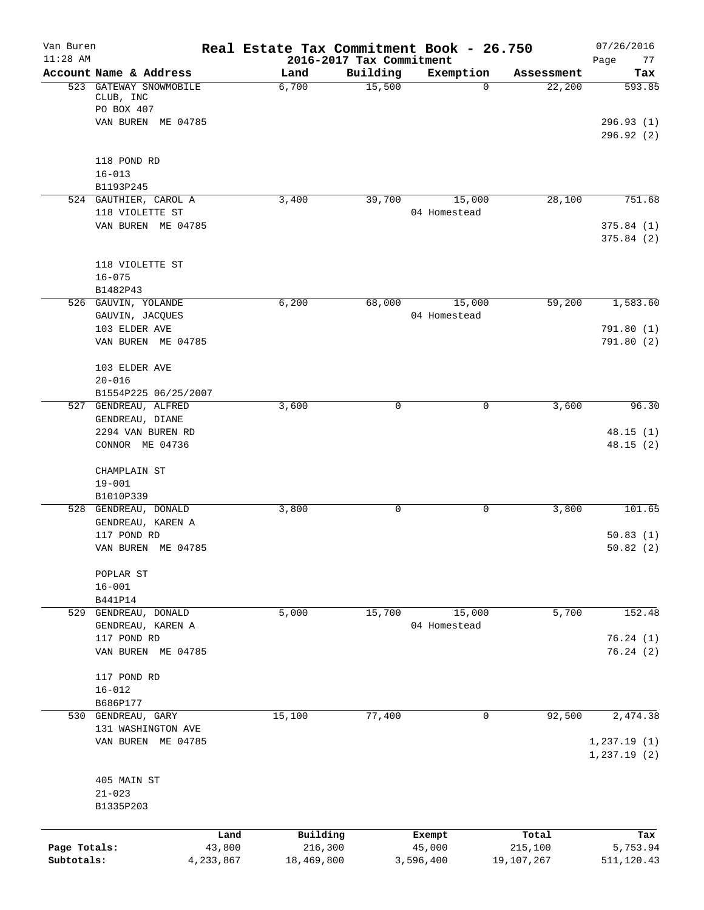# Real Estate Tax Commitment Book - 26.750

Van Buren
11:28 AM

2016-2017 Tax Commitment

07/26/2016

| Account Name & Address | Land | Building | Exemption | Assessment | Tax |
|---|---|---|---|---|---|
| 523 GATEWAY SNOWMOBILE CLUB, INC<br>PO BOX 407<br>VAN BUREN ME 04785<br><br>118 POND RD<br>16-013<br>B1193P245 | 6,700 | 15,500 | 0 | 22,200 | 593.85<br><br>296.93 (1)<br>296.92 (2) |
| 524 GAUTHIER, CAROL A<br>118 VIOLETTE ST<br>VAN BUREN ME 04785<br><br>118 VIOLETTE ST<br>16-075<br>B1482P43 | 3,400 | 39,700 | 15,000<br>04 Homestead | 28,100 | 751.68<br><br>375.84 (1)<br>375.84 (2) |
| 526 GAUVIN, YOLANDE<br>GAUVIN, JACQUES<br>103 ELDER AVE<br>VAN BUREN ME 04785<br><br>103 ELDER AVE<br>20-016<br>B1554P225 06/25/2007 | 6,200 | 68,000 | 15,000<br>04 Homestead | 59,200 | 1,583.60<br><br>791.80 (1)<br>791.80 (2) |
| 527 GENDREAU, ALFRED<br>GENDREAU, DIANE<br>2294 VAN BUREN RD<br>CONNOR ME 04736<br><br>CHAMPLAIN ST<br>19-001<br>B1010P339 | 3,600 | 0 | 0 | 3,600 | 96.30<br><br>48.15 (1)<br>48.15 (2) |
| 528 GENDREAU, DONALD<br>GENDREAU, KAREN A<br>117 POND RD<br>VAN BUREN ME 04785<br><br>POPLAR ST<br>16-001<br>B441P14 | 3,800 | 0 | 0 | 3,800 | 101.65<br><br>50.83 (1)<br>50.82 (2) |
| 529 GENDREAU, DONALD<br>GENDREAU, KAREN A<br>117 POND RD<br>VAN BUREN ME 04785<br><br>117 POND RD<br>16-012<br>B686P177 | 5,000 | 15,700 | 15,000<br>04 Homestead | 5,700 | 152.48<br><br>76.24 (1)<br>76.24 (2) |
| 530 GENDREAU, GARY<br>131 WASHINGTON AVE<br>VAN BUREN ME 04785<br><br>405 MAIN ST<br>21-023<br>B1335P203 | 15,100 | 77,400 | 0 | 92,500 | 2,474.38<br><br>1,237.19 (1)<br>1,237.19 (2) |

| | Land | Building | Exempt | Total | Tax |
|---|---|---|---|---|---|
| Page Totals: | 43,800 | 216,300 | 45,000 | 215,100 | 5,753.94 |
| Subtotals: | 4,233,867 | 18,469,800 | 3,596,400 | 19,107,267 | 511,120.43 |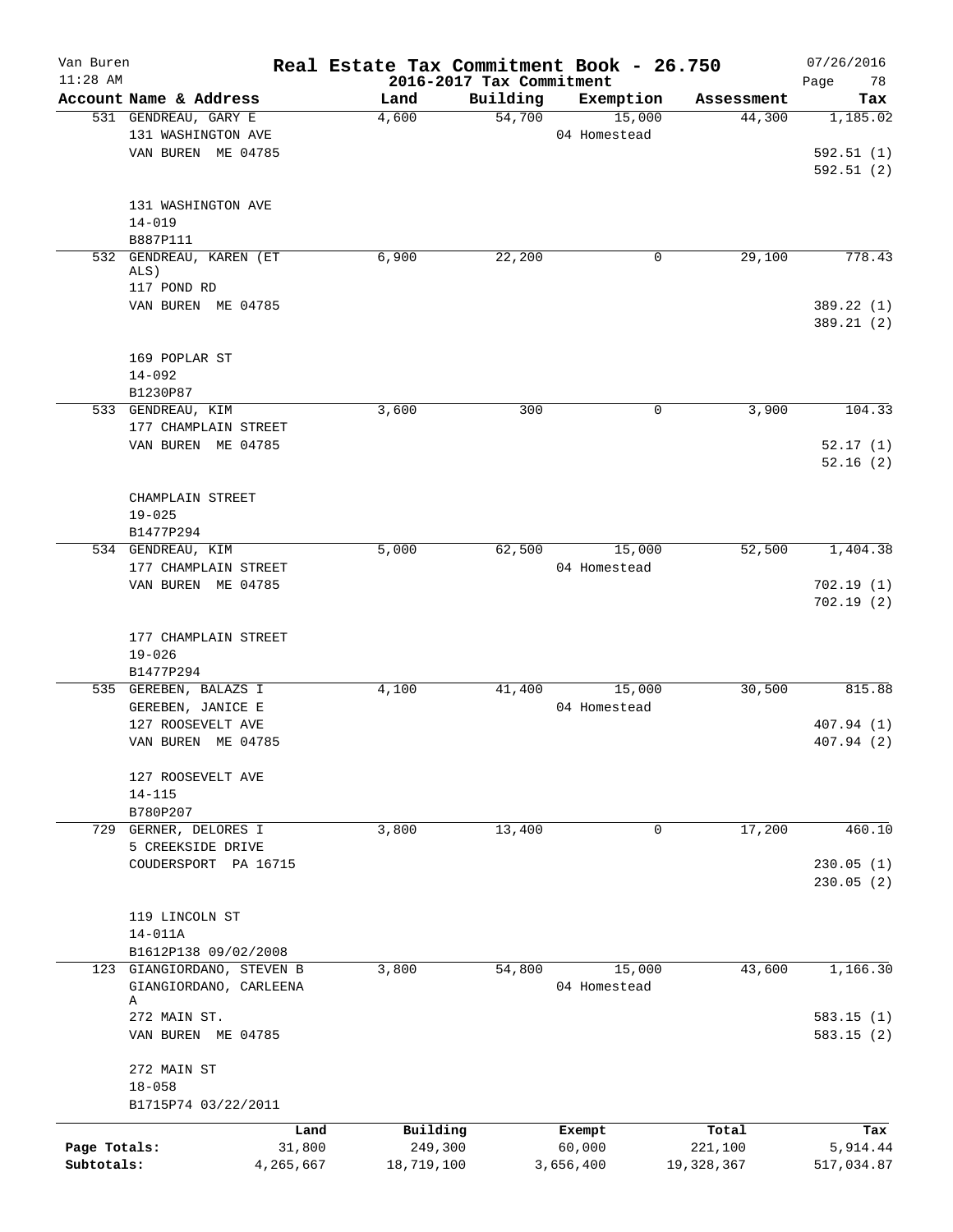Van Buren 11:28 AM

# Real Estate Tax Commitment Book - 26.750

## 2016-2017 Tax Commitment

07/26/2016

| Account Name & Address | Land | Building | Exemption | Assessment | Tax |
|---|---|---|---|---|---|
| 531 GENDREAU, GARY E<br>131 WASHINGTON AVE<br>VAN BUREN ME 04785<br><br>131 WASHINGTON AVE<br>14-019<br>B887P111 | 4,600 | 54,700 | 15,000<br>04 Homestead | 44,300 | 1,185.02<br><br>592.51 (1)<br>592.51 (2) |
| 532 GENDREAU, KAREN (ET ALS)<br>117 POND RD<br>VAN BUREN ME 04785<br><br>169 POPLAR ST<br>14-092<br>B1230P87 | 6,900 | 22,200 | 0 | 29,100 | 778.43<br><br>389.22 (1)<br>389.21 (2) |
| 533 GENDREAU, KIM<br>177 CHAMPLAIN STREET<br>VAN BUREN ME 04785<br><br>CHAMPLAIN STREET<br>19-025<br>B1477P294 | 3,600 | 300 | 0 | 3,900 | 104.33<br><br>52.17 (1)<br>52.16 (2) |
| 534 GENDREAU, KIM<br>177 CHAMPLAIN STREET<br>VAN BUREN ME 04785<br><br>177 CHAMPLAIN STREET<br>19-026<br>B1477P294 | 5,000 | 62,500 | 15,000<br>04 Homestead | 52,500 | 1,404.38<br><br>702.19 (1)<br>702.19 (2) |
| 535 GEREBEN, BALAZS I<br>GEREBEN, JANICE E<br>127 ROOSEVELT AVE<br>VAN BUREN ME 04785<br><br>127 ROOSEVELT AVE<br>14-115<br>B780P207 | 4,100 | 41,400 | 15,000<br>04 Homestead | 30,500 | 815.88<br><br>407.94 (1)<br>407.94 (2) |
| 729 GERNER, DELORES I<br>5 CREEKSIDE DRIVE<br>COUDERSPORT PA 16715<br><br>119 LINCOLN ST<br>14-011A<br>B1612P138 09/02/2008 | 3,800 | 13,400 | 0 | 17,200 | 460.10<br><br>230.05 (1)<br>230.05 (2) |
| 123 GIANGIORDANO, STEVEN B<br>GIANGIORDANO, CARLEENA A<br>272 MAIN ST.<br>VAN BUREN ME 04785<br><br>272 MAIN ST<br>18-058<br>B1715P74 03/22/2011 | 3,800 | 54,800 | 15,000<br>04 Homestead | 43,600 | 1,166.30<br><br>583.15 (1)<br>583.15 (2) |

| | Land | Building | Exempt | Total | Tax |
|---|---|---|---|---|---|
| Page Totals: | 31,800 | 249,300 | 60,000 | 221,100 | 5,914.44 |
| Subtotals: | 4,265,667 | 18,719,100 | 3,656,400 | 19,328,367 | 517,034.87 |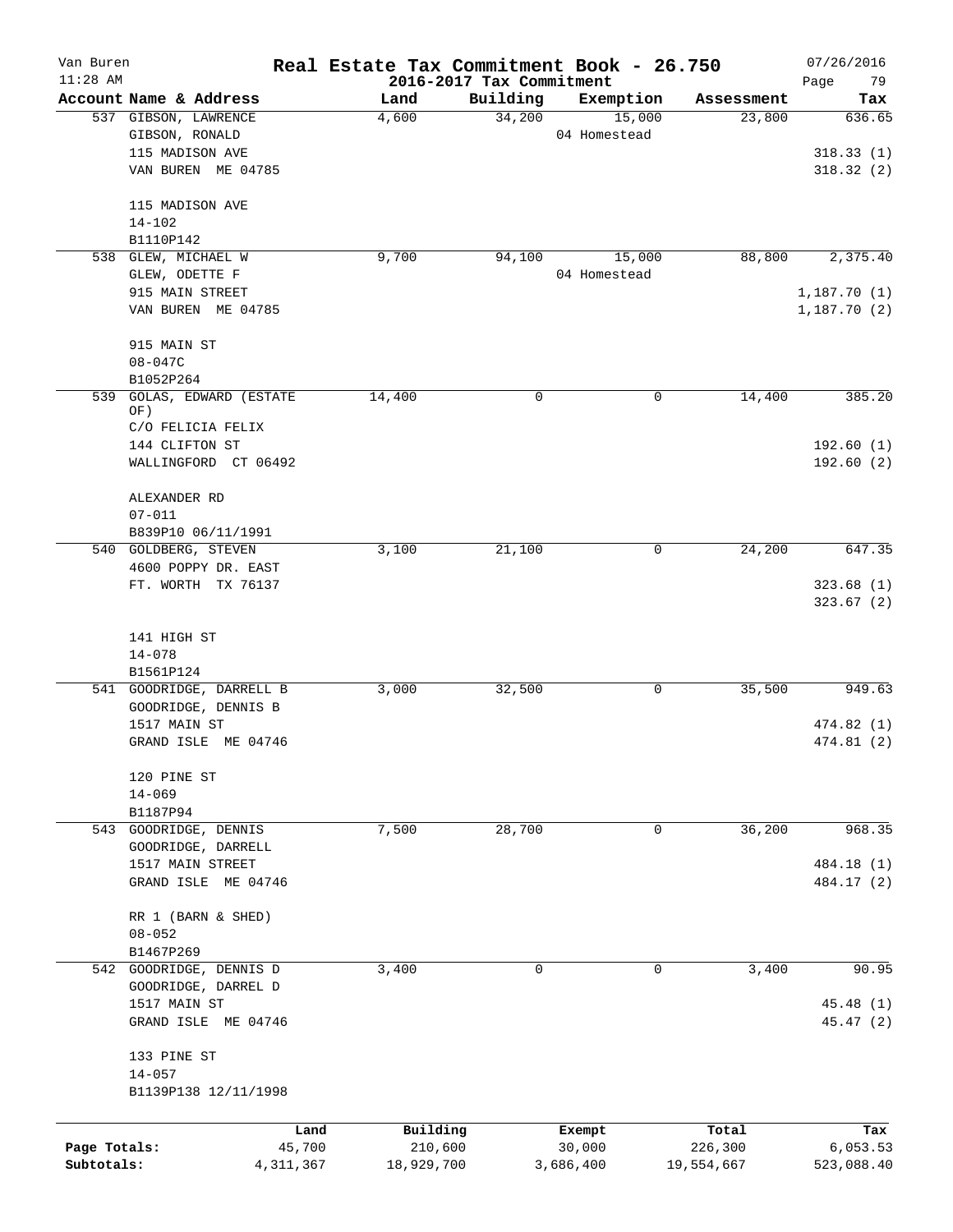Van Buren | Real Estate Tax Commitment Book - 26.750 | 07/26/2016
11:28 AM | 2016-2017 Tax Commitment | Page 79

| Account Name & Address | Land | Building | Exemption | Assessment | Tax |
|---|---|---|---|---|---|
| 537 GIBSON, LAWRENCE | 4,600 | 34,200 | 15,000 | 23,800 | 636.65 |
| GIBSON, RONALD | | | 04 Homestead | | |
| 115 MADISON AVE | | | | | 318.33 (1) |
| VAN BUREN ME 04785 | | | | | 318.32 (2) |
| 115 MADISON AVE | | | | | |
| 14-102 | | | | | |
| B1110P142 | | | | | |
| 538 GLEW, MICHAEL W | 9,700 | 94,100 | 15,000 | 88,800 | 2,375.40 |
| GLEW, ODETTE F | | | 04 Homestead | | |
| 915 MAIN STREET | | | | | 1,187.70 (1) |
| VAN BUREN ME 04785 | | | | | 1,187.70 (2) |
| 915 MAIN ST | | | | | |
| 08-047C | | | | | |
| B1052P264 | | | | | |
| 539 GOLAS, EDWARD (ESTATE OF) | 14,400 | 0 | 0 | 14,400 | 385.20 |
| C/O FELICIA FELIX | | | | | |
| 144 CLIFTON ST | | | | | 192.60 (1) |
| WALLINGFORD CT 06492 | | | | | 192.60 (2) |
| ALEXANDER RD | | | | | |
| 07-011 | | | | | |
| B839P10 06/11/1991 | | | | | |
| 540 GOLDBERG, STEVEN | 3,100 | 21,100 | 0 | 24,200 | 647.35 |
| 4600 POPPY DR. EAST | | | | | |
| FT. WORTH TX 76137 | | | | | 323.68 (1) |
| | | | | | 323.67 (2) |
| 141 HIGH ST | | | | | |
| 14-078 | | | | | |
| B1561P124 | | | | | |
| 541 GOODRIDGE, DARRELL B | 3,000 | 32,500 | 0 | 35,500 | 949.63 |
| GOODRIDGE, DENNIS B | | | | | |
| 1517 MAIN ST | | | | | 474.82 (1) |
| GRAND ISLE ME 04746 | | | | | 474.81 (2) |
| 120 PINE ST | | | | | |
| 14-069 | | | | | |
| B1187P94 | | | | | |
| 543 GOODRIDGE, DENNIS | 7,500 | 28,700 | 0 | 36,200 | 968.35 |
| GOODRIDGE, DARRELL | | | | | |
| 1517 MAIN STREET | | | | | 484.18 (1) |
| GRAND ISLE ME 04746 | | | | | 484.17 (2) |
| RR 1 (BARN & SHED) | | | | | |
| 08-052 | | | | | |
| B1467P269 | | | | | |
| 542 GOODRIDGE, DENNIS D | 3,400 | 0 | 0 | 3,400 | 90.95 |
| GOODRIDGE, DARREL D | | | | | |
| 1517 MAIN ST | | | | | 45.48 (1) |
| GRAND ISLE ME 04746 | | | | | 45.47 (2) |
| 133 PINE ST | | | | | |
| 14-057 | | | | | |
| B1139P138 12/11/1998 | | | | | |

| | Land | Building | Exempt | Total | Tax |
|---|---|---|---|---|---|
| Page Totals: | 45,700 | 210,600 | 30,000 | 226,300 | 6,053.53 |
| Subtotals: | 4,311,367 | 18,929,700 | 3,686,400 | 19,554,667 | 523,088.40 |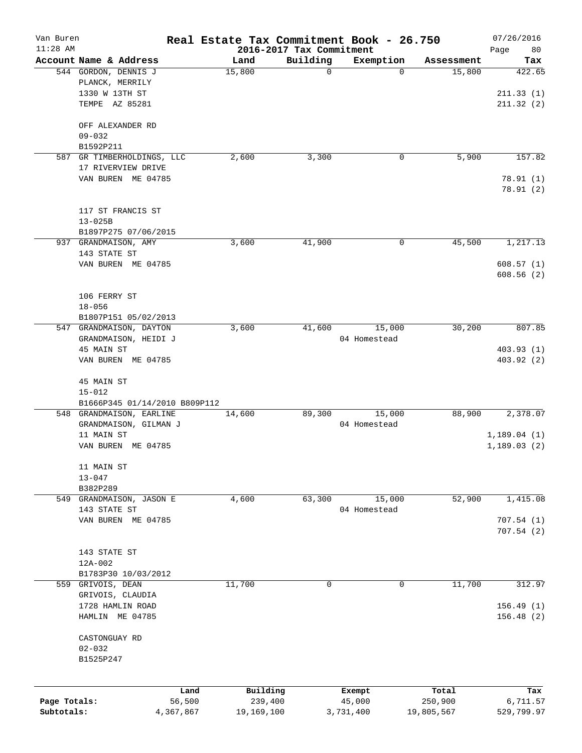# Van Buren — Real Estate Tax Commitment Book - 26.750

11:28 AM — 2016-2017 Tax Commitment — 07/26/2016

| Account Name & Address | Land | Building | Exemption | Assessment | Tax |
|---|---|---|---|---|---|
| 544 GORDON, DENNIS J<br>PLANCK, MERRILY<br>1330 W 13TH ST<br>TEMPE AZ 85281<br><br>OFF ALEXANDER RD<br>09-032<br>B1592P211 | 15,800 | 0 | 0 | 15,800 | 422.65<br><br>211.33 (1)<br>211.32 (2) |
| 587 GR TIMBERHOLDINGS, LLC<br>17 RIVERVIEW DRIVE<br>VAN BUREN ME 04785<br><br>117 ST FRANCIS ST<br>13-025B<br>B1897P275 07/06/2015 | 2,600 | 3,300 | 0 | 5,900 | 157.82<br><br>78.91 (1)<br>78.91 (2) |
| 937 GRANDMAISON, AMY<br>143 STATE ST<br>VAN BUREN ME 04785<br><br>106 FERRY ST<br>18-056<br>B1807P151 05/02/2013 | 3,600 | 41,900 | 0 | 45,500 | 1,217.13<br><br>608.57 (1)<br>608.56 (2) |
| 547 GRANDMAISON, DAYTON<br>GRANDMAISON, HEIDI J<br>45 MAIN ST<br>VAN BUREN ME 04785<br><br>45 MAIN ST<br>15-012<br>B1666P345 01/14/2010 B809P112 | 3,600 | 41,600 | 15,000<br>04 Homestead | 30,200 | 807.85<br><br>403.93 (1)<br>403.92 (2) |
| 548 GRANDMAISON, EARLINE<br>GRANDMAISON, GILMAN J<br>11 MAIN ST<br>VAN BUREN ME 04785<br><br>11 MAIN ST<br>13-047<br>B382P289 | 14,600 | 89,300 | 15,000<br>04 Homestead | 88,900 | 2,378.07<br><br>1,189.04 (1)<br>1,189.03 (2) |
| 549 GRANDMAISON, JASON E<br>143 STATE ST<br>VAN BUREN ME 04785<br><br>143 STATE ST<br>12A-002<br>B1783P30 10/03/2012 | 4,600 | 63,300 | 15,000<br>04 Homestead | 52,900 | 1,415.08<br><br>707.54 (1)<br>707.54 (2) |
| 559 GRIVOIS, DEAN<br>GRIVOIS, CLAUDIA<br>1728 HAMLIN ROAD<br>HAMLIN ME 04785<br><br>CASTONGUAY RD<br>02-032<br>B1525P247 | 11,700 | 0 | 0 | 11,700 | 312.97<br><br>156.49 (1)<br>156.48 (2) |

| | Land | Building | Exempt | Total | Tax |
|---|---|---|---|---|---|
| Page Totals: | 56,500 | 239,400 | 45,000 | 250,900 | 6,711.57 |
| Subtotals: | 4,367,867 | 19,169,100 | 3,731,400 | 19,805,567 | 529,799.97 |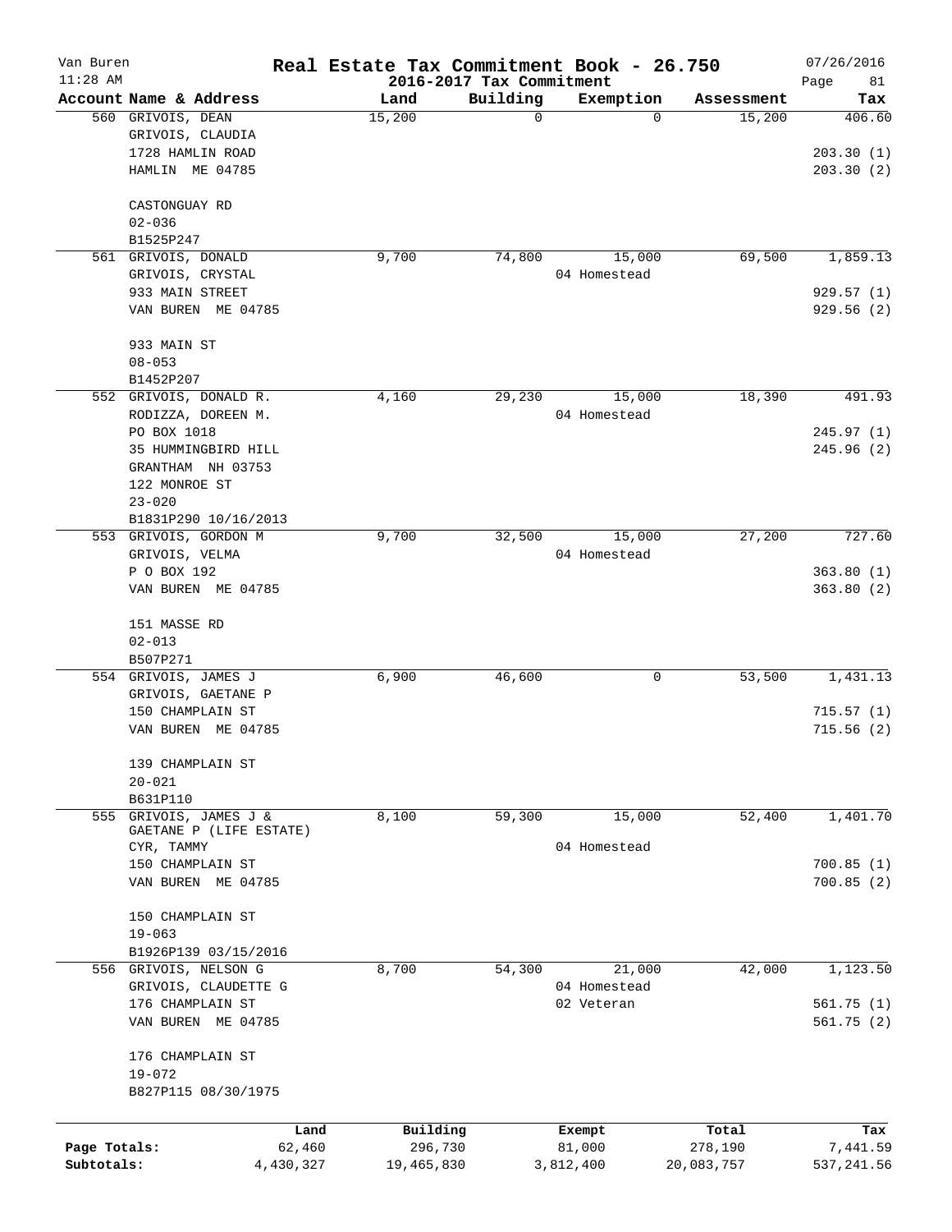Van Buren | Real Estate Tax Commitment Book - 26.750 | 07/26/2016
11:28 AM | 2016-2017 Tax Commitment | Page 81

| Account Name & Address | Land | Building | Exemption | Assessment | Tax |
|---|---|---|---|---|---|
| 560 GRIVOIS, DEAN | 15,200 | 0 | 0 | 15,200 | 406.60 |
| GRIVOIS, CLAUDIA | | | | | |
| 1728 HAMLIN ROAD | | | | | 203.30 (1) |
| HAMLIN ME 04785 | | | | | 203.30 (2) |
| CASTONGUAY RD | | | | | |
| 02-036 | | | | | |
| B1525P247 | | | | | |
| 561 GRIVOIS, DONALD | 9,700 | 74,800 | 15,000 | 69,500 | 1,859.13 |
| GRIVOIS, CRYSTAL | | | 04 Homestead | | |
| 933 MAIN STREET | | | | | 929.57 (1) |
| VAN BUREN ME 04785 | | | | | 929.56 (2) |
| 933 MAIN ST | | | | | |
| 08-053 | | | | | |
| B1452P207 | | | | | |
| 552 GRIVOIS, DONALD R. | 4,160 | 29,230 | 15,000 | 18,390 | 491.93 |
| RODIZZA, DOREEN M. | | | 04 Homestead | | |
| PO BOX 1018 | | | | | 245.97 (1) |
| 35 HUMMINGBIRD HILL | | | | | 245.96 (2) |
| GRANTHAM NH 03753 | | | | | |
| 122 MONROE ST | | | | | |
| 23-020 | | | | | |
| B1831P290 10/16/2013 | | | | | |
| 553 GRIVOIS, GORDON M | 9,700 | 32,500 | 15,000 | 27,200 | 727.60 |
| GRIVOIS, VELMA | | | 04 Homestead | | |
| P O BOX 192 | | | | | 363.80 (1) |
| VAN BUREN ME 04785 | | | | | 363.80 (2) |
| 151 MASSE RD | | | | | |
| 02-013 | | | | | |
| B507P271 | | | | | |
| 554 GRIVOIS, JAMES J | 6,900 | 46,600 | 0 | 53,500 | 1,431.13 |
| GRIVOIS, GAETANE P | | | | | |
| 150 CHAMPLAIN ST | | | | | 715.57 (1) |
| VAN BUREN ME 04785 | | | | | 715.56 (2) |
| 139 CHAMPLAIN ST | | | | | |
| 20-021 | | | | | |
| B631P110 | | | | | |
| 555 GRIVOIS, JAMES J & | 8,100 | 59,300 | 15,000 | 52,400 | 1,401.70 |
| GAETANE P (LIFE ESTATE) | | | | | |
| CYR, TAMMY | | | 04 Homestead | | |
| 150 CHAMPLAIN ST | | | | | 700.85 (1) |
| VAN BUREN ME 04785 | | | | | 700.85 (2) |
| 150 CHAMPLAIN ST | | | | | |
| 19-063 | | | | | |
| B1926P139 03/15/2016 | | | | | |
| 556 GRIVOIS, NELSON G | 8,700 | 54,300 | 21,000 | 42,000 | 1,123.50 |
| GRIVOIS, CLAUDETTE G | | | 04 Homestead | | |
| 176 CHAMPLAIN ST | | | 02 Veteran | | 561.75 (1) |
| VAN BUREN ME 04785 | | | | | 561.75 (2) |
| 176 CHAMPLAIN ST | | | | | |
| 19-072 | | | | | |
| B827P115 08/30/1975 | | | | | |

| | Land | Building | Exempt | Total | Tax |
|---|---|---|---|---|---|
| Page Totals: | 62,460 | 296,730 | 81,000 | 278,190 | 7,441.59 |
| Subtotals: | 4,430,327 | 19,465,830 | 3,812,400 | 20,083,757 | 537,241.56 |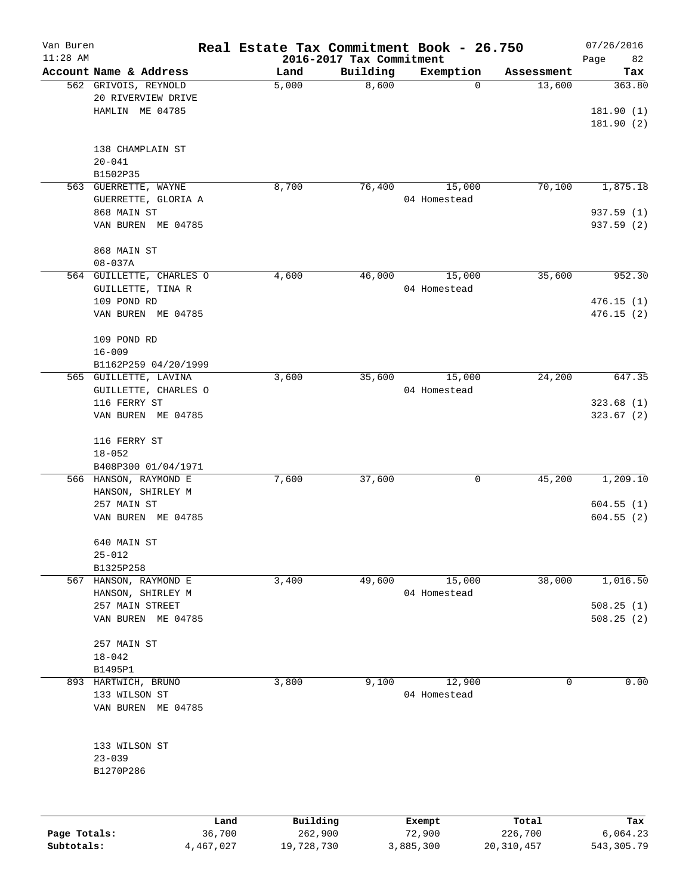# Van Buren Real Estate Tax Commitment Book - 26.750

11:28 AM — 2016-2017 Tax Commitment — 07/26/2016

| Account Name & Address | Land | Building | Exemption | Assessment | Tax |
|---|---|---|---|---|---|
| 562 GRIVOIS, REYNOLD<br>20 RIVERVIEW DRIVE<br>HAMLIN ME 04785<br><br>138 CHAMPLAIN ST<br>20-041<br>B1502P35 | 5,000 | 8,600 | 0 | 13,600 | 363.80<br><br>181.90 (1)<br>181.90 (2) |
| 563 GUERRETTE, WAYNE<br>GUERRETTE, GLORIA A<br>868 MAIN ST<br>VAN BUREN ME 04785<br><br>868 MAIN ST<br>08-037A | 8,700 | 76,400 | 15,000<br>04 Homestead | 70,100 | 1,875.18<br><br>937.59 (1)<br>937.59 (2) |
| 564 GUILLETTE, CHARLES O<br>GUILLETTE, TINA R<br>109 POND RD<br>VAN BUREN ME 04785<br><br>109 POND RD<br>16-009<br>B1162P259 04/20/1999 | 4,600 | 46,000 | 15,000<br>04 Homestead | 35,600 | 952.30<br><br>476.15 (1)<br>476.15 (2) |
| 565 GUILLETTE, LAVINA<br>GUILLETTE, CHARLES O<br>116 FERRY ST<br>VAN BUREN ME 04785<br><br>116 FERRY ST<br>18-052<br>B408P300 01/04/1971 | 3,600 | 35,600 | 15,000<br>04 Homestead | 24,200 | 647.35<br><br>323.68 (1)<br>323.67 (2) |
| 566 HANSON, RAYMOND E<br>HANSON, SHIRLEY M<br>257 MAIN ST<br>VAN BUREN ME 04785<br><br>640 MAIN ST<br>25-012<br>B1325P258 | 7,600 | 37,600 | 0 | 45,200 | 1,209.10<br><br>604.55 (1)<br>604.55 (2) |
| 567 HANSON, RAYMOND E<br>HANSON, SHIRLEY M<br>257 MAIN STREET<br>VAN BUREN ME 04785<br><br>257 MAIN ST<br>18-042<br>B1495P1 | 3,400 | 49,600 | 15,000<br>04 Homestead | 38,000 | 1,016.50<br><br>508.25 (1)<br>508.25 (2) |
| 893 HARTWICH, BRUNO<br>133 WILSON ST<br>VAN BUREN ME 04785<br><br>133 WILSON ST<br>23-039<br>B1270P286 | 3,800 | 9,100 | 12,900<br>04 Homestead | 0 | 0.00 |

| | Land | Building | Exempt | Total | Tax |
|---|---|---|---|---|---|
| Page Totals: | 36,700 | 262,900 | 72,900 | 226,700 | 6,064.23 |
| Subtotals: | 4,467,027 | 19,728,730 | 3,885,300 | 20,310,457 | 543,305.79 |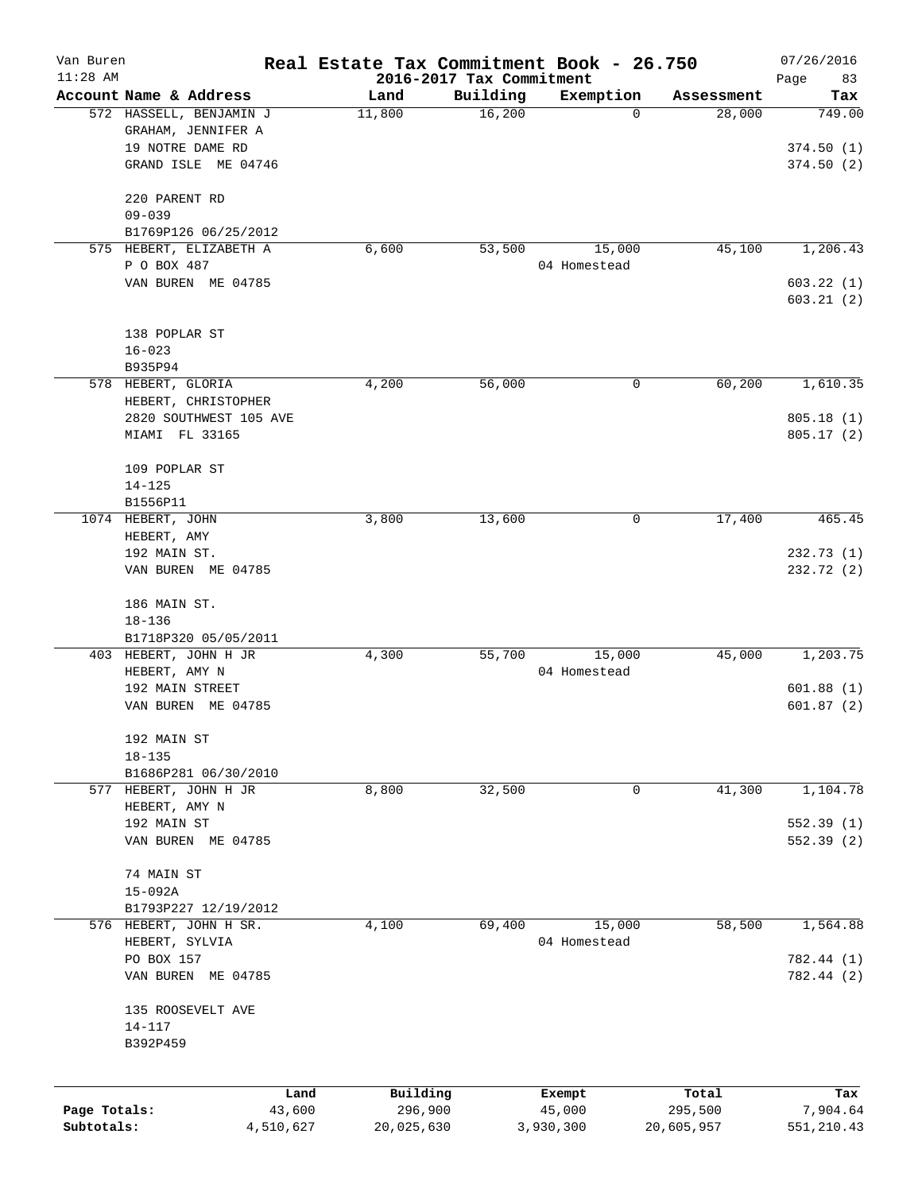# Van Buren — Real Estate Tax Commitment Book - 26.750

11:28 AM — 2016-2017 Tax Commitment — 07/26/2016

| Account Name & Address | Land | Building | Exemption | Assessment | Tax |
|---|---|---|---|---|---|
| 572 HASSELL, BENJAMIN J<br>GRAHAM, JENNIFER A<br>19 NOTRE DAME RD<br>GRAND ISLE ME 04746<br><br>220 PARENT RD<br>09-039<br>B1769P126 06/25/2012 | 11,800 | 16,200 | 0 | 28,000 | 749.00<br><br>374.50 (1)<br>374.50 (2) |
| 575 HEBERT, ELIZABETH A<br>P O BOX 487<br>VAN BUREN ME 04785<br><br>138 POPLAR ST<br>16-023<br>B935P94 | 6,600 | 53,500 | 15,000<br>04 Homestead | 45,100 | 1,206.43<br><br>603.22 (1)<br>603.21 (2) |
| 578 HEBERT, GLORIA<br>HEBERT, CHRISTOPHER<br>2820 SOUTHWEST 105 AVE<br>MIAMI FL 33165<br><br>109 POPLAR ST<br>14-125<br>B1556P11 | 4,200 | 56,000 | 0 | 60,200 | 1,610.35<br><br>805.18 (1)<br>805.17 (2) |
| 1074 HEBERT, JOHN<br>HEBERT, AMY<br>192 MAIN ST.<br>VAN BUREN ME 04785<br><br>186 MAIN ST.<br>18-136<br>B1718P320 05/05/2011 | 3,800 | 13,600 | 0 | 17,400 | 465.45<br><br>232.73 (1)<br>232.72 (2) |
| 403 HEBERT, JOHN H JR<br>HEBERT, AMY N<br>192 MAIN STREET<br>VAN BUREN ME 04785<br><br>192 MAIN ST<br>18-135<br>B1686P281 06/30/2010 | 4,300 | 55,700 | 15,000<br>04 Homestead | 45,000 | 1,203.75<br><br>601.88 (1)<br>601.87 (2) |
| 577 HEBERT, JOHN H JR<br>HEBERT, AMY N<br>192 MAIN ST<br>VAN BUREN ME 04785<br><br>74 MAIN ST<br>15-092A<br>B1793P227 12/19/2012 | 8,800 | 32,500 | 0 | 41,300 | 1,104.78<br><br>552.39 (1)<br>552.39 (2) |
| 576 HEBERT, JOHN H SR.<br>HEBERT, SYLVIA<br>PO BOX 157<br>VAN BUREN ME 04785<br><br>135 ROOSEVELT AVE<br>14-117<br>B392P459 | 4,100 | 69,400 | 15,000<br>04 Homestead | 58,500 | 1,564.88<br><br>782.44 (1)<br>782.44 (2) |

| | Land | Building | Exempt | Total | Tax |
|---|---|---|---|---|---|
| Page Totals: | 43,600 | 296,900 | 45,000 | 295,500 | 7,904.64 |
| Subtotals: | 4,510,627 | 20,025,630 | 3,930,300 | 20,605,957 | 551,210.43 |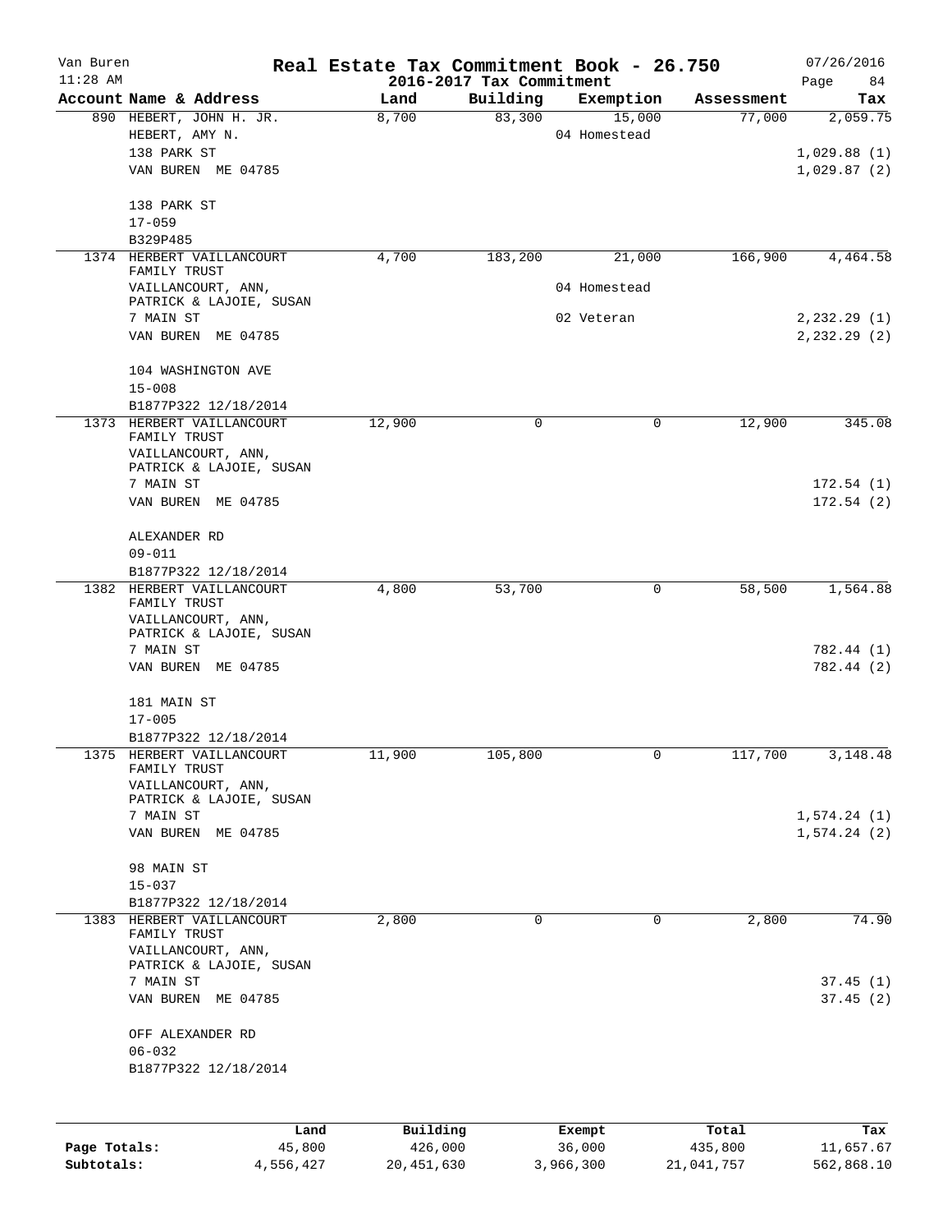Van Buren — Real Estate Tax Commitment Book - 26.750 — 07/26/2016
11:28 AM — 2016-2017 Tax Commitment — Page 84

| Account Name & Address | Land | Building | Exemption | Assessment | Tax |
|---|---|---|---|---|---|
| 890 HEBERT, JOHN H. JR.<br>HEBERT, AMY N.<br>138 PARK ST<br>VAN BUREN ME 04785<br><br>138 PARK ST<br>17-059<br>B329P485 | 8,700 | 83,300 | 15,000<br>04 Homestead | 77,000 | 2,059.75<br><br>1,029.88 (1)<br>1,029.87 (2) |
| 1374 HERBERT VAILLANCOURT FAMILY TRUST<br>VAILLANCOURT, ANN, PATRICK & LAJOIE, SUSAN<br>7 MAIN ST<br>VAN BUREN ME 04785<br><br>104 WASHINGTON AVE<br>15-008<br>B1877P322 12/18/2014 | 4,700 | 183,200 | 21,000<br>04 Homestead<br>02 Veteran | 166,900 | 4,464.58<br><br>2,232.29 (1)<br>2,232.29 (2) |
| 1373 HERBERT VAILLANCOURT FAMILY TRUST<br>VAILLANCOURT, ANN, PATRICK & LAJOIE, SUSAN<br>7 MAIN ST<br>VAN BUREN ME 04785<br><br>ALEXANDER RD<br>09-011<br>B1877P322 12/18/2014 | 12,900 | 0 | 0 | 12,900 | 345.08<br><br>172.54 (1)<br>172.54 (2) |
| 1382 HERBERT VAILLANCOURT FAMILY TRUST<br>VAILLANCOURT, ANN, PATRICK & LAJOIE, SUSAN<br>7 MAIN ST<br>VAN BUREN ME 04785<br><br>181 MAIN ST<br>17-005<br>B1877P322 12/18/2014 | 4,800 | 53,700 | 0 | 58,500 | 1,564.88<br><br>782.44 (1)<br>782.44 (2) |
| 1375 HERBERT VAILLANCOURT FAMILY TRUST<br>VAILLANCOURT, ANN, PATRICK & LAJOIE, SUSAN<br>7 MAIN ST<br>VAN BUREN ME 04785<br><br>98 MAIN ST<br>15-037<br>B1877P322 12/18/2014 | 11,900 | 105,800 | 0 | 117,700 | 3,148.48<br><br>1,574.24 (1)<br>1,574.24 (2) |
| 1383 HERBERT VAILLANCOURT FAMILY TRUST<br>VAILLANCOURT, ANN, PATRICK & LAJOIE, SUSAN<br>7 MAIN ST<br>VAN BUREN ME 04785<br><br>OFF ALEXANDER RD<br>06-032<br>B1877P322 12/18/2014 | 2,800 | 0 | 0 | 2,800 | 74.90<br><br>37.45 (1)<br>37.45 (2) |

| | Land | Building | Exempt | Total | Tax |
|---|---|---|---|---|---|
| Page Totals: | 45,800 | 426,000 | 36,000 | 435,800 | 11,657.67 |
| Subtotals: | 4,556,427 | 20,451,630 | 3,966,300 | 21,041,757 | 562,868.10 |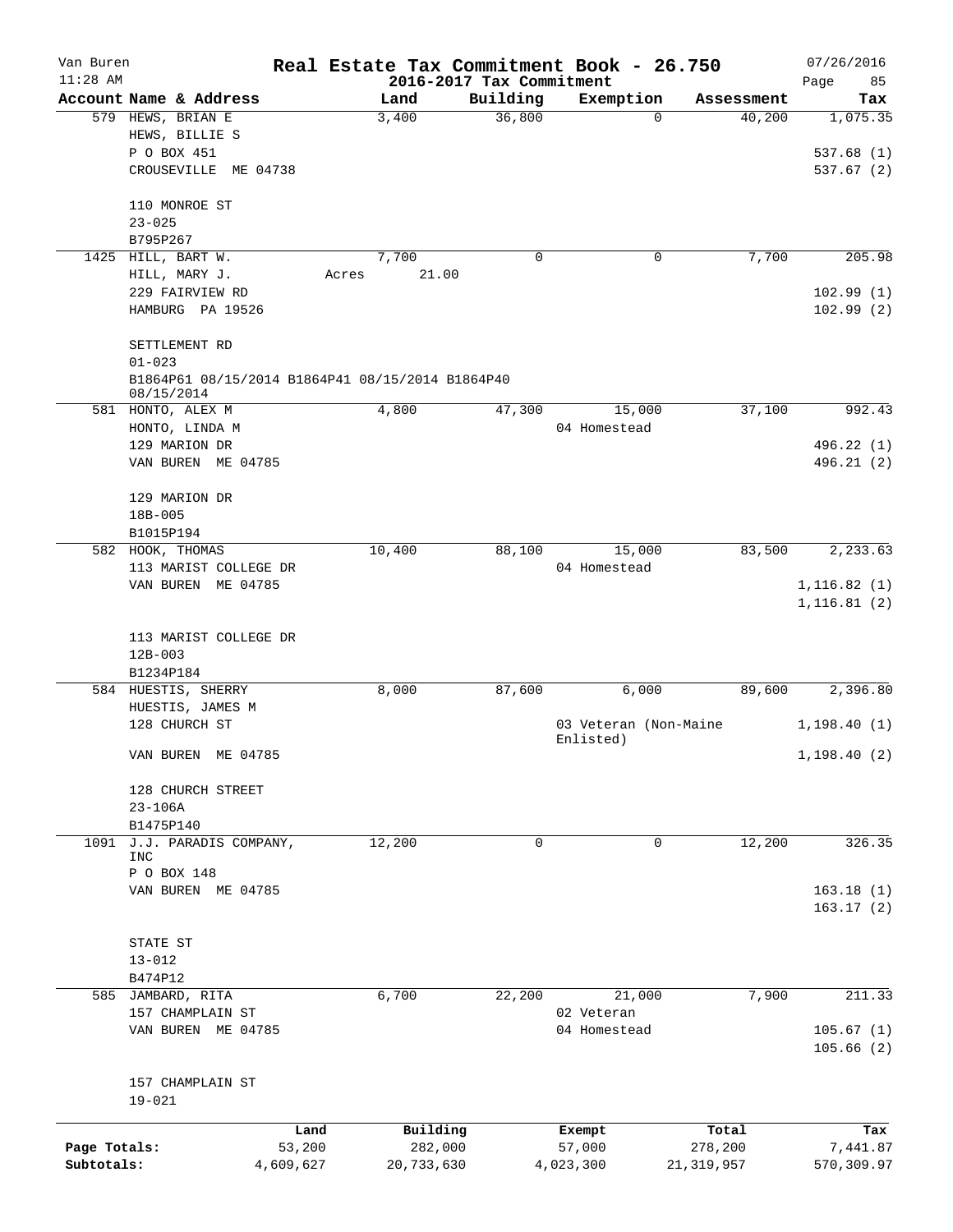Van Buren
11:28 AM

# Real Estate Tax Commitment Book - 26.750

## 2016-2017 Tax Commitment

07/26/2016
Page 85

| Account | Name & Address | Land | Building | Exemption | Assessment | Tax |
|---|---|---|---|---|---|---|
| 579 | HEWS, BRIAN E<br>HEWS, BILLIE S<br>P O BOX 451<br>CROUSEVILLE ME 04738<br><br>110 MONROE ST<br>23-025<br>B795P267 | 3,400 | 36,800 | 0 | 40,200 | 1,075.35<br><br>537.68 (1)<br>537.67 (2) |
| 1425 | HILL, BART W.<br>HILL, MARY J.<br>229 FAIRVIEW RD<br>HAMBURG PA 19526<br><br>SETTLEMENT RD<br>01-023<br>B1864P61 08/15/2014 B1864P41 08/15/2014 B1864P40 08/15/2014 | 7,700<br>Acres 21.00 | 0 | 0 | 7,700 | 205.98<br><br>102.99 (1)<br>102.99 (2) |
| 581 | HONTO, ALEX M<br>HONTO, LINDA M<br>129 MARION DR<br>VAN BUREN ME 04785<br><br>129 MARION DR<br>18B-005<br>B1015P194 | 4,800 | 47,300 | 15,000<br>04 Homestead | 37,100 | 992.43<br><br>496.22 (1)<br>496.21 (2) |
| 582 | HOOK, THOMAS<br>113 MARIST COLLEGE DR<br>VAN BUREN ME 04785<br><br>113 MARIST COLLEGE DR<br>12B-003<br>B1234P184 | 10,400 | 88,100 | 15,000<br>04 Homestead | 83,500 | 2,233.63<br><br>1,116.82 (1)<br>1,116.81 (2) |
| 584 | HUESTIS, SHERRY<br>HUESTIS, JAMES M<br>128 CHURCH ST<br>VAN BUREN ME 04785<br><br>128 CHURCH STREET<br>23-106A<br>B1475P140 | 8,000 | 87,600 | 6,000<br>03 Veteran (Non-Maine Enlisted) | 89,600 | 2,396.80<br><br>1,198.40 (1)<br>1,198.40 (2) |
| 1091 | J.J. PARADIS COMPANY, INC<br>P O BOX 148<br>VAN BUREN ME 04785<br><br>STATE ST<br>13-012<br>B474P12 | 12,200 | 0 | 0 | 12,200 | 326.35<br><br>163.18 (1)<br>163.17 (2) |
| 585 | JAMBARD, RITA<br>157 CHAMPLAIN ST<br>VAN BUREN ME 04785<br><br>157 CHAMPLAIN ST<br>19-021 | 6,700 | 22,200 | 21,000<br>02 Veteran<br>04 Homestead | 7,900 | 211.33<br><br>105.67 (1)<br>105.66 (2) |

| | Land | Building | Exempt | Total | Tax |
|---|---|---|---|---|---|
| Page Totals: | 53,200 | 282,000 | 57,000 | 278,200 | 7,441.87 |
| Subtotals: | 4,609,627 | 20,733,630 | 4,023,300 | 21,319,957 | 570,309.97 |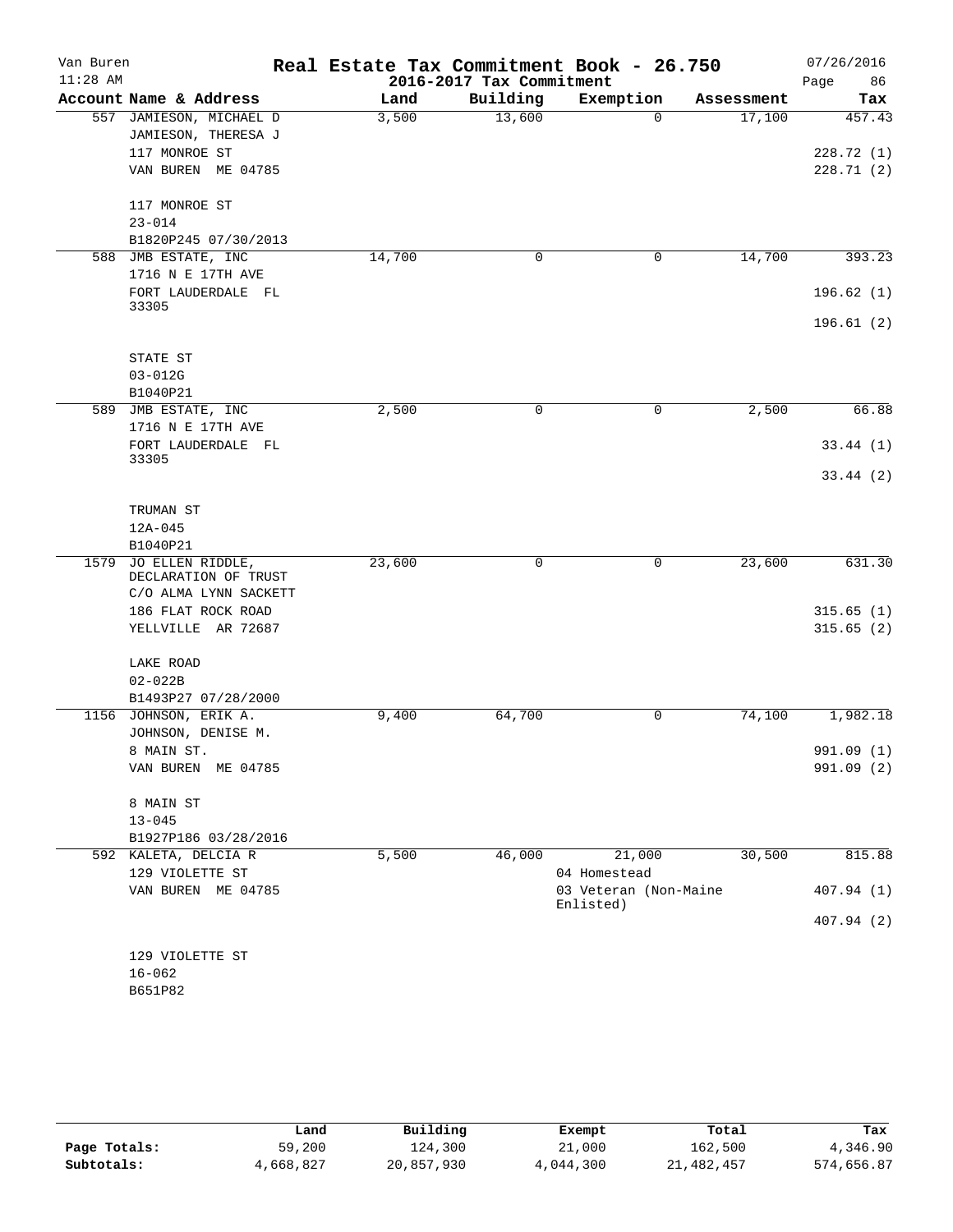# Real Estate Tax Commitment Book - 26.750

## 2016-2017 Tax Commitment

Van Buren, 11:28 AM — 07/26/2016

| Account Name & Address | Land | Building | Exemption | Assessment | Tax |
|---|---|---|---|---|---|
| 557 JAMIESON, MICHAEL D<br>JAMIESON, THERESA J<br>117 MONROE ST<br>VAN BUREN ME 04785<br><br>117 MONROE ST<br>23-014<br>B1820P245 07/30/2013 | 3,500 | 13,600 | 0 | 17,100 | 457.43<br><br>228.72 (1)<br>228.71 (2) |
| 588 JMB ESTATE, INC<br>1716 N E 17TH AVE<br>FORT LAUDERDALE FL 33305<br><br>STATE ST<br>03-012G<br>B1040P21 | 14,700 | 0 | 0 | 14,700 | 393.23<br><br>196.62 (1)<br>196.61 (2) |
| 589 JMB ESTATE, INC<br>1716 N E 17TH AVE<br>FORT LAUDERDALE FL 33305<br><br>TRUMAN ST<br>12A-045<br>B1040P21 | 2,500 | 0 | 0 | 2,500 | 66.88<br><br>33.44 (1)<br>33.44 (2) |
| 1579 JO ELLEN RIDDLE, DECLARATION OF TRUST<br>C/O ALMA LYNN SACKETT<br>186 FLAT ROCK ROAD<br>YELLVILLE AR 72687<br><br>LAKE ROAD<br>02-022B<br>B1493P27 07/28/2000 | 23,600 | 0 | 0 | 23,600 | 631.30<br><br>315.65 (1)<br>315.65 (2) |
| 1156 JOHNSON, ERIK A.<br>JOHNSON, DENISE M.<br>8 MAIN ST.<br>VAN BUREN ME 04785<br><br>8 MAIN ST<br>13-045<br>B1927P186 03/28/2016 | 9,400 | 64,700 | 0 | 74,100 | 1,982.18<br><br>991.09 (1)<br>991.09 (2) |
| 592 KALETA, DELCIA R<br>129 VIOLETTE ST<br>VAN BUREN ME 04785<br><br>129 VIOLETTE ST<br>16-062<br>B651P82 | 5,500 | 46,000 | 21,000<br>04 Homestead<br>03 Veteran (Non-Maine Enlisted) | 30,500 | 815.88<br><br>407.94 (1)<br>407.94 (2) |

| | Land | Building | Exempt | Total | Tax |
|---|---|---|---|---|---|
| Page Totals: | 59,200 | 124,300 | 21,000 | 162,500 | 4,346.90 |
| Subtotals: | 4,668,827 | 20,857,930 | 4,044,300 | 21,482,457 | 574,656.87 |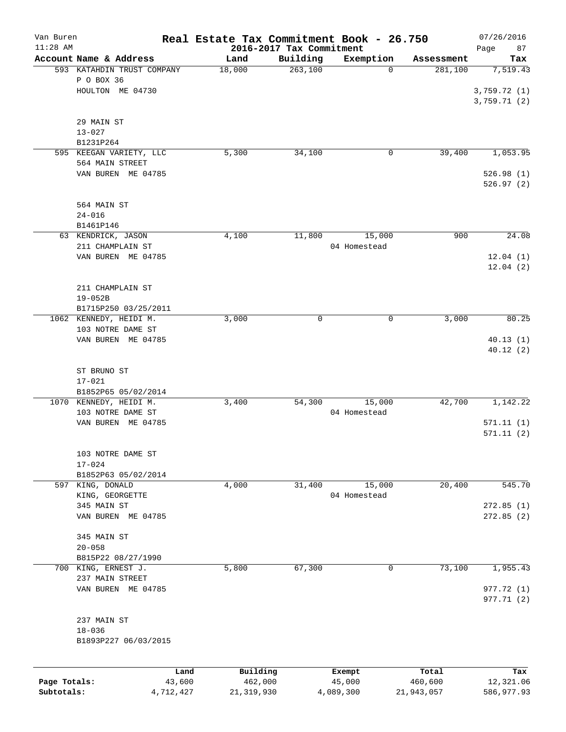Van Buren
11:28 AM

# Real Estate Tax Commitment Book - 26.750

## 2016-2017 Tax Commitment

07/26/2016

| Account Name & Address | Land | Building | Exemption | Assessment | Tax |
|---|---|---|---|---|---|
| 593 KATAHDIN TRUST COMPANY<br>P O BOX 36<br>HOULTON ME 04730<br><br>29 MAIN ST<br>13-027<br>B1231P264 | 18,000 | 263,100 | 0 | 281,100 | 7,519.43<br><br>3,759.72 (1)<br>3,759.71 (2) |
| 595 KEEGAN VARIETY, LLC<br>564 MAIN STREET<br>VAN BUREN ME 04785<br><br>564 MAIN ST<br>24-016<br>B1461P146 | 5,300 | 34,100 | 0 | 39,400 | 1,053.95<br><br>526.98 (1)<br>526.97 (2) |
| 63 KENDRICK, JASON<br>211 CHAMPLAIN ST<br>VAN BUREN ME 04785<br><br>211 CHAMPLAIN ST<br>19-052B<br>B1715P250 03/25/2011 | 4,100 | 11,800 | 15,000<br>04 Homestead | 900 | 24.08<br><br>12.04 (1)<br>12.04 (2) |
| 1062 KENNEDY, HEIDI M.<br>103 NOTRE DAME ST<br>VAN BUREN ME 04785<br><br>ST BRUNO ST<br>17-021<br>B1852P65 05/02/2014 | 3,000 | 0 | 0 | 3,000 | 80.25<br><br>40.13 (1)<br>40.12 (2) |
| 1070 KENNEDY, HEIDI M.<br>103 NOTRE DAME ST<br>VAN BUREN ME 04785<br><br>103 NOTRE DAME ST<br>17-024<br>B1852P63 05/02/2014 | 3,400 | 54,300 | 15,000<br>04 Homestead | 42,700 | 1,142.22<br><br>571.11 (1)<br>571.11 (2) |
| 597 KING, DONALD<br>KING, GEORGETTE<br>345 MAIN ST<br>VAN BUREN ME 04785<br><br>345 MAIN ST<br>20-058<br>B815P22 08/27/1990 | 4,000 | 31,400 | 15,000<br>04 Homestead | 20,400 | 545.70<br><br>272.85 (1)<br>272.85 (2) |
| 700 KING, ERNEST J.<br>237 MAIN STREET<br>VAN BUREN ME 04785<br><br>237 MAIN ST<br>18-036<br>B1893P227 06/03/2015 | 5,800 | 67,300 | 0 | 73,100 | 1,955.43<br><br>977.72 (1)<br>977.71 (2) |

| | Land | Building | Exempt | Total | Tax |
|---|---|---|---|---|---|
| Page Totals: | 43,600 | 462,000 | 45,000 | 460,600 | 12,321.06 |
| Subtotals: | 4,712,427 | 21,319,930 | 4,089,300 | 21,943,057 | 586,977.93 |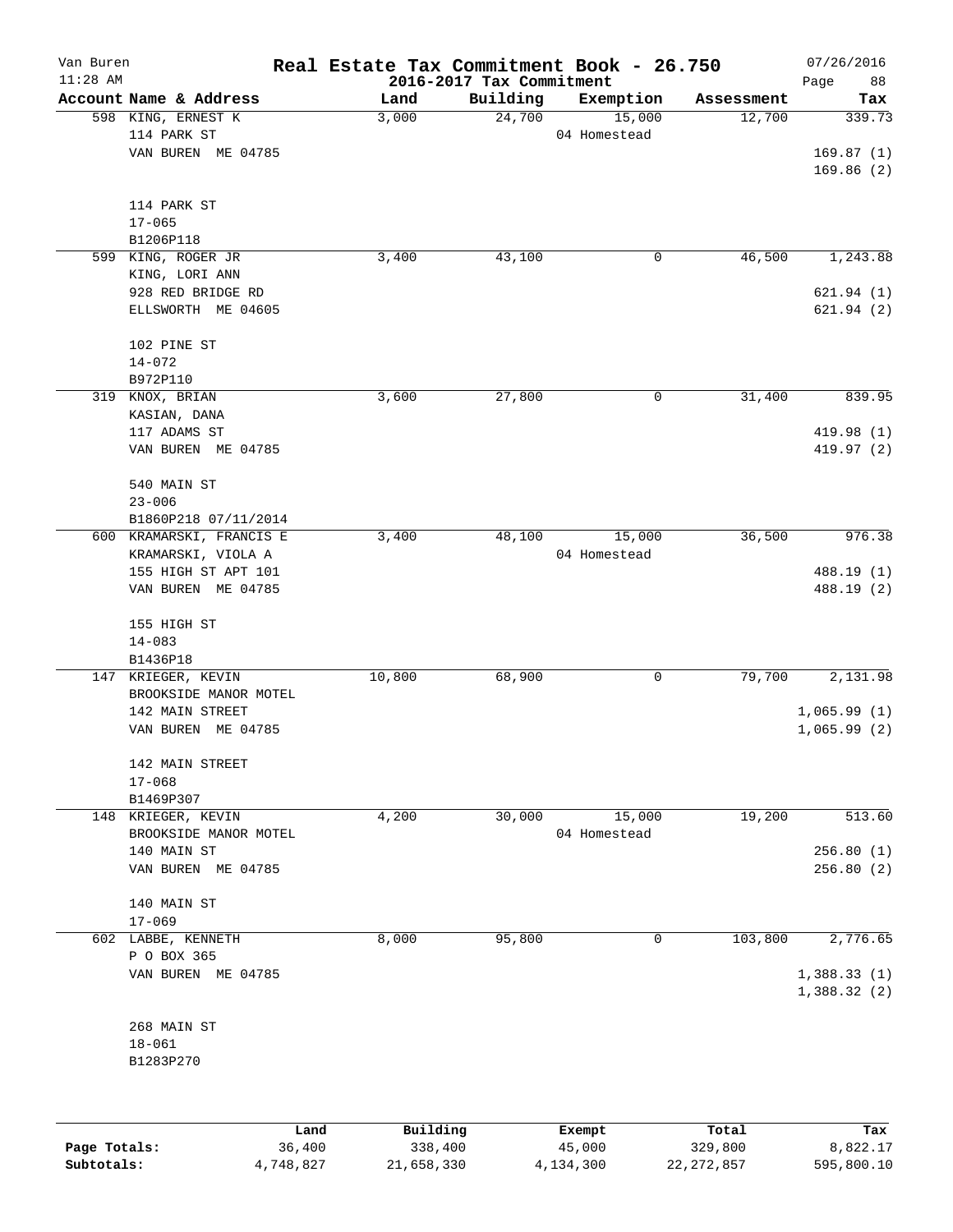Van Buren 11:28 AM

# Real Estate Tax Commitment Book - 26.750

## 2016-2017 Tax Commitment

07/26/2016

| Account Name & Address | Land | Building | Exemption | Assessment | Tax |
|---|---|---|---|---|---|
| 598 KING, ERNEST K<br>114 PARK ST<br>VAN BUREN ME 04785<br><br>114 PARK ST<br>17-065<br>B1206P118 | 3,000 | 24,700 | 15,000<br>04 Homestead | 12,700 | 339.73<br><br>169.87 (1)<br>169.86 (2) |
| 599 KING, ROGER JR<br>KING, LORI ANN<br>928 RED BRIDGE RD<br>ELLSWORTH ME 04605<br><br>102 PINE ST<br>14-072<br>B972P110 | 3,400 | 43,100 | 0 | 46,500 | 1,243.88<br><br>621.94 (1)<br>621.94 (2) |
| 319 KNOX, BRIAN<br>KASIAN, DANA<br>117 ADAMS ST<br>VAN BUREN ME 04785<br><br>540 MAIN ST<br>23-006<br>B1860P218 07/11/2014 | 3,600 | 27,800 | 0 | 31,400 | 839.95<br><br>419.98 (1)<br>419.97 (2) |
| 600 KRAMARSKI, FRANCIS E<br>KRAMARSKI, VIOLA A<br>155 HIGH ST APT 101<br>VAN BUREN ME 04785<br><br>155 HIGH ST<br>14-083<br>B1436P18 | 3,400 | 48,100 | 15,000<br>04 Homestead | 36,500 | 976.38<br><br>488.19 (1)<br>488.19 (2) |
| 147 KRIEGER, KEVIN<br>BROOKSIDE MANOR MOTEL<br>142 MAIN STREET<br>VAN BUREN ME 04785<br><br>142 MAIN STREET<br>17-068<br>B1469P307 | 10,800 | 68,900 | 0 | 79,700 | 2,131.98<br><br>1,065.99 (1)<br>1,065.99 (2) |
| 148 KRIEGER, KEVIN<br>BROOKSIDE MANOR MOTEL<br>140 MAIN ST<br>VAN BUREN ME 04785<br><br>140 MAIN ST<br>17-069 | 4,200 | 30,000 | 15,000<br>04 Homestead | 19,200 | 513.60<br><br>256.80 (1)<br>256.80 (2) |
| 602 LABBE, KENNETH<br>P O BOX 365<br>VAN BUREN ME 04785<br><br>268 MAIN ST<br>18-061<br>B1283P270 | 8,000 | 95,800 | 0 | 103,800 | 2,776.65<br><br>1,388.33 (1)<br>1,388.32 (2) |

| | Land | Building | Exempt | Total | Tax |
|---|---|---|---|---|---|
| Page Totals: | 36,400 | 338,400 | 45,000 | 329,800 | 8,822.17 |
| Subtotals: | 4,748,827 | 21,658,330 | 4,134,300 | 22,272,857 | 595,800.10 |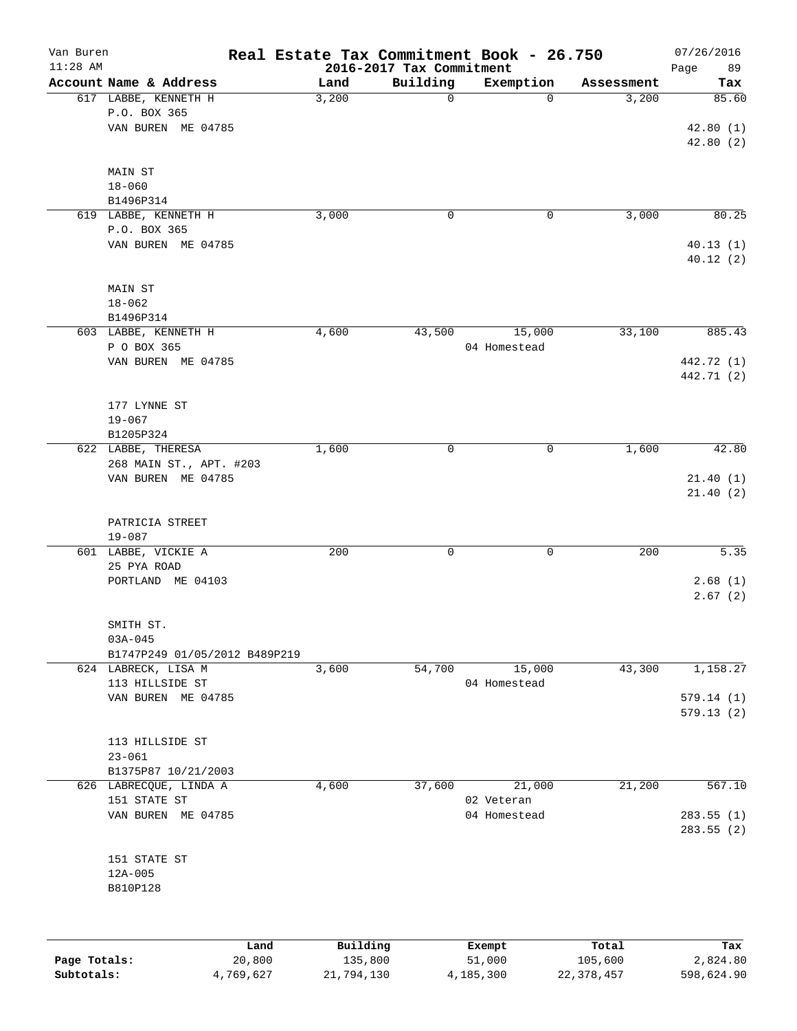Van Buren
11:28 AM

# Real Estate Tax Commitment Book - 26.750
## 2016-2017 Tax Commitment

07/26/2016

| Account Name & Address | Land | Building | Exemption | Assessment | Tax |
|---|---|---|---|---|---|
| 617 LABBE, KENNETH H<br>P.O. BOX 365<br>VAN BUREN ME 04785<br><br>MAIN ST<br>18-060<br>B1496P314 | 3,200 | 0 | 0 | 3,200 | 85.60<br><br>42.80 (1)<br>42.80 (2) |
| 619 LABBE, KENNETH H<br>P.O. BOX 365<br>VAN BUREN ME 04785<br><br>MAIN ST<br>18-062<br>B1496P314 | 3,000 | 0 | 0 | 3,000 | 80.25<br><br>40.13 (1)<br>40.12 (2) |
| 603 LABBE, KENNETH H<br>P O BOX 365<br>VAN BUREN ME 04785<br><br>177 LYNNE ST<br>19-067<br>B1205P324 | 4,600 | 43,500 | 15,000<br>04 Homestead | 33,100 | 885.43<br><br>442.72 (1)<br>442.71 (2) |
| 622 LABBE, THERESA<br>268 MAIN ST., APT. #203<br>VAN BUREN ME 04785<br><br>PATRICIA STREET<br>19-087 | 1,600 | 0 | 0 | 1,600 | 42.80<br><br>21.40 (1)<br>21.40 (2) |
| 601 LABBE, VICKIE A<br>25 PYA ROAD<br>PORTLAND ME 04103<br><br>SMITH ST.<br>03A-045<br>B1747P249 01/05/2012 B489P219 | 200 | 0 | 0 | 200 | 5.35<br><br>2.68 (1)<br>2.67 (2) |
| 624 LABRECK, LISA M<br>113 HILLSIDE ST<br>VAN BUREN ME 04785<br><br>113 HILLSIDE ST<br>23-061<br>B1375P87 10/21/2003 | 3,600 | 54,700 | 15,000<br>04 Homestead | 43,300 | 1,158.27<br><br>579.14 (1)<br>579.13 (2) |
| 626 LABRECQUE, LINDA A<br>151 STATE ST<br>VAN BUREN ME 04785<br><br>151 STATE ST<br>12A-005<br>B810P128 | 4,600 | 37,600 | 21,000<br>02 Veteran<br>04 Homestead | 21,200 | 567.10<br><br>283.55 (1)<br>283.55 (2) |

| | Land | Building | Exempt | Total | Tax |
|---|---|---|---|---|---|
| Page Totals: | 20,800 | 135,800 | 51,000 | 105,600 | 2,824.80 |
| Subtotals: | 4,769,627 | 21,794,130 | 4,185,300 | 22,378,457 | 598,624.90 |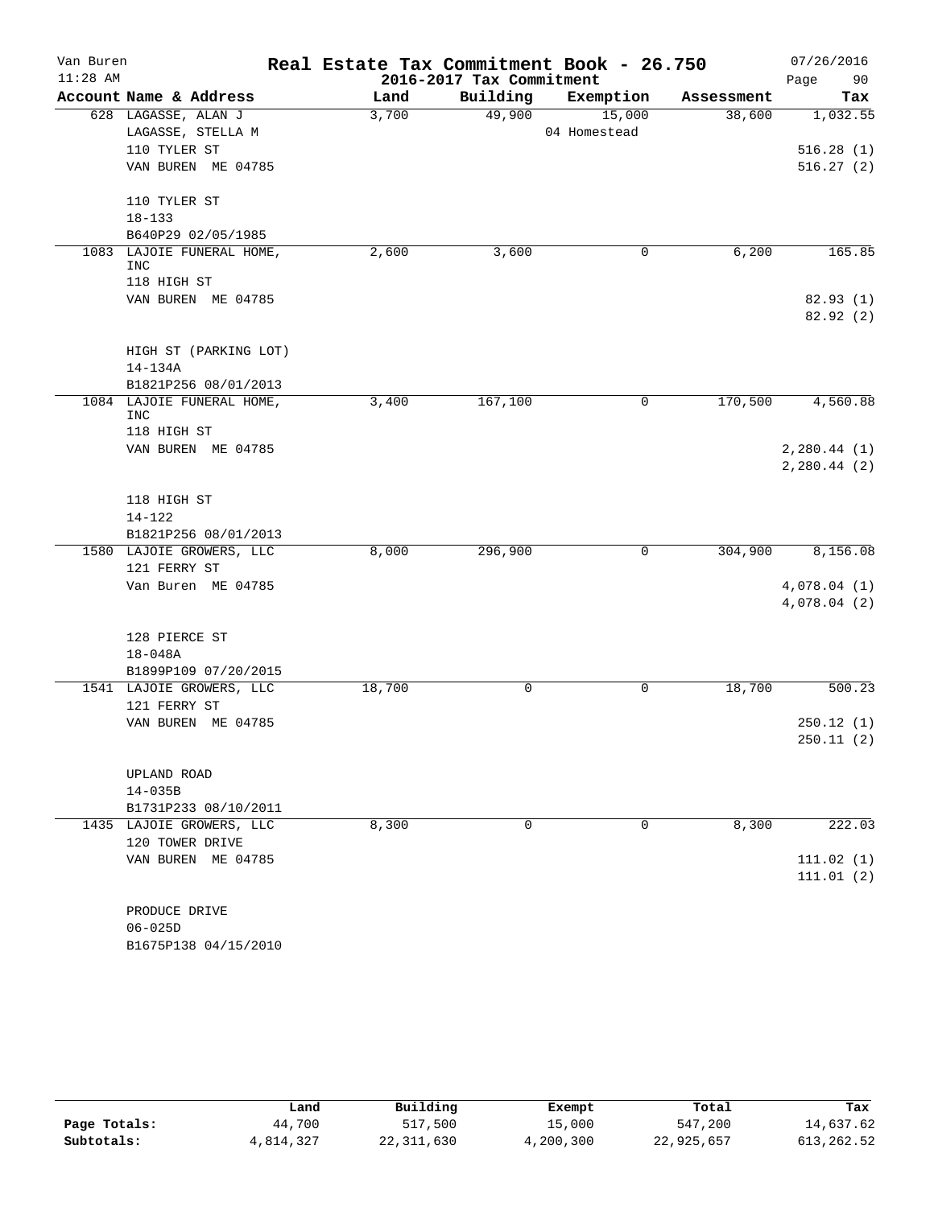# Real Estate Tax Commitment Book - 26.750

## 2016-2017 Tax Commitment

Van Buren 11:28 AM — 07/26/2016

| Account Name & Address | Land | Building | Exemption | Assessment | Tax |
|---|---|---|---|---|---|
| 628 LAGASSE, ALAN J<br>LAGASSE, STELLA M<br>110 TYLER ST<br>VAN BUREN ME 04785<br><br>110 TYLER ST<br>18-133<br>B640P29 02/05/1985 | 3,700 | 49,900 | 15,000<br>04 Homestead | 38,600 | 1,032.55<br><br>516.28 (1)<br>516.27 (2) |
| 1083 LAJOIE FUNERAL HOME, INC<br>118 HIGH ST<br>VAN BUREN ME 04785<br><br>HIGH ST (PARKING LOT)<br>14-134A<br>B1821P256 08/01/2013 | 2,600 | 3,600 | 0 | 6,200 | 165.85<br><br>82.93 (1)<br>82.92 (2) |
| 1084 LAJOIE FUNERAL HOME, INC<br>118 HIGH ST<br>VAN BUREN ME 04785<br><br>118 HIGH ST<br>14-122<br>B1821P256 08/01/2013 | 3,400 | 167,100 | 0 | 170,500 | 4,560.88<br><br>2,280.44 (1)<br>2,280.44 (2) |
| 1580 LAJOIE GROWERS, LLC<br>121 FERRY ST<br>Van Buren ME 04785<br><br>128 PIERCE ST<br>18-048A<br>B1899P109 07/20/2015 | 8,000 | 296,900 | 0 | 304,900 | 8,156.08<br><br>4,078.04 (1)<br>4,078.04 (2) |
| 1541 LAJOIE GROWERS, LLC<br>121 FERRY ST<br>VAN BUREN ME 04785<br><br>UPLAND ROAD<br>14-035B<br>B1731P233 08/10/2011 | 18,700 | 0 | 0 | 18,700 | 500.23<br><br>250.12 (1)<br>250.11 (2) |
| 1435 LAJOIE GROWERS, LLC<br>120 TOWER DRIVE<br>VAN BUREN ME 04785<br><br>PRODUCE DRIVE<br>06-025D<br>B1675P138 04/15/2010 | 8,300 | 0 | 0 | 8,300 | 222.03<br><br>111.02 (1)<br>111.01 (2) |

| | Land | Building | Exempt | Total | Tax |
|---|---|---|---|---|---|
| Page Totals: | 44,700 | 517,500 | 15,000 | 547,200 | 14,637.62 |
| Subtotals: | 4,814,327 | 22,311,630 | 4,200,300 | 22,925,657 | 613,262.52 |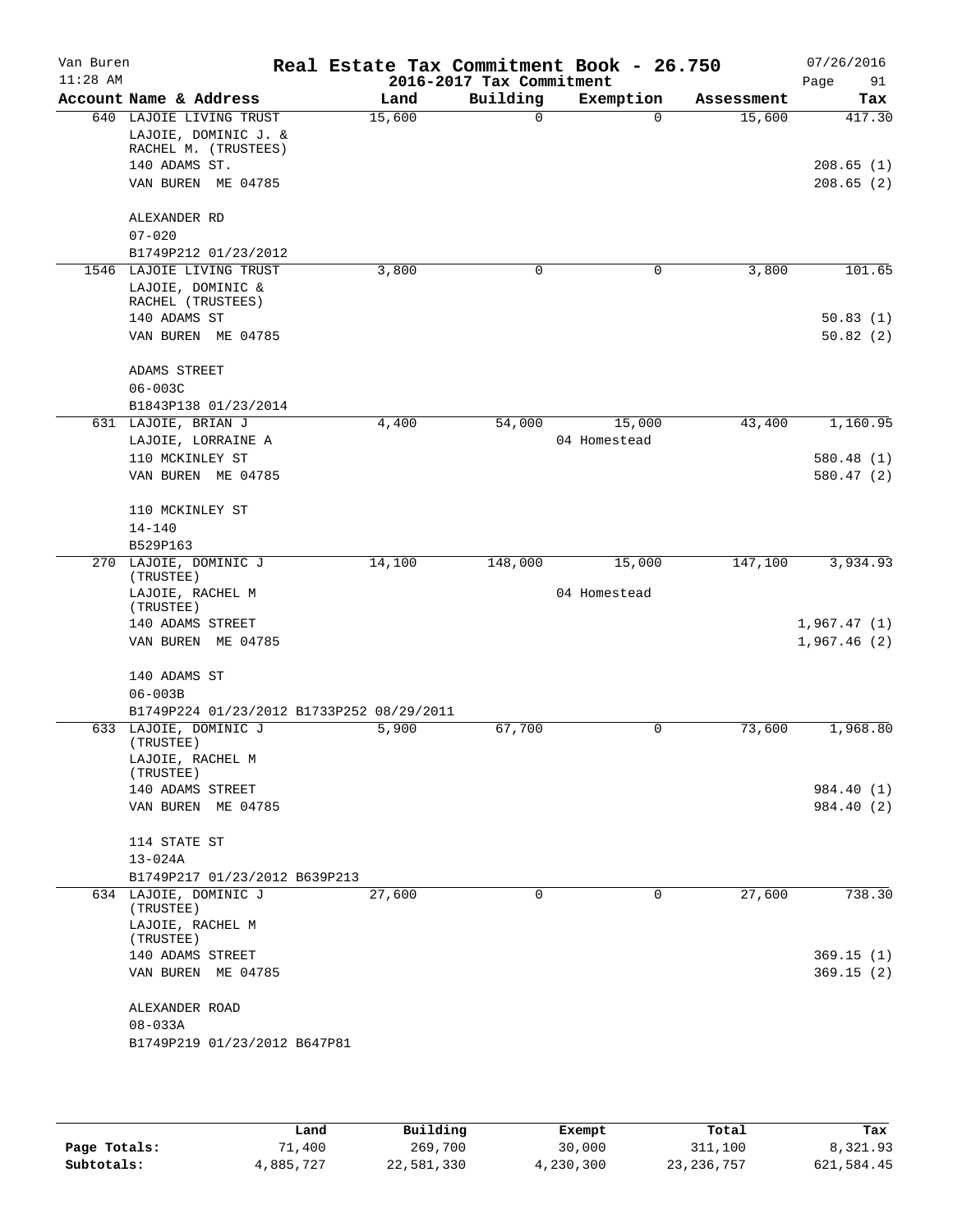# Real Estate Tax Commitment Book - 26.750

Van Buren 11:28 AM — 2016-2017 Tax Commitment — 07/26/2016 Page 91

| Account Name & Address | Land | Building | Exemption | Assessment | Tax |
|---|---|---|---|---|---|
| 640 LAJOIE LIVING TRUST<br>LAJOIE, DOMINIC J. & RACHEL M. (TRUSTEES)<br>140 ADAMS ST.<br>VAN BUREN ME 04785<br><br>ALEXANDER RD<br>07-020<br>B1749P212 01/23/2012 | 15,600 | 0 | 0 | 15,600 | 417.30<br><br>208.65 (1)<br>208.65 (2) |
| 1546 LAJOIE LIVING TRUST<br>LAJOIE, DOMINIC & RACHEL (TRUSTEES)<br>140 ADAMS ST<br>VAN BUREN ME 04785<br><br>ADAMS STREET<br>06-003C<br>B1843P138 01/23/2014 | 3,800 | 0 | 0 | 3,800 | 101.65<br><br>50.83 (1)<br>50.82 (2) |
| 631 LAJOIE, BRIAN J<br>LAJOIE, LORRAINE A<br>110 MCKINLEY ST<br>VAN BUREN ME 04785<br><br>110 MCKINLEY ST<br>14-140<br>B529P163 | 4,400 | 54,000 | 15,000<br>04 Homestead | 43,400 | 1,160.95<br><br>580.48 (1)<br>580.47 (2) |
| 270 LAJOIE, DOMINIC J (TRUSTEE)<br>LAJOIE, RACHEL M (TRUSTEE)<br>140 ADAMS STREET<br>VAN BUREN ME 04785<br><br>140 ADAMS ST<br>06-003B<br>B1749P224 01/23/2012 B1733P252 08/29/2011 | 14,100 | 148,000 | 15,000<br>04 Homestead | 147,100 | 3,934.93<br><br>1,967.47 (1)<br>1,967.46 (2) |
| 633 LAJOIE, DOMINIC J (TRUSTEE)<br>LAJOIE, RACHEL M (TRUSTEE)<br>140 ADAMS STREET<br>VAN BUREN ME 04785<br><br>114 STATE ST<br>13-024A<br>B1749P217 01/23/2012 B639P213 | 5,900 | 67,700 | 0 | 73,600 | 1,968.80<br><br>984.40 (1)<br>984.40 (2) |
| 634 LAJOIE, DOMINIC J (TRUSTEE)<br>LAJOIE, RACHEL M (TRUSTEE)<br>140 ADAMS STREET<br>VAN BUREN ME 04785<br><br>ALEXANDER ROAD<br>08-033A<br>B1749P219 01/23/2012 B647P81 | 27,600 | 0 | 0 | 27,600 | 738.30<br><br>369.15 (1)<br>369.15 (2) |

| | Land | Building | Exempt | Total | Tax |
|---|---|---|---|---|---|
| Page Totals: | 71,400 | 269,700 | 30,000 | 311,100 | 8,321.93 |
| Subtotals: | 4,885,727 | 22,581,330 | 4,230,300 | 23,236,757 | 621,584.45 |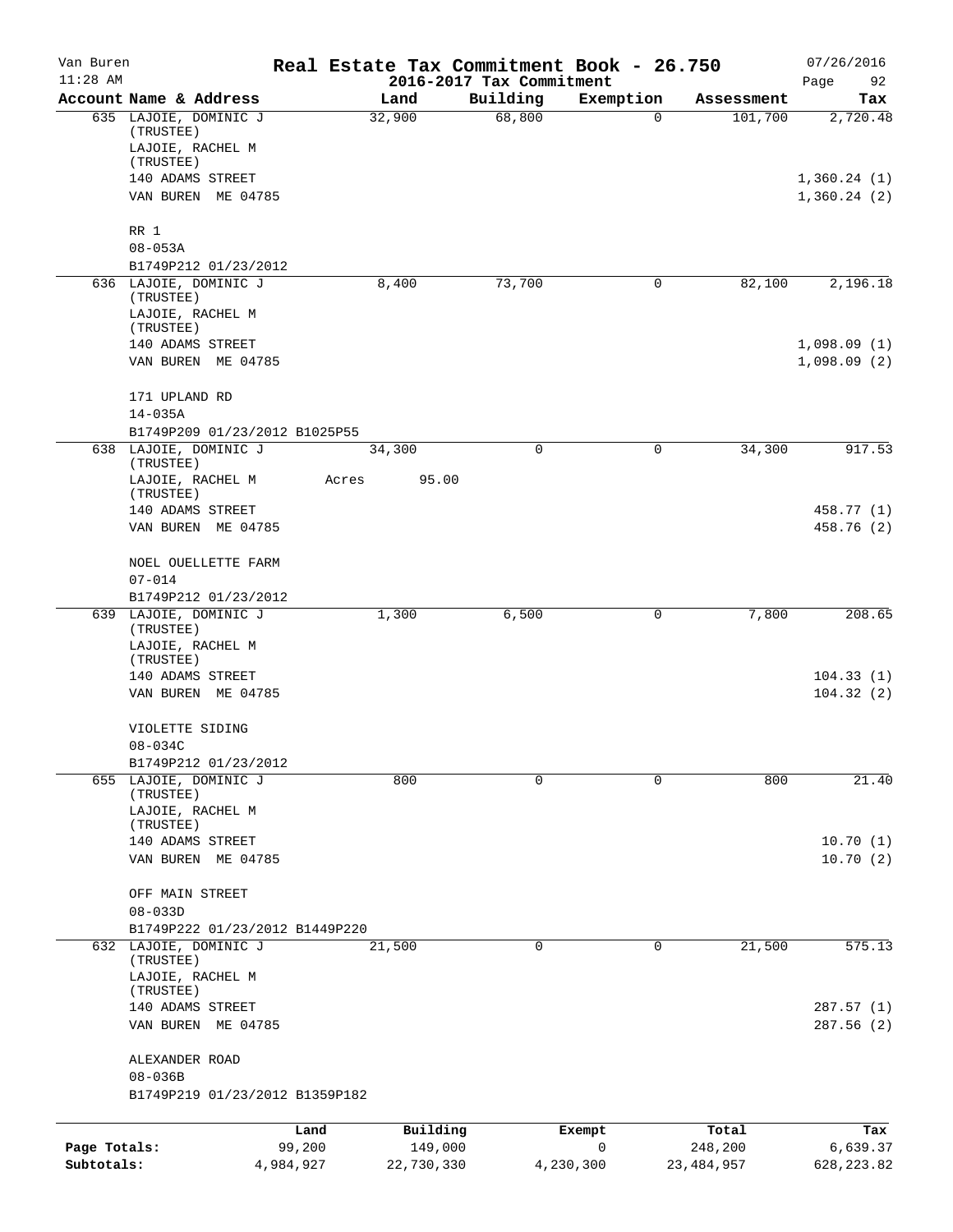Van Buren

11:28 AM

# Real Estate Tax Commitment Book - 26.750

## 2016-2017 Tax Commitment

07/26/2016

| Account Name & Address | Land | Building | Exemption | Assessment | Tax |
|---|---|---|---|---|---|
| 635 LAJOIE, DOMINIC J (TRUSTEE) | 32,900 | 68,800 | 0 | 101,700 | 2,720.48 |
| LAJOIE, RACHEL M (TRUSTEE) | | | | | |
| 140 ADAMS STREET | | | | | 1,360.24 (1) |
| VAN BUREN ME 04785 | | | | | 1,360.24 (2) |
| RR 1 | | | | | |
| 08-053A | | | | | |
| B1749P212 01/23/2012 | | | | | |
| 636 LAJOIE, DOMINIC J (TRUSTEE) | 8,400 | 73,700 | 0 | 82,100 | 2,196.18 |
| LAJOIE, RACHEL M (TRUSTEE) | | | | | |
| 140 ADAMS STREET | | | | | 1,098.09 (1) |
| VAN BUREN ME 04785 | | | | | 1,098.09 (2) |
| 171 UPLAND RD | | | | | |
| 14-035A | | | | | |
| B1749P209 01/23/2012 B1025P55 | | | | | |
| 638 LAJOIE, DOMINIC J (TRUSTEE) | 34,300 | 0 | 0 | 34,300 | 917.53 |
| LAJOIE, RACHEL M (TRUSTEE) | Acres 95.00 | | | | |
| 140 ADAMS STREET | | | | | 458.77 (1) |
| VAN BUREN ME 04785 | | | | | 458.76 (2) |
| NOEL OUELLETTE FARM | | | | | |
| 07-014 | | | | | |
| B1749P212 01/23/2012 | | | | | |
| 639 LAJOIE, DOMINIC J (TRUSTEE) | 1,300 | 6,500 | 0 | 7,800 | 208.65 |
| LAJOIE, RACHEL M (TRUSTEE) | | | | | |
| 140 ADAMS STREET | | | | | 104.33 (1) |
| VAN BUREN ME 04785 | | | | | 104.32 (2) |
| VIOLETTE SIDING | | | | | |
| 08-034C | | | | | |
| B1749P212 01/23/2012 | | | | | |
| 655 LAJOIE, DOMINIC J (TRUSTEE) | 800 | 0 | 0 | 800 | 21.40 |
| LAJOIE, RACHEL M (TRUSTEE) | | | | | |
| 140 ADAMS STREET | | | | | 10.70 (1) |
| VAN BUREN ME 04785 | | | | | 10.70 (2) |
| OFF MAIN STREET | | | | | |
| 08-033D | | | | | |
| B1749P222 01/23/2012 B1449P220 | | | | | |
| 632 LAJOIE, DOMINIC J (TRUSTEE) | 21,500 | 0 | 0 | 21,500 | 575.13 |
| LAJOIE, RACHEL M (TRUSTEE) | | | | | |
| 140 ADAMS STREET | | | | | 287.57 (1) |
| VAN BUREN ME 04785 | | | | | 287.56 (2) |
| ALEXANDER ROAD | | | | | |
| 08-036B | | | | | |
| B1749P219 01/23/2012 B1359P182 | | | | | |

| | Land | Building | Exempt | Total | Tax |
|---|---|---|---|---|---|
| Page Totals: | 99,200 | 149,000 | 0 | 248,200 | 6,639.37 |
| Subtotals: | 4,984,927 | 22,730,330 | 4,230,300 | 23,484,957 | 628,223.82 |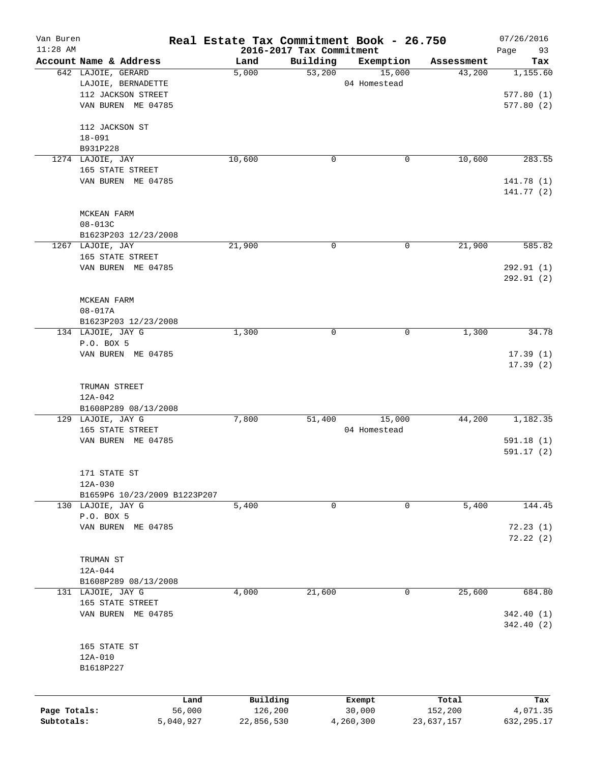Van Buren 11:28 AM

# Real Estate Tax Commitment Book - 26.750

2016-2017 Tax Commitment

07/26/2016 Page 93

| Account | Name & Address | Land | Building | Exemption | Assessment | Tax |
|---|---|---|---|---|---|---|
| 642 | LAJOIE, GERARD<br>LAJOIE, BERNADETTE<br>112 JACKSON STREET<br>VAN BUREN ME 04785<br><br>112 JACKSON ST<br>18-091<br>B931P228 | 5,000 | 53,200 | 15,000<br>04 Homestead | 43,200 | 1,155.60<br><br>577.80 (1)<br>577.80 (2) |
| 1274 | LAJOIE, JAY<br>165 STATE STREET<br>VAN BUREN ME 04785<br><br>MCKEAN FARM<br>08-013C<br>B1623P203 12/23/2008 | 10,600 | 0 | 0 | 10,600 | 283.55<br><br>141.78 (1)<br>141.77 (2) |
| 1267 | LAJOIE, JAY<br>165 STATE STREET<br>VAN BUREN ME 04785<br><br>MCKEAN FARM<br>08-017A<br>B1623P203 12/23/2008 | 21,900 | 0 | 0 | 21,900 | 585.82<br><br>292.91 (1)<br>292.91 (2) |
| 134 | LAJOIE, JAY G<br>P.O. BOX 5<br>VAN BUREN ME 04785<br><br>TRUMAN STREET<br>12A-042<br>B1608P289 08/13/2008 | 1,300 | 0 | 0 | 1,300 | 34.78<br><br>17.39 (1)<br>17.39 (2) |
| 129 | LAJOIE, JAY G<br>165 STATE STREET<br>VAN BUREN ME 04785<br><br>171 STATE ST<br>12A-030<br>B1659P6 10/23/2009 B1223P207 | 7,800 | 51,400 | 15,000<br>04 Homestead | 44,200 | 1,182.35<br><br>591.18 (1)<br>591.17 (2) |
| 130 | LAJOIE, JAY G<br>P.O. BOX 5<br>VAN BUREN ME 04785<br><br>TRUMAN ST<br>12A-044<br>B1608P289 08/13/2008 | 5,400 | 0 | 0 | 5,400 | 144.45<br><br>72.23 (1)<br>72.22 (2) |
| 131 | LAJOIE, JAY G<br>165 STATE STREET<br>VAN BUREN ME 04785<br><br>165 STATE ST<br>12A-010<br>B1618P227 | 4,000 | 21,600 | 0 | 25,600 | 684.80<br><br>342.40 (1)<br>342.40 (2) |

| | Land | Building | Exempt | Total | Tax |
|---|---|---|---|---|---|
| Page Totals: | 56,000 | 126,200 | 30,000 | 152,200 | 4,071.35 |
| Subtotals: | 5,040,927 | 22,856,530 | 4,260,300 | 23,637,157 | 632,295.17 |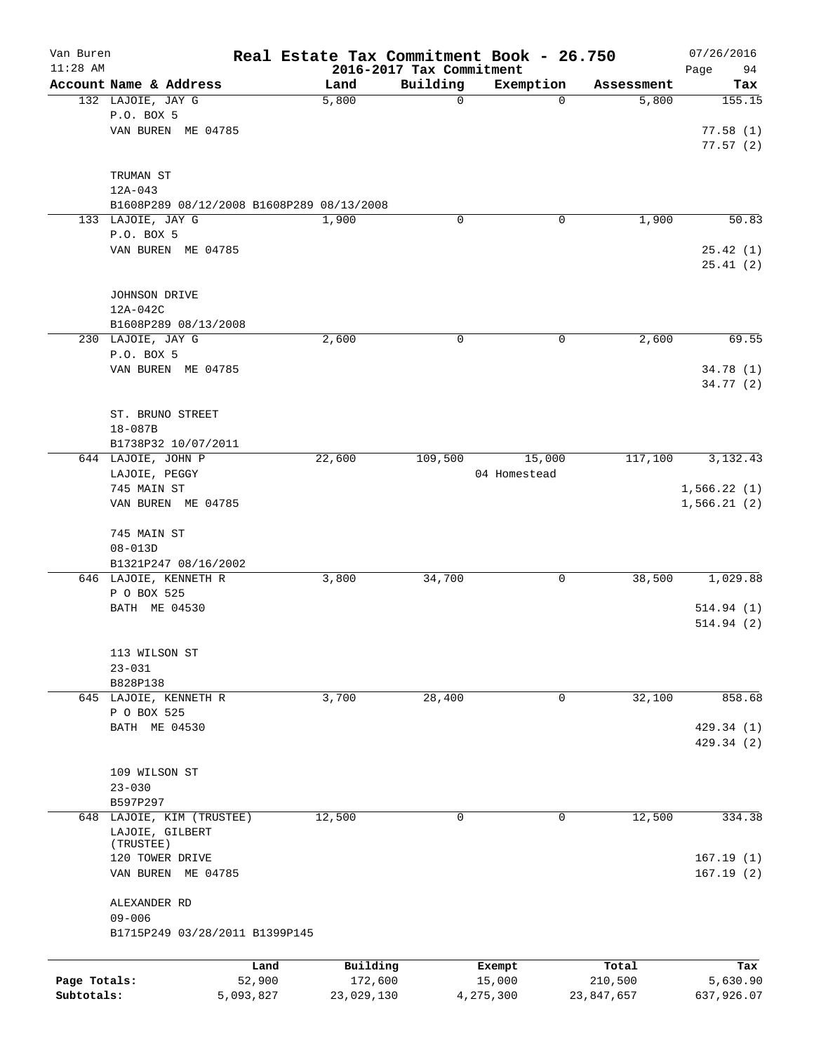# Real Estate Tax Commitment Book - 26.750

## 2016-2017 Tax Commitment

Van Buren — 11:28 AM — 07/26/2016

| Account Name & Address | Land | Building | Exemption | Assessment | Tax |
|---|---|---|---|---|---|
| 132 LAJOIE, JAY G | 5,800 | 0 | 0 | 5,800 | 155.15 |
| P.O. BOX 5 | | | | | |
| VAN BUREN ME 04785 | | | | | 77.58 (1) |
| | | | | | 77.57 (2) |
| TRUMAN ST | | | | | |
| 12A-043 | | | | | |
| B1608P289 08/12/2008 B1608P289 08/13/2008 | | | | | |
| 133 LAJOIE, JAY G | 1,900 | 0 | 0 | 1,900 | 50.83 |
| P.O. BOX 5 | | | | | |
| VAN BUREN ME 04785 | | | | | 25.42 (1) |
| | | | | | 25.41 (2) |
| JOHNSON DRIVE | | | | | |
| 12A-042C | | | | | |
| B1608P289 08/13/2008 | | | | | |
| 230 LAJOIE, JAY G | 2,600 | 0 | 0 | 2,600 | 69.55 |
| P.O. BOX 5 | | | | | |
| VAN BUREN ME 04785 | | | | | 34.78 (1) |
| | | | | | 34.77 (2) |
| ST. BRUNO STREET | | | | | |
| 18-087B | | | | | |
| B1738P32 10/07/2011 | | | | | |
| 644 LAJOIE, JOHN P | 22,600 | 109,500 | 15,000 | 117,100 | 3,132.43 |
| LAJOIE, PEGGY | | | 04 Homestead | | |
| 745 MAIN ST | | | | | 1,566.22 (1) |
| VAN BUREN ME 04785 | | | | | 1,566.21 (2) |
| 745 MAIN ST | | | | | |
| 08-013D | | | | | |
| B1321P247 08/16/2002 | | | | | |
| 646 LAJOIE, KENNETH R | 3,800 | 34,700 | 0 | 38,500 | 1,029.88 |
| P O BOX 525 | | | | | |
| BATH ME 04530 | | | | | 514.94 (1) |
| | | | | | 514.94 (2) |
| 113 WILSON ST | | | | | |
| 23-031 | | | | | |
| B828P138 | | | | | |
| 645 LAJOIE, KENNETH R | 3,700 | 28,400 | 0 | 32,100 | 858.68 |
| P O BOX 525 | | | | | |
| BATH ME 04530 | | | | | 429.34 (1) |
| | | | | | 429.34 (2) |
| 109 WILSON ST | | | | | |
| 23-030 | | | | | |
| B597P297 | | | | | |
| 648 LAJOIE, KIM (TRUSTEE) | 12,500 | 0 | 0 | 12,500 | 334.38 |
| LAJOIE, GILBERT (TRUSTEE) | | | | | |
| 120 TOWER DRIVE | | | | | 167.19 (1) |
| VAN BUREN ME 04785 | | | | | 167.19 (2) |
| ALEXANDER RD | | | | | |
| 09-006 | | | | | |
| B1715P249 03/28/2011 B1399P145 | | | | | |

| | Land | Building | Exempt | Total | Tax |
|---|---|---|---|---|---|
| Page Totals: | 52,900 | 172,600 | 15,000 | 210,500 | 5,630.90 |
| Subtotals: | 5,093,827 | 23,029,130 | 4,275,300 | 23,847,657 | 637,926.07 |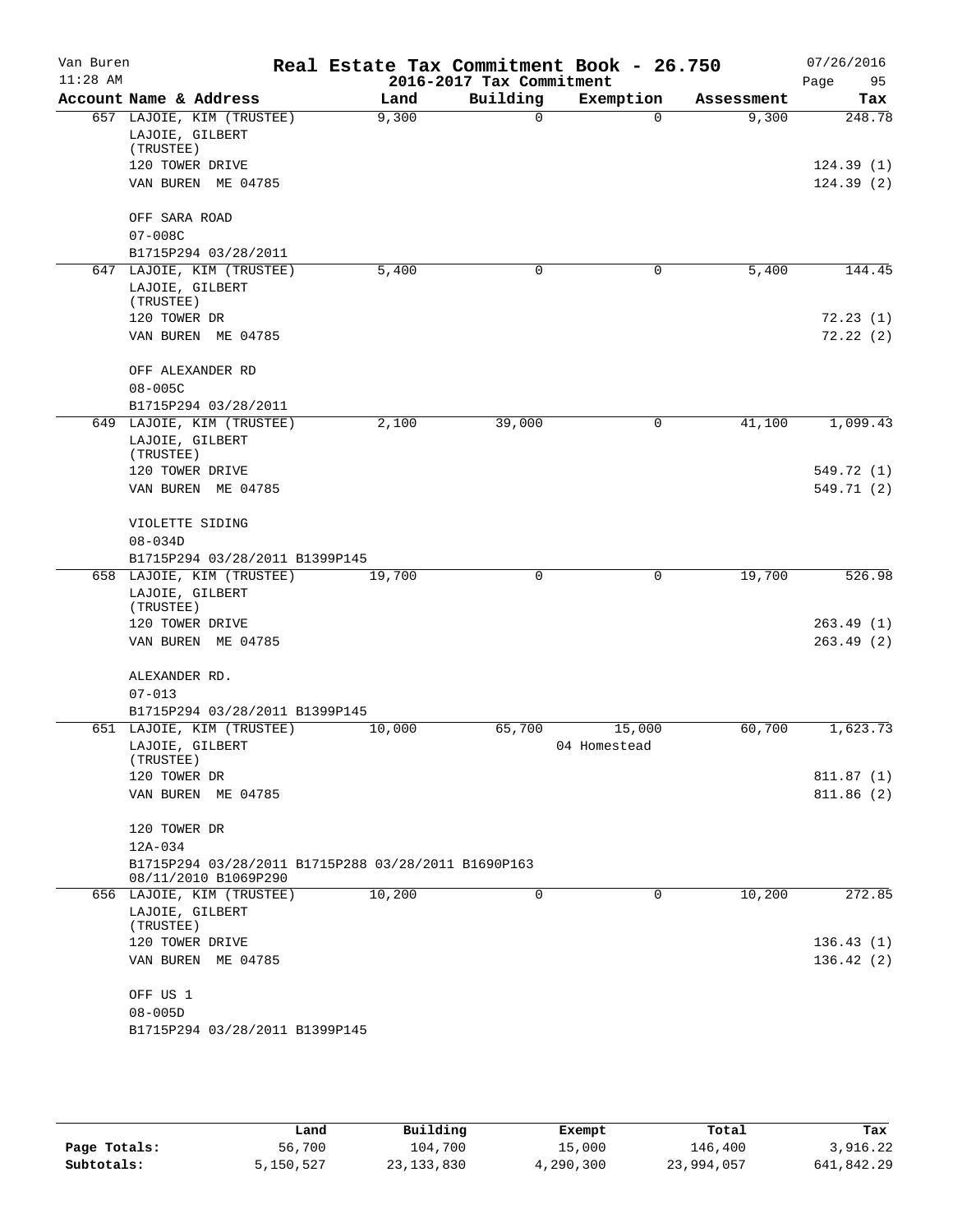Van Buren 11:28 AM

# Real Estate Tax Commitment Book - 26.750

## 2016-2017 Tax Commitment

07/26/2016

| Account Name & Address | Land | Building | Exemption | Assessment | Tax |
|---|---|---|---|---|---|
| 657 LAJOIE, KIM (TRUSTEE) LAJOIE, GILBERT (TRUSTEE) 120 TOWER DRIVE VAN BUREN ME 04785 | 9,300 | 0 | 0 | 9,300 | 248.78 |
| | | | | | 124.39 (1) |
| | | | | | 124.39 (2) |
| OFF SARA ROAD 07-008C B1715P294 03/28/2011 | | | | | |
| 647 LAJOIE, KIM (TRUSTEE) LAJOIE, GILBERT (TRUSTEE) 120 TOWER DR VAN BUREN ME 04785 | 5,400 | 0 | 0 | 5,400 | 144.45 |
| | | | | | 72.23 (1) |
| | | | | | 72.22 (2) |
| OFF ALEXANDER RD 08-005C B1715P294 03/28/2011 | | | | | |
| 649 LAJOIE, KIM (TRUSTEE) LAJOIE, GILBERT (TRUSTEE) 120 TOWER DRIVE VAN BUREN ME 04785 | 2,100 | 39,000 | 0 | 41,100 | 1,099.43 |
| | | | | | 549.72 (1) |
| | | | | | 549.71 (2) |
| VIOLETTE SIDING 08-034D B1715P294 03/28/2011 B1399P145 | | | | | |
| 658 LAJOIE, KIM (TRUSTEE) LAJOIE, GILBERT (TRUSTEE) 120 TOWER DRIVE VAN BUREN ME 04785 | 19,700 | 0 | 0 | 19,700 | 526.98 |
| | | | | | 263.49 (1) |
| | | | | | 263.49 (2) |
| ALEXANDER RD. 07-013 B1715P294 03/28/2011 B1399P145 | | | | | |
| 651 LAJOIE, KIM (TRUSTEE) LAJOIE, GILBERT (TRUSTEE) 120 TOWER DR VAN BUREN ME 04785 | 10,000 | 65,700 | 15,000 04 Homestead | 60,700 | 1,623.73 |
| | | | | | 811.87 (1) |
| | | | | | 811.86 (2) |
| 120 TOWER DR 12A-034 B1715P294 03/28/2011 B1715P288 03/28/2011 B1690P163 08/11/2010 B1069P290 | | | | | |
| 656 LAJOIE, KIM (TRUSTEE) LAJOIE, GILBERT (TRUSTEE) 120 TOWER DRIVE VAN BUREN ME 04785 | 10,200 | 0 | 0 | 10,200 | 272.85 |
| | | | | | 136.43 (1) |
| | | | | | 136.42 (2) |
| OFF US 1 08-005D B1715P294 03/28/2011 B1399P145 | | | | | |

| | Land | Building | Exempt | Total | Tax |
|---|---|---|---|---|---|
| Page Totals: | 56,700 | 104,700 | 15,000 | 146,400 | 3,916.22 |
| Subtotals: | 5,150,527 | 23,133,830 | 4,290,300 | 23,994,057 | 641,842.29 |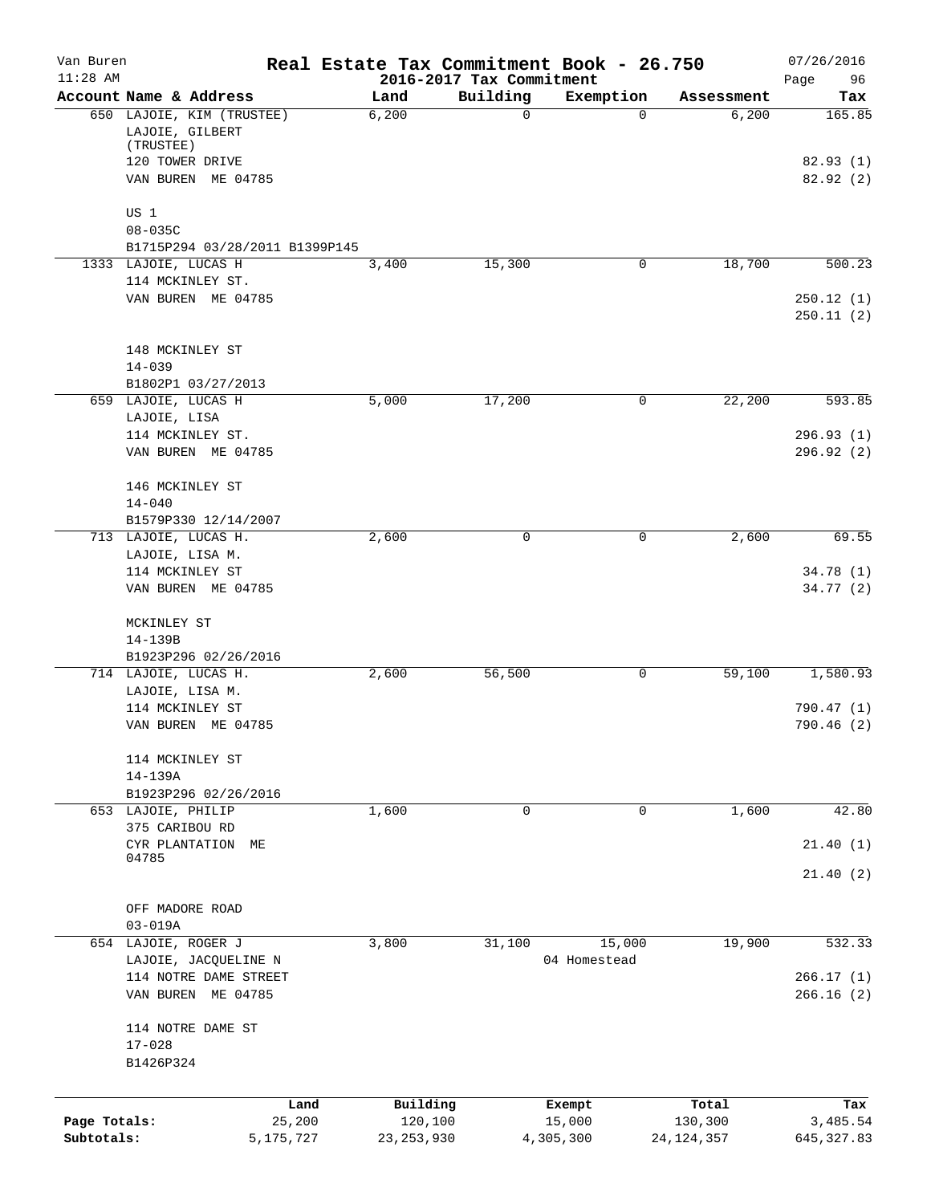# Real Estate Tax Commitment Book - 26.750

Van Buren
11:28 AM

2016-2017 Tax Commitment

07/26/2016
Page 96

| Account Name & Address | Land | Building | Exemption | Assessment | Tax |
|---|---|---|---|---|---|
| 650 LAJOIE, KIM (TRUSTEE) | 6,200 | 0 | 0 | 6,200 | 165.85 |
| LAJOIE, GILBERT (TRUSTEE) | | | | | |
| 120 TOWER DRIVE | | | | | 82.93 (1) |
| VAN BUREN ME 04785 | | | | | 82.92 (2) |
| US 1 | | | | | |
| 08-035C | | | | | |
| B1715P294 03/28/2011 B1399P145 | | | | | |
| 1333 LAJOIE, LUCAS H | 3,400 | 15,300 | 0 | 18,700 | 500.23 |
| 114 MCKINLEY ST. | | | | | |
| VAN BUREN ME 04785 | | | | | 250.12 (1) |
| | | | | | 250.11 (2) |
| 148 MCKINLEY ST | | | | | |
| 14-039 | | | | | |
| B1802P1 03/27/2013 | | | | | |
| 659 LAJOIE, LUCAS H | 5,000 | 17,200 | 0 | 22,200 | 593.85 |
| LAJOIE, LISA | | | | | |
| 114 MCKINLEY ST. | | | | | 296.93 (1) |
| VAN BUREN ME 04785 | | | | | 296.92 (2) |
| 146 MCKINLEY ST | | | | | |
| 14-040 | | | | | |
| B1579P330 12/14/2007 | | | | | |
| 713 LAJOIE, LUCAS H. | 2,600 | 0 | 0 | 2,600 | 69.55 |
| LAJOIE, LISA M. | | | | | |
| 114 MCKINLEY ST | | | | | 34.78 (1) |
| VAN BUREN ME 04785 | | | | | 34.77 (2) |
| MCKINLEY ST | | | | | |
| 14-139B | | | | | |
| B1923P296 02/26/2016 | | | | | |
| 714 LAJOIE, LUCAS H. | 2,600 | 56,500 | 0 | 59,100 | 1,580.93 |
| LAJOIE, LISA M. | | | | | |
| 114 MCKINLEY ST | | | | | 790.47 (1) |
| VAN BUREN ME 04785 | | | | | 790.46 (2) |
| 114 MCKINLEY ST | | | | | |
| 14-139A | | | | | |
| B1923P296 02/26/2016 | | | | | |
| 653 LAJOIE, PHILIP | 1,600 | 0 | 0 | 1,600 | 42.80 |
| 375 CARIBOU RD | | | | | |
| CYR PLANTATION ME 04785 | | | | | 21.40 (1) |
| | | | | | 21.40 (2) |
| OFF MADORE ROAD | | | | | |
| 03-019A | | | | | |
| 654 LAJOIE, ROGER J | 3,800 | 31,100 | 15,000 | 19,900 | 532.33 |
| LAJOIE, JACQUELINE N | | | 04 Homestead | | |
| 114 NOTRE DAME STREET | | | | | 266.17 (1) |
| VAN BUREN ME 04785 | | | | | 266.16 (2) |
| 114 NOTRE DAME ST | | | | | |
| 17-028 | | | | | |
| B1426P324 | | | | | |

| | Land | Building | Exempt | Total | Tax |
|---|---|---|---|---|---|
| Page Totals: | 25,200 | 120,100 | 15,000 | 130,300 | 3,485.54 |
| Subtotals: | 5,175,727 | 23,253,930 | 4,305,300 | 24,124,357 | 645,327.83 |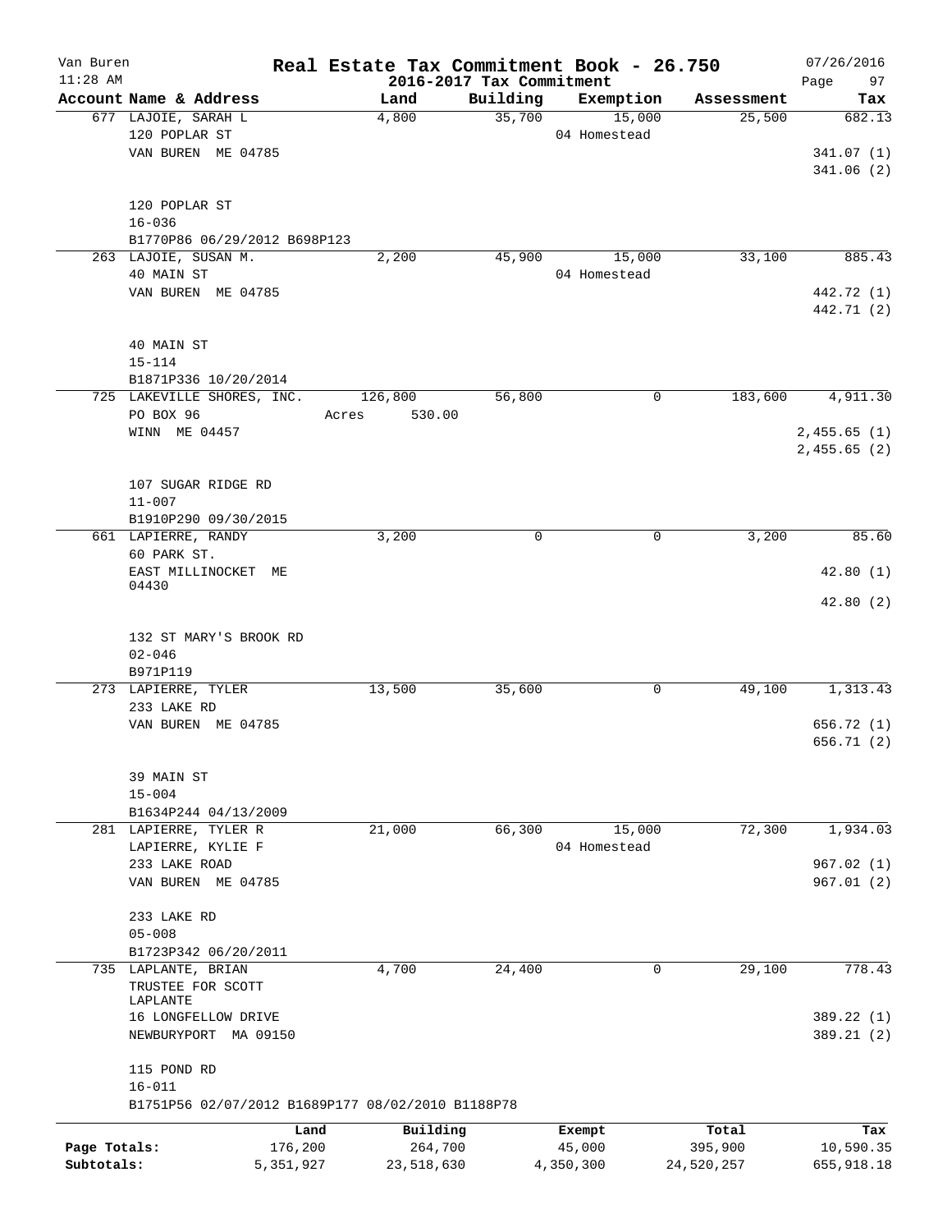# Real Estate Tax Commitment Book - 26.750

Van Buren 11:28 AM — 2016-2017 Tax Commitment — 07/26/2016

| Account Name & Address | Land | Building | Exemption | Assessment | Tax |
|---|---|---|---|---|---|
| 677 LAJOIE, SARAH L<br>120 POPLAR ST<br>VAN BUREN ME 04785<br><br>120 POPLAR ST<br>16-036<br>B1770P86 06/29/2012 B698P123 | 4,800 | 35,700 | 15,000<br>04 Homestead | 25,500 | 682.13<br>341.07 (1)<br>341.06 (2) |
| 263 LAJOIE, SUSAN M.<br>40 MAIN ST<br>VAN BUREN ME 04785<br><br>40 MAIN ST<br>15-114<br>B1871P336 10/20/2014 | 2,200 | 45,900 | 15,000<br>04 Homestead | 33,100 | 885.43<br>442.72 (1)<br>442.71 (2) |
| 725 LAKEVILLE SHORES, INC.<br>PO BOX 96<br>WINN ME 04457<br><br>107 SUGAR RIDGE RD<br>11-007<br>B1910P290 09/30/2015 | 126,800<br>Acres 530.00 | 56,800 | 0 | 183,600 | 4,911.30<br>2,455.65 (1)<br>2,455.65 (2) |
| 661 LAPIERRE, RANDY<br>60 PARK ST.<br>EAST MILLINOCKET ME 04430<br><br>132 ST MARY'S BROOK RD<br>02-046<br>B971P119 | 3,200 | 0 | 0 | 3,200 | 85.60<br>42.80 (1)<br>42.80 (2) |
| 273 LAPIERRE, TYLER<br>233 LAKE RD<br>VAN BUREN ME 04785<br><br>39 MAIN ST<br>15-004<br>B1634P244 04/13/2009 | 13,500 | 35,600 | 0 | 49,100 | 1,313.43<br>656.72 (1)<br>656.71 (2) |
| 281 LAPIERRE, TYLER R<br>LAPIERRE, KYLIE F<br>233 LAKE ROAD<br>VAN BUREN ME 04785<br><br>233 LAKE RD<br>05-008<br>B1723P342 06/20/2011 | 21,000 | 66,300 | 15,000<br>04 Homestead | 72,300 | 1,934.03<br>967.02 (1)<br>967.01 (2) |
| 735 LAPLANTE, BRIAN<br>TRUSTEE FOR SCOTT LAPLANTE<br>16 LONGFELLOW DRIVE<br>NEWBURYPORT MA 09150<br><br>115 POND RD<br>16-011<br>B1751P56 02/07/2012 B1689P177 08/02/2010 B1188P78 | 4,700 | 24,400 | 0 | 29,100 | 778.43<br>389.22 (1)<br>389.21 (2) |

| | Land | Building | Exempt | Total | Tax |
|---|---|---|---|---|---|
| Page Totals: | 176,200 | 264,700 | 45,000 | 395,900 | 10,590.35 |
| Subtotals: | 5,351,927 | 23,518,630 | 4,350,300 | 24,520,257 | 655,918.18 |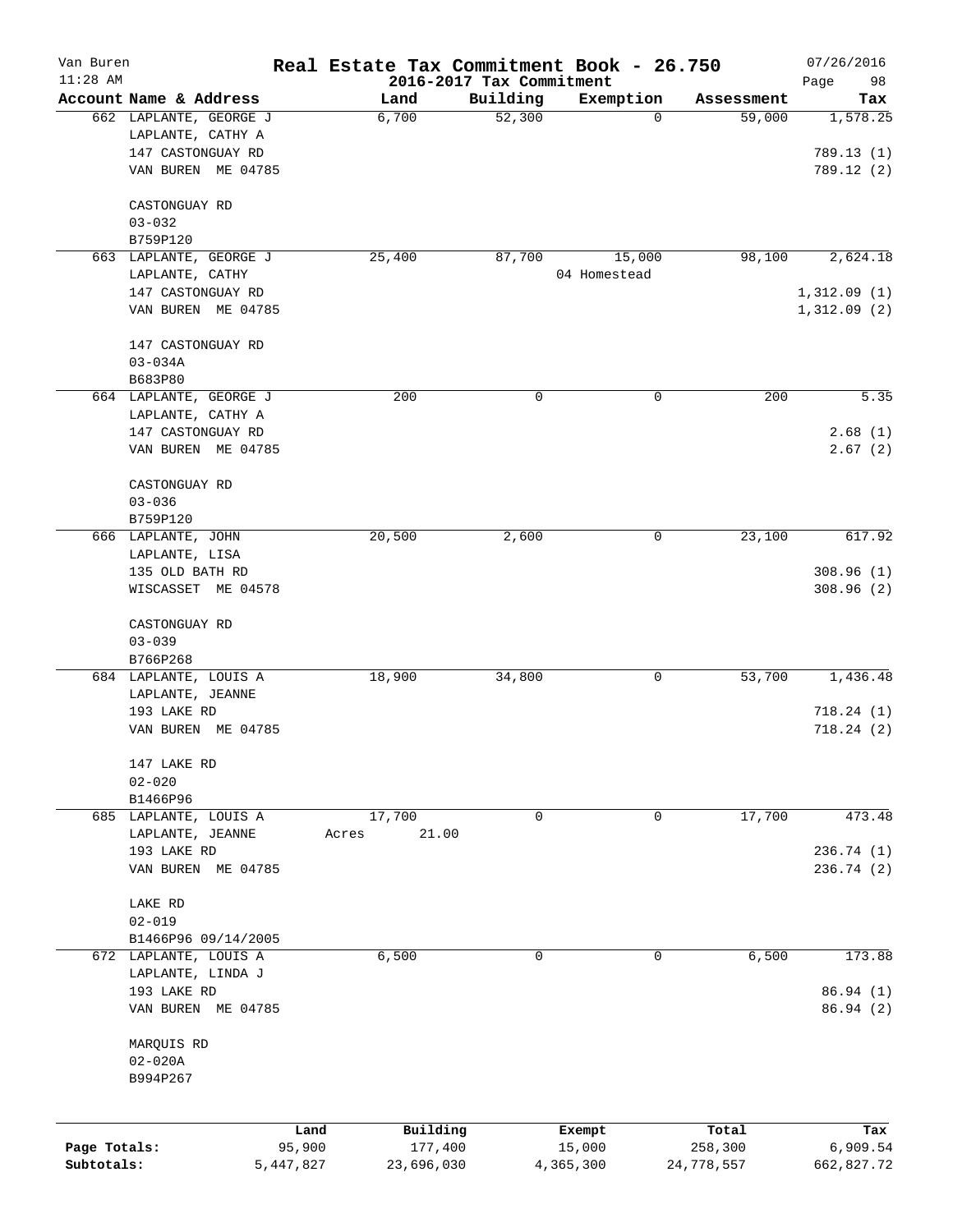# Real Estate Tax Commitment Book - 26.750

Van Buren
11:28 AM

2016-2017 Tax Commitment

07/26/2016

| Account Name & Address | Land | Building | Exemption | Assessment | Tax |
|---|---|---|---|---|---|
| 662 LAPLANTE, GEORGE J<br>LAPLANTE, CATHY A<br>147 CASTONGUAY RD<br>VAN BUREN ME 04785<br><br>CASTONGUAY RD<br>03-032<br>B759P120 | 6,700 | 52,300 | 0 | 59,000 | 1,578.25<br><br>789.13 (1)<br>789.12 (2) |
| 663 LAPLANTE, GEORGE J<br>LAPLANTE, CATHY<br>147 CASTONGUAY RD<br>VAN BUREN ME 04785<br><br>147 CASTONGUAY RD<br>03-034A<br>B683P80 | 25,400 | 87,700 | 15,000<br>04 Homestead | 98,100 | 2,624.18<br><br>1,312.09 (1)<br>1,312.09 (2) |
| 664 LAPLANTE, GEORGE J<br>LAPLANTE, CATHY A<br>147 CASTONGUAY RD<br>VAN BUREN ME 04785<br><br>CASTONGUAY RD<br>03-036<br>B759P120 | 200 | 0 | 0 | 200 | 5.35<br><br>2.68 (1)<br>2.67 (2) |
| 666 LAPLANTE, JOHN<br>LAPLANTE, LISA<br>135 OLD BATH RD<br>WISCASSET ME 04578<br><br>CASTONGUAY RD<br>03-039<br>B766P268 | 20,500 | 2,600 | 0 | 23,100 | 617.92<br><br>308.96 (1)<br>308.96 (2) |
| 684 LAPLANTE, LOUIS A<br>LAPLANTE, JEANNE<br>193 LAKE RD<br>VAN BUREN ME 04785<br><br>147 LAKE RD<br>02-020<br>B1466P96 | 18,900 | 34,800 | 0 | 53,700 | 1,436.48<br><br>718.24 (1)<br>718.24 (2) |
| 685 LAPLANTE, LOUIS A<br>LAPLANTE, JEANNE<br>193 LAKE RD<br>VAN BUREN ME 04785<br><br>LAKE RD<br>02-019<br>B1466P96 09/14/2005 | 17,700<br>Acres 21.00 | 0 | 0 | 17,700 | 473.48<br><br>236.74 (1)<br>236.74 (2) |
| 672 LAPLANTE, LOUIS A<br>LAPLANTE, LINDA J<br>193 LAKE RD<br>VAN BUREN ME 04785<br><br>MARQUIS RD<br>02-020A<br>B994P267 | 6,500 | 0 | 0 | 6,500 | 173.88<br><br>86.94 (1)<br>86.94 (2) |

| | Land | Building | Exempt | Total | Tax |
|---|---|---|---|---|---|
| Page Totals: | 95,900 | 177,400 | 15,000 | 258,300 | 6,909.54 |
| Subtotals: | 5,447,827 | 23,696,030 | 4,365,300 | 24,778,557 | 662,827.72 |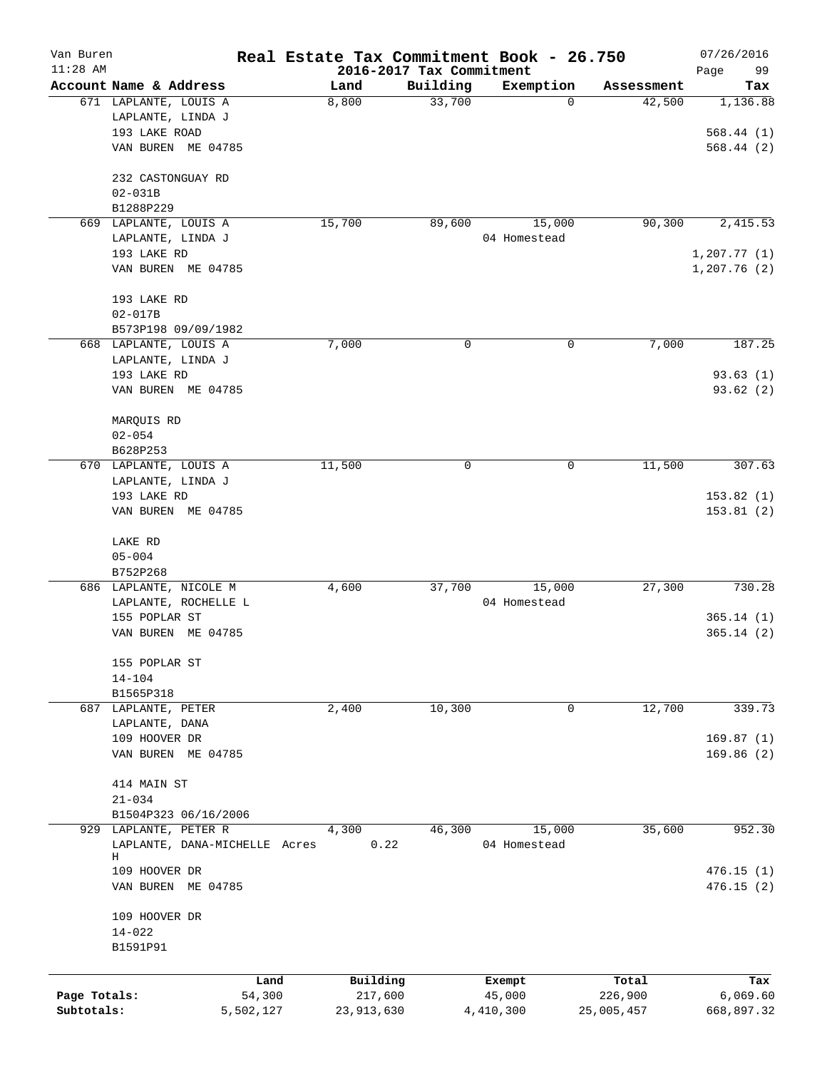# Real Estate Tax Commitment Book - 26.750

Van Buren
11:28 AM

2016-2017 Tax Commitment

07/26/2016

| Account Name & Address | Land | Building | Exemption | Assessment | Tax |
|---|---|---|---|---|---|
| 671 LAPLANTE, LOUIS A<br>LAPLANTE, LINDA J<br>193 LAKE ROAD<br>VAN BUREN ME 04785<br><br>232 CASTONGUAY RD<br>02-031B<br>B1288P229 | 8,800 | 33,700 | 0 | 42,500 | 1,136.88<br><br>568.44 (1)<br>568.44 (2) |
| 669 LAPLANTE, LOUIS A<br>LAPLANTE, LINDA J<br>193 LAKE RD<br>VAN BUREN ME 04785<br><br>193 LAKE RD<br>02-017B<br>B573P198 09/09/1982 | 15,700 | 89,600 | 15,000<br>04 Homestead | 90,300 | 2,415.53<br><br>1,207.77 (1)<br>1,207.76 (2) |
| 668 LAPLANTE, LOUIS A<br>LAPLANTE, LINDA J<br>193 LAKE RD<br>VAN BUREN ME 04785<br><br>MARQUIS RD<br>02-054<br>B628P253 | 7,000 | 0 | 0 | 7,000 | 187.25<br><br>93.63 (1)<br>93.62 (2) |
| 670 LAPLANTE, LOUIS A<br>LAPLANTE, LINDA J<br>193 LAKE RD<br>VAN BUREN ME 04785<br><br>LAKE RD<br>05-004<br>B752P268 | 11,500 | 0 | 0 | 11,500 | 307.63<br><br>153.82 (1)<br>153.81 (2) |
| 686 LAPLANTE, NICOLE M<br>LAPLANTE, ROCHELLE L<br>155 POPLAR ST<br>VAN BUREN ME 04785<br><br>155 POPLAR ST<br>14-104<br>B1565P318 | 4,600 | 37,700 | 15,000<br>04 Homestead | 27,300 | 730.28<br><br>365.14 (1)<br>365.14 (2) |
| 687 LAPLANTE, PETER<br>LAPLANTE, DANA<br>109 HOOVER DR<br>VAN BUREN ME 04785<br><br>414 MAIN ST<br>21-034<br>B1504P323 06/16/2006 | 2,400 | 10,300 | 0 | 12,700 | 339.73<br><br>169.87 (1)<br>169.86 (2) |
| 929 LAPLANTE, PETER R<br>LAPLANTE, DANA-MICHELLE H<br>109 HOOVER DR<br>VAN BUREN ME 04785<br><br>109 HOOVER DR<br>14-022<br>B1591P91 | 4,300<br>Acres 0.22 | 46,300 | 15,000<br>04 Homestead | 35,600 | 952.30<br><br>476.15 (1)<br>476.15 (2) |

| | Land | Building | Exempt | Total | Tax |
|---|---|---|---|---|---|
| Page Totals: | 54,300 | 217,600 | 45,000 | 226,900 | 6,069.60 |
| Subtotals: | 5,502,127 | 23,913,630 | 4,410,300 | 25,005,457 | 668,897.32 |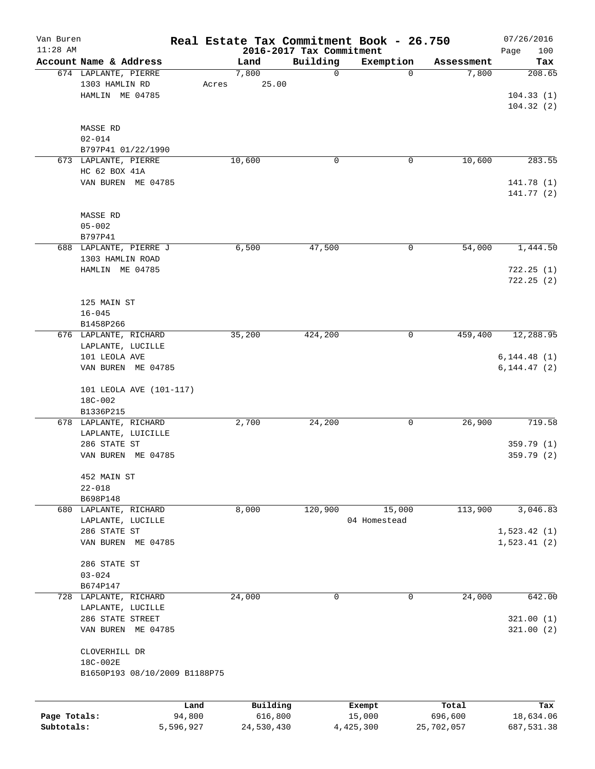# Real Estate Tax Commitment Book - 26.750

Van Buren
11:28 AM

2016-2017 Tax Commitment

07/26/2016

| Account Name & Address | Land | Building | Exemption | Assessment | Tax |
|---|---|---|---|---|---|
| 674 LAPLANTE, PIERRE<br>1303 HAMLIN RD<br>HAMLIN ME 04785<br><br>MASSE RD<br>02-014<br>B797P41 01/22/1990 | 7,800<br>Acres 25.00 | 0 | 0 | 7,800 | 208.65<br><br>104.33 (1)<br>104.32 (2) |
| 673 LAPLANTE, PIERRE<br>HC 62 BOX 41A<br>VAN BUREN ME 04785<br><br>MASSE RD<br>05-002<br>B797P41 | 10,600 | 0 | 0 | 10,600 | 283.55<br><br>141.78 (1)<br>141.77 (2) |
| 688 LAPLANTE, PIERRE J<br>1303 HAMLIN ROAD<br>HAMLIN ME 04785<br><br>125 MAIN ST<br>16-045<br>B1458P266 | 6,500 | 47,500 | 0 | 54,000 | 1,444.50<br><br>722.25 (1)<br>722.25 (2) |
| 676 LAPLANTE, RICHARD<br>LAPLANTE, LUCILLE<br>101 LEOLA AVE<br>VAN BUREN ME 04785<br><br>101 LEOLA AVE (101-117)<br>18C-002<br>B1336P215 | 35,200 | 424,200 | 0 | 459,400 | 12,288.95<br><br>6,144.48 (1)<br>6,144.47 (2) |
| 678 LAPLANTE, RICHARD<br>LAPLANTE, LUICILLE<br>286 STATE ST<br>VAN BUREN ME 04785<br><br>452 MAIN ST<br>22-018<br>B698P148 | 2,700 | 24,200 | 0 | 26,900 | 719.58<br><br>359.79 (1)<br>359.79 (2) |
| 680 LAPLANTE, RICHARD<br>LAPLANTE, LUCILLE<br>286 STATE ST<br>VAN BUREN ME 04785<br><br>286 STATE ST<br>03-024<br>B674P147 | 8,000 | 120,900 | 15,000<br>04 Homestead | 113,900 | 3,046.83<br><br>1,523.42 (1)<br>1,523.41 (2) |
| 728 LAPLANTE, RICHARD<br>LAPLANTE, LUCILLE<br>286 STATE STREET<br>VAN BUREN ME 04785<br><br>CLOVERHILL DR<br>18C-002E<br>B1650P193 08/10/2009 B1188P75 | 24,000 | 0 | 0 | 24,000 | 642.00<br><br>321.00 (1)<br>321.00 (2) |

| | Land | Building | Exempt | Total | Tax |
|---|---|---|---|---|---|
| Page Totals: | 94,800 | 616,800 | 15,000 | 696,600 | 18,634.06 |
| Subtotals: | 5,596,927 | 24,530,430 | 4,425,300 | 25,702,057 | 687,531.38 |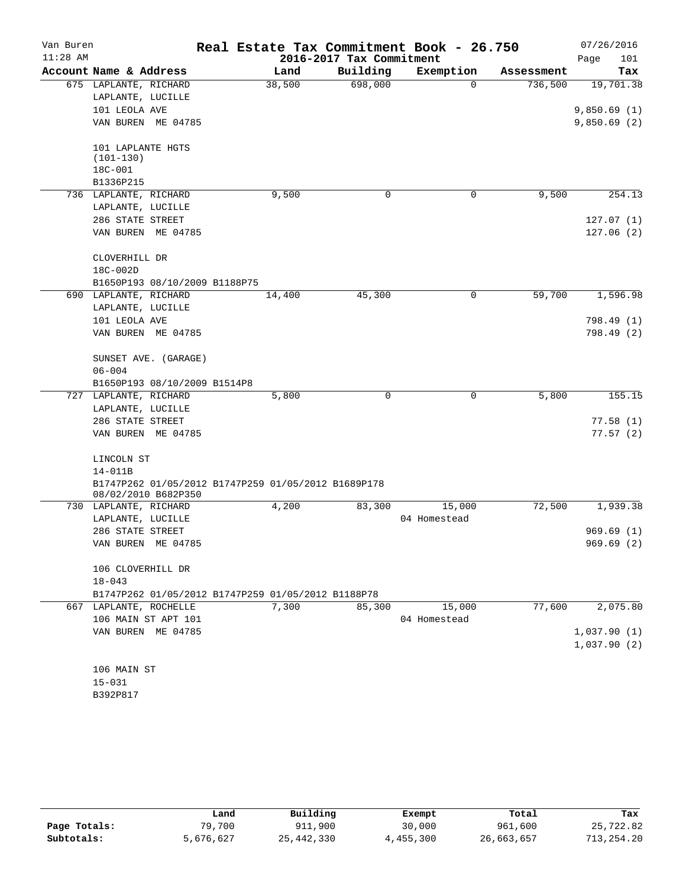# Real Estate Tax Commitment Book - 26.750

Van Buren
11:28 AM

2016-2017 Tax Commitment

07/26/2016
Page 101

| Account Name & Address | Land | Building | Exemption | Assessment | Tax |
|---|---|---|---|---|---|
| 675 LAPLANTE, RICHARD<br>LAPLANTE, LUCILLE<br>101 LEOLA AVE<br>VAN BUREN ME 04785<br><br>101 LAPLANTE HGTS<br>(101-130)<br>18C-001<br>B1336P215 | 38,500 | 698,000 | 0 | 736,500 | 19,701.38<br><br>9,850.69 (1)<br>9,850.69 (2) |
| 736 LAPLANTE, RICHARD<br>LAPLANTE, LUCILLE<br>286 STATE STREET<br>VAN BUREN ME 04785<br><br>CLOVERHILL DR<br>18C-002D<br>B1650P193 08/10/2009 B1188P75 | 9,500 | 0 | 0 | 9,500 | 254.13<br><br>127.07 (1)<br>127.06 (2) |
| 690 LAPLANTE, RICHARD<br>LAPLANTE, LUCILLE<br>101 LEOLA AVE<br>VAN BUREN ME 04785<br><br>SUNSET AVE. (GARAGE)<br>06-004<br>B1650P193 08/10/2009 B1514P8 | 14,400 | 45,300 | 0 | 59,700 | 1,596.98<br><br>798.49 (1)<br>798.49 (2) |
| 727 LAPLANTE, RICHARD<br>LAPLANTE, LUCILLE<br>286 STATE STREET<br>VAN BUREN ME 04785<br><br>LINCOLN ST<br>14-011B<br>B1747P262 01/05/2012 B1747P259 01/05/2012 B1689P178 08/02/2010 B682P350 | 5,800 | 0 | 0 | 5,800 | 155.15<br><br>77.58 (1)<br>77.57 (2) |
| 730 LAPLANTE, RICHARD<br>LAPLANTE, LUCILLE<br>286 STATE STREET<br>VAN BUREN ME 04785<br><br>106 CLOVERHILL DR<br>18-043<br>B1747P262 01/05/2012 B1747P259 01/05/2012 B1188P78 | 4,200 | 83,300 | 15,000<br>04 Homestead | 72,500 | 1,939.38<br><br>969.69 (1)<br>969.69 (2) |
| 667 LAPLANTE, ROCHELLE<br>106 MAIN ST APT 101<br>VAN BUREN ME 04785<br><br>106 MAIN ST<br>15-031<br>B392P817 | 7,300 | 85,300 | 15,000<br>04 Homestead | 77,600 | 2,075.80<br><br>1,037.90 (1)<br>1,037.90 (2) |

| | Land | Building | Exempt | Total | Tax |
|---|---|---|---|---|---|
| Page Totals: | 79,700 | 911,900 | 30,000 | 961,600 | 25,722.82 |
| Subtotals: | 5,676,627 | 25,442,330 | 4,455,300 | 26,663,657 | 713,254.20 |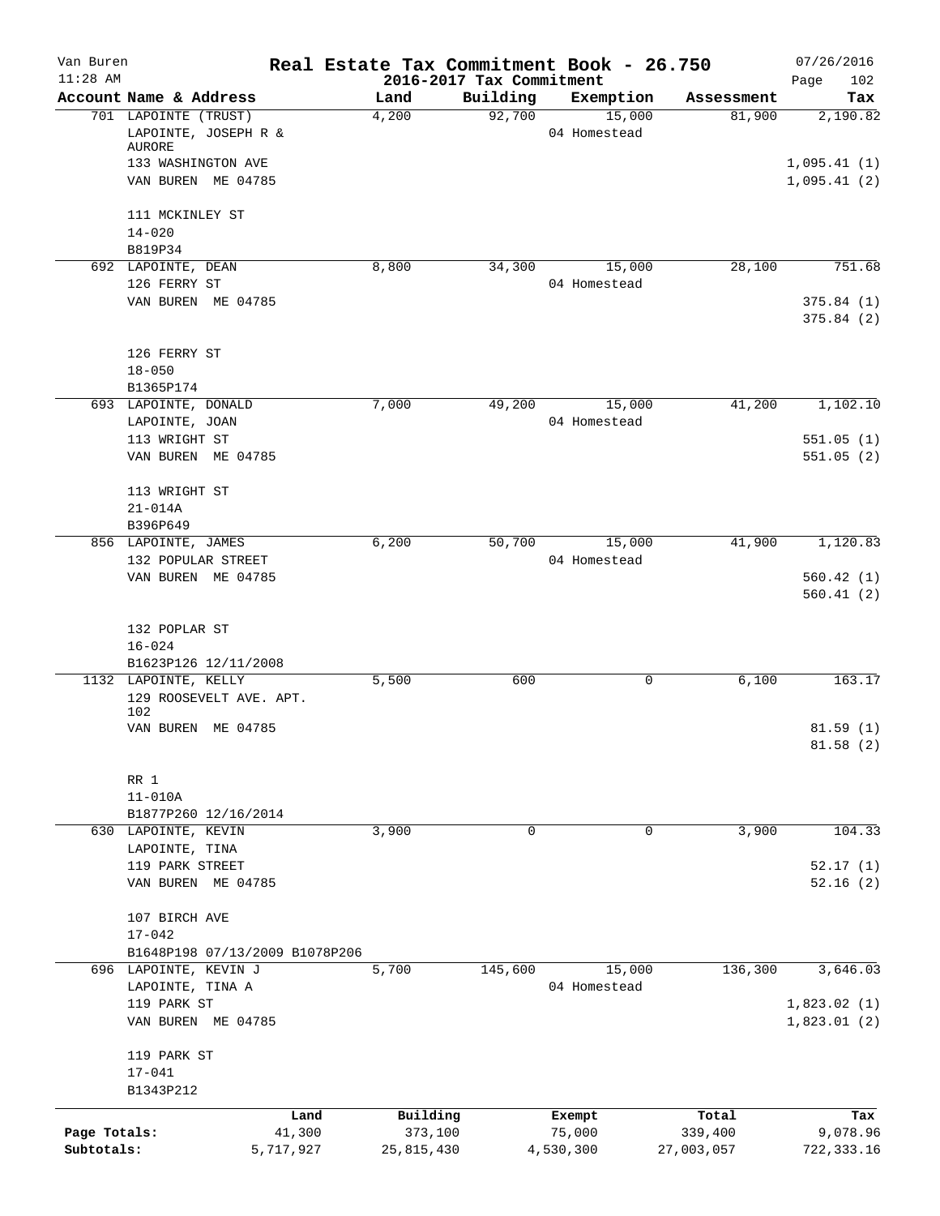Van Buren — Real Estate Tax Commitment Book - 26.750 — 07/26/2016
11:28 AM — 2016-2017 Tax Commitment — Page 102

| Account Name & Address | Land | Building | Exemption | Assessment | Tax |
|---|---|---|---|---|---|
| 701 LAPOINTE (TRUST) | 4,200 | 92,700 | 15,000 | 81,900 | 2,190.82 |
| LAPOINTE, JOSEPH R & AURORE | | | 04 Homestead | | |
| 133 WASHINGTON AVE | | | | | 1,095.41 (1) |
| VAN BUREN ME 04785 | | | | | 1,095.41 (2) |
| 111 MCKINLEY ST | | | | | |
| 14-020 | | | | | |
| B819P34 | | | | | |
| 692 LAPOINTE, DEAN | 8,800 | 34,300 | 15,000 | 28,100 | 751.68 |
| 126 FERRY ST | | | 04 Homestead | | |
| VAN BUREN ME 04785 | | | | | 375.84 (1) |
| | | | | | 375.84 (2) |
| 126 FERRY ST | | | | | |
| 18-050 | | | | | |
| B1365P174 | | | | | |
| 693 LAPOINTE, DONALD | 7,000 | 49,200 | 15,000 | 41,200 | 1,102.10 |
| LAPOINTE, JOAN | | | 04 Homestead | | |
| 113 WRIGHT ST | | | | | 551.05 (1) |
| VAN BUREN ME 04785 | | | | | 551.05 (2) |
| 113 WRIGHT ST | | | | | |
| 21-014A | | | | | |
| B396P649 | | | | | |
| 856 LAPOINTE, JAMES | 6,200 | 50,700 | 15,000 | 41,900 | 1,120.83 |
| 132 POPULAR STREET | | | 04 Homestead | | |
| VAN BUREN ME 04785 | | | | | 560.42 (1) |
| | | | | | 560.41 (2) |
| 132 POPLAR ST | | | | | |
| 16-024 | | | | | |
| B1623P126 12/11/2008 | | | | | |
| 1132 LAPOINTE, KELLY | 5,500 | 600 | 0 | 6,100 | 163.17 |
| 129 ROOSEVELT AVE. APT. 102 | | | | | |
| VAN BUREN ME 04785 | | | | | 81.59 (1) |
| | | | | | 81.58 (2) |
| RR 1 | | | | | |
| 11-010A | | | | | |
| B1877P260 12/16/2014 | | | | | |
| 630 LAPOINTE, KEVIN | 3,900 | 0 | 0 | 3,900 | 104.33 |
| LAPOINTE, TINA | | | | | |
| 119 PARK STREET | | | | | 52.17 (1) |
| VAN BUREN ME 04785 | | | | | 52.16 (2) |
| 107 BIRCH AVE | | | | | |
| 17-042 | | | | | |
| B1648P198 07/13/2009 B1078P206 | | | | | |
| 696 LAPOINTE, KEVIN J | 5,700 | 145,600 | 15,000 | 136,300 | 3,646.03 |
| LAPOINTE, TINA A | | | 04 Homestead | | |
| 119 PARK ST | | | | | 1,823.02 (1) |
| VAN BUREN ME 04785 | | | | | 1,823.01 (2) |
| 119 PARK ST | | | | | |
| 17-041 | | | | | |
| B1343P212 | | | | | |

| | Land | Building | Exempt | Total | Tax |
|---|---|---|---|---|---|
| Page Totals: | 41,300 | 373,100 | 75,000 | 339,400 | 9,078.96 |
| Subtotals: | 5,717,927 | 25,815,430 | 4,530,300 | 27,003,057 | 722,333.16 |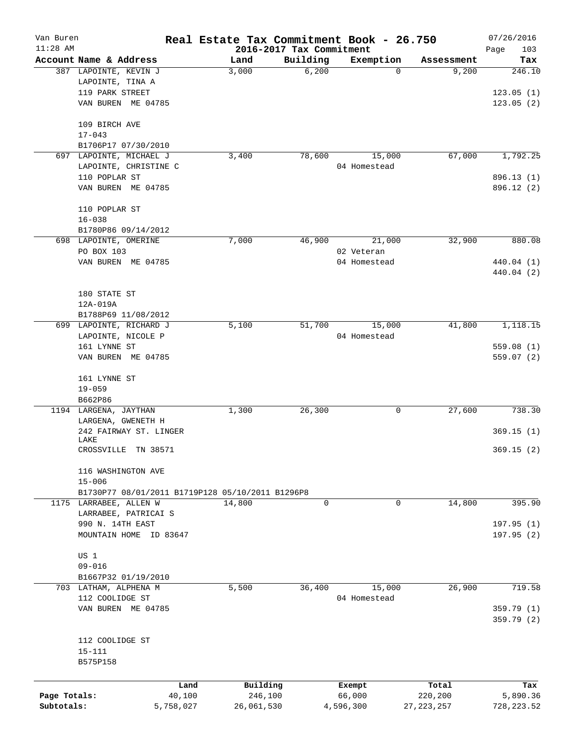# Real Estate Tax Commitment Book - 26.750

Van Buren 11:28 AM — 2016-2017 Tax Commitment — 07/26/2016 Page 103

| Account Name & Address | Land | Building | Exemption | Assessment | Tax |
|---|---|---|---|---|---|
| 387 LAPOINTE, KEVIN J<br>LAPOINTE, TINA A<br>119 PARK STREET<br>VAN BUREN ME 04785<br><br>109 BIRCH AVE<br>17-043<br>B1706P17 07/30/2010 | 3,000 | 6,200 | 0 | 9,200 | 246.10<br><br>123.05 (1)<br>123.05 (2) |
| 697 LAPOINTE, MICHAEL J<br>LAPOINTE, CHRISTINE C<br>110 POPLAR ST<br>VAN BUREN ME 04785<br><br>110 POPLAR ST<br>16-038<br>B1780P86 09/14/2012 | 3,400 | 78,600 | 15,000<br>04 Homestead | 67,000 | 1,792.25<br><br>896.13 (1)<br>896.12 (2) |
| 698 LAPOINTE, OMERINE<br>PO BOX 103<br>VAN BUREN ME 04785<br><br>180 STATE ST<br>12A-019A<br>B1788P69 11/08/2012 | 7,000 | 46,900 | 21,000<br>02 Veteran<br>04 Homestead | 32,900 | 880.08<br><br>440.04 (1)<br>440.04 (2) |
| 699 LAPOINTE, RICHARD J<br>LAPOINTE, NICOLE P<br>161 LYNNE ST<br>VAN BUREN ME 04785<br><br>161 LYNNE ST<br>19-059<br>B662P86 | 5,100 | 51,700 | 15,000<br>04 Homestead | 41,800 | 1,118.15<br><br>559.08 (1)<br>559.07 (2) |
| 1194 LARGENA, JAYTHAN<br>LARGENA, GWENETH H<br>242 FAIRWAY ST. LINGER LAKE<br>CROSSVILLE TN 38571<br><br>116 WASHINGTON AVE<br>15-006<br>B1730P77 08/01/2011 B1719P128 05/10/2011 B1296P8 | 1,300 | 26,300 | 0 | 27,600 | 738.30<br><br>369.15 (1)<br>369.15 (2) |
| 1175 LARRABEE, ALLEN W<br>LARRABEE, PATRICAI S<br>990 N. 14TH EAST<br>MOUNTAIN HOME ID 83647<br><br>US 1<br>09-016<br>B1667P32 01/19/2010 | 14,800 | 0 | 0 | 14,800 | 395.90<br><br>197.95 (1)<br>197.95 (2) |
| 703 LATHAM, ALPHENA M<br>112 COOLIDGE ST<br>VAN BUREN ME 04785<br><br>112 COOLIDGE ST<br>15-111<br>B575P158 | 5,500 | 36,400 | 15,000<br>04 Homestead | 26,900 | 719.58<br><br>359.79 (1)<br>359.79 (2) |

| | Land | Building | Exempt | Total | Tax |
|---|---|---|---|---|---|
| Page Totals: | 40,100 | 246,100 | 66,000 | 220,200 | 5,890.36 |
| Subtotals: | 5,758,027 | 26,061,530 | 4,596,300 | 27,223,257 | 728,223.52 |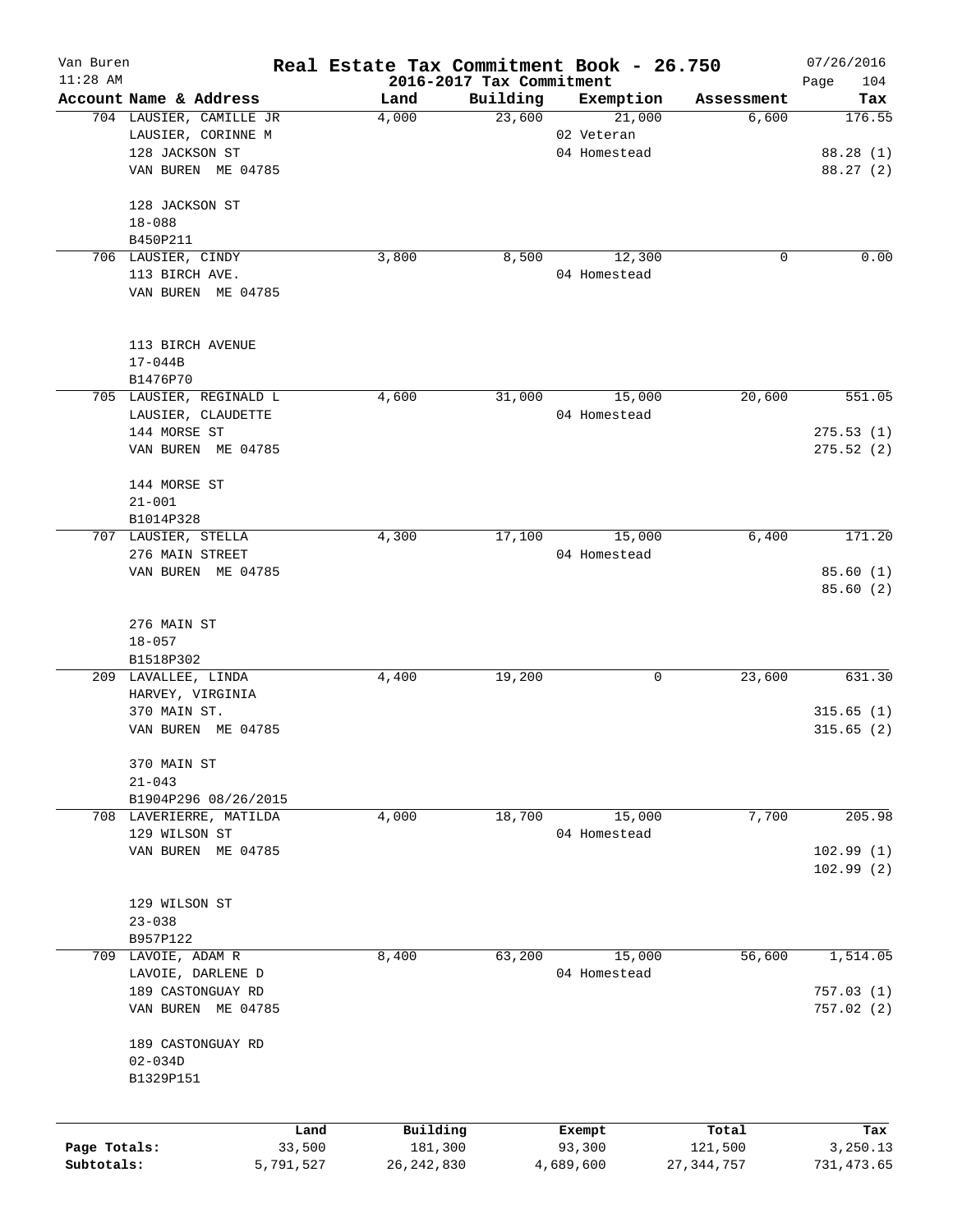# Real Estate Tax Commitment Book - 26.750

Van Buren
11:28 AM

2016-2017 Tax Commitment

07/26/2016

| Account Name & Address | Land | Building | Exemption | Assessment | Tax |
|---|---|---|---|---|---|
| 704 LAUSIER, CAMILLE JR<br>LAUSIER, CORINNE M<br>128 JACKSON ST<br>VAN BUREN ME 04785<br><br>128 JACKSON ST<br>18-088<br>B450P211 | 4,000 | 23,600 | 21,000<br>02 Veteran<br>04 Homestead | 6,600 | 176.55<br><br>88.28 (1)<br>88.27 (2) |
| 706 LAUSIER, CINDY<br>113 BIRCH AVE.<br>VAN BUREN ME 04785<br><br>113 BIRCH AVENUE<br>17-044B<br>B1476P70 | 3,800 | 8,500 | 12,300<br>04 Homestead | 0 | 0.00 |
| 705 LAUSIER, REGINALD L<br>LAUSIER, CLAUDETTE<br>144 MORSE ST<br>VAN BUREN ME 04785<br><br>144 MORSE ST<br>21-001<br>B1014P328 | 4,600 | 31,000 | 15,000<br>04 Homestead | 20,600 | 551.05<br><br>275.53 (1)<br>275.52 (2) |
| 707 LAUSIER, STELLA<br>276 MAIN STREET<br>VAN BUREN ME 04785<br><br>276 MAIN ST<br>18-057<br>B1518P302 | 4,300 | 17,100 | 15,000<br>04 Homestead | 6,400 | 171.20<br><br>85.60 (1)<br>85.60 (2) |
| 209 LAVALLEE, LINDA<br>HARVEY, VIRGINIA<br>370 MAIN ST.<br>VAN BUREN ME 04785<br><br>370 MAIN ST<br>21-043<br>B1904P296 08/26/2015 | 4,400 | 19,200 | 0 | 23,600 | 631.30<br><br>315.65 (1)<br>315.65 (2) |
| 708 LAVERIERRE, MATILDA<br>129 WILSON ST<br>VAN BUREN ME 04785<br><br>129 WILSON ST<br>23-038<br>B957P122 | 4,000 | 18,700 | 15,000<br>04 Homestead | 7,700 | 205.98<br><br>102.99 (1)<br>102.99 (2) |
| 709 LAVOIE, ADAM R<br>LAVOIE, DARLENE D<br>189 CASTONGUAY RD<br>VAN BUREN ME 04785<br><br>189 CASTONGUAY RD<br>02-034D<br>B1329P151 | 8,400 | 63,200 | 15,000<br>04 Homestead | 56,600 | 1,514.05<br><br>757.03 (1)<br>757.02 (2) |

| | Land | Building | Exempt | Total | Tax |
|---|---|---|---|---|---|
| Page Totals: | 33,500 | 181,300 | 93,300 | 121,500 | 3,250.13 |
| Subtotals: | 5,791,527 | 26,242,830 | 4,689,600 | 27,344,757 | 731,473.65 |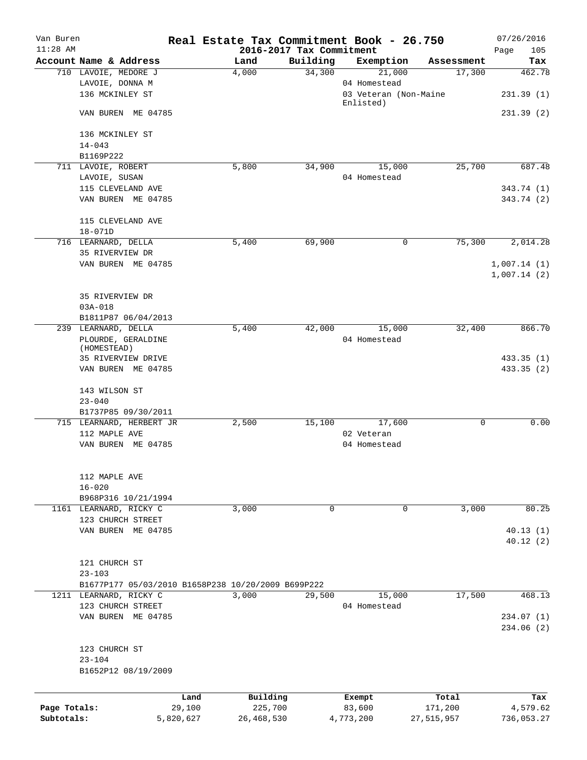Van Buren — Real Estate Tax Commitment Book - 26.750 — 07/26/2016
11:28 AM — 2016-2017 Tax Commitment — Page 105

| Account Name & Address | Land | Building | Exemption | Assessment | Tax |
|---|---|---|---|---|---|
| 710 LAVOIE, MEDORE J | 4,000 | 34,300 | 21,000 | 17,300 | 462.78 |
| LAVOIE, DONNA M | | | 04 Homestead | | |
| 136 MCKINLEY ST | | | 03 Veteran (Non-Maine Enlisted) | | 231.39 (1) |
| VAN BUREN ME 04785 | | | | | 231.39 (2) |
| 136 MCKINLEY ST | | | | | |
| 14-043 | | | | | |
| B1169P222 | | | | | |
| 711 LAVOIE, ROBERT | 5,800 | 34,900 | 15,000 | 25,700 | 687.48 |
| LAVOIE, SUSAN | | | 04 Homestead | | |
| 115 CLEVELAND AVE | | | | | 343.74 (1) |
| VAN BUREN ME 04785 | | | | | 343.74 (2) |
| 115 CLEVELAND AVE | | | | | |
| 18-071D | | | | | |
| 716 LEARNARD, DELLA | 5,400 | 69,900 | 0 | 75,300 | 2,014.28 |
| 35 RIVERVIEW DR | | | | | |
| VAN BUREN ME 04785 | | | | | 1,007.14 (1) |
| | | | | | 1,007.14 (2) |
| 35 RIVERVIEW DR | | | | | |
| 03A-018 | | | | | |
| B1811P87 06/04/2013 | | | | | |
| 239 LEARNARD, DELLA | 5,400 | 42,000 | 15,000 | 32,400 | 866.70 |
| PLOURDE, GERALDINE (HOMESTEAD) | | | 04 Homestead | | |
| 35 RIVERVIEW DRIVE | | | | | 433.35 (1) |
| VAN BUREN ME 04785 | | | | | 433.35 (2) |
| 143 WILSON ST | | | | | |
| 23-040 | | | | | |
| B1737P85 09/30/2011 | | | | | |
| 715 LEARNARD, HERBERT JR | 2,500 | 15,100 | 17,600 | 0 | 0.00 |
| 112 MAPLE AVE | | | 02 Veteran | | |
| VAN BUREN ME 04785 | | | 04 Homestead | | |
| 112 MAPLE AVE | | | | | |
| 16-020 | | | | | |
| B968P316 10/21/1994 | | | | | |
| 1161 LEARNARD, RICKY C | 3,000 | 0 | 0 | 3,000 | 80.25 |
| 123 CHURCH STREET | | | | | |
| VAN BUREN ME 04785 | | | | | 40.13 (1) |
| | | | | | 40.12 (2) |
| 121 CHURCH ST | | | | | |
| 23-103 | | | | | |
| B1677P177 05/03/2010 B1658P238 10/20/2009 B699P222 | | | | | |
| 1211 LEARNARD, RICKY C | 3,000 | 29,500 | 15,000 | 17,500 | 468.13 |
| 123 CHURCH STREET | | | 04 Homestead | | |
| VAN BUREN ME 04785 | | | | | 234.07 (1) |
| | | | | | 234.06 (2) |
| 123 CHURCH ST | | | | | |
| 23-104 | | | | | |
| B1652P12 08/19/2009 | | | | | |

| | Land | Building | Exempt | Total | Tax |
|---|---|---|---|---|---|
| Page Totals: | 29,100 | 225,700 | 83,600 | 171,200 | 4,579.62 |
| Subtotals: | 5,820,627 | 26,468,530 | 4,773,200 | 27,515,957 | 736,053.27 |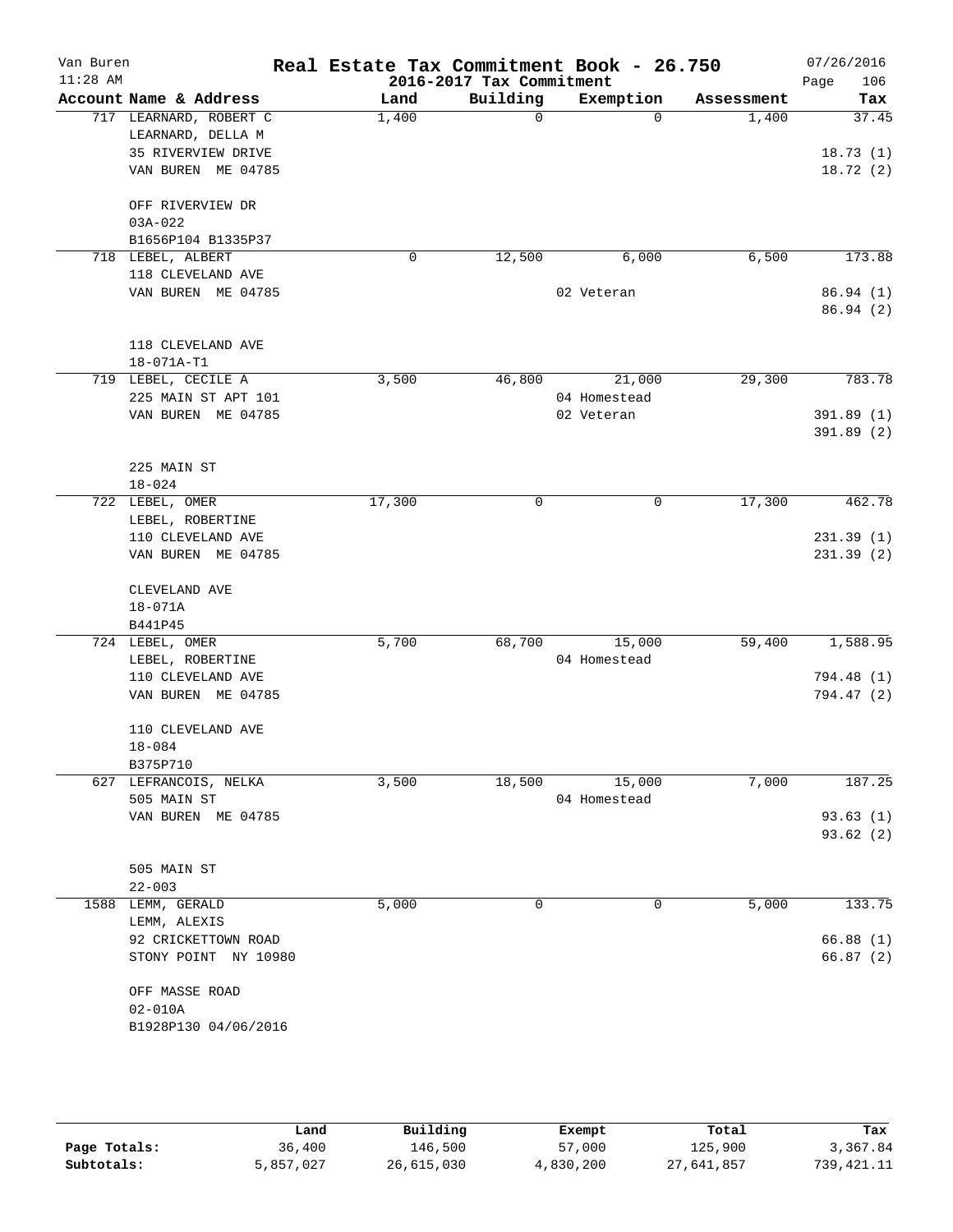# Real Estate Tax Commitment Book - 26.750

Van Buren, 11:28 AM — 2016-2017 Tax Commitment — 07/26/2016

| Account Name & Address | Land | Building | Exemption | Assessment | Tax |
|---|---|---|---|---|---|
| 717 LEARNARD, ROBERT C<br>LEARNARD, DELLA M<br>35 RIVERVIEW DRIVE<br>VAN BUREN ME 04785<br><br>OFF RIVERVIEW DR<br>03A-022<br>B1656P104 B1335P37 | 1,400 | 0 | 0 | 1,400 | 37.45<br><br>18.73 (1)<br>18.72 (2) |
| 718 LEBEL, ALBERT<br>118 CLEVELAND AVE<br>VAN BUREN ME 04785<br><br>118 CLEVELAND AVE<br>18-071A-T1 | 0 | 12,500 | 6,000<br>02 Veteran | 6,500 | 173.88<br><br>86.94 (1)<br>86.94 (2) |
| 719 LEBEL, CECILE A<br>225 MAIN ST APT 101<br>VAN BUREN ME 04785<br><br>225 MAIN ST<br>18-024 | 3,500 | 46,800 | 21,000<br>04 Homestead<br>02 Veteran | 29,300 | 783.78<br><br>391.89 (1)<br>391.89 (2) |
| 722 LEBEL, OMER<br>LEBEL, ROBERTINE<br>110 CLEVELAND AVE<br>VAN BUREN ME 04785<br><br>CLEVELAND AVE<br>18-071A<br>B441P45 | 17,300 | 0 | 0 | 17,300 | 462.78<br><br>231.39 (1)<br>231.39 (2) |
| 724 LEBEL, OMER<br>LEBEL, ROBERTINE<br>110 CLEVELAND AVE<br>VAN BUREN ME 04785<br><br>110 CLEVELAND AVE<br>18-084<br>B375P710 | 5,700 | 68,700 | 15,000<br>04 Homestead | 59,400 | 1,588.95<br><br>794.48 (1)<br>794.47 (2) |
| 627 LEFRANCOIS, NELKA<br>505 MAIN ST<br>VAN BUREN ME 04785<br><br>505 MAIN ST<br>22-003 | 3,500 | 18,500 | 15,000<br>04 Homestead | 7,000 | 187.25<br><br>93.63 (1)<br>93.62 (2) |
| 1588 LEMM, GERALD<br>LEMM, ALEXIS<br>92 CRICKETTOWN ROAD<br>STONY POINT NY 10980<br><br>OFF MASSE ROAD<br>02-010A<br>B1928P130 04/06/2016 | 5,000 | 0 | 0 | 5,000 | 133.75<br><br>66.88 (1)<br>66.87 (2) |

| | Land | Building | Exempt | Total | Tax |
|---|---|---|---|---|---|
| Page Totals: | 36,400 | 146,500 | 57,000 | 125,900 | 3,367.84 |
| Subtotals: | 5,857,027 | 26,615,030 | 4,830,200 | 27,641,857 | 739,421.11 |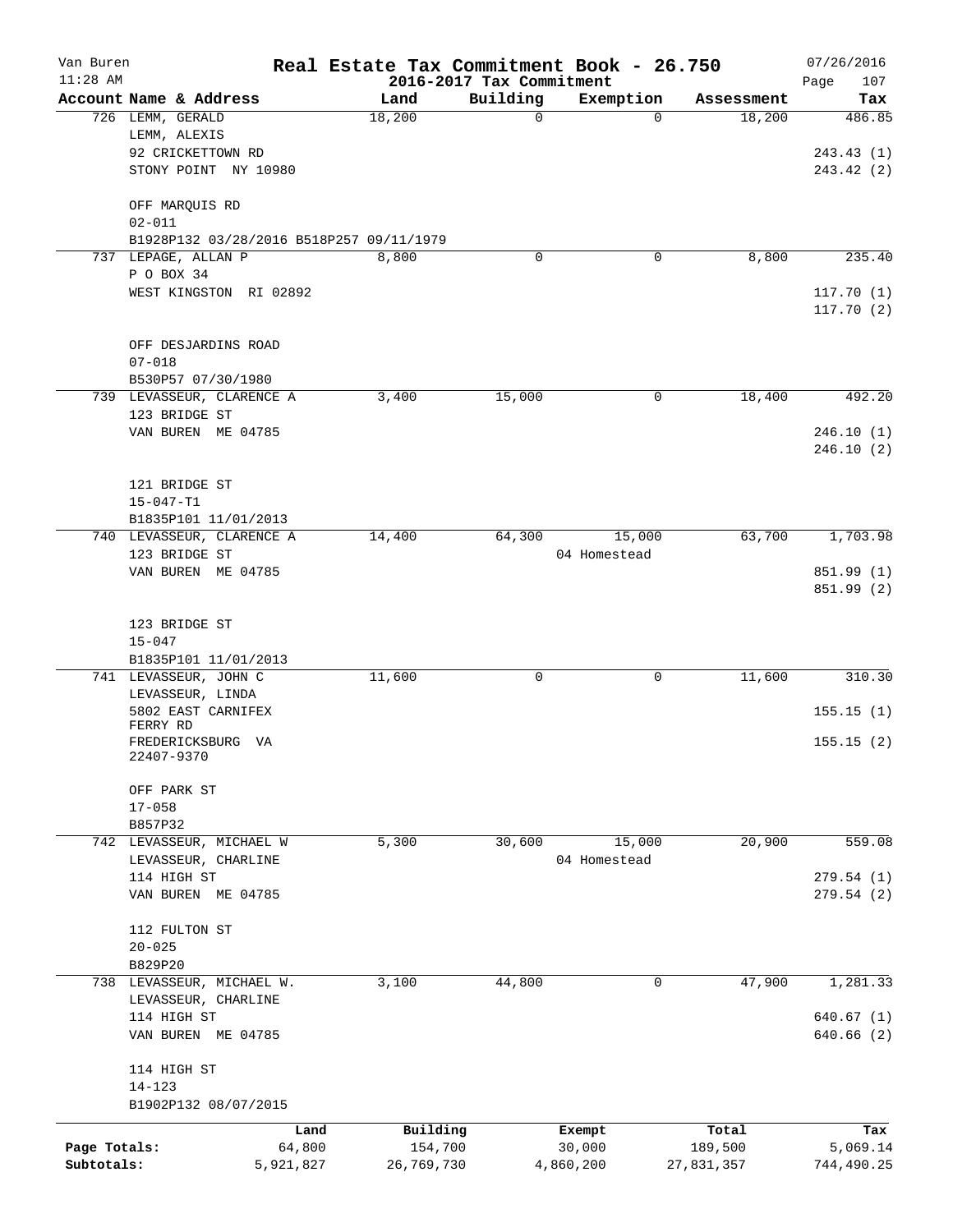Van Buren | Real Estate Tax Commitment Book - 26.750 | 07/26/2016
11:28 AM | 2016-2017 Tax Commitment | Page 107

| Account Name & Address | Land | Building | Exemption | Assessment | Tax |
|---|---|---|---|---|---|
| 726 LEMM, GERALD<br>LEMM, ALEXIS<br>92 CRICKETTOWN RD<br>STONY POINT NY 10980<br><br>OFF MARQUIS RD<br>02-011<br>B1928P132 03/28/2016 B518P257 09/11/1979 | 18,200 | 0 | 0 | 18,200 | 486.85<br><br>243.43 (1)<br>243.42 (2) |
| 737 LEPAGE, ALLAN P<br>P O BOX 34<br>WEST KINGSTON RI 02892<br><br>OFF DESJARDINS ROAD<br>07-018<br>B530P57 07/30/1980 | 8,800 | 0 | 0 | 8,800 | 235.40<br><br>117.70 (1)<br>117.70 (2) |
| 739 LEVASSEUR, CLARENCE A<br>123 BRIDGE ST<br>VAN BUREN ME 04785<br><br>121 BRIDGE ST<br>15-047-T1<br>B1835P101 11/01/2013 | 3,400 | 15,000 | 0 | 18,400 | 492.20<br><br>246.10 (1)<br>246.10 (2) |
| 740 LEVASSEUR, CLARENCE A<br>123 BRIDGE ST<br>VAN BUREN ME 04785<br><br>123 BRIDGE ST<br>15-047<br>B1835P101 11/01/2013 | 14,400 | 64,300 | 15,000<br>04 Homestead | 63,700 | 1,703.98<br><br>851.99 (1)<br>851.99 (2) |
| 741 LEVASSEUR, JOHN C<br>LEVASSEUR, LINDA<br>5802 EAST CARNIFEX FERRY RD<br>FREDERICKSBURG VA 22407-9370<br><br>OFF PARK ST<br>17-058<br>B857P32 | 11,600 | 0 | 0 | 11,600 | 310.30<br><br>155.15 (1)<br>155.15 (2) |
| 742 LEVASSEUR, MICHAEL W<br>LEVASSEUR, CHARLINE<br>114 HIGH ST<br>VAN BUREN ME 04785<br><br>112 FULTON ST<br>20-025<br>B829P20 | 5,300 | 30,600 | 15,000<br>04 Homestead | 20,900 | 559.08<br><br>279.54 (1)<br>279.54 (2) |
| 738 LEVASSEUR, MICHAEL W.<br>LEVASSEUR, CHARLINE<br>114 HIGH ST<br>VAN BUREN ME 04785<br><br>114 HIGH ST<br>14-123<br>B1902P132 08/07/2015 | 3,100 | 44,800 | 0 | 47,900 | 1,281.33<br><br>640.67 (1)<br>640.66 (2) |

| | Land | Building | Exempt | Total | Tax |
|---|---|---|---|---|---|
| Page Totals: | 64,800 | 154,700 | 30,000 | 189,500 | 5,069.14 |
| Subtotals: | 5,921,827 | 26,769,730 | 4,860,200 | 27,831,357 | 744,490.25 |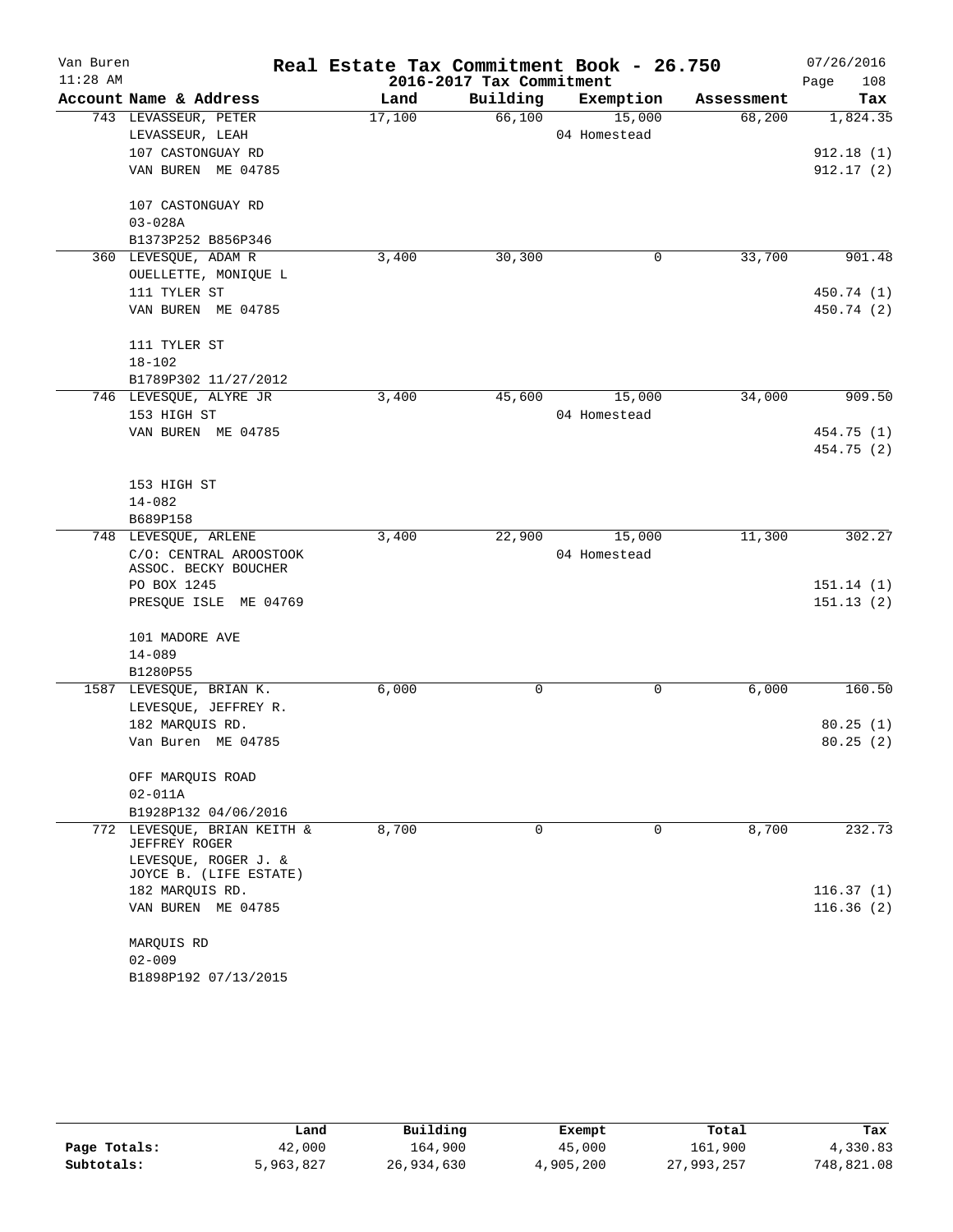# Real Estate Tax Commitment Book - 26.750

Van Buren
11:28 AM

2016-2017 Tax Commitment

07/26/2016

| Account Name & Address | Land | Building | Exemption | Assessment | Tax |
|---|---|---|---|---|---|
| 743 LEVASSEUR, PETER<br>LEVASSEUR, LEAH<br>107 CASTONGUAY RD<br>VAN BUREN ME 04785<br><br>107 CASTONGUAY RD<br>03-028A<br>B1373P252 B856P346 | 17,100 | 66,100 | 15,000<br>04 Homestead | 68,200 | 1,824.35<br><br>912.18 (1)<br>912.17 (2) |
| 360 LEVESQUE, ADAM R<br>OUELLETTE, MONIQUE L<br>111 TYLER ST<br>VAN BUREN ME 04785<br><br>111 TYLER ST<br>18-102<br>B1789P302 11/27/2012 | 3,400 | 30,300 | 0 | 33,700 | 901.48<br><br>450.74 (1)<br>450.74 (2) |
| 746 LEVESQUE, ALYRE JR<br>153 HIGH ST<br>VAN BUREN ME 04785<br><br>153 HIGH ST<br>14-082<br>B689P158 | 3,400 | 45,600 | 15,000<br>04 Homestead | 34,000 | 909.50<br><br>454.75 (1)<br>454.75 (2) |
| 748 LEVESQUE, ARLENE<br>C/O: CENTRAL AROOSTOOK ASSOC. BECKY BOUCHER<br>PO BOX 1245<br>PRESQUE ISLE ME 04769<br><br>101 MADORE AVE<br>14-089<br>B1280P55 | 3,400 | 22,900 | 15,000<br>04 Homestead | 11,300 | 302.27<br><br>151.14 (1)<br>151.13 (2) |
| 1587 LEVESQUE, BRIAN K.<br>LEVESQUE, JEFFREY R.<br>182 MARQUIS RD.<br>Van Buren ME 04785<br><br>OFF MARQUIS ROAD<br>02-011A<br>B1928P132 04/06/2016 | 6,000 | 0 | 0 | 6,000 | 160.50<br><br>80.25 (1)<br>80.25 (2) |
| 772 LEVESQUE, BRIAN KEITH & JEFFREY ROGER<br>LEVESQUE, ROGER J. & JOYCE B. (LIFE ESTATE)<br>182 MARQUIS RD.<br>VAN BUREN ME 04785<br><br>MARQUIS RD<br>02-009<br>B1898P192 07/13/2015 | 8,700 | 0 | 0 | 8,700 | 232.73<br><br>116.37 (1)<br>116.36 (2) |

| | Land | Building | Exempt | Total | Tax |
|---|---|---|---|---|---|
| Page Totals: | 42,000 | 164,900 | 45,000 | 161,900 | 4,330.83 |
| Subtotals: | 5,963,827 | 26,934,630 | 4,905,200 | 27,993,257 | 748,821.08 |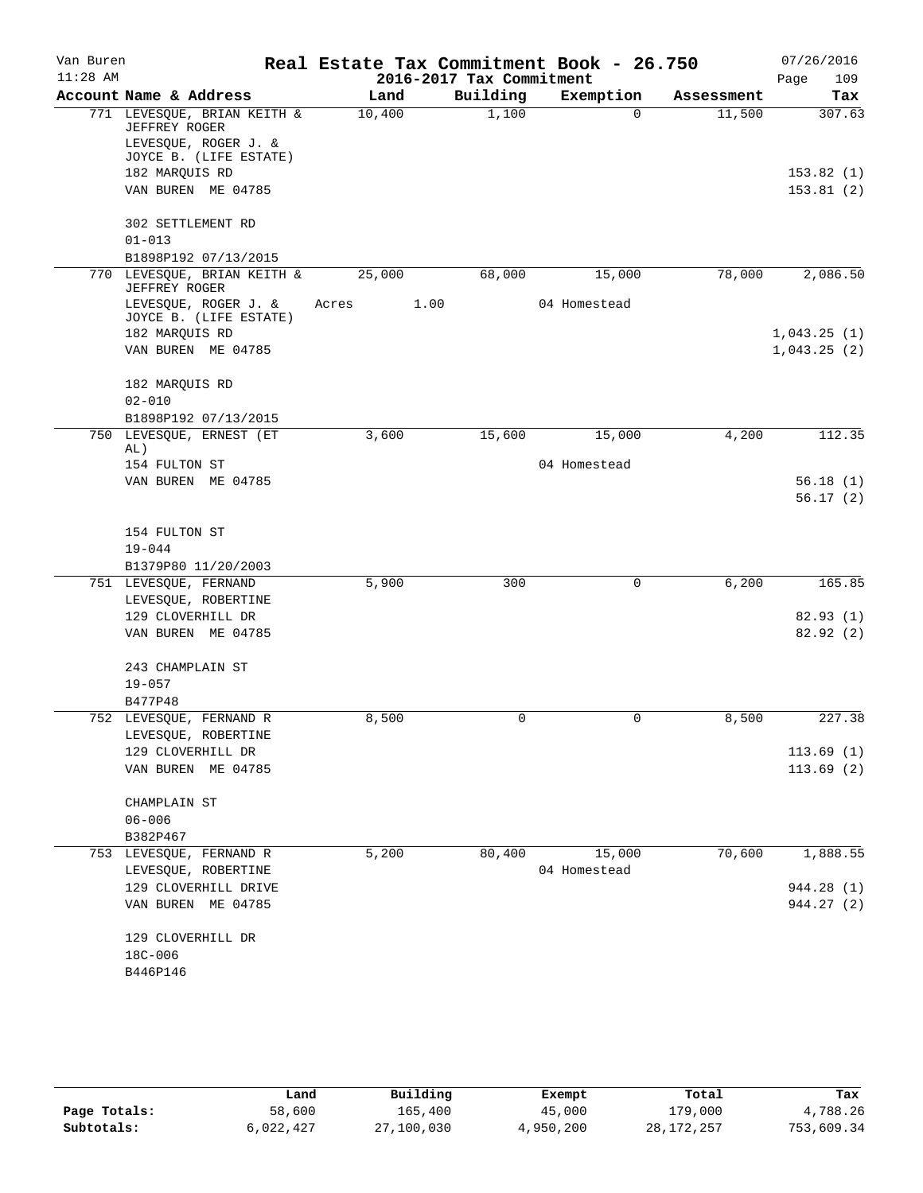# Real Estate Tax Commitment Book - 26.750

Van Buren
11:28 AM

2016-2017 Tax Commitment

07/26/2016
Page 109

| Account Name & Address | Land | Building | Exemption | Assessment | Tax |
|---|---|---|---|---|---|
| 771 LEVESQUE, BRIAN KEITH & JEFFREY ROGER | 10,400 | 1,100 | 0 | 11,500 | 307.63 |
| LEVESQUE, ROGER J. & JOYCE B. (LIFE ESTATE) | | | | | |
| 182 MARQUIS RD | | | | | 153.82 (1) |
| VAN BUREN ME 04785 | | | | | 153.81 (2) |
| 302 SETTLEMENT RD | | | | | |
| 01-013 | | | | | |
| B1898P192 07/13/2015 | | | | | |
| 770 LEVESQUE, BRIAN KEITH & JEFFREY ROGER | 25,000 | 68,000 | 15,000 | 78,000 | 2,086.50 |
| LEVESQUE, ROGER J. & JOYCE B. (LIFE ESTATE) | Acres 1.00 | | 04 Homestead | | |
| 182 MARQUIS RD | | | | | 1,043.25 (1) |
| VAN BUREN ME 04785 | | | | | 1,043.25 (2) |
| 182 MARQUIS RD | | | | | |
| 02-010 | | | | | |
| B1898P192 07/13/2015 | | | | | |
| 750 LEVESQUE, ERNEST (ET AL) | 3,600 | 15,600 | 15,000 | 4,200 | 112.35 |
| 154 FULTON ST | | | 04 Homestead | | |
| VAN BUREN ME 04785 | | | | | 56.18 (1) |
| | | | | | 56.17 (2) |
| 154 FULTON ST | | | | | |
| 19-044 | | | | | |
| B1379P80 11/20/2003 | | | | | |
| 751 LEVESQUE, FERNAND | 5,900 | 300 | 0 | 6,200 | 165.85 |
| LEVESQUE, ROBERTINE | | | | | |
| 129 CLOVERHILL DR | | | | | 82.93 (1) |
| VAN BUREN ME 04785 | | | | | 82.92 (2) |
| 243 CHAMPLAIN ST | | | | | |
| 19-057 | | | | | |
| B477P48 | | | | | |
| 752 LEVESQUE, FERNAND R | 8,500 | 0 | 0 | 8,500 | 227.38 |
| LEVESQUE, ROBERTINE | | | | | |
| 129 CLOVERHILL DR | | | | | 113.69 (1) |
| VAN BUREN ME 04785 | | | | | 113.69 (2) |
| CHAMPLAIN ST | | | | | |
| 06-006 | | | | | |
| B382P467 | | | | | |
| 753 LEVESQUE, FERNAND R | 5,200 | 80,400 | 15,000 | 70,600 | 1,888.55 |
| LEVESQUE, ROBERTINE | | | 04 Homestead | | |
| 129 CLOVERHILL DRIVE | | | | | 944.28 (1) |
| VAN BUREN ME 04785 | | | | | 944.27 (2) |
| 129 CLOVERHILL DR | | | | | |
| 18C-006 | | | | | |
| B446P146 | | | | | |

| | Land | Building | Exempt | Total | Tax |
|---|---|---|---|---|---|
| Page Totals: | 58,600 | 165,400 | 45,000 | 179,000 | 4,788.26 |
| Subtotals: | 6,022,427 | 27,100,030 | 4,950,200 | 28,172,257 | 753,609.34 |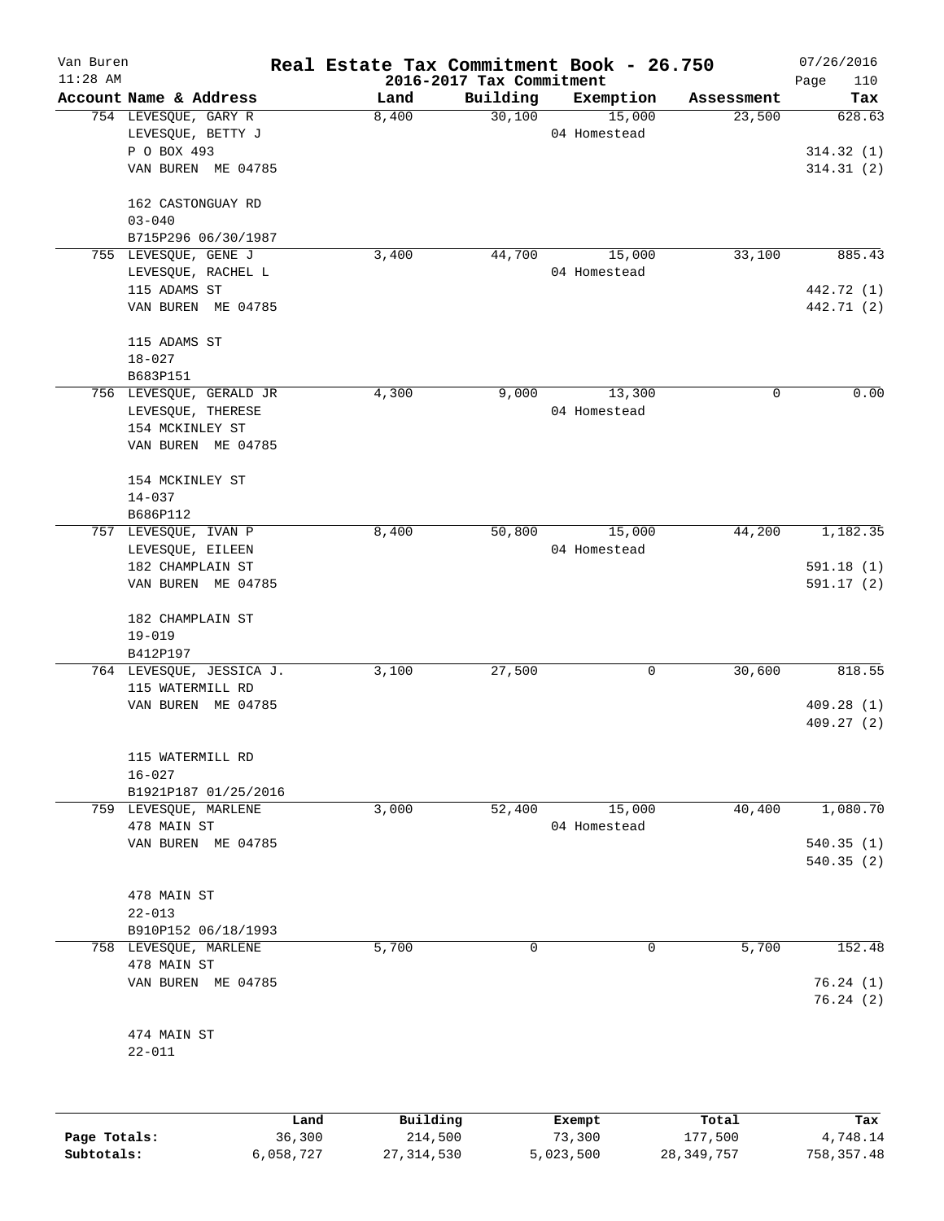Van Buren
11:28 AM

**Real Estate Tax Commitment Book - 26.750**

**2016-2017 Tax Commitment**

07/26/2016

| Account Name & Address | Land | Building | Exemption | Assessment | Tax |
|---|---|---|---|---|---|
| 754 LEVESQUE, GARY R<br>LEVESQUE, BETTY J<br>P O BOX 493<br>VAN BUREN ME 04785<br><br>162 CASTONGUAY RD<br>03-040<br>B715P296 06/30/1987 | 8,400 | 30,100 | 15,000<br>04 Homestead | 23,500 | 628.63<br><br>314.32 (1)<br>314.31 (2) |
| 755 LEVESQUE, GENE J<br>LEVESQUE, RACHEL L<br>115 ADAMS ST<br>VAN BUREN ME 04785<br><br>115 ADAMS ST<br>18-027<br>B683P151 | 3,400 | 44,700 | 15,000<br>04 Homestead | 33,100 | 885.43<br><br>442.72 (1)<br>442.71 (2) |
| 756 LEVESQUE, GERALD JR<br>LEVESQUE, THERESE<br>154 MCKINLEY ST<br>VAN BUREN ME 04785<br><br>154 MCKINLEY ST<br>14-037<br>B686P112 | 4,300 | 9,000 | 13,300<br>04 Homestead | 0 | 0.00 |
| 757 LEVESQUE, IVAN P<br>LEVESQUE, EILEEN<br>182 CHAMPLAIN ST<br>VAN BUREN ME 04785<br><br>182 CHAMPLAIN ST<br>19-019<br>B412P197 | 8,400 | 50,800 | 15,000<br>04 Homestead | 44,200 | 1,182.35<br><br>591.18 (1)<br>591.17 (2) |
| 764 LEVESQUE, JESSICA J.<br>115 WATERMILL RD<br>VAN BUREN ME 04785<br><br>115 WATERMILL RD<br>16-027<br>B1921P187 01/25/2016 | 3,100 | 27,500 | 0 | 30,600 | 818.55<br><br>409.28 (1)<br>409.27 (2) |
| 759 LEVESQUE, MARLENE<br>478 MAIN ST<br>VAN BUREN ME 04785<br><br>478 MAIN ST<br>22-013<br>B910P152 06/18/1993 | 3,000 | 52,400 | 15,000<br>04 Homestead | 40,400 | 1,080.70<br><br>540.35 (1)<br>540.35 (2) |
| 758 LEVESQUE, MARLENE<br>478 MAIN ST<br>VAN BUREN ME 04785<br><br>474 MAIN ST<br>22-011 | 5,700 | 0 | 0 | 5,700 | 152.48<br><br>76.24 (1)<br>76.24 (2) |

| | Land | Building | Exempt | Total | Tax |
|---|---|---|---|---|---|
| **Page Totals:** | 36,300 | 214,500 | 73,300 | 177,500 | 4,748.14 |
| **Subtotals:** | 6,058,727 | 27,314,530 | 5,023,500 | 28,349,757 | 758,357.48 |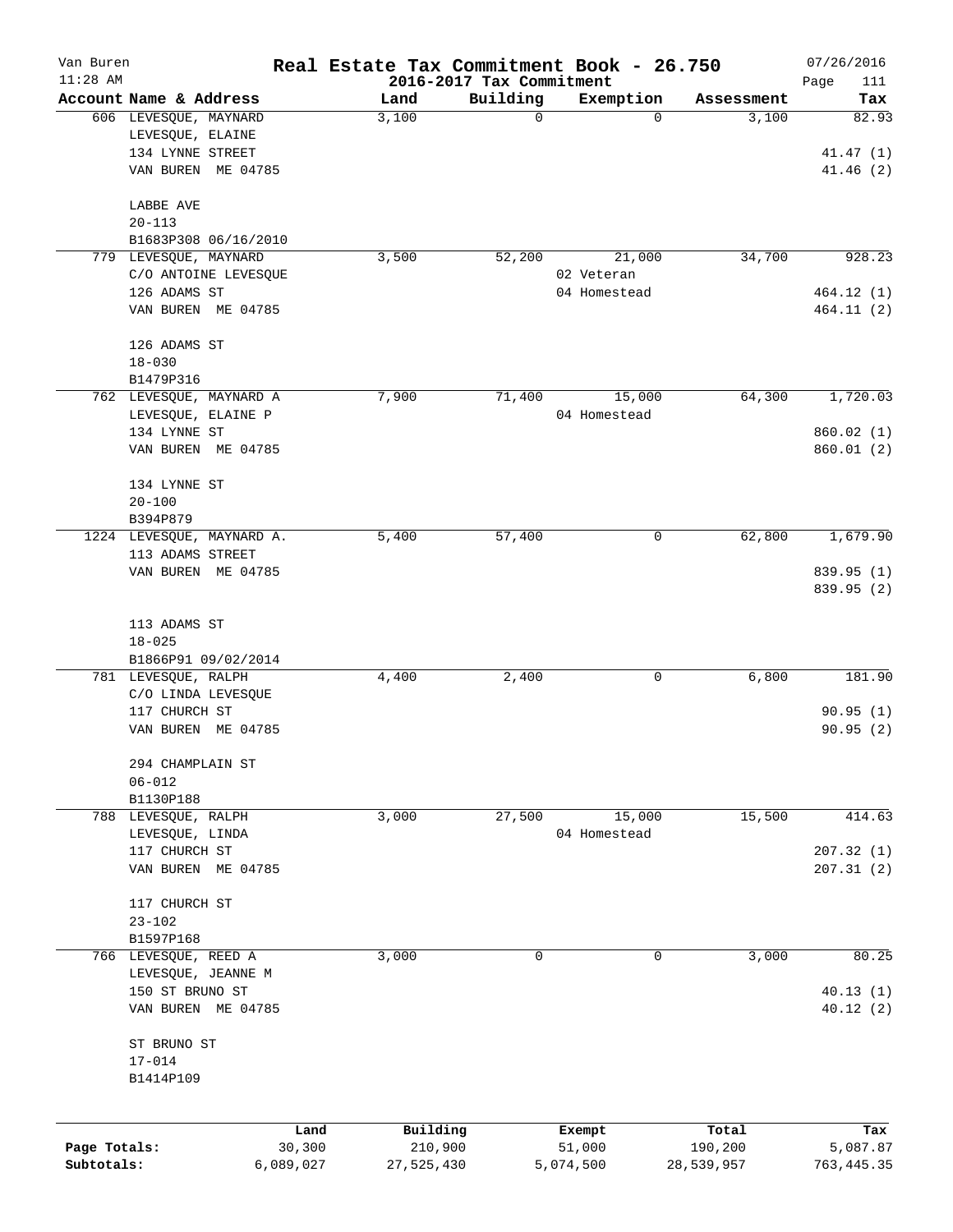Van Buren 11:28 AM

# Real Estate Tax Commitment Book - 26.750

## 2016-2017 Tax Commitment

07/26/2016 Page 111

| Account Name & Address | Land | Building | Exemption | Assessment | Tax |
|---|---|---|---|---|---|
| 606 LEVESQUE, MAYNARD<br>LEVESQUE, ELAINE<br>134 LYNNE STREET<br>VAN BUREN ME 04785<br><br>LABBE AVE<br>20-113<br>B1683P308 06/16/2010 | 3,100 | 0 | 0 | 3,100 | 82.93<br><br>41.47 (1)<br>41.46 (2) |
| 779 LEVESQUE, MAYNARD<br>C/O ANTOINE LEVESQUE<br>126 ADAMS ST<br>VAN BUREN ME 04785<br><br>126 ADAMS ST<br>18-030<br>B1479P316 | 3,500 | 52,200 | 21,000<br>02 Veteran<br>04 Homestead | 34,700 | 928.23<br><br>464.12 (1)<br>464.11 (2) |
| 762 LEVESQUE, MAYNARD A<br>LEVESQUE, ELAINE P<br>134 LYNNE ST<br>VAN BUREN ME 04785<br><br>134 LYNNE ST<br>20-100<br>B394P879 | 7,900 | 71,400 | 15,000<br>04 Homestead | 64,300 | 1,720.03<br><br>860.02 (1)<br>860.01 (2) |
| 1224 LEVESQUE, MAYNARD A.<br>113 ADAMS STREET<br>VAN BUREN ME 04785<br><br>113 ADAMS ST<br>18-025<br>B1866P91 09/02/2014 | 5,400 | 57,400 | 0 | 62,800 | 1,679.90<br><br>839.95 (1)<br>839.95 (2) |
| 781 LEVESQUE, RALPH<br>C/O LINDA LEVESQUE<br>117 CHURCH ST<br>VAN BUREN ME 04785<br><br>294 CHAMPLAIN ST<br>06-012<br>B1130P188 | 4,400 | 2,400 | 0 | 6,800 | 181.90<br><br>90.95 (1)<br>90.95 (2) |
| 788 LEVESQUE, RALPH<br>LEVESQUE, LINDA<br>117 CHURCH ST<br>VAN BUREN ME 04785<br><br>117 CHURCH ST<br>23-102<br>B1597P168 | 3,000 | 27,500 | 15,000<br>04 Homestead | 15,500 | 414.63<br><br>207.32 (1)<br>207.31 (2) |
| 766 LEVESQUE, REED A<br>LEVESQUE, JEANNE M<br>150 ST BRUNO ST<br>VAN BUREN ME 04785<br><br>ST BRUNO ST<br>17-014<br>B1414P109 | 3,000 | 0 | 0 | 3,000 | 80.25<br><br>40.13 (1)<br>40.12 (2) |

| | Land | Building | Exempt | Total | Tax |
|---|---|---|---|---|---|
| Page Totals: | 30,300 | 210,900 | 51,000 | 190,200 | 5,087.87 |
| Subtotals: | 6,089,027 | 27,525,430 | 5,074,500 | 28,539,957 | 763,445.35 |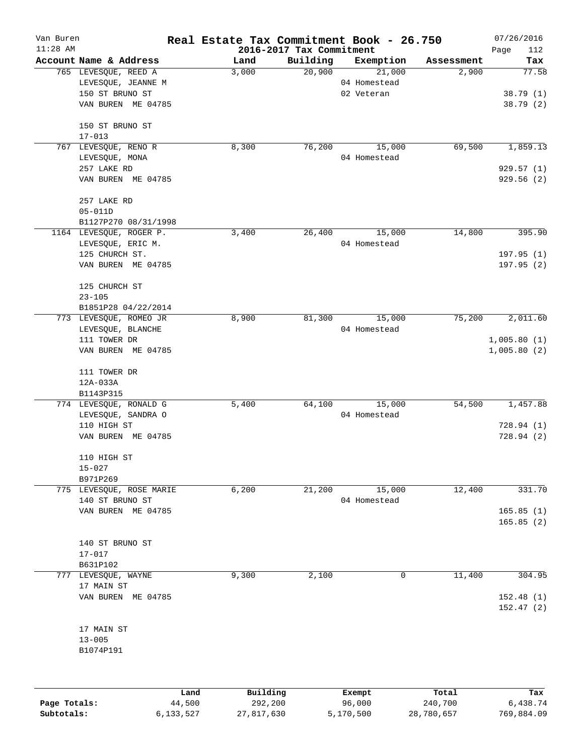# Real Estate Tax Commitment Book - 26.750

Van Buren
11:28 AM

2016-2017 Tax Commitment

07/26/2016
Page 112

| Account Name & Address | Land | Building | Exemption | Assessment | Tax |
|---|---|---|---|---|---|
| 765 LEVESQUE, REED A<br>LEVESQUE, JEANNE M<br>150 ST BRUNO ST<br>VAN BUREN ME 04785<br><br>150 ST BRUNO ST<br>17-013 | 3,000 | 20,900 | 21,000<br>04 Homestead<br>02 Veteran | 2,900 | 77.58<br><br>38.79 (1)<br>38.79 (2) |
| 767 LEVESQUE, RENO R<br>LEVESQUE, MONA<br>257 LAKE RD<br>VAN BUREN ME 04785<br><br>257 LAKE RD<br>05-011D<br>B1127P270 08/31/1998 | 8,300 | 76,200 | 15,000<br>04 Homestead | 69,500 | 1,859.13<br><br>929.57 (1)<br>929.56 (2) |
| 1164 LEVESQUE, ROGER P.<br>LEVESQUE, ERIC M.<br>125 CHURCH ST.<br>VAN BUREN ME 04785<br><br>125 CHURCH ST<br>23-105<br>B1851P28 04/22/2014 | 3,400 | 26,400 | 15,000<br>04 Homestead | 14,800 | 395.90<br><br>197.95 (1)<br>197.95 (2) |
| 773 LEVESQUE, ROMEO JR<br>LEVESQUE, BLANCHE<br>111 TOWER DR<br>VAN BUREN ME 04785<br><br>111 TOWER DR<br>12A-033A<br>B1143P315 | 8,900 | 81,300 | 15,000<br>04 Homestead | 75,200 | 2,011.60<br><br>1,005.80 (1)<br>1,005.80 (2) |
| 774 LEVESQUE, RONALD G<br>LEVESQUE, SANDRA O<br>110 HIGH ST<br>VAN BUREN ME 04785<br><br>110 HIGH ST<br>15-027<br>B971P269 | 5,400 | 64,100 | 15,000<br>04 Homestead | 54,500 | 1,457.88<br><br>728.94 (1)<br>728.94 (2) |
| 775 LEVESQUE, ROSE MARIE<br>140 ST BRUNO ST<br>VAN BUREN ME 04785<br><br>140 ST BRUNO ST<br>17-017<br>B631P102 | 6,200 | 21,200 | 15,000<br>04 Homestead | 12,400 | 331.70<br><br>165.85 (1)<br>165.85 (2) |
| 777 LEVESQUE, WAYNE<br>17 MAIN ST<br>VAN BUREN ME 04785<br><br>17 MAIN ST<br>13-005<br>B1074P191 | 9,300 | 2,100 | 0 | 11,400 | 304.95<br><br>152.48 (1)<br>152.47 (2) |

| | Land | Building | Exempt | Total | Tax |
|---|---|---|---|---|---|
| **Page Totals:** | 44,500 | 292,200 | 96,000 | 240,700 | 6,438.74 |
| **Subtotals:** | 6,133,527 | 27,817,630 | 5,170,500 | 28,780,657 | 769,884.09 |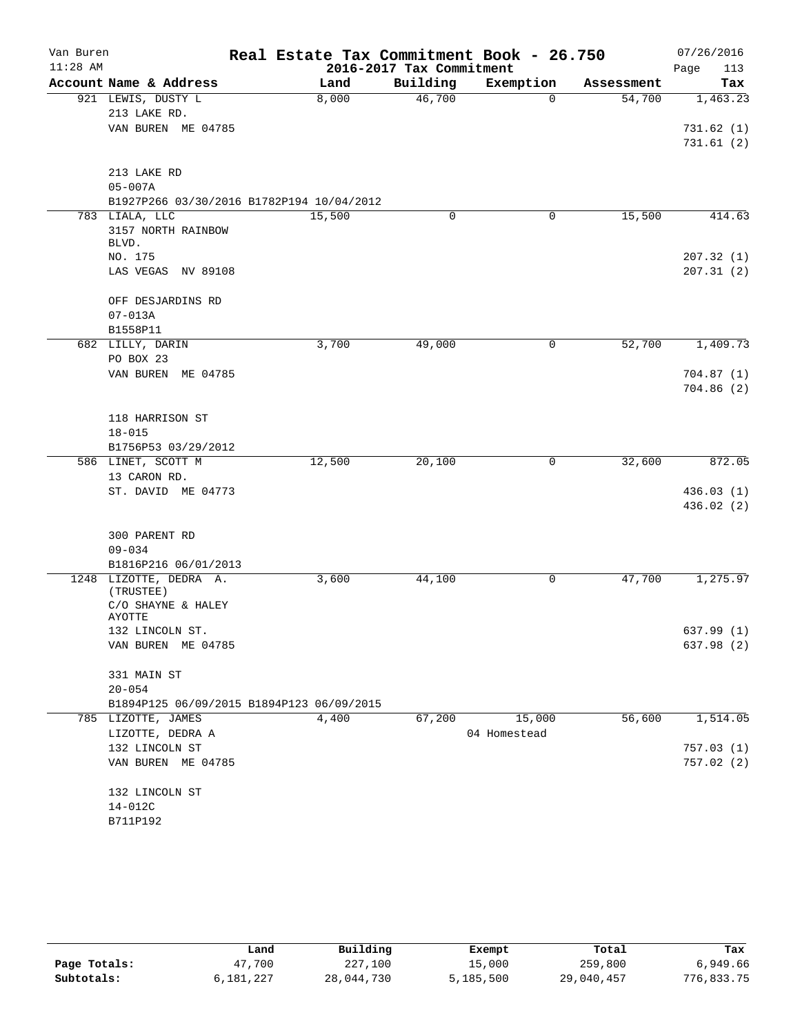# Real Estate Tax Commitment Book - 26.750

Van Buren
11:28 AM

2016-2017 Tax Commitment

07/26/2016

| Account Name & Address | Land | Building | Exemption | Assessment | Tax |
|---|---|---|---|---|---|
| 921 LEWIS, DUSTY L<br>213 LAKE RD.<br>VAN BUREN ME 04785<br><br>213 LAKE RD<br>05-007A<br>B1927P266 03/30/2016 B1782P194 10/04/2012 | 8,000 | 46,700 | 0 | 54,700 | 1,463.23<br><br>731.62 (1)<br>731.61 (2) |
| 783 LIALA, LLC<br>3157 NORTH RAINBOW BLVD.<br>NO. 175<br>LAS VEGAS NV 89108<br><br>OFF DESJARDINS RD<br>07-013A<br>B1558P11 | 15,500 | 0 | 0 | 15,500 | 414.63<br><br>207.32 (1)<br>207.31 (2) |
| 682 LILLY, DARIN<br>PO BOX 23<br>VAN BUREN ME 04785<br><br>118 HARRISON ST<br>18-015<br>B1756P53 03/29/2012 | 3,700 | 49,000 | 0 | 52,700 | 1,409.73<br><br>704.87 (1)<br>704.86 (2) |
| 586 LINET, SCOTT M<br>13 CARON RD.<br>ST. DAVID ME 04773<br><br>300 PARENT RD<br>09-034<br>B1816P216 06/01/2013 | 12,500 | 20,100 | 0 | 32,600 | 872.05<br><br>436.03 (1)<br>436.02 (2) |
| 1248 LIZOTTE, DEDRA A. (TRUSTEE)<br>C/O SHAYNE & HALEY AYOTTE<br>132 LINCOLN ST.<br>VAN BUREN ME 04785<br><br>331 MAIN ST<br>20-054<br>B1894P125 06/09/2015 B1894P123 06/09/2015 | 3,600 | 44,100 | 0 | 47,700 | 1,275.97<br><br>637.99 (1)<br>637.98 (2) |
| 785 LIZOTTE, JAMES<br>LIZOTTE, DEDRA A<br>132 LINCOLN ST<br>VAN BUREN ME 04785<br><br>132 LINCOLN ST<br>14-012C<br>B711P192 | 4,400 | 67,200 | 15,000<br>04 Homestead | 56,600 | 1,514.05<br><br>757.03 (1)<br>757.02 (2) |

| | Land | Building | Exempt | Total | Tax |
|---|---|---|---|---|---|
| Page Totals: | 47,700 | 227,100 | 15,000 | 259,800 | 6,949.66 |
| Subtotals: | 6,181,227 | 28,044,730 | 5,185,500 | 29,040,457 | 776,833.75 |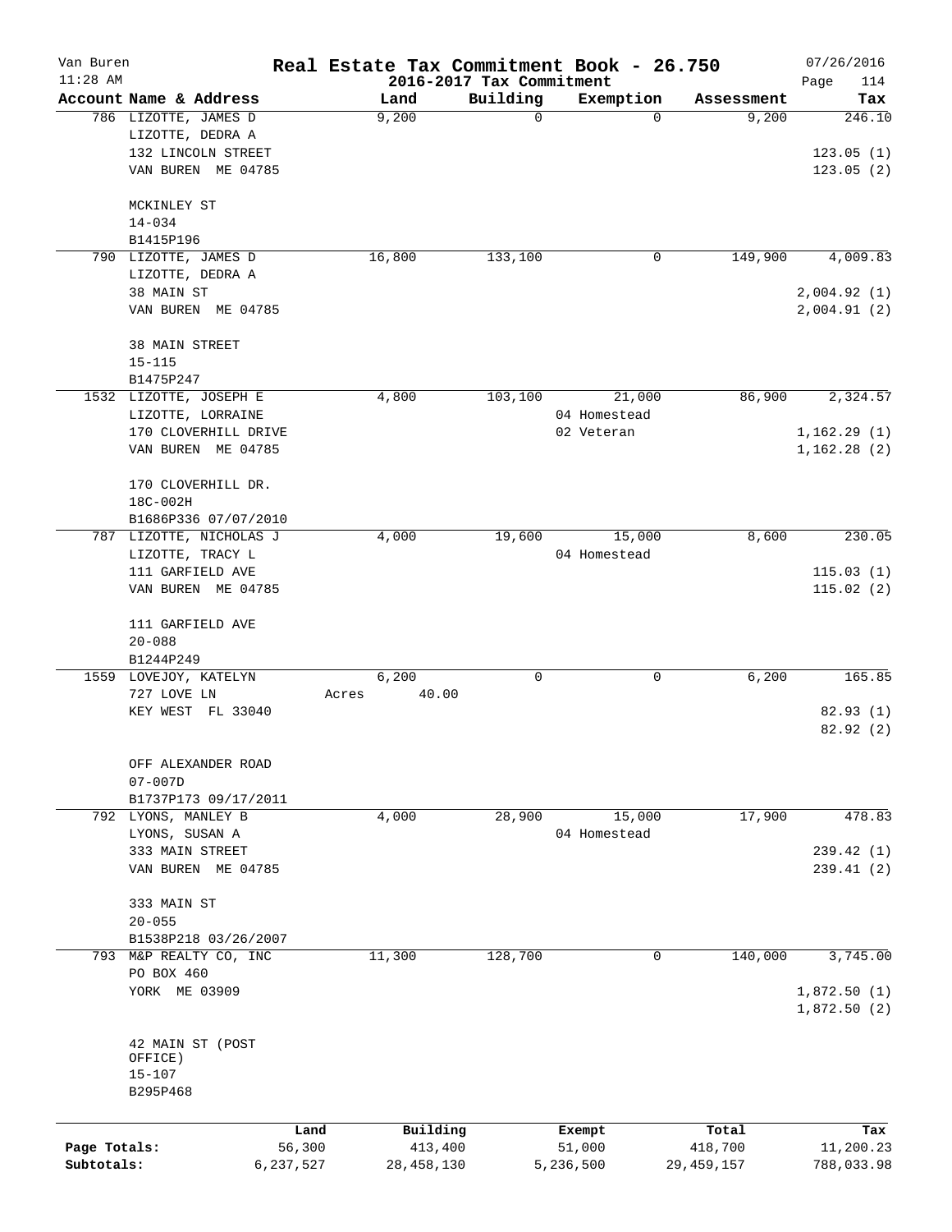# Real Estate Tax Commitment Book - 26.750

## 2016-2017 Tax Commitment

Van Buren
11:28 AM

07/26/2016

| Account Name & Address | Land | Building | Exemption | Assessment | Tax |
|---|---|---|---|---|---|
| 786 LIZOTTE, JAMES D<br>LIZOTTE, DEDRA A<br>132 LINCOLN STREET<br>VAN BUREN ME 04785<br><br>MCKINLEY ST<br>14-034<br>B1415P196 | 9,200 | 0 | 0 | 9,200 | 246.10<br><br>123.05 (1)<br>123.05 (2) |
| 790 LIZOTTE, JAMES D<br>LIZOTTE, DEDRA A<br>38 MAIN ST<br>VAN BUREN ME 04785<br><br>38 MAIN STREET<br>15-115<br>B1475P247 | 16,800 | 133,100 | 0 | 149,900 | 4,009.83<br><br>2,004.92 (1)<br>2,004.91 (2) |
| 1532 LIZOTTE, JOSEPH E<br>LIZOTTE, LORRAINE<br>170 CLOVERHILL DRIVE<br>VAN BUREN ME 04785<br><br>170 CLOVERHILL DR.<br>18C-002H<br>B1686P336 07/07/2010 | 4,800 | 103,100 | 21,000<br>04 Homestead<br>02 Veteran | 86,900 | 2,324.57<br><br>1,162.29 (1)<br>1,162.28 (2) |
| 787 LIZOTTE, NICHOLAS J<br>LIZOTTE, TRACY L<br>111 GARFIELD AVE<br>VAN BUREN ME 04785<br><br>111 GARFIELD AVE<br>20-088<br>B1244P249 | 4,000 | 19,600 | 15,000<br>04 Homestead | 8,600 | 230.05<br><br>115.03 (1)<br>115.02 (2) |
| 1559 LOVEJOY, KATELYN<br>727 LOVE LN<br>KEY WEST FL 33040<br><br>OFF ALEXANDER ROAD<br>07-007D<br>B1737P173 09/17/2011 | 6,200<br>Acres 40.00 | 0 | 0 | 6,200 | 165.85<br><br>82.93 (1)<br>82.92 (2) |
| 792 LYONS, MANLEY B<br>LYONS, SUSAN A<br>333 MAIN STREET<br>VAN BUREN ME 04785<br><br>333 MAIN ST<br>20-055<br>B1538P218 03/26/2007 | 4,000 | 28,900 | 15,000<br>04 Homestead | 17,900 | 478.83<br><br>239.42 (1)<br>239.41 (2) |
| 793 M&P REALTY CO, INC<br>PO BOX 460<br>YORK ME 03909<br><br>42 MAIN ST (POST OFFICE)<br>15-107<br>B295P468 | 11,300 | 128,700 | 0 | 140,000 | 3,745.00<br><br>1,872.50 (1)<br>1,872.50 (2) |

| | Land | Building | Exempt | Total | Tax |
|---|---|---|---|---|---|
| Page Totals: | 56,300 | 413,400 | 51,000 | 418,700 | 11,200.23 |
| Subtotals: | 6,237,527 | 28,458,130 | 5,236,500 | 29,459,157 | 788,033.98 |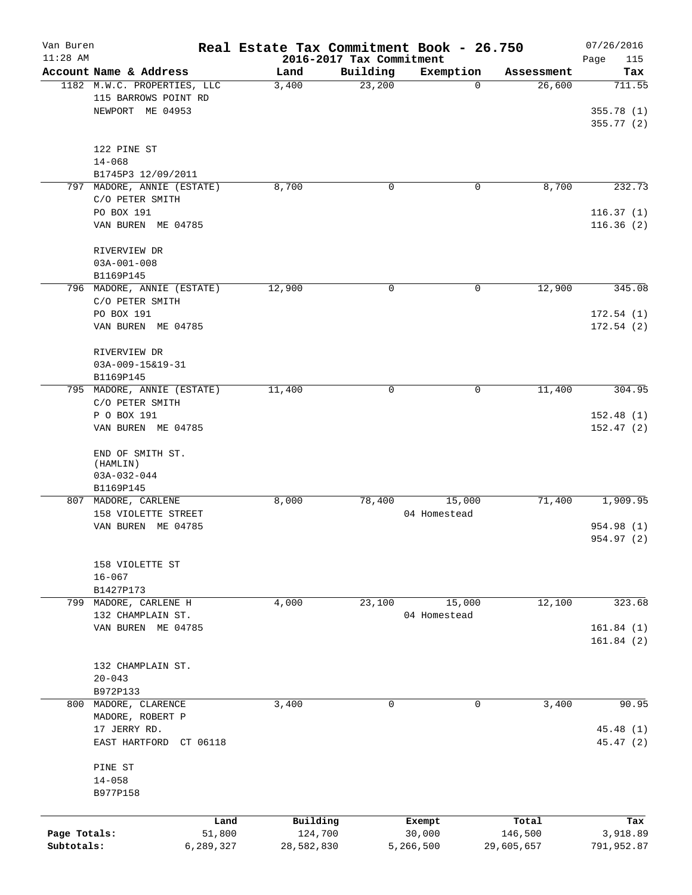# Real Estate Tax Commitment Book - 26.750

Van Buren
11:28 AM

2016-2017 Tax Commitment

07/26/2016

| Account Name & Address | Land | Building | Exemption | Assessment | Tax |
|---|---|---|---|---|---|
| 1182 M.W.C. PROPERTIES, LLC<br>115 BARROWS POINT RD<br>NEWPORT ME 04953<br><br>122 PINE ST<br>14-068<br>B1745P3 12/09/2011 | 3,400 | 23,200 | 0 | 26,600 | 711.55<br>355.78 (1)<br>355.77 (2) |
| 797 MADORE, ANNIE (ESTATE)<br>C/O PETER SMITH<br>PO BOX 191<br>VAN BUREN ME 04785<br><br>RIVERVIEW DR<br>03A-001-008<br>B1169P145 | 8,700 | 0 | 0 | 8,700 | 232.73<br>116.37 (1)<br>116.36 (2) |
| 796 MADORE, ANNIE (ESTATE)<br>C/O PETER SMITH<br>PO BOX 191<br>VAN BUREN ME 04785<br><br>RIVERVIEW DR<br>03A-009-15&19-31<br>B1169P145 | 12,900 | 0 | 0 | 12,900 | 345.08<br>172.54 (1)<br>172.54 (2) |
| 795 MADORE, ANNIE (ESTATE)<br>C/O PETER SMITH<br>P O BOX 191<br>VAN BUREN ME 04785<br><br>END OF SMITH ST.<br>(HAMLIN)<br>03A-032-044<br>B1169P145 | 11,400 | 0 | 0 | 11,400 | 304.95<br>152.48 (1)<br>152.47 (2) |
| 807 MADORE, CARLENE<br>158 VIOLETTE STREET<br>VAN BUREN ME 04785<br><br>158 VIOLETTE ST<br>16-067<br>B1427P173 | 8,000 | 78,400 | 15,000<br>04 Homestead | 71,400 | 1,909.95<br>954.98 (1)<br>954.97 (2) |
| 799 MADORE, CARLENE H<br>132 CHAMPLAIN ST.<br>VAN BUREN ME 04785<br><br>132 CHAMPLAIN ST.<br>20-043<br>B972P133 | 4,000 | 23,100 | 15,000<br>04 Homestead | 12,100 | 323.68<br>161.84 (1)<br>161.84 (2) |
| 800 MADORE, CLARENCE<br>MADORE, ROBERT P<br>17 JERRY RD.<br>EAST HARTFORD CT 06118<br><br>PINE ST<br>14-058<br>B977P158 | 3,400 | 0 | 0 | 3,400 | 90.95<br>45.48 (1)<br>45.47 (2) |

| | Land | Building | Exempt | Total | Tax |
|---|---|---|---|---|---|
| Page Totals: | 51,800 | 124,700 | 30,000 | 146,500 | 3,918.89 |
| Subtotals: | 6,289,327 | 28,582,830 | 5,266,500 | 29,605,657 | 791,952.87 |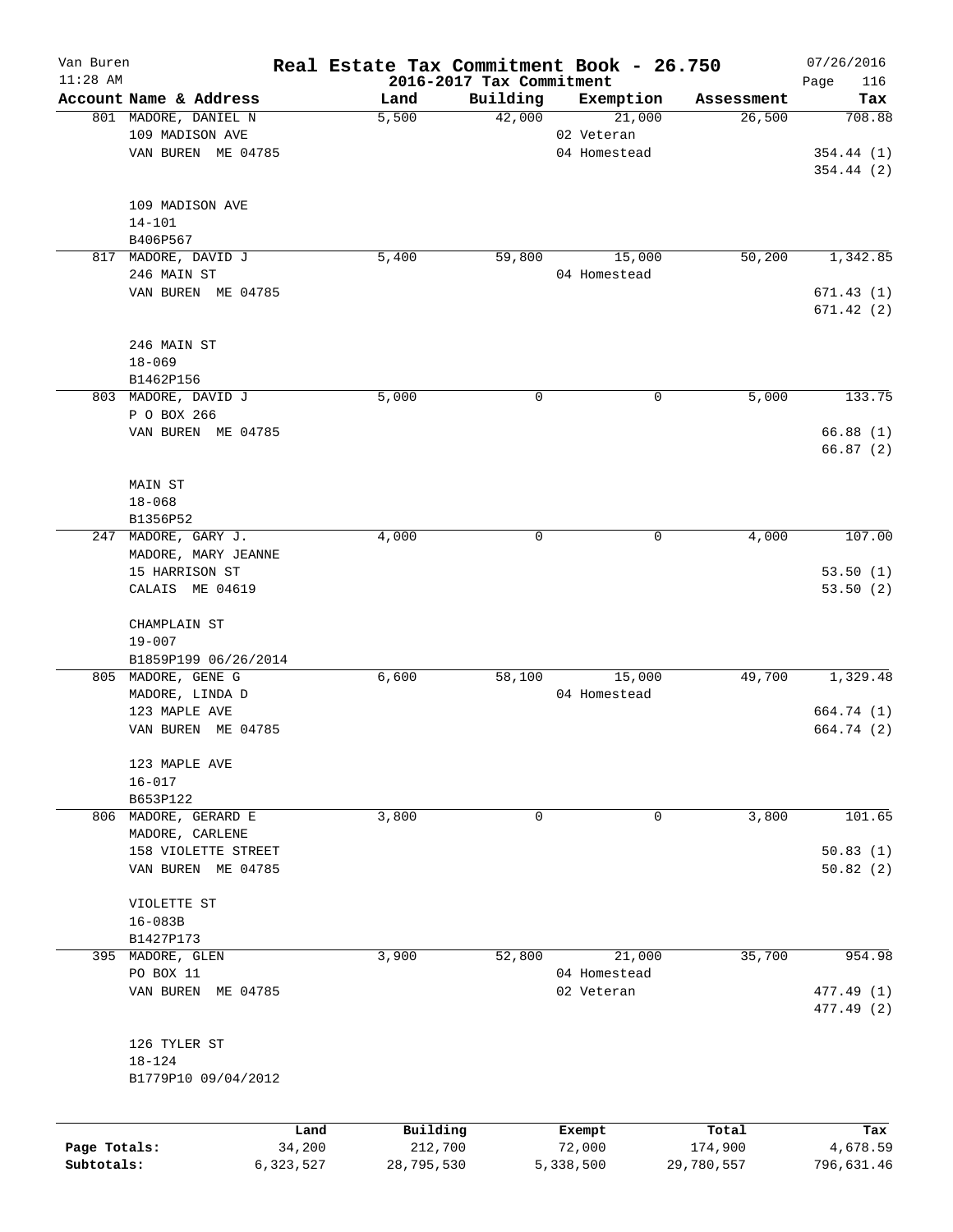Van Buren
11:28 AM

# Real Estate Tax Commitment Book - 26.750

## 2016-2017 Tax Commitment

07/26/2016

| Account Name & Address | Land | Building | Exemption | Assessment | Tax |
|---|---|---|---|---|---|
| 801 MADORE, DANIEL N<br>109 MADISON AVE<br>VAN BUREN ME 04785<br><br>109 MADISON AVE<br>14-101<br>B406P567 | 5,500 | 42,000 | 21,000<br>02 Veteran<br>04 Homestead | 26,500 | 708.88<br><br>354.44 (1)<br>354.44 (2) |
| 817 MADORE, DAVID J<br>246 MAIN ST<br>VAN BUREN ME 04785<br><br>246 MAIN ST<br>18-069<br>B1462P156 | 5,400 | 59,800 | 15,000<br>04 Homestead | 50,200 | 1,342.85<br><br>671.43 (1)<br>671.42 (2) |
| 803 MADORE, DAVID J<br>P O BOX 266<br>VAN BUREN ME 04785<br><br>MAIN ST<br>18-068<br>B1356P52 | 5,000 | 0 | 0 | 5,000 | 133.75<br><br>66.88 (1)<br>66.87 (2) |
| 247 MADORE, GARY J.<br>MADORE, MARY JEANNE<br>15 HARRISON ST<br>CALAIS ME 04619<br><br>CHAMPLAIN ST<br>19-007<br>B1859P199 06/26/2014 | 4,000 | 0 | 0 | 4,000 | 107.00<br><br>53.50 (1)<br>53.50 (2) |
| 805 MADORE, GENE G<br>MADORE, LINDA D<br>123 MAPLE AVE<br>VAN BUREN ME 04785<br><br>123 MAPLE AVE<br>16-017<br>B653P122 | 6,600 | 58,100 | 15,000<br>04 Homestead | 49,700 | 1,329.48<br><br>664.74 (1)<br>664.74 (2) |
| 806 MADORE, GERARD E<br>MADORE, CARLENE<br>158 VIOLETTE STREET<br>VAN BUREN ME 04785<br><br>VIOLETTE ST<br>16-083B<br>B1427P173 | 3,800 | 0 | 0 | 3,800 | 101.65<br><br>50.83 (1)<br>50.82 (2) |
| 395 MADORE, GLEN<br>PO BOX 11<br>VAN BUREN ME 04785<br><br>126 TYLER ST<br>18-124<br>B1779P10 09/04/2012 | 3,900 | 52,800 | 21,000<br>04 Homestead<br>02 Veteran | 35,700 | 954.98<br><br>477.49 (1)<br>477.49 (2) |

| | Land | Building | Exempt | Total | Tax |
|---|---|---|---|---|---|
| Page Totals: | 34,200 | 212,700 | 72,000 | 174,900 | 4,678.59 |
| Subtotals: | 6,323,527 | 28,795,530 | 5,338,500 | 29,780,557 | 796,631.46 |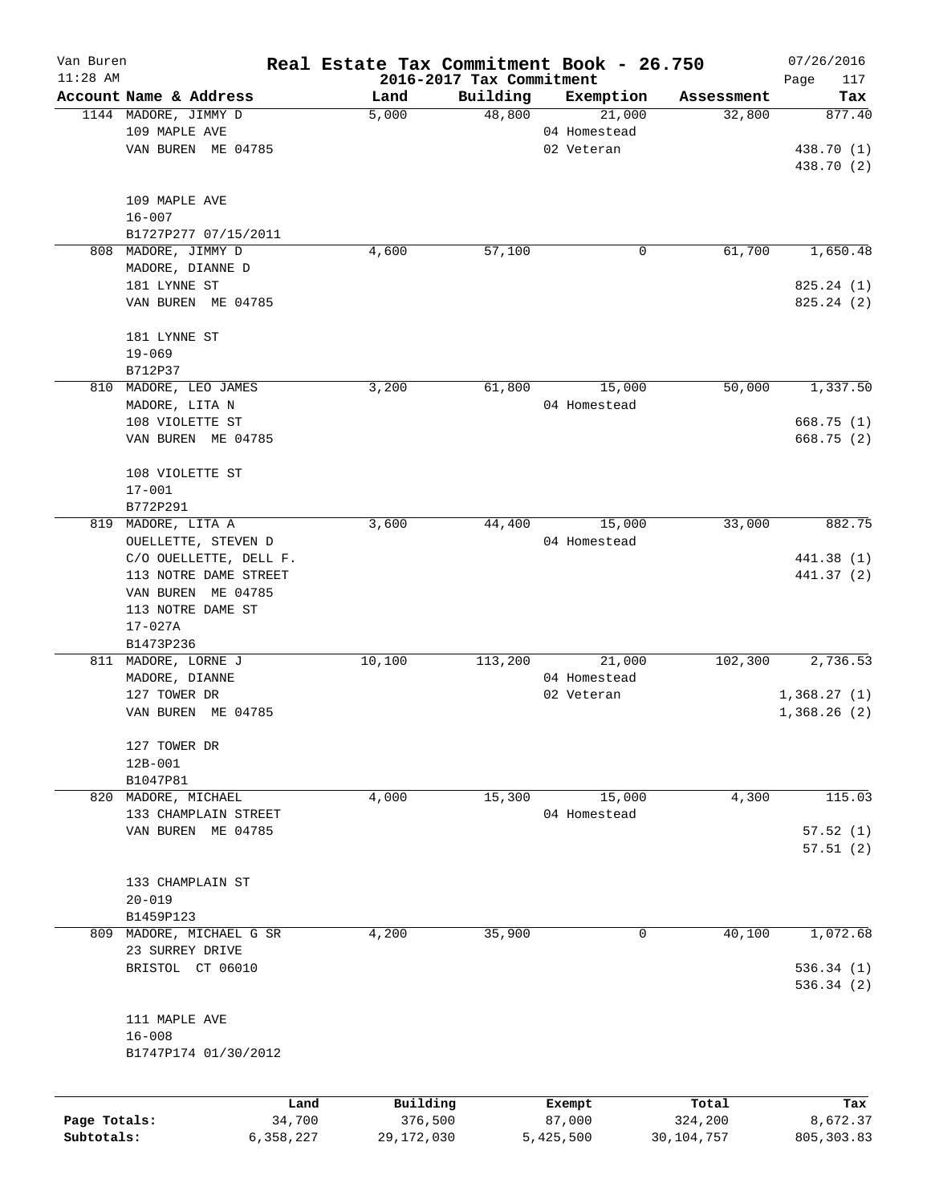Van Buren
11:28 AM

# Real Estate Tax Commitment Book - 26.750

## 2016-2017 Tax Commitment

07/26/2016

| Account Name & Address | Land | Building | Exemption | Assessment | Tax |
|---|---|---|---|---|---|
| 1144 MADORE, JIMMY D<br>109 MAPLE AVE<br>VAN BUREN ME 04785<br><br>109 MAPLE AVE<br>16-007<br>B1727P277 07/15/2011 | 5,000 | 48,800 | 21,000<br>04 Homestead<br>02 Veteran | 32,800 | 877.40<br><br>438.70 (1)<br>438.70 (2) |
| 808 MADORE, JIMMY D<br>MADORE, DIANNE D<br>181 LYNNE ST<br>VAN BUREN ME 04785<br><br>181 LYNNE ST<br>19-069<br>B712P37 | 4,600 | 57,100 | 0 | 61,700 | 1,650.48<br><br>825.24 (1)<br>825.24 (2) |
| 810 MADORE, LEO JAMES<br>MADORE, LITA N<br>108 VIOLETTE ST<br>VAN BUREN ME 04785<br><br>108 VIOLETTE ST<br>17-001<br>B772P291 | 3,200 | 61,800 | 15,000<br>04 Homestead | 50,000 | 1,337.50<br><br>668.75 (1)<br>668.75 (2) |
| 819 MADORE, LITA A<br>OUELLETTE, STEVEN D<br>C/O OUELLETTE, DELL F.<br>113 NOTRE DAME STREET<br>VAN BUREN ME 04785<br>113 NOTRE DAME ST<br>17-027A<br>B1473P236 | 3,600 | 44,400 | 15,000<br>04 Homestead | 33,000 | 882.75<br><br>441.38 (1)<br>441.37 (2) |
| 811 MADORE, LORNE J<br>MADORE, DIANNE<br>127 TOWER DR<br>VAN BUREN ME 04785<br><br>127 TOWER DR<br>12B-001<br>B1047P81 | 10,100 | 113,200 | 21,000<br>04 Homestead<br>02 Veteran | 102,300 | 2,736.53<br><br>1,368.27 (1)<br>1,368.26 (2) |
| 820 MADORE, MICHAEL<br>133 CHAMPLAIN STREET<br>VAN BUREN ME 04785<br><br>133 CHAMPLAIN ST<br>20-019<br>B1459P123 | 4,000 | 15,300 | 15,000<br>04 Homestead | 4,300 | 115.03<br><br>57.52 (1)<br>57.51 (2) |
| 809 MADORE, MICHAEL G SR<br>23 SURREY DRIVE<br>BRISTOL CT 06010<br><br>111 MAPLE AVE<br>16-008<br>B1747P174 01/30/2012 | 4,200 | 35,900 | 0 | 40,100 | 1,072.68<br><br>536.34 (1)<br>536.34 (2) |

| | Land | Building | Exempt | Total | Tax |
|---|---|---|---|---|---|
| Page Totals: | 34,700 | 376,500 | 87,000 | 324,200 | 8,672.37 |
| Subtotals: | 6,358,227 | 29,172,030 | 5,425,500 | 30,104,757 | 805,303.83 |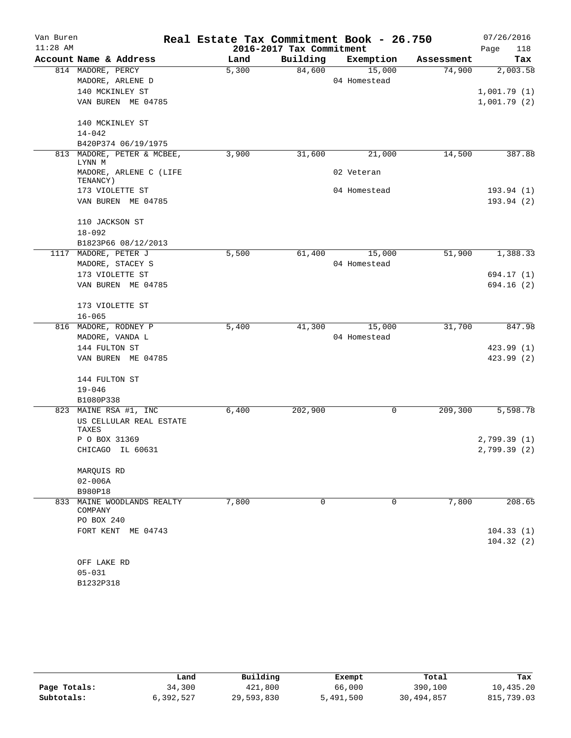# Real Estate Tax Commitment Book - 26.750

Van Buren 11:28 AM — 2016-2017 Tax Commitment — 07/26/2016

| Account Name & Address | Land | Building | Exemption | Assessment | Tax |
|---|---|---|---|---|---|
| 814 MADORE, PERCY | 5,300 | 84,600 | 15,000 | 74,900 | 2,003.58 |
| MADORE, ARLENE D | | | 04 Homestead | | |
| 140 MCKINLEY ST | | | | | 1,001.79 (1) |
| VAN BUREN ME 04785 | | | | | 1,001.79 (2) |
| 140 MCKINLEY ST | | | | | |
| 14-042 | | | | | |
| B420P374 06/19/1975 | | | | | |
| 813 MADORE, PETER & MCBEE, LYNN M | 3,900 | 31,600 | 21,000 | 14,500 | 387.88 |
| MADORE, ARLENE C (LIFE TENANCY) | | | 02 Veteran | | |
| 173 VIOLETTE ST | | | 04 Homestead | | 193.94 (1) |
| VAN BUREN ME 04785 | | | | | 193.94 (2) |
| 110 JACKSON ST | | | | | |
| 18-092 | | | | | |
| B1823P66 08/12/2013 | | | | | |
| 1117 MADORE, PETER J | 5,500 | 61,400 | 15,000 | 51,900 | 1,388.33 |
| MADORE, STACEY S | | | 04 Homestead | | |
| 173 VIOLETTE ST | | | | | 694.17 (1) |
| VAN BUREN ME 04785 | | | | | 694.16 (2) |
| 173 VIOLETTE ST | | | | | |
| 16-065 | | | | | |
| 816 MADORE, RODNEY P | 5,400 | 41,300 | 15,000 | 31,700 | 847.98 |
| MADORE, VANDA L | | | 04 Homestead | | |
| 144 FULTON ST | | | | | 423.99 (1) |
| VAN BUREN ME 04785 | | | | | 423.99 (2) |
| 144 FULTON ST | | | | | |
| 19-046 | | | | | |
| B1080P338 | | | | | |
| 823 MAINE RSA #1, INC | 6,400 | 202,900 | 0 | 209,300 | 5,598.78 |
| US CELLULAR REAL ESTATE TAXES | | | | | |
| P O BOX 31369 | | | | | 2,799.39 (1) |
| CHICAGO IL 60631 | | | | | 2,799.39 (2) |
| MARQUIS RD | | | | | |
| 02-006A | | | | | |
| B980P18 | | | | | |
| 833 MAINE WOODLANDS REALTY COMPANY | 7,800 | 0 | 0 | 7,800 | 208.65 |
| PO BOX 240 | | | | | |
| FORT KENT ME 04743 | | | | | 104.33 (1) |
| | | | | | 104.32 (2) |
| OFF LAKE RD | | | | | |
| 05-031 | | | | | |
| B1232P318 | | | | | |

| | Land | Building | Exempt | Total | Tax |
|---|---|---|---|---|---|
| Page Totals: | 34,300 | 421,800 | 66,000 | 390,100 | 10,435.20 |
| Subtotals: | 6,392,527 | 29,593,830 | 5,491,500 | 30,494,857 | 815,739.03 |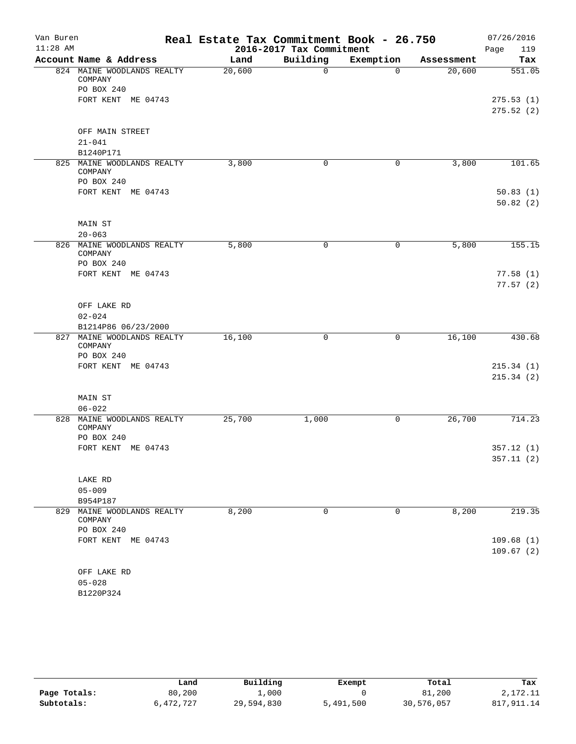# Van Buren — Real Estate Tax Commitment Book - 26.750

11:28 AM — 2016-2017 Tax Commitment — 07/26/2016

| Account | Name & Address | Land | Building | Exemption | Assessment | Tax |
|---|---|---|---|---|---|---|
| 824 | MAINE WOODLANDS REALTY COMPANY<br>PO BOX 240<br>FORT KENT ME 04743<br><br>OFF MAIN STREET<br>21-041<br>B1240P171 | 20,600 | 0 | 0 | 20,600 | 551.05<br>275.53 (1)<br>275.52 (2) |
| 825 | MAINE WOODLANDS REALTY COMPANY<br>PO BOX 240<br>FORT KENT ME 04743<br><br>MAIN ST<br>20-063 | 3,800 | 0 | 0 | 3,800 | 101.65<br>50.83 (1)<br>50.82 (2) |
| 826 | MAINE WOODLANDS REALTY COMPANY<br>PO BOX 240<br>FORT KENT ME 04743<br><br>OFF LAKE RD<br>02-024<br>B1214P86 06/23/2000 | 5,800 | 0 | 0 | 5,800 | 155.15<br>77.58 (1)<br>77.57 (2) |
| 827 | MAINE WOODLANDS REALTY COMPANY<br>PO BOX 240<br>FORT KENT ME 04743<br><br>MAIN ST<br>06-022 | 16,100 | 0 | 0 | 16,100 | 430.68<br>215.34 (1)<br>215.34 (2) |
| 828 | MAINE WOODLANDS REALTY COMPANY<br>PO BOX 240<br>FORT KENT ME 04743<br><br>LAKE RD<br>05-009<br>B954P187 | 25,700 | 1,000 | 0 | 26,700 | 714.23<br>357.12 (1)<br>357.11 (2) |
| 829 | MAINE WOODLANDS REALTY COMPANY<br>PO BOX 240<br>FORT KENT ME 04743<br><br>OFF LAKE RD<br>05-028<br>B1220P324 | 8,200 | 0 | 0 | 8,200 | 219.35<br>109.68 (1)<br>109.67 (2) |

| | Land | Building | Exempt | Total | Tax |
|---|---|---|---|---|---|
| Page Totals: | 80,200 | 1,000 | 0 | 81,200 | 2,172.11 |
| Subtotals: | 6,472,727 | 29,594,830 | 5,491,500 | 30,576,057 | 817,911.14 |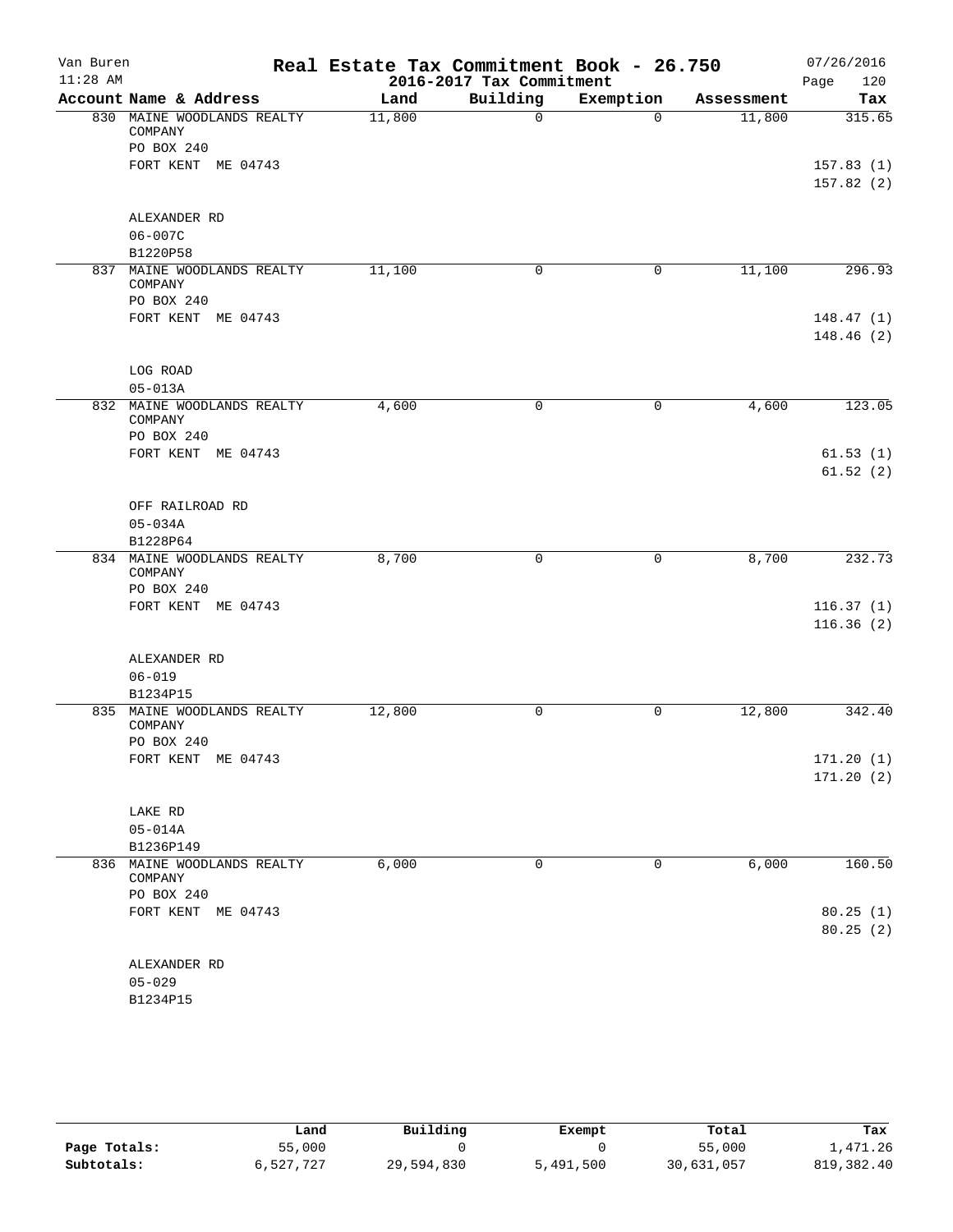# Real Estate Tax Commitment Book - 26.750

Van Buren
11:28 AM

2016-2017 Tax Commitment

07/26/2016

| Account Name & Address | Land | Building | Exemption | Assessment | Tax |
|---|---|---|---|---|---|
| 830 MAINE WOODLANDS REALTY COMPANY<br>PO BOX 240<br>FORT KENT ME 04743<br><br>ALEXANDER RD<br>06-007C<br>B1220P58 | 11,800 | 0 | 0 | 11,800 | 315.65<br><br>157.83 (1)<br>157.82 (2) |
| 837 MAINE WOODLANDS REALTY COMPANY<br>PO BOX 240<br>FORT KENT ME 04743<br><br>LOG ROAD<br>05-013A | 11,100 | 0 | 0 | 11,100 | 296.93<br><br>148.47 (1)<br>148.46 (2) |
| 832 MAINE WOODLANDS REALTY COMPANY<br>PO BOX 240<br>FORT KENT ME 04743<br><br>OFF RAILROAD RD<br>05-034A<br>B1228P64 | 4,600 | 0 | 0 | 4,600 | 123.05<br><br>61.53 (1)<br>61.52 (2) |
| 834 MAINE WOODLANDS REALTY COMPANY<br>PO BOX 240<br>FORT KENT ME 04743<br><br>ALEXANDER RD<br>06-019<br>B1234P15 | 8,700 | 0 | 0 | 8,700 | 232.73<br><br>116.37 (1)<br>116.36 (2) |
| 835 MAINE WOODLANDS REALTY COMPANY<br>PO BOX 240<br>FORT KENT ME 04743<br><br>LAKE RD<br>05-014A<br>B1236P149 | 12,800 | 0 | 0 | 12,800 | 342.40<br><br>171.20 (1)<br>171.20 (2) |
| 836 MAINE WOODLANDS REALTY COMPANY<br>PO BOX 240<br>FORT KENT ME 04743<br><br>ALEXANDER RD<br>05-029<br>B1234P15 | 6,000 | 0 | 0 | 6,000 | 160.50<br><br>80.25 (1)<br>80.25 (2) |

| | Land | Building | Exempt | Total | Tax |
|---|---|---|---|---|---|
| Page Totals: | 55,000 | 0 | 0 | 55,000 | 1,471.26 |
| Subtotals: | 6,527,727 | 29,594,830 | 5,491,500 | 30,631,057 | 819,382.40 |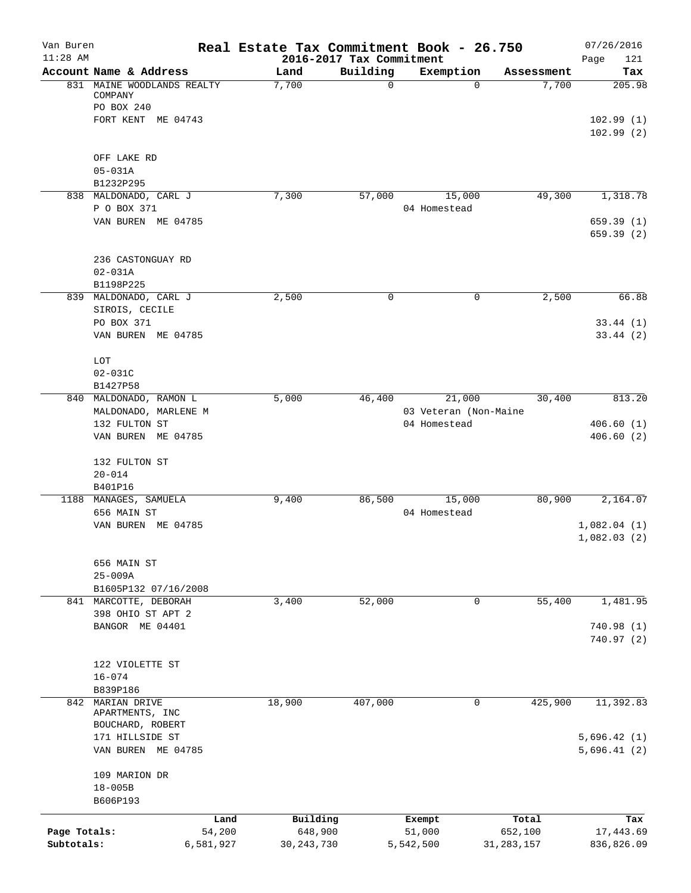# Real Estate Tax Commitment Book - 26.750

Van Buren
11:28 AM

2016-2017 Tax Commitment

07/26/2016
Page 121

| Account Name & Address | Land | Building | Exemption | Assessment | Tax |
|---|---|---|---|---|---|
| 831 MAINE WOODLANDS REALTY COMPANY<br>PO BOX 240<br>FORT KENT ME 04743<br><br>OFF LAKE RD<br>05-031A<br>B1232P295 | 7,700 | 0 | 0 | 7,700 | 205.98<br><br>102.99 (1)<br>102.99 (2) |
| 838 MALDONADO, CARL J<br>P O BOX 371<br>VAN BUREN ME 04785<br><br>236 CASTONGUAY RD<br>02-031A<br>B1198P225 | 7,300 | 57,000 | 15,000<br>04 Homestead | 49,300 | 1,318.78<br><br>659.39 (1)<br>659.39 (2) |
| 839 MALDONADO, CARL J<br>SIROIS, CECILE<br>PO BOX 371<br>VAN BUREN ME 04785<br><br>LOT<br>02-031C<br>B1427P58 | 2,500 | 0 | 0 | 2,500 | 66.88<br><br>33.44 (1)<br>33.44 (2) |
| 840 MALDONADO, RAMON L<br>MALDONADO, MARLENE M<br>132 FULTON ST<br>VAN BUREN ME 04785<br><br>132 FULTON ST<br>20-014<br>B401P16 | 5,000 | 46,400 | 21,000<br>03 Veteran (Non-Maine<br>04 Homestead | 30,400 | 813.20<br><br>406.60 (1)<br>406.60 (2) |
| 1188 MANAGES, SAMUELA<br>656 MAIN ST<br>VAN BUREN ME 04785<br><br>656 MAIN ST<br>25-009A<br>B1605P132 07/16/2008 | 9,400 | 86,500 | 15,000<br>04 Homestead | 80,900 | 2,164.07<br><br>1,082.04 (1)<br>1,082.03 (2) |
| 841 MARCOTTE, DEBORAH<br>398 OHIO ST APT 2<br>BANGOR ME 04401<br><br>122 VIOLETTE ST<br>16-074<br>B839P186 | 3,400 | 52,000 | 0 | 55,400 | 1,481.95<br><br>740.98 (1)<br>740.97 (2) |
| 842 MARIAN DRIVE APARTMENTS, INC<br>BOUCHARD, ROBERT<br>171 HILLSIDE ST<br>VAN BUREN ME 04785<br><br>109 MARION DR<br>18-005B<br>B606P193 | 18,900 | 407,000 | 0 | 425,900 | 11,392.83<br><br>5,696.42 (1)<br>5,696.41 (2) |

| | Land | Building | Exempt | Total | Tax |
|---|---|---|---|---|---|
| Page Totals: | 54,200 | 648,900 | 51,000 | 652,100 | 17,443.69 |
| Subtotals: | 6,581,927 | 30,243,730 | 5,542,500 | 31,283,157 | 836,826.09 |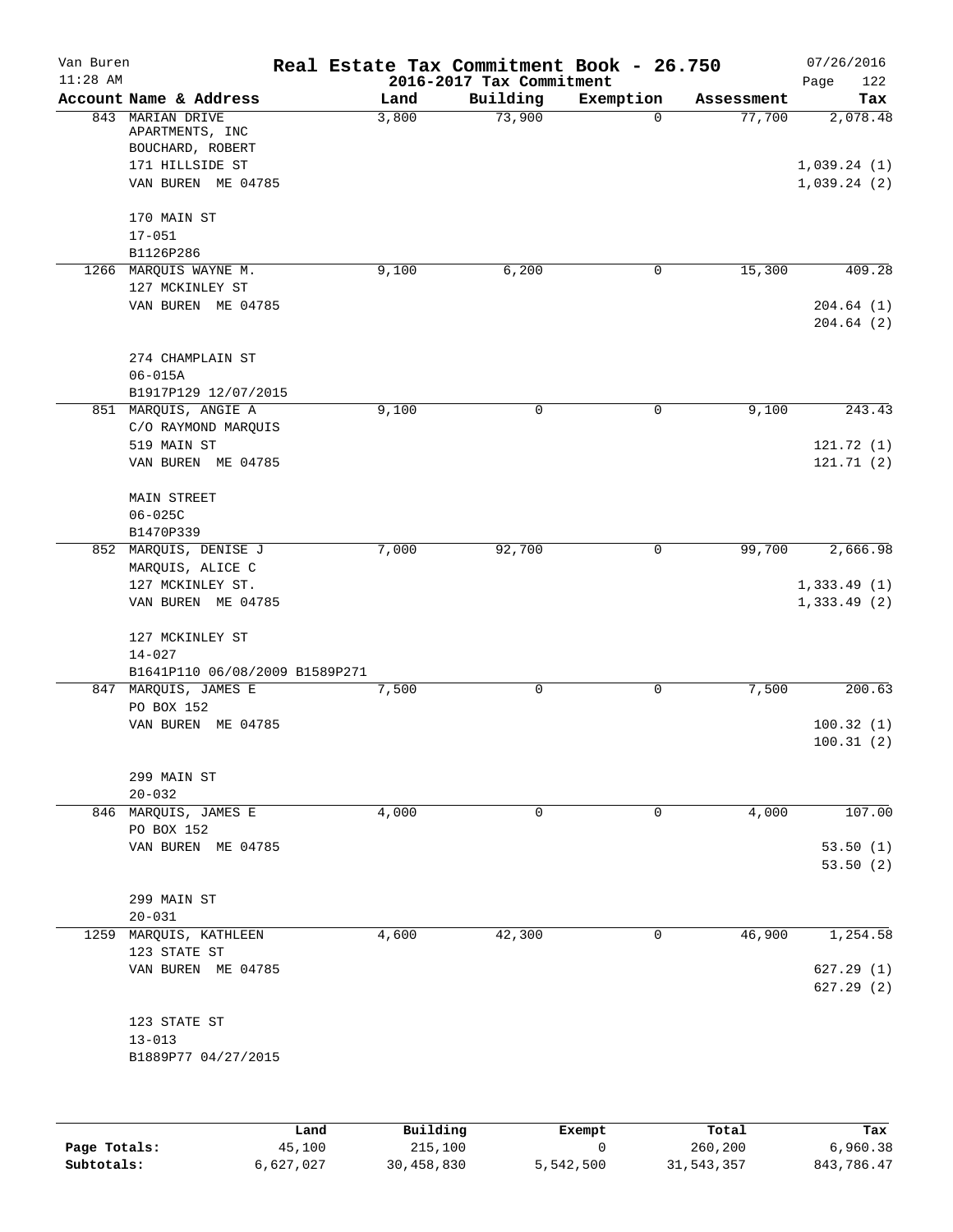Van Buren
11:28 AM

# Real Estate Tax Commitment Book - 26.750
## 2016-2017 Tax Commitment

07/26/2016

| Account Name & Address | Land | Building | Exemption | Assessment | Tax |
|---|---|---|---|---|---|
| 843 MARIAN DRIVE APARTMENTS, INC<br>BOUCHARD, ROBERT<br>171 HILLSIDE ST<br>VAN BUREN ME 04785<br><br>170 MAIN ST<br>17-051<br>B1126P286 | 3,800 | 73,900 | 0 | 77,700 | 2,078.48<br><br>1,039.24 (1)<br>1,039.24 (2) |
| 1266 MARQUIS WAYNE M.<br>127 MCKINLEY ST<br>VAN BUREN ME 04785<br><br>274 CHAMPLAIN ST<br>06-015A<br>B1917P129 12/07/2015 | 9,100 | 6,200 | 0 | 15,300 | 409.28<br><br>204.64 (1)<br>204.64 (2) |
| 851 MARQUIS, ANGIE A<br>C/O RAYMOND MARQUIS<br>519 MAIN ST<br>VAN BUREN ME 04785<br><br>MAIN STREET<br>06-025C<br>B1470P339 | 9,100 | 0 | 0 | 9,100 | 243.43<br><br>121.72 (1)<br>121.71 (2) |
| 852 MARQUIS, DENISE J<br>MARQUIS, ALICE C<br>127 MCKINLEY ST.<br>VAN BUREN ME 04785<br><br>127 MCKINLEY ST<br>14-027<br>B1641P110 06/08/2009 B1589P271 | 7,000 | 92,700 | 0 | 99,700 | 2,666.98<br><br>1,333.49 (1)<br>1,333.49 (2) |
| 847 MARQUIS, JAMES E<br>PO BOX 152<br>VAN BUREN ME 04785<br><br>299 MAIN ST<br>20-032 | 7,500 | 0 | 0 | 7,500 | 200.63<br><br>100.32 (1)<br>100.31 (2) |
| 846 MARQUIS, JAMES E<br>PO BOX 152<br>VAN BUREN ME 04785<br><br>299 MAIN ST<br>20-031 | 4,000 | 0 | 0 | 4,000 | 107.00<br><br>53.50 (1)<br>53.50 (2) |
| 1259 MARQUIS, KATHLEEN<br>123 STATE ST<br>VAN BUREN ME 04785<br><br>123 STATE ST<br>13-013<br>B1889P77 04/27/2015 | 4,600 | 42,300 | 0 | 46,900 | 1,254.58<br><br>627.29 (1)<br>627.29 (2) |

| | Land | Building | Exempt | Total | Tax |
|---|---|---|---|---|---|
| Page Totals: | 45,100 | 215,100 | 0 | 260,200 | 6,960.38 |
| Subtotals: | 6,627,027 | 30,458,830 | 5,542,500 | 31,543,357 | 843,786.47 |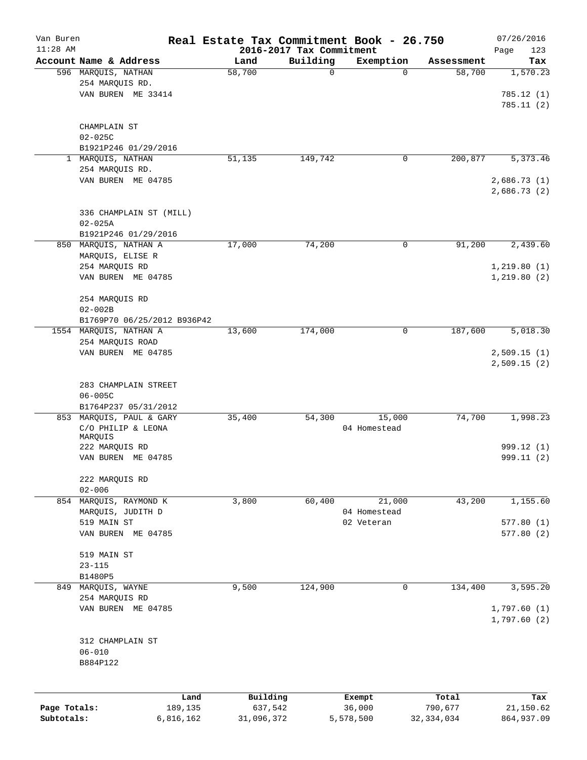# Real Estate Tax Commitment Book - 26.750

Van Buren
11:28 AM

2016-2017 Tax Commitment

07/26/2016

| Account Name & Address | Land | Building | Exemption | Assessment | Tax |
|---|---|---|---|---|---|
| 596 MARQUIS, NATHAN<br>254 MARQUIS RD.<br>VAN BUREN ME 33414<br><br>CHAMPLAIN ST<br>02-025C<br>B1921P246 01/29/2016 | 58,700 | 0 | 0 | 58,700 | 1,570.23<br><br>785.12 (1)<br>785.11 (2) |
| 1 MARQUIS, NATHAN<br>254 MARQUIS RD.<br>VAN BUREN ME 04785<br><br>336 CHAMPLAIN ST (MILL)<br>02-025A<br>B1921P246 01/29/2016 | 51,135 | 149,742 | 0 | 200,877 | 5,373.46<br><br>2,686.73 (1)<br>2,686.73 (2) |
| 850 MARQUIS, NATHAN A<br>MARQUIS, ELISE R<br>254 MARQUIS RD<br>VAN BUREN ME 04785<br><br>254 MARQUIS RD<br>02-002B<br>B1769P70 06/25/2012 B936P42 | 17,000 | 74,200 | 0 | 91,200 | 2,439.60<br><br>1,219.80 (1)<br>1,219.80 (2) |
| 1554 MARQUIS, NATHAN A<br>254 MARQUIS ROAD<br>VAN BUREN ME 04785<br><br>283 CHAMPLAIN STREET<br>06-005C<br>B1764P237 05/31/2012 | 13,600 | 174,000 | 0 | 187,600 | 5,018.30<br><br>2,509.15 (1)<br>2,509.15 (2) |
| 853 MARQUIS, PAUL & GARY<br>C/O PHILIP & LEONA MARQUIS<br>222 MARQUIS RD<br>VAN BUREN ME 04785<br><br>222 MARQUIS RD<br>02-006 | 35,400 | 54,300 | 15,000<br>04 Homestead | 74,700 | 1,998.23<br><br>999.12 (1)<br>999.11 (2) |
| 854 MARQUIS, RAYMOND K<br>MARQUIS, JUDITH D<br>519 MAIN ST<br>VAN BUREN ME 04785<br><br>519 MAIN ST<br>23-115<br>B1480P5 | 3,800 | 60,400 | 21,000<br>04 Homestead<br>02 Veteran | 43,200 | 1,155.60<br><br>577.80 (1)<br>577.80 (2) |
| 849 MARQUIS, WAYNE<br>254 MARQUIS RD<br>VAN BUREN ME 04785<br><br>312 CHAMPLAIN ST<br>06-010<br>B884P122 | 9,500 | 124,900 | 0 | 134,400 | 3,595.20<br><br>1,797.60 (1)<br>1,797.60 (2) |

| | Land | Building | Exempt | Total | Tax |
|---|---|---|---|---|---|
| Page Totals: | 189,135 | 637,542 | 36,000 | 790,677 | 21,150.62 |
| Subtotals: | 6,816,162 | 31,096,372 | 5,578,500 | 32,334,034 | 864,937.09 |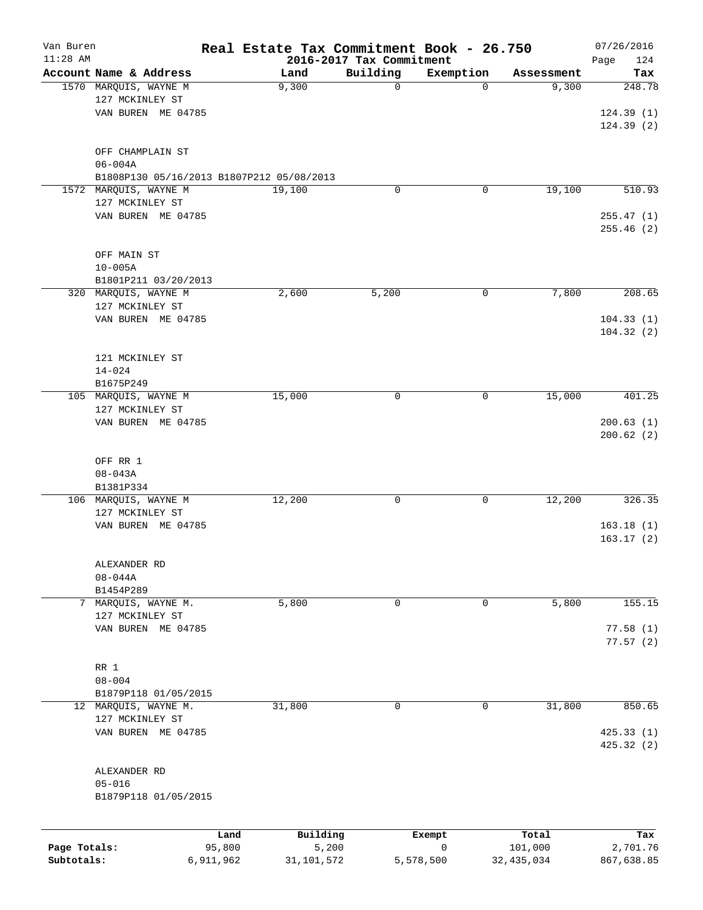# Real Estate Tax Commitment Book - 26.750

Van Buren
11:28 AM

2016-2017 Tax Commitment

07/26/2016

| Account Name & Address | Land | Building | Exemption | Assessment | Tax |
|---|---|---|---|---|---|
| 1570 MARQUIS, WAYNE M<br>127 MCKINLEY ST<br>VAN BUREN ME 04785<br><br>OFF CHAMPLAIN ST<br>06-004A<br>B1808P130 05/16/2013 B1807P212 05/08/2013 | 9,300 | 0 | 0 | 9,300 | 248.78<br><br>124.39 (1)<br>124.39 (2) |
| 1572 MARQUIS, WAYNE M<br>127 MCKINLEY ST<br>VAN BUREN ME 04785<br><br>OFF MAIN ST<br>10-005A<br>B1801P211 03/20/2013 | 19,100 | 0 | 0 | 19,100 | 510.93<br><br>255.47 (1)<br>255.46 (2) |
| 320 MARQUIS, WAYNE M<br>127 MCKINLEY ST<br>VAN BUREN ME 04785<br><br>121 MCKINLEY ST<br>14-024<br>B1675P249 | 2,600 | 5,200 | 0 | 7,800 | 208.65<br><br>104.33 (1)<br>104.32 (2) |
| 105 MARQUIS, WAYNE M<br>127 MCKINLEY ST<br>VAN BUREN ME 04785<br><br>OFF RR 1<br>08-043A<br>B1381P334 | 15,000 | 0 | 0 | 15,000 | 401.25<br><br>200.63 (1)<br>200.62 (2) |
| 106 MARQUIS, WAYNE M<br>127 MCKINLEY ST<br>VAN BUREN ME 04785<br><br>ALEXANDER RD<br>08-044A<br>B1454P289 | 12,200 | 0 | 0 | 12,200 | 326.35<br><br>163.18 (1)<br>163.17 (2) |
| 7 MARQUIS, WAYNE M.<br>127 MCKINLEY ST<br>VAN BUREN ME 04785<br><br>RR 1<br>08-004<br>B1879P118 01/05/2015 | 5,800 | 0 | 0 | 5,800 | 155.15<br><br>77.58 (1)<br>77.57 (2) |
| 12 MARQUIS, WAYNE M.<br>127 MCKINLEY ST<br>VAN BUREN ME 04785<br><br>ALEXANDER RD<br>05-016<br>B1879P118 01/05/2015 | 31,800 | 0 | 0 | 31,800 | 850.65<br><br>425.33 (1)<br>425.32 (2) |

| | Land | Building | Exempt | Total | Tax |
|---|---|---|---|---|---|
| Page Totals: | 95,800 | 5,200 | 0 | 101,000 | 2,701.76 |
| Subtotals: | 6,911,962 | 31,101,572 | 5,578,500 | 32,435,034 | 867,638.85 |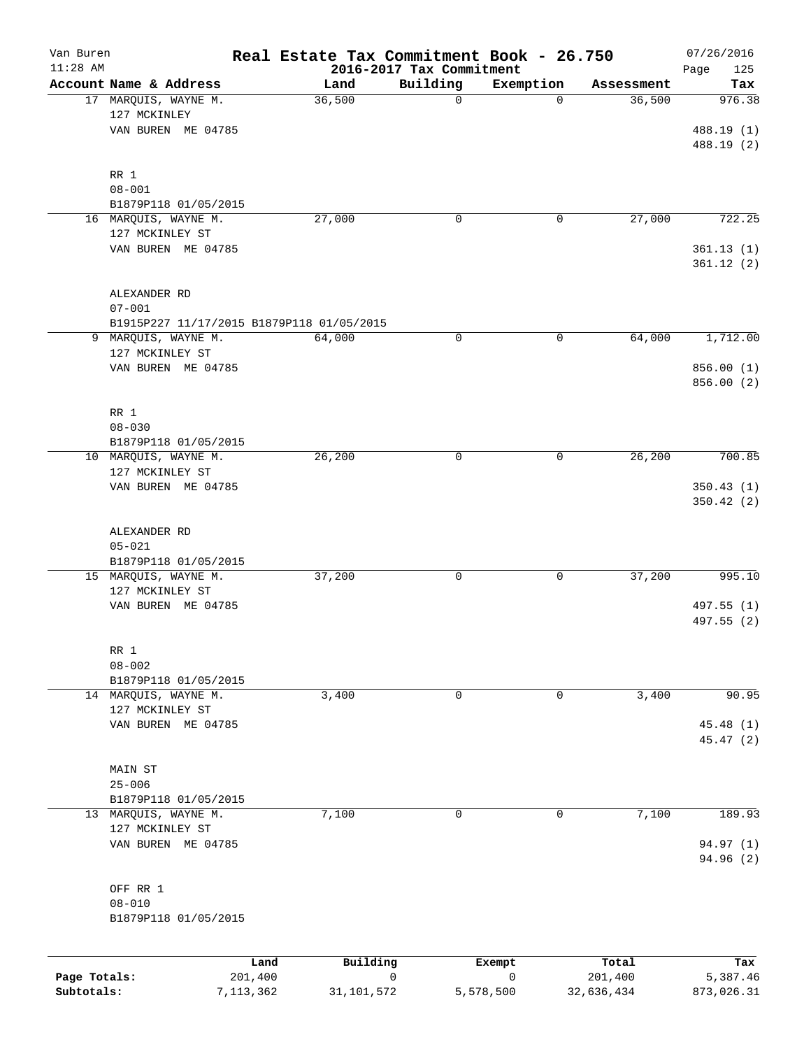Van Buren | **Real Estate Tax Commitment Book - 26.750** | 07/26/2016
11:28 AM | **2016-2017 Tax Commitment** | Page 125

| Account Name & Address | Land | Building | Exemption | Assessment | Tax |
|---|---|---|---|---|---|
| 17 MARQUIS, WAYNE M.<br>127 MCKINLEY<br>VAN BUREN ME 04785<br><br>RR 1<br>08-001<br>B1879P118 01/05/2015 | 36,500 | 0 | 0 | 36,500 | 976.38<br><br>488.19 (1)<br>488.19 (2) |
| 16 MARQUIS, WAYNE M.<br>127 MCKINLEY ST<br>VAN BUREN ME 04785<br><br>ALEXANDER RD<br>07-001<br>B1915P227 11/17/2015 B1879P118 01/05/2015 | 27,000 | 0 | 0 | 27,000 | 722.25<br><br>361.13 (1)<br>361.12 (2) |
| 9 MARQUIS, WAYNE M.<br>127 MCKINLEY ST<br>VAN BUREN ME 04785<br><br>RR 1<br>08-030<br>B1879P118 01/05/2015 | 64,000 | 0 | 0 | 64,000 | 1,712.00<br><br>856.00 (1)<br>856.00 (2) |
| 10 MARQUIS, WAYNE M.<br>127 MCKINLEY ST<br>VAN BUREN ME 04785<br><br>ALEXANDER RD<br>05-021<br>B1879P118 01/05/2015 | 26,200 | 0 | 0 | 26,200 | 700.85<br><br>350.43 (1)<br>350.42 (2) |
| 15 MARQUIS, WAYNE M.<br>127 MCKINLEY ST<br>VAN BUREN ME 04785<br><br>RR 1<br>08-002<br>B1879P118 01/05/2015 | 37,200 | 0 | 0 | 37,200 | 995.10<br><br>497.55 (1)<br>497.55 (2) |
| 14 MARQUIS, WAYNE M.<br>127 MCKINLEY ST<br>VAN BUREN ME 04785<br><br>MAIN ST<br>25-006<br>B1879P118 01/05/2015 | 3,400 | 0 | 0 | 3,400 | 90.95<br><br>45.48 (1)<br>45.47 (2) |
| 13 MARQUIS, WAYNE M.<br>127 MCKINLEY ST<br>VAN BUREN ME 04785<br><br>OFF RR 1<br>08-010<br>B1879P118 01/05/2015 | 7,100 | 0 | 0 | 7,100 | 189.93<br><br>94.97 (1)<br>94.96 (2) |

| | Land | Building | Exempt | Total | Tax |
|---|---|---|---|---|---|
| **Page Totals:** | 201,400 | 0 | 0 | 201,400 | 5,387.46 |
| **Subtotals:** | 7,113,362 | 31,101,572 | 5,578,500 | 32,636,434 | 873,026.31 |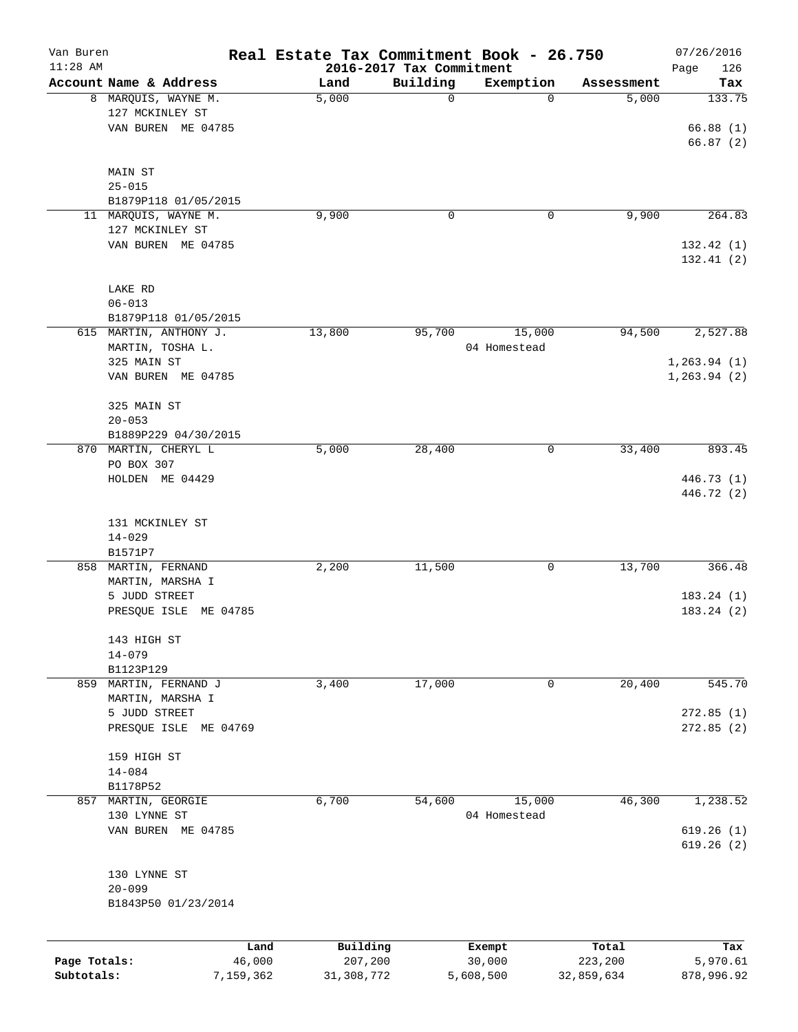# Real Estate Tax Commitment Book - 26.750

Van Buren
11:28 AM

2016-2017 Tax Commitment

07/26/2016

| Account Name & Address | Land | Building | Exemption | Assessment | Tax |
|---|---|---|---|---|---|
| 8 MARQUIS, WAYNE M.<br>127 MCKINLEY ST<br>VAN BUREN ME 04785<br><br>MAIN ST<br>25-015<br>B1879P118 01/05/2015 | 5,000 | 0 | 0 | 5,000 | 133.75<br><br>66.88 (1)<br>66.87 (2) |
| 11 MARQUIS, WAYNE M.<br>127 MCKINLEY ST<br>VAN BUREN ME 04785<br><br>LAKE RD<br>06-013<br>B1879P118 01/05/2015 | 9,900 | 0 | 0 | 9,900 | 264.83<br><br>132.42 (1)<br>132.41 (2) |
| 615 MARTIN, ANTHONY J.<br>MARTIN, TOSHA L.<br>325 MAIN ST<br>VAN BUREN ME 04785<br><br>325 MAIN ST<br>20-053<br>B1889P229 04/30/2015 | 13,800 | 95,700 | 15,000<br>04 Homestead | 94,500 | 2,527.88<br><br>1,263.94 (1)<br>1,263.94 (2) |
| 870 MARTIN, CHERYL L<br>PO BOX 307<br>HOLDEN ME 04429<br><br>131 MCKINLEY ST<br>14-029<br>B1571P7 | 5,000 | 28,400 | 0 | 33,400 | 893.45<br><br>446.73 (1)<br>446.72 (2) |
| 858 MARTIN, FERNAND<br>MARTIN, MARSHA I<br>5 JUDD STREET<br>PRESQUE ISLE ME 04785<br><br>143 HIGH ST<br>14-079<br>B1123P129 | 2,200 | 11,500 | 0 | 13,700 | 366.48<br><br>183.24 (1)<br>183.24 (2) |
| 859 MARTIN, FERNAND J<br>MARTIN, MARSHA I<br>5 JUDD STREET<br>PRESQUE ISLE ME 04769<br><br>159 HIGH ST<br>14-084<br>B1178P52 | 3,400 | 17,000 | 0 | 20,400 | 545.70<br><br>272.85 (1)<br>272.85 (2) |
| 857 MARTIN, GEORGIE<br>130 LYNNE ST<br>VAN BUREN ME 04785<br><br>130 LYNNE ST<br>20-099<br>B1843P50 01/23/2014 | 6,700 | 54,600 | 15,000<br>04 Homestead | 46,300 | 1,238.52<br><br>619.26 (1)<br>619.26 (2) |

| | Land | Building | Exempt | Total | Tax |
|---|---|---|---|---|---|
| Page Totals: | 46,000 | 207,200 | 30,000 | 223,200 | 5,970.61 |
| Subtotals: | 7,159,362 | 31,308,772 | 5,608,500 | 32,859,634 | 878,996.92 |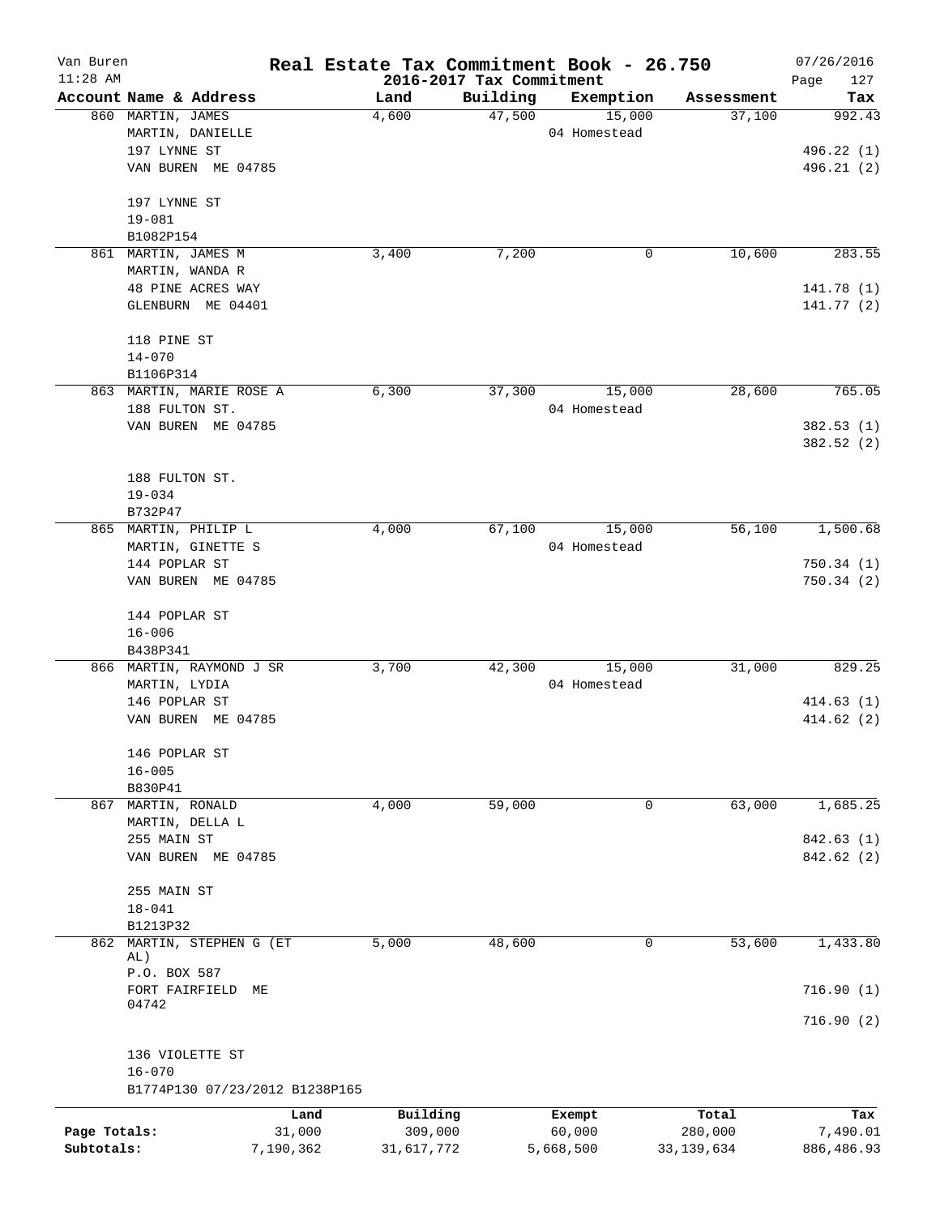Van Buren — Real Estate Tax Commitment Book - 26.750 — 07/26/2016

11:28 AM — 2016-2017 Tax Commitment

| Account | Name & Address | Land | Building | Exemption | Assessment | Tax |
|---|---|---|---|---|---|---|
| 860 | MARTIN, JAMES<br>MARTIN, DANIELLE<br>197 LYNNE ST<br>VAN BUREN ME 04785<br><br>197 LYNNE ST<br>19-081<br>B1082P154 | 4,600 | 47,500 | 15,000<br>04 Homestead | 37,100 | 992.43<br><br>496.22 (1)<br>496.21 (2) |
| 861 | MARTIN, JAMES M<br>MARTIN, WANDA R<br>48 PINE ACRES WAY<br>GLENBURN ME 04401<br><br>118 PINE ST<br>14-070<br>B1106P314 | 3,400 | 7,200 | 0 | 10,600 | 283.55<br><br>141.78 (1)<br>141.77 (2) |
| 863 | MARTIN, MARIE ROSE A<br>188 FULTON ST.<br>VAN BUREN ME 04785<br><br>188 FULTON ST.<br>19-034<br>B732P47 | 6,300 | 37,300 | 15,000<br>04 Homestead | 28,600 | 765.05<br><br>382.53 (1)<br>382.52 (2) |
| 865 | MARTIN, PHILIP L<br>MARTIN, GINETTE S<br>144 POPLAR ST<br>VAN BUREN ME 04785<br><br>144 POPLAR ST<br>16-006<br>B438P341 | 4,000 | 67,100 | 15,000<br>04 Homestead | 56,100 | 1,500.68<br><br>750.34 (1)<br>750.34 (2) |
| 866 | MARTIN, RAYMOND J SR<br>MARTIN, LYDIA<br>146 POPLAR ST<br>VAN BUREN ME 04785<br><br>146 POPLAR ST<br>16-005<br>B830P41 | 3,700 | 42,300 | 15,000<br>04 Homestead | 31,000 | 829.25<br><br>414.63 (1)<br>414.62 (2) |
| 867 | MARTIN, RONALD<br>MARTIN, DELLA L<br>255 MAIN ST<br>VAN BUREN ME 04785<br><br>255 MAIN ST<br>18-041<br>B1213P32 | 4,000 | 59,000 | 0 | 63,000 | 1,685.25<br><br>842.63 (1)<br>842.62 (2) |
| 862 | MARTIN, STEPHEN G (ET AL)<br>P.O. BOX 587<br>FORT FAIRFIELD ME 04742<br><br>136 VIOLETTE ST<br>16-070<br>B1774P130 07/23/2012 B1238P165 | 5,000 | 48,600 | 0 | 53,600 | 1,433.80<br><br>716.90 (1)<br>716.90 (2) |

| | Land | Building | Exempt | Total | Tax |
|---|---|---|---|---|---|
| Page Totals: | 31,000 | 309,000 | 60,000 | 280,000 | 7,490.01 |
| Subtotals: | 7,190,362 | 31,617,772 | 5,668,500 | 33,139,634 | 886,486.93 |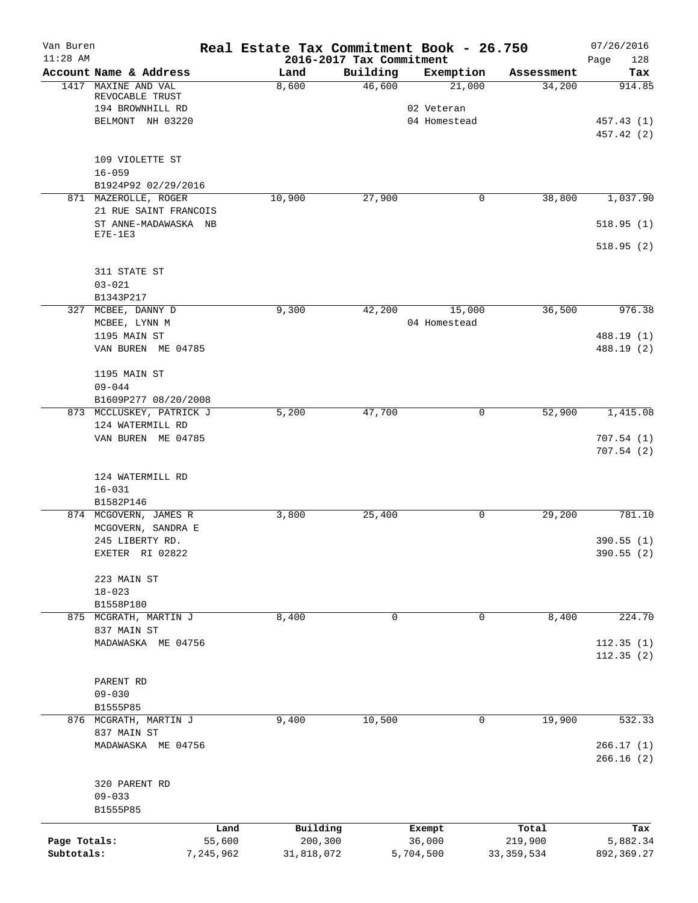# Real Estate Tax Commitment Book - 26.750

Van Buren
11:28 AM

2016-2017 Tax Commitment

07/26/2016

| Account | Name & Address | Land | Building | Exemption | Assessment | Tax |
|---|---|---|---|---|---|---|
| 1417 | MAXINE AND VAL<br>REVOCABLE TRUST<br>194 BROWNHILL RD<br>BELMONT NH 03220<br><br>109 VIOLETTE ST<br>16-059<br>B1924P92 02/29/2016 | 8,600 | 46,600 | 21,000<br>02 Veteran<br>04 Homestead | 34,200 | 914.85<br><br>457.43 (1)<br>457.42 (2) |
| 871 | MAZEROLLE, ROGER<br>21 RUE SAINT FRANCOIS<br>ST ANNE-MADAWASKA NB<br>E7E-1E3<br><br>311 STATE ST<br>03-021<br>B1343P217 | 10,900 | 27,900 | 0 | 38,800 | 1,037.90<br><br>518.95 (1)<br>518.95 (2) |
| 327 | MCBEE, DANNY D<br>MCBEE, LYNN M<br>1195 MAIN ST<br>VAN BUREN ME 04785<br><br>1195 MAIN ST<br>09-044<br>B1609P277 08/20/2008 | 9,300 | 42,200 | 15,000<br>04 Homestead | 36,500 | 976.38<br><br>488.19 (1)<br>488.19 (2) |
| 873 | MCCLUSKEY, PATRICK J<br>124 WATERMILL RD<br>VAN BUREN ME 04785<br><br>124 WATERMILL RD<br>16-031<br>B1582P146 | 5,200 | 47,700 | 0 | 52,900 | 1,415.08<br><br>707.54 (1)<br>707.54 (2) |
| 874 | MCGOVERN, JAMES R<br>MCGOVERN, SANDRA E<br>245 LIBERTY RD.<br>EXETER RI 02822<br><br>223 MAIN ST<br>18-023<br>B1558P180 | 3,800 | 25,400 | 0 | 29,200 | 781.10<br><br>390.55 (1)<br>390.55 (2) |
| 875 | MCGRATH, MARTIN J<br>837 MAIN ST<br>MADAWASKA ME 04756<br><br>PARENT RD<br>09-030<br>B1555P85 | 8,400 | 0 | 0 | 8,400 | 224.70<br><br>112.35 (1)<br>112.35 (2) |
| 876 | MCGRATH, MARTIN J<br>837 MAIN ST<br>MADAWASKA ME 04756<br><br>320 PARENT RD<br>09-033<br>B1555P85 | 9,400 | 10,500 | 0 | 19,900 | 532.33<br><br>266.17 (1)<br>266.16 (2) |

| | Land | Building | Exempt | Total | Tax |
|---|---|---|---|---|---|
| Page Totals: | 55,600 | 200,300 | 36,000 | 219,900 | 5,882.34 |
| Subtotals: | 7,245,962 | 31,818,072 | 5,704,500 | 33,359,534 | 892,369.27 |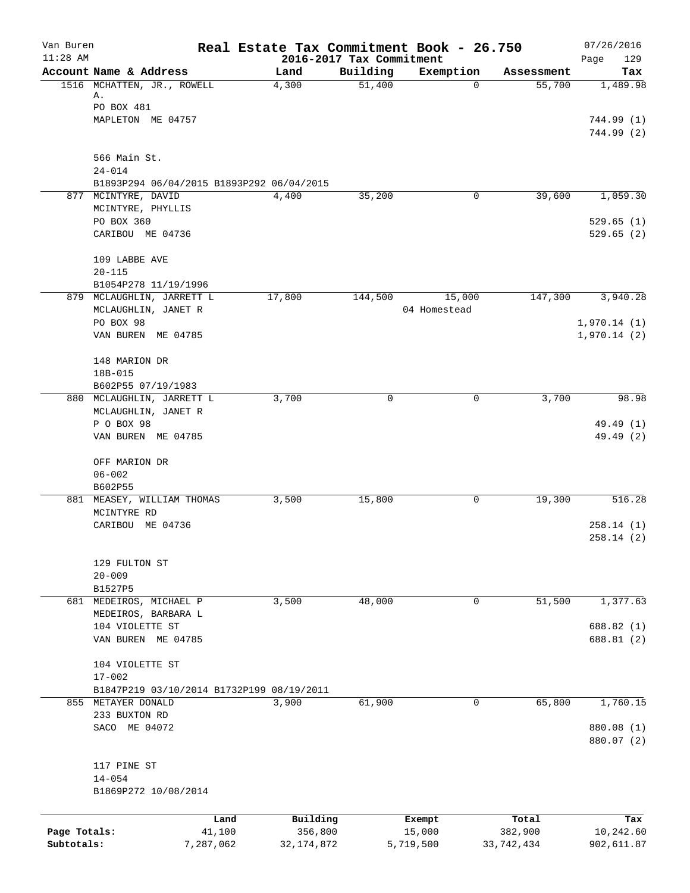Van Buren
11:28 AM

# Real Estate Tax Commitment Book - 26.750

## 2016-2017 Tax Commitment

07/26/2016
Page 129

| Account Name & Address | Land | Building | Exemption | Assessment | Tax |
|---|---|---|---|---|---|
| 1516 MCHATTEN, JR., ROWELL A.<br>PO BOX 481<br>MAPLETON ME 04757<br><br>566 Main St.<br>24-014<br>B1893P294 06/04/2015 B1893P292 06/04/2015 | 4,300 | 51,400 | 0 | 55,700 | 1,489.98<br><br>744.99 (1)<br>744.99 (2) |
| 877 MCINTYRE, DAVID<br>MCINTYRE, PHYLLIS<br>PO BOX 360<br>CARIBOU ME 04736<br><br>109 LABBE AVE<br>20-115<br>B1054P278 11/19/1996 | 4,400 | 35,200 | 0 | 39,600 | 1,059.30<br><br>529.65 (1)<br>529.65 (2) |
| 879 MCLAUGHLIN, JARRETT L<br>MCLAUGHLIN, JANET R<br>PO BOX 98<br>VAN BUREN ME 04785<br><br>148 MARION DR<br>18B-015<br>B602P55 07/19/1983 | 17,800 | 144,500 | 15,000<br>04 Homestead | 147,300 | 3,940.28<br><br>1,970.14 (1)<br>1,970.14 (2) |
| 880 MCLAUGHLIN, JARRETT L<br>MCLAUGHLIN, JANET R<br>P O BOX 98<br>VAN BUREN ME 04785<br><br>OFF MARION DR<br>06-002<br>B602P55 | 3,700 | 0 | 0 | 3,700 | 98.98<br><br>49.49 (1)<br>49.49 (2) |
| 881 MEASEY, WILLIAM THOMAS<br>MCINTYRE RD<br>CARIBOU ME 04736<br><br>129 FULTON ST<br>20-009<br>B1527P5 | 3,500 | 15,800 | 0 | 19,300 | 516.28<br><br>258.14 (1)<br>258.14 (2) |
| 681 MEDEIROS, MICHAEL P<br>MEDEIROS, BARBARA L<br>104 VIOLETTE ST<br>VAN BUREN ME 04785<br><br>104 VIOLETTE ST<br>17-002<br>B1847P219 03/10/2014 B1732P199 08/19/2011 | 3,500 | 48,000 | 0 | 51,500 | 1,377.63<br><br>688.82 (1)<br>688.81 (2) |
| 855 METAYER DONALD<br>233 BUXTON RD<br>SACO ME 04072<br><br>117 PINE ST<br>14-054<br>B1869P272 10/08/2014 | 3,900 | 61,900 | 0 | 65,800 | 1,760.15<br><br>880.08 (1)<br>880.07 (2) |

| | Land | Building | Exempt | Total | Tax |
|---|---|---|---|---|---|
| Page Totals: | 41,100 | 356,800 | 15,000 | 382,900 | 10,242.60 |
| Subtotals: | 7,287,062 | 32,174,872 | 5,719,500 | 33,742,434 | 902,611.87 |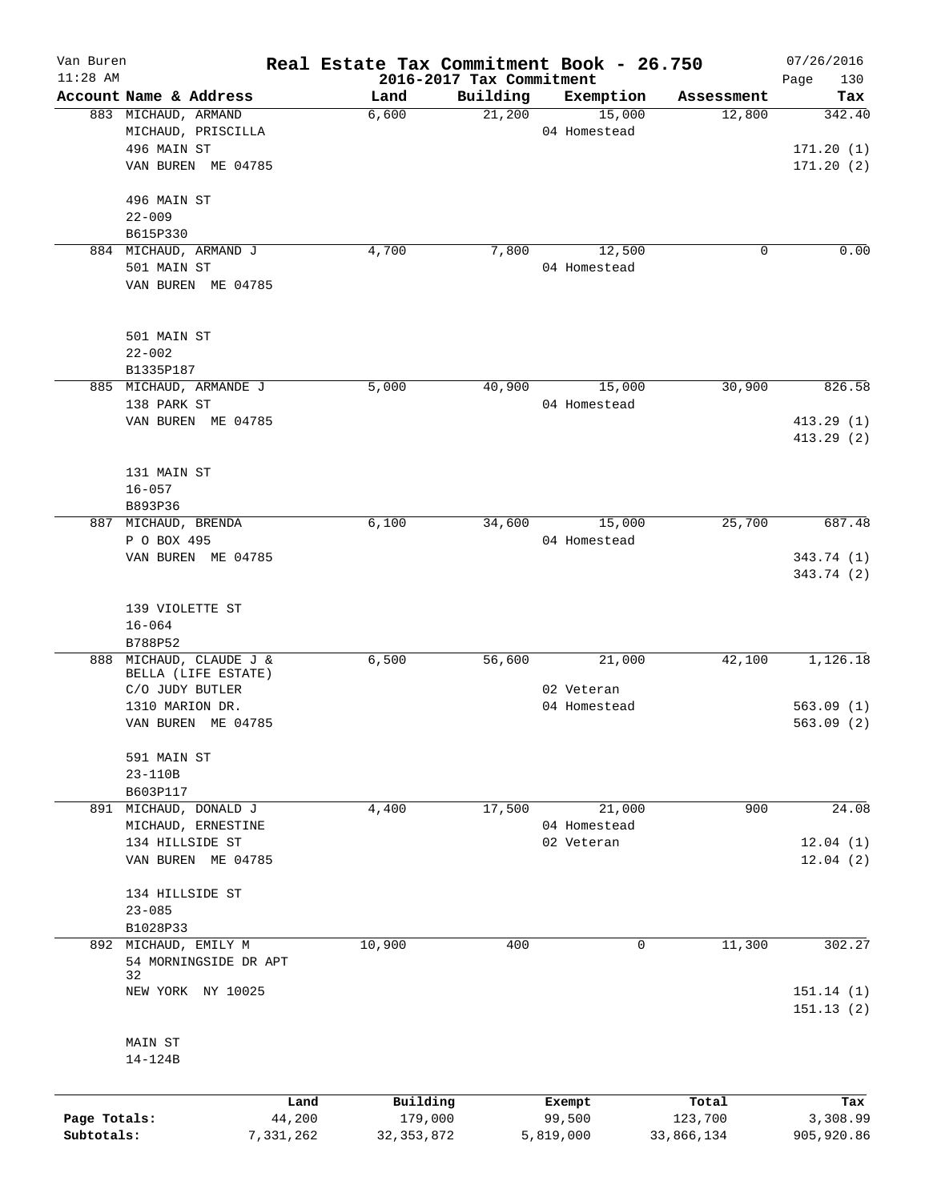Van Buren — Real Estate Tax Commitment Book - 26.750 — 07/26/2016
11:28 AM — 2016-2017 Tax Commitment

| Account Name & Address | Land | Building | Exemption | Assessment | Tax |
|---|---|---|---|---|---|
| 883 MICHAUD, ARMAND | 6,600 | 21,200 | 15,000 | 12,800 | 342.40 |
| MICHAUD, PRISCILLA | | | 04 Homestead | | |
| 496 MAIN ST | | | | | 171.20 (1) |
| VAN BUREN ME 04785 | | | | | 171.20 (2) |
| 496 MAIN ST | | | | | |
| 22-009 | | | | | |
| B615P330 | | | | | |
| 884 MICHAUD, ARMAND J | 4,700 | 7,800 | 12,500 | 0 | 0.00 |
| 501 MAIN ST | | | 04 Homestead | | |
| VAN BUREN ME 04785 | | | | | |
| 501 MAIN ST | | | | | |
| 22-002 | | | | | |
| B1335P187 | | | | | |
| 885 MICHAUD, ARMANDE J | 5,000 | 40,900 | 15,000 | 30,900 | 826.58 |
| 138 PARK ST | | | 04 Homestead | | |
| VAN BUREN ME 04785 | | | | | 413.29 (1) |
| | | | | | 413.29 (2) |
| 131 MAIN ST | | | | | |
| 16-057 | | | | | |
| B893P36 | | | | | |
| 887 MICHAUD, BRENDA | 6,100 | 34,600 | 15,000 | 25,700 | 687.48 |
| P O BOX 495 | | | 04 Homestead | | |
| VAN BUREN ME 04785 | | | | | 343.74 (1) |
| | | | | | 343.74 (2) |
| 139 VIOLETTE ST | | | | | |
| 16-064 | | | | | |
| B788P52 | | | | | |
| 888 MICHAUD, CLAUDE J & BELLA (LIFE ESTATE) | 6,500 | 56,600 | 21,000 | 42,100 | 1,126.18 |
| C/O JUDY BUTLER | | | 02 Veteran | | |
| 1310 MARION DR. | | | 04 Homestead | | 563.09 (1) |
| VAN BUREN ME 04785 | | | | | 563.09 (2) |
| 591 MAIN ST | | | | | |
| 23-110B | | | | | |
| B603P117 | | | | | |
| 891 MICHAUD, DONALD J | 4,400 | 17,500 | 21,000 | 900 | 24.08 |
| MICHAUD, ERNESTINE | | | 04 Homestead | | |
| 134 HILLSIDE ST | | | 02 Veteran | | 12.04 (1) |
| VAN BUREN ME 04785 | | | | | 12.04 (2) |
| 134 HILLSIDE ST | | | | | |
| 23-085 | | | | | |
| B1028P33 | | | | | |
| 892 MICHAUD, EMILY M | 10,900 | 400 | 0 | 11,300 | 302.27 |
| 54 MORNINGSIDE DR APT 32 | | | | | |
| NEW YORK NY 10025 | | | | | 151.14 (1) |
| | | | | | 151.13 (2) |
| MAIN ST | | | | | |
| 14-124B | | | | | |

| | Land | Building | Exempt | Total | Tax |
|---|---|---|---|---|---|
| Page Totals: | 44,200 | 179,000 | 99,500 | 123,700 | 3,308.99 |
| Subtotals: | 7,331,262 | 32,353,872 | 5,819,000 | 33,866,134 | 905,920.86 |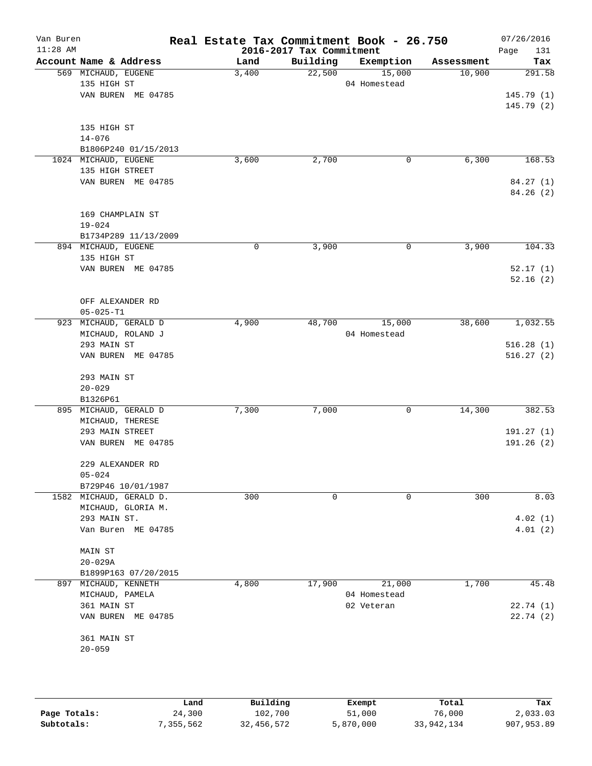# Real Estate Tax Commitment Book - 26.750

## 2016-2017 Tax Commitment

| Account Name & Address | Land | Building | Exemption | Assessment | Tax |
|---|---|---|---|---|---|
| 569 MICHAUD, EUGENE<br>135 HIGH ST<br>VAN BUREN ME 04785<br><br>135 HIGH ST<br>14-076<br>B1806P240 01/15/2013 | 3,400 | 22,500 | 15,000<br>04 Homestead | 10,900 | 291.58<br><br>145.79 (1)<br>145.79 (2) |
| 1024 MICHAUD, EUGENE<br>135 HIGH STREET<br>VAN BUREN ME 04785<br><br>169 CHAMPLAIN ST<br>19-024<br>B1734P289 11/13/2009 | 3,600 | 2,700 | 0 | 6,300 | 168.53<br><br>84.27 (1)<br>84.26 (2) |
| 894 MICHAUD, EUGENE<br>135 HIGH ST<br>VAN BUREN ME 04785<br><br>OFF ALEXANDER RD<br>05-025-T1 | 0 | 3,900 | 0 | 3,900 | 104.33<br><br>52.17 (1)<br>52.16 (2) |
| 923 MICHAUD, GERALD D<br>MICHAUD, ROLAND J<br>293 MAIN ST<br>VAN BUREN ME 04785<br><br>293 MAIN ST<br>20-029<br>B1326P61 | 4,900 | 48,700 | 15,000<br>04 Homestead | 38,600 | 1,032.55<br><br>516.28 (1)<br>516.27 (2) |
| 895 MICHAUD, GERALD D<br>MICHAUD, THERESE<br>293 MAIN STREET<br>VAN BUREN ME 04785<br><br>229 ALEXANDER RD<br>05-024<br>B729P46 10/01/1987 | 7,300 | 7,000 | 0 | 14,300 | 382.53<br><br>191.27 (1)<br>191.26 (2) |
| 1582 MICHAUD, GERALD D.<br>MICHAUD, GLORIA M.<br>293 MAIN ST.<br>Van Buren ME 04785<br><br>MAIN ST<br>20-029A<br>B1899P163 07/20/2015 | 300 | 0 | 0 | 300 | 8.03<br><br>4.02 (1)<br>4.01 (2) |
| 897 MICHAUD, KENNETH<br>MICHAUD, PAMELA<br>361 MAIN ST<br>VAN BUREN ME 04785<br><br>361 MAIN ST<br>20-059 | 4,800 | 17,900 | 21,000<br>04 Homestead<br>02 Veteran | 1,700 | 45.48<br><br>22.74 (1)<br>22.74 (2) |

| | Land | Building | Exempt | Total | Tax |
|---|---|---|---|---|---|
| Page Totals: | 24,300 | 102,700 | 51,000 | 76,000 | 2,033.03 |
| Subtotals: | 7,355,562 | 32,456,572 | 5,870,000 | 33,942,134 | 907,953.89 |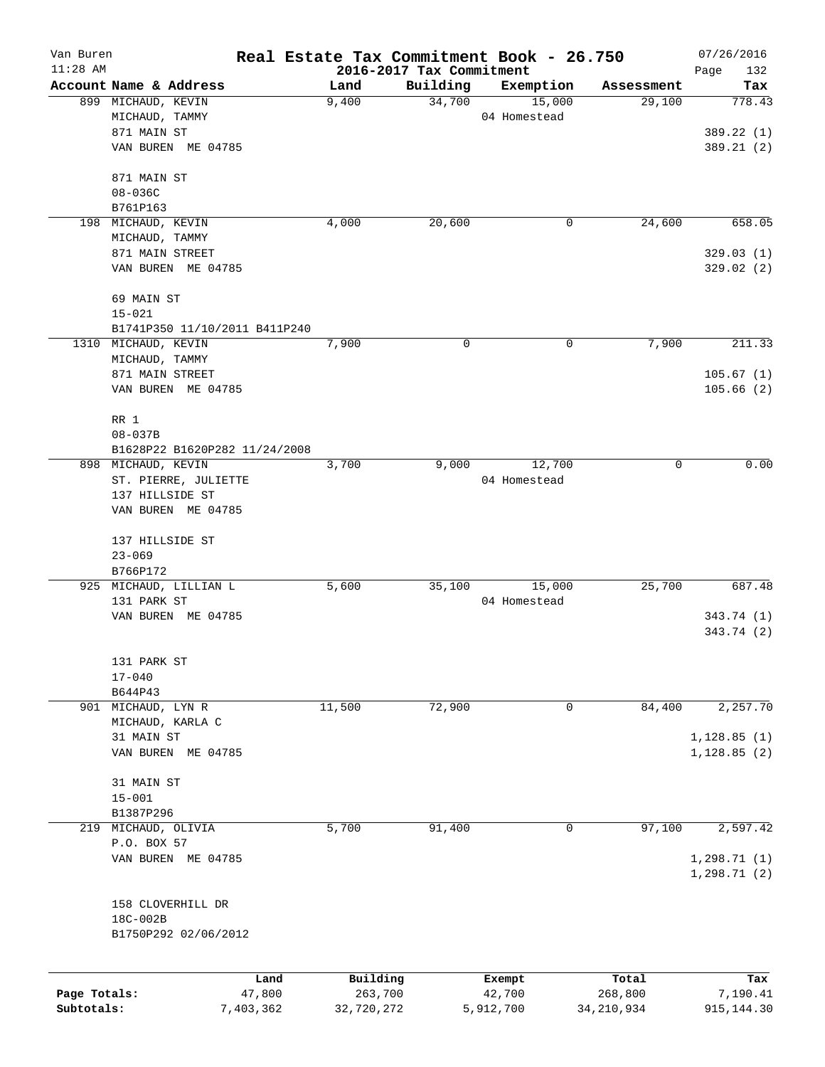# Real Estate Tax Commitment Book - 26.750

Van Buren
11:28 AM

2016-2017 Tax Commitment

07/26/2016

| Account Name & Address | Land | Building | Exemption | Assessment | Tax |
|---|---|---|---|---|---|
| 899 MICHAUD, KEVIN<br>MICHAUD, TAMMY<br>871 MAIN ST<br>VAN BUREN ME 04785<br><br>871 MAIN ST<br>08-036C<br>B761P163 | 9,400 | 34,700 | 15,000<br>04 Homestead | 29,100 | 778.43<br><br>389.22 (1)<br>389.21 (2) |
| 198 MICHAUD, KEVIN<br>MICHAUD, TAMMY<br>871 MAIN STREET<br>VAN BUREN ME 04785<br><br>69 MAIN ST<br>15-021<br>B1741P350 11/10/2011 B411P240 | 4,000 | 20,600 | 0 | 24,600 | 658.05<br><br>329.03 (1)<br>329.02 (2) |
| 1310 MICHAUD, KEVIN<br>MICHAUD, TAMMY<br>871 MAIN STREET<br>VAN BUREN ME 04785<br><br>RR 1<br>08-037B<br>B1628P22 B1620P282 11/24/2008 | 7,900 | 0 | 0 | 7,900 | 211.33<br><br>105.67 (1)<br>105.66 (2) |
| 898 MICHAUD, KEVIN<br>ST. PIERRE, JULIETTE<br>137 HILLSIDE ST<br>VAN BUREN ME 04785<br><br>137 HILLSIDE ST<br>23-069<br>B766P172 | 3,700 | 9,000 | 12,700<br>04 Homestead | 0 | 0.00 |
| 925 MICHAUD, LILLIAN L<br>131 PARK ST<br>VAN BUREN ME 04785<br><br>131 PARK ST<br>17-040<br>B644P43 | 5,600 | 35,100 | 15,000<br>04 Homestead | 25,700 | 687.48<br><br>343.74 (1)<br>343.74 (2) |
| 901 MICHAUD, LYN R<br>MICHAUD, KARLA C<br>31 MAIN ST<br>VAN BUREN ME 04785<br><br>31 MAIN ST<br>15-001<br>B1387P296 | 11,500 | 72,900 | 0 | 84,400 | 2,257.70<br><br>1,128.85 (1)<br>1,128.85 (2) |
| 219 MICHAUD, OLIVIA<br>P.O. BOX 57<br>VAN BUREN ME 04785<br><br>158 CLOVERHILL DR<br>18C-002B<br>B1750P292 02/06/2012 | 5,700 | 91,400 | 0 | 97,100 | 2,597.42<br><br>1,298.71 (1)<br>1,298.71 (2) |

| | Land | Building | Exempt | Total | Tax |
|---|---|---|---|---|---|
| Page Totals: | 47,800 | 263,700 | 42,700 | 268,800 | 7,190.41 |
| Subtotals: | 7,403,362 | 32,720,272 | 5,912,700 | 34,210,934 | 915,144.30 |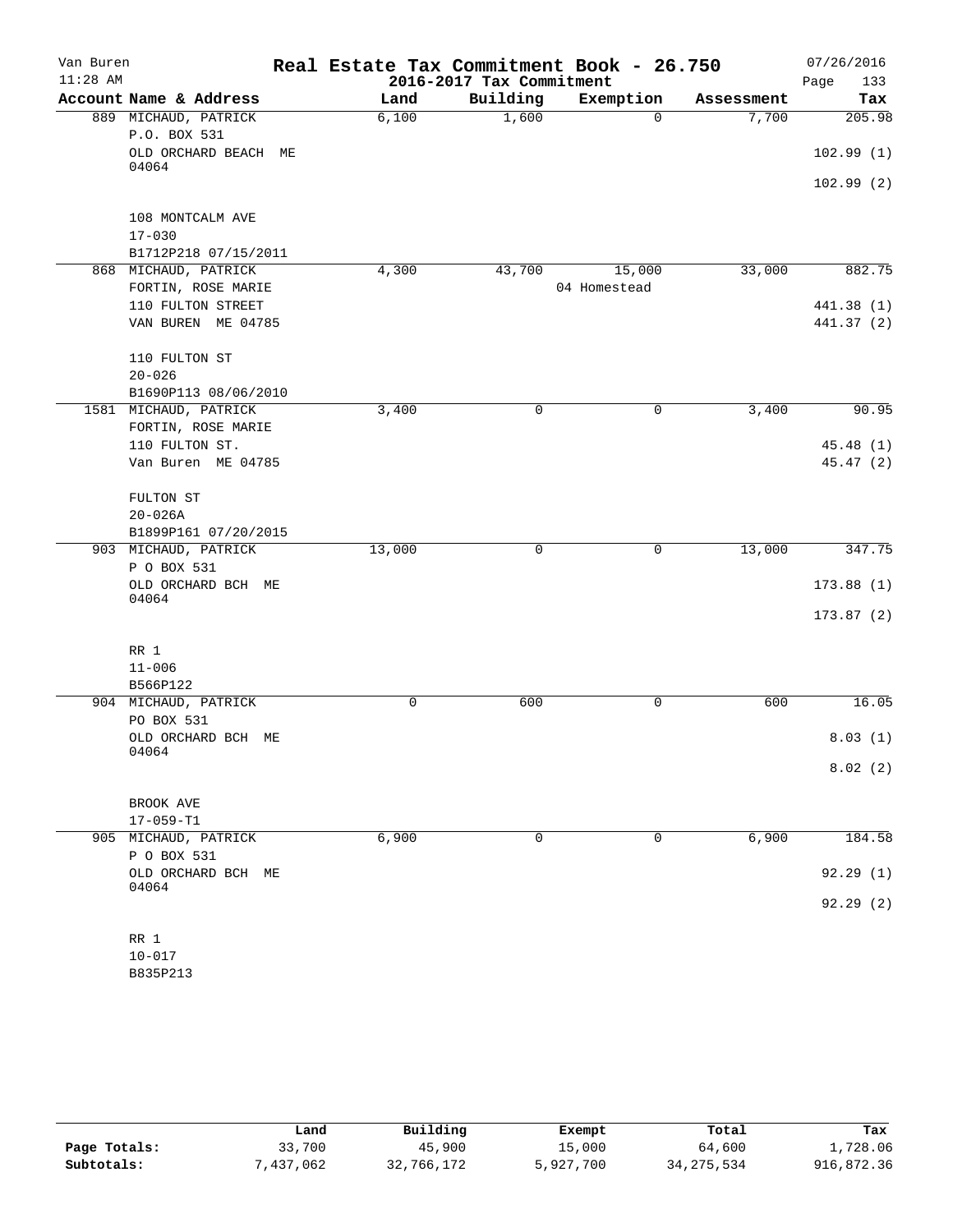# Van Buren — Real Estate Tax Commitment Book - 26.750

11:28 AM — 2016-2017 Tax Commitment — 07/26/2016

| Account Name & Address | Land | Building | Exemption | Assessment | Tax |
|---|---|---|---|---|---|
| 889 MICHAUD, PATRICK<br>P.O. BOX 531<br>OLD ORCHARD BEACH ME 04064<br><br>108 MONTCALM AVE<br>17-030<br>B1712P218 07/15/2011 | 6,100 | 1,600 | 0 | 7,700 | 205.98<br>102.99 (1)<br>102.99 (2) |
| 868 MICHAUD, PATRICK<br>FORTIN, ROSE MARIE<br>110 FULTON STREET<br>VAN BUREN ME 04785<br><br>110 FULTON ST<br>20-026<br>B1690P113 08/06/2010 | 4,300 | 43,700 | 15,000<br>04 Homestead | 33,000 | 882.75<br>441.38 (1)<br>441.37 (2) |
| 1581 MICHAUD, PATRICK<br>FORTIN, ROSE MARIE<br>110 FULTON ST.<br>Van Buren ME 04785<br><br>FULTON ST<br>20-026A<br>B1899P161 07/20/2015 | 3,400 | 0 | 0 | 3,400 | 90.95<br>45.48 (1)<br>45.47 (2) |
| 903 MICHAUD, PATRICK<br>P O BOX 531<br>OLD ORCHARD BCH ME 04064<br><br>RR 1<br>11-006<br>B566P122 | 13,000 | 0 | 0 | 13,000 | 347.75<br>173.88 (1)<br>173.87 (2) |
| 904 MICHAUD, PATRICK<br>PO BOX 531<br>OLD ORCHARD BCH ME 04064<br><br>BROOK AVE<br>17-059-T1 | 0 | 600 | 0 | 600 | 16.05<br>8.03 (1)<br>8.02 (2) |
| 905 MICHAUD, PATRICK<br>P O BOX 531<br>OLD ORCHARD BCH ME 04064<br><br>RR 1<br>10-017<br>B835P213 | 6,900 | 0 | 0 | 6,900 | 184.58<br>92.29 (1)<br>92.29 (2) |

| | Land | Building | Exempt | Total | Tax |
|---|---|---|---|---|---|
| Page Totals: | 33,700 | 45,900 | 15,000 | 64,600 | 1,728.06 |
| Subtotals: | 7,437,062 | 32,766,172 | 5,927,700 | 34,275,534 | 916,872.36 |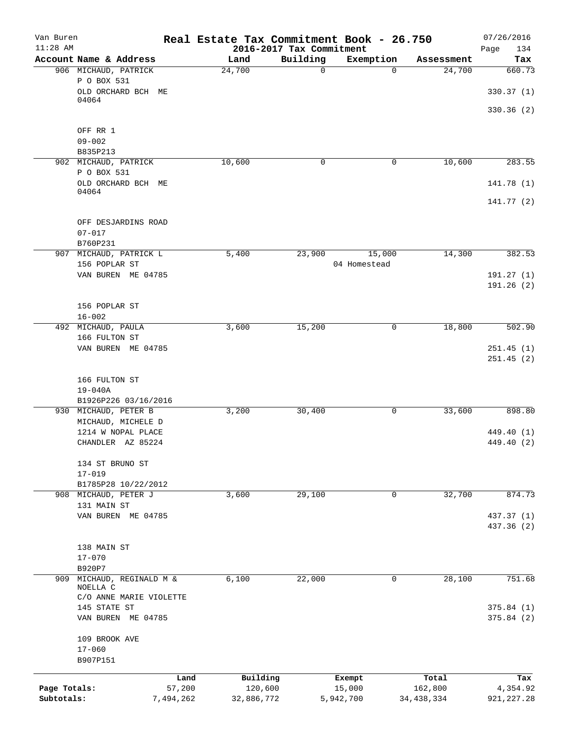Van Buren
11:28 AM

# Real Estate Tax Commitment Book - 26.750

## 2016-2017 Tax Commitment

07/26/2016
Page 134

| Account Name & Address | Land | Building | Exemption | Assessment | Tax |
|---|---|---|---|---|---|
| 906 MICHAUD, PATRICK<br>P O BOX 531<br>OLD ORCHARD BCH ME 04064<br><br>OFF RR 1<br>09-002<br>B835P213 | 24,700 | 0 | 0 | 24,700 | 660.73<br>330.37 (1)<br>330.36 (2) |
| 902 MICHAUD, PATRICK<br>P O BOX 531<br>OLD ORCHARD BCH ME 04064<br><br>OFF DESJARDINS ROAD<br>07-017<br>B760P231 | 10,600 | 0 | 0 | 10,600 | 283.55<br>141.78 (1)<br>141.77 (2) |
| 907 MICHAUD, PATRICK L<br>156 POPLAR ST<br>VAN BUREN ME 04785<br><br>156 POPLAR ST<br>16-002 | 5,400 | 23,900 | 15,000<br>04 Homestead | 14,300 | 382.53<br>191.27 (1)<br>191.26 (2) |
| 492 MICHAUD, PAULA<br>166 FULTON ST<br>VAN BUREN ME 04785<br><br>166 FULTON ST<br>19-040A<br>B1926P226 03/16/2016 | 3,600 | 15,200 | 0 | 18,800 | 502.90<br>251.45 (1)<br>251.45 (2) |
| 930 MICHAUD, PETER B<br>MICHAUD, MICHELE D<br>1214 W NOPAL PLACE<br>CHANDLER AZ 85224<br><br>134 ST BRUNO ST<br>17-019<br>B1785P28 10/22/2012 | 3,200 | 30,400 | 0 | 33,600 | 898.80<br>449.40 (1)<br>449.40 (2) |
| 908 MICHAUD, PETER J<br>131 MAIN ST<br>VAN BUREN ME 04785<br><br>138 MAIN ST<br>17-070<br>B920P7 | 3,600 | 29,100 | 0 | 32,700 | 874.73<br>437.37 (1)<br>437.36 (2) |
| 909 MICHAUD, REGINALD M & NOELLA C<br>C/O ANNE MARIE VIOLETTE<br>145 STATE ST<br>VAN BUREN ME 04785<br><br>109 BROOK AVE<br>17-060<br>B907P151 | 6,100 | 22,000 | 0 | 28,100 | 751.68<br>375.84 (1)<br>375.84 (2) |

| | Land | Building | Exempt | Total | Tax |
|---|---|---|---|---|---|
| Page Totals: | 57,200 | 120,600 | 15,000 | 162,800 | 4,354.92 |
| Subtotals: | 7,494,262 | 32,886,772 | 5,942,700 | 34,438,334 | 921,227.28 |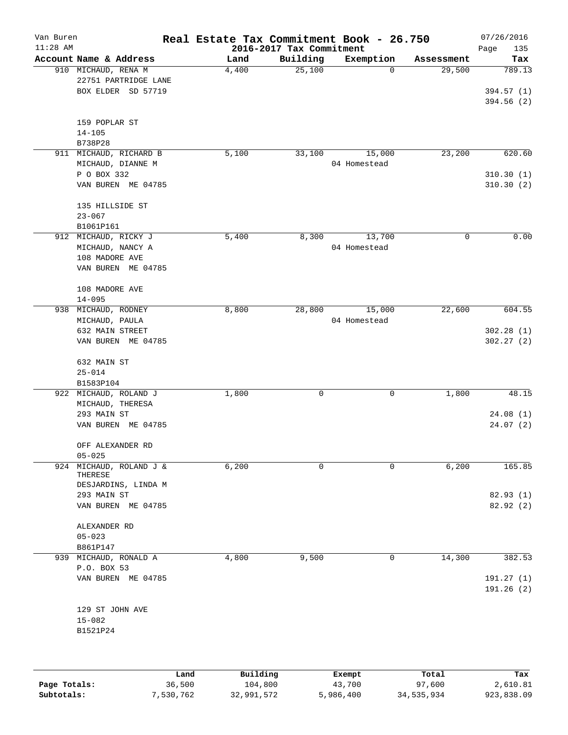# Real Estate Tax Commitment Book - 26.750

## 2016-2017 Tax Commitment

Van Buren
11:28 AM
07/26/2016

| Account Name & Address | Land | Building | Exemption | Assessment | Tax |
|---|---|---|---|---|---|
| 910 MICHAUD, RENA M<br>22751 PARTRIDGE LANE<br>BOX ELDER SD 57719<br><br>159 POPLAR ST<br>14-105<br>B738P28 | 4,400 | 25,100 | 0 | 29,500 | 789.13<br><br>394.57 (1)<br>394.56 (2) |
| 911 MICHAUD, RICHARD B<br>MICHAUD, DIANNE M<br>P O BOX 332<br>VAN BUREN ME 04785<br><br>135 HILLSIDE ST<br>23-067<br>B1061P161 | 5,100 | 33,100 | 15,000<br>04 Homestead | 23,200 | 620.60<br><br>310.30 (1)<br>310.30 (2) |
| 912 MICHAUD, RICKY J<br>MICHAUD, NANCY A<br>108 MADORE AVE<br>VAN BUREN ME 04785<br><br>108 MADORE AVE<br>14-095 | 5,400 | 8,300 | 13,700<br>04 Homestead | 0 | 0.00 |
| 938 MICHAUD, RODNEY<br>MICHAUD, PAULA<br>632 MAIN STREET<br>VAN BUREN ME 04785<br><br>632 MAIN ST<br>25-014<br>B1583P104 | 8,800 | 28,800 | 15,000<br>04 Homestead | 22,600 | 604.55<br><br>302.28 (1)<br>302.27 (2) |
| 922 MICHAUD, ROLAND J<br>MICHAUD, THERESA<br>293 MAIN ST<br>VAN BUREN ME 04785<br><br>OFF ALEXANDER RD<br>05-025 | 1,800 | 0 | 0 | 1,800 | 48.15<br><br>24.08 (1)<br>24.07 (2) |
| 924 MICHAUD, ROLAND J & THERESE<br>DESJARDINS, LINDA M<br>293 MAIN ST<br>VAN BUREN ME 04785<br><br>ALEXANDER RD<br>05-023<br>B861P147 | 6,200 | 0 | 0 | 6,200 | 165.85<br><br>82.93 (1)<br>82.92 (2) |
| 939 MICHAUD, RONALD A<br>P.O. BOX 53<br>VAN BUREN ME 04785<br><br>129 ST JOHN AVE<br>15-082<br>B1521P24 | 4,800 | 9,500 | 0 | 14,300 | 382.53<br><br>191.27 (1)<br>191.26 (2) |

| | Land | Building | Exempt | Total | Tax |
|---|---|---|---|---|---|
| **Page Totals:** | 36,500 | 104,800 | 43,700 | 97,600 | 2,610.81 |
| **Subtotals:** | 7,530,762 | 32,991,572 | 5,986,400 | 34,535,934 | 923,838.09 |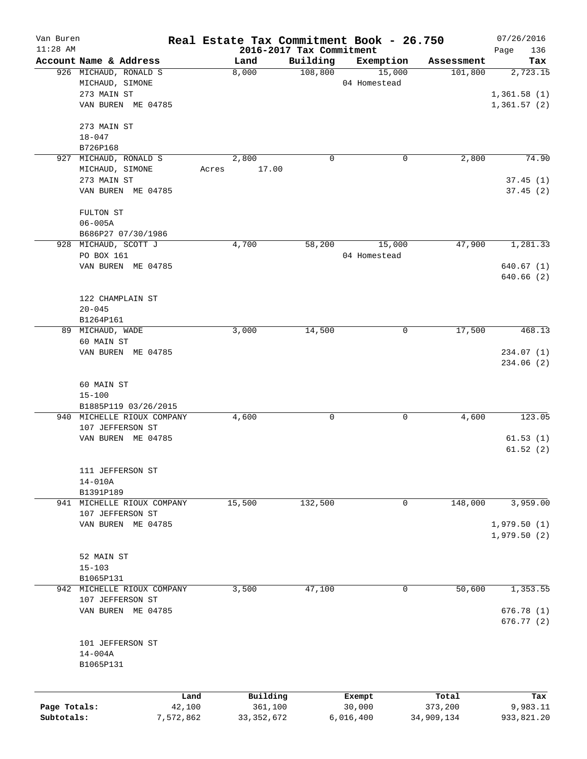Van Buren · Real Estate Tax Commitment Book - 26.750 · 07/26/2016
11:28 AM · 2016-2017 Tax Commitment · Page 136

| Account Name & Address | Land | Building | Exemption | Assessment | Tax |
|---|---|---|---|---|---|
| 926 MICHAUD, RONALD S<br>MICHAUD, SIMONE<br>273 MAIN ST<br>VAN BUREN ME 04785<br><br>273 MAIN ST<br>18-047<br>B726P168 | 8,000 | 108,800 | 15,000<br>04 Homestead | 101,800 | 2,723.15<br><br>1,361.58 (1)<br>1,361.57 (2) |
| 927 MICHAUD, RONALD S<br>MICHAUD, SIMONE<br>273 MAIN ST<br>VAN BUREN ME 04785<br><br>FULTON ST<br>06-005A<br>B686P27 07/30/1986 | 2,800<br>Acres 17.00 | 0 | 0 | 2,800 | 74.90<br><br>37.45 (1)<br>37.45 (2) |
| 928 MICHAUD, SCOTT J<br>PO BOX 161<br>VAN BUREN ME 04785<br><br>122 CHAMPLAIN ST<br>20-045<br>B1264P161 | 4,700 | 58,200 | 15,000<br>04 Homestead | 47,900 | 1,281.33<br><br>640.67 (1)<br>640.66 (2) |
| 89 MICHAUD, WADE<br>60 MAIN ST<br>VAN BUREN ME 04785<br><br>60 MAIN ST<br>15-100<br>B1885P119 03/26/2015 | 3,000 | 14,500 | 0 | 17,500 | 468.13<br><br>234.07 (1)<br>234.06 (2) |
| 940 MICHELLE RIOUX COMPANY<br>107 JEFFERSON ST<br>VAN BUREN ME 04785<br><br>111 JEFFERSON ST<br>14-010A<br>B1391P189 | 4,600 | 0 | 0 | 4,600 | 123.05<br><br>61.53 (1)<br>61.52 (2) |
| 941 MICHELLE RIOUX COMPANY<br>107 JEFFERSON ST<br>VAN BUREN ME 04785<br><br>52 MAIN ST<br>15-103<br>B1065P131 | 15,500 | 132,500 | 0 | 148,000 | 3,959.00<br><br>1,979.50 (1)<br>1,979.50 (2) |
| 942 MICHELLE RIOUX COMPANY<br>107 JEFFERSON ST<br>VAN BUREN ME 04785<br><br>101 JEFFERSON ST<br>14-004A<br>B1065P131 | 3,500 | 47,100 | 0 | 50,600 | 1,353.55<br><br>676.78 (1)<br>676.77 (2) |

| | Land | Building | Exempt | Total | Tax |
|---|---|---|---|---|---|
| Page Totals: | 42,100 | 361,100 | 30,000 | 373,200 | 9,983.11 |
| Subtotals: | 7,572,862 | 33,352,672 | 6,016,400 | 34,909,134 | 933,821.20 |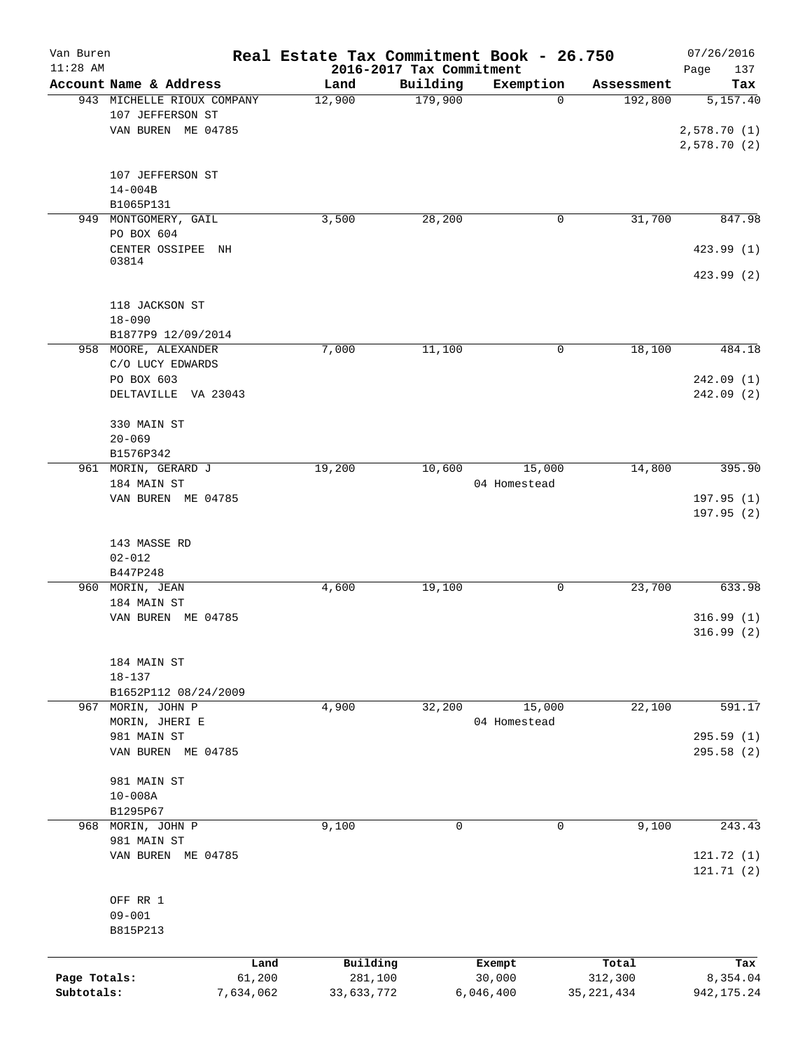Van Buren — **Real Estate Tax Commitment Book - 26.750** — 07/26/2016
11:28 AM — 2016-2017 Tax Commitment

| Account Name & Address | Land | Building | Exemption | Assessment | Tax |
|---|---|---|---|---|---|
| 943 MICHELLE RIOUX COMPANY<br>107 JEFFERSON ST<br>VAN BUREN ME 04785<br><br>107 JEFFERSON ST<br>14-004B<br>B1065P131 | 12,900 | 179,900 | 0 | 192,800 | 5,157.40<br><br>2,578.70 (1)<br>2,578.70 (2) |
| 949 MONTGOMERY, GAIL<br>PO BOX 604<br>CENTER OSSIPEE NH 03814<br><br>118 JACKSON ST<br>18-090<br>B1877P9 12/09/2014 | 3,500 | 28,200 | 0 | 31,700 | 847.98<br><br>423.99 (1)<br>423.99 (2) |
| 958 MOORE, ALEXANDER<br>C/O LUCY EDWARDS<br>PO BOX 603<br>DELTAVILLE VA 23043<br><br>330 MAIN ST<br>20-069<br>B1576P342 | 7,000 | 11,100 | 0 | 18,100 | 484.18<br><br>242.09 (1)<br>242.09 (2) |
| 961 MORIN, GERARD J<br>184 MAIN ST<br>VAN BUREN ME 04785<br><br>143 MASSE RD<br>02-012<br>B447P248 | 19,200 | 10,600 | 15,000<br>04 Homestead | 14,800 | 395.90<br><br>197.95 (1)<br>197.95 (2) |
| 960 MORIN, JEAN<br>184 MAIN ST<br>VAN BUREN ME 04785<br><br>184 MAIN ST<br>18-137<br>B1652P112 08/24/2009 | 4,600 | 19,100 | 0 | 23,700 | 633.98<br><br>316.99 (1)<br>316.99 (2) |
| 967 MORIN, JOHN P<br>MORIN, JHERI E<br>981 MAIN ST<br>VAN BUREN ME 04785<br><br>981 MAIN ST<br>10-008A<br>B1295P67 | 4,900 | 32,200 | 15,000<br>04 Homestead | 22,100 | 591.17<br><br>295.59 (1)<br>295.58 (2) |
| 968 MORIN, JOHN P<br>981 MAIN ST<br>VAN BUREN ME 04785<br><br>OFF RR 1<br>09-001<br>B815P213 | 9,100 | 0 | 0 | 9,100 | 243.43<br><br>121.72 (1)<br>121.71 (2) |

| | Land | Building | Exempt | Total | Tax |
|---|---|---|---|---|---|
| Page Totals: | 61,200 | 281,100 | 30,000 | 312,300 | 8,354.04 |
| Subtotals: | 7,634,062 | 33,633,772 | 6,046,400 | 35,221,434 | 942,175.24 |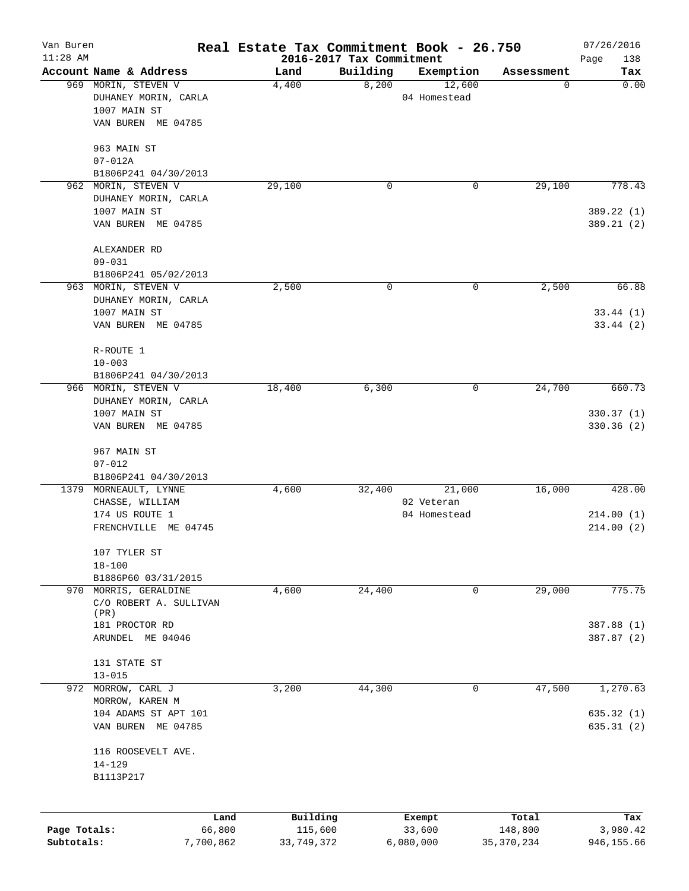Van Buren 11:28 AM

# Real Estate Tax Commitment Book - 26.750

## 2016-2017 Tax Commitment

07/26/2016

| Account Name & Address | Land | Building | Exemption | Assessment | Tax |
|---|---|---|---|---|---|
| 969 MORIN, STEVEN V<br>DUHANEY MORIN, CARLA<br>1007 MAIN ST<br>VAN BUREN ME 04785<br><br>963 MAIN ST<br>07-012A<br>B1806P241 04/30/2013 | 4,400 | 8,200 | 12,600<br>04 Homestead | 0 | 0.00 |
| 962 MORIN, STEVEN V<br>DUHANEY MORIN, CARLA<br>1007 MAIN ST<br>VAN BUREN ME 04785<br><br>ALEXANDER RD<br>09-031<br>B1806P241 05/02/2013 | 29,100 | 0 | 0 | 29,100 | 778.43<br><br>389.22 (1)<br>389.21 (2) |
| 963 MORIN, STEVEN V<br>DUHANEY MORIN, CARLA<br>1007 MAIN ST<br>VAN BUREN ME 04785<br><br>R-ROUTE 1<br>10-003<br>B1806P241 04/30/2013 | 2,500 | 0 | 0 | 2,500 | 66.88<br><br>33.44 (1)<br>33.44 (2) |
| 966 MORIN, STEVEN V<br>DUHANEY MORIN, CARLA<br>1007 MAIN ST<br>VAN BUREN ME 04785<br><br>967 MAIN ST<br>07-012<br>B1806P241 04/30/2013 | 18,400 | 6,300 | 0 | 24,700 | 660.73<br><br>330.37 (1)<br>330.36 (2) |
| 1379 MORNEAULT, LYNNE<br>CHASSE, WILLIAM<br>174 US ROUTE 1<br>FRENCHVILLE ME 04745<br><br>107 TYLER ST<br>18-100<br>B1886P60 03/31/2015 | 4,600 | 32,400 | 21,000<br>02 Veteran<br>04 Homestead | 16,000 | 428.00<br><br>214.00 (1)<br>214.00 (2) |
| 970 MORRIS, GERALDINE<br>C/O ROBERT A. SULLIVAN (PR)<br>181 PROCTOR RD<br>ARUNDEL ME 04046<br><br>131 STATE ST<br>13-015 | 4,600 | 24,400 | 0 | 29,000 | 775.75<br><br>387.88 (1)<br>387.87 (2) |
| 972 MORROW, CARL J<br>MORROW, KAREN M<br>104 ADAMS ST APT 101<br>VAN BUREN ME 04785<br><br>116 ROOSEVELT AVE.<br>14-129<br>B1113P217 | 3,200 | 44,300 | 0 | 47,500 | 1,270.63<br><br>635.32 (1)<br>635.31 (2) |

| | Land | Building | Exempt | Total | Tax |
|---|---|---|---|---|---|
| Page Totals: | 66,800 | 115,600 | 33,600 | 148,800 | 3,980.42 |
| Subtotals: | 7,700,862 | 33,749,372 | 6,080,000 | 35,370,234 | 946,155.66 |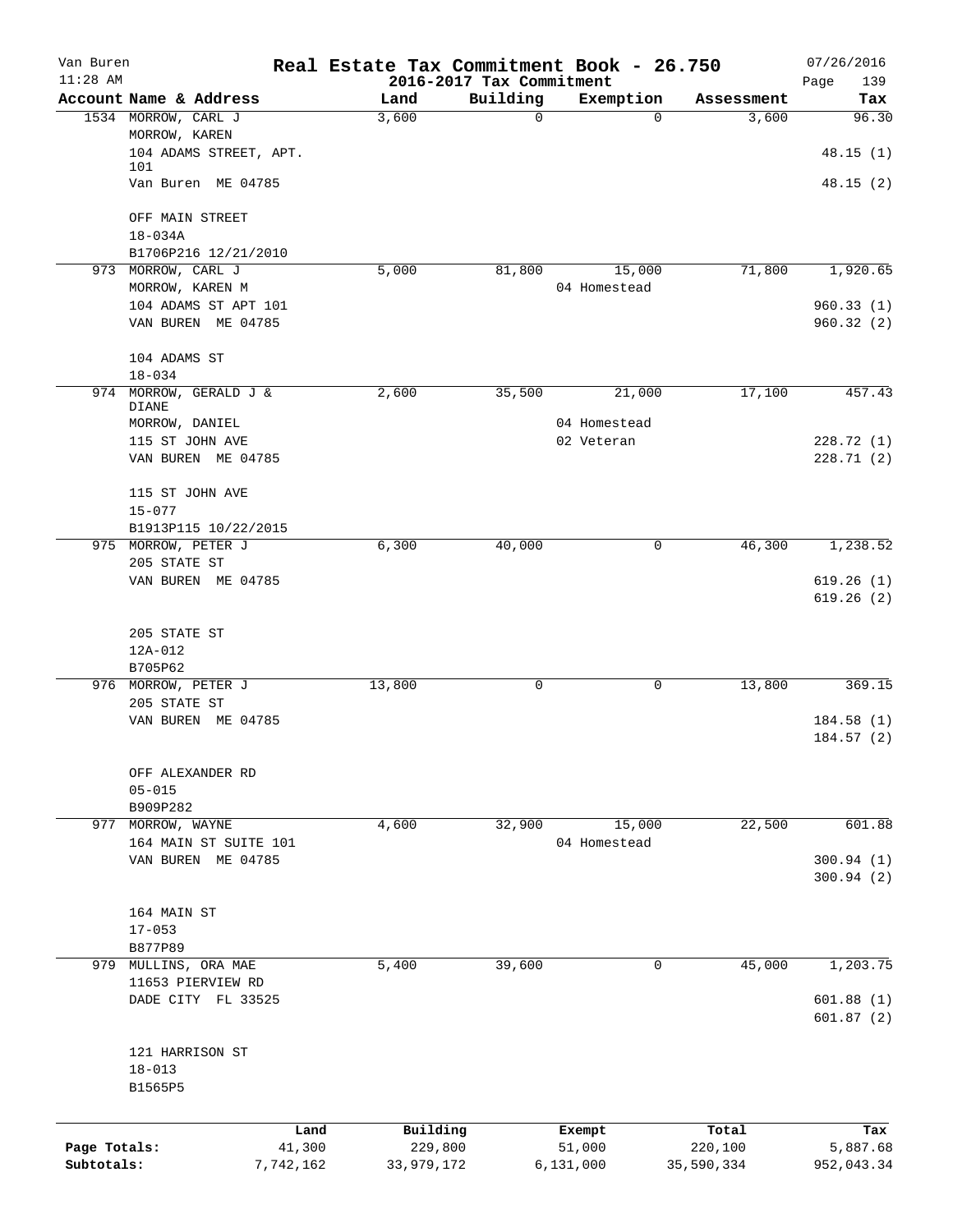Van Buren — Real Estate Tax Commitment Book - 26.750 — 07/26/2016
11:28 AM — 2016-2017 Tax Commitment — Page 139

| Account Name & Address | Land | Building | Exemption | Assessment | Tax |
|---|---|---|---|---|---|
| 1534 MORROW, CARL J<br>MORROW, KAREN<br>104 ADAMS STREET, APT. 101<br>Van Buren ME 04785<br><br>OFF MAIN STREET<br>18-034A<br>B1706P216 12/21/2010 | 3,600 | 0 | 0 | 3,600 | 96.30<br><br>48.15 (1)<br>48.15 (2) |
| 973 MORROW, CARL J<br>MORROW, KAREN M<br>104 ADAMS ST APT 101<br>VAN BUREN ME 04785<br><br>104 ADAMS ST<br>18-034 | 5,000 | 81,800 | 15,000<br>04 Homestead | 71,800 | 1,920.65<br><br>960.33 (1)<br>960.32 (2) |
| 974 MORROW, GERALD J & DIANE<br>MORROW, DANIEL<br>115 ST JOHN AVE<br>VAN BUREN ME 04785<br><br>115 ST JOHN AVE<br>15-077<br>B1913P115 10/22/2015 | 2,600 | 35,500 | 21,000<br>04 Homestead<br>02 Veteran | 17,100 | 457.43<br><br>228.72 (1)<br>228.71 (2) |
| 975 MORROW, PETER J<br>205 STATE ST<br>VAN BUREN ME 04785<br><br>205 STATE ST<br>12A-012<br>B705P62 | 6,300 | 40,000 | 0 | 46,300 | 1,238.52<br><br>619.26 (1)<br>619.26 (2) |
| 976 MORROW, PETER J<br>205 STATE ST<br>VAN BUREN ME 04785<br><br>OFF ALEXANDER RD<br>05-015<br>B909P282 | 13,800 | 0 | 0 | 13,800 | 369.15<br><br>184.58 (1)<br>184.57 (2) |
| 977 MORROW, WAYNE<br>164 MAIN ST SUITE 101<br>VAN BUREN ME 04785<br><br>164 MAIN ST<br>17-053<br>B877P89 | 4,600 | 32,900 | 15,000<br>04 Homestead | 22,500 | 601.88<br><br>300.94 (1)<br>300.94 (2) |
| 979 MULLINS, ORA MAE<br>11653 PIERVIEW RD<br>DADE CITY FL 33525<br><br>121 HARRISON ST<br>18-013<br>B1565P5 | 5,400 | 39,600 | 0 | 45,000 | 1,203.75<br><br>601.88 (1)<br>601.87 (2) |

| | Land | Building | Exempt | Total | Tax |
|---|---|---|---|---|---|
| Page Totals: | 41,300 | 229,800 | 51,000 | 220,100 | 5,887.68 |
| Subtotals: | 7,742,162 | 33,979,172 | 6,131,000 | 35,590,334 | 952,043.34 |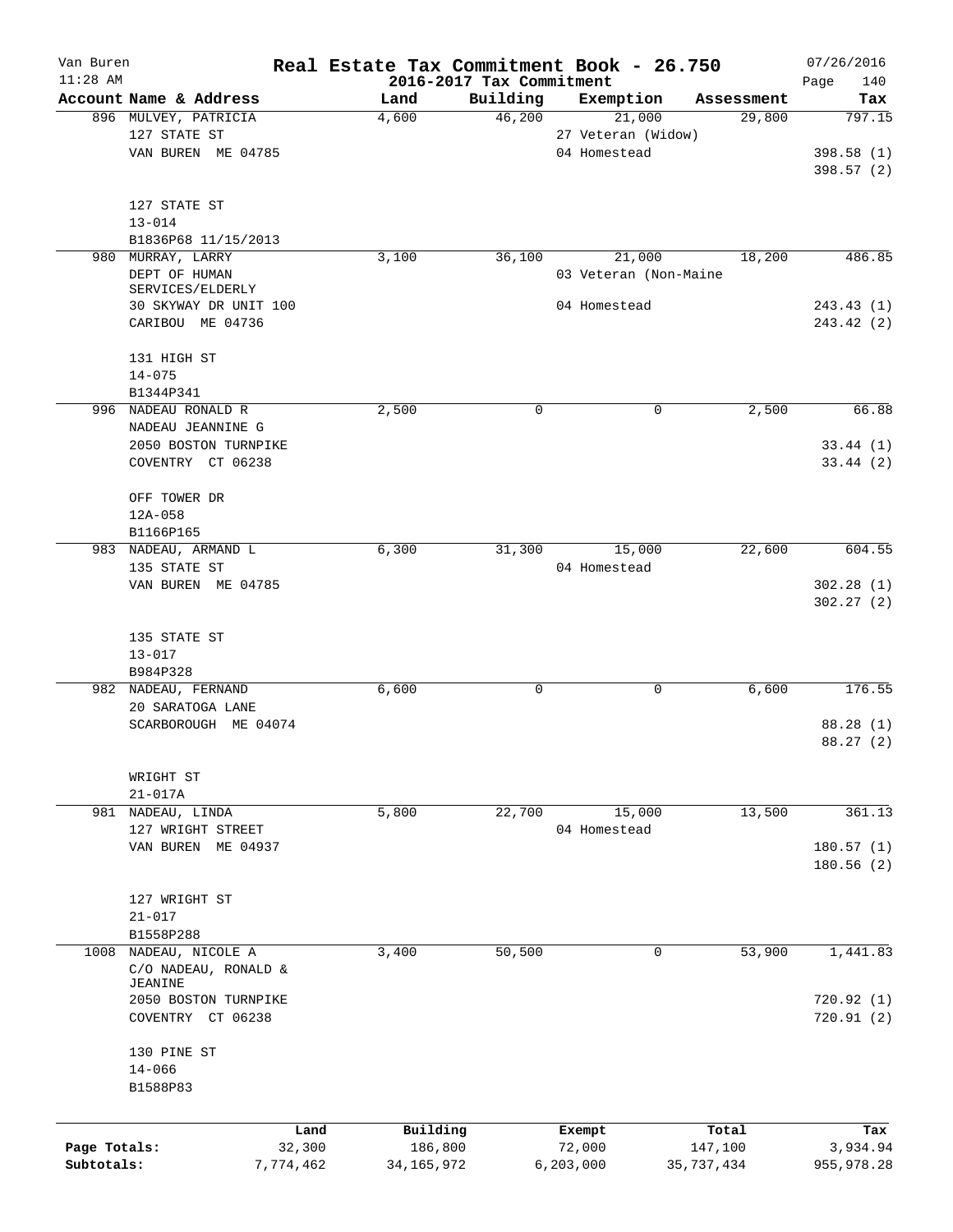# Real Estate Tax Commitment Book - 26.750

Van Buren
11:28 AM

2016-2017 Tax Commitment

07/26/2016

| Account Name & Address | Land | Building | Exemption | Assessment | Tax |
|---|---|---|---|---|---|
| 896 MULVEY, PATRICIA | 4,600 | 46,200 | 21,000 | 29,800 | 797.15 |
| 127 STATE ST | | | 27 Veteran (Widow) | | |
| VAN BUREN ME 04785 | | | 04 Homestead | | 398.58 (1) |
| | | | | | 398.57 (2) |
| 127 STATE ST | | | | | |
| 13-014 | | | | | |
| B1836P68 11/15/2013 | | | | | |
| 980 MURRAY, LARRY | 3,100 | 36,100 | 21,000 | 18,200 | 486.85 |
| DEPT OF HUMAN SERVICES/ELDERLY | | | 03 Veteran (Non-Maine | | |
| 30 SKYWAY DR UNIT 100 | | | 04 Homestead | | 243.43 (1) |
| CARIBOU ME 04736 | | | | | 243.42 (2) |
| 131 HIGH ST | | | | | |
| 14-075 | | | | | |
| B1344P341 | | | | | |
| 996 NADEAU RONALD R | 2,500 | 0 | 0 | 2,500 | 66.88 |
| NADEAU JEANNINE G | | | | | |
| 2050 BOSTON TURNPIKE | | | | | 33.44 (1) |
| COVENTRY CT 06238 | | | | | 33.44 (2) |
| OFF TOWER DR | | | | | |
| 12A-058 | | | | | |
| B1166P165 | | | | | |
| 983 NADEAU, ARMAND L | 6,300 | 31,300 | 15,000 | 22,600 | 604.55 |
| 135 STATE ST | | | 04 Homestead | | |
| VAN BUREN ME 04785 | | | | | 302.28 (1) |
| | | | | | 302.27 (2) |
| 135 STATE ST | | | | | |
| 13-017 | | | | | |
| B984P328 | | | | | |
| 982 NADEAU, FERNAND | 6,600 | 0 | 0 | 6,600 | 176.55 |
| 20 SARATOGA LANE | | | | | |
| SCARBOROUGH ME 04074 | | | | | 88.28 (1) |
| | | | | | 88.27 (2) |
| WRIGHT ST | | | | | |
| 21-017A | | | | | |
| 981 NADEAU, LINDA | 5,800 | 22,700 | 15,000 | 13,500 | 361.13 |
| 127 WRIGHT STREET | | | 04 Homestead | | |
| VAN BUREN ME 04937 | | | | | 180.57 (1) |
| | | | | | 180.56 (2) |
| 127 WRIGHT ST | | | | | |
| 21-017 | | | | | |
| B1558P288 | | | | | |
| 1008 NADEAU, NICOLE A | 3,400 | 50,500 | 0 | 53,900 | 1,441.83 |
| C/O NADEAU, RONALD & JEANINE | | | | | |
| 2050 BOSTON TURNPIKE | | | | | 720.92 (1) |
| COVENTRY CT 06238 | | | | | 720.91 (2) |
| 130 PINE ST | | | | | |
| 14-066 | | | | | |
| B1588P83 | | | | | |

| | Land | Building | Exempt | Total | Tax |
|---|---|---|---|---|---|
| Page Totals: | 32,300 | 186,800 | 72,000 | 147,100 | 3,934.94 |
| Subtotals: | 7,774,462 | 34,165,972 | 6,203,000 | 35,737,434 | 955,978.28 |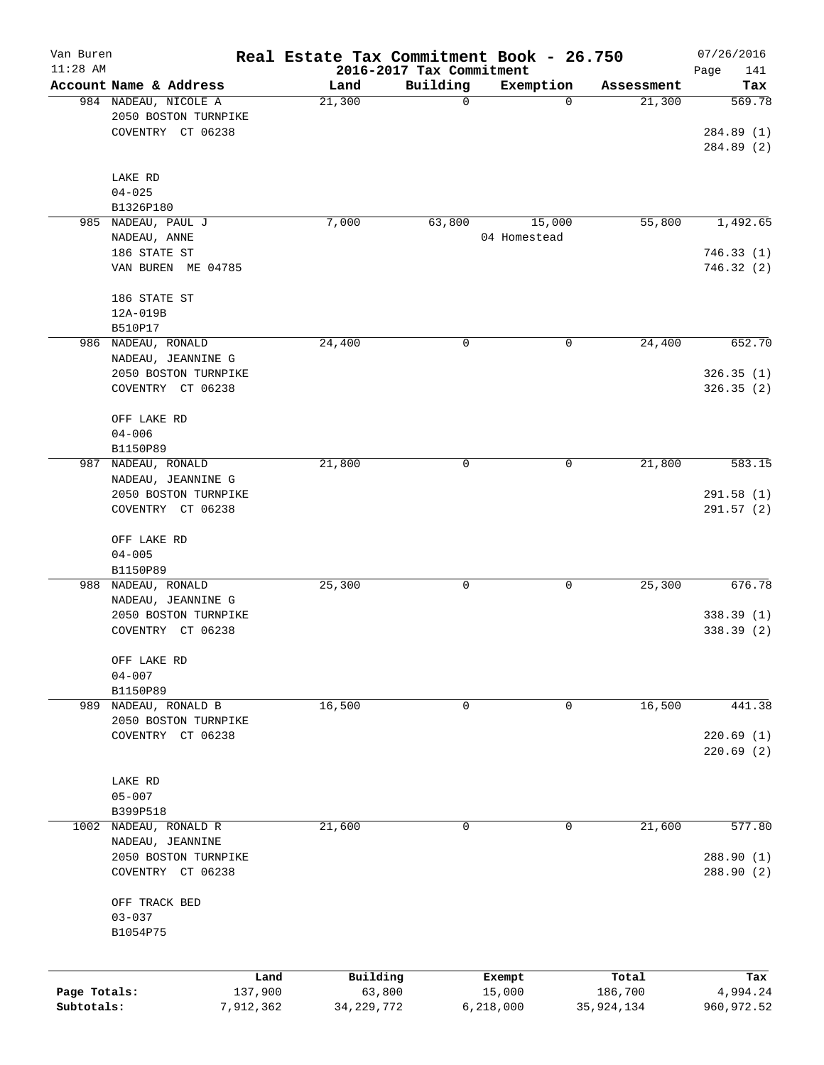Van Buren
11:28 AM

# Real Estate Tax Commitment Book - 26.750

## 2016-2017 Tax Commitment

07/26/2016

| Account | Name & Address | Land | Building | Exemption | Assessment | Tax |
|---|---|---|---|---|---|---|
| 984 | NADEAU, NICOLE A<br>2050 BOSTON TURNPIKE<br>COVENTRY CT 06238<br><br>LAKE RD<br>04-025<br>B1326P180 | 21,300 | 0 | 0 | 21,300 | 569.78<br><br>284.89 (1)<br>284.89 (2) |
| 985 | NADEAU, PAUL J<br>NADEAU, ANNE<br>186 STATE ST<br>VAN BUREN ME 04785<br><br>186 STATE ST<br>12A-019B<br>B510P17 | 7,000 | 63,800 | 15,000<br>04 Homestead | 55,800 | 1,492.65<br><br>746.33 (1)<br>746.32 (2) |
| 986 | NADEAU, RONALD<br>NADEAU, JEANNINE G<br>2050 BOSTON TURNPIKE<br>COVENTRY CT 06238<br><br>OFF LAKE RD<br>04-006<br>B1150P89 | 24,400 | 0 | 0 | 24,400 | 652.70<br><br>326.35 (1)<br>326.35 (2) |
| 987 | NADEAU, RONALD<br>NADEAU, JEANNINE G<br>2050 BOSTON TURNPIKE<br>COVENTRY CT 06238<br><br>OFF LAKE RD<br>04-005<br>B1150P89 | 21,800 | 0 | 0 | 21,800 | 583.15<br><br>291.58 (1)<br>291.57 (2) |
| 988 | NADEAU, RONALD<br>NADEAU, JEANNINE G<br>2050 BOSTON TURNPIKE<br>COVENTRY CT 06238<br><br>OFF LAKE RD<br>04-007<br>B1150P89 | 25,300 | 0 | 0 | 25,300 | 676.78<br><br>338.39 (1)<br>338.39 (2) |
| 989 | NADEAU, RONALD B<br>2050 BOSTON TURNPIKE<br>COVENTRY CT 06238<br><br>LAKE RD<br>05-007<br>B399P518 | 16,500 | 0 | 0 | 16,500 | 441.38<br><br>220.69 (1)<br>220.69 (2) |
| 1002 | NADEAU, RONALD R<br>NADEAU, JEANNINE<br>2050 BOSTON TURNPIKE<br>COVENTRY CT 06238<br><br>OFF TRACK BED<br>03-037<br>B1054P75 | 21,600 | 0 | 0 | 21,600 | 577.80<br><br>288.90 (1)<br>288.90 (2) |

| | Land | Building | Exempt | Total | Tax |
|---|---|---|---|---|---|
| Page Totals: | 137,900 | 63,800 | 15,000 | 186,700 | 4,994.24 |
| Subtotals: | 7,912,362 | 34,229,772 | 6,218,000 | 35,924,134 | 960,972.52 |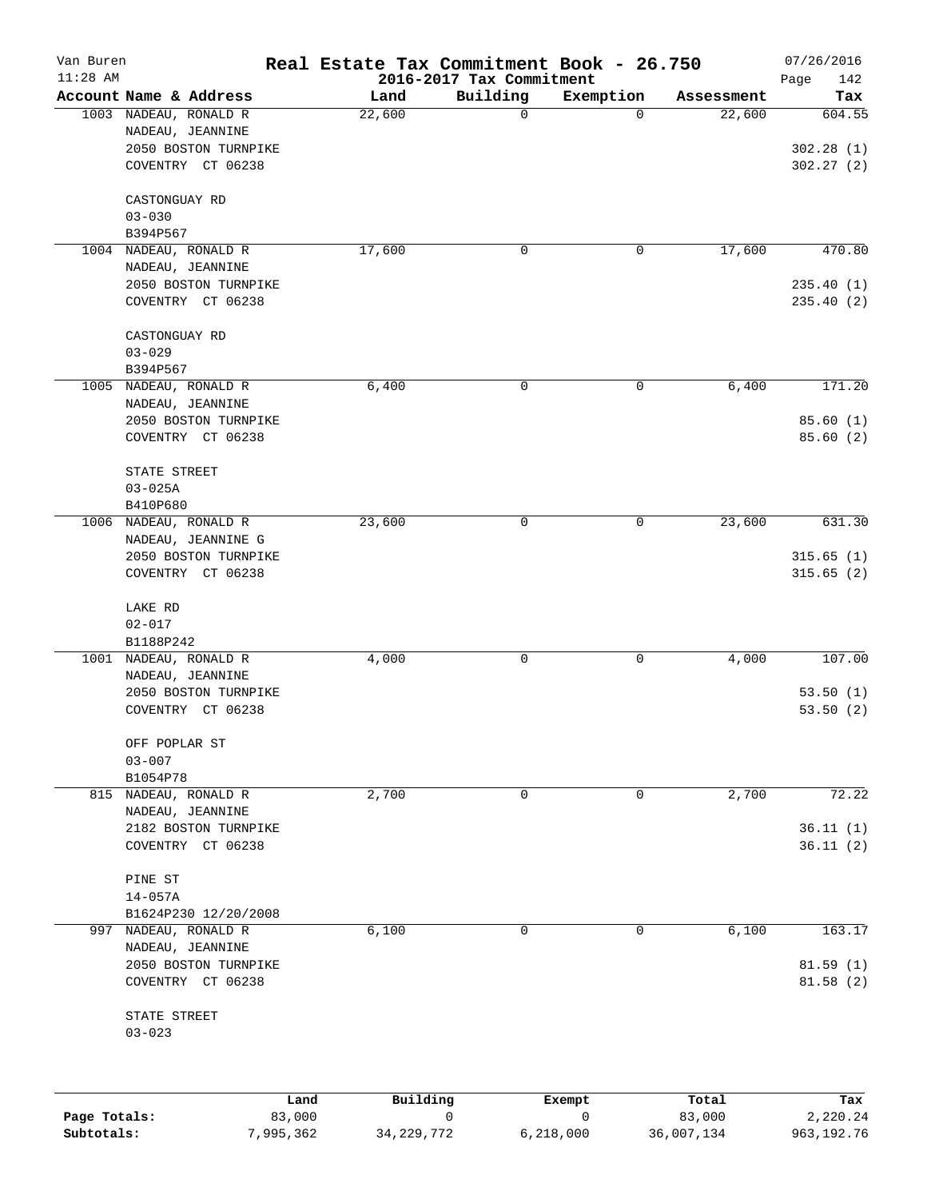# Van Buren — Real Estate Tax Commitment Book - 26.750

11:28 AM — 2016-2017 Tax Commitment — 07/26/2016

| Account | Name & Address | Land | Building | Exemption | Assessment | Tax |
|---|---|---|---|---|---|---|
| 1003 | NADEAU, RONALD R<br>NADEAU, JEANNINE<br>2050 BOSTON TURNPIKE<br>COVENTRY CT 06238<br><br>CASTONGUAY RD<br>03-030<br>B394P567 | 22,600 | 0 | 0 | 22,600 | 604.55<br><br>302.28 (1)<br>302.27 (2) |
| 1004 | NADEAU, RONALD R<br>NADEAU, JEANNINE<br>2050 BOSTON TURNPIKE<br>COVENTRY CT 06238<br><br>CASTONGUAY RD<br>03-029<br>B394P567 | 17,600 | 0 | 0 | 17,600 | 470.80<br><br>235.40 (1)<br>235.40 (2) |
| 1005 | NADEAU, RONALD R<br>NADEAU, JEANNINE<br>2050 BOSTON TURNPIKE<br>COVENTRY CT 06238<br><br>STATE STREET<br>03-025A<br>B410P680 | 6,400 | 0 | 0 | 6,400 | 171.20<br><br>85.60 (1)<br>85.60 (2) |
| 1006 | NADEAU, RONALD R<br>NADEAU, JEANNINE G<br>2050 BOSTON TURNPIKE<br>COVENTRY CT 06238<br><br>LAKE RD<br>02-017<br>B1188P242 | 23,600 | 0 | 0 | 23,600 | 631.30<br><br>315.65 (1)<br>315.65 (2) |
| 1001 | NADEAU, RONALD R<br>NADEAU, JEANNINE<br>2050 BOSTON TURNPIKE<br>COVENTRY CT 06238<br><br>OFF POPLAR ST<br>03-007<br>B1054P78 | 4,000 | 0 | 0 | 4,000 | 107.00<br><br>53.50 (1)<br>53.50 (2) |
| 815 | NADEAU, RONALD R<br>NADEAU, JEANNINE<br>2182 BOSTON TURNPIKE<br>COVENTRY CT 06238<br><br>PINE ST<br>14-057A<br>B1624P230 12/20/2008 | 2,700 | 0 | 0 | 2,700 | 72.22<br><br>36.11 (1)<br>36.11 (2) |
| 997 | NADEAU, RONALD R<br>NADEAU, JEANNINE<br>2050 BOSTON TURNPIKE<br>COVENTRY CT 06238<br><br>STATE STREET<br>03-023 | 6,100 | 0 | 0 | 6,100 | 163.17<br><br>81.59 (1)<br>81.58 (2) |

| | Land | Building | Exempt | Total | Tax |
|---|---|---|---|---|---|
| Page Totals: | 83,000 | 0 | 0 | 83,000 | 2,220.24 |
| Subtotals: | 7,995,362 | 34,229,772 | 6,218,000 | 36,007,134 | 963,192.76 |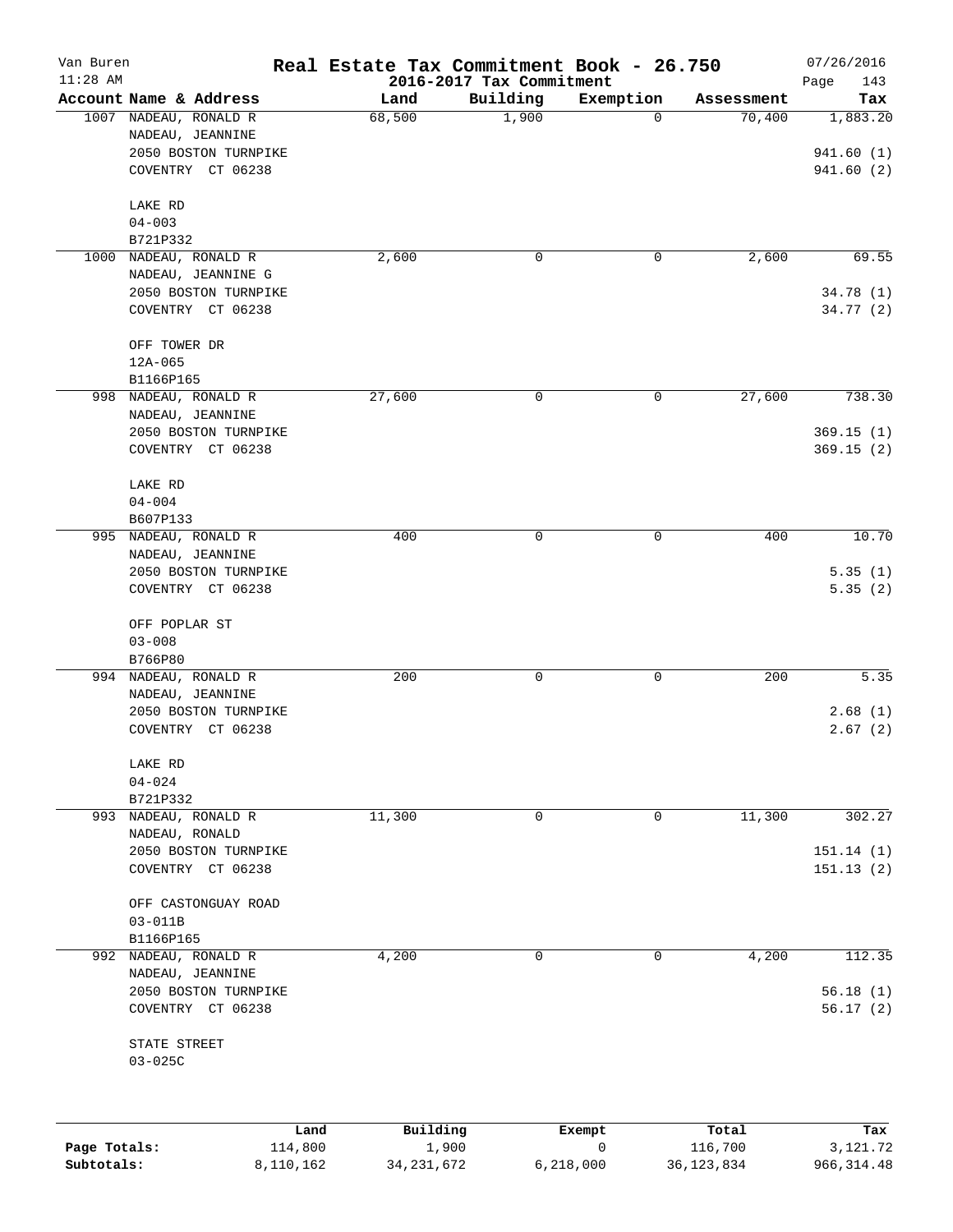# Real Estate Tax Commitment Book - 26.750

Van Buren
11:28 AM

2016-2017 Tax Commitment

07/26/2016

| Account Name & Address | Land | Building | Exemption | Assessment | Tax |
|---|---|---|---|---|---|
| 1007 NADEAU, RONALD R<br>NADEAU, JEANNINE<br>2050 BOSTON TURNPIKE<br>COVENTRY CT 06238<br><br>LAKE RD<br>04-003<br>B721P332 | 68,500 | 1,900 | 0 | 70,400 | 1,883.20<br><br>941.60 (1)<br>941.60 (2) |
| 1000 NADEAU, RONALD R<br>NADEAU, JEANNINE G<br>2050 BOSTON TURNPIKE<br>COVENTRY CT 06238<br><br>OFF TOWER DR<br>12A-065<br>B1166P165 | 2,600 | 0 | 0 | 2,600 | 69.55<br><br>34.78 (1)<br>34.77 (2) |
| 998 NADEAU, RONALD R<br>NADEAU, JEANNINE<br>2050 BOSTON TURNPIKE<br>COVENTRY CT 06238<br><br>LAKE RD<br>04-004<br>B607P133 | 27,600 | 0 | 0 | 27,600 | 738.30<br><br>369.15 (1)<br>369.15 (2) |
| 995 NADEAU, RONALD R<br>NADEAU, JEANNINE<br>2050 BOSTON TURNPIKE<br>COVENTRY CT 06238<br><br>OFF POPLAR ST<br>03-008<br>B766P80 | 400 | 0 | 0 | 400 | 10.70<br><br>5.35 (1)<br>5.35 (2) |
| 994 NADEAU, RONALD R<br>NADEAU, JEANNINE<br>2050 BOSTON TURNPIKE<br>COVENTRY CT 06238<br><br>LAKE RD<br>04-024<br>B721P332 | 200 | 0 | 0 | 200 | 5.35<br><br>2.68 (1)<br>2.67 (2) |
| 993 NADEAU, RONALD R<br>NADEAU, RONALD<br>2050 BOSTON TURNPIKE<br>COVENTRY CT 06238<br><br>OFF CASTONGUAY ROAD<br>03-011B<br>B1166P165 | 11,300 | 0 | 0 | 11,300 | 302.27<br><br>151.14 (1)<br>151.13 (2) |
| 992 NADEAU, RONALD R<br>NADEAU, JEANNINE<br>2050 BOSTON TURNPIKE<br>COVENTRY CT 06238<br><br>STATE STREET<br>03-025C | 4,200 | 0 | 0 | 4,200 | 112.35<br><br>56.18 (1)<br>56.17 (2) |

| | Land | Building | Exempt | Total | Tax |
|---|---|---|---|---|---|
| **Page Totals:** | 114,800 | 1,900 | 0 | 116,700 | 3,121.72 |
| **Subtotals:** | 8,110,162 | 34,231,672 | 6,218,000 | 36,123,834 | 966,314.48 |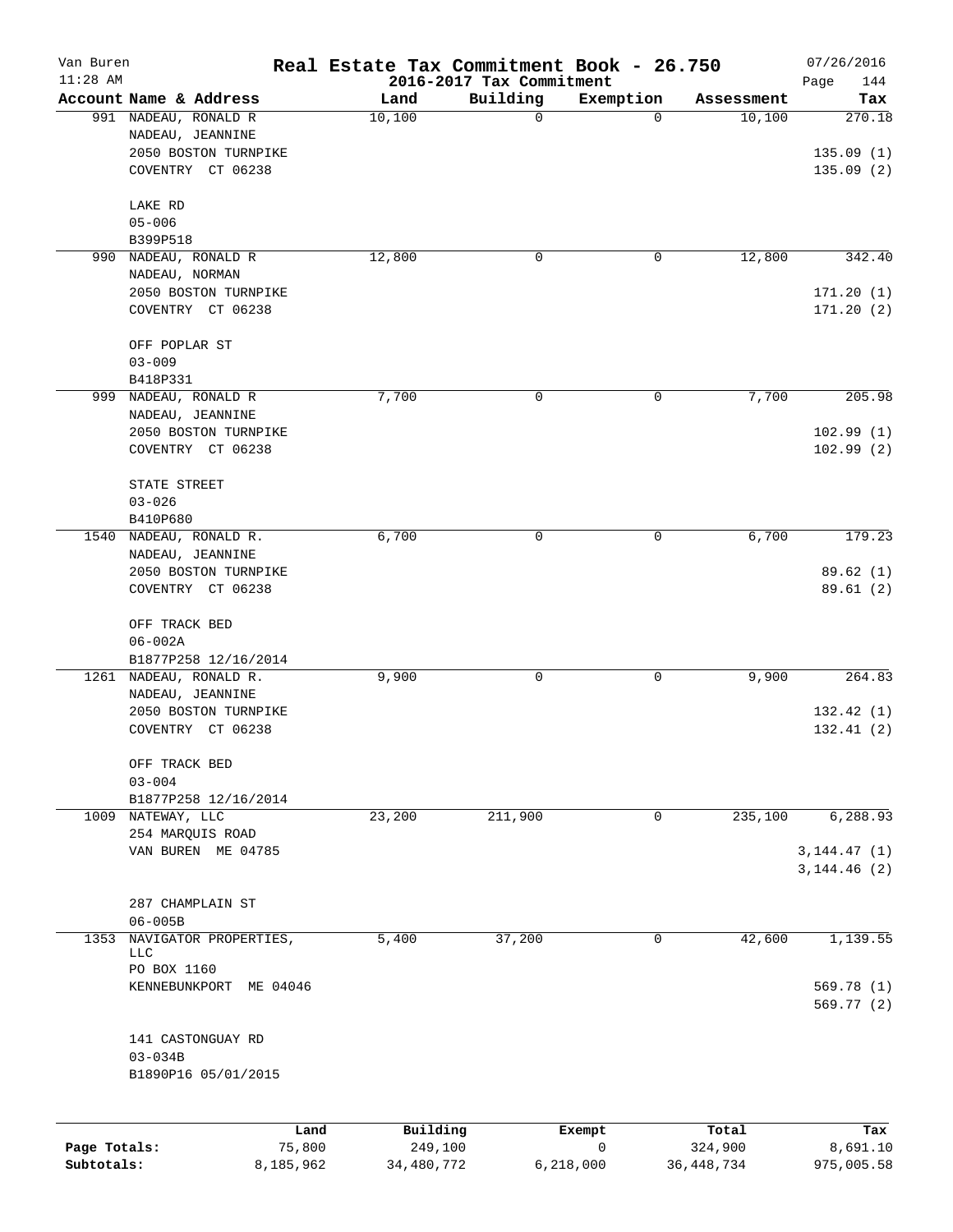Van Buren — Real Estate Tax Commitment Book - 26.750 — 07/26/2016
11:28 AM — 2016-2017 Tax Commitment — Page 144

| Account Name & Address | Land | Building | Exemption | Assessment | Tax |
|---|---|---|---|---|---|
| 991 NADEAU, RONALD R<br>NADEAU, JEANNINE<br>2050 BOSTON TURNPIKE<br>COVENTRY CT 06238<br><br>LAKE RD<br>05-006<br>B399P518 | 10,100 | 0 | 0 | 10,100 | 270.18<br><br>135.09 (1)<br>135.09 (2) |
| 990 NADEAU, RONALD R<br>NADEAU, NORMAN<br>2050 BOSTON TURNPIKE<br>COVENTRY CT 06238<br><br>OFF POPLAR ST<br>03-009<br>B418P331 | 12,800 | 0 | 0 | 12,800 | 342.40<br><br>171.20 (1)<br>171.20 (2) |
| 999 NADEAU, RONALD R<br>NADEAU, JEANNINE<br>2050 BOSTON TURNPIKE<br>COVENTRY CT 06238<br><br>STATE STREET<br>03-026<br>B410P680 | 7,700 | 0 | 0 | 7,700 | 205.98<br><br>102.99 (1)<br>102.99 (2) |
| 1540 NADEAU, RONALD R.<br>NADEAU, JEANNINE<br>2050 BOSTON TURNPIKE<br>COVENTRY CT 06238<br><br>OFF TRACK BED<br>06-002A<br>B1877P258 12/16/2014 | 6,700 | 0 | 0 | 6,700 | 179.23<br><br>89.62 (1)<br>89.61 (2) |
| 1261 NADEAU, RONALD R.<br>NADEAU, JEANNINE<br>2050 BOSTON TURNPIKE<br>COVENTRY CT 06238<br><br>OFF TRACK BED<br>03-004<br>B1877P258 12/16/2014 | 9,900 | 0 | 0 | 9,900 | 264.83<br><br>132.42 (1)<br>132.41 (2) |
| 1009 NATEWAY, LLC<br>254 MARQUIS ROAD<br>VAN BUREN ME 04785<br><br>287 CHAMPLAIN ST<br>06-005B | 23,200 | 211,900 | 0 | 235,100 | 6,288.93<br><br>3,144.47 (1)<br>3,144.46 (2) |
| 1353 NAVIGATOR PROPERTIES, LLC<br>PO BOX 1160<br>KENNEBUNKPORT ME 04046<br><br>141 CASTONGUAY RD<br>03-034B<br>B1890P16 05/01/2015 | 5,400 | 37,200 | 0 | 42,600 | 1,139.55<br><br>569.78 (1)<br>569.77 (2) |

| | Land | Building | Exempt | Total | Tax |
|---|---|---|---|---|---|
| Page Totals: | 75,800 | 249,100 | 0 | 324,900 | 8,691.10 |
| Subtotals: | 8,185,962 | 34,480,772 | 6,218,000 | 36,448,734 | 975,005.58 |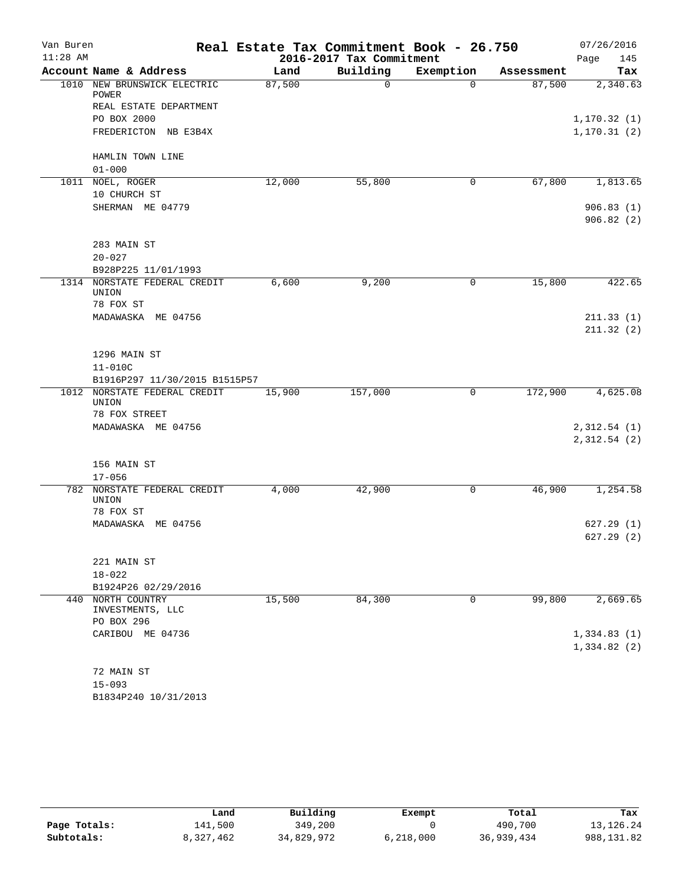# Real Estate Tax Commitment Book - 26.750

## 2016-2017 Tax Commitment

Van Buren 11:28 AM — 07/26/2016

| Account Name & Address | Land | Building | Exemption | Assessment | Tax |
|---|---|---|---|---|---|
| 1010 NEW BRUNSWICK ELECTRIC POWER<br>REAL ESTATE DEPARTMENT<br>PO BOX 2000<br>FREDERICTON NB E3B4X<br><br>HAMLIN TOWN LINE<br>01-000 | 87,500 | 0 | 0 | 87,500 | 2,340.63<br><br>1,170.32 (1)<br>1,170.31 (2) |
| 1011 NOEL, ROGER<br>10 CHURCH ST<br>SHERMAN ME 04779<br><br>283 MAIN ST<br>20-027<br>B928P225 11/01/1993 | 12,000 | 55,800 | 0 | 67,800 | 1,813.65<br><br>906.83 (1)<br>906.82 (2) |
| 1314 NORSTATE FEDERAL CREDIT UNION<br>78 FOX ST<br>MADAWASKA ME 04756<br><br>1296 MAIN ST<br>11-010C<br>B1916P297 11/30/2015 B1515P57 | 6,600 | 9,200 | 0 | 15,800 | 422.65<br><br>211.33 (1)<br>211.32 (2) |
| 1012 NORSTATE FEDERAL CREDIT UNION<br>78 FOX STREET<br>MADAWASKA ME 04756<br><br>156 MAIN ST<br>17-056 | 15,900 | 157,000 | 0 | 172,900 | 4,625.08<br><br>2,312.54 (1)<br>2,312.54 (2) |
| 782 NORSTATE FEDERAL CREDIT UNION<br>78 FOX ST<br>MADAWASKA ME 04756<br><br>221 MAIN ST<br>18-022<br>B1924P26 02/29/2016 | 4,000 | 42,900 | 0 | 46,900 | 1,254.58<br><br>627.29 (1)<br>627.29 (2) |
| 440 NORTH COUNTRY INVESTMENTS, LLC<br>PO BOX 296<br>CARIBOU ME 04736<br><br>72 MAIN ST<br>15-093<br>B1834P240 10/31/2013 | 15,500 | 84,300 | 0 | 99,800 | 2,669.65<br><br>1,334.83 (1)<br>1,334.82 (2) |

| | Land | Building | Exempt | Total | Tax |
|---|---|---|---|---|---|
| **Page Totals:** | 141,500 | 349,200 | 0 | 490,700 | 13,126.24 |
| **Subtotals:** | 8,327,462 | 34,829,972 | 6,218,000 | 36,939,434 | 988,131.82 |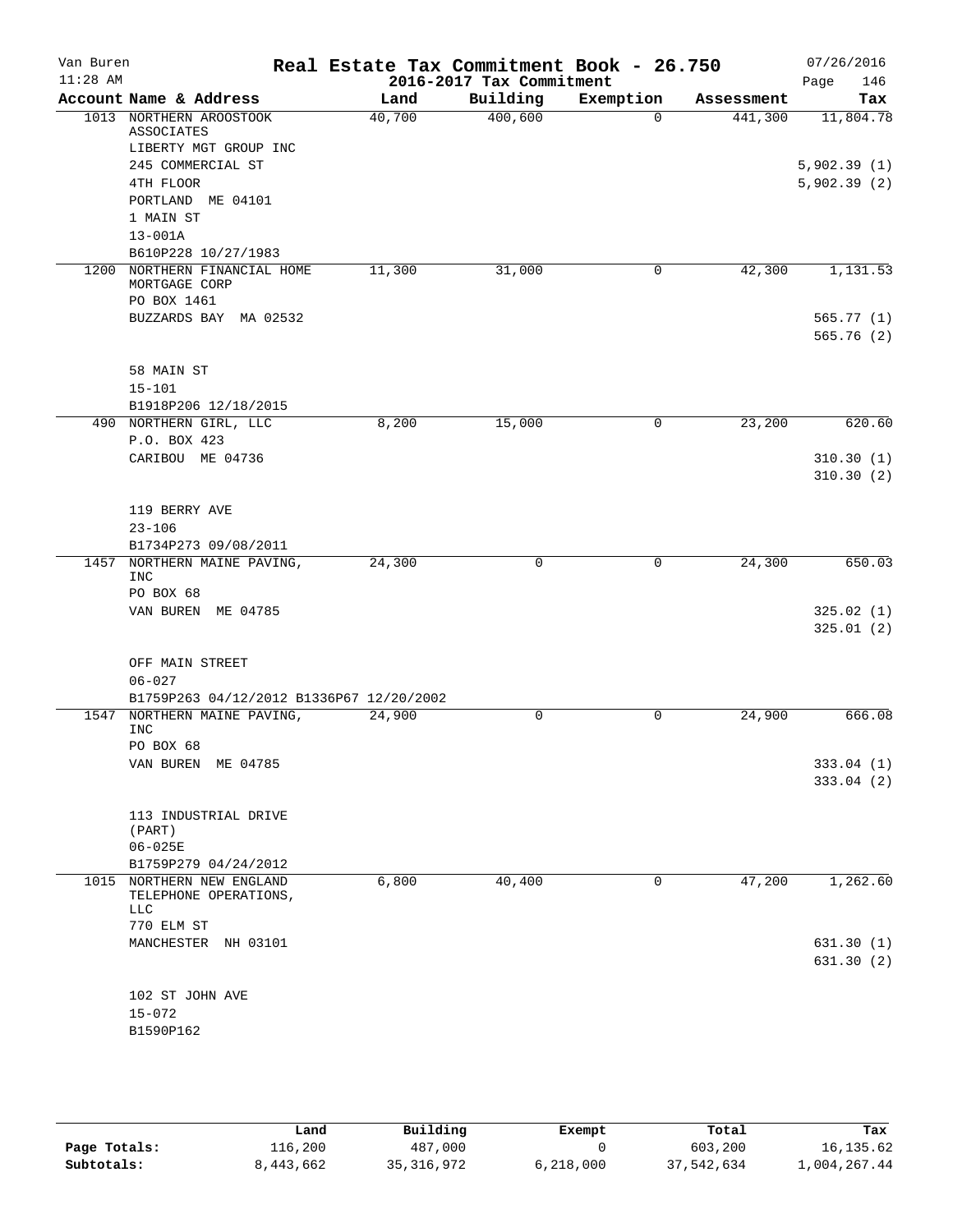Van Buren — Real Estate Tax Commitment Book - 26.750 — 07/26/2016
11:28 AM — 2016-2017 Tax Commitment

| Account | Name & Address | Land | Building | Exemption | Assessment | Tax |
|---|---|---|---|---|---|---|
| 1013 | NORTHERN AROOSTOOK ASSOCIATES<br>LIBERTY MGT GROUP INC<br>245 COMMERCIAL ST<br>4TH FLOOR<br>PORTLAND ME 04101<br>1 MAIN ST<br>13-001A<br>B610P228 10/27/1983 | 40,700 | 400,600 | 0 | 441,300 | 11,804.78<br>5,902.39 (1)<br>5,902.39 (2) |
| 1200 | NORTHERN FINANCIAL HOME MORTGAGE CORP<br>PO BOX 1461<br>BUZZARDS BAY MA 02532<br>58 MAIN ST<br>15-101<br>B1918P206 12/18/2015 | 11,300 | 31,000 | 0 | 42,300 | 1,131.53<br>565.77 (1)<br>565.76 (2) |
| 490 | NORTHERN GIRL, LLC<br>P.O. BOX 423<br>CARIBOU ME 04736<br>119 BERRY AVE<br>23-106<br>B1734P273 09/08/2011 | 8,200 | 15,000 | 0 | 23,200 | 620.60<br>310.30 (1)<br>310.30 (2) |
| 1457 | NORTHERN MAINE PAVING, INC<br>PO BOX 68<br>VAN BUREN ME 04785<br>OFF MAIN STREET<br>06-027<br>B1759P263 04/12/2012 B1336P67 12/20/2002 | 24,300 | 0 | 0 | 24,300 | 650.03<br>325.02 (1)<br>325.01 (2) |
| 1547 | NORTHERN MAINE PAVING, INC<br>PO BOX 68<br>VAN BUREN ME 04785<br>113 INDUSTRIAL DRIVE (PART)<br>06-025E<br>B1759P279 04/24/2012 | 24,900 | 0 | 0 | 24,900 | 666.08<br>333.04 (1)<br>333.04 (2) |
| 1015 | NORTHERN NEW ENGLAND TELEPHONE OPERATIONS, LLC<br>770 ELM ST<br>MANCHESTER NH 03101<br>102 ST JOHN AVE<br>15-072<br>B1590P162 | 6,800 | 40,400 | 0 | 47,200 | 1,262.60<br>631.30 (1)<br>631.30 (2) |

| | Land | Building | Exempt | Total | Tax |
|---|---|---|---|---|---|
| Page Totals: | 116,200 | 487,000 | 0 | 603,200 | 16,135.62 |
| Subtotals: | 8,443,662 | 35,316,972 | 6,218,000 | 37,542,634 | 1,004,267.44 |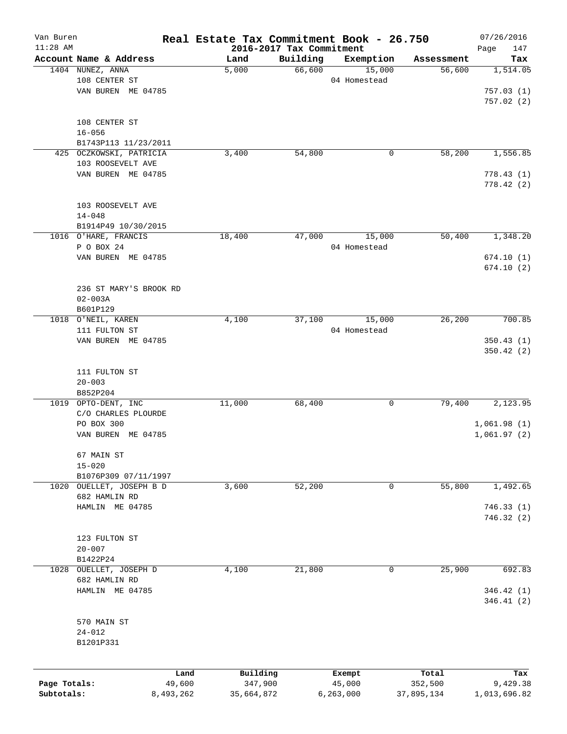Van Buren — Real Estate Tax Commitment Book - 26.750 — 07/26/2016
11:28 AM — 2016-2017 Tax Commitment

| Account Name & Address | Land | Building | Exemption | Assessment | Tax |
|---|---|---|---|---|---|
| 1404 NUNEZ, ANNA<br>108 CENTER ST<br>VAN BUREN ME 04785<br><br>108 CENTER ST<br>16-056<br>B1743P113 11/23/2011 | 5,000 | 66,600 | 15,000<br>04 Homestead | 56,600 | 1,514.05<br><br>757.03 (1)<br>757.02 (2) |
| 425 OCZKOWSKI, PATRICIA<br>103 ROOSEVELT AVE<br>VAN BUREN ME 04785<br><br>103 ROOSEVELT AVE<br>14-048<br>B1914P49 10/30/2015 | 3,400 | 54,800 | 0 | 58,200 | 1,556.85<br><br>778.43 (1)<br>778.42 (2) |
| 1016 O'HARE, FRANCIS<br>P O BOX 24<br>VAN BUREN ME 04785<br><br>236 ST MARY'S BROOK RD<br>02-003A<br>B601P129 | 18,400 | 47,000 | 15,000<br>04 Homestead | 50,400 | 1,348.20<br><br>674.10 (1)<br>674.10 (2) |
| 1018 O'NEIL, KAREN<br>111 FULTON ST<br>VAN BUREN ME 04785<br><br>111 FULTON ST<br>20-003<br>B852P204 | 4,100 | 37,100 | 15,000<br>04 Homestead | 26,200 | 700.85<br><br>350.43 (1)<br>350.42 (2) |
| 1019 OPTO-DENT, INC<br>C/O CHARLES PLOURDE<br>PO BOX 300<br>VAN BUREN ME 04785<br><br>67 MAIN ST<br>15-020<br>B1076P309 07/11/1997 | 11,000 | 68,400 | 0 | 79,400 | 2,123.95<br><br>1,061.98 (1)<br>1,061.97 (2) |
| 1020 OUELLET, JOSEPH B D<br>682 HAMLIN RD<br>HAMLIN ME 04785<br><br>123 FULTON ST<br>20-007<br>B1422P24 | 3,600 | 52,200 | 0 | 55,800 | 1,492.65<br><br>746.33 (1)<br>746.32 (2) |
| 1028 OUELLET, JOSEPH D<br>682 HAMLIN RD<br>HAMLIN ME 04785<br><br>570 MAIN ST<br>24-012<br>B1201P331 | 4,100 | 21,800 | 0 | 25,900 | 692.83<br><br>346.42 (1)<br>346.41 (2) |

| | Land | Building | Exempt | Total | Tax |
|---|---|---|---|---|---|
| Page Totals: | 49,600 | 347,900 | 45,000 | 352,500 | 9,429.38 |
| Subtotals: | 8,493,262 | 35,664,872 | 6,263,000 | 37,895,134 | 1,013,696.82 |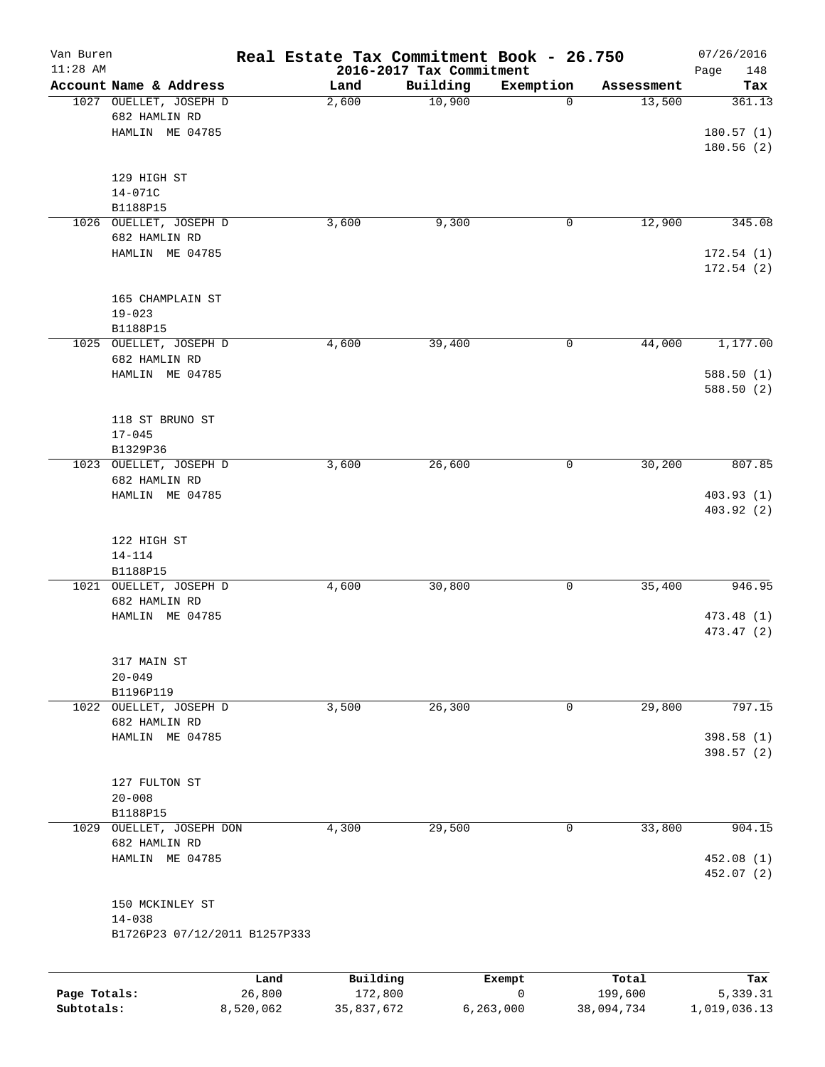# Van Buren — Real Estate Tax Commitment Book - 26.750

11:28 AM — 2016-2017 Tax Commitment — 07/26/2016

| Account | Name & Address | Land | Building | Exemption | Assessment | Tax |
|---|---|---|---|---|---|---|
| 1027 | OUELLET, JOSEPH D<br>682 HAMLIN RD<br>HAMLIN ME 04785<br><br>129 HIGH ST<br>14-071C<br>B1188P15 | 2,600 | 10,900 | 0 | 13,500 | 361.13<br>180.57 (1)<br>180.56 (2) |
| 1026 | OUELLET, JOSEPH D<br>682 HAMLIN RD<br>HAMLIN ME 04785<br><br>165 CHAMPLAIN ST<br>19-023<br>B1188P15 | 3,600 | 9,300 | 0 | 12,900 | 345.08<br>172.54 (1)<br>172.54 (2) |
| 1025 | OUELLET, JOSEPH D<br>682 HAMLIN RD<br>HAMLIN ME 04785<br><br>118 ST BRUNO ST<br>17-045<br>B1329P36 | 4,600 | 39,400 | 0 | 44,000 | 1,177.00<br>588.50 (1)<br>588.50 (2) |
| 1023 | OUELLET, JOSEPH D<br>682 HAMLIN RD<br>HAMLIN ME 04785<br><br>122 HIGH ST<br>14-114<br>B1188P15 | 3,600 | 26,600 | 0 | 30,200 | 807.85<br>403.93 (1)<br>403.92 (2) |
| 1021 | OUELLET, JOSEPH D<br>682 HAMLIN RD<br>HAMLIN ME 04785<br><br>317 MAIN ST<br>20-049<br>B1196P119 | 4,600 | 30,800 | 0 | 35,400 | 946.95<br>473.48 (1)<br>473.47 (2) |
| 1022 | OUELLET, JOSEPH D<br>682 HAMLIN RD<br>HAMLIN ME 04785<br><br>127 FULTON ST<br>20-008<br>B1188P15 | 3,500 | 26,300 | 0 | 29,800 | 797.15<br>398.58 (1)<br>398.57 (2) |
| 1029 | OUELLET, JOSEPH DON<br>682 HAMLIN RD<br>HAMLIN ME 04785<br><br>150 MCKINLEY ST<br>14-038<br>B1726P23 07/12/2011 B1257P333 | 4,300 | 29,500 | 0 | 33,800 | 904.15<br>452.08 (1)<br>452.07 (2) |

| | Land | Building | Exempt | Total | Tax |
|---|---|---|---|---|---|
| Page Totals: | 26,800 | 172,800 | 0 | 199,600 | 5,339.31 |
| Subtotals: | 8,520,062 | 35,837,672 | 6,263,000 | 38,094,734 | 1,019,036.13 |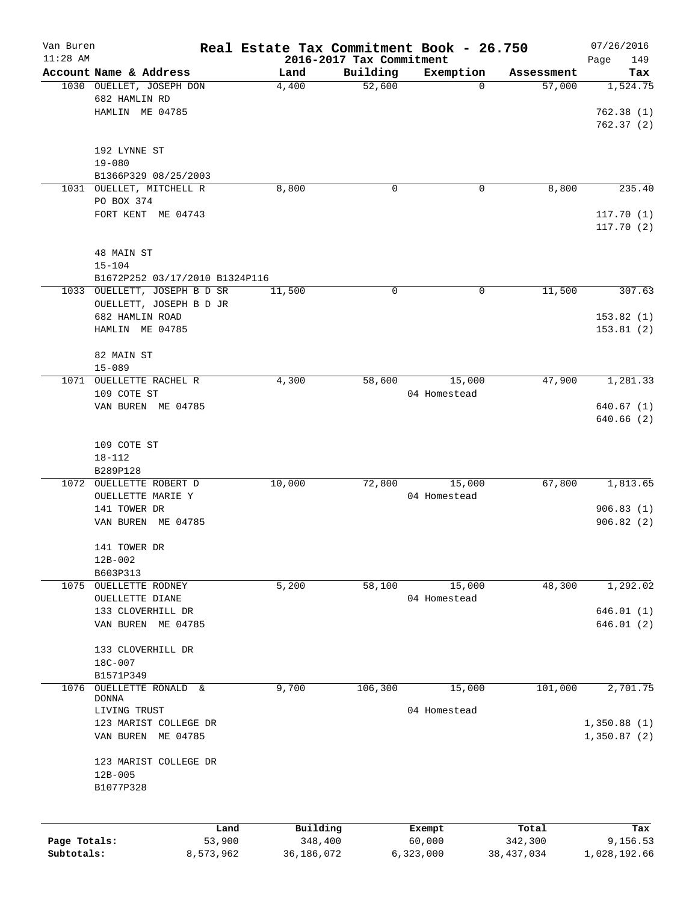# Real Estate Tax Commitment Book - 26.750

Van Buren
11:28 AM

2016-2017 Tax Commitment

07/26/2016

| Account Name & Address | Land | Building | Exemption | Assessment | Tax |
|---|---|---|---|---|---|
| 1030 OUELLET, JOSEPH DON<br>682 HAMLIN RD<br>HAMLIN ME 04785<br><br>192 LYNNE ST<br>19-080<br>B1366P329 08/25/2003 | 4,400 | 52,600 | 0 | 57,000 | 1,524.75<br><br>762.38 (1)<br>762.37 (2) |
| 1031 OUELLET, MITCHELL R<br>PO BOX 374<br>FORT KENT ME 04743<br><br>48 MAIN ST<br>15-104<br>B1672P252 03/17/2010 B1324P116 | 8,800 | 0 | 0 | 8,800 | 235.40<br><br>117.70 (1)<br>117.70 (2) |
| 1033 OUELLETT, JOSEPH B D SR<br>OUELLETT, JOSEPH B D JR<br>682 HAMLIN ROAD<br>HAMLIN ME 04785<br><br>82 MAIN ST<br>15-089 | 11,500 | 0 | 0 | 11,500 | 307.63<br><br>153.82 (1)<br>153.81 (2) |
| 1071 OUELLETTE RACHEL R<br>109 COTE ST<br>VAN BUREN ME 04785<br><br>109 COTE ST<br>18-112<br>B289P128 | 4,300 | 58,600 | 15,000<br>04 Homestead | 47,900 | 1,281.33<br><br>640.67 (1)<br>640.66 (2) |
| 1072 OUELLETTE ROBERT D<br>OUELLETTE MARIE Y<br>141 TOWER DR<br>VAN BUREN ME 04785<br><br>141 TOWER DR<br>12B-002<br>B603P313 | 10,000 | 72,800 | 15,000<br>04 Homestead | 67,800 | 1,813.65<br><br>906.83 (1)<br>906.82 (2) |
| 1075 OUELLETTE RODNEY<br>OUELLETTE DIANE<br>133 CLOVERHILL DR<br>VAN BUREN ME 04785<br><br>133 CLOVERHILL DR<br>18C-007<br>B1571P349 | 5,200 | 58,100 | 15,000<br>04 Homestead | 48,300 | 1,292.02<br><br>646.01 (1)<br>646.01 (2) |
| 1076 OUELLETTE RONALD &<br>DONNA<br>LIVING TRUST<br>123 MARIST COLLEGE DR<br>VAN BUREN ME 04785<br><br>123 MARIST COLLEGE DR<br>12B-005<br>B1077P328 | 9,700 | 106,300 | 15,000<br>04 Homestead | 101,000 | 2,701.75<br><br>1,350.88 (1)<br>1,350.87 (2) |

| | Land | Building | Exempt | Total | Tax |
|---|---|---|---|---|---|
| Page Totals: | 53,900 | 348,400 | 60,000 | 342,300 | 9,156.53 |
| Subtotals: | 8,573,962 | 36,186,072 | 6,323,000 | 38,437,034 | 1,028,192.66 |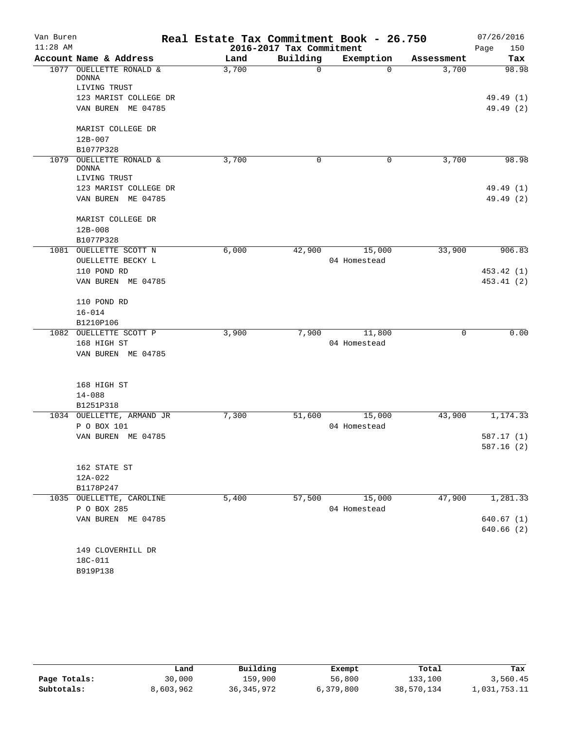# Real Estate Tax Commitment Book - 26.750

Van Buren
11:28 AM

2016-2017 Tax Commitment

07/26/2016
Page 150

| Account Name & Address | Land | Building | Exemption | Assessment | Tax |
|---|---|---|---|---|---|
| 1077 OUELLETTE RONALD & DONNA<br>LIVING TRUST<br>123 MARIST COLLEGE DR<br>VAN BUREN ME 04785<br><br>MARIST COLLEGE DR<br>12B-007<br>B1077P328 | 3,700 | 0 | 0 | 3,700 | 98.98<br><br>49.49 (1)<br>49.49 (2) |
| 1079 OUELLETTE RONALD & DONNA<br>LIVING TRUST<br>123 MARIST COLLEGE DR<br>VAN BUREN ME 04785<br><br>MARIST COLLEGE DR<br>12B-008<br>B1077P328 | 3,700 | 0 | 0 | 3,700 | 98.98<br><br>49.49 (1)<br>49.49 (2) |
| 1081 OUELLETTE SCOTT N<br>OUELLETTE BECKY L<br>110 POND RD<br>VAN BUREN ME 04785<br><br>110 POND RD<br>16-014<br>B1210P106 | 6,000 | 42,900 | 15,000<br>04 Homestead | 33,900 | 906.83<br><br>453.42 (1)<br>453.41 (2) |
| 1082 OUELLETTE SCOTT P<br>168 HIGH ST<br>VAN BUREN ME 04785<br><br>168 HIGH ST<br>14-088<br>B1251P318 | 3,900 | 7,900 | 11,800<br>04 Homestead | 0 | 0.00 |
| 1034 OUELLETTE, ARMAND JR<br>P O BOX 101<br>VAN BUREN ME 04785<br><br>162 STATE ST<br>12A-022<br>B1178P247 | 7,300 | 51,600 | 15,000<br>04 Homestead | 43,900 | 1,174.33<br><br>587.17 (1)<br>587.16 (2) |
| 1035 OUELLETTE, CAROLINE<br>P O BOX 285<br>VAN BUREN ME 04785<br><br>149 CLOVERHILL DR<br>18C-011<br>B919P138 | 5,400 | 57,500 | 15,000<br>04 Homestead | 47,900 | 1,281.33<br><br>640.67 (1)<br>640.66 (2) |

| | Land | Building | Exempt | Total | Tax |
|---|---|---|---|---|---|
| Page Totals: | 30,000 | 159,900 | 56,800 | 133,100 | 3,560.45 |
| Subtotals: | 8,603,962 | 36,345,972 | 6,379,800 | 38,570,134 | 1,031,753.11 |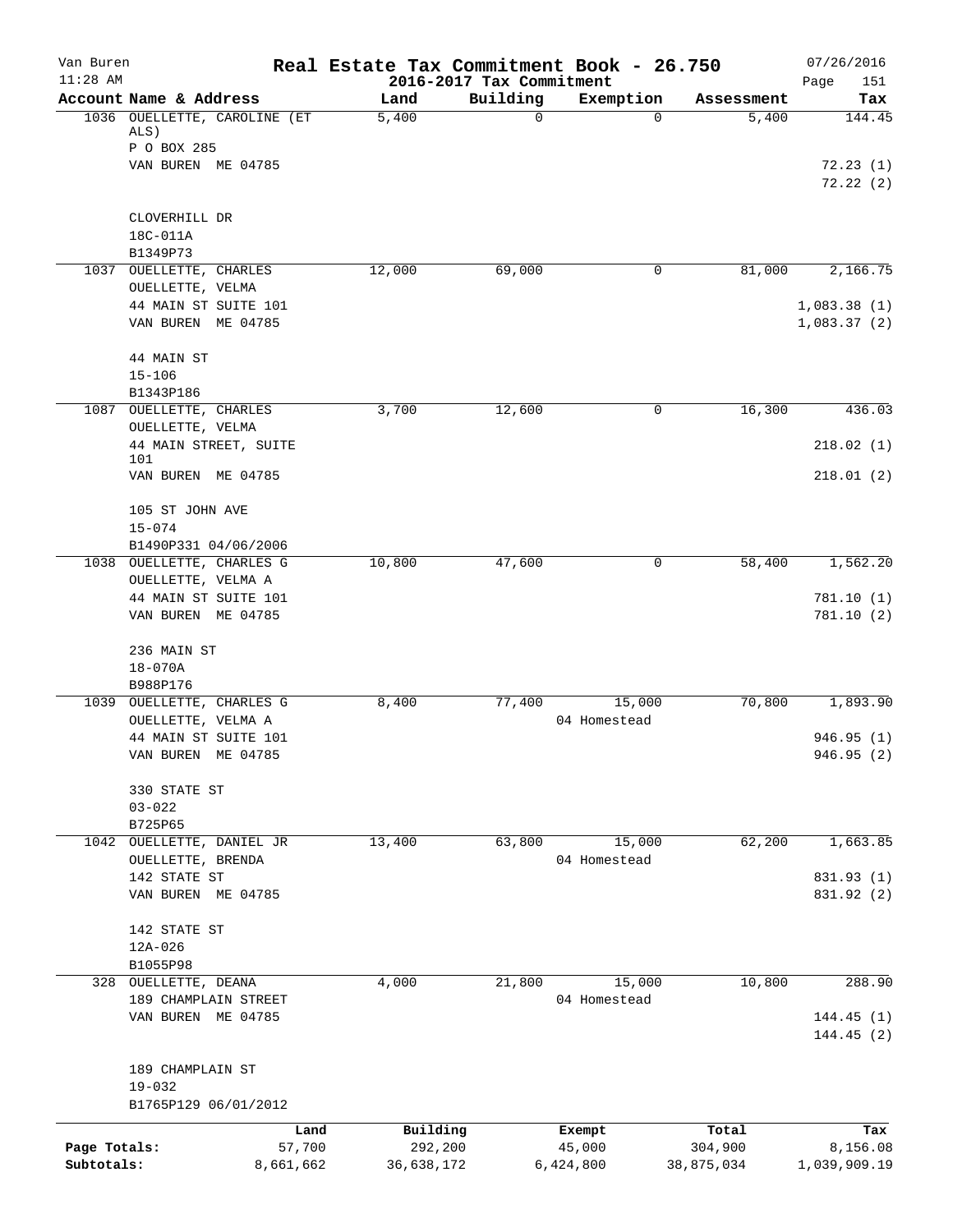# Real Estate Tax Commitment Book - 26.750

Van Buren
11:28 AM

2016-2017 Tax Commitment

07/26/2016
Page 151

| Account Name & Address | Land | Building | Exemption | Assessment | Tax |
|---|---|---|---|---|---|
| 1036 OUELLETTE, CAROLINE (ET ALS)<br>P O BOX 285<br>VAN BUREN ME 04785<br><br>CLOVERHILL DR<br>18C-011A<br>B1349P73 | 5,400 | 0 | 0 | 5,400 | 144.45<br><br>72.23 (1)<br>72.22 (2) |
| 1037 OUELLETTE, CHARLES<br>OUELLETTE, VELMA<br>44 MAIN ST SUITE 101<br>VAN BUREN ME 04785<br><br>44 MAIN ST<br>15-106<br>B1343P186 | 12,000 | 69,000 | 0 | 81,000 | 2,166.75<br><br>1,083.38 (1)<br>1,083.37 (2) |
| 1087 OUELLETTE, CHARLES<br>OUELLETTE, VELMA<br>44 MAIN STREET, SUITE 101<br>VAN BUREN ME 04785<br><br>105 ST JOHN AVE<br>15-074<br>B1490P331 04/06/2006 | 3,700 | 12,600 | 0 | 16,300 | 436.03<br><br>218.02 (1)<br>218.01 (2) |
| 1038 OUELLETTE, CHARLES G<br>OUELLETTE, VELMA A<br>44 MAIN ST SUITE 101<br>VAN BUREN ME 04785<br><br>236 MAIN ST<br>18-070A<br>B988P176 | 10,800 | 47,600 | 0 | 58,400 | 1,562.20<br><br>781.10 (1)<br>781.10 (2) |
| 1039 OUELLETTE, CHARLES G<br>OUELLETTE, VELMA A<br>44 MAIN ST SUITE 101<br>VAN BUREN ME 04785<br><br>330 STATE ST<br>03-022<br>B725P65 | 8,400 | 77,400 | 15,000<br>04 Homestead | 70,800 | 1,893.90<br><br>946.95 (1)<br>946.95 (2) |
| 1042 OUELLETTE, DANIEL JR<br>OUELLETTE, BRENDA<br>142 STATE ST<br>VAN BUREN ME 04785<br><br>142 STATE ST<br>12A-026<br>B1055P98 | 13,400 | 63,800 | 15,000<br>04 Homestead | 62,200 | 1,663.85<br><br>831.93 (1)<br>831.92 (2) |
| 328 OUELLETTE, DEANA<br>189 CHAMPLAIN STREET<br>VAN BUREN ME 04785<br><br>189 CHAMPLAIN ST<br>19-032<br>B1765P129 06/01/2012 | 4,000 | 21,800 | 15,000<br>04 Homestead | 10,800 | 288.90<br><br>144.45 (1)<br>144.45 (2) |

| | Land | Building | Exempt | Total | Tax |
|---|---|---|---|---|---|
| Page Totals: | 57,700 | 292,200 | 45,000 | 304,900 | 8,156.08 |
| Subtotals: | 8,661,662 | 36,638,172 | 6,424,800 | 38,875,034 | 1,039,909.19 |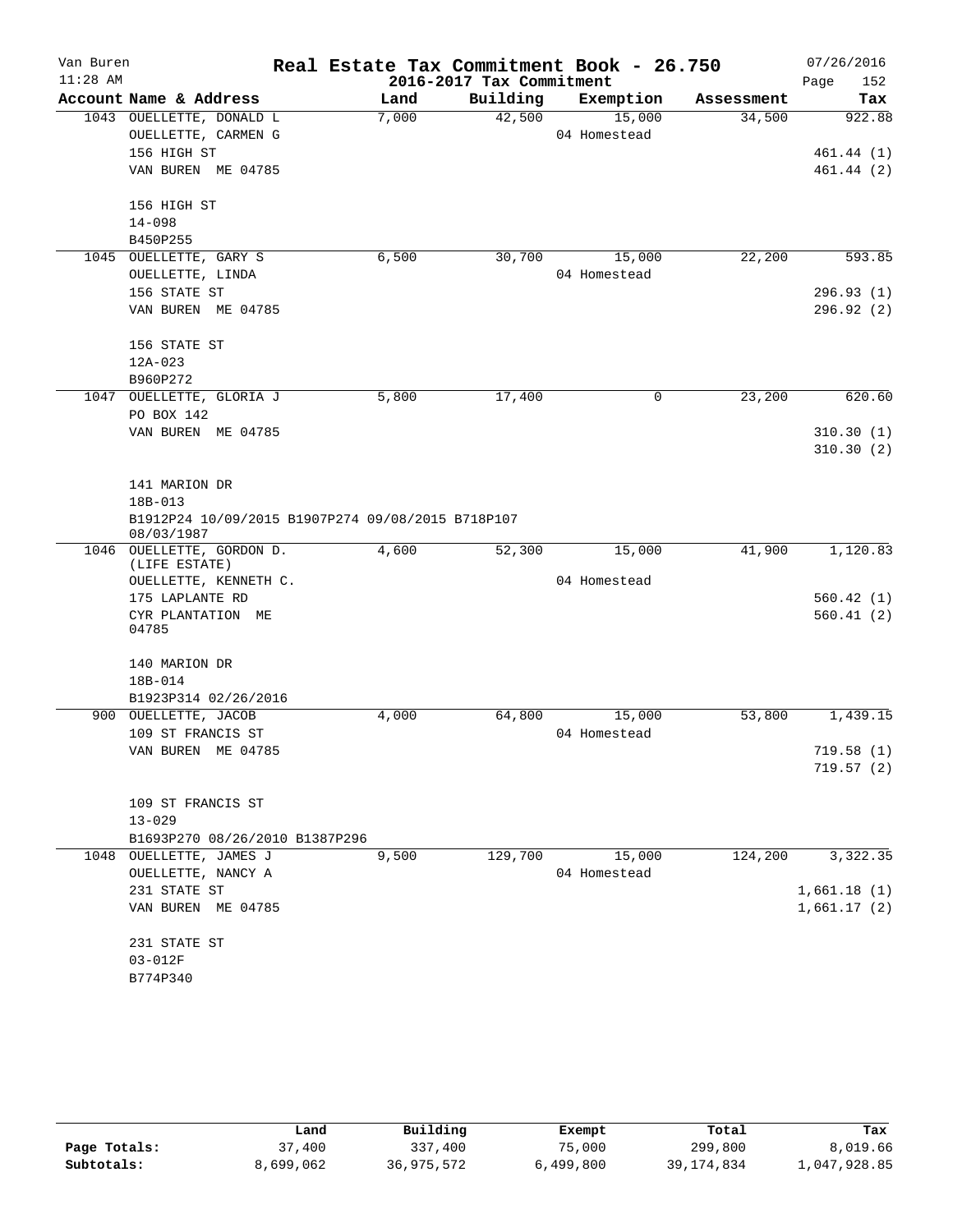Van Buren
11:28 AM

# Real Estate Tax Commitment Book - 26.750

## 2016-2017 Tax Commitment

07/26/2016

| Account Name & Address | Land | Building | Exemption | Assessment | Tax |
|---|---|---|---|---|---|
| 1043 OUELLETTE, DONALD L | 7,000 | 42,500 | 15,000 | 34,500 | 922.88 |
| OUELLETTE, CARMEN G | | | 04 Homestead | | |
| 156 HIGH ST | | | | | 461.44 (1) |
| VAN BUREN ME 04785 | | | | | 461.44 (2) |
| 156 HIGH ST | | | | | |
| 14-098 | | | | | |
| B450P255 | | | | | |
| 1045 OUELLETTE, GARY S | 6,500 | 30,700 | 15,000 | 22,200 | 593.85 |
| OUELLETTE, LINDA | | | 04 Homestead | | |
| 156 STATE ST | | | | | 296.93 (1) |
| VAN BUREN ME 04785 | | | | | 296.92 (2) |
| 156 STATE ST | | | | | |
| 12A-023 | | | | | |
| B960P272 | | | | | |
| 1047 OUELLETTE, GLORIA J | 5,800 | 17,400 | 0 | 23,200 | 620.60 |
| PO BOX 142 | | | | | |
| VAN BUREN ME 04785 | | | | | 310.30 (1) |
| | | | | | 310.30 (2) |
| 141 MARION DR | | | | | |
| 18B-013 | | | | | |
| B1912P24 10/09/2015 B1907P274 09/08/2015 B718P107 08/03/1987 | | | | | |
| 1046 OUELLETTE, GORDON D. (LIFE ESTATE) | 4,600 | 52,300 | 15,000 | 41,900 | 1,120.83 |
| OUELLETTE, KENNETH C. | | | 04 Homestead | | |
| 175 LAPLANTE RD | | | | | 560.42 (1) |
| CYR PLANTATION ME 04785 | | | | | 560.41 (2) |
| 140 MARION DR | | | | | |
| 18B-014 | | | | | |
| B1923P314 02/26/2016 | | | | | |
| 900 OUELLETTE, JACOB | 4,000 | 64,800 | 15,000 | 53,800 | 1,439.15 |
| 109 ST FRANCIS ST | | | 04 Homestead | | |
| VAN BUREN ME 04785 | | | | | 719.58 (1) |
| | | | | | 719.57 (2) |
| 109 ST FRANCIS ST | | | | | |
| 13-029 | | | | | |
| B1693P270 08/26/2010 B1387P296 | | | | | |
| 1048 OUELLETTE, JAMES J | 9,500 | 129,700 | 15,000 | 124,200 | 3,322.35 |
| OUELLETTE, NANCY A | | | 04 Homestead | | |
| 231 STATE ST | | | | | 1,661.18 (1) |
| VAN BUREN ME 04785 | | | | | 1,661.17 (2) |
| 231 STATE ST | | | | | |
| 03-012F | | | | | |
| B774P340 | | | | | |

| | Land | Building | Exempt | Total | Tax |
|---|---|---|---|---|---|
| Page Totals: | 37,400 | 337,400 | 75,000 | 299,800 | 8,019.66 |
| Subtotals: | 8,699,062 | 36,975,572 | 6,499,800 | 39,174,834 | 1,047,928.85 |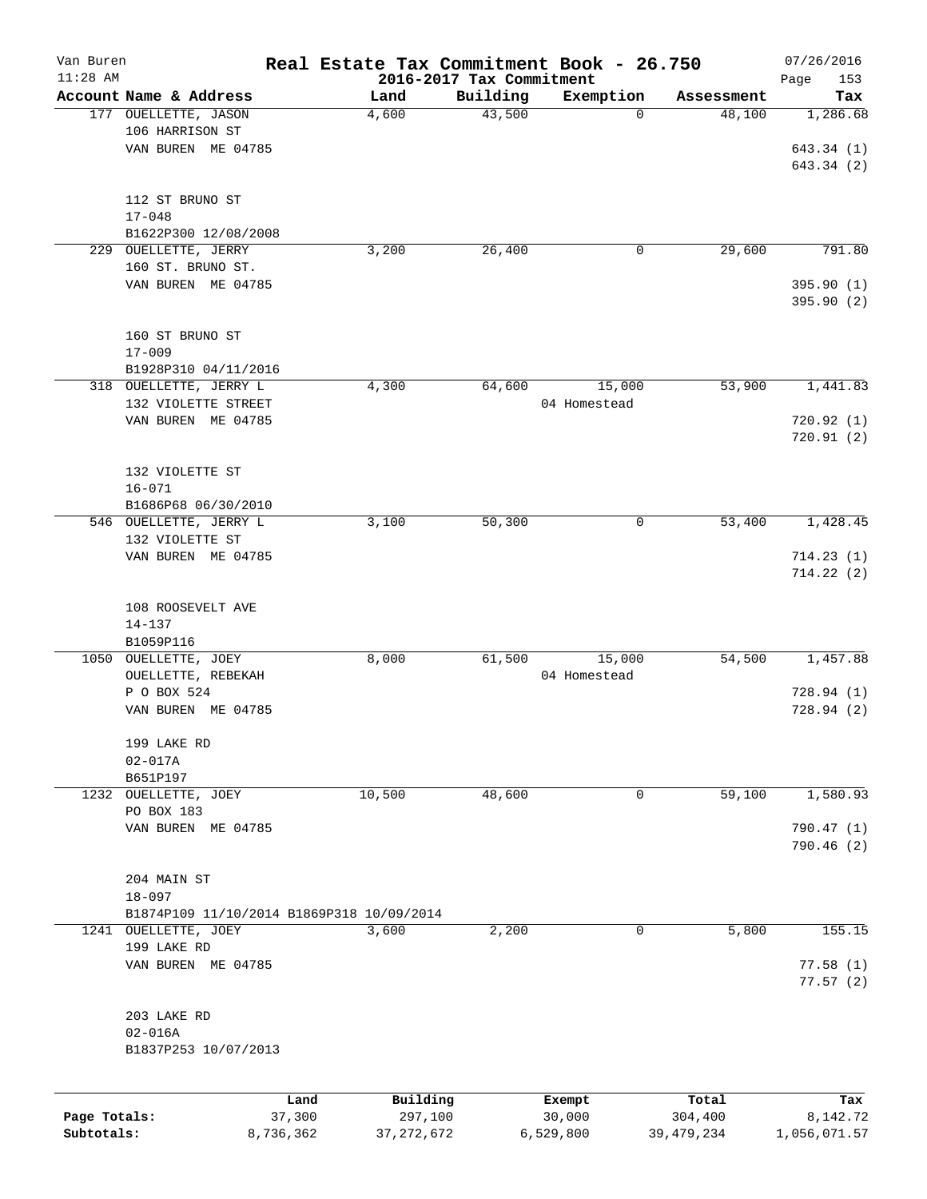Van Buren 11:28 AM

# Real Estate Tax Commitment Book - 26.750

## 2016-2017 Tax Commitment

07/26/2016

| Account | Name & Address | Land | Building | Exemption | Assessment | Tax |
|---|---|---|---|---|---|---|
| 177 | OUELLETTE, JASON<br>106 HARRISON ST<br>VAN BUREN ME 04785<br><br>112 ST BRUNO ST<br>17-048<br>B1622P300 12/08/2008 | 4,600 | 43,500 | 0 | 48,100 | 1,286.68<br><br>643.34 (1)<br>643.34 (2) |
| 229 | OUELLETTE, JERRY<br>160 ST. BRUNO ST.<br>VAN BUREN ME 04785<br><br>160 ST BRUNO ST<br>17-009<br>B1928P310 04/11/2016 | 3,200 | 26,400 | 0 | 29,600 | 791.80<br><br>395.90 (1)<br>395.90 (2) |
| 318 | OUELLETTE, JERRY L<br>132 VIOLETTE STREET<br>VAN BUREN ME 04785<br><br>132 VIOLETTE ST<br>16-071<br>B1686P68 06/30/2010 | 4,300 | 64,600 | 15,000<br>04 Homestead | 53,900 | 1,441.83<br><br>720.92 (1)<br>720.91 (2) |
| 546 | OUELLETTE, JERRY L<br>132 VIOLETTE ST<br>VAN BUREN ME 04785<br><br>108 ROOSEVELT AVE<br>14-137<br>B1059P116 | 3,100 | 50,300 | 0 | 53,400 | 1,428.45<br><br>714.23 (1)<br>714.22 (2) |
| 1050 | OUELLETTE, JOEY<br>OUELLETTE, REBEKAH<br>P O BOX 524<br>VAN BUREN ME 04785<br><br>199 LAKE RD<br>02-017A<br>B651P197 | 8,000 | 61,500 | 15,000<br>04 Homestead | 54,500 | 1,457.88<br><br>728.94 (1)<br>728.94 (2) |
| 1232 | OUELLETTE, JOEY<br>PO BOX 183<br>VAN BUREN ME 04785<br><br>204 MAIN ST<br>18-097<br>B1874P109 11/10/2014 B1869P318 10/09/2014 | 10,500 | 48,600 | 0 | 59,100 | 1,580.93<br><br>790.47 (1)<br>790.46 (2) |
| 1241 | OUELLETTE, JOEY<br>199 LAKE RD<br>VAN BUREN ME 04785<br><br>203 LAKE RD<br>02-016A<br>B1837P253 10/07/2013 | 3,600 | 2,200 | 0 | 5,800 | 155.15<br><br>77.58 (1)<br>77.57 (2) |

| | Land | Building | Exempt | Total | Tax |
|---|---|---|---|---|---|
| Page Totals: | 37,300 | 297,100 | 30,000 | 304,400 | 8,142.72 |
| Subtotals: | 8,736,362 | 37,272,672 | 6,529,800 | 39,479,234 | 1,056,071.57 |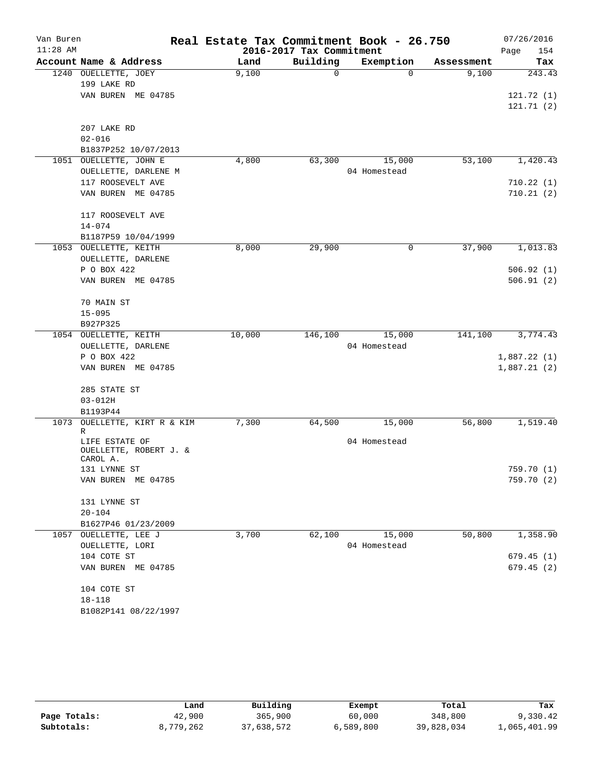# Real Estate Tax Commitment Book - 26.750

Van Buren
11:28 AM

2016-2017 Tax Commitment

07/26/2016
Page 154

| Account Name & Address | Land | Building | Exemption | Assessment | Tax |
|---|---|---|---|---|---|
| 1240 OUELLETTE, JOEY | 9,100 | 0 | 0 | 9,100 | 243.43 |
| 199 LAKE RD | | | | | |
| VAN BUREN ME 04785 | | | | | 121.72 (1) |
| | | | | | 121.71 (2) |
| 207 LAKE RD | | | | | |
| 02-016 | | | | | |
| B1837P252 10/07/2013 | | | | | |
| 1051 OUELLETTE, JOHN E | 4,800 | 63,300 | 15,000 | 53,100 | 1,420.43 |
| OUELLETTE, DARLENE M | | | 04 Homestead | | |
| 117 ROOSEVELT AVE | | | | | 710.22 (1) |
| VAN BUREN ME 04785 | | | | | 710.21 (2) |
| 117 ROOSEVELT AVE | | | | | |
| 14-074 | | | | | |
| B1187P59 10/04/1999 | | | | | |
| 1053 OUELLETTE, KEITH | 8,000 | 29,900 | 0 | 37,900 | 1,013.83 |
| OUELLETTE, DARLENE | | | | | |
| P O BOX 422 | | | | | 506.92 (1) |
| VAN BUREN ME 04785 | | | | | 506.91 (2) |
| 70 MAIN ST | | | | | |
| 15-095 | | | | | |
| B927P325 | | | | | |
| 1054 OUELLETTE, KEITH | 10,000 | 146,100 | 15,000 | 141,100 | 3,774.43 |
| OUELLETTE, DARLENE | | | 04 Homestead | | |
| P O BOX 422 | | | | | 1,887.22 (1) |
| VAN BUREN ME 04785 | | | | | 1,887.21 (2) |
| 285 STATE ST | | | | | |
| 03-012H | | | | | |
| B1193P44 | | | | | |
| 1073 OUELLETTE, KIRT R & KIM R | 7,300 | 64,500 | 15,000 | 56,800 | 1,519.40 |
| LIFE ESTATE OF | | | 04 Homestead | | |
| OUELLETTE, ROBERT J. & CAROL A. | | | | | |
| 131 LYNNE ST | | | | | 759.70 (1) |
| VAN BUREN ME 04785 | | | | | 759.70 (2) |
| 131 LYNNE ST | | | | | |
| 20-104 | | | | | |
| B1627P46 01/23/2009 | | | | | |
| 1057 OUELLETTE, LEE J | 3,700 | 62,100 | 15,000 | 50,800 | 1,358.90 |
| OUELLETTE, LORI | | | 04 Homestead | | |
| 104 COTE ST | | | | | 679.45 (1) |
| VAN BUREN ME 04785 | | | | | 679.45 (2) |
| 104 COTE ST | | | | | |
| 18-118 | | | | | |
| B1082P141 08/22/1997 | | | | | |

| | Land | Building | Exempt | Total | Tax |
|---|---|---|---|---|---|
| Page Totals: | 42,900 | 365,900 | 60,000 | 348,800 | 9,330.42 |
| Subtotals: | 8,779,262 | 37,638,572 | 6,589,800 | 39,828,034 | 1,065,401.99 |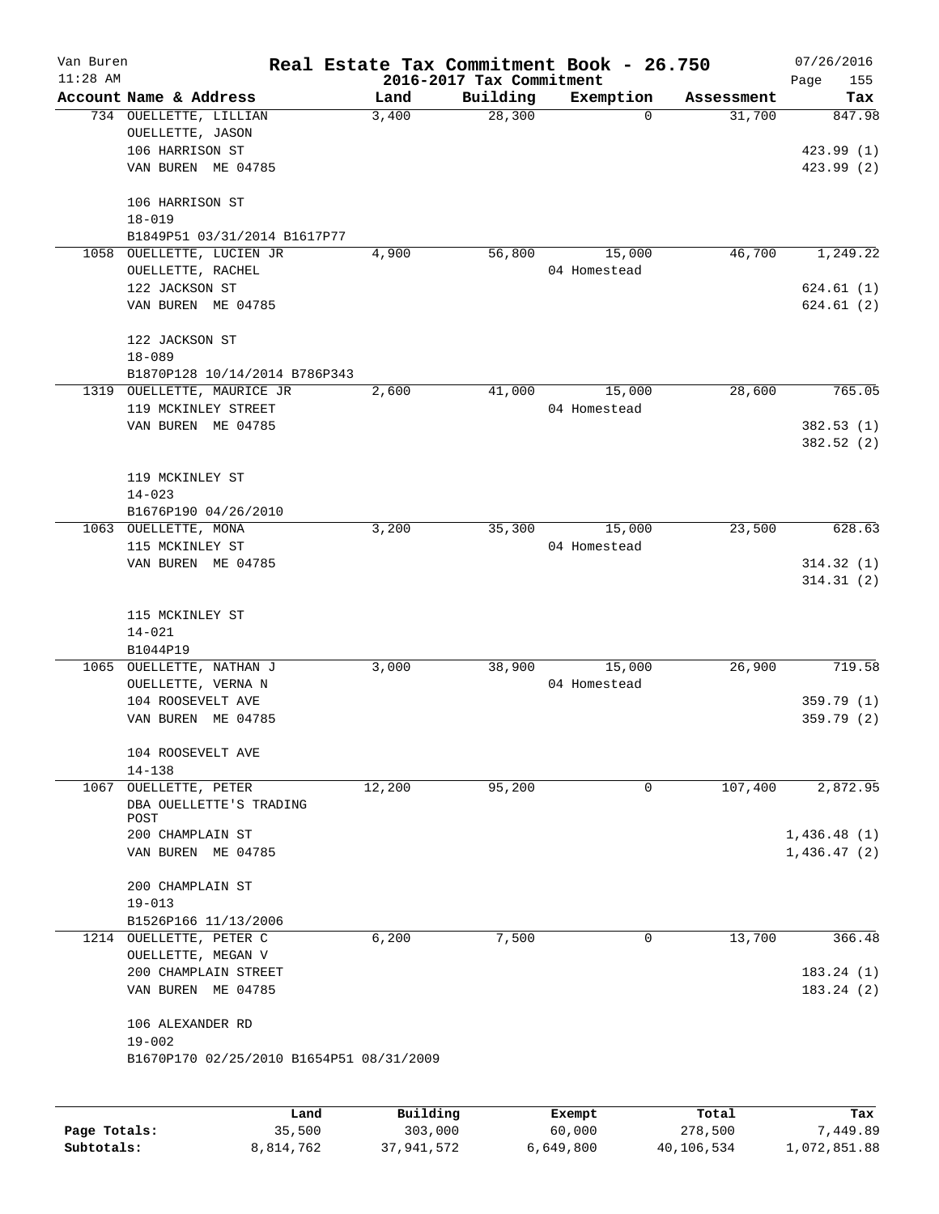# Real Estate Tax Commitment Book - 26.750

Van Buren
11:28 AM

2016-2017 Tax Commitment

07/26/2016

| Account | Name & Address | Land | Building | Exemption | Assessment | Tax |
|---|---|---|---|---|---|---|
| 734 | OUELLETTE, LILLIAN<br>OUELLETTE, JASON<br>106 HARRISON ST<br>VAN BUREN ME 04785<br><br>106 HARRISON ST<br>18-019<br>B1849P51 03/31/2014 B1617P77 | 3,400 | 28,300 | 0 | 31,700 | 847.98<br><br>423.99 (1)<br>423.99 (2) |
| 1058 | OUELLETTE, LUCIEN JR<br>OUELLETTE, RACHEL<br>122 JACKSON ST<br>VAN BUREN ME 04785<br><br>122 JACKSON ST<br>18-089<br>B1870P128 10/14/2014 B786P343 | 4,900 | 56,800 | 15,000<br>04 Homestead | 46,700 | 1,249.22<br><br>624.61 (1)<br>624.61 (2) |
| 1319 | OUELLETTE, MAURICE JR<br>119 MCKINLEY STREET<br>VAN BUREN ME 04785<br><br>119 MCKINLEY ST<br>14-023<br>B1676P190 04/26/2010 | 2,600 | 41,000 | 15,000<br>04 Homestead | 28,600 | 765.05<br><br>382.53 (1)<br>382.52 (2) |
| 1063 | OUELLETTE, MONA<br>115 MCKINLEY ST<br>VAN BUREN ME 04785<br><br>115 MCKINLEY ST<br>14-021<br>B1044P19 | 3,200 | 35,300 | 15,000<br>04 Homestead | 23,500 | 628.63<br><br>314.32 (1)<br>314.31 (2) |
| 1065 | OUELLETTE, NATHAN J<br>OUELLETTE, VERNA N<br>104 ROOSEVELT AVE<br>VAN BUREN ME 04785<br><br>104 ROOSEVELT AVE<br>14-138 | 3,000 | 38,900 | 15,000<br>04 Homestead | 26,900 | 719.58<br><br>359.79 (1)<br>359.79 (2) |
| 1067 | OUELLETTE, PETER<br>DBA OUELLETTE'S TRADING POST<br>200 CHAMPLAIN ST<br>VAN BUREN ME 04785<br><br>200 CHAMPLAIN ST<br>19-013<br>B1526P166 11/13/2006 | 12,200 | 95,200 | 0 | 107,400 | 2,872.95<br><br>1,436.48 (1)<br>1,436.47 (2) |
| 1214 | OUELLETTE, PETER C<br>OUELLETTE, MEGAN V<br>200 CHAMPLAIN STREET<br>VAN BUREN ME 04785<br><br>106 ALEXANDER RD<br>19-002<br>B1670P170 02/25/2010 B1654P51 08/31/2009 | 6,200 | 7,500 | 0 | 13,700 | 366.48<br><br>183.24 (1)<br>183.24 (2) |

| | Land | Building | Exempt | Total | Tax |
|---|---|---|---|---|---|
| Page Totals: | 35,500 | 303,000 | 60,000 | 278,500 | 7,449.89 |
| Subtotals: | 8,814,762 | 37,941,572 | 6,649,800 | 40,106,534 | 1,072,851.88 |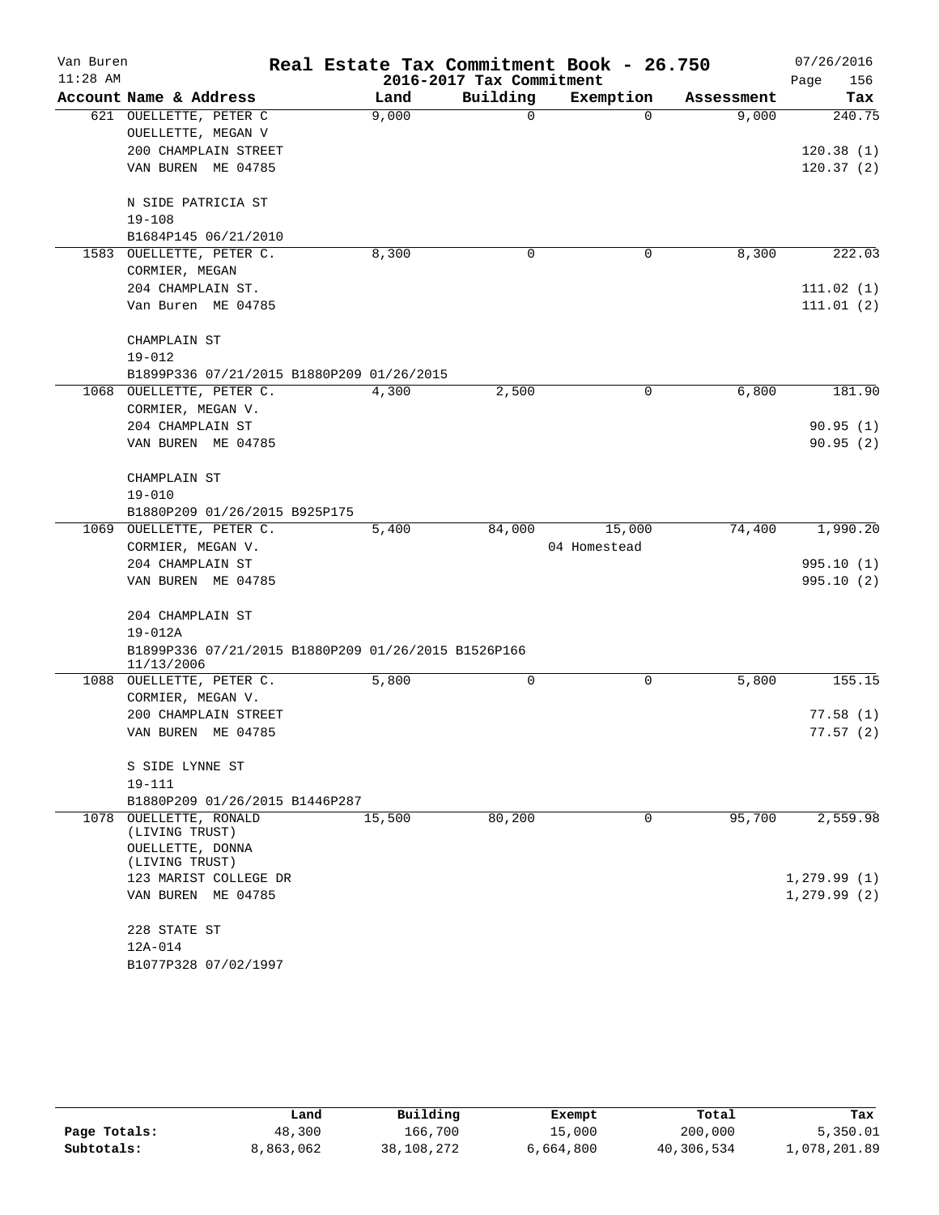Van Buren | Real Estate Tax Commitment Book - 26.750 | 07/26/2016
11:28 AM | 2016-2017 Tax Commitment | Page 156

| Account Name & Address | Land | Building | Exemption | Assessment | Tax |
|---|---|---|---|---|---|
| 621 OUELLETTE, PETER C | 9,000 | 0 | 0 | 9,000 | 240.75 |
| OUELLETTE, MEGAN V | | | | | |
| 200 CHAMPLAIN STREET | | | | | 120.38 (1) |
| VAN BUREN ME 04785 | | | | | 120.37 (2) |
| N SIDE PATRICIA ST | | | | | |
| 19-108 | | | | | |
| B1684P145 06/21/2010 | | | | | |
| 1583 OUELLETTE, PETER C. | 8,300 | 0 | 0 | 8,300 | 222.03 |
| CORMIER, MEGAN | | | | | |
| 204 CHAMPLAIN ST. | | | | | 111.02 (1) |
| Van Buren ME 04785 | | | | | 111.01 (2) |
| CHAMPLAIN ST | | | | | |
| 19-012 | | | | | |
| B1899P336 07/21/2015 B1880P209 01/26/2015 | | | | | |
| 1068 OUELLETTE, PETER C. | 4,300 | 2,500 | 0 | 6,800 | 181.90 |
| CORMIER, MEGAN V. | | | | | |
| 204 CHAMPLAIN ST | | | | | 90.95 (1) |
| VAN BUREN ME 04785 | | | | | 90.95 (2) |
| CHAMPLAIN ST | | | | | |
| 19-010 | | | | | |
| B1880P209 01/26/2015 B925P175 | | | | | |
| 1069 OUELLETTE, PETER C. | 5,400 | 84,000 | 15,000 | 74,400 | 1,990.20 |
| CORMIER, MEGAN V. | | | 04 Homestead | | |
| 204 CHAMPLAIN ST | | | | | 995.10 (1) |
| VAN BUREN ME 04785 | | | | | 995.10 (2) |
| 204 CHAMPLAIN ST | | | | | |
| 19-012A | | | | | |
| B1899P336 07/21/2015 B1880P209 01/26/2015 B1526P166 11/13/2006 | | | | | |
| 1088 OUELLETTE, PETER C. | 5,800 | 0 | 0 | 5,800 | 155.15 |
| CORMIER, MEGAN V. | | | | | |
| 200 CHAMPLAIN STREET | | | | | 77.58 (1) |
| VAN BUREN ME 04785 | | | | | 77.57 (2) |
| S SIDE LYNNE ST | | | | | |
| 19-111 | | | | | |
| B1880P209 01/26/2015 B1446P287 | | | | | |
| 1078 OUELLETTE, RONALD (LIVING TRUST) | 15,500 | 80,200 | 0 | 95,700 | 2,559.98 |
| OUELLETTE, DONNA (LIVING TRUST) | | | | | |
| 123 MARIST COLLEGE DR | | | | | 1,279.99 (1) |
| VAN BUREN ME 04785 | | | | | 1,279.99 (2) |
| 228 STATE ST | | | | | |
| 12A-014 | | | | | |
| B1077P328 07/02/1997 | | | | | |

| | Land | Building | Exempt | Total | Tax |
|---|---|---|---|---|---|
| Page Totals: | 48,300 | 166,700 | 15,000 | 200,000 | 5,350.01 |
| Subtotals: | 8,863,062 | 38,108,272 | 6,664,800 | 40,306,534 | 1,078,201.89 |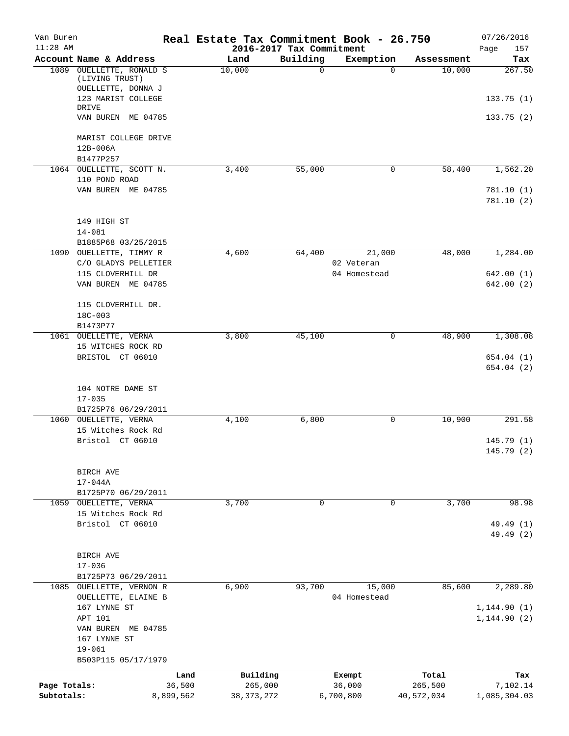# Real Estate Tax Commitment Book - 26.750

Van Buren 11:28 AM — 2016-2017 Tax Commitment — 07/26/2016

| Account Name & Address | Land | Building | Exemption | Assessment | Tax |
|---|---|---|---|---|---|
| 1089 OUELLETTE, RONALD S (LIVING TRUST)<br>OUELLETTE, DONNA J<br>123 MARIST COLLEGE DRIVE<br>VAN BUREN ME 04785<br><br>MARIST COLLEGE DRIVE<br>12B-006A<br>B1477P257 | 10,000 | 0 | 0 | 10,000 | 267.50<br><br>133.75 (1)<br>133.75 (2) |
| 1064 OUELLETTE, SCOTT N.<br>110 POND ROAD<br>VAN BUREN ME 04785<br><br>149 HIGH ST<br>14-081<br>B1885P68 03/25/2015 | 3,400 | 55,000 | 0 | 58,400 | 1,562.20<br><br>781.10 (1)<br>781.10 (2) |
| 1090 OUELLETTE, TIMMY R<br>C/O GLADYS PELLETIER<br>115 CLOVERHILL DR<br>VAN BUREN ME 04785<br><br>115 CLOVERHILL DR.<br>18C-003<br>B1473P77 | 4,600 | 64,400 | 21,000<br>02 Veteran<br>04 Homestead | 48,000 | 1,284.00<br><br>642.00 (1)<br>642.00 (2) |
| 1061 OUELLETTE, VERNA<br>15 WITCHES ROCK RD<br>BRISTOL CT 06010<br><br>104 NOTRE DAME ST<br>17-035<br>B1725P76 06/29/2011 | 3,800 | 45,100 | 0 | 48,900 | 1,308.08<br><br>654.04 (1)<br>654.04 (2) |
| 1060 OUELLETTE, VERNA<br>15 Witches Rock Rd<br>Bristol CT 06010<br><br>BIRCH AVE<br>17-044A<br>B1725P70 06/29/2011 | 4,100 | 6,800 | 0 | 10,900 | 291.58<br><br>145.79 (1)<br>145.79 (2) |
| 1059 OUELLETTE, VERNA<br>15 Witches Rock Rd<br>Bristol CT 06010<br><br>BIRCH AVE<br>17-036<br>B1725P73 06/29/2011 | 3,700 | 0 | 0 | 3,700 | 98.98<br><br>49.49 (1)<br>49.49 (2) |
| 1085 OUELLETTE, VERNON R<br>OUELLETTE, ELAINE B<br>167 LYNNE ST<br>APT 101<br>VAN BUREN ME 04785<br>167 LYNNE ST<br>19-061<br>B503P115 05/17/1979 | 6,900 | 93,700 | 15,000<br>04 Homestead | 85,600 | 2,289.80<br><br>1,144.90 (1)<br>1,144.90 (2) |

| | Land | Building | Exempt | Total | Tax |
|---|---|---|---|---|---|
| Page Totals: | 36,500 | 265,000 | 36,000 | 265,500 | 7,102.14 |
| Subtotals: | 8,899,562 | 38,373,272 | 6,700,800 | 40,572,034 | 1,085,304.03 |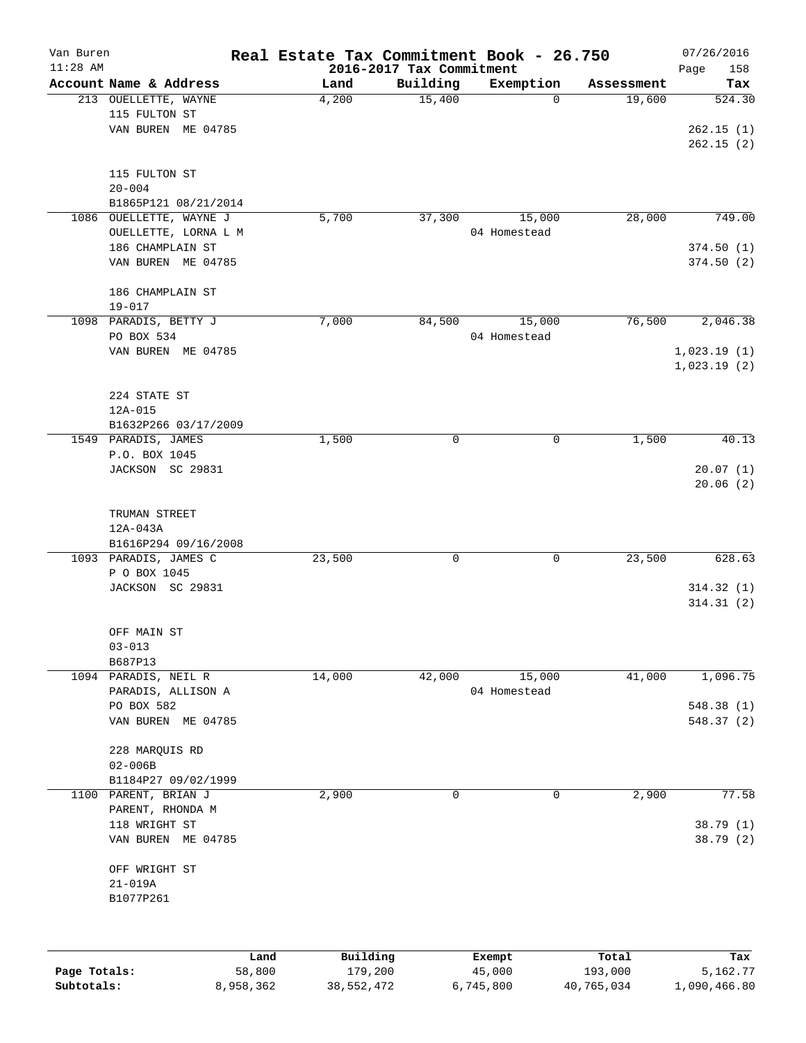# Real Estate Tax Commitment Book - 26.750

Van Buren
11:28 AM

2016-2017 Tax Commitment

07/26/2016

| Account Name & Address | Land | Building | Exemption | Assessment | Tax |
|---|---|---|---|---|---|
| 213 OUELLETTE, WAYNE<br>115 FULTON ST<br>VAN BUREN ME 04785<br><br>115 FULTON ST<br>20-004<br>B1865P121 08/21/2014 | 4,200 | 15,400 | 0 | 19,600 | 524.30<br><br>262.15 (1)<br>262.15 (2) |
| 1086 OUELLETTE, WAYNE J<br>OUELLETTE, LORNA L M<br>186 CHAMPLAIN ST<br>VAN BUREN ME 04785<br><br>186 CHAMPLAIN ST<br>19-017 | 5,700 | 37,300 | 15,000<br>04 Homestead | 28,000 | 749.00<br><br>374.50 (1)<br>374.50 (2) |
| 1098 PARADIS, BETTY J<br>PO BOX 534<br>VAN BUREN ME 04785<br><br>224 STATE ST<br>12A-015<br>B1632P266 03/17/2009 | 7,000 | 84,500 | 15,000<br>04 Homestead | 76,500 | 2,046.38<br><br>1,023.19 (1)<br>1,023.19 (2) |
| 1549 PARADIS, JAMES<br>P.O. BOX 1045<br>JACKSON SC 29831<br><br>TRUMAN STREET<br>12A-043A<br>B1616P294 09/16/2008 | 1,500 | 0 | 0 | 1,500 | 40.13<br><br>20.07 (1)<br>20.06 (2) |
| 1093 PARADIS, JAMES C<br>P O BOX 1045<br>JACKSON SC 29831<br><br>OFF MAIN ST<br>03-013<br>B687P13 | 23,500 | 0 | 0 | 23,500 | 628.63<br><br>314.32 (1)<br>314.31 (2) |
| 1094 PARADIS, NEIL R<br>PARADIS, ALLISON A<br>PO BOX 582<br>VAN BUREN ME 04785<br><br>228 MARQUIS RD<br>02-006B<br>B1184P27 09/02/1999 | 14,000 | 42,000 | 15,000<br>04 Homestead | 41,000 | 1,096.75<br><br>548.38 (1)<br>548.37 (2) |
| 1100 PARENT, BRIAN J<br>PARENT, RHONDA M<br>118 WRIGHT ST<br>VAN BUREN ME 04785<br><br>OFF WRIGHT ST<br>21-019A<br>B1077P261 | 2,900 | 0 | 0 | 2,900 | 77.58<br><br>38.79 (1)<br>38.79 (2) |

| | Land | Building | Exempt | Total | Tax |
|---|---|---|---|---|---|
| Page Totals: | 58,800 | 179,200 | 45,000 | 193,000 | 5,162.77 |
| Subtotals: | 8,958,362 | 38,552,472 | 6,745,800 | 40,765,034 | 1,090,466.80 |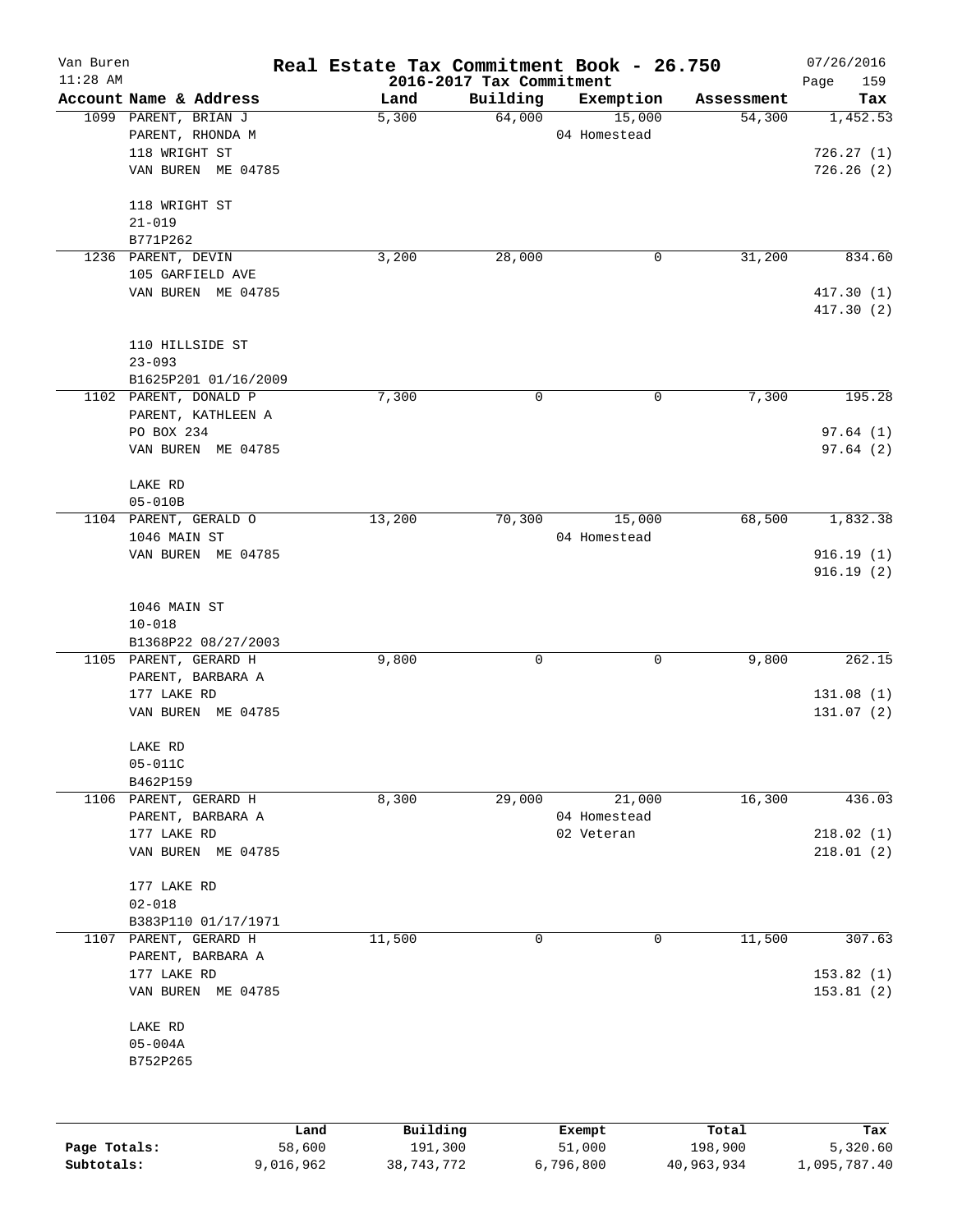# Real Estate Tax Commitment Book - 26.750

Van Buren
11:28 AM

2016-2017 Tax Commitment

07/26/2016

| Account | Name & Address | Land | Building | Exemption | Assessment | Tax |
|---|---|---|---|---|---|---|
| 1099 | PARENT, BRIAN J<br>PARENT, RHONDA M<br>118 WRIGHT ST<br>VAN BUREN ME 04785<br><br>118 WRIGHT ST<br>21-019<br>B771P262 | 5,300 | 64,000 | 15,000<br>04 Homestead | 54,300 | 1,452.53<br><br>726.27 (1)<br>726.26 (2) |
| 1236 | PARENT, DEVIN<br>105 GARFIELD AVE<br>VAN BUREN ME 04785<br><br>110 HILLSIDE ST<br>23-093<br>B1625P201 01/16/2009 | 3,200 | 28,000 | 0 | 31,200 | 834.60<br><br>417.30 (1)<br>417.30 (2) |
| 1102 | PARENT, DONALD P<br>PARENT, KATHLEEN A<br>PO BOX 234<br>VAN BUREN ME 04785<br><br>LAKE RD<br>05-010B | 7,300 | 0 | 0 | 7,300 | 195.28<br><br>97.64 (1)<br>97.64 (2) |
| 1104 | PARENT, GERALD O<br>1046 MAIN ST<br>VAN BUREN ME 04785<br><br>1046 MAIN ST<br>10-018<br>B1368P22 08/27/2003 | 13,200 | 70,300 | 15,000<br>04 Homestead | 68,500 | 1,832.38<br><br>916.19 (1)<br>916.19 (2) |
| 1105 | PARENT, GERARD H<br>PARENT, BARBARA A<br>177 LAKE RD<br>VAN BUREN ME 04785<br><br>LAKE RD<br>05-011C<br>B462P159 | 9,800 | 0 | 0 | 9,800 | 262.15<br><br>131.08 (1)<br>131.07 (2) |
| 1106 | PARENT, GERARD H<br>PARENT, BARBARA A<br>177 LAKE RD<br>VAN BUREN ME 04785<br><br>177 LAKE RD<br>02-018<br>B383P110 01/17/1971 | 8,300 | 29,000 | 21,000<br>04 Homestead<br>02 Veteran | 16,300 | 436.03<br><br>218.02 (1)<br>218.01 (2) |
| 1107 | PARENT, GERARD H<br>PARENT, BARBARA A<br>177 LAKE RD<br>VAN BUREN ME 04785<br><br>LAKE RD<br>05-004A<br>B752P265 | 11,500 | 0 | 0 | 11,500 | 307.63<br><br>153.82 (1)<br>153.81 (2) |

| | Land | Building | Exempt | Total | Tax |
|---|---|---|---|---|---|
| Page Totals: | 58,600 | 191,300 | 51,000 | 198,900 | 5,320.60 |
| Subtotals: | 9,016,962 | 38,743,772 | 6,796,800 | 40,963,934 | 1,095,787.40 |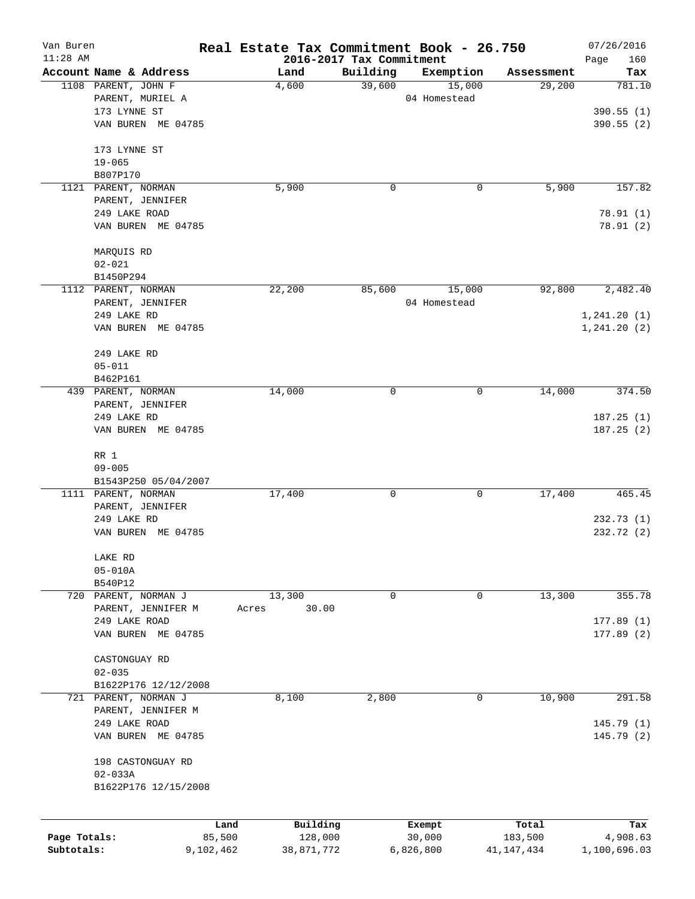Van Buren — Real Estate Tax Commitment Book - 26.750 — 07/26/2016
11:28 AM — 2016-2017 Tax Commitment

| Account Name & Address | Land | Building | Exemption | Assessment | Tax |
|---|---|---|---|---|---|
| 1108 PARENT, JOHN F | 4,600 | 39,600 | 15,000 | 29,200 | 781.10 |
| PARENT, MURIEL A | | | 04 Homestead | | |
| 173 LYNNE ST | | | | | 390.55 (1) |
| VAN BUREN ME 04785 | | | | | 390.55 (2) |
| 173 LYNNE ST | | | | | |
| 19-065 | | | | | |
| B807P170 | | | | | |
| 1121 PARENT, NORMAN | 5,900 | 0 | 0 | 5,900 | 157.82 |
| PARENT, JENNIFER | | | | | |
| 249 LAKE ROAD | | | | | 78.91 (1) |
| VAN BUREN ME 04785 | | | | | 78.91 (2) |
| MARQUIS RD | | | | | |
| 02-021 | | | | | |
| B1450P294 | | | | | |
| 1112 PARENT, NORMAN | 22,200 | 85,600 | 15,000 | 92,800 | 2,482.40 |
| PARENT, JENNIFER | | | 04 Homestead | | |
| 249 LAKE RD | | | | | 1,241.20 (1) |
| VAN BUREN ME 04785 | | | | | 1,241.20 (2) |
| 249 LAKE RD | | | | | |
| 05-011 | | | | | |
| B462P161 | | | | | |
| 439 PARENT, NORMAN | 14,000 | 0 | 0 | 14,000 | 374.50 |
| PARENT, JENNIFER | | | | | |
| 249 LAKE RD | | | | | 187.25 (1) |
| VAN BUREN ME 04785 | | | | | 187.25 (2) |
| RR 1 | | | | | |
| 09-005 | | | | | |
| B1543P250 05/04/2007 | | | | | |
| 1111 PARENT, NORMAN | 17,400 | 0 | 0 | 17,400 | 465.45 |
| PARENT, JENNIFER | | | | | |
| 249 LAKE RD | | | | | 232.73 (1) |
| VAN BUREN ME 04785 | | | | | 232.72 (2) |
| LAKE RD | | | | | |
| 05-010A | | | | | |
| B540P12 | | | | | |
| 720 PARENT, NORMAN J | 13,300 | 0 | 0 | 13,300 | 355.78 |
| PARENT, JENNIFER M | Acres 30.00 | | | | |
| 249 LAKE ROAD | | | | | 177.89 (1) |
| VAN BUREN ME 04785 | | | | | 177.89 (2) |
| CASTONGUAY RD | | | | | |
| 02-035 | | | | | |
| B1622P176 12/12/2008 | | | | | |
| 721 PARENT, NORMAN J | 8,100 | 2,800 | 0 | 10,900 | 291.58 |
| PARENT, JENNIFER M | | | | | |
| 249 LAKE ROAD | | | | | 145.79 (1) |
| VAN BUREN ME 04785 | | | | | 145.79 (2) |
| 198 CASTONGUAY RD | | | | | |
| 02-033A | | | | | |
| B1622P176 12/15/2008 | | | | | |

| | Land | Building | Exempt | Total | Tax |
|---|---|---|---|---|---|
| Page Totals: | 85,500 | 128,000 | 30,000 | 183,500 | 4,908.63 |
| Subtotals: | 9,102,462 | 38,871,772 | 6,826,800 | 41,147,434 | 1,100,696.03 |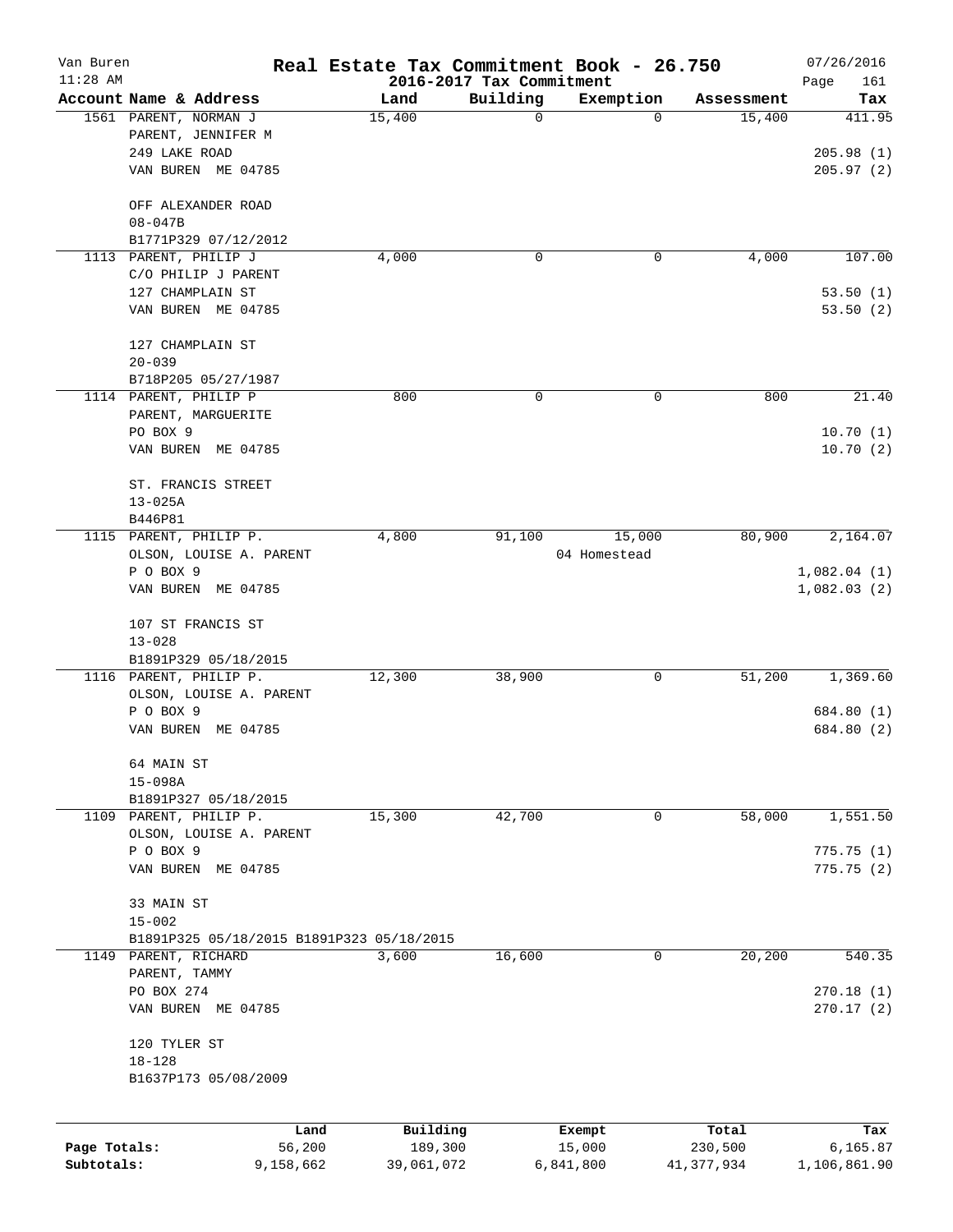# Real Estate Tax Commitment Book - 26.750

Van Buren
11:28 AM

2016-2017 Tax Commitment

07/26/2016

| Account | Name & Address | Land | Building | Exemption | Assessment | Tax |
|---|---|---|---|---|---|---|
| 1561 | PARENT, NORMAN J | 15,400 | 0 | 0 | 15,400 | 411.95 |
| | PARENT, JENNIFER M | | | | | |
| | 249 LAKE ROAD | | | | | 205.98 (1) |
| | VAN BUREN ME 04785 | | | | | 205.97 (2) |
| | OFF ALEXANDER ROAD | | | | | |
| | 08-047B | | | | | |
| | B1771P329 07/12/2012 | | | | | |
| 1113 | PARENT, PHILIP J | 4,000 | 0 | 0 | 4,000 | 107.00 |
| | C/O PHILIP J PARENT | | | | | |
| | 127 CHAMPLAIN ST | | | | | 53.50 (1) |
| | VAN BUREN ME 04785 | | | | | 53.50 (2) |
| | 127 CHAMPLAIN ST | | | | | |
| | 20-039 | | | | | |
| | B718P205 05/27/1987 | | | | | |
| 1114 | PARENT, PHILIP P | 800 | 0 | 0 | 800 | 21.40 |
| | PARENT, MARGUERITE | | | | | |
| | PO BOX 9 | | | | | 10.70 (1) |
| | VAN BUREN ME 04785 | | | | | 10.70 (2) |
| | ST. FRANCIS STREET | | | | | |
| | 13-025A | | | | | |
| | B446P81 | | | | | |
| 1115 | PARENT, PHILIP P. | 4,800 | 91,100 | 15,000 | 80,900 | 2,164.07 |
| | OLSON, LOUISE A. PARENT | | | 04 Homestead | | |
| | P O BOX 9 | | | | | 1,082.04 (1) |
| | VAN BUREN ME 04785 | | | | | 1,082.03 (2) |
| | 107 ST FRANCIS ST | | | | | |
| | 13-028 | | | | | |
| | B1891P329 05/18/2015 | | | | | |
| 1116 | PARENT, PHILIP P. | 12,300 | 38,900 | 0 | 51,200 | 1,369.60 |
| | OLSON, LOUISE A. PARENT | | | | | |
| | P O BOX 9 | | | | | 684.80 (1) |
| | VAN BUREN ME 04785 | | | | | 684.80 (2) |
| | 64 MAIN ST | | | | | |
| | 15-098A | | | | | |
| | B1891P327 05/18/2015 | | | | | |
| 1109 | PARENT, PHILIP P. | 15,300 | 42,700 | 0 | 58,000 | 1,551.50 |
| | OLSON, LOUISE A. PARENT | | | | | |
| | P O BOX 9 | | | | | 775.75 (1) |
| | VAN BUREN ME 04785 | | | | | 775.75 (2) |
| | 33 MAIN ST | | | | | |
| | 15-002 | | | | | |
| | B1891P325 05/18/2015 B1891P323 05/18/2015 | | | | | |
| 1149 | PARENT, RICHARD | 3,600 | 16,600 | 0 | 20,200 | 540.35 |
| | PARENT, TAMMY | | | | | |
| | PO BOX 274 | | | | | 270.18 (1) |
| | VAN BUREN ME 04785 | | | | | 270.17 (2) |
| | 120 TYLER ST | | | | | |
| | 18-128 | | | | | |
| | B1637P173 05/08/2009 | | | | | |

| | Land | Building | Exempt | Total | Tax |
|---|---|---|---|---|---|
| Page Totals: | 56,200 | 189,300 | 15,000 | 230,500 | 6,165.87 |
| Subtotals: | 9,158,662 | 39,061,072 | 6,841,800 | 41,377,934 | 1,106,861.90 |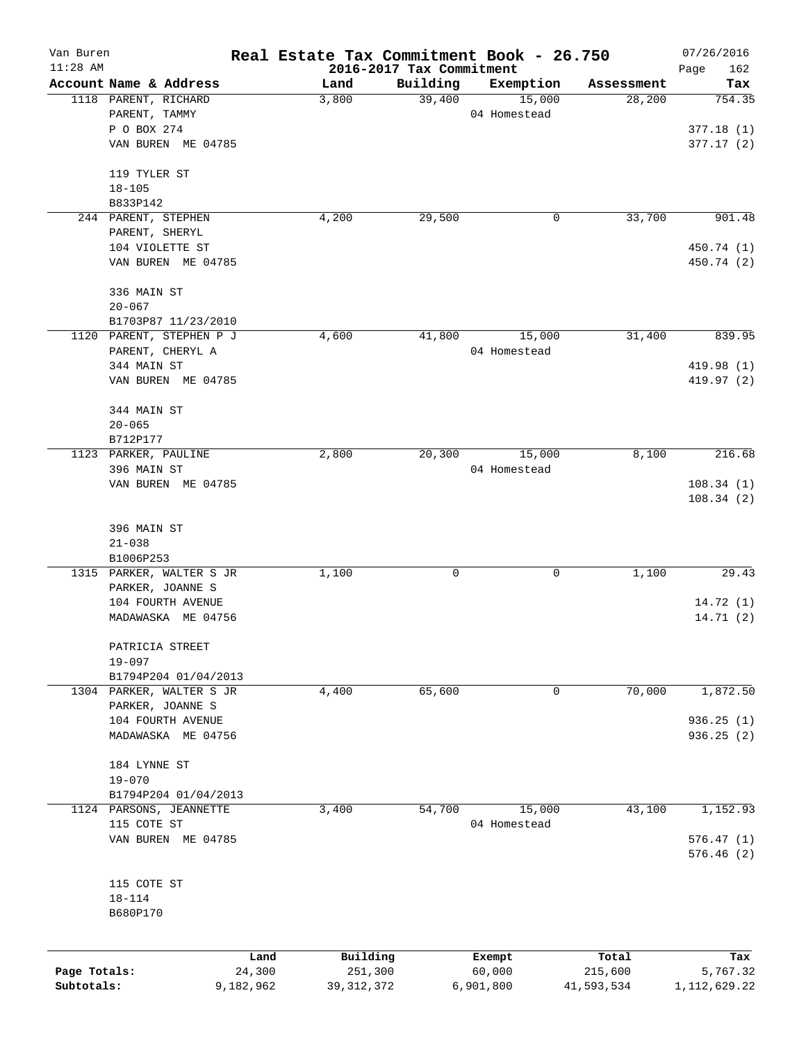# Real Estate Tax Commitment Book - 26.750

Van Buren
11:28 AM

2016-2017 Tax Commitment

07/26/2016

| Account Name & Address | Land | Building | Exemption | Assessment | Tax |
|---|---|---|---|---|---|
| 1118 PARENT, RICHARD<br>PARENT, TAMMY<br>P O BOX 274<br>VAN BUREN ME 04785<br><br>119 TYLER ST<br>18-105<br>B833P142 | 3,800 | 39,400 | 15,000<br>04 Homestead | 28,200 | 754.35<br><br>377.18 (1)<br>377.17 (2) |
| 244 PARENT, STEPHEN<br>PARENT, SHERYL<br>104 VIOLETTE ST<br>VAN BUREN ME 04785<br><br>336 MAIN ST<br>20-067<br>B1703P87 11/23/2010 | 4,200 | 29,500 | 0 | 33,700 | 901.48<br><br>450.74 (1)<br>450.74 (2) |
| 1120 PARENT, STEPHEN P J<br>PARENT, CHERYL A<br>344 MAIN ST<br>VAN BUREN ME 04785<br><br>344 MAIN ST<br>20-065<br>B712P177 | 4,600 | 41,800 | 15,000<br>04 Homestead | 31,400 | 839.95<br><br>419.98 (1)<br>419.97 (2) |
| 1123 PARKER, PAULINE<br>396 MAIN ST<br>VAN BUREN ME 04785<br><br>396 MAIN ST<br>21-038<br>B1006P253 | 2,800 | 20,300 | 15,000<br>04 Homestead | 8,100 | 216.68<br><br>108.34 (1)<br>108.34 (2) |
| 1315 PARKER, WALTER S JR<br>PARKER, JOANNE S<br>104 FOURTH AVENUE<br>MADAWASKA ME 04756<br><br>PATRICIA STREET<br>19-097<br>B1794P204 01/04/2013 | 1,100 | 0 | 0 | 1,100 | 29.43<br><br>14.72 (1)<br>14.71 (2) |
| 1304 PARKER, WALTER S JR<br>PARKER, JOANNE S<br>104 FOURTH AVENUE<br>MADAWASKA ME 04756<br><br>184 LYNNE ST<br>19-070<br>B1794P204 01/04/2013 | 4,400 | 65,600 | 0 | 70,000 | 1,872.50<br><br>936.25 (1)<br>936.25 (2) |
| 1124 PARSONS, JEANNETTE<br>115 COTE ST<br>VAN BUREN ME 04785<br><br>115 COTE ST<br>18-114<br>B680P170 | 3,400 | 54,700 | 15,000<br>04 Homestead | 43,100 | 1,152.93<br><br>576.47 (1)<br>576.46 (2) |

| | Land | Building | Exempt | Total | Tax |
|---|---|---|---|---|---|
| Page Totals: | 24,300 | 251,300 | 60,000 | 215,600 | 5,767.32 |
| Subtotals: | 9,182,962 | 39,312,372 | 6,901,800 | 41,593,534 | 1,112,629.22 |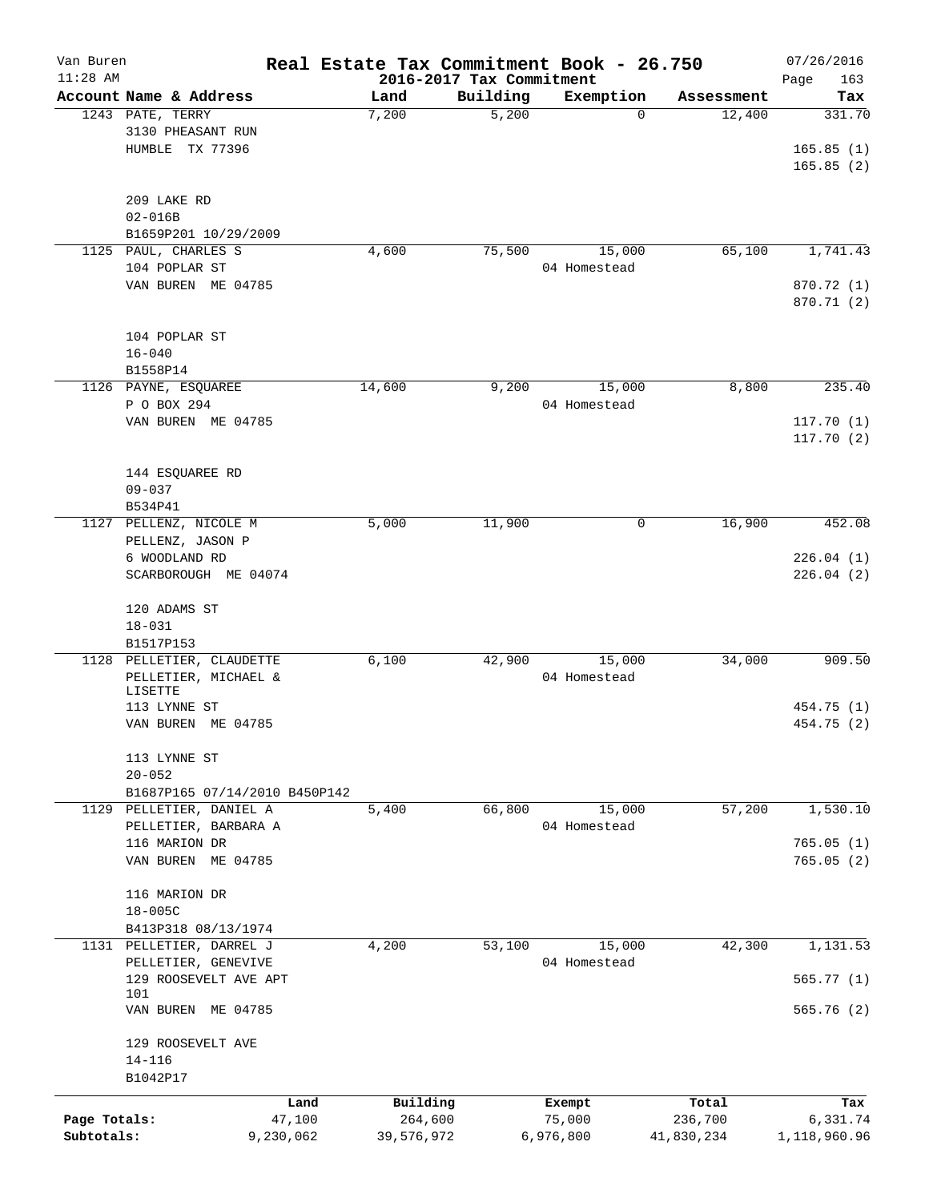# Real Estate Tax Commitment Book - 26.750

Van Buren
11:28 AM

2016-2017 Tax Commitment

07/26/2016

| Account Name & Address | Land | Building | Exemption | Assessment | Tax |
|---|---|---|---|---|---|
| 1243 PATE, TERRY<br>3130 PHEASANT RUN<br>HUMBLE TX 77396<br><br>209 LAKE RD<br>02-016B<br>B1659P201 10/29/2009 | 7,200 | 5,200 | 0 | 12,400 | 331.70<br><br>165.85 (1)<br>165.85 (2) |
| 1125 PAUL, CHARLES S<br>104 POPLAR ST<br>VAN BUREN ME 04785<br><br>104 POPLAR ST<br>16-040<br>B1558P14 | 4,600 | 75,500 | 15,000<br>04 Homestead | 65,100 | 1,741.43<br><br>870.72 (1)<br>870.71 (2) |
| 1126 PAYNE, ESQUAREE<br>P O BOX 294<br>VAN BUREN ME 04785<br><br>144 ESQUAREE RD<br>09-037<br>B534P41 | 14,600 | 9,200 | 15,000<br>04 Homestead | 8,800 | 235.40<br><br>117.70 (1)<br>117.70 (2) |
| 1127 PELLENZ, NICOLE M<br>PELLENZ, JASON P<br>6 WOODLAND RD<br>SCARBOROUGH ME 04074<br><br>120 ADAMS ST<br>18-031<br>B1517P153 | 5,000 | 11,900 | 0 | 16,900 | 452.08<br><br>226.04 (1)<br>226.04 (2) |
| 1128 PELLETIER, CLAUDETTE<br>PELLETIER, MICHAEL & LISETTE<br>113 LYNNE ST<br>VAN BUREN ME 04785<br><br>113 LYNNE ST<br>20-052<br>B1687P165 07/14/2010 B450P142 | 6,100 | 42,900 | 15,000<br>04 Homestead | 34,000 | 909.50<br><br>454.75 (1)<br>454.75 (2) |
| 1129 PELLETIER, DANIEL A<br>PELLETIER, BARBARA A<br>116 MARION DR<br>VAN BUREN ME 04785<br><br>116 MARION DR<br>18-005C<br>B413P318 08/13/1974 | 5,400 | 66,800 | 15,000<br>04 Homestead | 57,200 | 1,530.10<br><br>765.05 (1)<br>765.05 (2) |
| 1131 PELLETIER, DARREL J<br>PELLETIER, GENEVIVE<br>129 ROOSEVELT AVE APT 101<br>VAN BUREN ME 04785<br><br>129 ROOSEVELT AVE<br>14-116<br>B1042P17 | 4,200 | 53,100 | 15,000<br>04 Homestead | 42,300 | 1,131.53<br><br>565.77 (1)<br>565.76 (2) |

| | Land | Building | Exempt | Total | Tax |
|---|---|---|---|---|---|
| Page Totals: | 47,100 | 264,600 | 75,000 | 236,700 | 6,331.74 |
| Subtotals: | 9,230,062 | 39,576,972 | 6,976,800 | 41,830,234 | 1,118,960.96 |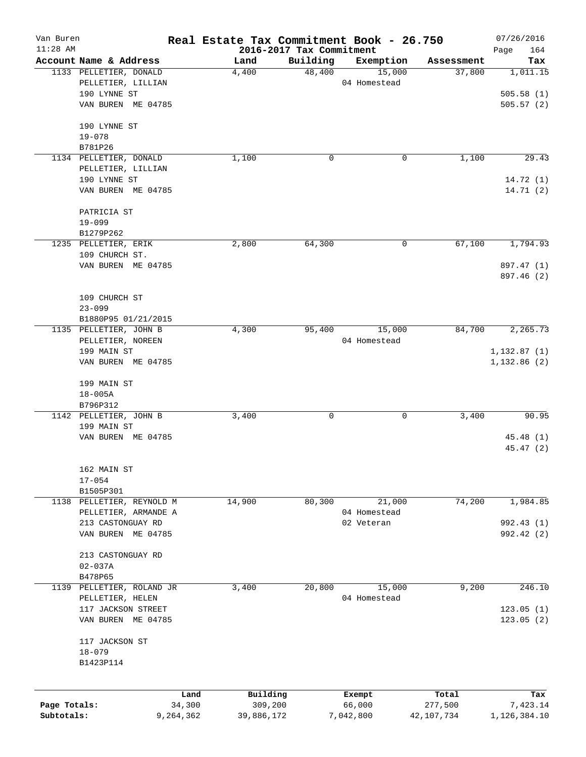# Real Estate Tax Commitment Book - 26.750

Van Buren
11:28 AM

2016-2017 Tax Commitment

07/26/2016
Page 164

| Account Name & Address | Land | Building | Exemption | Assessment | Tax |
|---|---|---|---|---|---|
| 1133 PELLETIER, DONALD<br>PELLETIER, LILLIAN<br>190 LYNNE ST<br>VAN BUREN ME 04785<br><br>190 LYNNE ST<br>19-078<br>B781P26 | 4,400 | 48,400 | 15,000<br>04 Homestead | 37,800 | 1,011.15<br><br>505.58 (1)<br>505.57 (2) |
| 1134 PELLETIER, DONALD<br>PELLETIER, LILLIAN<br>190 LYNNE ST<br>VAN BUREN ME 04785<br><br>PATRICIA ST<br>19-099<br>B1279P262 | 1,100 | 0 | 0 | 1,100 | 29.43<br><br>14.72 (1)<br>14.71 (2) |
| 1235 PELLETIER, ERIK<br>109 CHURCH ST.<br>VAN BUREN ME 04785<br><br>109 CHURCH ST<br>23-099<br>B1880P95 01/21/2015 | 2,800 | 64,300 | 0 | 67,100 | 1,794.93<br><br>897.47 (1)<br>897.46 (2) |
| 1135 PELLETIER, JOHN B<br>PELLETIER, NOREEN<br>199 MAIN ST<br>VAN BUREN ME 04785<br><br>199 MAIN ST<br>18-005A<br>B796P312 | 4,300 | 95,400 | 15,000<br>04 Homestead | 84,700 | 2,265.73<br><br>1,132.87 (1)<br>1,132.86 (2) |
| 1142 PELLETIER, JOHN B<br>199 MAIN ST<br>VAN BUREN ME 04785<br><br>162 MAIN ST<br>17-054<br>B1505P301 | 3,400 | 0 | 0 | 3,400 | 90.95<br><br>45.48 (1)<br>45.47 (2) |
| 1138 PELLETIER, REYNOLD M<br>PELLETIER, ARMANDE A<br>213 CASTONGUAY RD<br>VAN BUREN ME 04785<br><br>213 CASTONGUAY RD<br>02-037A<br>B478P65 | 14,900 | 80,300 | 21,000<br>04 Homestead<br>02 Veteran | 74,200 | 1,984.85<br><br>992.43 (1)<br>992.42 (2) |
| 1139 PELLETIER, ROLAND JR<br>PELLETIER, HELEN<br>117 JACKSON STREET<br>VAN BUREN ME 04785<br><br>117 JACKSON ST<br>18-079<br>B1423P114 | 3,400 | 20,800 | 15,000<br>04 Homestead | 9,200 | 246.10<br><br>123.05 (1)<br>123.05 (2) |

| | Land | Building | Exempt | Total | Tax |
|---|---|---|---|---|---|
| Page Totals: | 34,300 | 309,200 | 66,000 | 277,500 | 7,423.14 |
| Subtotals: | 9,264,362 | 39,886,172 | 7,042,800 | 42,107,734 | 1,126,384.10 |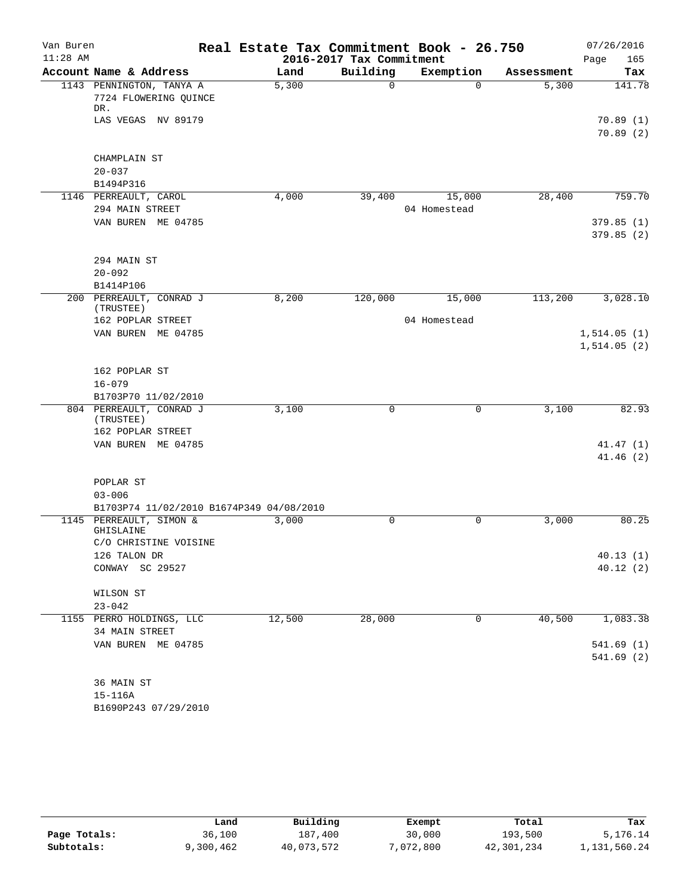Van Buren — Real Estate Tax Commitment Book - 26.750 — 07/26/2016
11:28 AM — 2016-2017 Tax Commitment

| Account Name & Address | Land | Building | Exemption | Assessment | Tax |
|---|---|---|---|---|---|
| 1143 PENNINGTON, TANYA A<br>7724 FLOWERING QUINCE DR.<br>LAS VEGAS NV 89179<br><br>CHAMPLAIN ST<br>20-037<br>B1494P316 | 5,300 | 0 | 0 | 5,300 | 141.78<br><br>70.89 (1)<br>70.89 (2) |
| 1146 PERREAULT, CAROL<br>294 MAIN STREET<br>VAN BUREN ME 04785<br><br>294 MAIN ST<br>20-092<br>B1414P106 | 4,000 | 39,400 | 15,000<br>04 Homestead | 28,400 | 759.70<br><br>379.85 (1)<br>379.85 (2) |
| 200 PERREAULT, CONRAD J (TRUSTEE)<br>162 POPLAR STREET<br>VAN BUREN ME 04785<br><br>162 POPLAR ST<br>16-079<br>B1703P70 11/02/2010 | 8,200 | 120,000 | 15,000<br>04 Homestead | 113,200 | 3,028.10<br><br>1,514.05 (1)<br>1,514.05 (2) |
| 804 PERREAULT, CONRAD J (TRUSTEE)<br>162 POPLAR STREET<br>VAN BUREN ME 04785<br><br>POPLAR ST<br>03-006<br>B1703P74 11/02/2010 B1674P349 04/08/2010 | 3,100 | 0 | 0 | 3,100 | 82.93<br><br>41.47 (1)<br>41.46 (2) |
| 1145 PERREAULT, SIMON & GHISLAINE<br>C/O CHRISTINE VOISINE<br>126 TALON DR<br>CONWAY SC 29527<br><br>WILSON ST<br>23-042 | 3,000 | 0 | 0 | 3,000 | 80.25<br><br>40.13 (1)<br>40.12 (2) |
| 1155 PERRO HOLDINGS, LLC<br>34 MAIN STREET<br>VAN BUREN ME 04785<br><br>36 MAIN ST<br>15-116A<br>B1690P243 07/29/2010 | 12,500 | 28,000 | 0 | 40,500 | 1,083.38<br><br>541.69 (1)<br>541.69 (2) |

| | Land | Building | Exempt | Total | Tax |
|---|---|---|---|---|---|
| Page Totals: | 36,100 | 187,400 | 30,000 | 193,500 | 5,176.14 |
| Subtotals: | 9,300,462 | 40,073,572 | 7,072,800 | 42,301,234 | 1,131,560.24 |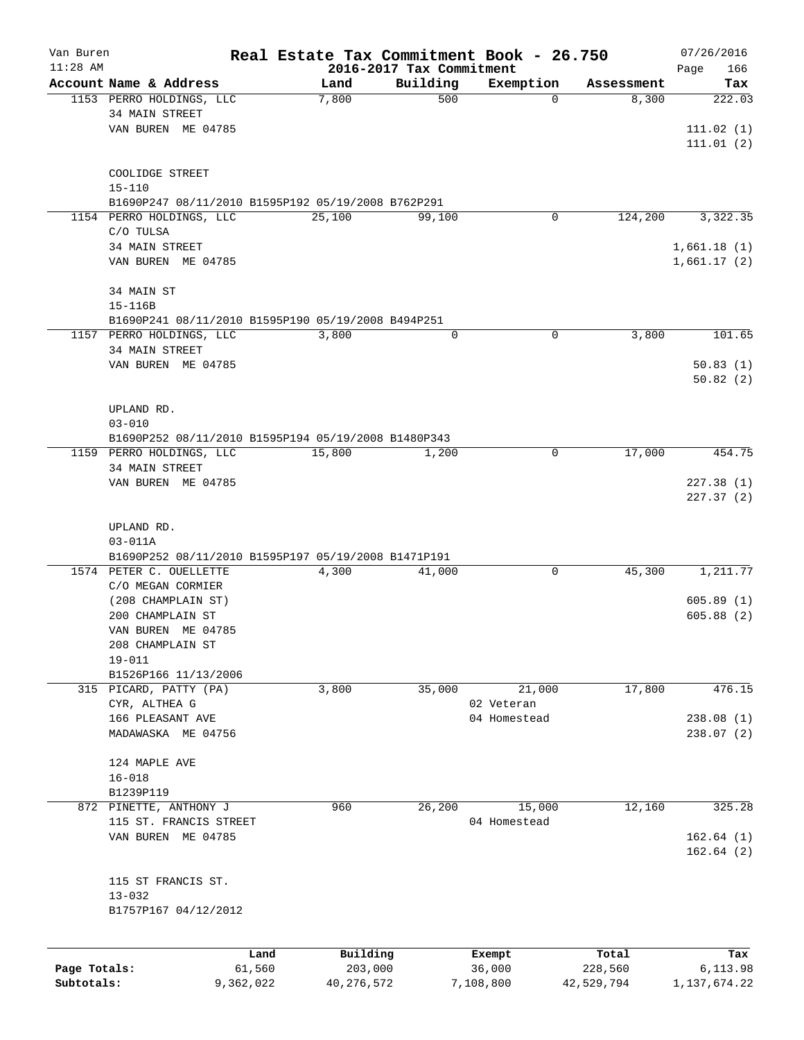# Real Estate Tax Commitment Book - 26.750

Van Buren
11:28 AM

2016-2017 Tax Commitment

07/26/2016

| Account Name & Address | Land | Building | Exemption | Assessment | Tax |
|---|---|---|---|---|---|
| 1153 PERRO HOLDINGS, LLC | 7,800 | 500 | 0 | 8,300 | 222.03 |
| 34 MAIN STREET | | | | | |
| VAN BUREN ME 04785 | | | | | 111.02 (1) |
| | | | | | 111.01 (2) |
| COOLIDGE STREET | | | | | |
| 15-110 | | | | | |
| B1690P247 08/11/2010 B1595P192 05/19/2008 B762P291 | | | | | |
| 1154 PERRO HOLDINGS, LLC | 25,100 | 99,100 | 0 | 124,200 | 3,322.35 |
| C/O TULSA | | | | | |
| 34 MAIN STREET | | | | | 1,661.18 (1) |
| VAN BUREN ME 04785 | | | | | 1,661.17 (2) |
| 34 MAIN ST | | | | | |
| 15-116B | | | | | |
| B1690P241 08/11/2010 B1595P190 05/19/2008 B494P251 | | | | | |
| 1157 PERRO HOLDINGS, LLC | 3,800 | 0 | 0 | 3,800 | 101.65 |
| 34 MAIN STREET | | | | | |
| VAN BUREN ME 04785 | | | | | 50.83 (1) |
| | | | | | 50.82 (2) |
| UPLAND RD. | | | | | |
| 03-010 | | | | | |
| B1690P252 08/11/2010 B1595P194 05/19/2008 B1480P343 | | | | | |
| 1159 PERRO HOLDINGS, LLC | 15,800 | 1,200 | 0 | 17,000 | 454.75 |
| 34 MAIN STREET | | | | | |
| VAN BUREN ME 04785 | | | | | 227.38 (1) |
| | | | | | 227.37 (2) |
| UPLAND RD. | | | | | |
| 03-011A | | | | | |
| B1690P252 08/11/2010 B1595P197 05/19/2008 B1471P191 | | | | | |
| 1574 PETER C. OUELLETTE | 4,300 | 41,000 | 0 | 45,300 | 1,211.77 |
| C/O MEGAN CORMIER | | | | | |
| (208 CHAMPLAIN ST) | | | | | 605.89 (1) |
| 200 CHAMPLAIN ST | | | | | 605.88 (2) |
| VAN BUREN ME 04785 | | | | | |
| 208 CHAMPLAIN ST | | | | | |
| 19-011 | | | | | |
| B1526P166 11/13/2006 | | | | | |
| 315 PICARD, PATTY (PA) | 3,800 | 35,000 | 21,000 | 17,800 | 476.15 |
| CYR, ALTHEA G | | | 02 Veteran | | |
| 166 PLEASANT AVE | | | 04 Homestead | | 238.08 (1) |
| MADAWASKA ME 04756 | | | | | 238.07 (2) |
| 124 MAPLE AVE | | | | | |
| 16-018 | | | | | |
| B1239P119 | | | | | |
| 872 PINETTE, ANTHONY J | 960 | 26,200 | 15,000 | 12,160 | 325.28 |
| 115 ST. FRANCIS STREET | | | 04 Homestead | | |
| VAN BUREN ME 04785 | | | | | 162.64 (1) |
| | | | | | 162.64 (2) |
| 115 ST FRANCIS ST. | | | | | |
| 13-032 | | | | | |
| B1757P167 04/12/2012 | | | | | |

| | Land | Building | Exempt | Total | Tax |
|---|---|---|---|---|---|
| Page Totals: | 61,560 | 203,000 | 36,000 | 228,560 | 6,113.98 |
| Subtotals: | 9,362,022 | 40,276,572 | 7,108,800 | 42,529,794 | 1,137,674.22 |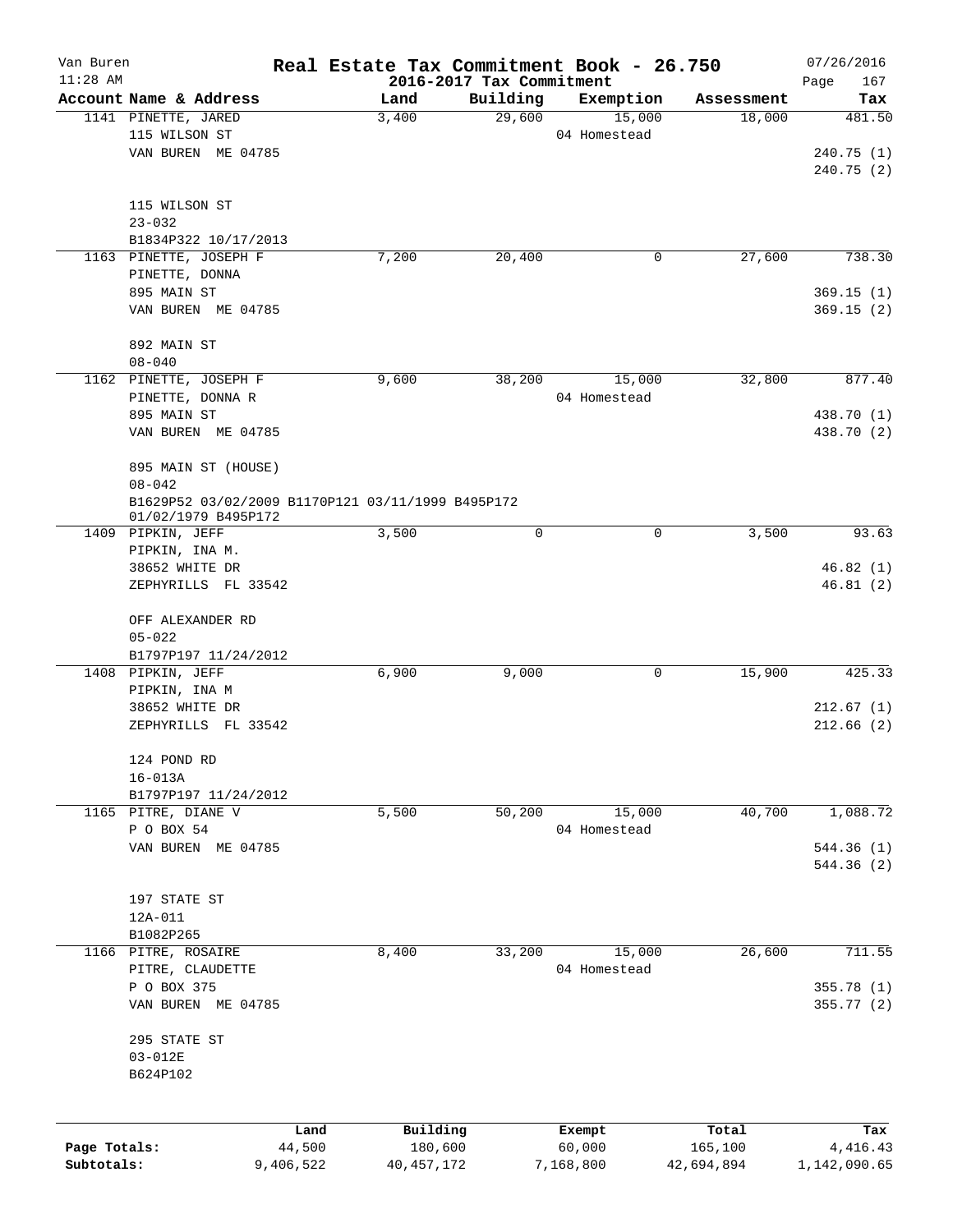# Real Estate Tax Commitment Book - 26.750

Van Buren
11:28 AM

2016-2017 Tax Commitment

07/26/2016

| Account Name & Address | Land | Building | Exemption | Assessment | Tax |
|---|---|---|---|---|---|
| 1141 PINETTE, JARED<br>115 WILSON ST<br>VAN BUREN ME 04785<br><br>115 WILSON ST<br>23-032<br>B1834P322 10/17/2013 | 3,400 | 29,600 | 15,000<br>04 Homestead | 18,000 | 481.50<br><br>240.75 (1)<br>240.75 (2) |
| 1163 PINETTE, JOSEPH F<br>PINETTE, DONNA<br>895 MAIN ST<br>VAN BUREN ME 04785<br><br>892 MAIN ST<br>08-040 | 7,200 | 20,400 | 0 | 27,600 | 738.30<br><br>369.15 (1)<br>369.15 (2) |
| 1162 PINETTE, JOSEPH F<br>PINETTE, DONNA R<br>895 MAIN ST<br>VAN BUREN ME 04785<br><br>895 MAIN ST (HOUSE)<br>08-042<br>B1629P52 03/02/2009 B1170P121 03/11/1999 B495P172 01/02/1979 B495P172 | 9,600 | 38,200 | 15,000<br>04 Homestead | 32,800 | 877.40<br><br>438.70 (1)<br>438.70 (2) |
| 1409 PIPKIN, JEFF<br>PIPKIN, INA M.<br>38652 WHITE DR<br>ZEPHYRILLS FL 33542<br><br>OFF ALEXANDER RD<br>05-022<br>B1797P197 11/24/2012 | 3,500 | 0 | 0 | 3,500 | 93.63<br><br>46.82 (1)<br>46.81 (2) |
| 1408 PIPKIN, JEFF<br>PIPKIN, INA M<br>38652 WHITE DR<br>ZEPHYRILLS FL 33542<br><br>124 POND RD<br>16-013A<br>B1797P197 11/24/2012 | 6,900 | 9,000 | 0 | 15,900 | 425.33<br><br>212.67 (1)<br>212.66 (2) |
| 1165 PITRE, DIANE V<br>P O BOX 54<br>VAN BUREN ME 04785<br><br>197 STATE ST<br>12A-011<br>B1082P265 | 5,500 | 50,200 | 15,000<br>04 Homestead | 40,700 | 1,088.72<br><br>544.36 (1)<br>544.36 (2) |
| 1166 PITRE, ROSAIRE<br>PITRE, CLAUDETTE<br>P O BOX 375<br>VAN BUREN ME 04785<br><br>295 STATE ST<br>03-012E<br>B624P102 | 8,400 | 33,200 | 15,000<br>04 Homestead | 26,600 | 711.55<br><br>355.78 (1)<br>355.77 (2) |

| | Land | Building | Exempt | Total | Tax |
|---|---|---|---|---|---|
| Page Totals: | 44,500 | 180,600 | 60,000 | 165,100 | 4,416.43 |
| Subtotals: | 9,406,522 | 40,457,172 | 7,168,800 | 42,694,894 | 1,142,090.65 |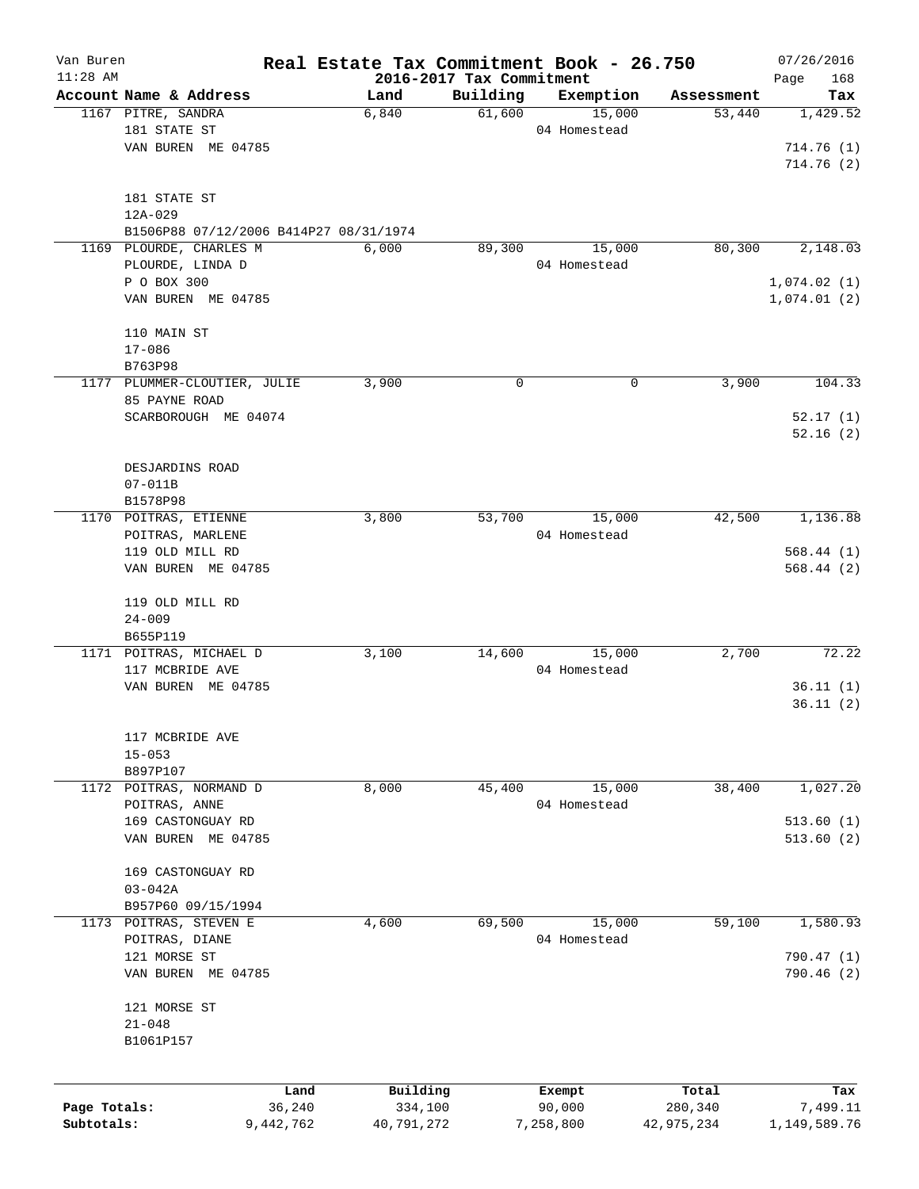# Real Estate Tax Commitment Book - 26.750

Van Buren
11:28 AM

2016-2017 Tax Commitment

07/26/2016
Page 168

| Account Name & Address | Land | Building | Exemption | Assessment | Tax |
|---|---|---|---|---|---|
| 1167 PITRE, SANDRA<br>181 STATE ST<br>VAN BUREN ME 04785<br><br>181 STATE ST<br>12A-029<br>B1506P88 07/12/2006 B414P27 08/31/1974 | 6,840 | 61,600 | 15,000<br>04 Homestead | 53,440 | 1,429.52<br><br>714.76 (1)<br>714.76 (2) |
| 1169 PLOURDE, CHARLES M<br>PLOURDE, LINDA D<br>P O BOX 300<br>VAN BUREN ME 04785<br><br>110 MAIN ST<br>17-086<br>B763P98 | 6,000 | 89,300 | 15,000<br>04 Homestead | 80,300 | 2,148.03<br><br>1,074.02 (1)<br>1,074.01 (2) |
| 1177 PLUMMER-CLOUTIER, JULIE<br>85 PAYNE ROAD<br>SCARBOROUGH ME 04074<br><br>DESJARDINS ROAD<br>07-011B<br>B1578P98 | 3,900 | 0 | 0 | 3,900 | 104.33<br><br>52.17 (1)<br>52.16 (2) |
| 1170 POITRAS, ETIENNE<br>POITRAS, MARLENE<br>119 OLD MILL RD<br>VAN BUREN ME 04785<br><br>119 OLD MILL RD<br>24-009<br>B655P119 | 3,800 | 53,700 | 15,000<br>04 Homestead | 42,500 | 1,136.88<br><br>568.44 (1)<br>568.44 (2) |
| 1171 POITRAS, MICHAEL D<br>117 MCBRIDE AVE<br>VAN BUREN ME 04785<br><br>117 MCBRIDE AVE<br>15-053<br>B897P107 | 3,100 | 14,600 | 15,000<br>04 Homestead | 2,700 | 72.22<br><br>36.11 (1)<br>36.11 (2) |
| 1172 POITRAS, NORMAND D<br>POITRAS, ANNE<br>169 CASTONGUAY RD<br>VAN BUREN ME 04785<br><br>169 CASTONGUAY RD<br>03-042A<br>B957P60 09/15/1994 | 8,000 | 45,400 | 15,000<br>04 Homestead | 38,400 | 1,027.20<br><br>513.60 (1)<br>513.60 (2) |
| 1173 POITRAS, STEVEN E<br>POITRAS, DIANE<br>121 MORSE ST<br>VAN BUREN ME 04785<br><br>121 MORSE ST<br>21-048<br>B1061P157 | 4,600 | 69,500 | 15,000<br>04 Homestead | 59,100 | 1,580.93<br><br>790.47 (1)<br>790.46 (2) |

| | Land | Building | Exempt | Total | Tax |
|---|---|---|---|---|---|
| Page Totals: | 36,240 | 334,100 | 90,000 | 280,340 | 7,499.11 |
| Subtotals: | 9,442,762 | 40,791,272 | 7,258,800 | 42,975,234 | 1,149,589.76 |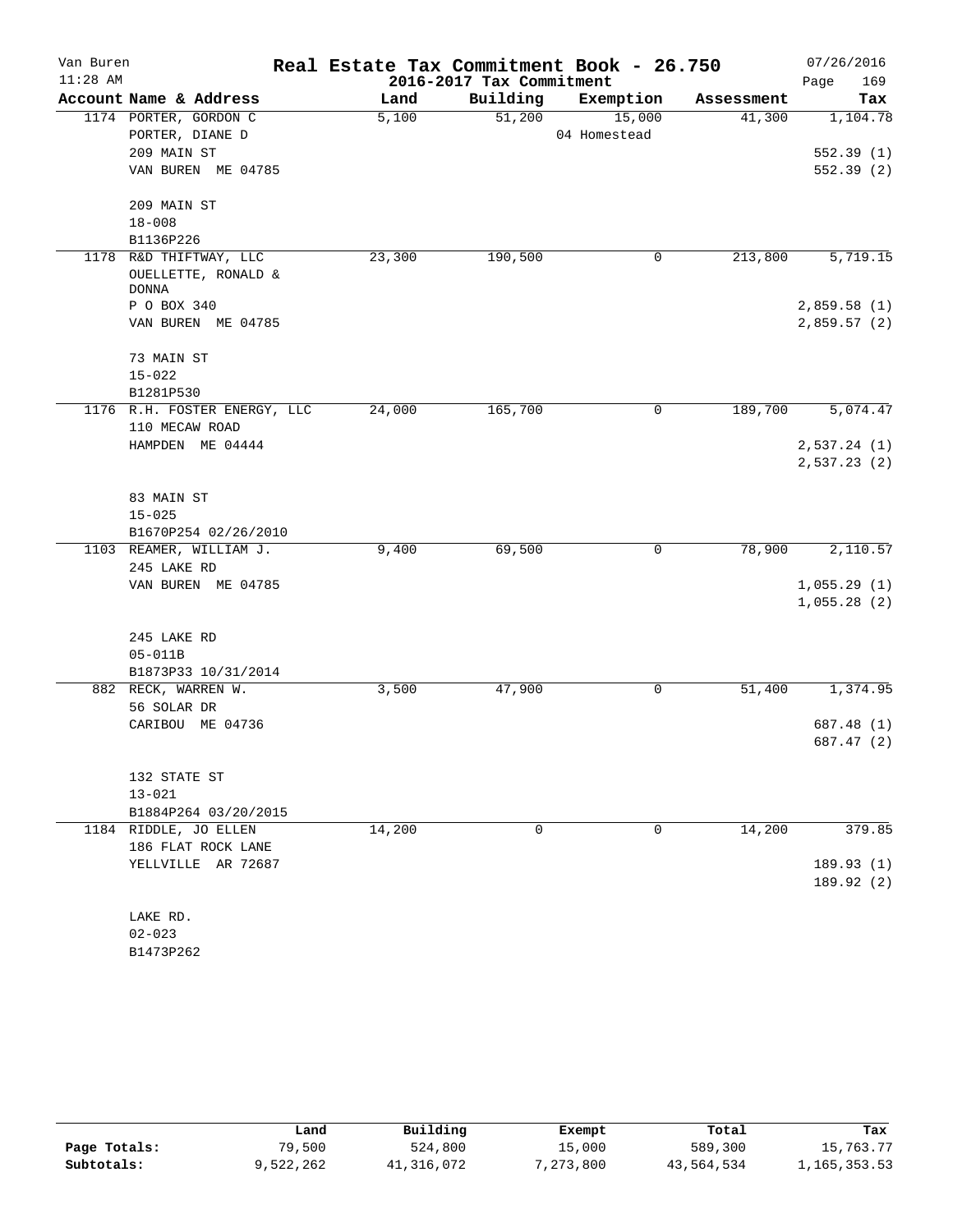# Real Estate Tax Commitment Book - 26.750

Van Buren
11:28 AM

2016-2017 Tax Commitment

07/26/2016

| Account | Name & Address | Land | Building | Exemption | Assessment | Tax |
|---|---|---|---|---|---|---|
| 1174 | PORTER, GORDON C<br>PORTER, DIANE D<br>209 MAIN ST<br>VAN BUREN ME 04785<br><br>209 MAIN ST<br>18-008<br>B1136P226 | 5,100 | 51,200 | 15,000<br>04 Homestead | 41,300 | 1,104.78<br><br>552.39 (1)<br>552.39 (2) |
| 1178 | R&D THIFTWAY, LLC<br>OUELLETTE, RONALD & DONNA<br>P O BOX 340<br>VAN BUREN ME 04785<br><br>73 MAIN ST<br>15-022<br>B1281P530 | 23,300 | 190,500 | 0 | 213,800 | 5,719.15<br><br>2,859.58 (1)<br>2,859.57 (2) |
| 1176 | R.H. FOSTER ENERGY, LLC<br>110 MECAW ROAD<br>HAMPDEN ME 04444<br><br>83 MAIN ST<br>15-025<br>B1670P254 02/26/2010 | 24,000 | 165,700 | 0 | 189,700 | 5,074.47<br><br>2,537.24 (1)<br>2,537.23 (2) |
| 1103 | REAMER, WILLIAM J.<br>245 LAKE RD<br>VAN BUREN ME 04785<br><br>245 LAKE RD<br>05-011B<br>B1873P33 10/31/2014 | 9,400 | 69,500 | 0 | 78,900 | 2,110.57<br><br>1,055.29 (1)<br>1,055.28 (2) |
| 882 | RECK, WARREN W.<br>56 SOLAR DR<br>CARIBOU ME 04736<br><br>132 STATE ST<br>13-021<br>B1884P264 03/20/2015 | 3,500 | 47,900 | 0 | 51,400 | 1,374.95<br><br>687.48 (1)<br>687.47 (2) |
| 1184 | RIDDLE, JO ELLEN<br>186 FLAT ROCK LANE<br>YELLVILLE AR 72687<br><br>LAKE RD.<br>02-023<br>B1473P262 | 14,200 | 0 | 0 | 14,200 | 379.85<br><br>189.93 (1)<br>189.92 (2) |

| | Land | Building | Exempt | Total | Tax |
|---|---|---|---|---|---|
| Page Totals: | 79,500 | 524,800 | 15,000 | 589,300 | 15,763.77 |
| Subtotals: | 9,522,262 | 41,316,072 | 7,273,800 | 43,564,534 | 1,165,353.53 |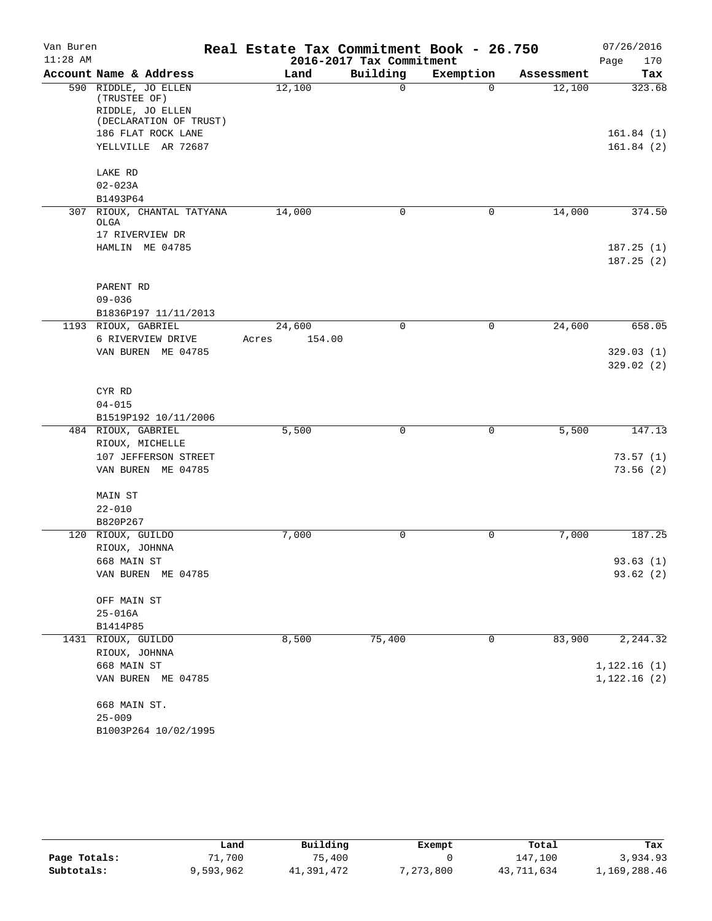# Van Buren — Real Estate Tax Commitment Book - 26.750

11:28 AM — 2016-2017 Tax Commitment — 07/26/2016

| Account Name & Address | Land | Building | Exemption | Assessment | Tax |
|---|---|---|---|---|---|
| 590 RIDDLE, JO ELLEN (TRUSTEE OF)<br>RIDDLE, JO ELLEN (DECLARATION OF TRUST)<br>186 FLAT ROCK LANE<br>YELLVILLE AR 72687<br><br>LAKE RD<br>02-023A<br>B1493P64 | 12,100 | 0 | 0 | 12,100 | 323.68<br><br>161.84 (1)<br>161.84 (2) |
| 307 RIOUX, CHANTAL TATYANA OLGA<br>17 RIVERVIEW DR<br>HAMLIN ME 04785<br><br>PARENT RD<br>09-036<br>B1836P197 11/11/2013 | 14,000 | 0 | 0 | 14,000 | 374.50<br><br>187.25 (1)<br>187.25 (2) |
| 1193 RIOUX, GABRIEL<br>6 RIVERVIEW DRIVE<br>VAN BUREN ME 04785<br><br>CYR RD<br>04-015<br>B1519P192 10/11/2006 | 24,600<br>Acres 154.00 | 0 | 0 | 24,600 | 658.05<br><br>329.03 (1)<br>329.02 (2) |
| 484 RIOUX, GABRIEL<br>RIOUX, MICHELLE<br>107 JEFFERSON STREET<br>VAN BUREN ME 04785<br><br>MAIN ST<br>22-010<br>B820P267 | 5,500 | 0 | 0 | 5,500 | 147.13<br><br>73.57 (1)<br>73.56 (2) |
| 120 RIOUX, GUILDO<br>RIOUX, JOHNNA<br>668 MAIN ST<br>VAN BUREN ME 04785<br><br>OFF MAIN ST<br>25-016A<br>B1414P85 | 7,000 | 0 | 0 | 7,000 | 187.25<br><br>93.63 (1)<br>93.62 (2) |
| 1431 RIOUX, GUILDO<br>RIOUX, JOHNNA<br>668 MAIN ST<br>VAN BUREN ME 04785<br><br>668 MAIN ST.<br>25-009<br>B1003P264 10/02/1995 | 8,500 | 75,400 | 0 | 83,900 | 2,244.32<br><br>1,122.16 (1)<br>1,122.16 (2) |

| | Land | Building | Exempt | Total | Tax |
|---|---|---|---|---|---|
| Page Totals: | 71,700 | 75,400 | 0 | 147,100 | 3,934.93 |
| Subtotals: | 9,593,962 | 41,391,472 | 7,273,800 | 43,711,634 | 1,169,288.46 |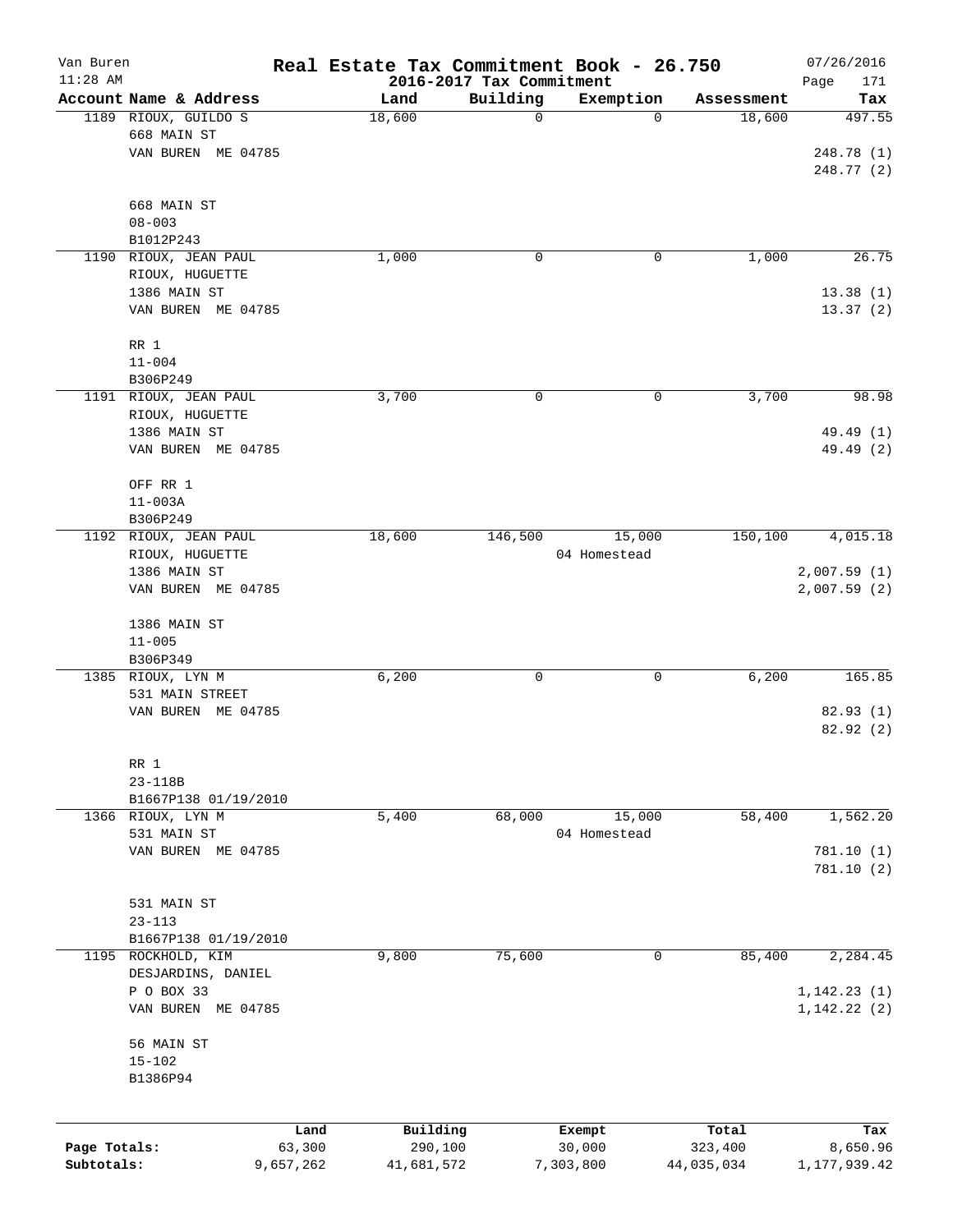# Real Estate Tax Commitment Book - 26.750

## 2016-2017 Tax Commitment

Van Buren, 11:28 AM — 07/26/2016

| Account Name & Address | Land | Building | Exemption | Assessment | Tax |
|---|---|---|---|---|---|
| 1189 RIOUX, GUILDO S<br>668 MAIN ST<br>VAN BUREN ME 04785<br><br>668 MAIN ST<br>08-003<br>B1012P243 | 18,600 | 0 | 0 | 18,600 | 497.55<br><br>248.78 (1)<br>248.77 (2) |
| 1190 RIOUX, JEAN PAUL<br>RIOUX, HUGUETTE<br>1386 MAIN ST<br>VAN BUREN ME 04785<br><br>RR 1<br>11-004<br>B306P249 | 1,000 | 0 | 0 | 1,000 | 26.75<br><br>13.38 (1)<br>13.37 (2) |
| 1191 RIOUX, JEAN PAUL<br>RIOUX, HUGUETTE<br>1386 MAIN ST<br>VAN BUREN ME 04785<br><br>OFF RR 1<br>11-003A<br>B306P249 | 3,700 | 0 | 0 | 3,700 | 98.98<br><br>49.49 (1)<br>49.49 (2) |
| 1192 RIOUX, JEAN PAUL<br>RIOUX, HUGUETTE<br>1386 MAIN ST<br>VAN BUREN ME 04785<br><br>1386 MAIN ST<br>11-005<br>B306P349 | 18,600 | 146,500 | 15,000<br>04 Homestead | 150,100 | 4,015.18<br><br>2,007.59 (1)<br>2,007.59 (2) |
| 1385 RIOUX, LYN M<br>531 MAIN STREET<br>VAN BUREN ME 04785<br><br>RR 1<br>23-118B<br>B1667P138 01/19/2010 | 6,200 | 0 | 0 | 6,200 | 165.85<br><br>82.93 (1)<br>82.92 (2) |
| 1366 RIOUX, LYN M<br>531 MAIN ST<br>VAN BUREN ME 04785<br><br>531 MAIN ST<br>23-113<br>B1667P138 01/19/2010 | 5,400 | 68,000 | 15,000<br>04 Homestead | 58,400 | 1,562.20<br><br>781.10 (1)<br>781.10 (2) |
| 1195 ROCKHOLD, KIM<br>DESJARDINS, DANIEL<br>P O BOX 33<br>VAN BUREN ME 04785<br><br>56 MAIN ST<br>15-102<br>B1386P94 | 9,800 | 75,600 | 0 | 85,400 | 2,284.45<br><br>1,142.23 (1)<br>1,142.22 (2) |

| | Land | Building | Exempt | Total | Tax |
|---|---|---|---|---|---|
| Page Totals: | 63,300 | 290,100 | 30,000 | 323,400 | 8,650.96 |
| Subtotals: | 9,657,262 | 41,681,572 | 7,303,800 | 44,035,034 | 1,177,939.42 |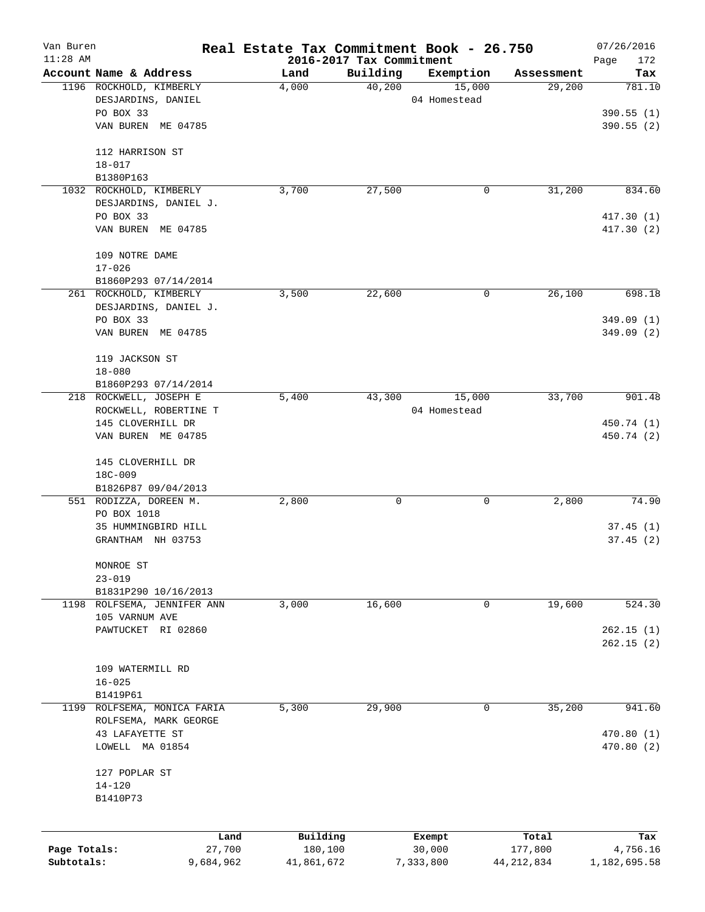Van Buren
11:28 AM

# Real Estate Tax Commitment Book - 26.750

2016-2017 Tax Commitment

07/26/2016

| Account Name & Address | Land | Building | Exemption | Assessment | Tax |
|---|---|---|---|---|---|
| 1196 ROCKHOLD, KIMBERLY<br>DESJARDINS, DANIEL<br>PO BOX 33<br>VAN BUREN ME 04785<br><br>112 HARRISON ST<br>18-017<br>B1380P163 | 4,000 | 40,200 | 15,000<br>04 Homestead | 29,200 | 781.10<br><br>390.55 (1)<br>390.55 (2) |
| 1032 ROCKHOLD, KIMBERLY<br>DESJARDINS, DANIEL J.<br>PO BOX 33<br>VAN BUREN ME 04785<br><br>109 NOTRE DAME<br>17-026<br>B1860P293 07/14/2014 | 3,700 | 27,500 | 0 | 31,200 | 834.60<br><br>417.30 (1)<br>417.30 (2) |
| 261 ROCKHOLD, KIMBERLY<br>DESJARDINS, DANIEL J.<br>PO BOX 33<br>VAN BUREN ME 04785<br><br>119 JACKSON ST<br>18-080<br>B1860P293 07/14/2014 | 3,500 | 22,600 | 0 | 26,100 | 698.18<br><br>349.09 (1)<br>349.09 (2) |
| 218 ROCKWELL, JOSEPH E<br>ROCKWELL, ROBERTINE T<br>145 CLOVERHILL DR<br>VAN BUREN ME 04785<br><br>145 CLOVERHILL DR<br>18C-009<br>B1826P87 09/04/2013 | 5,400 | 43,300 | 15,000<br>04 Homestead | 33,700 | 901.48<br><br>450.74 (1)<br>450.74 (2) |
| 551 RODIZZA, DOREEN M.<br>PO BOX 1018<br>35 HUMMINGBIRD HILL<br>GRANTHAM NH 03753<br><br>MONROE ST<br>23-019<br>B1831P290 10/16/2013 | 2,800 | 0 | 0 | 2,800 | 74.90<br><br>37.45 (1)<br>37.45 (2) |
| 1198 ROLFSEMA, JENNIFER ANN<br>105 VARNUM AVE<br>PAWTUCKET RI 02860<br><br>109 WATERMILL RD<br>16-025<br>B1419P61 | 3,000 | 16,600 | 0 | 19,600 | 524.30<br><br>262.15 (1)<br>262.15 (2) |
| 1199 ROLFSEMA, MONICA FARIA<br>ROLFSEMA, MARK GEORGE<br>43 LAFAYETTE ST<br>LOWELL MA 01854<br><br>127 POPLAR ST<br>14-120<br>B1410P73 | 5,300 | 29,900 | 0 | 35,200 | 941.60<br><br>470.80 (1)<br>470.80 (2) |

| | Land | Building | Exempt | Total | Tax |
|---|---|---|---|---|---|
| Page Totals: | 27,700 | 180,100 | 30,000 | 177,800 | 4,756.16 |
| Subtotals: | 9,684,962 | 41,861,672 | 7,333,800 | 44,212,834 | 1,182,695.58 |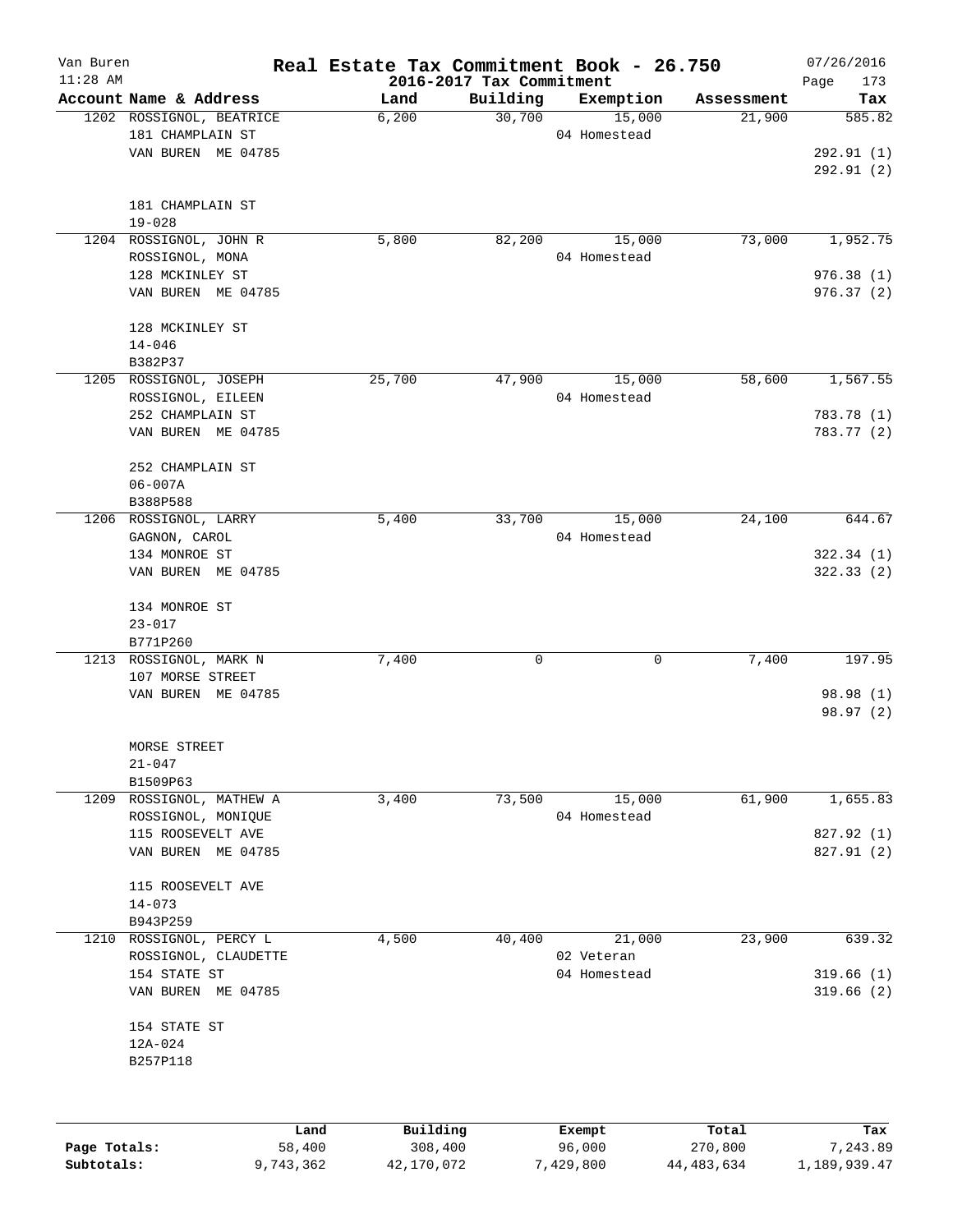# Real Estate Tax Commitment Book - 26.750

Van Buren
11:28 AM

2016-2017 Tax Commitment

07/26/2016
Page 173

| Account Name & Address | Land | Building | Exemption | Assessment | Tax |
|---|---|---|---|---|---|
| 1202 ROSSIGNOL, BEATRICE<br>181 CHAMPLAIN ST<br>VAN BUREN ME 04785<br><br>181 CHAMPLAIN ST<br>19-028 | 6,200 | 30,700 | 15,000<br>04 Homestead | 21,900 | 585.82<br><br>292.91 (1)<br>292.91 (2) |
| 1204 ROSSIGNOL, JOHN R<br>ROSSIGNOL, MONA<br>128 MCKINLEY ST<br>VAN BUREN ME 04785<br><br>128 MCKINLEY ST<br>14-046<br>B382P37 | 5,800 | 82,200 | 15,000<br>04 Homestead | 73,000 | 1,952.75<br><br>976.38 (1)<br>976.37 (2) |
| 1205 ROSSIGNOL, JOSEPH<br>ROSSIGNOL, EILEEN<br>252 CHAMPLAIN ST<br>VAN BUREN ME 04785<br><br>252 CHAMPLAIN ST<br>06-007A<br>B388P588 | 25,700 | 47,900 | 15,000<br>04 Homestead | 58,600 | 1,567.55<br><br>783.78 (1)<br>783.77 (2) |
| 1206 ROSSIGNOL, LARRY<br>GAGNON, CAROL<br>134 MONROE ST<br>VAN BUREN ME 04785<br><br>134 MONROE ST<br>23-017<br>B771P260 | 5,400 | 33,700 | 15,000<br>04 Homestead | 24,100 | 644.67<br><br>322.34 (1)<br>322.33 (2) |
| 1213 ROSSIGNOL, MARK N<br>107 MORSE STREET<br>VAN BUREN ME 04785<br><br>MORSE STREET<br>21-047<br>B1509P63 | 7,400 | 0 | 0 | 7,400 | 197.95<br><br>98.98 (1)<br>98.97 (2) |
| 1209 ROSSIGNOL, MATHEW A<br>ROSSIGNOL, MONIQUE<br>115 ROOSEVELT AVE<br>VAN BUREN ME 04785<br><br>115 ROOSEVELT AVE<br>14-073<br>B943P259 | 3,400 | 73,500 | 15,000<br>04 Homestead | 61,900 | 1,655.83<br><br>827.92 (1)<br>827.91 (2) |
| 1210 ROSSIGNOL, PERCY L<br>ROSSIGNOL, CLAUDETTE<br>154 STATE ST<br>VAN BUREN ME 04785<br><br>154 STATE ST<br>12A-024<br>B257P118 | 4,500 | 40,400 | 21,000<br>02 Veteran<br>04 Homestead | 23,900 | 639.32<br><br>319.66 (1)<br>319.66 (2) |

| | Land | Building | Exempt | Total | Tax |
|---|---|---|---|---|---|
| Page Totals: | 58,400 | 308,400 | 96,000 | 270,800 | 7,243.89 |
| Subtotals: | 9,743,362 | 42,170,072 | 7,429,800 | 44,483,634 | 1,189,939.47 |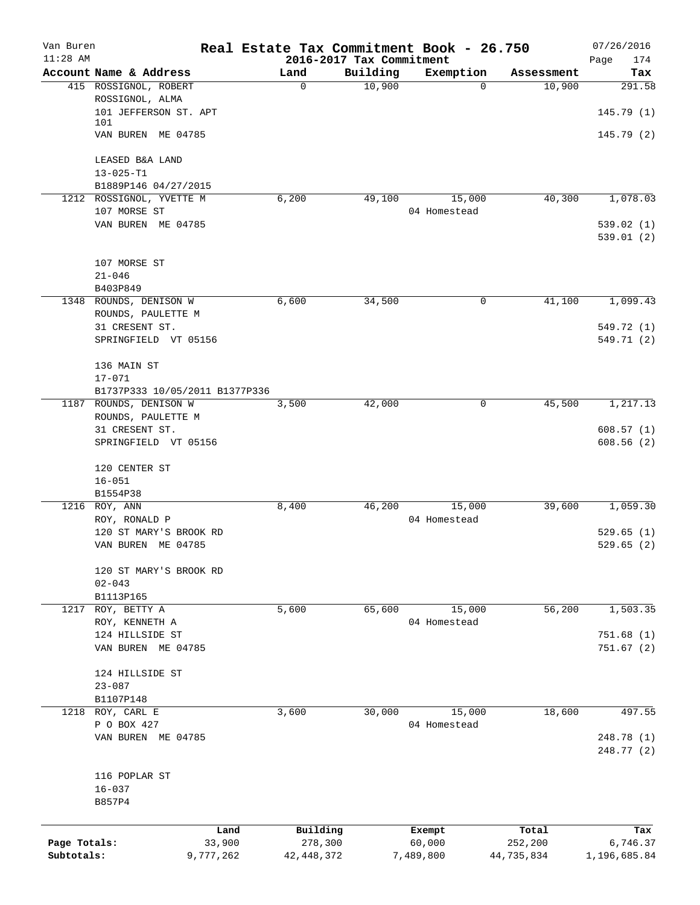Van Buren 11:28 AM

# Real Estate Tax Commitment Book - 26.750

## 2016-2017 Tax Commitment

07/26/2016 Page 174

| Account Name & Address | Land | Building | Exemption | Assessment | Tax |
|---|---|---|---|---|---|
| 415 ROSSIGNOL, ROBERT<br>ROSSIGNOL, ALMA<br>101 JEFFERSON ST. APT 101<br>VAN BUREN ME 04785<br><br>LEASED B&A LAND<br>13-025-T1<br>B1889P146 04/27/2015 | 0 | 10,900 | 0 | 10,900 | 291.58<br><br>145.79 (1)<br>145.79 (2) |
| 1212 ROSSIGNOL, YVETTE M<br>107 MORSE ST<br>VAN BUREN ME 04785<br><br>107 MORSE ST<br>21-046<br>B403P849 | 6,200 | 49,100 | 15,000<br>04 Homestead | 40,300 | 1,078.03<br><br>539.02 (1)<br>539.01 (2) |
| 1348 ROUNDS, DENISON W<br>ROUNDS, PAULETTE M<br>31 CRESENT ST.<br>SPRINGFIELD VT 05156<br><br>136 MAIN ST<br>17-071<br>B1737P333 10/05/2011 B1377P336 | 6,600 | 34,500 | 0 | 41,100 | 1,099.43<br><br>549.72 (1)<br>549.71 (2) |
| 1187 ROUNDS, DENISON W<br>ROUNDS, PAULETTE M<br>31 CRESENT ST.<br>SPRINGFIELD VT 05156<br><br>120 CENTER ST<br>16-051<br>B1554P38 | 3,500 | 42,000 | 0 | 45,500 | 1,217.13<br><br>608.57 (1)<br>608.56 (2) |
| 1216 ROY, ANN<br>ROY, RONALD P<br>120 ST MARY'S BROOK RD<br>VAN BUREN ME 04785<br><br>120 ST MARY'S BROOK RD<br>02-043<br>B1113P165 | 8,400 | 46,200 | 15,000<br>04 Homestead | 39,600 | 1,059.30<br><br>529.65 (1)<br>529.65 (2) |
| 1217 ROY, BETTY A<br>ROY, KENNETH A<br>124 HILLSIDE ST<br>VAN BUREN ME 04785<br><br>124 HILLSIDE ST<br>23-087<br>B1107P148 | 5,600 | 65,600 | 15,000<br>04 Homestead | 56,200 | 1,503.35<br><br>751.68 (1)<br>751.67 (2) |
| 1218 ROY, CARL E<br>P O BOX 427<br>VAN BUREN ME 04785<br><br>116 POPLAR ST<br>16-037<br>B857P4 | 3,600 | 30,000 | 15,000<br>04 Homestead | 18,600 | 497.55<br><br>248.78 (1)<br>248.77 (2) |

| | Land | Building | Exempt | Total | Tax |
|---|---|---|---|---|---|
| Page Totals: | 33,900 | 278,300 | 60,000 | 252,200 | 6,746.37 |
| Subtotals: | 9,777,262 | 42,448,372 | 7,489,800 | 44,735,834 | 1,196,685.84 |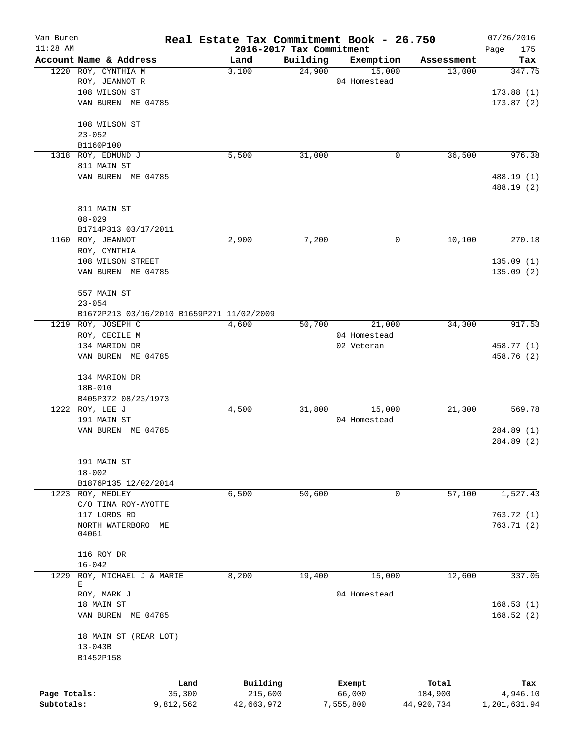# Real Estate Tax Commitment Book - 26.750

Van Buren
11:28 AM

2016-2017 Tax Commitment

07/26/2016

| Account Name & Address | Land | Building | Exemption | Assessment | Tax |
|---|---|---|---|---|---|
| 1220 ROY, CYNTHIA M<br>ROY, JEANNOT R<br>108 WILSON ST<br>VAN BUREN ME 04785<br><br>108 WILSON ST<br>23-052<br>B1160P100 | 3,100 | 24,900 | 15,000<br>04 Homestead | 13,000 | 347.75<br><br>173.88 (1)<br>173.87 (2) |
| 1318 ROY, EDMUND J<br>811 MAIN ST<br>VAN BUREN ME 04785<br><br>811 MAIN ST<br>08-029<br>B1714P313 03/17/2011 | 5,500 | 31,000 | 0 | 36,500 | 976.38<br><br>488.19 (1)<br>488.19 (2) |
| 1160 ROY, JEANNOT<br>ROY, CYNTHIA<br>108 WILSON STREET<br>VAN BUREN ME 04785<br><br>557 MAIN ST<br>23-054<br>B1672P213 03/16/2010 B1659P271 11/02/2009 | 2,900 | 7,200 | 0 | 10,100 | 270.18<br><br>135.09 (1)<br>135.09 (2) |
| 1219 ROY, JOSEPH C<br>ROY, CECILE M<br>134 MARION DR<br>VAN BUREN ME 04785<br><br>134 MARION DR<br>18B-010<br>B405P372 08/23/1973 | 4,600 | 50,700 | 21,000<br>04 Homestead<br>02 Veteran | 34,300 | 917.53<br><br>458.77 (1)<br>458.76 (2) |
| 1222 ROY, LEE J<br>191 MAIN ST<br>VAN BUREN ME 04785<br><br>191 MAIN ST<br>18-002<br>B1876P135 12/02/2014 | 4,500 | 31,800 | 15,000<br>04 Homestead | 21,300 | 569.78<br><br>284.89 (1)<br>284.89 (2) |
| 1223 ROY, MEDLEY<br>C/O TINA ROY-AYOTTE<br>117 LORDS RD<br>NORTH WATERBORO ME 04061<br><br>116 ROY DR<br>16-042 | 6,500 | 50,600 | 0 | 57,100 | 1,527.43<br><br>763.72 (1)<br>763.71 (2) |
| 1229 ROY, MICHAEL J & MARIE E<br>ROY, MARK J<br>18 MAIN ST<br>VAN BUREN ME 04785<br><br>18 MAIN ST (REAR LOT)<br>13-043B<br>B1452P158 | 8,200 | 19,400 | 15,000<br>04 Homestead | 12,600 | 337.05<br><br>168.53 (1)<br>168.52 (2) |

| | Land | Building | Exempt | Total | Tax |
|---|---|---|---|---|---|
| Page Totals: | 35,300 | 215,600 | 66,000 | 184,900 | 4,946.10 |
| Subtotals: | 9,812,562 | 42,663,972 | 7,555,800 | 44,920,734 | 1,201,631.94 |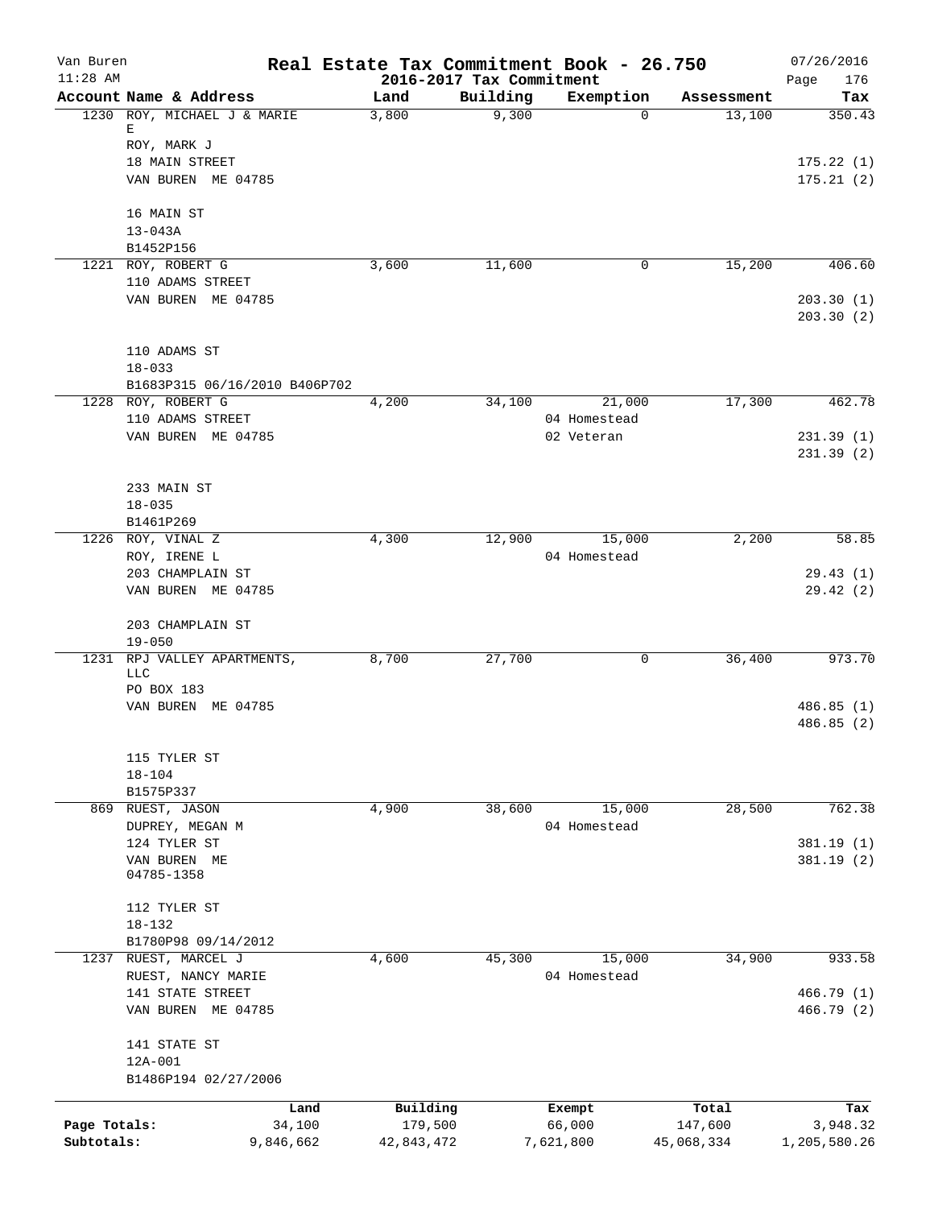# Real Estate Tax Commitment Book - 26.750

Van Buren
11:28 AM

2016-2017 Tax Commitment

07/26/2016

| Account Name & Address | Land | Building | Exemption | Assessment | Tax |
|---|---|---|---|---|---|
| 1230 ROY, MICHAEL J & MARIE E<br>ROY, MARK J<br>18 MAIN STREET<br>VAN BUREN ME 04785<br><br>16 MAIN ST<br>13-043A<br>B1452P156 | 3,800 | 9,300 | 0 | 13,100 | 350.43<br><br>175.22 (1)<br>175.21 (2) |
| 1221 ROY, ROBERT G<br>110 ADAMS STREET<br>VAN BUREN ME 04785<br><br>110 ADAMS ST<br>18-033<br>B1683P315 06/16/2010 B406P702 | 3,600 | 11,600 | 0 | 15,200 | 406.60<br><br>203.30 (1)<br>203.30 (2) |
| 1228 ROY, ROBERT G<br>110 ADAMS STREET<br>VAN BUREN ME 04785<br><br>233 MAIN ST<br>18-035<br>B1461P269 | 4,200 | 34,100 | 21,000<br>04 Homestead<br>02 Veteran | 17,300 | 462.78<br><br>231.39 (1)<br>231.39 (2) |
| 1226 ROY, VINAL Z<br>ROY, IRENE L<br>203 CHAMPLAIN ST<br>VAN BUREN ME 04785<br><br>203 CHAMPLAIN ST<br>19-050 | 4,300 | 12,900 | 15,000<br>04 Homestead | 2,200 | 58.85<br><br>29.43 (1)<br>29.42 (2) |
| 1231 RPJ VALLEY APARTMENTS, LLC<br>PO BOX 183<br>VAN BUREN ME 04785<br><br>115 TYLER ST<br>18-104<br>B1575P337 | 8,700 | 27,700 | 0 | 36,400 | 973.70<br><br>486.85 (1)<br>486.85 (2) |
| 869 RUEST, JASON<br>DUPREY, MEGAN M<br>124 TYLER ST<br>VAN BUREN ME 04785-1358<br><br>112 TYLER ST<br>18-132<br>B1780P98 09/14/2012 | 4,900 | 38,600 | 15,000<br>04 Homestead | 28,500 | 762.38<br><br>381.19 (1)<br>381.19 (2) |
| 1237 RUEST, MARCEL J<br>RUEST, NANCY MARIE<br>141 STATE STREET<br>VAN BUREN ME 04785<br><br>141 STATE ST<br>12A-001<br>B1486P194 02/27/2006 | 4,600 | 45,300 | 15,000<br>04 Homestead | 34,900 | 933.58<br><br>466.79 (1)<br>466.79 (2) |

| | Land | Building | Exempt | Total | Tax |
|---|---|---|---|---|---|
| Page Totals: | 34,100 | 179,500 | 66,000 | 147,600 | 3,948.32 |
| Subtotals: | 9,846,662 | 42,843,472 | 7,621,800 | 45,068,334 | 1,205,580.26 |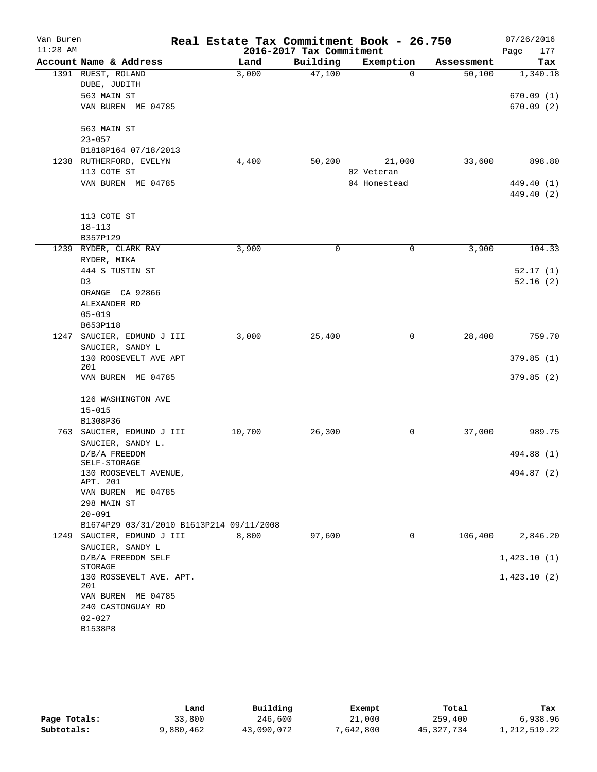# Real Estate Tax Commitment Book - 26.750

Van Buren
11:28 AM

2016-2017 Tax Commitment

07/26/2016

| Account Name & Address | Land | Building | Exemption | Assessment | Tax |
|---|---|---|---|---|---|
| 1391 RUEST, ROLAND<br>DUBE, JUDITH<br>563 MAIN ST<br>VAN BUREN ME 04785<br><br>563 MAIN ST<br>23-057<br>B1818P164 07/18/2013 | 3,000 | 47,100 | 0 | 50,100 | 1,340.18<br><br>670.09 (1)<br>670.09 (2) |
| 1238 RUTHERFORD, EVELYN<br>113 COTE ST<br>VAN BUREN ME 04785<br><br>113 COTE ST<br>18-113<br>B357P129 | 4,400 | 50,200 | 21,000<br>02 Veteran<br>04 Homestead | 33,600 | 898.80<br><br>449.40 (1)<br>449.40 (2) |
| 1239 RYDER, CLARK RAY<br>RYDER, MIKA<br>444 S TUSTIN ST<br>D3<br>ORANGE CA 92866<br>ALEXANDER RD<br>05-019<br>B653P118 | 3,900 | 0 | 0 | 3,900 | 104.33<br><br>52.17 (1)<br>52.16 (2) |
| 1247 SAUCIER, EDMUND J III<br>SAUCIER, SANDY L<br>130 ROOSEVELT AVE APT 201<br>VAN BUREN ME 04785<br><br>126 WASHINGTON AVE<br>15-015<br>B1308P36 | 3,000 | 25,400 | 0 | 28,400 | 759.70<br><br>379.85 (1)<br>379.85 (2) |
| 763 SAUCIER, EDMUND J III<br>SAUCIER, SANDY L.<br>D/B/A FREEDOM SELF-STORAGE<br>130 ROOSEVELT AVENUE, APT. 201<br>VAN BUREN ME 04785<br>298 MAIN ST<br>20-091<br>B1674P29 03/31/2010 B1613P214 09/11/2008 | 10,700 | 26,300 | 0 | 37,000 | 989.75<br><br>494.88 (1)<br>494.87 (2) |
| 1249 SAUCIER, EDMUND J III<br>SAUCIER, SANDY L<br>D/B/A FREEDOM SELF STORAGE<br>130 ROSSEVELT AVE. APT. 201<br>VAN BUREN ME 04785<br>240 CASTONGUAY RD<br>02-027<br>B1538P8 | 8,800 | 97,600 | 0 | 106,400 | 2,846.20<br><br>1,423.10 (1)<br>1,423.10 (2) |

| | Land | Building | Exempt | Total | Tax |
|---|---|---|---|---|---|
| Page Totals: | 33,800 | 246,600 | 21,000 | 259,400 | 6,938.96 |
| Subtotals: | 9,880,462 | 43,090,072 | 7,642,800 | 45,327,734 | 1,212,519.22 |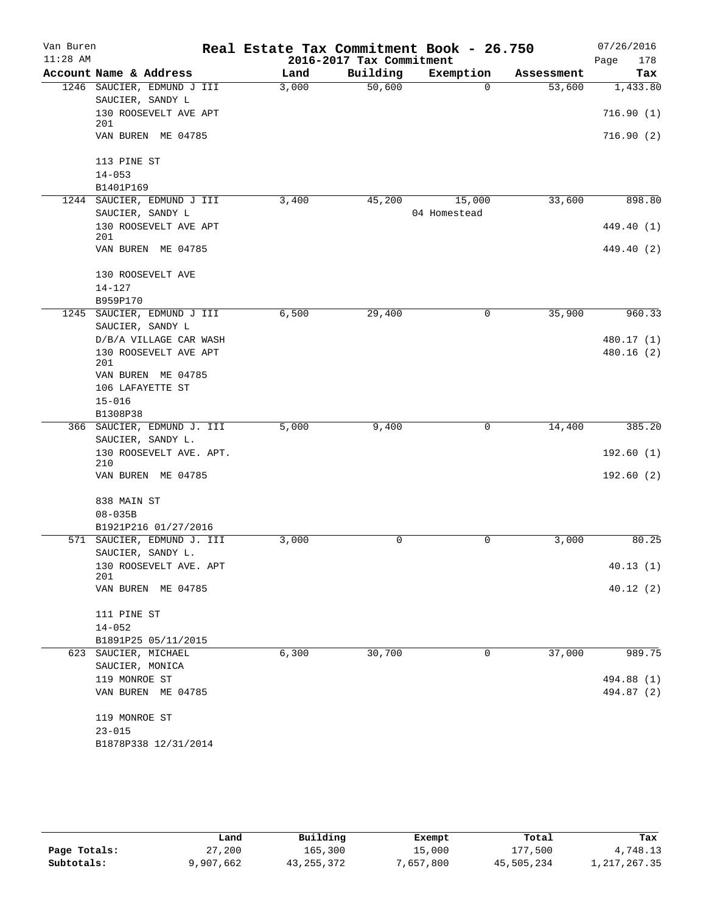Van Buren | Real Estate Tax Commitment Book - 26.750 | 07/26/2016
11:28 AM | 2016-2017 Tax Commitment | Page 178

| Account Name & Address | Land | Building | Exemption | Assessment | Tax |
|---|---|---|---|---|---|
| 1246 SAUCIER, EDMUND J III | 3,000 | 50,600 | 0 | 53,600 | 1,433.80 |
| SAUCIER, SANDY L | | | | | |
| 130 ROOSEVELT AVE APT 201 | | | | | 716.90 (1) |
| VAN BUREN ME 04785 | | | | | 716.90 (2) |
| 113 PINE ST | | | | | |
| 14-053 | | | | | |
| B1401P169 | | | | | |
| 1244 SAUCIER, EDMUND J III | 3,400 | 45,200 | 15,000 | 33,600 | 898.80 |
| SAUCIER, SANDY L | | | 04 Homestead | | |
| 130 ROOSEVELT AVE APT 201 | | | | | 449.40 (1) |
| VAN BUREN ME 04785 | | | | | 449.40 (2) |
| 130 ROOSEVELT AVE | | | | | |
| 14-127 | | | | | |
| B959P170 | | | | | |
| 1245 SAUCIER, EDMUND J III | 6,500 | 29,400 | 0 | 35,900 | 960.33 |
| SAUCIER, SANDY L | | | | | |
| D/B/A VILLAGE CAR WASH | | | | | 480.17 (1) |
| 130 ROOSEVELT AVE APT 201 | | | | | 480.16 (2) |
| VAN BUREN ME 04785 | | | | | |
| 106 LAFAYETTE ST | | | | | |
| 15-016 | | | | | |
| B1308P38 | | | | | |
| 366 SAUCIER, EDMUND J. III | 5,000 | 9,400 | 0 | 14,400 | 385.20 |
| SAUCIER, SANDY L. | | | | | |
| 130 ROOSEVELT AVE. APT. 210 | | | | | 192.60 (1) |
| VAN BUREN ME 04785 | | | | | 192.60 (2) |
| 838 MAIN ST | | | | | |
| 08-035B | | | | | |
| B1921P216 01/27/2016 | | | | | |
| 571 SAUCIER, EDMUND J. III | 3,000 | 0 | 0 | 3,000 | 80.25 |
| SAUCIER, SANDY L. | | | | | |
| 130 ROOSEVELT AVE. APT 201 | | | | | 40.13 (1) |
| VAN BUREN ME 04785 | | | | | 40.12 (2) |
| 111 PINE ST | | | | | |
| 14-052 | | | | | |
| B1891P25 05/11/2015 | | | | | |
| 623 SAUCIER, MICHAEL | 6,300 | 30,700 | 0 | 37,000 | 989.75 |
| SAUCIER, MONICA | | | | | |
| 119 MONROE ST | | | | | 494.88 (1) |
| VAN BUREN ME 04785 | | | | | 494.87 (2) |
| 119 MONROE ST | | | | | |
| 23-015 | | | | | |
| B1878P338 12/31/2014 | | | | | |

| | Land | Building | Exempt | Total | Tax |
|---|---|---|---|---|---|
| Page Totals: | 27,200 | 165,300 | 15,000 | 177,500 | 4,748.13 |
| Subtotals: | 9,907,662 | 43,255,372 | 7,657,800 | 45,505,234 | 1,217,267.35 |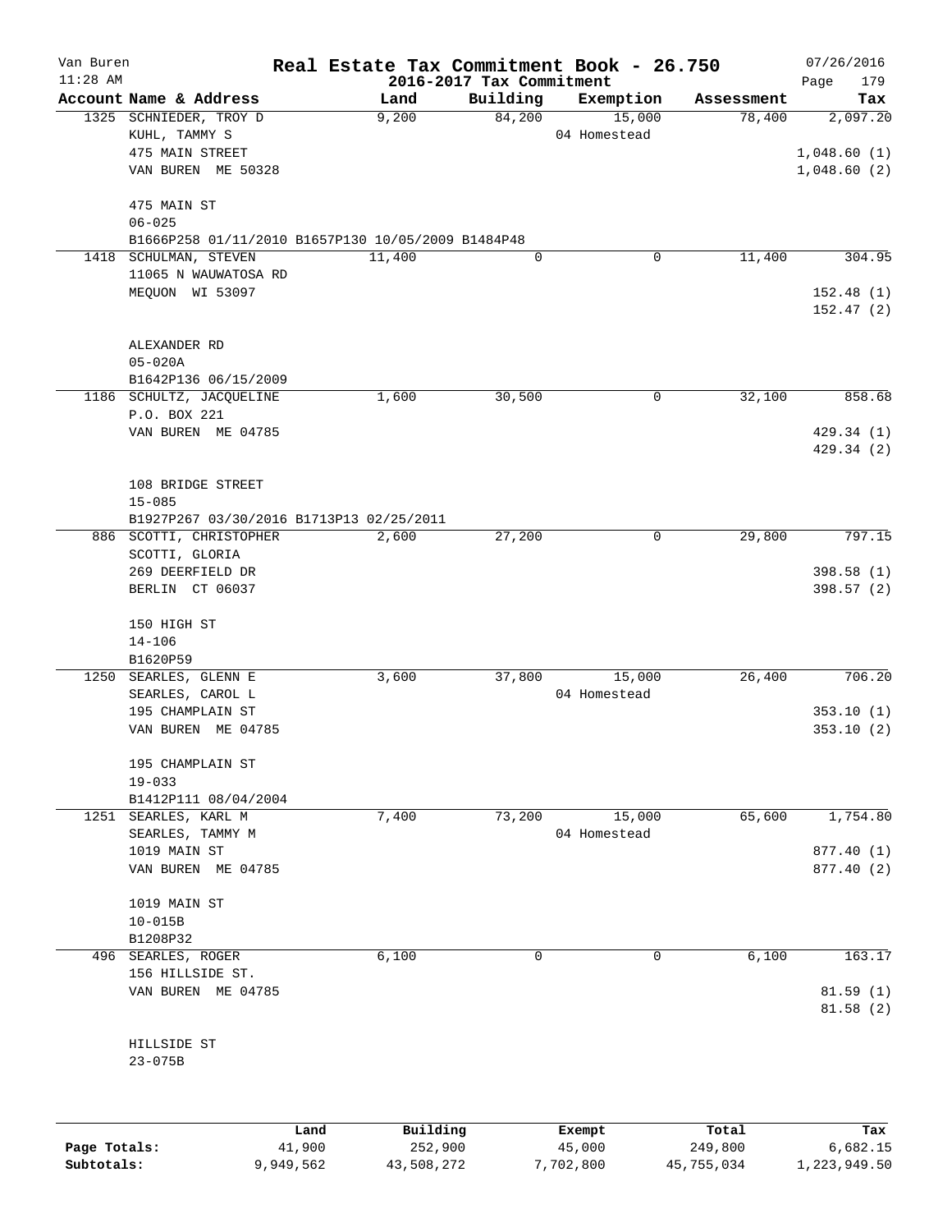Van Buren | Real Estate Tax Commitment Book - 26.750 | 07/26/2016
11:28 AM | 2016-2017 Tax Commitment | Page 179

| Account Name & Address | Land | Building | Exemption | Assessment | Tax |
|---|---|---|---|---|---|
| 1325 SCHNIEDER, TROY D | 9,200 | 84,200 | 15,000 | 78,400 | 2,097.20 |
| KUHL, TAMMY S | | | 04 Homestead | | |
| 475 MAIN STREET | | | | | 1,048.60 (1) |
| VAN BUREN ME 50328 | | | | | 1,048.60 (2) |
| 475 MAIN ST | | | | | |
| 06-025 | | | | | |
| B1666P258 01/11/2010 B1657P130 10/05/2009 B1484P48 | | | | | |
| 1418 SCHULMAN, STEVEN | 11,400 | 0 | 0 | 11,400 | 304.95 |
| 11065 N WAUWATOSA RD | | | | | |
| MEQUON WI 53097 | | | | | 152.48 (1) |
| | | | | | 152.47 (2) |
| ALEXANDER RD | | | | | |
| 05-020A | | | | | |
| B1642P136 06/15/2009 | | | | | |
| 1186 SCHULTZ, JACQUELINE | 1,600 | 30,500 | 0 | 32,100 | 858.68 |
| P.O. BOX 221 | | | | | |
| VAN BUREN ME 04785 | | | | | 429.34 (1) |
| | | | | | 429.34 (2) |
| 108 BRIDGE STREET | | | | | |
| 15-085 | | | | | |
| B1927P267 03/30/2016 B1713P13 02/25/2011 | | | | | |
| 886 SCOTTI, CHRISTOPHER | 2,600 | 27,200 | 0 | 29,800 | 797.15 |
| SCOTTI, GLORIA | | | | | |
| 269 DEERFIELD DR | | | | | 398.58 (1) |
| BERLIN CT 06037 | | | | | 398.57 (2) |
| 150 HIGH ST | | | | | |
| 14-106 | | | | | |
| B1620P59 | | | | | |
| 1250 SEARLES, GLENN E | 3,600 | 37,800 | 15,000 | 26,400 | 706.20 |
| SEARLES, CAROL L | | | 04 Homestead | | |
| 195 CHAMPLAIN ST | | | | | 353.10 (1) |
| VAN BUREN ME 04785 | | | | | 353.10 (2) |
| 195 CHAMPLAIN ST | | | | | |
| 19-033 | | | | | |
| B1412P111 08/04/2004 | | | | | |
| 1251 SEARLES, KARL M | 7,400 | 73,200 | 15,000 | 65,600 | 1,754.80 |
| SEARLES, TAMMY M | | | 04 Homestead | | |
| 1019 MAIN ST | | | | | 877.40 (1) |
| VAN BUREN ME 04785 | | | | | 877.40 (2) |
| 1019 MAIN ST | | | | | |
| 10-015B | | | | | |
| B1208P32 | | | | | |
| 496 SEARLES, ROGER | 6,100 | 0 | 0 | 6,100 | 163.17 |
| 156 HILLSIDE ST. | | | | | |
| VAN BUREN ME 04785 | | | | | 81.59 (1) |
| | | | | | 81.58 (2) |
| HILLSIDE ST | | | | | |
| 23-075B | | | | | |

| | Land | Building | Exempt | Total | Tax |
|---|---|---|---|---|---|
| Page Totals: | 41,900 | 252,900 | 45,000 | 249,800 | 6,682.15 |
| Subtotals: | 9,949,562 | 43,508,272 | 7,702,800 | 45,755,034 | 1,223,949.50 |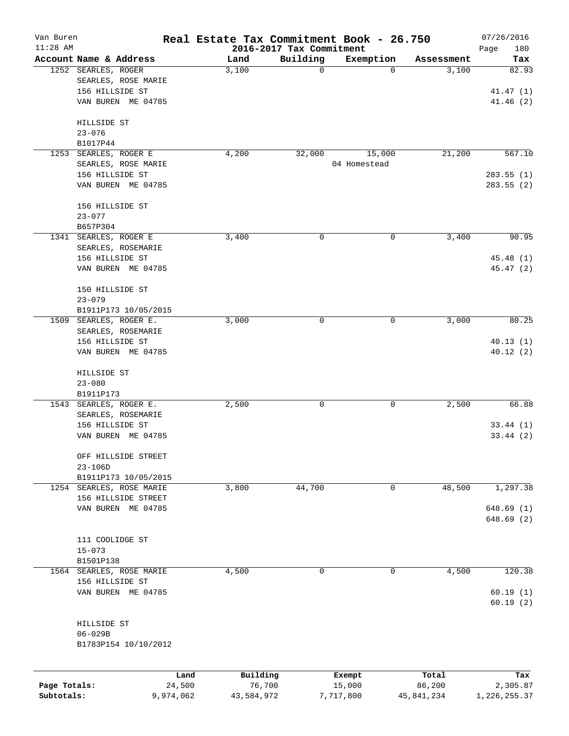# Real Estate Tax Commitment Book - 26.750

## 2016-2017 Tax Commitment

Van Buren, 11:28 AM — 07/26/2016

| Account | Name & Address | Land | Building | Exemption | Assessment | Tax |
|---|---|---|---|---|---|---|
| 1252 | SEARLES, ROGER<br>SEARLES, ROSE MARIE<br>156 HILLSIDE ST<br>VAN BUREN ME 04785<br><br>HILLSIDE ST<br>23-076<br>B1017P44 | 3,100 | 0 | 0 | 3,100 | 82.93<br><br>41.47 (1)<br>41.46 (2) |
| 1253 | SEARLES, ROGER E<br>SEARLES, ROSE MARIE<br>156 HILLSIDE ST<br>VAN BUREN ME 04785<br><br>156 HILLSIDE ST<br>23-077<br>B657P304 | 4,200 | 32,000 | 15,000<br>04 Homestead | 21,200 | 567.10<br><br>283.55 (1)<br>283.55 (2) |
| 1341 | SEARLES, ROGER E<br>SEARLES, ROSEMARIE<br>156 HILLSIDE ST<br>VAN BUREN ME 04785<br><br>150 HILLSIDE ST<br>23-079<br>B1911P173 10/05/2015 | 3,400 | 0 | 0 | 3,400 | 90.95<br><br>45.48 (1)<br>45.47 (2) |
| 1509 | SEARLES, ROGER E.<br>SEARLES, ROSEMARIE<br>156 HILLSIDE ST<br>VAN BUREN ME 04785<br><br>HILLSIDE ST<br>23-080<br>B1911P173 | 3,000 | 0 | 0 | 3,000 | 80.25<br><br>40.13 (1)<br>40.12 (2) |
| 1543 | SEARLES, ROGER E.<br>SEARLES, ROSEMARIE<br>156 HILLSIDE ST<br>VAN BUREN ME 04785<br><br>OFF HILLSIDE STREET<br>23-106D<br>B1911P173 10/05/2015 | 2,500 | 0 | 0 | 2,500 | 66.88<br><br>33.44 (1)<br>33.44 (2) |
| 1254 | SEARLES, ROSE MARIE<br>156 HILLSIDE STREET<br>VAN BUREN ME 04785<br><br>111 COOLIDGE ST<br>15-073<br>B1501P138 | 3,800 | 44,700 | 0 | 48,500 | 1,297.38<br><br>648.69 (1)<br>648.69 (2) |
| 1564 | SEARLES, ROSE MARIE<br>156 HILLSIDE ST<br>VAN BUREN ME 04785<br><br>HILLSIDE ST<br>06-029B<br>B1783P154 10/10/2012 | 4,500 | 0 | 0 | 4,500 | 120.38<br><br>60.19 (1)<br>60.19 (2) |

| | Land | Building | Exempt | Total | Tax |
|---|---|---|---|---|---|
| Page Totals: | 24,500 | 76,700 | 15,000 | 86,200 | 2,305.87 |
| Subtotals: | 9,974,062 | 43,584,972 | 7,717,800 | 45,841,234 | 1,226,255.37 |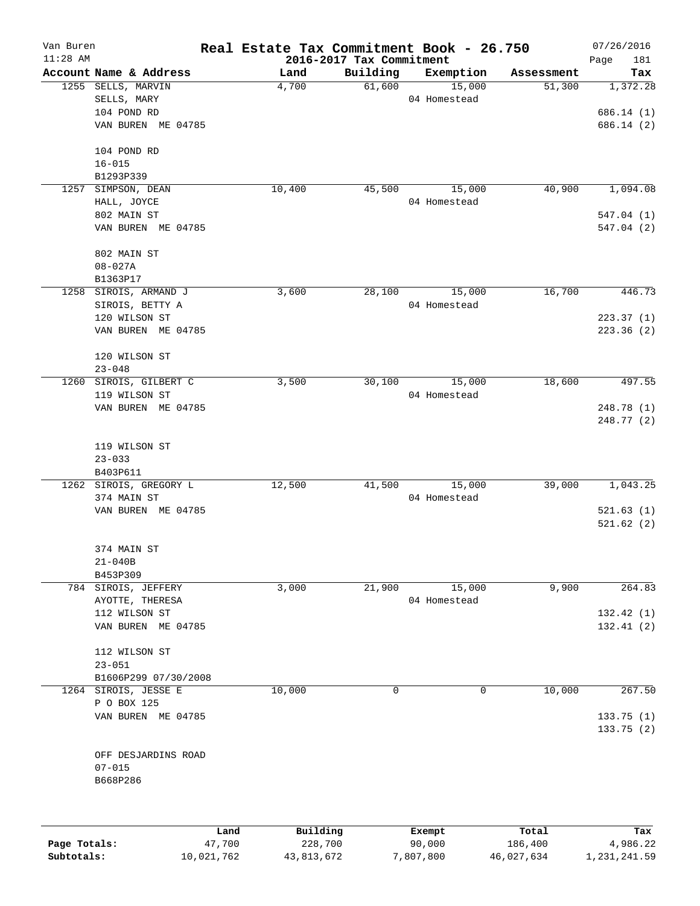# Real Estate Tax Commitment Book - 26.750

Van Buren
11:28 AM

2016-2017 Tax Commitment

07/26/2016

| Account Name & Address | Land | Building | Exemption | Assessment | Tax |
|---|---|---|---|---|---|
| 1255 SELLS, MARVIN | 4,700 | 61,600 | 15,000 | 51,300 | 1,372.28 |
| SELLS, MARY | | | 04 Homestead | | |
| 104 POND RD | | | | | 686.14 (1) |
| VAN BUREN ME 04785 | | | | | 686.14 (2) |
| 104 POND RD | | | | | |
| 16-015 | | | | | |
| B1293P339 | | | | | |
| 1257 SIMPSON, DEAN | 10,400 | 45,500 | 15,000 | 40,900 | 1,094.08 |
| HALL, JOYCE | | | 04 Homestead | | |
| 802 MAIN ST | | | | | 547.04 (1) |
| VAN BUREN ME 04785 | | | | | 547.04 (2) |
| 802 MAIN ST | | | | | |
| 08-027A | | | | | |
| B1363P17 | | | | | |
| 1258 SIROIS, ARMAND J | 3,600 | 28,100 | 15,000 | 16,700 | 446.73 |
| SIROIS, BETTY A | | | 04 Homestead | | |
| 120 WILSON ST | | | | | 223.37 (1) |
| VAN BUREN ME 04785 | | | | | 223.36 (2) |
| 120 WILSON ST | | | | | |
| 23-048 | | | | | |
| 1260 SIROIS, GILBERT C | 3,500 | 30,100 | 15,000 | 18,600 | 497.55 |
| 119 WILSON ST | | | 04 Homestead | | |
| VAN BUREN ME 04785 | | | | | 248.78 (1) |
| | | | | | 248.77 (2) |
| 119 WILSON ST | | | | | |
| 23-033 | | | | | |
| B403P611 | | | | | |
| 1262 SIROIS, GREGORY L | 12,500 | 41,500 | 15,000 | 39,000 | 1,043.25 |
| 374 MAIN ST | | | 04 Homestead | | |
| VAN BUREN ME 04785 | | | | | 521.63 (1) |
| | | | | | 521.62 (2) |
| 374 MAIN ST | | | | | |
| 21-040B | | | | | |
| B453P309 | | | | | |
| 784 SIROIS, JEFFERY | 3,000 | 21,900 | 15,000 | 9,900 | 264.83 |
| AYOTTE, THERESA | | | 04 Homestead | | |
| 112 WILSON ST | | | | | 132.42 (1) |
| VAN BUREN ME 04785 | | | | | 132.41 (2) |
| 112 WILSON ST | | | | | |
| 23-051 | | | | | |
| B1606P299 07/30/2008 | | | | | |
| 1264 SIROIS, JESSE E | 10,000 | 0 | 0 | 10,000 | 267.50 |
| P O BOX 125 | | | | | |
| VAN BUREN ME 04785 | | | | | 133.75 (1) |
| | | | | | 133.75 (2) |
| OFF DESJARDINS ROAD | | | | | |
| 07-015 | | | | | |
| B668P286 | | | | | |

| | Land | Building | Exempt | Total | Tax |
|---|---|---|---|---|---|
| Page Totals: | 47,700 | 228,700 | 90,000 | 186,400 | 4,986.22 |
| Subtotals: | 10,021,762 | 43,813,672 | 7,807,800 | 46,027,634 | 1,231,241.59 |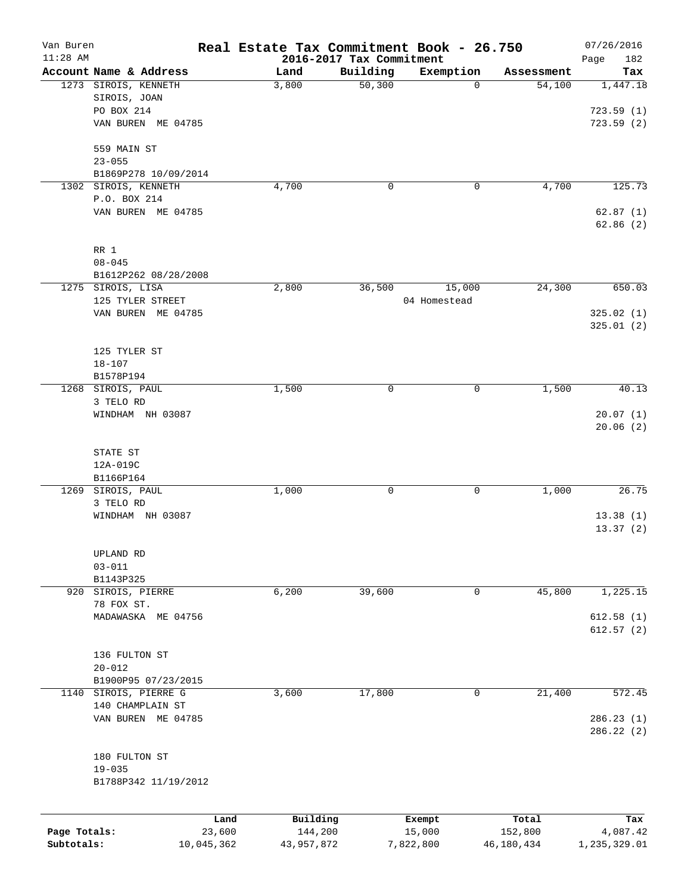# Van Buren — Real Estate Tax Commitment Book - 26.750

11:28 AM — 2016-2017 Tax Commitment — 07/26/2016

| Account | Name & Address | Land | Building | Exemption | Assessment | Tax |
|---|---|---|---|---|---|---|
| 1273 | SIROIS, KENNETH<br>SIROIS, JOAN<br>PO BOX 214<br>VAN BUREN ME 04785<br><br>559 MAIN ST<br>23-055<br>B1869P278 10/09/2014 | 3,800 | 50,300 | 0 | 54,100 | 1,447.18<br><br>723.59 (1)<br>723.59 (2) |
| 1302 | SIROIS, KENNETH<br>P.O. BOX 214<br>VAN BUREN ME 04785<br><br>RR 1<br>08-045<br>B1612P262 08/28/2008 | 4,700 | 0 | 0 | 4,700 | 125.73<br><br>62.87 (1)<br>62.86 (2) |
| 1275 | SIROIS, LISA<br>125 TYLER STREET<br>VAN BUREN ME 04785<br><br>125 TYLER ST<br>18-107<br>B1578P194 | 2,800 | 36,500 | 15,000<br>04 Homestead | 24,300 | 650.03<br><br>325.02 (1)<br>325.01 (2) |
| 1268 | SIROIS, PAUL<br>3 TELO RD<br>WINDHAM NH 03087<br><br>STATE ST<br>12A-019C<br>B1166P164 | 1,500 | 0 | 0 | 1,500 | 40.13<br><br>20.07 (1)<br>20.06 (2) |
| 1269 | SIROIS, PAUL<br>3 TELO RD<br>WINDHAM NH 03087<br><br>UPLAND RD<br>03-011<br>B1143P325 | 1,000 | 0 | 0 | 1,000 | 26.75<br><br>13.38 (1)<br>13.37 (2) |
| 920 | SIROIS, PIERRE<br>78 FOX ST.<br>MADAWASKA ME 04756<br><br>136 FULTON ST<br>20-012<br>B1900P95 07/23/2015 | 6,200 | 39,600 | 0 | 45,800 | 1,225.15<br><br>612.58 (1)<br>612.57 (2) |
| 1140 | SIROIS, PIERRE G<br>140 CHAMPLAIN ST<br>VAN BUREN ME 04785<br><br>180 FULTON ST<br>19-035<br>B1788P342 11/19/2012 | 3,600 | 17,800 | 0 | 21,400 | 572.45<br><br>286.23 (1)<br>286.22 (2) |

| | Land | Building | Exempt | Total | Tax |
|---|---|---|---|---|---|
| Page Totals: | 23,600 | 144,200 | 15,000 | 152,800 | 4,087.42 |
| Subtotals: | 10,045,362 | 43,957,872 | 7,822,800 | 46,180,434 | 1,235,329.01 |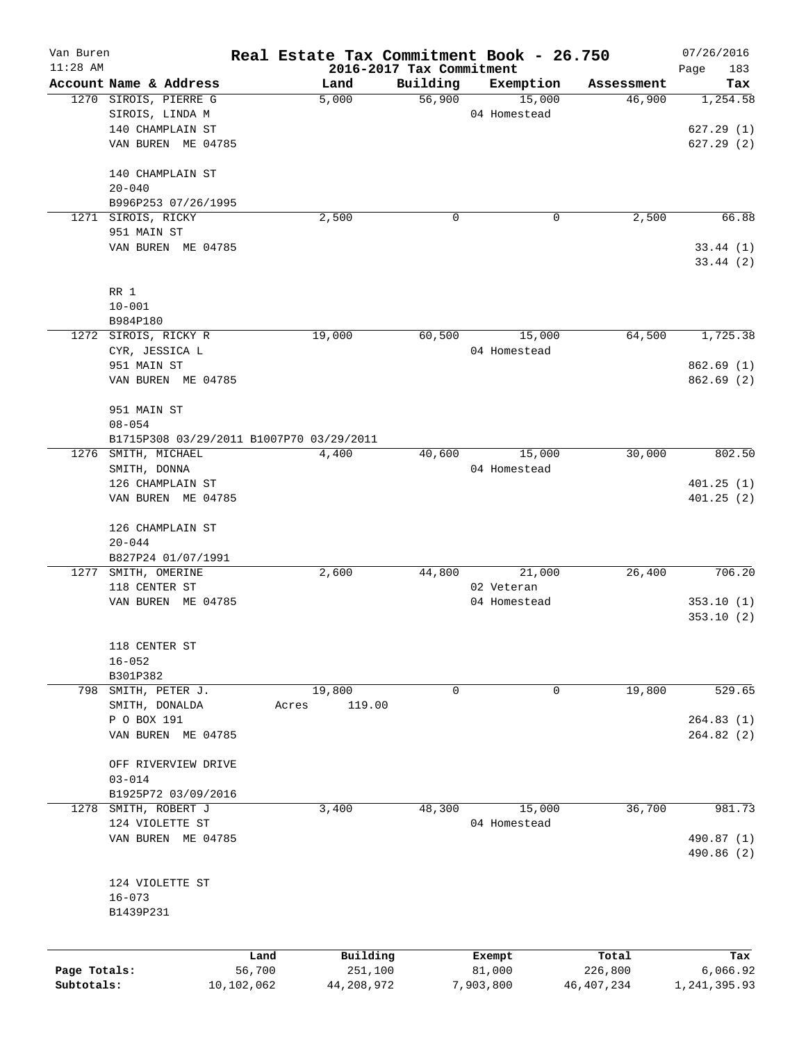# Real Estate Tax Commitment Book - 26.750

Van Buren
11:28 AM

2016-2017 Tax Commitment

07/26/2016

| Account Name & Address | Land | Building | Exemption | Assessment | Tax |
|---|---|---|---|---|---|
| 1270 SIROIS, PIERRE G | 5,000 | 56,900 | 15,000 | 46,900 | 1,254.58 |
| SIROIS, LINDA M | | | 04 Homestead | | |
| 140 CHAMPLAIN ST | | | | | 627.29 (1) |
| VAN BUREN ME 04785 | | | | | 627.29 (2) |
| 140 CHAMPLAIN ST | | | | | |
| 20-040 | | | | | |
| B996P253 07/26/1995 | | | | | |
| 1271 SIROIS, RICKY | 2,500 | 0 | 0 | 2,500 | 66.88 |
| 951 MAIN ST | | | | | |
| VAN BUREN ME 04785 | | | | | 33.44 (1) |
| | | | | | 33.44 (2) |
| RR 1 | | | | | |
| 10-001 | | | | | |
| B984P180 | | | | | |
| 1272 SIROIS, RICKY R | 19,000 | 60,500 | 15,000 | 64,500 | 1,725.38 |
| CYR, JESSICA L | | | 04 Homestead | | |
| 951 MAIN ST | | | | | 862.69 (1) |
| VAN BUREN ME 04785 | | | | | 862.69 (2) |
| 951 MAIN ST | | | | | |
| 08-054 | | | | | |
| B1715P308 03/29/2011 B1007P70 03/29/2011 | | | | | |
| 1276 SMITH, MICHAEL | 4,400 | 40,600 | 15,000 | 30,000 | 802.50 |
| SMITH, DONNA | | | 04 Homestead | | |
| 126 CHAMPLAIN ST | | | | | 401.25 (1) |
| VAN BUREN ME 04785 | | | | | 401.25 (2) |
| 126 CHAMPLAIN ST | | | | | |
| 20-044 | | | | | |
| B827P24 01/07/1991 | | | | | |
| 1277 SMITH, OMERINE | 2,600 | 44,800 | 21,000 | 26,400 | 706.20 |
| 118 CENTER ST | | | 02 Veteran | | |
| VAN BUREN ME 04785 | | | 04 Homestead | | 353.10 (1) |
| | | | | | 353.10 (2) |
| 118 CENTER ST | | | | | |
| 16-052 | | | | | |
| B301P382 | | | | | |
| 798 SMITH, PETER J. | 19,800 | 0 | 0 | 19,800 | 529.65 |
| SMITH, DONALDA | Acres 119.00 | | | | |
| P O BOX 191 | | | | | 264.83 (1) |
| VAN BUREN ME 04785 | | | | | 264.82 (2) |
| OFF RIVERVIEW DRIVE | | | | | |
| 03-014 | | | | | |
| B1925P72 03/09/2016 | | | | | |
| 1278 SMITH, ROBERT J | 3,400 | 48,300 | 15,000 | 36,700 | 981.73 |
| 124 VIOLETTE ST | | | 04 Homestead | | |
| VAN BUREN ME 04785 | | | | | 490.87 (1) |
| | | | | | 490.86 (2) |
| 124 VIOLETTE ST | | | | | |
| 16-073 | | | | | |
| B1439P231 | | | | | |

| | Land | Building | Exempt | Total | Tax |
|---|---|---|---|---|---|
| Page Totals: | 56,700 | 251,100 | 81,000 | 226,800 | 6,066.92 |
| Subtotals: | 10,102,062 | 44,208,972 | 7,903,800 | 46,407,234 | 1,241,395.93 |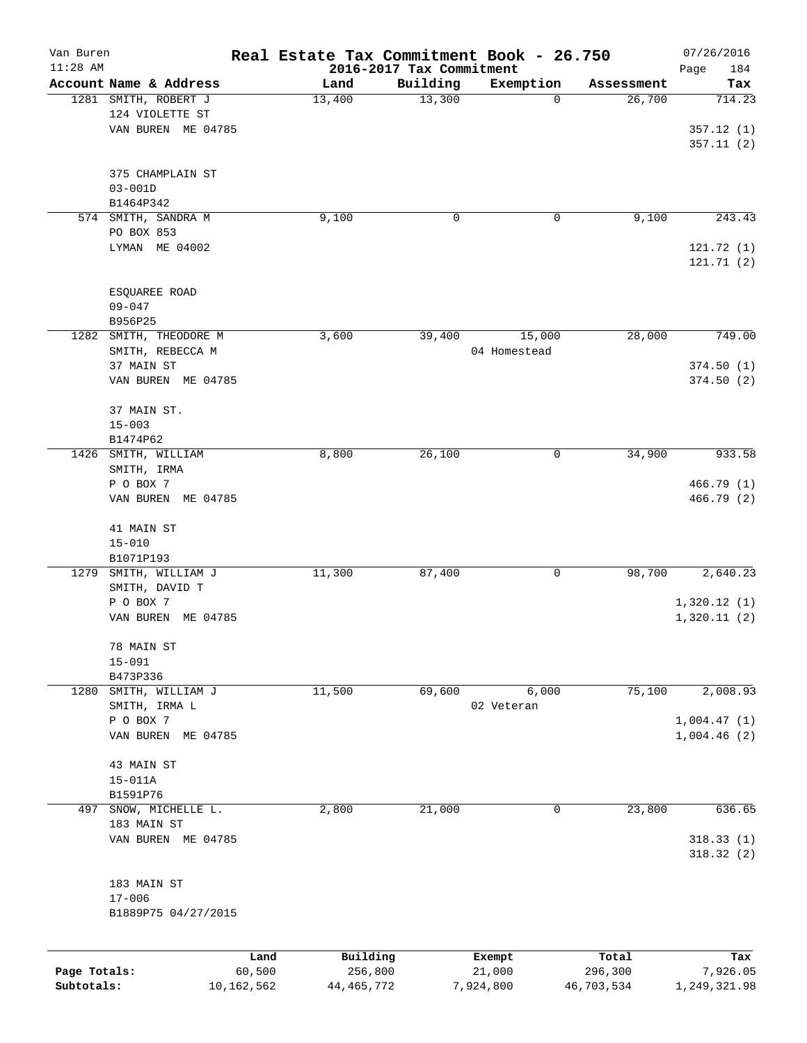# Real Estate Tax Commitment Book - 26.750

Van Buren 11:28 AM — 2016-2017 Tax Commitment — 07/26/2016

| Account Name & Address | Land | Building | Exemption | Assessment | Tax |
|---|---|---|---|---|---|
| 1281 SMITH, ROBERT J<br>124 VIOLETTE ST<br>VAN BUREN ME 04785<br><br>375 CHAMPLAIN ST<br>03-001D<br>B1464P342 | 13,400 | 13,300 | 0 | 26,700 | 714.23<br>357.12 (1)<br>357.11 (2) |
| 574 SMITH, SANDRA M<br>PO BOX 853<br>LYMAN ME 04002<br><br>ESQUAREE ROAD<br>09-047<br>B956P25 | 9,100 | 0 | 0 | 9,100 | 243.43<br>121.72 (1)<br>121.71 (2) |
| 1282 SMITH, THEODORE M<br>SMITH, REBECCA M<br>37 MAIN ST<br>VAN BUREN ME 04785<br><br>37 MAIN ST.<br>15-003<br>B1474P62 | 3,600 | 39,400 | 15,000<br>04 Homestead | 28,000 | 749.00<br>374.50 (1)<br>374.50 (2) |
| 1426 SMITH, WILLIAM<br>SMITH, IRMA<br>P O BOX 7<br>VAN BUREN ME 04785<br><br>41 MAIN ST<br>15-010<br>B1071P193 | 8,800 | 26,100 | 0 | 34,900 | 933.58<br>466.79 (1)<br>466.79 (2) |
| 1279 SMITH, WILLIAM J<br>SMITH, DAVID T<br>P O BOX 7<br>VAN BUREN ME 04785<br><br>78 MAIN ST<br>15-091<br>B473P336 | 11,300 | 87,400 | 0 | 98,700 | 2,640.23<br>1,320.12 (1)<br>1,320.11 (2) |
| 1280 SMITH, WILLIAM J<br>SMITH, IRMA L<br>P O BOX 7<br>VAN BUREN ME 04785<br><br>43 MAIN ST<br>15-011A<br>B1591P76 | 11,500 | 69,600 | 6,000<br>02 Veteran | 75,100 | 2,008.93<br>1,004.47 (1)<br>1,004.46 (2) |
| 497 SNOW, MICHELLE L.<br>183 MAIN ST<br>VAN BUREN ME 04785<br><br>183 MAIN ST<br>17-006<br>B1889P75 04/27/2015 | 2,800 | 21,000 | 0 | 23,800 | 636.65<br>318.33 (1)<br>318.32 (2) |

| | Land | Building | Exempt | Total | Tax |
|---|---|---|---|---|---|
| Page Totals: | 60,500 | 256,800 | 21,000 | 296,300 | 7,926.05 |
| Subtotals: | 10,162,562 | 44,465,772 | 7,924,800 | 46,703,534 | 1,249,321.98 |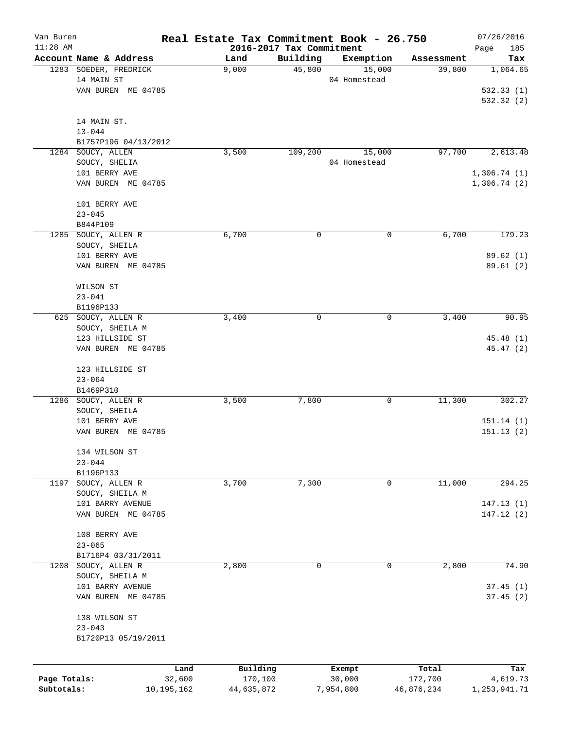Van Buren — Real Estate Tax Commitment Book - 26.750 — 07/26/2016
11:28 AM — 2016-2017 Tax Commitment — Page 185

| Account Name & Address | Land | Building | Exemption | Assessment | Tax |
|---|---|---|---|---|---|
| 1283 SOEDER, FREDRICK<br>14 MAIN ST<br>VAN BUREN ME 04785<br><br>14 MAIN ST.<br>13-044<br>B1757P196 04/13/2012 | 9,000 | 45,800 | 15,000<br>04 Homestead | 39,800 | 1,064.65<br><br>532.33 (1)<br>532.32 (2) |
| 1284 SOUCY, ALLEN<br>SOUCY, SHELIA<br>101 BERRY AVE<br>VAN BUREN ME 04785<br><br>101 BERRY AVE<br>23-045<br>B844P109 | 3,500 | 109,200 | 15,000<br>04 Homestead | 97,700 | 2,613.48<br><br>1,306.74 (1)<br>1,306.74 (2) |
| 1285 SOUCY, ALLEN R<br>SOUCY, SHEILA<br>101 BERRY AVE<br>VAN BUREN ME 04785<br><br>WILSON ST<br>23-041<br>B1196P133 | 6,700 | 0 | 0 | 6,700 | 179.23<br><br>89.62 (1)<br>89.61 (2) |
| 625 SOUCY, ALLEN R<br>SOUCY, SHEILA M<br>123 HILLSIDE ST<br>VAN BUREN ME 04785<br><br>123 HILLSIDE ST<br>23-064<br>B1469P310 | 3,400 | 0 | 0 | 3,400 | 90.95<br><br>45.48 (1)<br>45.47 (2) |
| 1286 SOUCY, ALLEN R<br>SOUCY, SHEILA<br>101 BERRY AVE<br>VAN BUREN ME 04785<br><br>134 WILSON ST<br>23-044<br>B1196P133 | 3,500 | 7,800 | 0 | 11,300 | 302.27<br><br>151.14 (1)<br>151.13 (2) |
| 1197 SOUCY, ALLEN R<br>SOUCY, SHEILA M<br>101 BARRY AVENUE<br>VAN BUREN ME 04785<br><br>108 BERRY AVE<br>23-065<br>B1716P4 03/31/2011 | 3,700 | 7,300 | 0 | 11,000 | 294.25<br><br>147.13 (1)<br>147.12 (2) |
| 1208 SOUCY, ALLEN R<br>SOUCY, SHEILA M<br>101 BARRY AVENUE<br>VAN BUREN ME 04785<br><br>138 WILSON ST<br>23-043<br>B1720P13 05/19/2011 | 2,800 | 0 | 0 | 2,800 | 74.90<br><br>37.45 (1)<br>37.45 (2) |

| | Land | Building | Exempt | Total | Tax |
|---|---|---|---|---|---|
| Page Totals: | 32,600 | 170,100 | 30,000 | 172,700 | 4,619.73 |
| Subtotals: | 10,195,162 | 44,635,872 | 7,954,800 | 46,876,234 | 1,253,941.71 |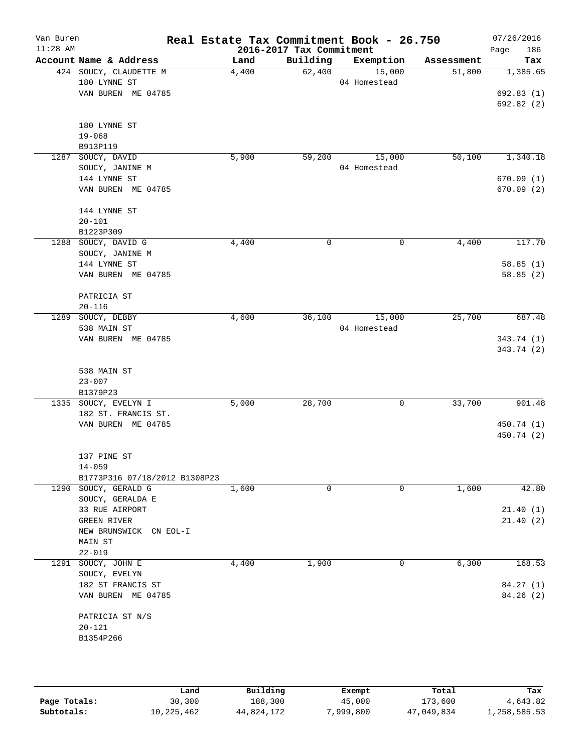# Real Estate Tax Commitment Book - 26.750

Van Buren
11:28 AM

2016-2017 Tax Commitment

07/26/2016

| Account | Name & Address | Land | Building | Exemption | Assessment | Tax |
|---|---|---|---|---|---|---|
| 424 | SOUCY, CLAUDETTE M<br>180 LYNNE ST<br>VAN BUREN ME 04785<br><br>180 LYNNE ST<br>19-068<br>B913P119 | 4,400 | 62,400 | 15,000<br>04 Homestead | 51,800 | 1,385.65<br><br>692.83 (1)<br>692.82 (2) |
| 1287 | SOUCY, DAVID<br>SOUCY, JANINE M<br>144 LYNNE ST<br>VAN BUREN ME 04785<br><br>144 LYNNE ST<br>20-101<br>B1223P309 | 5,900 | 59,200 | 15,000<br>04 Homestead | 50,100 | 1,340.18<br><br>670.09 (1)<br>670.09 (2) |
| 1288 | SOUCY, DAVID G<br>SOUCY, JANINE M<br>144 LYNNE ST<br>VAN BUREN ME 04785<br><br>PATRICIA ST<br>20-116 | 4,400 | 0 | 0 | 4,400 | 117.70<br><br>58.85 (1)<br>58.85 (2) |
| 1289 | SOUCY, DEBBY<br>538 MAIN ST<br>VAN BUREN ME 04785<br><br>538 MAIN ST<br>23-007<br>B1379P23 | 4,600 | 36,100 | 15,000<br>04 Homestead | 25,700 | 687.48<br><br>343.74 (1)<br>343.74 (2) |
| 1335 | SOUCY, EVELYN I<br>182 ST. FRANCIS ST.<br>VAN BUREN ME 04785<br><br>137 PINE ST<br>14-059<br>B1773P316 07/18/2012 B1308P23 | 5,000 | 28,700 | 0 | 33,700 | 901.48<br><br>450.74 (1)<br>450.74 (2) |
| 1290 | SOUCY, GERALD G<br>SOUCY, GERALDA E<br>33 RUE AIRPORT<br>GREEN RIVER<br>NEW BRUNSWICK CN EOL-I<br>MAIN ST<br>22-019 | 1,600 | 0 | 0 | 1,600 | 42.80<br><br>21.40 (1)<br>21.40 (2) |
| 1291 | SOUCY, JOHN E<br>SOUCY, EVELYN<br>182 ST FRANCIS ST<br>VAN BUREN ME 04785<br><br>PATRICIA ST N/S<br>20-121<br>B1354P266 | 4,400 | 1,900 | 0 | 6,300 | 168.53<br><br>84.27 (1)<br>84.26 (2) |

| | Land | Building | Exempt | Total | Tax |
|---|---|---|---|---|---|
| Page Totals: | 30,300 | 188,300 | 45,000 | 173,600 | 4,643.82 |
| Subtotals: | 10,225,462 | 44,824,172 | 7,999,800 | 47,049,834 | 1,258,585.53 |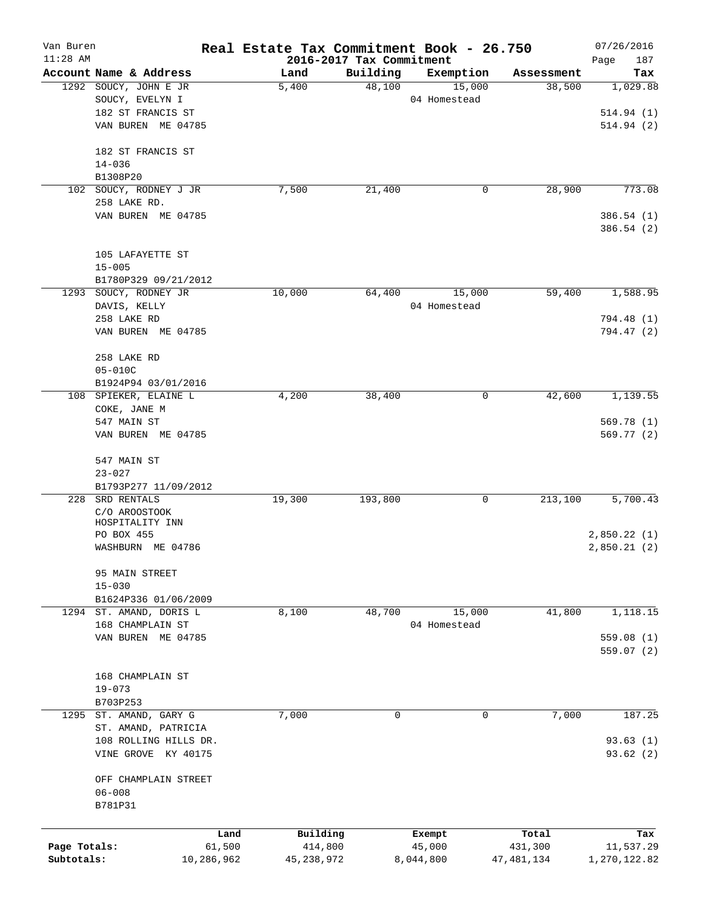Van Buren — Real Estate Tax Commitment Book - 26.750 — 07/26/2016
11:28 AM — 2016-2017 Tax Commitment

| Account | Name & Address | Land | Building | Exemption | Assessment | Tax |
|---|---|---|---|---|---|---|
| 1292 | SOUCY, JOHN E JR<br>SOUCY, EVELYN I<br>182 ST FRANCIS ST<br>VAN BUREN ME 04785<br><br>182 ST FRANCIS ST<br>14-036<br>B1308P20 | 5,400 | 48,100 | 15,000<br>04 Homestead | 38,500 | 1,029.88<br><br>514.94 (1)<br>514.94 (2) |
| 102 | SOUCY, RODNEY J JR<br>258 LAKE RD.<br>VAN BUREN ME 04785<br><br>105 LAFAYETTE ST<br>15-005<br>B1780P329 09/21/2012 | 7,500 | 21,400 | 0 | 28,900 | 773.08<br><br>386.54 (1)<br>386.54 (2) |
| 1293 | SOUCY, RODNEY JR<br>DAVIS, KELLY<br>258 LAKE RD<br>VAN BUREN ME 04785<br><br>258 LAKE RD<br>05-010C<br>B1924P94 03/01/2016 | 10,000 | 64,400 | 15,000<br>04 Homestead | 59,400 | 1,588.95<br><br>794.48 (1)<br>794.47 (2) |
| 108 | SPIEKER, ELAINE L<br>COKE, JANE M<br>547 MAIN ST<br>VAN BUREN ME 04785<br><br>547 MAIN ST<br>23-027<br>B1793P277 11/09/2012 | 4,200 | 38,400 | 0 | 42,600 | 1,139.55<br><br>569.78 (1)<br>569.77 (2) |
| 228 | SRD RENTALS<br>C/O AROOSTOOK HOSPITALITY INN<br>PO BOX 455<br>WASHBURN ME 04786<br><br>95 MAIN STREET<br>15-030<br>B1624P336 01/06/2009 | 19,300 | 193,800 | 0 | 213,100 | 5,700.43<br><br>2,850.22 (1)<br>2,850.21 (2) |
| 1294 | ST. AMAND, DORIS L<br>168 CHAMPLAIN ST<br>VAN BUREN ME 04785<br><br>168 CHAMPLAIN ST<br>19-073<br>B703P253 | 8,100 | 48,700 | 15,000<br>04 Homestead | 41,800 | 1,118.15<br><br>559.08 (1)<br>559.07 (2) |
| 1295 | ST. AMAND, GARY G<br>ST. AMAND, PATRICIA<br>108 ROLLING HILLS DR.<br>VINE GROVE KY 40175<br><br>OFF CHAMPLAIN STREET<br>06-008<br>B781P31 | 7,000 | 0 | 0 | 7,000 | 187.25<br><br>93.63 (1)<br>93.62 (2) |

| | Land | Building | Exempt | Total | Tax |
|---|---|---|---|---|---|
| Page Totals: | 61,500 | 414,800 | 45,000 | 431,300 | 11,537.29 |
| Subtotals: | 10,286,962 | 45,238,972 | 8,044,800 | 47,481,134 | 1,270,122.82 |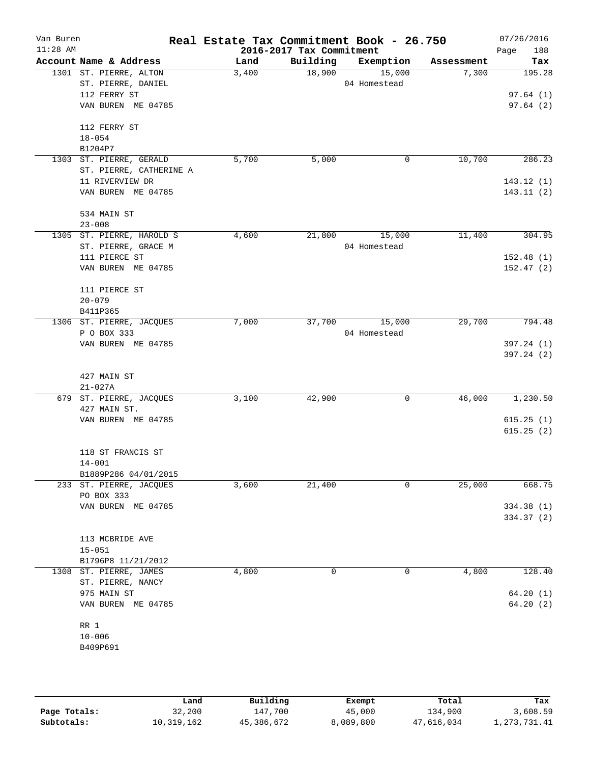# Real Estate Tax Commitment Book - 26.750

Van Buren
11:28 AM

2016-2017 Tax Commitment

07/26/2016

| Account | Name & Address | Land | Building | Exemption | Assessment | Tax |
|---|---|---|---|---|---|---|
| 1301 | ST. PIERRE, ALTON<br>ST. PIERRE, DANIEL<br>112 FERRY ST<br>VAN BUREN ME 04785<br><br>112 FERRY ST<br>18-054<br>B1204P7 | 3,400 | 18,900 | 15,000<br>04 Homestead | 7,300 | 195.28<br><br>97.64 (1)<br>97.64 (2) |
| 1303 | ST. PIERRE, GERALD<br>ST. PIERRE, CATHERINE A<br>11 RIVERVIEW DR<br>VAN BUREN ME 04785<br><br>534 MAIN ST<br>23-008 | 5,700 | 5,000 | 0 | 10,700 | 286.23<br><br>143.12 (1)<br>143.11 (2) |
| 1305 | ST. PIERRE, HAROLD S<br>ST. PIERRE, GRACE M<br>111 PIERCE ST<br>VAN BUREN ME 04785<br><br>111 PIERCE ST<br>20-079<br>B411P365 | 4,600 | 21,800 | 15,000<br>04 Homestead | 11,400 | 304.95<br><br>152.48 (1)<br>152.47 (2) |
| 1306 | ST. PIERRE, JACQUES<br>P O BOX 333<br>VAN BUREN ME 04785<br><br>427 MAIN ST<br>21-027A | 7,000 | 37,700 | 15,000<br>04 Homestead | 29,700 | 794.48<br><br>397.24 (1)<br>397.24 (2) |
| 679 | ST. PIERRE, JACQUES<br>427 MAIN ST.<br>VAN BUREN ME 04785<br><br>118 ST FRANCIS ST<br>14-001<br>B1889P286 04/01/2015 | 3,100 | 42,900 | 0 | 46,000 | 1,230.50<br><br>615.25 (1)<br>615.25 (2) |
| 233 | ST. PIERRE, JACQUES<br>PO BOX 333<br>VAN BUREN ME 04785<br><br>113 MCBRIDE AVE<br>15-051<br>B1796P8 11/21/2012 | 3,600 | 21,400 | 0 | 25,000 | 668.75<br><br>334.38 (1)<br>334.37 (2) |
| 1308 | ST. PIERRE, JAMES<br>ST. PIERRE, NANCY<br>975 MAIN ST<br>VAN BUREN ME 04785<br><br>RR 1<br>10-006<br>B409P691 | 4,800 | 0 | 0 | 4,800 | 128.40<br><br>64.20 (1)<br>64.20 (2) |

| | Land | Building | Exempt | Total | Tax |
|---|---|---|---|---|---|
| Page Totals: | 32,200 | 147,700 | 45,000 | 134,900 | 3,608.59 |
| Subtotals: | 10,319,162 | 45,386,672 | 8,089,800 | 47,616,034 | 1,273,731.41 |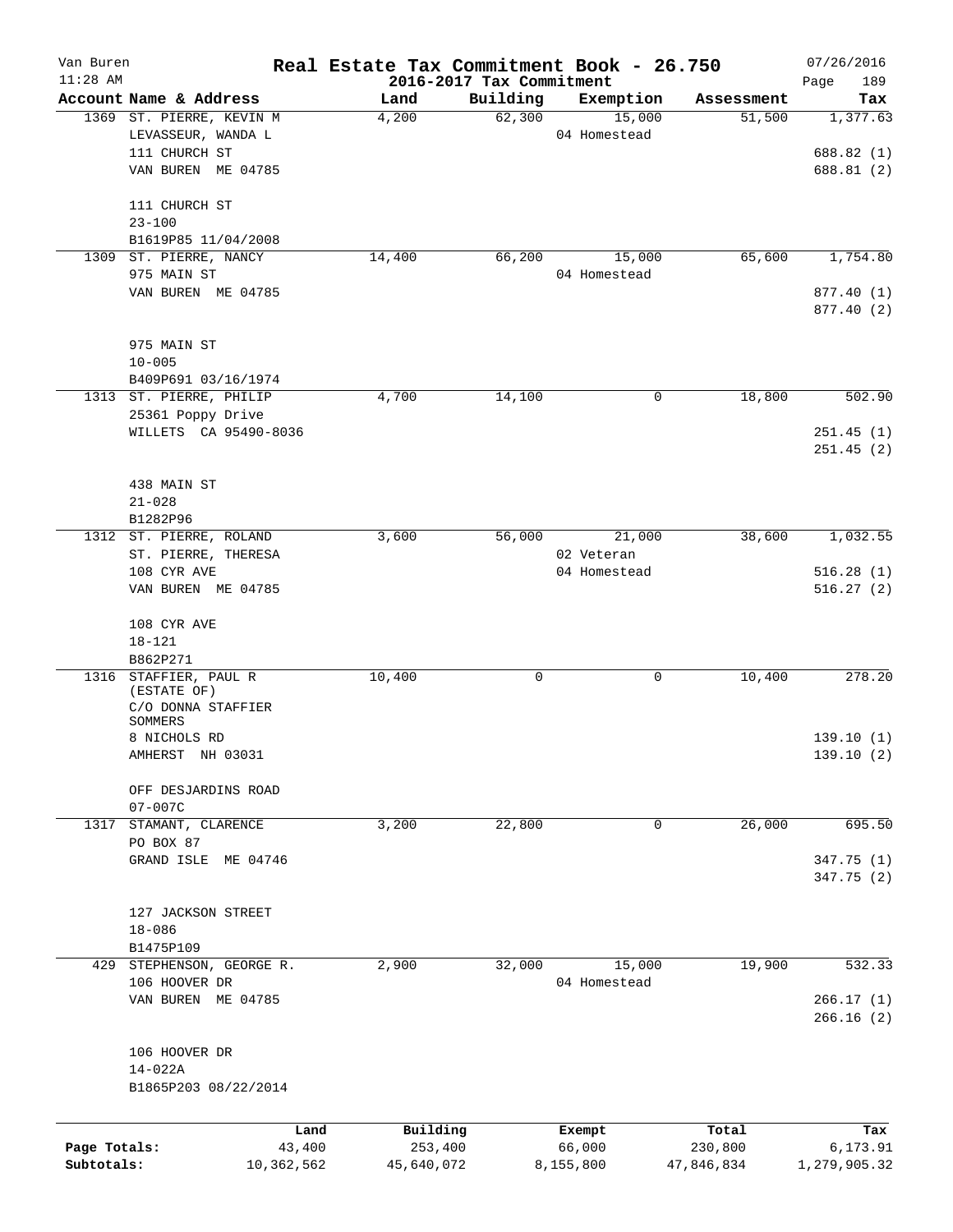# Real Estate Tax Commitment Book - 26.750

Van Buren
11:28 AM

2016-2017 Tax Commitment

07/26/2016

| Account Name & Address | Land | Building | Exemption | Assessment | Tax |
|---|---|---|---|---|---|
| 1369 ST. PIERRE, KEVIN M<br>LEVASSEUR, WANDA L<br>111 CHURCH ST<br>VAN BUREN ME 04785<br><br>111 CHURCH ST<br>23-100<br>B1619P85 11/04/2008 | 4,200 | 62,300 | 15,000<br>04 Homestead | 51,500 | 1,377.63<br><br>688.82 (1)<br>688.81 (2) |
| 1309 ST. PIERRE, NANCY<br>975 MAIN ST<br>VAN BUREN ME 04785<br><br>975 MAIN ST<br>10-005<br>B409P691 03/16/1974 | 14,400 | 66,200 | 15,000<br>04 Homestead | 65,600 | 1,754.80<br><br>877.40 (1)<br>877.40 (2) |
| 1313 ST. PIERRE, PHILIP<br>25361 Poppy Drive<br>WILLETS CA 95490-8036<br><br>438 MAIN ST<br>21-028<br>B1282P96 | 4,700 | 14,100 | 0 | 18,800 | 502.90<br><br>251.45 (1)<br>251.45 (2) |
| 1312 ST. PIERRE, ROLAND<br>ST. PIERRE, THERESA<br>108 CYR AVE<br>VAN BUREN ME 04785<br><br>108 CYR AVE<br>18-121<br>B862P271 | 3,600 | 56,000 | 21,000<br>02 Veteran<br>04 Homestead | 38,600 | 1,032.55<br><br>516.28 (1)<br>516.27 (2) |
| 1316 STAFFIER, PAUL R<br>(ESTATE OF)<br>C/O DONNA STAFFIER SOMMERS<br>8 NICHOLS RD<br>AMHERST NH 03031<br><br>OFF DESJARDINS ROAD<br>07-007C | 10,400 | 0 | 0 | 10,400 | 278.20<br><br>139.10 (1)<br>139.10 (2) |
| 1317 STAMANT, CLARENCE<br>PO BOX 87<br>GRAND ISLE ME 04746<br><br>127 JACKSON STREET<br>18-086<br>B1475P109 | 3,200 | 22,800 | 0 | 26,000 | 695.50<br><br>347.75 (1)<br>347.75 (2) |
| 429 STEPHENSON, GEORGE R.<br>106 HOOVER DR<br>VAN BUREN ME 04785<br><br>106 HOOVER DR<br>14-022A<br>B1865P203 08/22/2014 | 2,900 | 32,000 | 15,000<br>04 Homestead | 19,900 | 532.33<br><br>266.17 (1)<br>266.16 (2) |

| | Land | Building | Exempt | Total | Tax |
|---|---|---|---|---|---|
| Page Totals: | 43,400 | 253,400 | 66,000 | 230,800 | 6,173.91 |
| Subtotals: | 10,362,562 | 45,640,072 | 8,155,800 | 47,846,834 | 1,279,905.32 |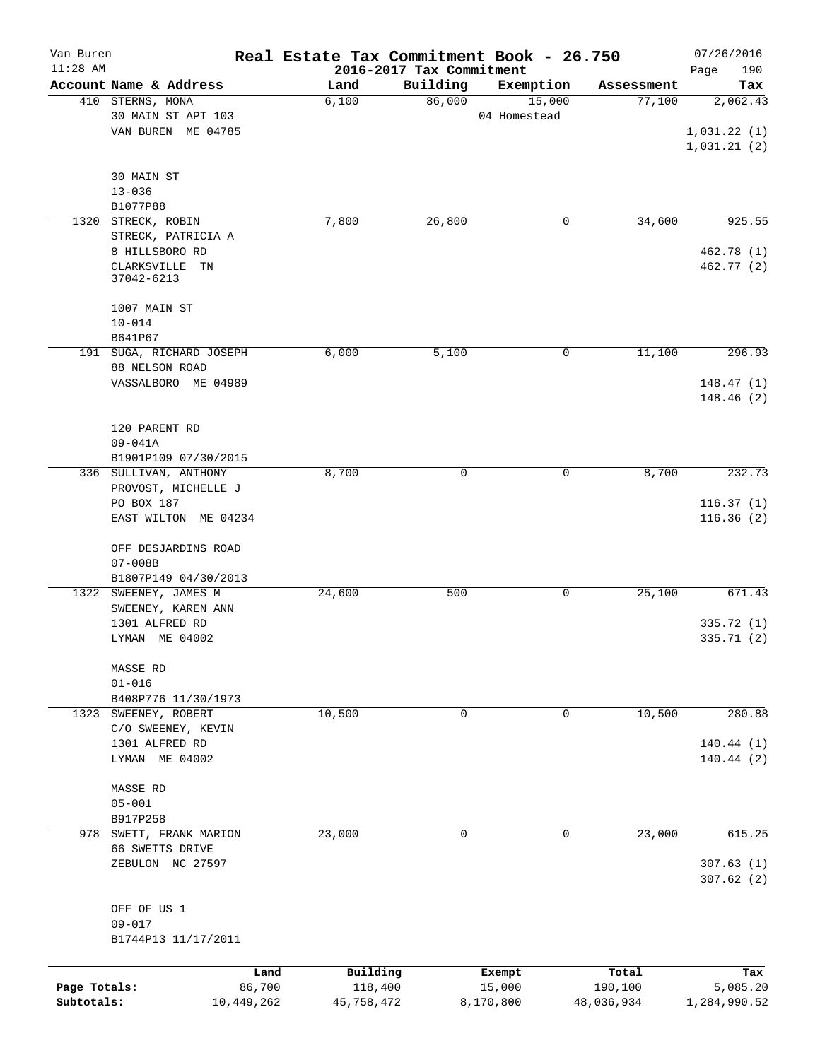# Real Estate Tax Commitment Book - 26.750

Van Buren
11:28 AM

2016-2017 Tax Commitment

07/26/2016

| Account Name & Address | Land | Building | Exemption | Assessment | Tax |
|---|---|---|---|---|---|
| 410 STERNS, MONA<br>30 MAIN ST APT 103<br>VAN BUREN ME 04785<br><br>30 MAIN ST<br>13-036<br>B1077P88 | 6,100 | 86,000 | 15,000<br>04 Homestead | 77,100 | 2,062.43<br><br>1,031.22 (1)<br>1,031.21 (2) |
| 1320 STRECK, ROBIN<br>STRECK, PATRICIA A<br>8 HILLSBORO RD<br>CLARKSVILLE TN<br>37042-6213<br><br>1007 MAIN ST<br>10-014<br>B641P67 | 7,800 | 26,800 | 0 | 34,600 | 925.55<br><br>462.78 (1)<br>462.77 (2) |
| 191 SUGA, RICHARD JOSEPH<br>88 NELSON ROAD<br>VASSALBORO ME 04989<br><br>120 PARENT RD<br>09-041A<br>B1901P109 07/30/2015 | 6,000 | 5,100 | 0 | 11,100 | 296.93<br><br>148.47 (1)<br>148.46 (2) |
| 336 SULLIVAN, ANTHONY<br>PROVOST, MICHELLE J<br>PO BOX 187<br>EAST WILTON ME 04234<br><br>OFF DESJARDINS ROAD<br>07-008B<br>B1807P149 04/30/2013 | 8,700 | 0 | 0 | 8,700 | 232.73<br><br>116.37 (1)<br>116.36 (2) |
| 1322 SWEENEY, JAMES M<br>SWEENEY, KAREN ANN<br>1301 ALFRED RD<br>LYMAN ME 04002<br><br>MASSE RD<br>01-016<br>B408P776 11/30/1973 | 24,600 | 500 | 0 | 25,100 | 671.43<br><br>335.72 (1)<br>335.71 (2) |
| 1323 SWEENEY, ROBERT<br>C/O SWEENEY, KEVIN<br>1301 ALFRED RD<br>LYMAN ME 04002<br><br>MASSE RD<br>05-001<br>B917P258 | 10,500 | 0 | 0 | 10,500 | 280.88<br><br>140.44 (1)<br>140.44 (2) |
| 978 SWETT, FRANK MARION<br>66 SWETTS DRIVE<br>ZEBULON NC 27597<br><br>OFF OF US 1<br>09-017<br>B1744P13 11/17/2011 | 23,000 | 0 | 0 | 23,000 | 615.25<br><br>307.63 (1)<br>307.62 (2) |

| | Land | Building | Exempt | Total | Tax |
|---|---|---|---|---|---|
| Page Totals: | 86,700 | 118,400 | 15,000 | 190,100 | 5,085.20 |
| Subtotals: | 10,449,262 | 45,758,472 | 8,170,800 | 48,036,934 | 1,284,990.52 |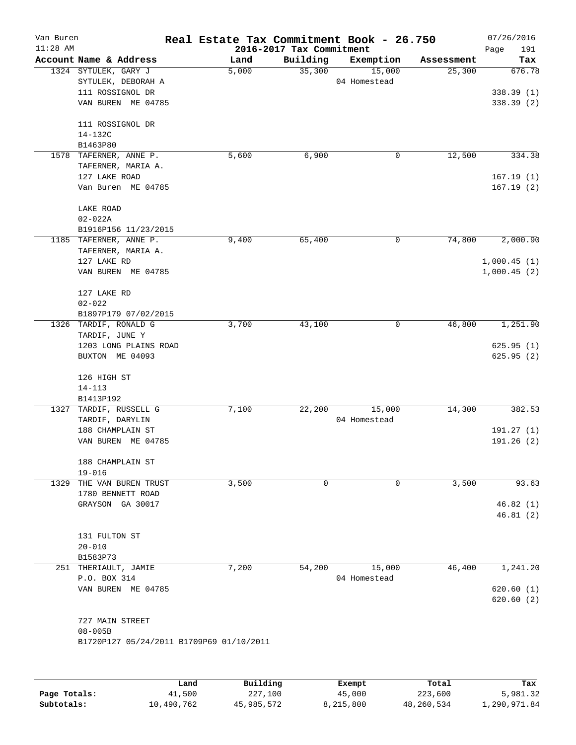Van Buren — Real Estate Tax Commitment Book - 26.750 — 07/26/2016

11:28 AM — 2016-2017 Tax Commitment

| Account Name & Address | Land | Building | Exemption | Assessment | Tax |
|---|---|---|---|---|---|
| 1324 SYTULEK, GARY J | 5,000 | 35,300 | 15,000 | 25,300 | 676.78 |
| SYTULEK, DEBORAH A | | | 04 Homestead | | |
| 111 ROSSIGNOL DR | | | | | 338.39 (1) |
| VAN BUREN ME 04785 | | | | | 338.39 (2) |
| 111 ROSSIGNOL DR | | | | | |
| 14-132C | | | | | |
| B1463P80 | | | | | |
| 1578 TAFERNER, ANNE P. | 5,600 | 6,900 | 0 | 12,500 | 334.38 |
| TAFERNER, MARIA A. | | | | | |
| 127 LAKE ROAD | | | | | 167.19 (1) |
| Van Buren ME 04785 | | | | | 167.19 (2) |
| LAKE ROAD | | | | | |
| 02-022A | | | | | |
| B1916P156 11/23/2015 | | | | | |
| 1185 TAFERNER, ANNE P. | 9,400 | 65,400 | 0 | 74,800 | 2,000.90 |
| TAFERNER, MARIA A. | | | | | |
| 127 LAKE RD | | | | | 1,000.45 (1) |
| VAN BUREN ME 04785 | | | | | 1,000.45 (2) |
| 127 LAKE RD | | | | | |
| 02-022 | | | | | |
| B1897P179 07/02/2015 | | | | | |
| 1326 TARDIF, RONALD G | 3,700 | 43,100 | 0 | 46,800 | 1,251.90 |
| TARDIF, JUNE Y | | | | | |
| 1203 LONG PLAINS ROAD | | | | | 625.95 (1) |
| BUXTON ME 04093 | | | | | 625.95 (2) |
| 126 HIGH ST | | | | | |
| 14-113 | | | | | |
| B1413P192 | | | | | |
| 1327 TARDIF, RUSSELL G | 7,100 | 22,200 | 15,000 | 14,300 | 382.53 |
| TARDIF, DARYLIN | | | 04 Homestead | | |
| 188 CHAMPLAIN ST | | | | | 191.27 (1) |
| VAN BUREN ME 04785 | | | | | 191.26 (2) |
| 188 CHAMPLAIN ST | | | | | |
| 19-016 | | | | | |
| 1329 THE VAN BUREN TRUST | 3,500 | 0 | 0 | 3,500 | 93.63 |
| 1780 BENNETT ROAD | | | | | |
| GRAYSON GA 30017 | | | | | 46.82 (1) |
| | | | | | 46.81 (2) |
| 131 FULTON ST | | | | | |
| 20-010 | | | | | |
| B1583P73 | | | | | |
| 251 THERIAULT, JAMIE | 7,200 | 54,200 | 15,000 | 46,400 | 1,241.20 |
| P.O. BOX 314 | | | 04 Homestead | | |
| VAN BUREN ME 04785 | | | | | 620.60 (1) |
| | | | | | 620.60 (2) |
| 727 MAIN STREET | | | | | |
| 08-005B | | | | | |
| B1720P127 05/24/2011 B1709P69 01/10/2011 | | | | | |

| | Land | Building | Exempt | Total | Tax |
|---|---|---|---|---|---|
| Page Totals: | 41,500 | 227,100 | 45,000 | 223,600 | 5,981.32 |
| Subtotals: | 10,490,762 | 45,985,572 | 8,215,800 | 48,260,534 | 1,290,971.84 |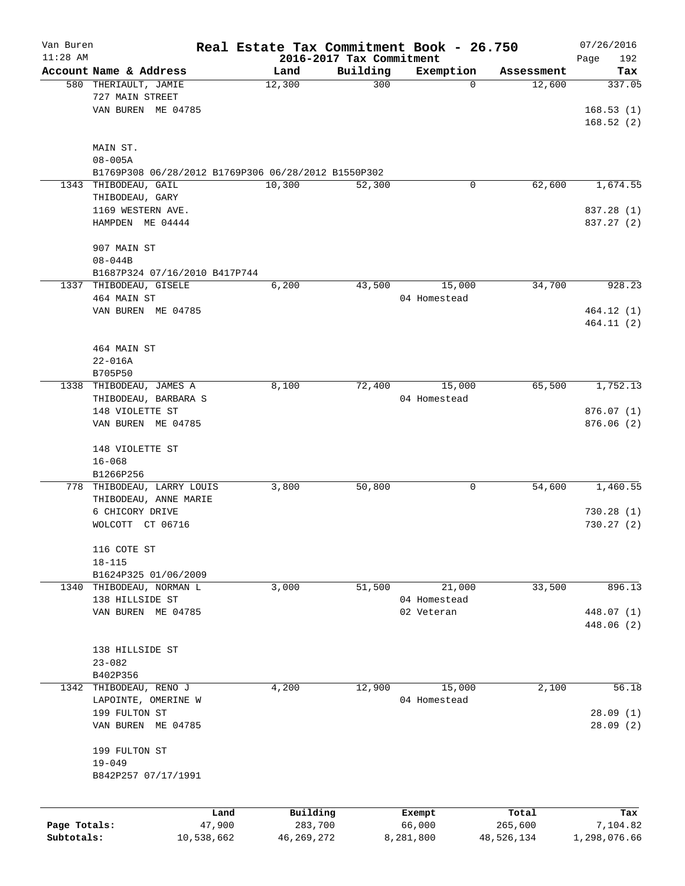# Real Estate Tax Commitment Book - 26.750

Van Buren
11:28 AM

2016-2017 Tax Commitment

07/26/2016

| Account Name & Address | Land | Building | Exemption | Assessment | Tax |
|---|---|---|---|---|---|
| 580 THERIAULT, JAMIE<br>727 MAIN STREET<br>VAN BUREN ME 04785<br><br>MAIN ST.<br>08-005A<br>B1769P308 06/28/2012 B1769P306 06/28/2012 B1550P302 | 12,300 | 300 | 0 | 12,600 | 337.05<br>168.53 (1)<br>168.52 (2) |
| 1343 THIBODEAU, GAIL<br>THIBODEAU, GARY<br>1169 WESTERN AVE.<br>HAMPDEN ME 04444<br><br>907 MAIN ST<br>08-044B<br>B1687P324 07/16/2010 B417P744 | 10,300 | 52,300 | 0 | 62,600 | 1,674.55<br>837.28 (1)<br>837.27 (2) |
| 1337 THIBODEAU, GISELE<br>464 MAIN ST<br>VAN BUREN ME 04785<br><br>464 MAIN ST<br>22-016A<br>B705P50 | 6,200 | 43,500 | 15,000<br>04 Homestead | 34,700 | 928.23<br>464.12 (1)<br>464.11 (2) |
| 1338 THIBODEAU, JAMES A<br>THIBODEAU, BARBARA S<br>148 VIOLETTE ST<br>VAN BUREN ME 04785<br><br>148 VIOLETTE ST<br>16-068<br>B1266P256 | 8,100 | 72,400 | 15,000<br>04 Homestead | 65,500 | 1,752.13<br>876.07 (1)<br>876.06 (2) |
| 778 THIBODEAU, LARRY LOUIS<br>THIBODEAU, ANNE MARIE<br>6 CHICORY DRIVE<br>WOLCOTT CT 06716<br><br>116 COTE ST<br>18-115<br>B1624P325 01/06/2009 | 3,800 | 50,800 | 0 | 54,600 | 1,460.55<br>730.28 (1)<br>730.27 (2) |
| 1340 THIBODEAU, NORMAN L<br>138 HILLSIDE ST<br>VAN BUREN ME 04785<br><br>138 HILLSIDE ST<br>23-082<br>B402P356 | 3,000 | 51,500 | 21,000<br>04 Homestead<br>02 Veteran | 33,500 | 896.13<br>448.07 (1)<br>448.06 (2) |
| 1342 THIBODEAU, RENO J<br>LAPOINTE, OMERINE W<br>199 FULTON ST<br>VAN BUREN ME 04785<br><br>199 FULTON ST<br>19-049<br>B842P257 07/17/1991 | 4,200 | 12,900 | 15,000<br>04 Homestead | 2,100 | 56.18<br>28.09 (1)<br>28.09 (2) |

| | Land | Building | Exempt | Total | Tax |
|---|---|---|---|---|---|
| Page Totals: | 47,900 | 283,700 | 66,000 | 265,600 | 7,104.82 |
| Subtotals: | 10,538,662 | 46,269,272 | 8,281,800 | 48,526,134 | 1,298,076.66 |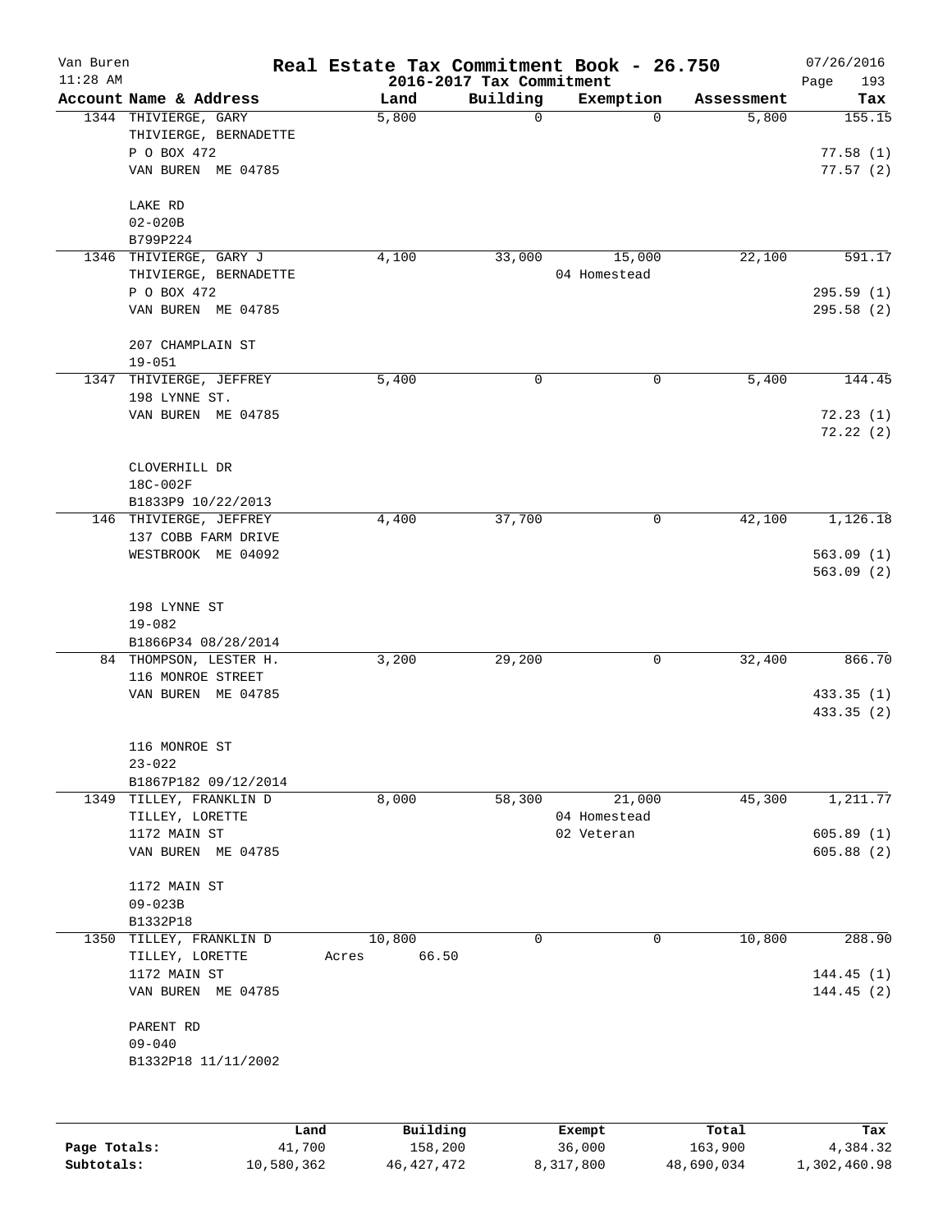# Real Estate Tax Commitment Book - 26.750

Van Buren
11:28 AM

2016-2017 Tax Commitment

07/26/2016

| Account Name & Address | Land | Building | Exemption | Assessment | Tax |
|---|---|---|---|---|---|
| 1344 THIVIERGE, GARY<br>THIVIERGE, BERNADETTE<br>P O BOX 472<br>VAN BUREN ME 04785<br><br>LAKE RD<br>02-020B<br>B799P224 | 5,800 | 0 | 0 | 5,800 | 155.15<br><br>77.58 (1)<br>77.57 (2) |
| 1346 THIVIERGE, GARY J<br>THIVIERGE, BERNADETTE<br>P O BOX 472<br>VAN BUREN ME 04785<br><br>207 CHAMPLAIN ST<br>19-051 | 4,100 | 33,000 | 15,000<br>04 Homestead | 22,100 | 591.17<br><br>295.59 (1)<br>295.58 (2) |
| 1347 THIVIERGE, JEFFREY<br>198 LYNNE ST.<br>VAN BUREN ME 04785<br><br>CLOVERHILL DR<br>18C-002F<br>B1833P9 10/22/2013 | 5,400 | 0 | 0 | 5,400 | 144.45<br><br>72.23 (1)<br>72.22 (2) |
| 146 THIVIERGE, JEFFREY<br>137 COBB FARM DRIVE<br>WESTBROOK ME 04092<br><br>198 LYNNE ST<br>19-082<br>B1866P34 08/28/2014 | 4,400 | 37,700 | 0 | 42,100 | 1,126.18<br><br>563.09 (1)<br>563.09 (2) |
| 84 THOMPSON, LESTER H.<br>116 MONROE STREET<br>VAN BUREN ME 04785<br><br>116 MONROE ST<br>23-022<br>B1867P182 09/12/2014 | 3,200 | 29,200 | 0 | 32,400 | 866.70<br><br>433.35 (1)<br>433.35 (2) |
| 1349 TILLEY, FRANKLIN D<br>TILLEY, LORETTE<br>1172 MAIN ST<br>VAN BUREN ME 04785<br><br>1172 MAIN ST<br>09-023B<br>B1332P18 | 8,000 | 58,300 | 21,000<br>04 Homestead<br>02 Veteran | 45,300 | 1,211.77<br><br>605.89 (1)<br>605.88 (2) |
| 1350 TILLEY, FRANKLIN D<br>TILLEY, LORETTE<br>1172 MAIN ST<br>VAN BUREN ME 04785<br><br>PARENT RD<br>09-040<br>B1332P18 11/11/2002 | 10,800<br>Acres 66.50 | 0 | 0 | 10,800 | 288.90<br><br>144.45 (1)<br>144.45 (2) |

| | Land | Building | Exempt | Total | Tax |
|---|---|---|---|---|---|
| Page Totals: | 41,700 | 158,200 | 36,000 | 163,900 | 4,384.32 |
| Subtotals: | 10,580,362 | 46,427,472 | 8,317,800 | 48,690,034 | 1,302,460.98 |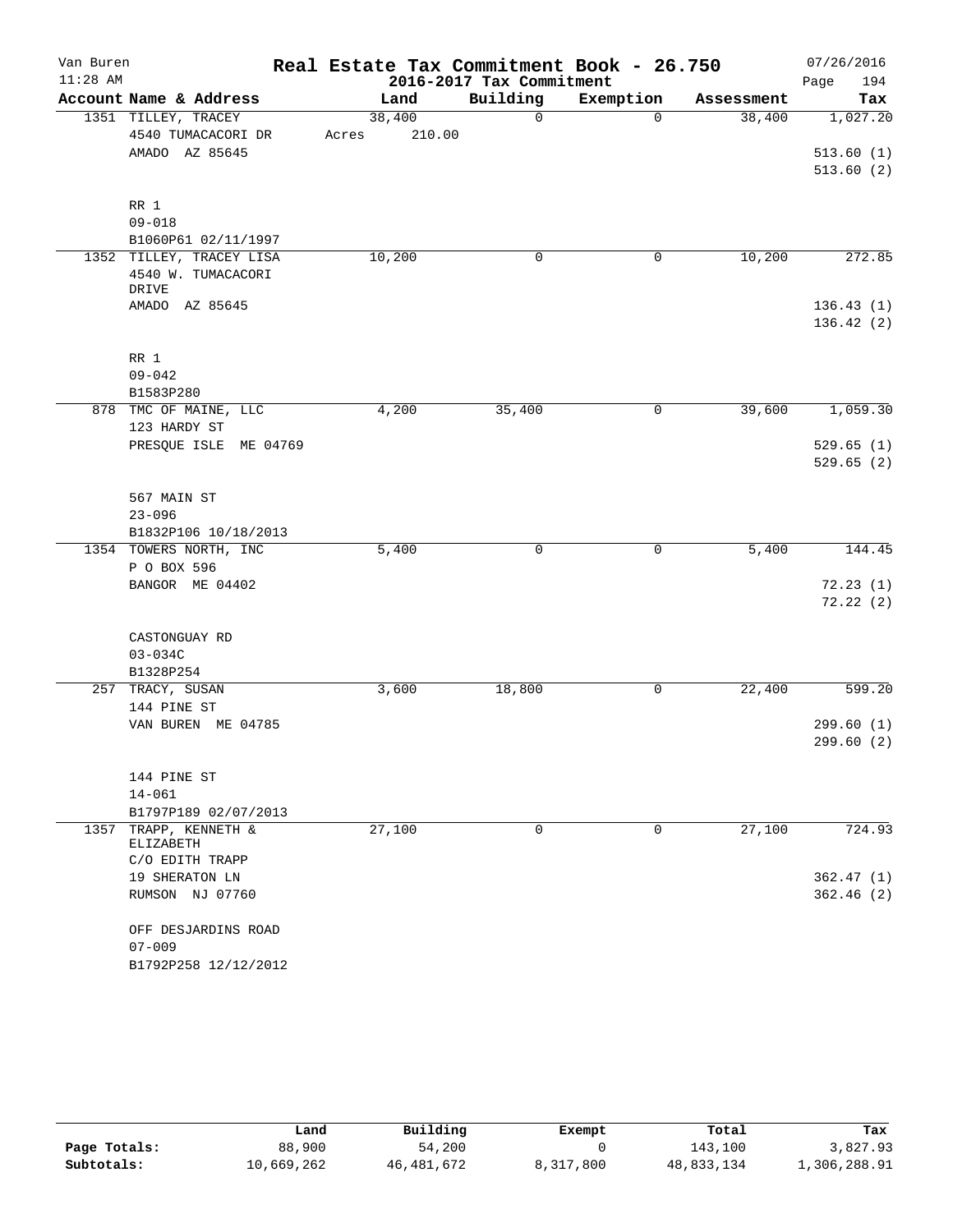# Real Estate Tax Commitment Book - 26.750

## 2016-2017 Tax Commitment

Van Buren
11:28 AM
07/26/2016

| Account | Name & Address | Land | Building | Exemption | Assessment | Tax |
|---|---|---|---|---|---|---|
| 1351 | TILLEY, TRACEY<br>4540 TUMACACORI DR<br>AMADO AZ 85645<br><br>RR 1<br>09-018<br>B1060P61 02/11/1997 | 38,400<br>Acres 210.00 | 0 | 0 | 38,400 | 1,027.20<br><br>513.60 (1)<br>513.60 (2) |
| 1352 | TILLEY, TRACEY LISA<br>4540 W. TUMACACORI DRIVE<br>AMADO AZ 85645<br><br>RR 1<br>09-042<br>B1583P280 | 10,200 | 0 | 0 | 10,200 | 272.85<br><br>136.43 (1)<br>136.42 (2) |
| 878 | TMC OF MAINE, LLC<br>123 HARDY ST<br>PRESQUE ISLE ME 04769<br><br>567 MAIN ST<br>23-096<br>B1832P106 10/18/2013 | 4,200 | 35,400 | 0 | 39,600 | 1,059.30<br><br>529.65 (1)<br>529.65 (2) |
| 1354 | TOWERS NORTH, INC<br>P O BOX 596<br>BANGOR ME 04402<br><br>CASTONGUAY RD<br>03-034C<br>B1328P254 | 5,400 | 0 | 0 | 5,400 | 144.45<br><br>72.23 (1)<br>72.22 (2) |
| 257 | TRACY, SUSAN<br>144 PINE ST<br>VAN BUREN ME 04785<br><br>144 PINE ST<br>14-061<br>B1797P189 02/07/2013 | 3,600 | 18,800 | 0 | 22,400 | 599.20<br><br>299.60 (1)<br>299.60 (2) |
| 1357 | TRAPP, KENNETH & ELIZABETH<br>C/O EDITH TRAPP<br>19 SHERATON LN<br>RUMSON NJ 07760<br><br>OFF DESJARDINS ROAD<br>07-009<br>B1792P258 12/12/2012 | 27,100 | 0 | 0 | 27,100 | 724.93<br><br>362.47 (1)<br>362.46 (2) |

| | Land | Building | Exempt | Total | Tax |
|---|---|---|---|---|---|
| Page Totals: | 88,900 | 54,200 | 0 | 143,100 | 3,827.93 |
| Subtotals: | 10,669,262 | 46,481,672 | 8,317,800 | 48,833,134 | 1,306,288.91 |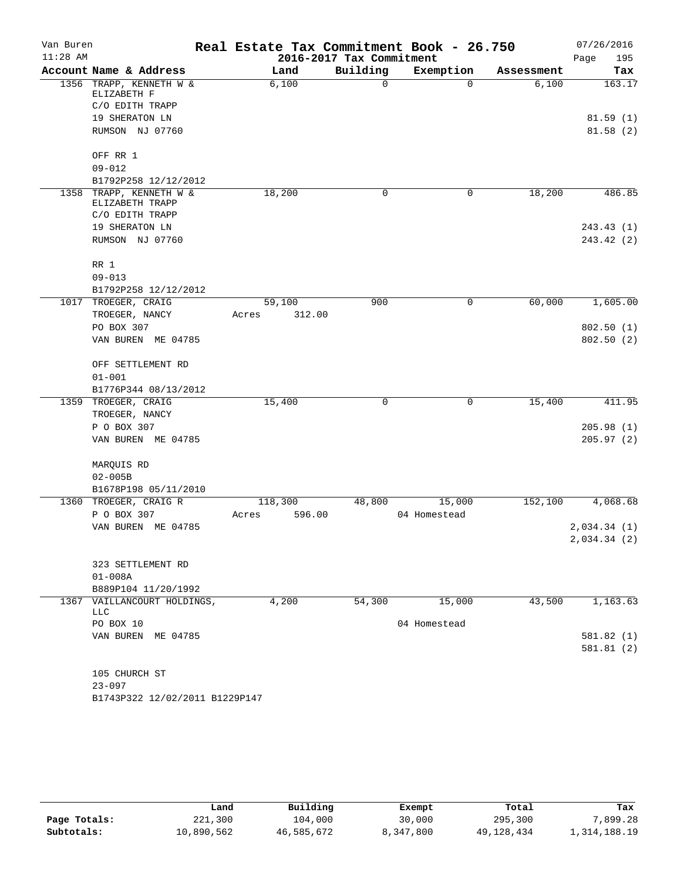# Real Estate Tax Commitment Book - 26.750

Van Buren
11:28 AM

2016-2017 Tax Commitment

07/26/2016

| Account Name & Address | Land | Building | Exemption | Assessment | Tax |
|---|---|---|---|---|---|
| 1356 TRAPP, KENNETH W & ELIZABETH F | 6,100 | 0 | 0 | 6,100 | 163.17 |
| C/O EDITH TRAPP | | | | | |
| 19 SHERATON LN | | | | | 81.59 (1) |
| RUMSON NJ 07760 | | | | | 81.58 (2) |
| OFF RR 1 | | | | | |
| 09-012 | | | | | |
| B1792P258 12/12/2012 | | | | | |
| 1358 TRAPP, KENNETH W & ELIZABETH TRAPP | 18,200 | 0 | 0 | 18,200 | 486.85 |
| C/O EDITH TRAPP | | | | | |
| 19 SHERATON LN | | | | | 243.43 (1) |
| RUMSON NJ 07760 | | | | | 243.42 (2) |
| RR 1 | | | | | |
| 09-013 | | | | | |
| B1792P258 12/12/2012 | | | | | |
| 1017 TROEGER, CRAIG | 59,100 | 900 | 0 | 60,000 | 1,605.00 |
| TROEGER, NANCY | Acres 312.00 | | | | |
| PO BOX 307 | | | | | 802.50 (1) |
| VAN BUREN ME 04785 | | | | | 802.50 (2) |
| OFF SETTLEMENT RD | | | | | |
| 01-001 | | | | | |
| B1776P344 08/13/2012 | | | | | |
| 1359 TROEGER, CRAIG | 15,400 | 0 | 0 | 15,400 | 411.95 |
| TROEGER, NANCY | | | | | |
| P O BOX 307 | | | | | 205.98 (1) |
| VAN BUREN ME 04785 | | | | | 205.97 (2) |
| MARQUIS RD | | | | | |
| 02-005B | | | | | |
| B1678P198 05/11/2010 | | | | | |
| 1360 TROEGER, CRAIG R | 118,300 | 48,800 | 15,000 | 152,100 | 4,068.68 |
| P O BOX 307 | Acres 596.00 | | 04 Homestead | | |
| VAN BUREN ME 04785 | | | | | 2,034.34 (1) |
| | | | | | 2,034.34 (2) |
| 323 SETTLEMENT RD | | | | | |
| 01-008A | | | | | |
| B889P104 11/20/1992 | | | | | |
| 1367 VAILLANCOURT HOLDINGS, LLC | 4,200 | 54,300 | 15,000 | 43,500 | 1,163.63 |
| PO BOX 10 | | | 04 Homestead | | |
| VAN BUREN ME 04785 | | | | | 581.82 (1) |
| | | | | | 581.81 (2) |
| 105 CHURCH ST | | | | | |
| 23-097 | | | | | |
| B1743P322 12/02/2011 B1229P147 | | | | | |

| | Land | Building | Exempt | Total | Tax |
|---|---|---|---|---|---|
| Page Totals: | 221,300 | 104,000 | 30,000 | 295,300 | 7,899.28 |
| Subtotals: | 10,890,562 | 46,585,672 | 8,347,800 | 49,128,434 | 1,314,188.19 |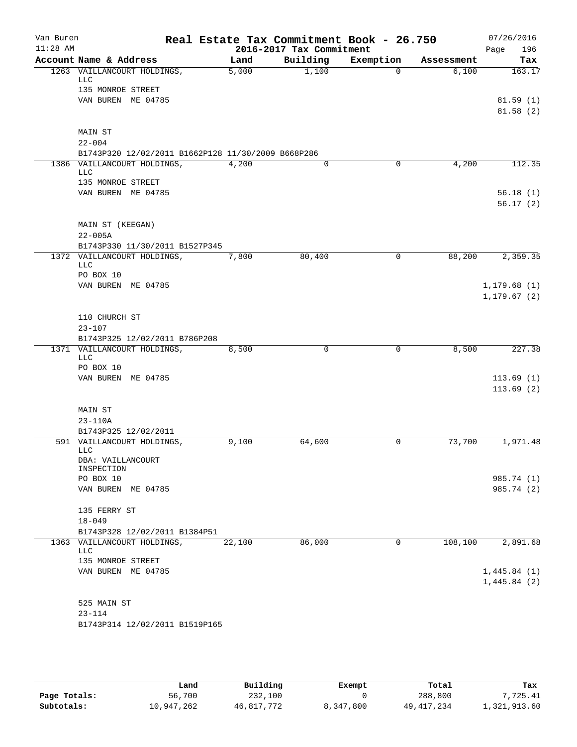Van Buren — Real Estate Tax Commitment Book - 26.750 — 07/26/2016
11:28 AM — 2016-2017 Tax Commitment

| Account Name & Address | Land | Building | Exemption | Assessment | Tax |
|---|---|---|---|---|---|
| 1263 VAILLANCOURT HOLDINGS, LLC<br>135 MONROE STREET<br>VAN BUREN ME 04785<br><br>MAIN ST<br>22-004<br>B1743P320 12/02/2011 B1662P128 11/30/2009 B668P286 | 5,000 | 1,100 | 0 | 6,100 | 163.17<br>81.59 (1)<br>81.58 (2) |
| 1386 VAILLANCOURT HOLDINGS, LLC<br>135 MONROE STREET<br>VAN BUREN ME 04785<br><br>MAIN ST (KEEGAN)<br>22-005A<br>B1743P330 11/30/2011 B1527P345 | 4,200 | 0 | 0 | 4,200 | 112.35<br>56.18 (1)<br>56.17 (2) |
| 1372 VAILLANCOURT HOLDINGS, LLC<br>PO BOX 10<br>VAN BUREN ME 04785<br><br>110 CHURCH ST<br>23-107<br>B1743P325 12/02/2011 B786P208 | 7,800 | 80,400 | 0 | 88,200 | 2,359.35<br>1,179.68 (1)<br>1,179.67 (2) |
| 1371 VAILLANCOURT HOLDINGS, LLC<br>PO BOX 10<br>VAN BUREN ME 04785<br><br>MAIN ST<br>23-110A<br>B1743P325 12/02/2011 | 8,500 | 0 | 0 | 8,500 | 227.38<br>113.69 (1)<br>113.69 (2) |
| 591 VAILLANCOURT HOLDINGS, LLC<br>DBA: VAILLANCOURT INSPECTION<br>PO BOX 10<br>VAN BUREN ME 04785<br><br>135 FERRY ST<br>18-049<br>B1743P328 12/02/2011 B1384P51 | 9,100 | 64,600 | 0 | 73,700 | 1,971.48<br>985.74 (1)<br>985.74 (2) |
| 1363 VAILLANCOURT HOLDINGS, LLC<br>135 MONROE STREET<br>VAN BUREN ME 04785<br><br>525 MAIN ST<br>23-114<br>B1743P314 12/02/2011 B1519P165 | 22,100 | 86,000 | 0 | 108,100 | 2,891.68<br>1,445.84 (1)<br>1,445.84 (2) |

| | Land | Building | Exempt | Total | Tax |
|---|---|---|---|---|---|
| Page Totals: | 56,700 | 232,100 | 0 | 288,800 | 7,725.41 |
| Subtotals: | 10,947,262 | 46,817,772 | 8,347,800 | 49,417,234 | 1,321,913.60 |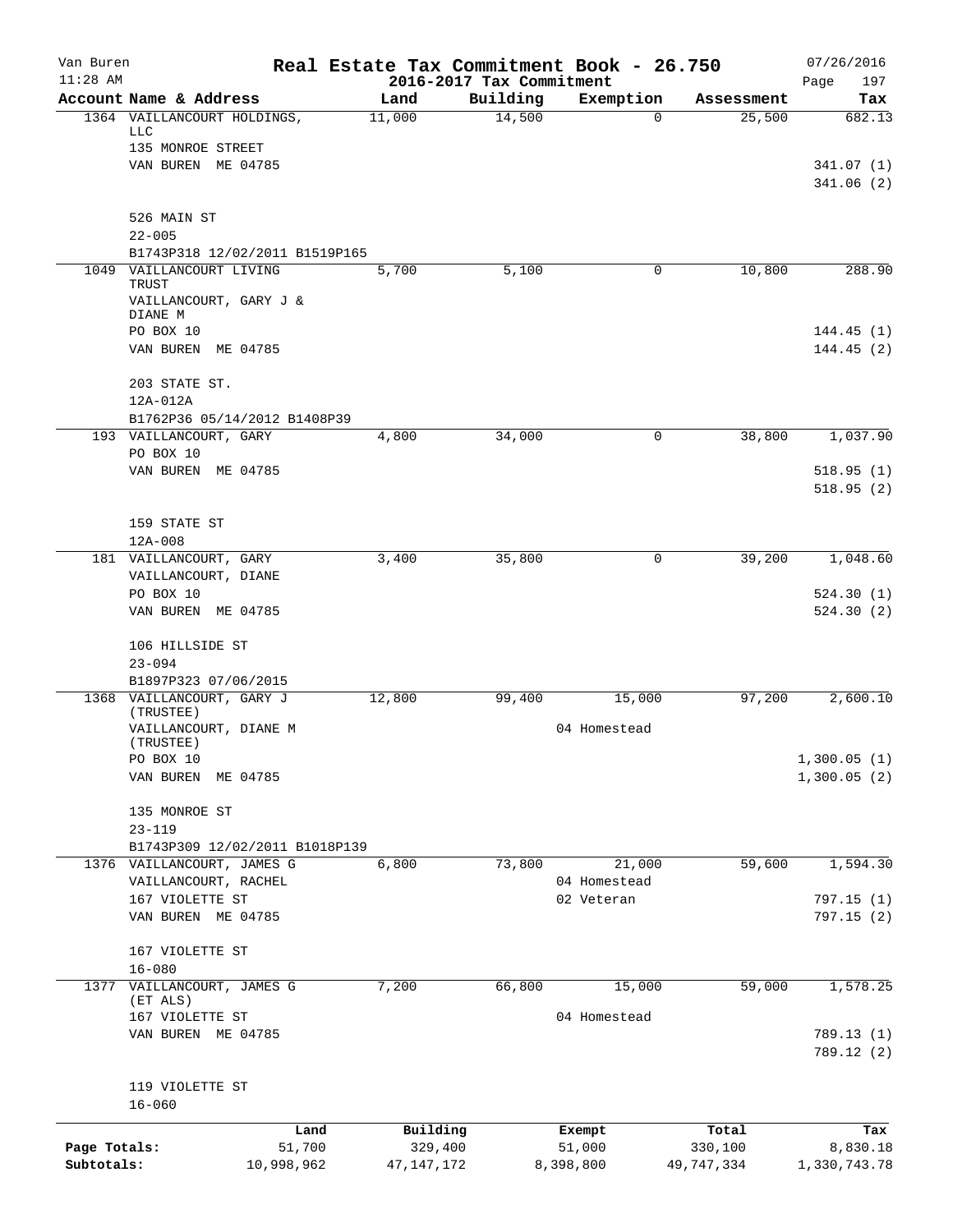Van Buren | Real Estate Tax Commitment Book - 26.750 | 07/26/2016
11:28 AM | 2016-2017 Tax Commitment | Page 197

| Account Name & Address | Land | Building | Exemption | Assessment | Tax |
|---|---|---|---|---|---|
| 1364 VAILLANCOURT HOLDINGS, LLC | 11,000 | 14,500 | 0 | 25,500 | 682.13 |
| 135 MONROE STREET | | | | | |
| VAN BUREN ME 04785 | | | | | 341.07 (1) |
| | | | | | 341.06 (2) |
| 526 MAIN ST | | | | | |
| 22-005 | | | | | |
| B1743P318 12/02/2011 B1519P165 | | | | | |
| 1049 VAILLANCOURT LIVING TRUST | 5,700 | 5,100 | 0 | 10,800 | 288.90 |
| VAILLANCOURT, GARY J & DIANE M | | | | | |
| PO BOX 10 | | | | | 144.45 (1) |
| VAN BUREN ME 04785 | | | | | 144.45 (2) |
| 203 STATE ST. | | | | | |
| 12A-012A | | | | | |
| B1762P36 05/14/2012 B1408P39 | | | | | |
| 193 VAILLANCOURT, GARY | 4,800 | 34,000 | 0 | 38,800 | 1,037.90 |
| PO BOX 10 | | | | | |
| VAN BUREN ME 04785 | | | | | 518.95 (1) |
| | | | | | 518.95 (2) |
| 159 STATE ST | | | | | |
| 12A-008 | | | | | |
| 181 VAILLANCOURT, GARY | 3,400 | 35,800 | 0 | 39,200 | 1,048.60 |
| VAILLANCOURT, DIANE | | | | | |
| PO BOX 10 | | | | | 524.30 (1) |
| VAN BUREN ME 04785 | | | | | 524.30 (2) |
| 106 HILLSIDE ST | | | | | |
| 23-094 | | | | | |
| B1897P323 07/06/2015 | | | | | |
| 1368 VAILLANCOURT, GARY J (TRUSTEE) | 12,800 | 99,400 | 15,000 | 97,200 | 2,600.10 |
| VAILLANCOURT, DIANE M (TRUSTEE) | | | 04 Homestead | | |
| PO BOX 10 | | | | | 1,300.05 (1) |
| VAN BUREN ME 04785 | | | | | 1,300.05 (2) |
| 135 MONROE ST | | | | | |
| 23-119 | | | | | |
| B1743P309 12/02/2011 B1018P139 | | | | | |
| 1376 VAILLANCOURT, JAMES G | 6,800 | 73,800 | 21,000 | 59,600 | 1,594.30 |
| VAILLANCOURT, RACHEL | | | 04 Homestead | | |
| 167 VIOLETTE ST | | | 02 Veteran | | 797.15 (1) |
| VAN BUREN ME 04785 | | | | | 797.15 (2) |
| 167 VIOLETTE ST | | | | | |
| 16-080 | | | | | |
| 1377 VAILLANCOURT, JAMES G (ET ALS) | 7,200 | 66,800 | 15,000 | 59,000 | 1,578.25 |
| 167 VIOLETTE ST | | | 04 Homestead | | |
| VAN BUREN ME 04785 | | | | | 789.13 (1) |
| | | | | | 789.12 (2) |
| 119 VIOLETTE ST | | | | | |
| 16-060 | | | | | |

| | Land | Building | Exempt | Total | Tax |
|---|---|---|---|---|---|
| Page Totals: | 51,700 | 329,400 | 51,000 | 330,100 | 8,830.18 |
| Subtotals: | 10,998,962 | 47,147,172 | 8,398,800 | 49,747,334 | 1,330,743.78 |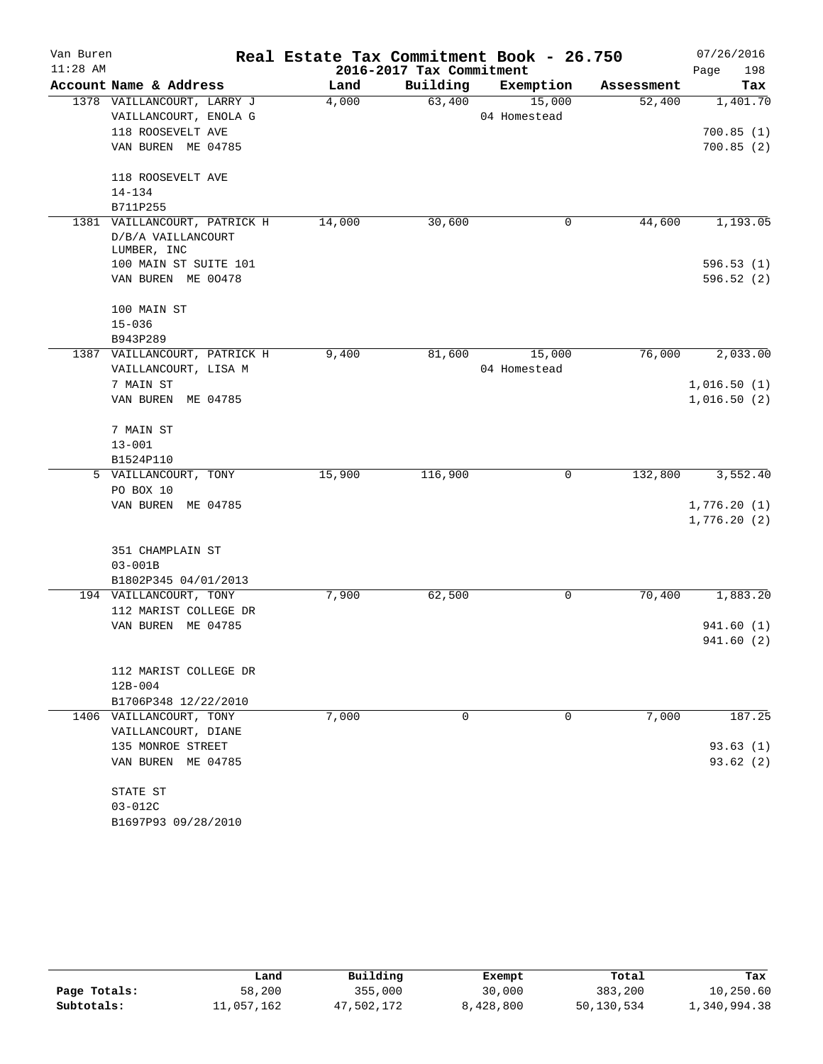# Van Buren — Real Estate Tax Commitment Book - 26.750

11:28 AM — 2016-2017 Tax Commitment — 07/26/2016

| Account Name & Address | Land | Building | Exemption | Assessment | Tax |
|---|---|---|---|---|---|
| 1378 VAILLANCOURT, LARRY J<br>VAILLANCOURT, ENOLA G<br>118 ROOSEVELT AVE<br>VAN BUREN ME 04785<br><br>118 ROOSEVELT AVE<br>14-134<br>B711P255 | 4,000 | 63,400 | 15,000<br>04 Homestead | 52,400 | 1,401.70<br><br>700.85 (1)<br>700.85 (2) |
| 1381 VAILLANCOURT, PATRICK H<br>D/B/A VAILLANCOURT LUMBER, INC<br>100 MAIN ST SUITE 101<br>VAN BUREN ME 0O478<br><br>100 MAIN ST<br>15-036<br>B943P289 | 14,000 | 30,600 | 0 | 44,600 | 1,193.05<br><br>596.53 (1)<br>596.52 (2) |
| 1387 VAILLANCOURT, PATRICK H<br>VAILLANCOURT, LISA M<br>7 MAIN ST<br>VAN BUREN ME 04785<br><br>7 MAIN ST<br>13-001<br>B1524P110 | 9,400 | 81,600 | 15,000<br>04 Homestead | 76,000 | 2,033.00<br><br>1,016.50 (1)<br>1,016.50 (2) |
| 5 VAILLANCOURT, TONY<br>PO BOX 10<br>VAN BUREN ME 04785<br><br>351 CHAMPLAIN ST<br>03-001B<br>B1802P345 04/01/2013 | 15,900 | 116,900 | 0 | 132,800 | 3,552.40<br><br>1,776.20 (1)<br>1,776.20 (2) |
| 194 VAILLANCOURT, TONY<br>112 MARIST COLLEGE DR<br>VAN BUREN ME 04785<br><br>112 MARIST COLLEGE DR<br>12B-004<br>B1706P348 12/22/2010 | 7,900 | 62,500 | 0 | 70,400 | 1,883.20<br><br>941.60 (1)<br>941.60 (2) |
| 1406 VAILLANCOURT, TONY<br>VAILLANCOURT, DIANE<br>135 MONROE STREET<br>VAN BUREN ME 04785<br><br>STATE ST<br>03-012C<br>B1697P93 09/28/2010 | 7,000 | 0 | 0 | 7,000 | 187.25<br><br>93.63 (1)<br>93.62 (2) |

| | Land | Building | Exempt | Total | Tax |
|---|---|---|---|---|---|
| Page Totals: | 58,200 | 355,000 | 30,000 | 383,200 | 10,250.60 |
| Subtotals: | 11,057,162 | 47,502,172 | 8,428,800 | 50,130,534 | 1,340,994.38 |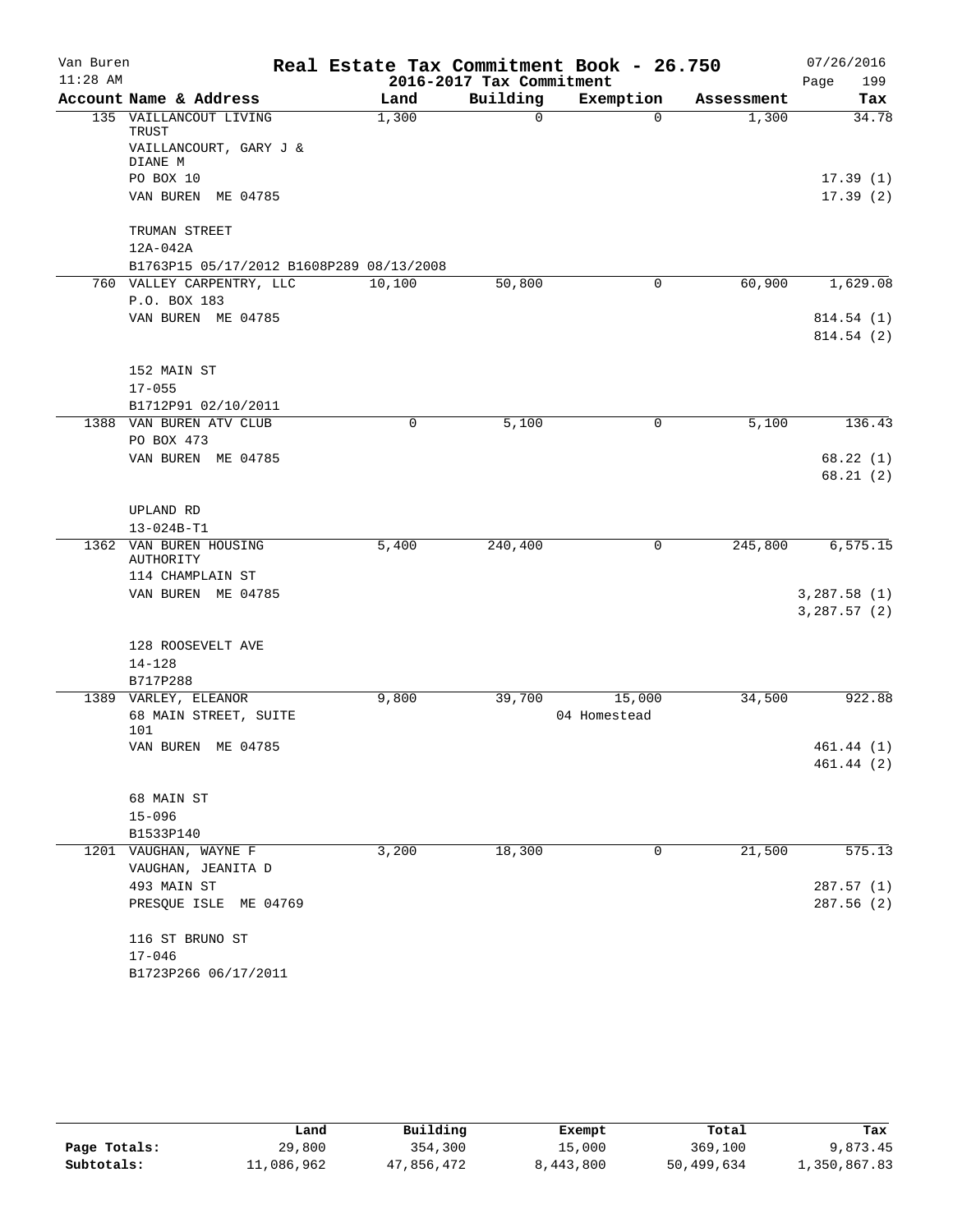Van Buren
11:28 AM

# Real Estate Tax Commitment Book - 26.750

## 2016-2017 Tax Commitment

07/26/2016
Page 199

| Account Name & Address | Land | Building | Exemption | Assessment | Tax |
|---|---|---|---|---|---|
| 135 VAILLANCOUT LIVING TRUST<br>VAILLANCOURT, GARY J & DIANE M<br>PO BOX 10<br>VAN BUREN ME 04785<br><br>TRUMAN STREET<br>12A-042A<br>B1763P15 05/17/2012 B1608P289 08/13/2008 | 1,300 | 0 | 0 | 1,300 | 34.78<br><br>17.39 (1)<br>17.39 (2) |
| 760 VALLEY CARPENTRY, LLC<br>P.O. BOX 183<br>VAN BUREN ME 04785<br><br>152 MAIN ST<br>17-055<br>B1712P91 02/10/2011 | 10,100 | 50,800 | 0 | 60,900 | 1,629.08<br><br>814.54 (1)<br>814.54 (2) |
| 1388 VAN BUREN ATV CLUB<br>PO BOX 473<br>VAN BUREN ME 04785<br><br>UPLAND RD<br>13-024B-T1 | 0 | 5,100 | 0 | 5,100 | 136.43<br><br>68.22 (1)<br>68.21 (2) |
| 1362 VAN BUREN HOUSING AUTHORITY<br>114 CHAMPLAIN ST<br>VAN BUREN ME 04785<br><br>128 ROOSEVELT AVE<br>14-128<br>B717P288 | 5,400 | 240,400 | 0 | 245,800 | 6,575.15<br><br>3,287.58 (1)<br>3,287.57 (2) |
| 1389 VARLEY, ELEANOR<br>68 MAIN STREET, SUITE 101<br>VAN BUREN ME 04785<br><br>68 MAIN ST<br>15-096<br>B1533P140 | 9,800 | 39,700 | 15,000<br>04 Homestead | 34,500 | 922.88<br><br>461.44 (1)<br>461.44 (2) |
| 1201 VAUGHAN, WAYNE F<br>VAUGHAN, JEANITA D<br>493 MAIN ST<br>PRESQUE ISLE ME 04769<br><br>116 ST BRUNO ST<br>17-046<br>B1723P266 06/17/2011 | 3,200 | 18,300 | 0 | 21,500 | 575.13<br><br>287.57 (1)<br>287.56 (2) |

|  | Land | Building | Exempt | Total | Tax |
|---|---|---|---|---|---|
| **Page Totals:** | 29,800 | 354,300 | 15,000 | 369,100 | 9,873.45 |
| **Subtotals:** | 11,086,962 | 47,856,472 | 8,443,800 | 50,499,634 | 1,350,867.83 |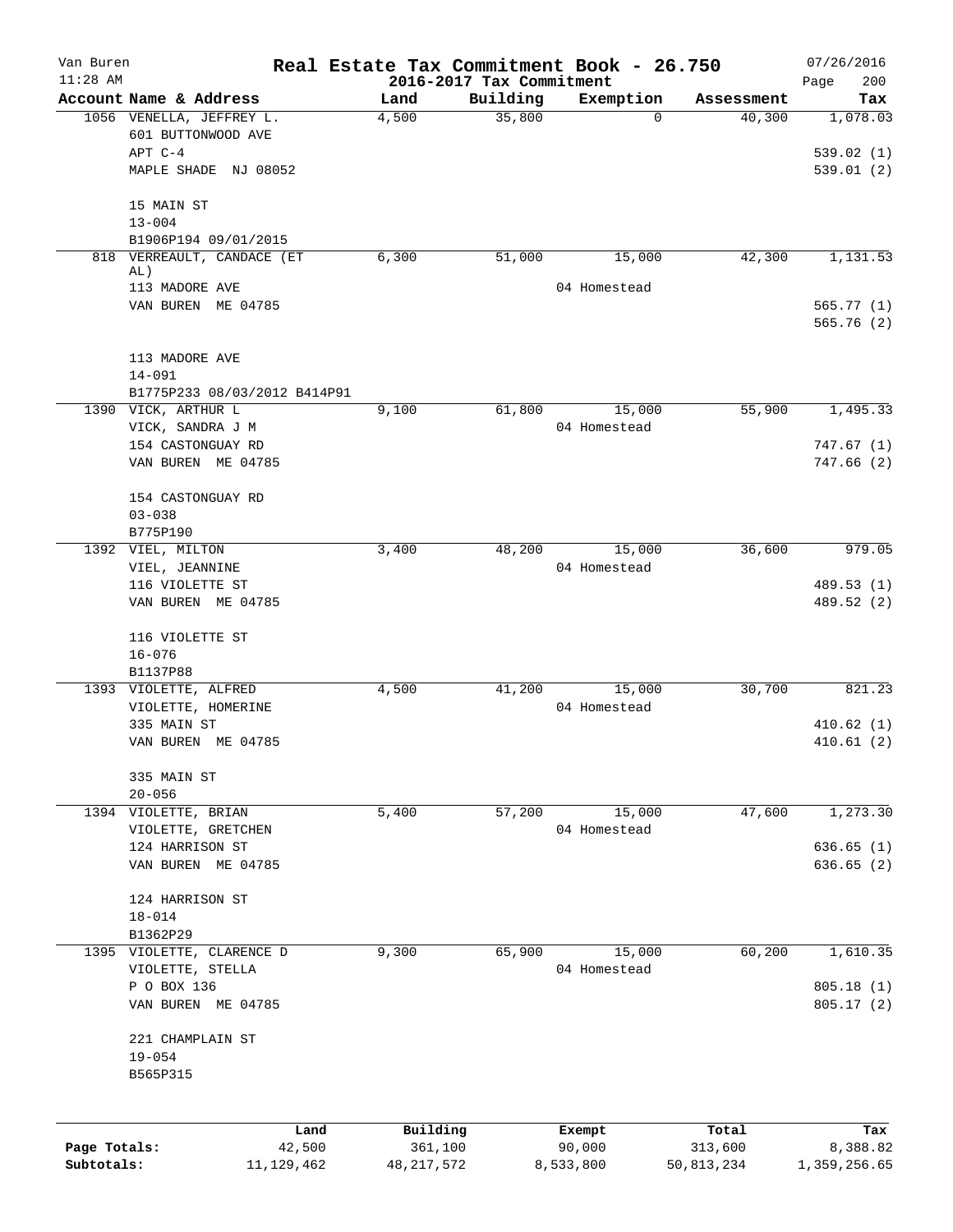Van Buren — Real Estate Tax Commitment Book - 26.750 — 07/26/2016
11:28 AM — 2016-2017 Tax Commitment

| Account Name & Address | Land | Building | Exemption | Assessment | Tax |
|---|---|---|---|---|---|
| 1056 VENELLA, JEFFREY L.<br>601 BUTTONWOOD AVE<br>APT C-4<br>MAPLE SHADE NJ 08052<br><br>15 MAIN ST<br>13-004<br>B1906P194 09/01/2015 | 4,500 | 35,800 | 0 | 40,300 | 1,078.03<br><br>539.02 (1)<br>539.01 (2) |
| 818 VERREAULT, CANDACE (ET AL)<br>113 MADORE AVE<br>VAN BUREN ME 04785<br><br>113 MADORE AVE<br>14-091<br>B1775P233 08/03/2012 B414P91 | 6,300 | 51,000 | 15,000<br>04 Homestead | 42,300 | 1,131.53<br><br>565.77 (1)<br>565.76 (2) |
| 1390 VICK, ARTHUR L<br>VICK, SANDRA J M<br>154 CASTONGUAY RD<br>VAN BUREN ME 04785<br><br>154 CASTONGUAY RD<br>03-038<br>B775P190 | 9,100 | 61,800 | 15,000<br>04 Homestead | 55,900 | 1,495.33<br><br>747.67 (1)<br>747.66 (2) |
| 1392 VIEL, MILTON<br>VIEL, JEANNINE<br>116 VIOLETTE ST<br>VAN BUREN ME 04785<br><br>116 VIOLETTE ST<br>16-076<br>B1137P88 | 3,400 | 48,200 | 15,000<br>04 Homestead | 36,600 | 979.05<br><br>489.53 (1)<br>489.52 (2) |
| 1393 VIOLETTE, ALFRED<br>VIOLETTE, HOMERINE<br>335 MAIN ST<br>VAN BUREN ME 04785<br><br>335 MAIN ST<br>20-056 | 4,500 | 41,200 | 15,000<br>04 Homestead | 30,700 | 821.23<br><br>410.62 (1)<br>410.61 (2) |
| 1394 VIOLETTE, BRIAN<br>VIOLETTE, GRETCHEN<br>124 HARRISON ST<br>VAN BUREN ME 04785<br><br>124 HARRISON ST<br>18-014<br>B1362P29 | 5,400 | 57,200 | 15,000<br>04 Homestead | 47,600 | 1,273.30<br><br>636.65 (1)<br>636.65 (2) |
| 1395 VIOLETTE, CLARENCE D<br>VIOLETTE, STELLA<br>P O BOX 136<br>VAN BUREN ME 04785<br><br>221 CHAMPLAIN ST<br>19-054<br>B565P315 | 9,300 | 65,900 | 15,000<br>04 Homestead | 60,200 | 1,610.35<br><br>805.18 (1)<br>805.17 (2) |

| | Land | Building | Exempt | Total | Tax |
|---|---|---|---|---|---|
| Page Totals: | 42,500 | 361,100 | 90,000 | 313,600 | 8,388.82 |
| Subtotals: | 11,129,462 | 48,217,572 | 8,533,800 | 50,813,234 | 1,359,256.65 |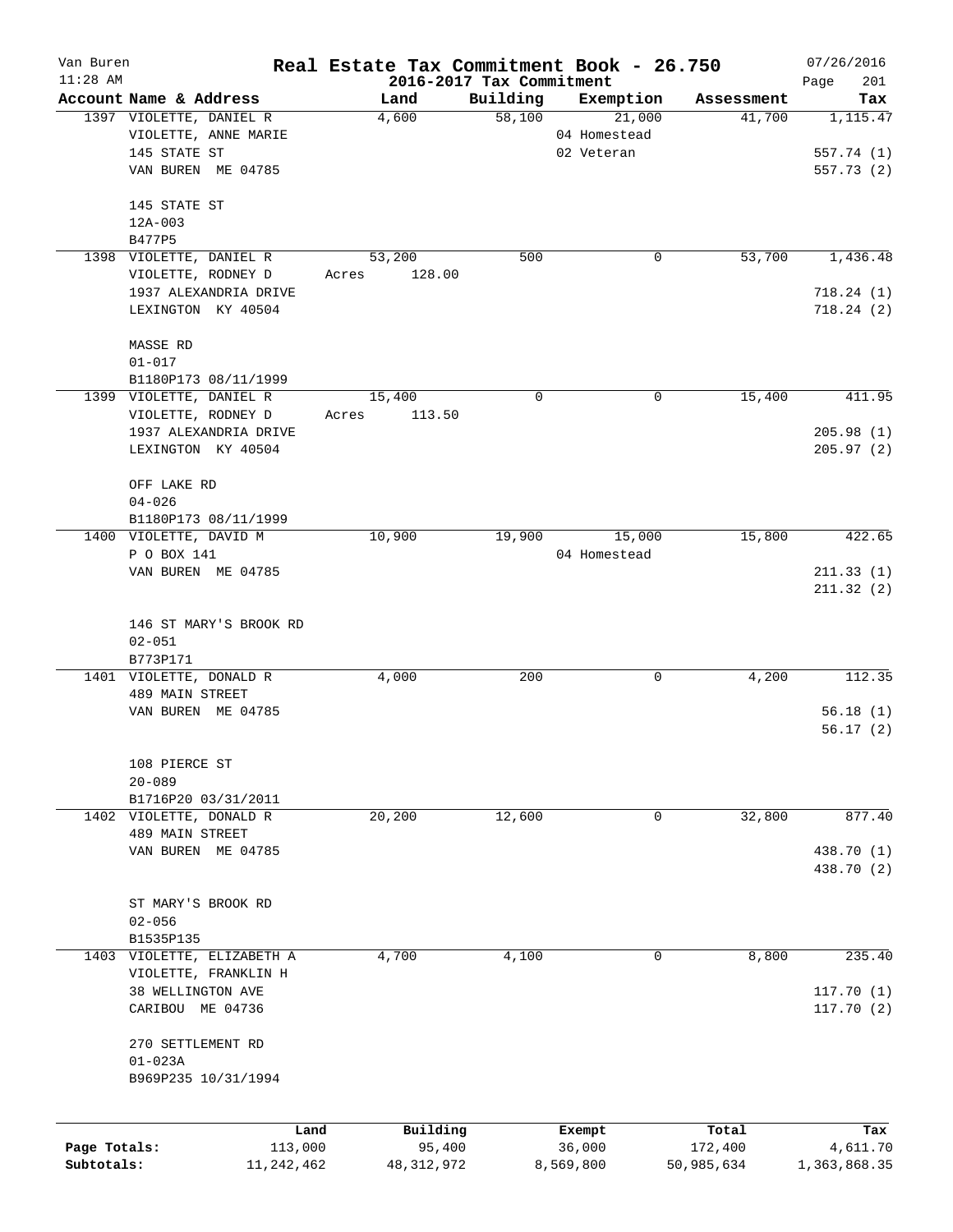# Real Estate Tax Commitment Book - 26.750

## 2016-2017 Tax Commitment

Van Buren 11:28 AM — 07/26/2016

| Account Name & Address | Land | Building | Exemption | Assessment | Tax |
|---|---|---|---|---|---|
| 1397 VIOLETTE, DANIEL R<br>VIOLETTE, ANNE MARIE<br>145 STATE ST<br>VAN BUREN ME 04785<br><br>145 STATE ST<br>12A-003<br>B477P5 | 4,600 | 58,100 | 21,000<br>04 Homestead<br>02 Veteran | 41,700 | 1,115.47<br><br>557.74 (1)<br>557.73 (2) |
| 1398 VIOLETTE, DANIEL R<br>VIOLETTE, RODNEY D<br>1937 ALEXANDRIA DRIVE<br>LEXINGTON KY 40504<br><br>MASSE RD<br>01-017<br>B1180P173 08/11/1999 | 53,200<br>Acres 128.00 | 500 | 0 | 53,700 | 1,436.48<br><br>718.24 (1)<br>718.24 (2) |
| 1399 VIOLETTE, DANIEL R<br>VIOLETTE, RODNEY D<br>1937 ALEXANDRIA DRIVE<br>LEXINGTON KY 40504<br><br>OFF LAKE RD<br>04-026<br>B1180P173 08/11/1999 | 15,400<br>Acres 113.50 | 0 | 0 | 15,400 | 411.95<br><br>205.98 (1)<br>205.97 (2) |
| 1400 VIOLETTE, DAVID M<br>P O BOX 141<br>VAN BUREN ME 04785<br><br>146 ST MARY'S BROOK RD<br>02-051<br>B773P171 | 10,900 | 19,900 | 15,000<br>04 Homestead | 15,800 | 422.65<br><br>211.33 (1)<br>211.32 (2) |
| 1401 VIOLETTE, DONALD R<br>489 MAIN STREET<br>VAN BUREN ME 04785<br><br>108 PIERCE ST<br>20-089<br>B1716P20 03/31/2011 | 4,000 | 200 | 0 | 4,200 | 112.35<br><br>56.18 (1)<br>56.17 (2) |
| 1402 VIOLETTE, DONALD R<br>489 MAIN STREET<br>VAN BUREN ME 04785<br><br>ST MARY'S BROOK RD<br>02-056<br>B1535P135 | 20,200 | 12,600 | 0 | 32,800 | 877.40<br><br>438.70 (1)<br>438.70 (2) |
| 1403 VIOLETTE, ELIZABETH A<br>VIOLETTE, FRANKLIN H<br>38 WELLINGTON AVE<br>CARIBOU ME 04736<br><br>270 SETTLEMENT RD<br>01-023A<br>B969P235 10/31/1994 | 4,700 | 4,100 | 0 | 8,800 | 235.40<br><br>117.70 (1)<br>117.70 (2) |

| | Land | Building | Exempt | Total | Tax |
|---|---|---|---|---|---|
| Page Totals: | 113,000 | 95,400 | 36,000 | 172,400 | 4,611.70 |
| Subtotals: | 11,242,462 | 48,312,972 | 8,569,800 | 50,985,634 | 1,363,868.35 |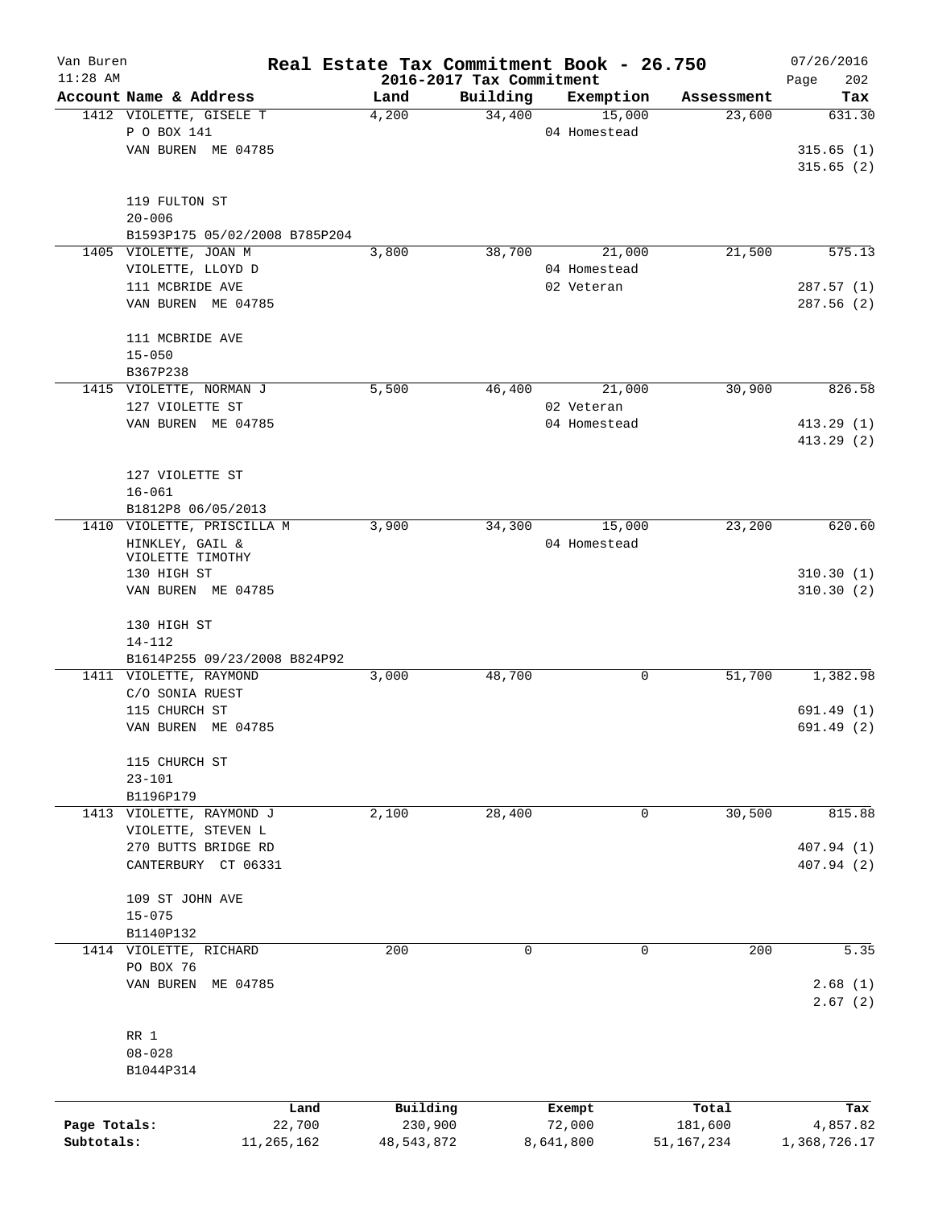Van Buren
11:28 AM

# Real Estate Tax Commitment Book - 26.750

## 2016-2017 Tax Commitment

07/26/2016

| Account Name & Address | Land | Building | Exemption | Assessment | Tax |
|---|---|---|---|---|---|
| 1412 VIOLETTE, GISELE T | 4,200 | 34,400 | 15,000 | 23,600 | 631.30 |
| P O BOX 141 | | | 04 Homestead | | |
| VAN BUREN ME 04785 | | | | | 315.65 (1) |
| | | | | | 315.65 (2) |
| 119 FULTON ST | | | | | |
| 20-006 | | | | | |
| B1593P175 05/02/2008 B785P204 | | | | | |
| 1405 VIOLETTE, JOAN M | 3,800 | 38,700 | 21,000 | 21,500 | 575.13 |
| VIOLETTE, LLOYD D | | | 04 Homestead | | |
| 111 MCBRIDE AVE | | | 02 Veteran | | 287.57 (1) |
| VAN BUREN ME 04785 | | | | | 287.56 (2) |
| 111 MCBRIDE AVE | | | | | |
| 15-050 | | | | | |
| B367P238 | | | | | |
| 1415 VIOLETTE, NORMAN J | 5,500 | 46,400 | 21,000 | 30,900 | 826.58 |
| 127 VIOLETTE ST | | | 02 Veteran | | |
| VAN BUREN ME 04785 | | | 04 Homestead | | 413.29 (1) |
| | | | | | 413.29 (2) |
| 127 VIOLETTE ST | | | | | |
| 16-061 | | | | | |
| B1812P8 06/05/2013 | | | | | |
| 1410 VIOLETTE, PRISCILLA M | 3,900 | 34,300 | 15,000 | 23,200 | 620.60 |
| HINKLEY, GAIL & | | | 04 Homestead | | |
| VIOLETTE TIMOTHY | | | | | |
| 130 HIGH ST | | | | | 310.30 (1) |
| VAN BUREN ME 04785 | | | | | 310.30 (2) |
| 130 HIGH ST | | | | | |
| 14-112 | | | | | |
| B1614P255 09/23/2008 B824P92 | | | | | |
| 1411 VIOLETTE, RAYMOND | 3,000 | 48,700 | 0 | 51,700 | 1,382.98 |
| C/O SONIA RUEST | | | | | |
| 115 CHURCH ST | | | | | 691.49 (1) |
| VAN BUREN ME 04785 | | | | | 691.49 (2) |
| 115 CHURCH ST | | | | | |
| 23-101 | | | | | |
| B1196P179 | | | | | |
| 1413 VIOLETTE, RAYMOND J | 2,100 | 28,400 | 0 | 30,500 | 815.88 |
| VIOLETTE, STEVEN L | | | | | |
| 270 BUTTS BRIDGE RD | | | | | 407.94 (1) |
| CANTERBURY CT 06331 | | | | | 407.94 (2) |
| 109 ST JOHN AVE | | | | | |
| 15-075 | | | | | |
| B1140P132 | | | | | |
| 1414 VIOLETTE, RICHARD | 200 | 0 | 0 | 200 | 5.35 |
| PO BOX 76 | | | | | |
| VAN BUREN ME 04785 | | | | | 2.68 (1) |
| | | | | | 2.67 (2) |
| RR 1 | | | | | |
| 08-028 | | | | | |
| B1044P314 | | | | | |

| | Land | Building | Exempt | Total | Tax |
|---|---|---|---|---|---|
| Page Totals: | 22,700 | 230,900 | 72,000 | 181,600 | 4,857.82 |
| Subtotals: | 11,265,162 | 48,543,872 | 8,641,800 | 51,167,234 | 1,368,726.17 |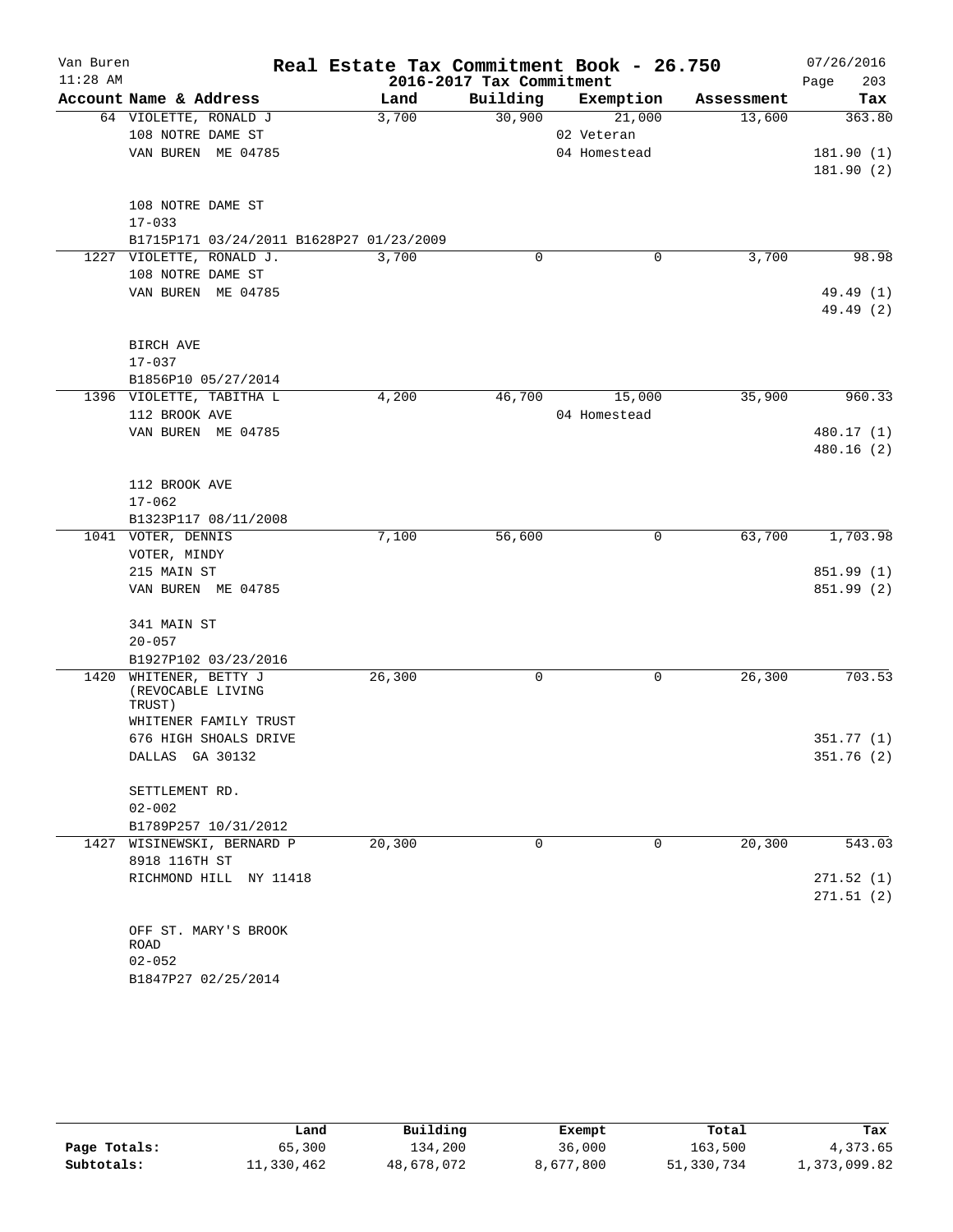# Real Estate Tax Commitment Book - 26.750

Van Buren
11:28 AM

2016-2017 Tax Commitment

07/26/2016

| Account Name & Address | Land | Building | Exemption | Assessment | Tax |
|---|---|---|---|---|---|
| 64 VIOLETTE, RONALD J | 3,700 | 30,900 | 21,000 | 13,600 | 363.80 |
| 108 NOTRE DAME ST | | | 02 Veteran | | |
| VAN BUREN ME 04785 | | | 04 Homestead | | 181.90 (1) |
| | | | | | 181.90 (2) |
| 108 NOTRE DAME ST | | | | | |
| 17-033 | | | | | |
| B1715P171 03/24/2011 B1628P27 01/23/2009 | | | | | |
| 1227 VIOLETTE, RONALD J. | 3,700 | 0 | 0 | 3,700 | 98.98 |
| 108 NOTRE DAME ST | | | | | |
| VAN BUREN ME 04785 | | | | | 49.49 (1) |
| | | | | | 49.49 (2) |
| BIRCH AVE | | | | | |
| 17-037 | | | | | |
| B1856P10 05/27/2014 | | | | | |
| 1396 VIOLETTE, TABITHA L | 4,200 | 46,700 | 15,000 | 35,900 | 960.33 |
| 112 BROOK AVE | | | 04 Homestead | | |
| VAN BUREN ME 04785 | | | | | 480.17 (1) |
| | | | | | 480.16 (2) |
| 112 BROOK AVE | | | | | |
| 17-062 | | | | | |
| B1323P117 08/11/2008 | | | | | |
| 1041 VOTER, DENNIS | 7,100 | 56,600 | 0 | 63,700 | 1,703.98 |
| VOTER, MINDY | | | | | |
| 215 MAIN ST | | | | | 851.99 (1) |
| VAN BUREN ME 04785 | | | | | 851.99 (2) |
| 341 MAIN ST | | | | | |
| 20-057 | | | | | |
| B1927P102 03/23/2016 | | | | | |
| 1420 WHITENER, BETTY J (REVOCABLE LIVING TRUST) | 26,300 | 0 | 0 | 26,300 | 703.53 |
| WHITENER FAMILY TRUST | | | | | |
| 676 HIGH SHOALS DRIVE | | | | | 351.77 (1) |
| DALLAS GA 30132 | | | | | 351.76 (2) |
| SETTLEMENT RD. | | | | | |
| 02-002 | | | | | |
| B1789P257 10/31/2012 | | | | | |
| 1427 WISINEWSKI, BERNARD P | 20,300 | 0 | 0 | 20,300 | 543.03 |
| 8918 116TH ST | | | | | |
| RICHMOND HILL NY 11418 | | | | | 271.52 (1) |
| | | | | | 271.51 (2) |
| OFF ST. MARY'S BROOK ROAD | | | | | |
| 02-052 | | | | | |
| B1847P27 02/25/2014 | | | | | |

| | Land | Building | Exempt | Total | Tax |
|---|---|---|---|---|---|
| Page Totals: | 65,300 | 134,200 | 36,000 | 163,500 | 4,373.65 |
| Subtotals: | 11,330,462 | 48,678,072 | 8,677,800 | 51,330,734 | 1,373,099.82 |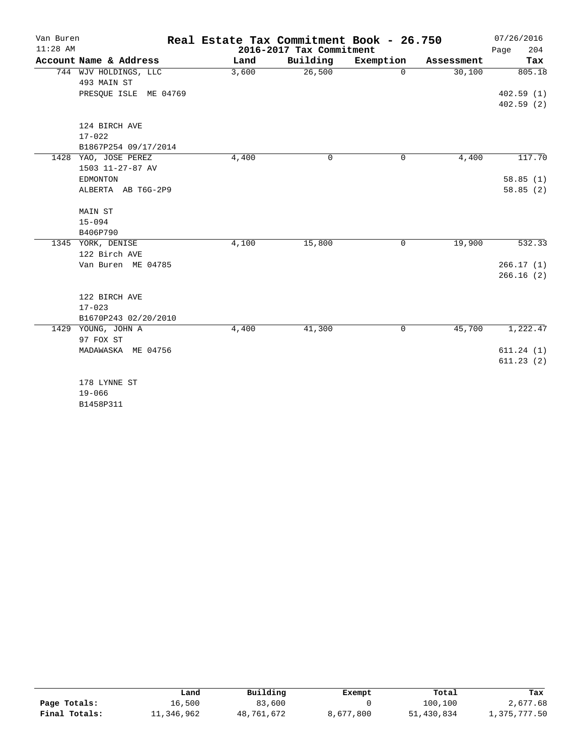# Real Estate Tax Commitment Book - 26.750

## 2016-2017 Tax Commitment

Van Buren 11:28 AM — 07/26/2016

| Account Name & Address | Land | Building | Exemption | Assessment | Tax |
|---|---|---|---|---|---|
| 744 WJV HOLDINGS, LLC | 3,600 | 26,500 | 0 | 30,100 | 805.18 |
| 493 MAIN ST | | | | | |
| PRESQUE ISLE ME 04769 | | | | | 402.59 (1) |
| | | | | | 402.59 (2) |
| 124 BIRCH AVE | | | | | |
| 17-022 | | | | | |
| B1867P254 09/17/2014 | | | | | |
| 1428 YAO, JOSE PEREZ | 4,400 | 0 | 0 | 4,400 | 117.70 |
| 1503 11-27-87 AV | | | | | |
| EDMONTON | | | | | 58.85 (1) |
| ALBERTA AB T6G-2P9 | | | | | 58.85 (2) |
| MAIN ST | | | | | |
| 15-094 | | | | | |
| B406P790 | | | | | |
| 1345 YORK, DENISE | 4,100 | 15,800 | 0 | 19,900 | 532.33 |
| 122 Birch AVE | | | | | |
| Van Buren ME 04785 | | | | | 266.17 (1) |
| | | | | | 266.16 (2) |
| 122 BIRCH AVE | | | | | |
| 17-023 | | | | | |
| B1670P243 02/20/2010 | | | | | |
| 1429 YOUNG, JOHN A | 4,400 | 41,300 | 0 | 45,700 | 1,222.47 |
| 97 FOX ST | | | | | |
| MADAWASKA ME 04756 | | | | | 611.24 (1) |
| | | | | | 611.23 (2) |
| 178 LYNNE ST | | | | | |
| 19-066 | | | | | |
| B1458P311 | | | | | |

| | Land | Building | Exempt | Total | Tax |
|---|---|---|---|---|---|
| Page Totals: | 16,500 | 83,600 | 0 | 100,100 | 2,677.68 |
| Final Totals: | 11,346,962 | 48,761,672 | 8,677,800 | 51,430,834 | 1,375,777.50 |